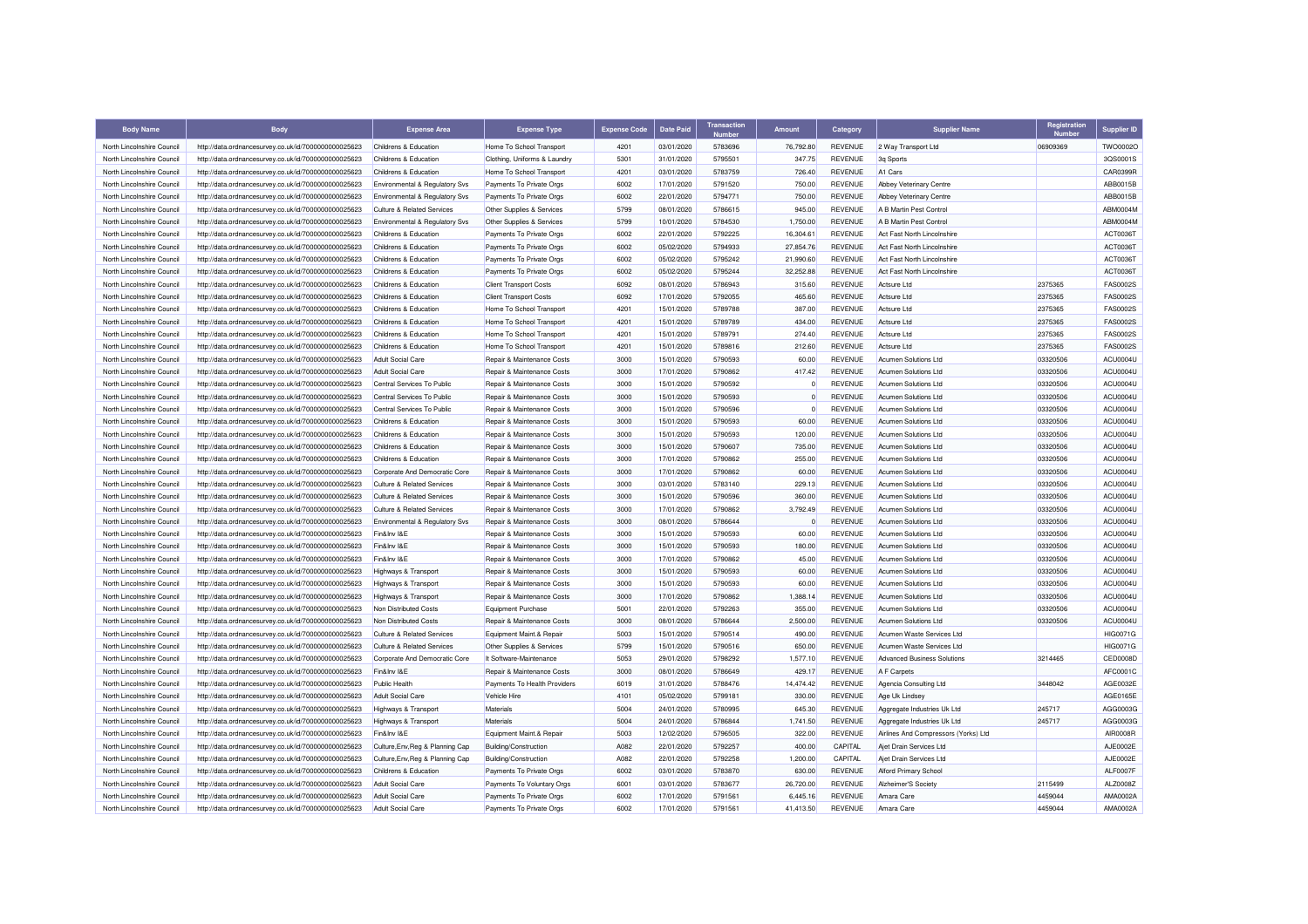| Body Name | Body | Expense Area | Expense Type | Expense Code | Date Paid | Transaction Number | Amount | Category | Supplier Name | Registration Number | Supplier ID |
|---|---|---|---|---|---|---|---|---|---|---|---|
| North Lincolnshire Council | http://data.ordnancesurvey.co.uk/id/7000000000025623 | Childrens & Education | Home To School Transport | 4201 | 03/01/2020 | 5783696 | 76,792.80 | REVENUE | 2 Way Transport Ltd | 06909369 | TWO0002O |
| North Lincolnshire Council | http://data.ordnancesurvey.co.uk/id/7000000000025623 | Childrens & Education | Clothing, Uniforms & Laundry | 5301 | 31/01/2020 | 5795501 | 347.75 | REVENUE | 3q Sports | | 3QS0001S |
| North Lincolnshire Council | http://data.ordnancesurvey.co.uk/id/7000000000025623 | Childrens & Education | Home To School Transport | 4201 | 03/01/2020 | 5783759 | 726.40 | REVENUE | A1 Cars | | CAR0399R |
| North Lincolnshire Council | http://data.ordnancesurvey.co.uk/id/7000000000025623 | Environmental & Regulatory Svs | Payments To Private Orgs | 6002 | 17/01/2020 | 5791520 | 750.00 | REVENUE | Abbey Veterinary Centre | | ABB0015B |
| North Lincolnshire Council | http://data.ordnancesurvey.co.uk/id/7000000000025623 | Environmental & Regulatory Svs | Payments To Private Orgs | 6002 | 22/01/2020 | 5794771 | 750.00 | REVENUE | Abbey Veterinary Centre | | ABB0015B |
| North Lincolnshire Council | http://data.ordnancesurvey.co.uk/id/7000000000025623 | Culture & Related Services | Other Supplies & Services | 5799 | 08/01/2020 | 5786615 | 945.00 | REVENUE | A B Martin Pest Control | | ABM0004M |
| North Lincolnshire Council | http://data.ordnancesurvey.co.uk/id/7000000000025623 | Environmental & Regulatory Svs | Other Supplies & Services | 5799 | 10/01/2020 | 5784530 | 1,750.00 | REVENUE | A B Martin Pest Control | | ABM0004M |
| North Lincolnshire Council | http://data.ordnancesurvey.co.uk/id/7000000000025623 | Childrens & Education | Payments To Private Orgs | 6002 | 22/01/2020 | 5792225 | 16,304.61 | REVENUE | Act Fast North Lincolnshire | | ACT0036T |
| North Lincolnshire Council | http://data.ordnancesurvey.co.uk/id/7000000000025623 | Childrens & Education | Payments To Private Orgs | 6002 | 05/02/2020 | 5794933 | 27,854.76 | REVENUE | Act Fast North Lincolnshire | | ACT0036T |
| North Lincolnshire Council | http://data.ordnancesurvey.co.uk/id/7000000000025623 | Childrens & Education | Payments To Private Orgs | 6002 | 05/02/2020 | 5795242 | 21,990.60 | REVENUE | Act Fast North Lincolnshire | | ACT0036T |
| North Lincolnshire Council | http://data.ordnancesurvey.co.uk/id/7000000000025623 | Childrens & Education | Payments To Private Orgs | 6002 | 05/02/2020 | 5795244 | 32,252.88 | REVENUE | Act Fast North Lincolnshire | | ACT0036T |
| North Lincolnshire Council | http://data.ordnancesurvey.co.uk/id/7000000000025623 | Childrens & Education | Client Transport Costs | 6092 | 08/01/2020 | 5786943 | 315.60 | REVENUE | Actsure Ltd | 2375365 | FAS0002S |
| North Lincolnshire Council | http://data.ordnancesurvey.co.uk/id/7000000000025623 | Childrens & Education | Client Transport Costs | 6092 | 17/01/2020 | 5792055 | 465.60 | REVENUE | Actsure Ltd | 2375365 | FAS0002S |
| North Lincolnshire Council | http://data.ordnancesurvey.co.uk/id/7000000000025623 | Childrens & Education | Home To School Transport | 4201 | 15/01/2020 | 5789788 | 387.00 | REVENUE | Actsure Ltd | 2375365 | FAS0002S |
| North Lincolnshire Council | http://data.ordnancesurvey.co.uk/id/7000000000025623 | Childrens & Education | Home To School Transport | 4201 | 15/01/2020 | 5789789 | 434.00 | REVENUE | Actsure Ltd | 2375365 | FAS0002S |
| North Lincolnshire Council | http://data.ordnancesurvey.co.uk/id/7000000000025623 | Childrens & Education | Home To School Transport | 4201 | 15/01/2020 | 5789791 | 274.40 | REVENUE | Actsure Ltd | 2375365 | FAS0002S |
| North Lincolnshire Council | http://data.ordnancesurvey.co.uk/id/7000000000025623 | Childrens & Education | Home To School Transport | 4201 | 15/01/2020 | 5789816 | 212.60 | REVENUE | Actsure Ltd | 2375365 | FAS0002S |
| North Lincolnshire Council | http://data.ordnancesurvey.co.uk/id/7000000000025623 | Adult Social Care | Repair & Maintenance Costs | 3000 | 15/01/2020 | 5790593 | 60.00 | REVENUE | Acumen Solutions Ltd | 03320506 | ACU0004U |
| North Lincolnshire Council | http://data.ordnancesurvey.co.uk/id/7000000000025623 | Adult Social Care | Repair & Maintenance Costs | 3000 | 17/01/2020 | 5790862 | 417.42 | REVENUE | Acumen Solutions Ltd | 03320506 | ACU0004U |
| North Lincolnshire Council | http://data.ordnancesurvey.co.uk/id/7000000000025623 | Central Services To Public | Repair & Maintenance Costs | 3000 | 15/01/2020 | 5790592 | 0 | REVENUE | Acumen Solutions Ltd | 03320506 | ACU0004U |
| North Lincolnshire Council | http://data.ordnancesurvey.co.uk/id/7000000000025623 | Central Services To Public | Repair & Maintenance Costs | 3000 | 15/01/2020 | 5790593 | 0 | REVENUE | Acumen Solutions Ltd | 03320506 | ACU0004U |
| North Lincolnshire Council | http://data.ordnancesurvey.co.uk/id/7000000000025623 | Central Services To Public | Repair & Maintenance Costs | 3000 | 15/01/2020 | 5790596 | 0 | REVENUE | Acumen Solutions Ltd | 03320506 | ACU0004U |
| North Lincolnshire Council | http://data.ordnancesurvey.co.uk/id/7000000000025623 | Childrens & Education | Repair & Maintenance Costs | 3000 | 15/01/2020 | 5790593 | 60.00 | REVENUE | Acumen Solutions Ltd | 03320506 | ACU0004U |
| North Lincolnshire Council | http://data.ordnancesurvey.co.uk/id/7000000000025623 | Childrens & Education | Repair & Maintenance Costs | 3000 | 15/01/2020 | 5790593 | 120.00 | REVENUE | Acumen Solutions Ltd | 03320506 | ACU0004U |
| North Lincolnshire Council | http://data.ordnancesurvey.co.uk/id/7000000000025623 | Childrens & Education | Repair & Maintenance Costs | 3000 | 15/01/2020 | 5790607 | 735.00 | REVENUE | Acumen Solutions Ltd | 03320506 | ACU0004U |
| North Lincolnshire Council | http://data.ordnancesurvey.co.uk/id/7000000000025623 | Childrens & Education | Repair & Maintenance Costs | 3000 | 17/01/2020 | 5790862 | 255.00 | REVENUE | Acumen Solutions Ltd | 03320506 | ACU0004U |
| North Lincolnshire Council | http://data.ordnancesurvey.co.uk/id/7000000000025623 | Corporate And Democratic Core | Repair & Maintenance Costs | 3000 | 17/01/2020 | 5790862 | 60.00 | REVENUE | Acumen Solutions Ltd | 03320506 | ACU0004U |
| North Lincolnshire Council | http://data.ordnancesurvey.co.uk/id/7000000000025623 | Culture & Related Services | Repair & Maintenance Costs | 3000 | 03/01/2020 | 5783140 | 229.13 | REVENUE | Acumen Solutions Ltd | 03320506 | ACU0004U |
| North Lincolnshire Council | http://data.ordnancesurvey.co.uk/id/7000000000025623 | Culture & Related Services | Repair & Maintenance Costs | 3000 | 15/01/2020 | 5790596 | 360.00 | REVENUE | Acumen Solutions Ltd | 03320506 | ACU0004U |
| North Lincolnshire Council | http://data.ordnancesurvey.co.uk/id/7000000000025623 | Culture & Related Services | Repair & Maintenance Costs | 3000 | 17/01/2020 | 5790862 | 3,792.49 | REVENUE | Acumen Solutions Ltd | 03320506 | ACU0004U |
| North Lincolnshire Council | http://data.ordnancesurvey.co.uk/id/7000000000025623 | Environmental & Regulatory Svs | Repair & Maintenance Costs | 3000 | 08/01/2020 | 5786644 | 0 | REVENUE | Acumen Solutions Ltd | 03320506 | ACU0004U |
| North Lincolnshire Council | http://data.ordnancesurvey.co.uk/id/7000000000025623 | Fin&Inv I&E | Repair & Maintenance Costs | 3000 | 15/01/2020 | 5790593 | 60.00 | REVENUE | Acumen Solutions Ltd | 03320506 | ACU0004U |
| North Lincolnshire Council | http://data.ordnancesurvey.co.uk/id/7000000000025623 | Fin&Inv I&E | Repair & Maintenance Costs | 3000 | 15/01/2020 | 5790593 | 180.00 | REVENUE | Acumen Solutions Ltd | 03320506 | ACU0004U |
| North Lincolnshire Council | http://data.ordnancesurvey.co.uk/id/7000000000025623 | Fin&Inv I&E | Repair & Maintenance Costs | 3000 | 17/01/2020 | 5790862 | 45.00 | REVENUE | Acumen Solutions Ltd | 03320506 | ACU0004U |
| North Lincolnshire Council | http://data.ordnancesurvey.co.uk/id/7000000000025623 | Highways & Transport | Repair & Maintenance Costs | 3000 | 15/01/2020 | 5790593 | 60.00 | REVENUE | Acumen Solutions Ltd | 03320506 | ACU0004U |
| North Lincolnshire Council | http://data.ordnancesurvey.co.uk/id/7000000000025623 | Highways & Transport | Repair & Maintenance Costs | 3000 | 15/01/2020 | 5790593 | 60.00 | REVENUE | Acumen Solutions Ltd | 03320506 | ACU0004U |
| North Lincolnshire Council | http://data.ordnancesurvey.co.uk/id/7000000000025623 | Highways & Transport | Repair & Maintenance Costs | 3000 | 17/01/2020 | 5790862 | 1,388.14 | REVENUE | Acumen Solutions Ltd | 03320506 | ACU0004U |
| North Lincolnshire Council | http://data.ordnancesurvey.co.uk/id/7000000000025623 | Non Distributed Costs | Equipment Purchase | 5001 | 22/01/2020 | 5792263 | 355.00 | REVENUE | Acumen Solutions Ltd | 03320506 | ACU0004U |
| North Lincolnshire Council | http://data.ordnancesurvey.co.uk/id/7000000000025623 | Non Distributed Costs | Repair & Maintenance Costs | 3000 | 08/01/2020 | 5786644 | 2,500.00 | REVENUE | Acumen Solutions Ltd | 03320506 | ACU0004U |
| North Lincolnshire Council | http://data.ordnancesurvey.co.uk/id/7000000000025623 | Culture & Related Services | Equipment Maint.& Repair | 5003 | 15/01/2020 | 5790514 | 490.00 | REVENUE | Acumen Waste Services Ltd | | HIG0071G |
| North Lincolnshire Council | http://data.ordnancesurvey.co.uk/id/7000000000025623 | Culture & Related Services | Other Supplies & Services | 5799 | 15/01/2020 | 5790516 | 650.00 | REVENUE | Acumen Waste Services Ltd | | HIG0071G |
| North Lincolnshire Council | http://data.ordnancesurvey.co.uk/id/7000000000025623 | Corporate And Democratic Core | It Software-Maintenance | 5053 | 29/01/2020 | 5798292 | 1,577.10 | REVENUE | Advanced Business Solutions | 3214465 | CED0008D |
| North Lincolnshire Council | http://data.ordnancesurvey.co.uk/id/7000000000025623 | Fin&Inv I&E | Repair & Maintenance Costs | 3000 | 08/01/2020 | 5786649 | 429.17 | REVENUE | A F Carpets | | AFC0001C |
| North Lincolnshire Council | http://data.ordnancesurvey.co.uk/id/7000000000025623 | Public Health | Payments To Health Providers | 6019 | 31/01/2020 | 5788476 | 14,474.42 | REVENUE | Agencia Consulting Ltd | 3448042 | AGE0032E |
| North Lincolnshire Council | http://data.ordnancesurvey.co.uk/id/7000000000025623 | Adult Social Care | Vehicle Hire | 4101 | 05/02/2020 | 5799181 | 330.00 | REVENUE | Age Uk Lindsey | | AGE0165E |
| North Lincolnshire Council | http://data.ordnancesurvey.co.uk/id/7000000000025623 | Highways & Transport | Materials | 5004 | 24/01/2020 | 5780995 | 645.30 | REVENUE | Aggregate Industries Uk Ltd | 245717 | AGG0003G |
| North Lincolnshire Council | http://data.ordnancesurvey.co.uk/id/7000000000025623 | Highways & Transport | Materials | 5004 | 24/01/2020 | 5786844 | 1,741.50 | REVENUE | Aggregate Industries Uk Ltd | 245717 | AGG0003G |
| North Lincolnshire Council | http://data.ordnancesurvey.co.uk/id/7000000000025623 | Fin&Inv I&E | Equipment Maint.& Repair | 5003 | 12/02/2020 | 5796505 | 322.00 | REVENUE | Airlines And Compressors (Yorks) Ltd | | AIR0008R |
| North Lincolnshire Council | http://data.ordnancesurvey.co.uk/id/7000000000025623 | Culture,Env,Reg & Planning Cap | Building/Construction | A082 | 22/01/2020 | 5792257 | 400.00 | CAPITAL | Ajet Drain Services Ltd | | AJE0002E |
| North Lincolnshire Council | http://data.ordnancesurvey.co.uk/id/7000000000025623 | Culture,Env,Reg & Planning Cap | Building/Construction | A082 | 22/01/2020 | 5792258 | 1,200.00 | CAPITAL | Ajet Drain Services Ltd | | AJE0002E |
| North Lincolnshire Council | http://data.ordnancesurvey.co.uk/id/7000000000025623 | Childrens & Education | Payments To Private Orgs | 6002 | 03/01/2020 | 5783870 | 630.00 | REVENUE | Alford Primary School | | ALF0007F |
| North Lincolnshire Council | http://data.ordnancesurvey.co.uk/id/7000000000025623 | Adult Social Care | Payments To Voluntary Orgs | 6001 | 03/01/2020 | 5783677 | 26,720.00 | REVENUE | Alzheimer'S Society | 2115499 | ALZ0008Z |
| North Lincolnshire Council | http://data.ordnancesurvey.co.uk/id/7000000000025623 | Adult Social Care | Payments To Private Orgs | 6002 | 17/01/2020 | 5791561 | 6,445.16 | REVENUE | Amara Care | 4459044 | AMA0002A |
| North Lincolnshire Council | http://data.ordnancesurvey.co.uk/id/7000000000025623 | Adult Social Care | Payments To Private Orgs | 6002 | 17/01/2020 | 5791561 | 41,413.50 | REVENUE | Amara Care | 4459044 | AMA0002A |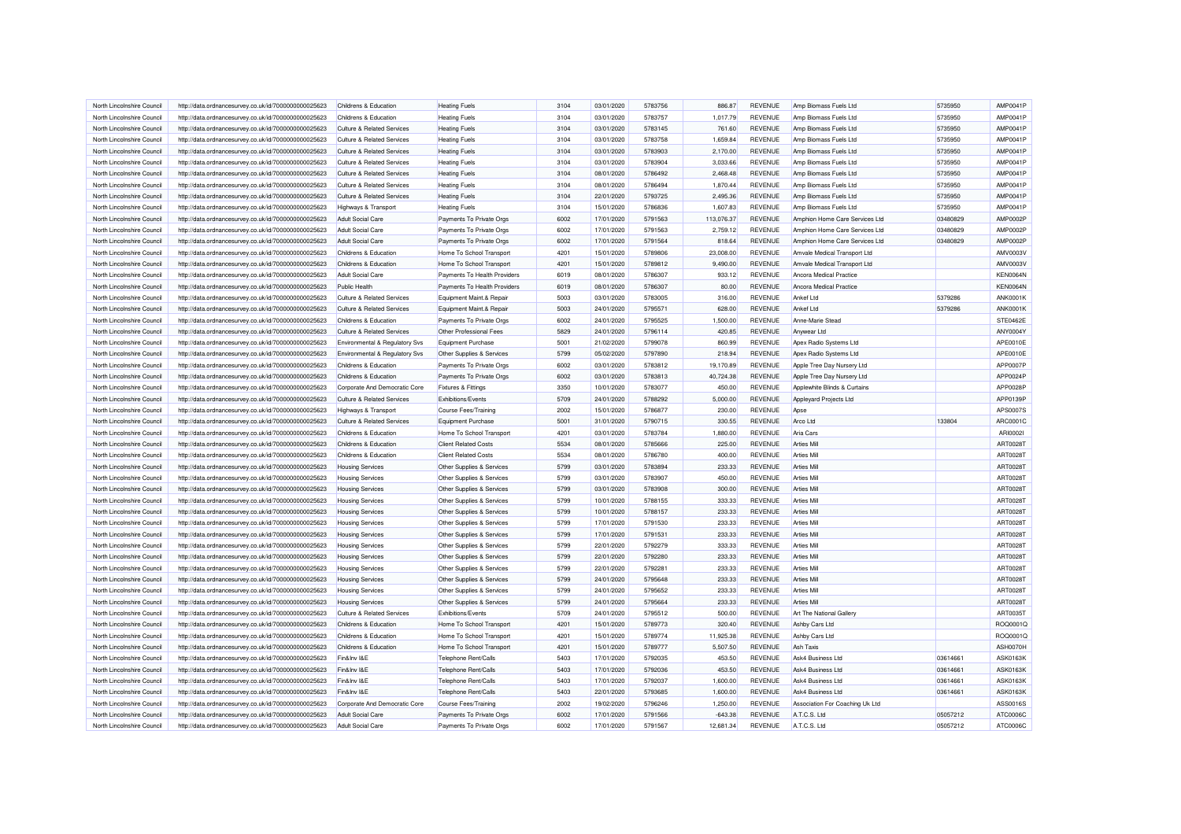| | | | | | | | | | | | |
|---|---|---|---|---|---|---|---|---|---|---|---|
| North Lincolnshire Council | http://data.ordnancesurvey.co.uk/id/7000000000025623 | Childrens & Education | Heating Fuels | 3104 | 03/01/2020 | 5783756 | 886.87 | REVENUE | Amp Biomass Fuels Ltd | 5735950 | AMP0041P |
| North Lincolnshire Council | http://data.ordnancesurvey.co.uk/id/7000000000025623 | Childrens & Education | Heating Fuels | 3104 | 03/01/2020 | 5783757 | 1,017.79 | REVENUE | Amp Biomass Fuels Ltd | 5735950 | AMP0041P |
| North Lincolnshire Council | http://data.ordnancesurvey.co.uk/id/7000000000025623 | Culture & Related Services | Heating Fuels | 3104 | 03/01/2020 | 5783145 | 761.60 | REVENUE | Amp Biomass Fuels Ltd | 5735950 | AMP0041P |
| North Lincolnshire Council | http://data.ordnancesurvey.co.uk/id/7000000000025623 | Culture & Related Services | Heating Fuels | 3104 | 03/01/2020 | 5783758 | 1,659.84 | REVENUE | Amp Biomass Fuels Ltd | 5735950 | AMP0041P |
| North Lincolnshire Council | http://data.ordnancesurvey.co.uk/id/7000000000025623 | Culture & Related Services | Heating Fuels | 3104 | 03/01/2020 | 5783903 | 2,170.00 | REVENUE | Amp Biomass Fuels Ltd | 5735950 | AMP0041P |
| North Lincolnshire Council | http://data.ordnancesurvey.co.uk/id/7000000000025623 | Culture & Related Services | Heating Fuels | 3104 | 03/01/2020 | 5783904 | 3,033.66 | REVENUE | Amp Biomass Fuels Ltd | 5735950 | AMP0041P |
| North Lincolnshire Council | http://data.ordnancesurvey.co.uk/id/7000000000025623 | Culture & Related Services | Heating Fuels | 3104 | 08/01/2020 | 5786492 | 2,468.48 | REVENUE | Amp Biomass Fuels Ltd | 5735950 | AMP0041P |
| North Lincolnshire Council | http://data.ordnancesurvey.co.uk/id/7000000000025623 | Culture & Related Services | Heating Fuels | 3104 | 08/01/2020 | 5786494 | 1,870.44 | REVENUE | Amp Biomass Fuels Ltd | 5735950 | AMP0041P |
| North Lincolnshire Council | http://data.ordnancesurvey.co.uk/id/7000000000025623 | Culture & Related Services | Heating Fuels | 3104 | 22/01/2020 | 5793725 | 2,495.36 | REVENUE | Amp Biomass Fuels Ltd | 5735950 | AMP0041P |
| North Lincolnshire Council | http://data.ordnancesurvey.co.uk/id/7000000000025623 | Highways & Transport | Heating Fuels | 3104 | 15/01/2020 | 5786836 | 1,607.83 | REVENUE | Amp Biomass Fuels Ltd | 5735950 | AMP0041P |
| North Lincolnshire Council | http://data.ordnancesurvey.co.uk/id/7000000000025623 | Adult Social Care | Payments To Private Orgs | 6002 | 17/01/2020 | 5791563 | 113,076.37 | REVENUE | Amphion Home Care Services Ltd | 03480829 | AMP0002P |
| North Lincolnshire Council | http://data.ordnancesurvey.co.uk/id/7000000000025623 | Adult Social Care | Payments To Private Orgs | 6002 | 17/01/2020 | 5791563 | 2,759.12 | REVENUE | Amphion Home Care Services Ltd | 03480829 | AMP0002P |
| North Lincolnshire Council | http://data.ordnancesurvey.co.uk/id/7000000000025623 | Adult Social Care | Payments To Private Orgs | 6002 | 17/01/2020 | 5791564 | 818.64 | REVENUE | Amphion Home Care Services Ltd | 03480829 | AMP0002P |
| North Lincolnshire Council | http://data.ordnancesurvey.co.uk/id/7000000000025623 | Childrens & Education | Home To School Transport | 4201 | 15/01/2020 | 5789806 | 23,008.00 | REVENUE | Amvale Medical Transport Ltd | | AMV0003V |
| North Lincolnshire Council | http://data.ordnancesurvey.co.uk/id/7000000000025623 | Childrens & Education | Home To School Transport | 4201 | 15/01/2020 | 5789812 | 9,490.00 | REVENUE | Amvale Medical Transport Ltd | | AMV0003V |
| North Lincolnshire Council | http://data.ordnancesurvey.co.uk/id/7000000000025623 | Adult Social Care | Payments To Health Providers | 6019 | 08/01/2020 | 5786307 | 933.12 | REVENUE | Ancora Medical Practice | | KEN0064N |
| North Lincolnshire Council | http://data.ordnancesurvey.co.uk/id/7000000000025623 | Public Health | Payments To Health Providers | 6019 | 08/01/2020 | 5786307 | 80.00 | REVENUE | Ancora Medical Practice | | KEN0064N |
| North Lincolnshire Council | http://data.ordnancesurvey.co.uk/id/7000000000025623 | Culture & Related Services | Equipment Maint.& Repair | 5003 | 03/01/2020 | 5783005 | 316.00 | REVENUE | Ankef Ltd | 5379286 | ANK0001K |
| North Lincolnshire Council | http://data.ordnancesurvey.co.uk/id/7000000000025623 | Culture & Related Services | Equipment Maint.& Repair | 5003 | 24/01/2020 | 5795571 | 628.00 | REVENUE | Ankef Ltd | 5379286 | ANK0001K |
| North Lincolnshire Council | http://data.ordnancesurvey.co.uk/id/7000000000025623 | Childrens & Education | Payments To Private Orgs | 6002 | 24/01/2020 | 5795525 | 1,500.00 | REVENUE | Anne-Marie Stead | | STE0462E |
| North Lincolnshire Council | http://data.ordnancesurvey.co.uk/id/7000000000025623 | Culture & Related Services | Other Professional Fees | 5829 | 24/01/2020 | 5796114 | 420.85 | REVENUE | Anywear Ltd | | ANY0004Y |
| North Lincolnshire Council | http://data.ordnancesurvey.co.uk/id/7000000000025623 | Environmental & Regulatory Svs | Equipment Purchase | 5001 | 21/02/2020 | 5799078 | 860.99 | REVENUE | Apex Radio Systems Ltd | | APE0010E |
| North Lincolnshire Council | http://data.ordnancesurvey.co.uk/id/7000000000025623 | Environmental & Regulatory Svs | Other Supplies & Services | 5799 | 05/02/2020 | 5797890 | 218.94 | REVENUE | Apex Radio Systems Ltd | | APE0010E |
| North Lincolnshire Council | http://data.ordnancesurvey.co.uk/id/7000000000025623 | Childrens & Education | Payments To Private Orgs | 6002 | 03/01/2020 | 5783812 | 19,170.89 | REVENUE | Apple Tree Day Nursery Ltd | | APP0007P |
| North Lincolnshire Council | http://data.ordnancesurvey.co.uk/id/7000000000025623 | Childrens & Education | Payments To Private Orgs | 6002 | 03/01/2020 | 5783813 | 40,724.38 | REVENUE | Apple Tree Day Nursery Ltd | | APP0024P |
| North Lincolnshire Council | http://data.ordnancesurvey.co.uk/id/7000000000025623 | Corporate And Democratic Core | Fixtures & Fittings | 3350 | 10/01/2020 | 5783077 | 450.00 | REVENUE | Applewhite Blinds & Curtains | | APP0028P |
| North Lincolnshire Council | http://data.ordnancesurvey.co.uk/id/7000000000025623 | Culture & Related Services | Exhibitions/Events | 5709 | 24/01/2020 | 5788292 | 5,000.00 | REVENUE | Appleyard Projects Ltd | | APP0139P |
| North Lincolnshire Council | http://data.ordnancesurvey.co.uk/id/7000000000025623 | Highways & Transport | Course Fees/Training | 2002 | 15/01/2020 | 5786877 | 230.00 | REVENUE | Apse | | APS0007S |
| North Lincolnshire Council | http://data.ordnancesurvey.co.uk/id/7000000000025623 | Culture & Related Services | Equipment Purchase | 5001 | 31/01/2020 | 5790715 | 330.55 | REVENUE | Arco Ltd | 133804 | ARC0001C |
| North Lincolnshire Council | http://data.ordnancesurvey.co.uk/id/7000000000025623 | Childrens & Education | Home To School Transport | 4201 | 03/01/2020 | 5783784 | 1,880.00 | REVENUE | Aria Cars | | ARI0002I |
| North Lincolnshire Council | http://data.ordnancesurvey.co.uk/id/7000000000025623 | Childrens & Education | Client Related Costs | 5534 | 08/01/2020 | 5785666 | 225.00 | REVENUE | Arties Mill | | ART0028T |
| North Lincolnshire Council | http://data.ordnancesurvey.co.uk/id/7000000000025623 | Childrens & Education | Client Related Costs | 5534 | 08/01/2020 | 5786780 | 400.00 | REVENUE | Arties Mill | | ART0028T |
| North Lincolnshire Council | http://data.ordnancesurvey.co.uk/id/7000000000025623 | Housing Services | Other Supplies & Services | 5799 | 03/01/2020 | 5783894 | 233.33 | REVENUE | Arties Mill | | ART0028T |
| North Lincolnshire Council | http://data.ordnancesurvey.co.uk/id/7000000000025623 | Housing Services | Other Supplies & Services | 5799 | 03/01/2020 | 5783907 | 450.00 | REVENUE | Arties Mill | | ART0028T |
| North Lincolnshire Council | http://data.ordnancesurvey.co.uk/id/7000000000025623 | Housing Services | Other Supplies & Services | 5799 | 03/01/2020 | 5783908 | 300.00 | REVENUE | Arties Mill | | ART0028T |
| North Lincolnshire Council | http://data.ordnancesurvey.co.uk/id/7000000000025623 | Housing Services | Other Supplies & Services | 5799 | 10/01/2020 | 5788155 | 333.33 | REVENUE | Arties Mill | | ART0028T |
| North Lincolnshire Council | http://data.ordnancesurvey.co.uk/id/7000000000025623 | Housing Services | Other Supplies & Services | 5799 | 10/01/2020 | 5788157 | 233.33 | REVENUE | Arties Mill | | ART0028T |
| North Lincolnshire Council | http://data.ordnancesurvey.co.uk/id/7000000000025623 | Housing Services | Other Supplies & Services | 5799 | 17/01/2020 | 5791530 | 233.33 | REVENUE | Arties Mill | | ART0028T |
| North Lincolnshire Council | http://data.ordnancesurvey.co.uk/id/7000000000025623 | Housing Services | Other Supplies & Services | 5799 | 17/01/2020 | 5791531 | 233.33 | REVENUE | Arties Mill | | ART0028T |
| North Lincolnshire Council | http://data.ordnancesurvey.co.uk/id/7000000000025623 | Housing Services | Other Supplies & Services | 5799 | 22/01/2020 | 5792279 | 333.33 | REVENUE | Arties Mill | | ART0028T |
| North Lincolnshire Council | http://data.ordnancesurvey.co.uk/id/7000000000025623 | Housing Services | Other Supplies & Services | 5799 | 22/01/2020 | 5792280 | 233.33 | REVENUE | Arties Mill | | ART0028T |
| North Lincolnshire Council | http://data.ordnancesurvey.co.uk/id/7000000000025623 | Housing Services | Other Supplies & Services | 5799 | 22/01/2020 | 5792281 | 233.33 | REVENUE | Arties Mill | | ART0028T |
| North Lincolnshire Council | http://data.ordnancesurvey.co.uk/id/7000000000025623 | Housing Services | Other Supplies & Services | 5799 | 24/01/2020 | 5795648 | 233.33 | REVENUE | Arties Mill | | ART0028T |
| North Lincolnshire Council | http://data.ordnancesurvey.co.uk/id/7000000000025623 | Housing Services | Other Supplies & Services | 5799 | 24/01/2020 | 5795652 | 233.33 | REVENUE | Arties Mill | | ART0028T |
| North Lincolnshire Council | http://data.ordnancesurvey.co.uk/id/7000000000025623 | Housing Services | Other Supplies & Services | 5799 | 24/01/2020 | 5795664 | 233.33 | REVENUE | Arties Mill | | ART0028T |
| North Lincolnshire Council | http://data.ordnancesurvey.co.uk/id/7000000000025623 | Culture & Related Services | Exhibitions/Events | 5709 | 24/01/2020 | 5795512 | 500.00 | REVENUE | Art The National Gallery | | ART0035T |
| North Lincolnshire Council | http://data.ordnancesurvey.co.uk/id/7000000000025623 | Childrens & Education | Home To School Transport | 4201 | 15/01/2020 | 5789773 | 320.40 | REVENUE | Ashby Cars Ltd | | ROQ0001Q |
| North Lincolnshire Council | http://data.ordnancesurvey.co.uk/id/7000000000025623 | Childrens & Education | Home To School Transport | 4201 | 15/01/2020 | 5789774 | 11,925.38 | REVENUE | Ashby Cars Ltd | | ROQ0001Q |
| North Lincolnshire Council | http://data.ordnancesurvey.co.uk/id/7000000000025623 | Childrens & Education | Home To School Transport | 4201 | 15/01/2020 | 5789777 | 5,507.50 | REVENUE | Ash Taxis | | ASH0070H |
| North Lincolnshire Council | http://data.ordnancesurvey.co.uk/id/7000000000025623 | Fin&Inv I&E | Telephone Rent/Calls | 5403 | 17/01/2020 | 5792035 | 453.50 | REVENUE | Ask4 Business Ltd | 03614661 | ASK0163K |
| North Lincolnshire Council | http://data.ordnancesurvey.co.uk/id/7000000000025623 | Fin&Inv I&E | Telephone Rent/Calls | 5403 | 17/01/2020 | 5792036 | 453.50 | REVENUE | Ask4 Business Ltd | 03614661 | ASK0163K |
| North Lincolnshire Council | http://data.ordnancesurvey.co.uk/id/7000000000025623 | Fin&Inv I&E | Telephone Rent/Calls | 5403 | 17/01/2020 | 5792037 | 1,600.00 | REVENUE | Ask4 Business Ltd | 03614661 | ASK0163K |
| North Lincolnshire Council | http://data.ordnancesurvey.co.uk/id/7000000000025623 | Fin&Inv I&E | Telephone Rent/Calls | 5403 | 22/01/2020 | 5793685 | 1,600.00 | REVENUE | Ask4 Business Ltd | 03614661 | ASK0163K |
| North Lincolnshire Council | http://data.ordnancesurvey.co.uk/id/7000000000025623 | Corporate And Democratic Core | Course Fees/Training | 2002 | 19/02/2020 | 5796246 | 1,250.00 | REVENUE | Association For Coaching Uk Ltd | | ASS0016S |
| North Lincolnshire Council | http://data.ordnancesurvey.co.uk/id/7000000000025623 | Adult Social Care | Payments To Private Orgs | 6002 | 17/01/2020 | 5791566 | -643.38 | REVENUE | A.T.C.S. Ltd | 05057212 | ATC0006C |
| North Lincolnshire Council | http://data.ordnancesurvey.co.uk/id/7000000000025623 | Adult Social Care | Payments To Private Orgs | 6002 | 17/01/2020 | 5791567 | 12,681.34 | REVENUE | A.T.C.S. Ltd | 05057212 | ATC0006C |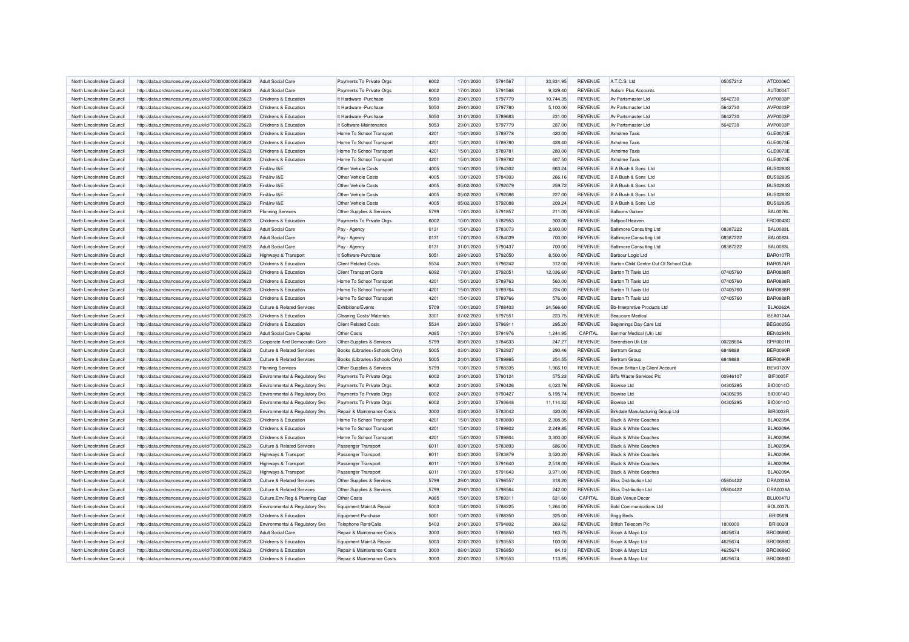| | | | | | | | | | | | | |
|---|---|---|---|---|---|---|---|---|---|---|---|---|
| North Lincolnshire Council | http://data.ordnancesurvey.co.uk/id/7000000000025623 | Adult Social Care | Payments To Private Orgs | 6002 | 17/01/2020 | 5791567 | 33,831.95 | REVENUE | A.T.C.S. Ltd | 05057212 | ATC0006C |
| North Lincolnshire Council | http://data.ordnancesurvey.co.uk/id/7000000000025623 | Adult Social Care | Payments To Private Orgs | 6002 | 17/01/2020 | 5791568 | 9,329.40 | REVENUE | Autism Plus Accounts | | AUT0004T |
| North Lincolnshire Council | http://data.ordnancesurvey.co.uk/id/7000000000025623 | Childrens & Education | It Hardware -Purchase | 5050 | 29/01/2020 | 5797779 | 10,744.35 | REVENUE | Av Partsmaster Ltd | 5642730 | AVP0003P |
| North Lincolnshire Council | http://data.ordnancesurvey.co.uk/id/7000000000025623 | Childrens & Education | It Hardware -Purchase | 5050 | 29/01/2020 | 5797780 | 5,100.00 | REVENUE | Av Partsmaster Ltd | 5642730 | AVP0003P |
| North Lincolnshire Council | http://data.ordnancesurvey.co.uk/id/7000000000025623 | Childrens & Education | It Hardware -Purchase | 5050 | 31/01/2020 | 5789683 | 231.00 | REVENUE | Av Partsmaster Ltd | 5642730 | AVP0003P |
| North Lincolnshire Council | http://data.ordnancesurvey.co.uk/id/7000000000025623 | Childrens & Education | It Software-Maintenance | 5053 | 29/01/2020 | 5797779 | 287.00 | REVENUE | Av Partsmaster Ltd | 5642730 | AVP0003P |
| North Lincolnshire Council | http://data.ordnancesurvey.co.uk/id/7000000000025623 | Childrens & Education | Home To School Transport | 4201 | 15/01/2020 | 5789778 | 420.00 | REVENUE | Axholme Taxis | | GLE0073E |
| North Lincolnshire Council | http://data.ordnancesurvey.co.uk/id/7000000000025623 | Childrens & Education | Home To School Transport | 4201 | 15/01/2020 | 5789780 | 428.40 | REVENUE | Axholme Taxis | | GLE0073E |
| North Lincolnshire Council | http://data.ordnancesurvey.co.uk/id/7000000000025623 | Childrens & Education | Home To School Transport | 4201 | 15/01/2020 | 5789781 | 280.00 | REVENUE | Axholme Taxis | | GLE0073E |
| North Lincolnshire Council | http://data.ordnancesurvey.co.uk/id/7000000000025623 | Childrens & Education | Home To School Transport | 4201 | 15/01/2020 | 5789782 | 607.50 | REVENUE | Axholme Taxis | | GLE0073E |
| North Lincolnshire Council | http://data.ordnancesurvey.co.uk/id/7000000000025623 | Fin&Inv I&E | Other Vehicle Costs | 4005 | 10/01/2020 | 5784302 | 663.24 | REVENUE | B A Bush & Sons Ltd | | BUS0283S |
| North Lincolnshire Council | http://data.ordnancesurvey.co.uk/id/7000000000025623 | Fin&Inv I&E | Other Vehicle Costs | 4005 | 10/01/2020 | 5784303 | 266.16 | REVENUE | B A Bush & Sons Ltd | | BUS0283S |
| North Lincolnshire Council | http://data.ordnancesurvey.co.uk/id/7000000000025623 | Fin&Inv I&E | Other Vehicle Costs | 4005 | 05/02/2020 | 5792079 | 259.72 | REVENUE | B A Bush & Sons Ltd | | BUS0283S |
| North Lincolnshire Council | http://data.ordnancesurvey.co.uk/id/7000000000025623 | Fin&Inv I&E | Other Vehicle Costs | 4005 | 05/02/2020 | 5792086 | 227.00 | REVENUE | B A Bush & Sons Ltd | | BUS0283S |
| North Lincolnshire Council | http://data.ordnancesurvey.co.uk/id/7000000000025623 | Fin&Inv I&E | Other Vehicle Costs | 4005 | 05/02/2020 | 5792088 | 209.24 | REVENUE | B A Bush & Sons Ltd | | BUS0283S |
| North Lincolnshire Council | http://data.ordnancesurvey.co.uk/id/7000000000025623 | Planning Services | Other Supplies & Services | 5799 | 17/01/2020 | 5791857 | 211.00 | REVENUE | Balloons Galore | | BAL0076L |
| North Lincolnshire Council | http://data.ordnancesurvey.co.uk/id/7000000000025623 | Childrens & Education | Payments To Private Orgs | 6002 | 10/01/2020 | 5782953 | 300.00 | REVENUE | Ballpool Heaven | | FRO0043O |
| North Lincolnshire Council | http://data.ordnancesurvey.co.uk/id/7000000000025623 | Adult Social Care | Pay - Agency | 0131 | 15/01/2020 | 5783073 | 2,800.00 | REVENUE | Baltimore Consulting Ltd | 08387222 | BAL0083L |
| North Lincolnshire Council | http://data.ordnancesurvey.co.uk/id/7000000000025623 | Adult Social Care | Pay - Agency | 0131 | 17/01/2020 | 5784039 | 700.00 | REVENUE | Baltimore Consulting Ltd | 08387222 | BAL0083L |
| North Lincolnshire Council | http://data.ordnancesurvey.co.uk/id/7000000000025623 | Adult Social Care | Pay - Agency | 0131 | 31/01/2020 | 5790437 | 700.00 | REVENUE | Baltimore Consulting Ltd | 08387222 | BAL0083L |
| North Lincolnshire Council | http://data.ordnancesurvey.co.uk/id/7000000000025623 | Highways & Transport | It Software-Purchase | 5051 | 29/01/2020 | 5792050 | 8,500.00 | REVENUE | Barbour Logic Ltd | | BAR0107R |
| North Lincolnshire Council | http://data.ordnancesurvey.co.uk/id/7000000000025623 | Childrens & Education | Client Related Costs | 5534 | 24/01/2020 | 5796242 | 312.00 | REVENUE | Barton Child Centre Out Of School Club | | BAR0574R |
| North Lincolnshire Council | http://data.ordnancesurvey.co.uk/id/7000000000025623 | Childrens & Education | Client Transport Costs | 6092 | 17/01/2020 | 5792051 | 12,036.60 | REVENUE | Barton Tt Taxis Ltd | 07405760 | BAR0888R |
| North Lincolnshire Council | http://data.ordnancesurvey.co.uk/id/7000000000025623 | Childrens & Education | Home To School Transport | 4201 | 15/01/2020 | 5789763 | 560.00 | REVENUE | Barton Tt Taxis Ltd | 07405760 | BAR0888R |
| North Lincolnshire Council | http://data.ordnancesurvey.co.uk/id/7000000000025623 | Childrens & Education | Home To School Transport | 4201 | 15/01/2020 | 5789764 | 224.00 | REVENUE | Barton Tt Taxis Ltd | 07405760 | BAR0888R |
| North Lincolnshire Council | http://data.ordnancesurvey.co.uk/id/7000000000025623 | Childrens & Education | Home To School Transport | 4201 | 15/01/2020 | 5789766 | 576.00 | REVENUE | Barton Tt Taxis Ltd | 07405760 | BAR0888R |
| North Lincolnshire Council | http://data.ordnancesurvey.co.uk/id/7000000000025623 | Culture & Related Services | Exhibitions/Events | 5709 | 10/01/2020 | 5788403 | 24,566.60 | REVENUE | Bb-Interpretive Products Ltd | | BLA0262A |
| North Lincolnshire Council | http://data.ordnancesurvey.co.uk/id/7000000000025623 | Childrens & Education | Cleaning Costs/ Materials | 3301 | 07/02/2020 | 5797551 | 223.75 | REVENUE | Beaucare Medical | | BEA0124A |
| North Lincolnshire Council | http://data.ordnancesurvey.co.uk/id/7000000000025623 | Childrens & Education | Client Related Costs | 5534 | 29/01/2020 | 5796911 | 295.20 | REVENUE | Beginnings Day Care Ltd | | BEG0025G |
| North Lincolnshire Council | http://data.ordnancesurvey.co.uk/id/7000000000025623 | Adult Social Care Capital | Other Costs | A085 | 17/01/2020 | 5791976 | 1,244.95 | CAPITAL | Benmor Medical (Uk) Ltd | | BEN0294N |
| North Lincolnshire Council | http://data.ordnancesurvey.co.uk/id/7000000000025623 | Corporate And Democratic Core | Other Supplies & Services | 5799 | 08/01/2020 | 5784633 | 247.27 | REVENUE | Berendsen Uk Ltd | 00228604 | SPR0001R |
| North Lincolnshire Council | http://data.ordnancesurvey.co.uk/id/7000000000025623 | Culture & Related Services | Books (Libraries+Schools Only) | 5005 | 03/01/2020 | 5782927 | 290.46 | REVENUE | Bertram Group | 6849888 | BER0090R |
| North Lincolnshire Council | http://data.ordnancesurvey.co.uk/id/7000000000025623 | Culture & Related Services | Books (Libraries+Schools Only) | 5005 | 24/01/2020 | 5789865 | 254.55 | REVENUE | Bertram Group | 6849888 | BER0090R |
| North Lincolnshire Council | http://data.ordnancesurvey.co.uk/id/7000000000025623 | Planning Services | Other Supplies & Services | 5799 | 10/01/2020 | 5788335 | 1,966.10 | REVENUE | Bevan Brittan Llp Client Account | | BEV0120V |
| North Lincolnshire Council | http://data.ordnancesurvey.co.uk/id/7000000000025623 | Environmental & Regulatory Svs | Payments To Private Orgs | 6002 | 24/01/2020 | 5790124 | 575.23 | REVENUE | Biffa Waste Services Plc | 00946107 | BIF0005F |
| North Lincolnshire Council | http://data.ordnancesurvey.co.uk/id/7000000000025623 | Environmental & Regulatory Svs | Payments To Private Orgs | 6002 | 24/01/2020 | 5790426 | 4,023.76 | REVENUE | Biowise Ltd | 04305295 | BIO0014O |
| North Lincolnshire Council | http://data.ordnancesurvey.co.uk/id/7000000000025623 | Environmental & Regulatory Svs | Payments To Private Orgs | 6002 | 24/01/2020 | 5790427 | 5,195.74 | REVENUE | Biowise Ltd | 04305295 | BIO0014O |
| North Lincolnshire Council | http://data.ordnancesurvey.co.uk/id/7000000000025623 | Environmental & Regulatory Svs | Payments To Private Orgs | 6002 | 24/01/2020 | 5793648 | 11,114.32 | REVENUE | Biowise Ltd | 04305295 | BIO0014O |
| North Lincolnshire Council | http://data.ordnancesurvey.co.uk/id/7000000000025623 | Environmental & Regulatory Svs | Repair & Maintenance Costs | 3000 | 03/01/2020 | 5783042 | 420.00 | REVENUE | Birkdale Manufacturing Group Ltd | | BIR0003R |
| North Lincolnshire Council | http://data.ordnancesurvey.co.uk/id/7000000000025623 | Childrens & Education | Home To School Transport | 4201 | 15/01/2020 | 5789800 | 2,308.35 | REVENUE | Black & White Coaches | | BLA0209A |
| North Lincolnshire Council | http://data.ordnancesurvey.co.uk/id/7000000000025623 | Childrens & Education | Home To School Transport | 4201 | 15/01/2020 | 5789802 | 2,249.85 | REVENUE | Black & White Coaches | | BLA0209A |
| North Lincolnshire Council | http://data.ordnancesurvey.co.uk/id/7000000000025623 | Childrens & Education | Home To School Transport | 4201 | 15/01/2020 | 5789804 | 3,300.00 | REVENUE | Black & White Coaches | | BLA0209A |
| North Lincolnshire Council | http://data.ordnancesurvey.co.uk/id/7000000000025623 | Culture & Related Services | Passenger Transport | 6011 | 03/01/2020 | 5783893 | 686.00 | REVENUE | Black & White Coaches | | BLA0209A |
| North Lincolnshire Council | http://data.ordnancesurvey.co.uk/id/7000000000025623 | Highways & Transport | Passenger Transport | 6011 | 03/01/2020 | 5783879 | 3,520.20 | REVENUE | Black & White Coaches | | BLA0209A |
| North Lincolnshire Council | http://data.ordnancesurvey.co.uk/id/7000000000025623 | Highways & Transport | Passenger Transport | 6011 | 17/01/2020 | 5791640 | 2,518.00 | REVENUE | Black & White Coaches | | BLA0209A |
| North Lincolnshire Council | http://data.ordnancesurvey.co.uk/id/7000000000025623 | Highways & Transport | Passenger Transport | 6011 | 17/01/2020 | 5791643 | 3,971.00 | REVENUE | Black & White Coaches | | BLA0209A |
| North Lincolnshire Council | http://data.ordnancesurvey.co.uk/id/7000000000025623 | Culture & Related Services | Other Supplies & Services | 5799 | 29/01/2020 | 5798557 | 318.20 | REVENUE | Bliss Distribution Ltd | 05804422 | DRA0038A |
| North Lincolnshire Council | http://data.ordnancesurvey.co.uk/id/7000000000025623 | Culture & Related Services | Other Supplies & Services | 5799 | 29/01/2020 | 5798564 | 242.00 | REVENUE | Bliss Distribution Ltd | 05804422 | DRA0038A |
| North Lincolnshire Council | http://data.ordnancesurvey.co.uk/id/7000000000025623 | Culture,Env,Reg & Planning Cap | Other Costs | A085 | 15/01/2020 | 5789311 | 631.60 | CAPITAL | Blush Venue Decor | | BLU0047U |
| North Lincolnshire Council | http://data.ordnancesurvey.co.uk/id/7000000000025623 | Environmental & Regulatory Svs | Equipment Maint.& Repair | 5003 | 15/01/2020 | 5788225 | 1,264.00 | REVENUE | Bold Communications Ltd | | BOL0037L |
| North Lincolnshire Council | http://data.ordnancesurvey.co.uk/id/7000000000025623 | Childrens & Education | Equipment Purchase | 5001 | 10/01/2020 | 5788350 | 325.00 | REVENUE | Brigg Beds | | BRI0569I |
| North Lincolnshire Council | http://data.ordnancesurvey.co.uk/id/7000000000025623 | Environmental & Regulatory Svs | Telephone Rent/Calls | 5403 | 24/01/2020 | 5794802 | 269.62 | REVENUE | British Telecom Plc | 1800000 | BRI0020I |
| North Lincolnshire Council | http://data.ordnancesurvey.co.uk/id/7000000000025623 | Adult Social Care | Repair & Maintenance Costs | 3000 | 08/01/2020 | 5786850 | 163.75 | REVENUE | Brook & Mayo Ltd | 4625674 | BRO0686O |
| North Lincolnshire Council | http://data.ordnancesurvey.co.uk/id/7000000000025623 | Childrens & Education | Equipment Maint.& Repair | 5003 | 22/01/2020 | 5793553 | 100.00 | REVENUE | Brook & Mayo Ltd | 4625674 | BRO0686O |
| North Lincolnshire Council | http://data.ordnancesurvey.co.uk/id/7000000000025623 | Childrens & Education | Repair & Maintenance Costs | 3000 | 08/01/2020 | 5786850 | 84.13 | REVENUE | Brook & Mayo Ltd | 4625674 | BRO0686O |
| North Lincolnshire Council | http://data.ordnancesurvey.co.uk/id/7000000000025623 | Childrens & Education | Repair & Maintenance Costs | 3000 | 22/01/2020 | 5793553 | 113.85 | REVENUE | Brook & Mayo Ltd | 4625674 | BRO0686O |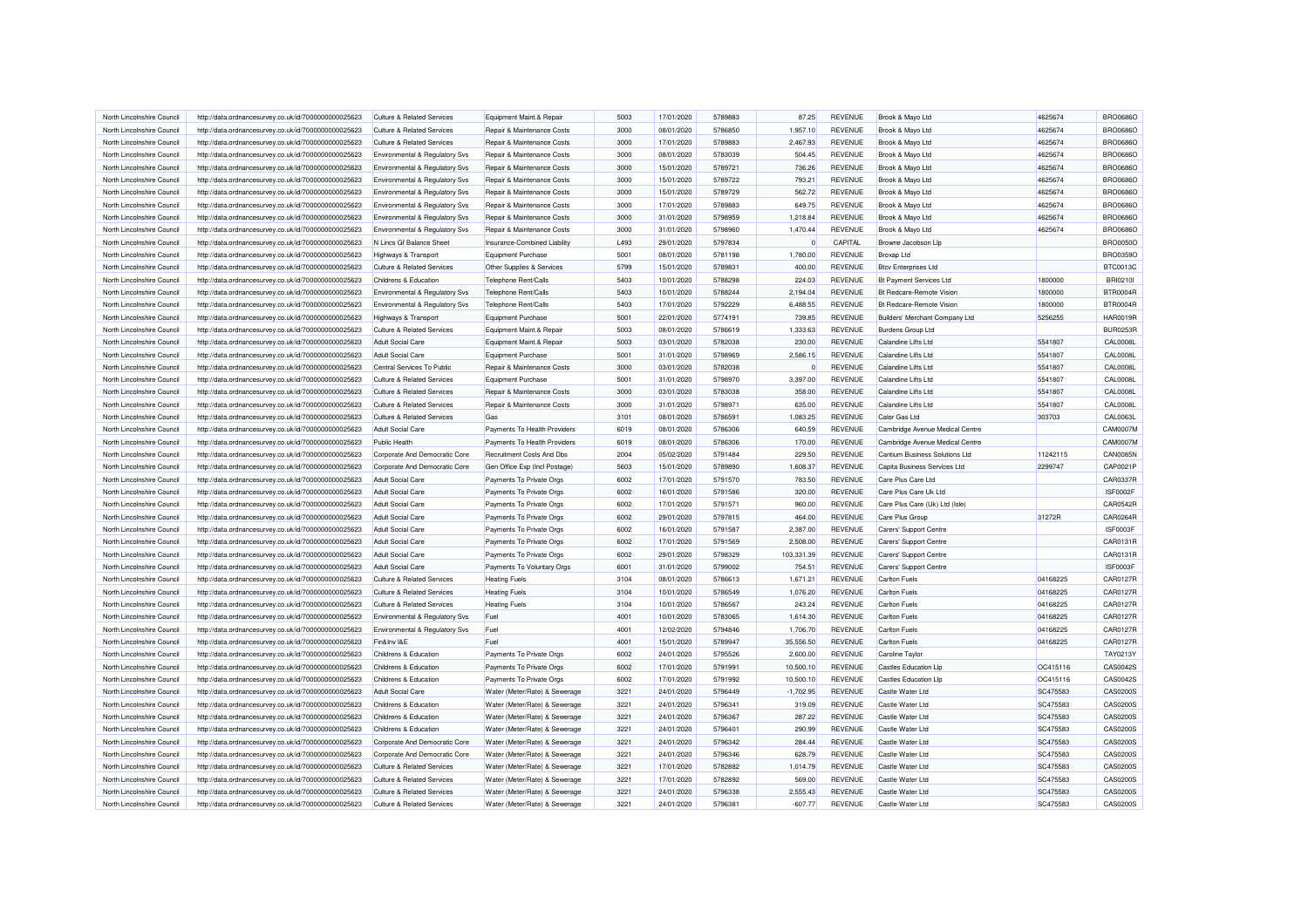| | | | | | | | | | | | | |
|---|---|---|---|---|---|---|---|---|---|---|---|---|
| North Lincolnshire Council | http://data.ordnancesurvey.co.uk/id/7000000000025623 | Culture & Related Services | Equipment Maint.& Repair | 5003 | 17/01/2020 | 5789883 | 87.25 | REVENUE | Brook & Mayo Ltd | 4625674 | BRO0686O |
| North Lincolnshire Council | http://data.ordnancesurvey.co.uk/id/7000000000025623 | Culture & Related Services | Repair & Maintenance Costs | 3000 | 08/01/2020 | 5786850 | 1,957.10 | REVENUE | Brook & Mayo Ltd | 4625674 | BRO0686O |
| North Lincolnshire Council | http://data.ordnancesurvey.co.uk/id/7000000000025623 | Culture & Related Services | Repair & Maintenance Costs | 3000 | 17/01/2020 | 5789883 | 2,467.93 | REVENUE | Brook & Mayo Ltd | 4625674 | BRO0686O |
| North Lincolnshire Council | http://data.ordnancesurvey.co.uk/id/7000000000025623 | Environmental & Regulatory Svs | Repair & Maintenance Costs | 3000 | 08/01/2020 | 5783039 | 504.45 | REVENUE | Brook & Mayo Ltd | 4625674 | BRO0686O |
| North Lincolnshire Council | http://data.ordnancesurvey.co.uk/id/7000000000025623 | Environmental & Regulatory Svs | Repair & Maintenance Costs | 3000 | 15/01/2020 | 5789721 | 736.26 | REVENUE | Brook & Mayo Ltd | 4625674 | BRO0686O |
| North Lincolnshire Council | http://data.ordnancesurvey.co.uk/id/7000000000025623 | Environmental & Regulatory Svs | Repair & Maintenance Costs | 3000 | 15/01/2020 | 5789722 | 793.21 | REVENUE | Brook & Mayo Ltd | 4625674 | BRO0686O |
| North Lincolnshire Council | http://data.ordnancesurvey.co.uk/id/7000000000025623 | Environmental & Regulatory Svs | Repair & Maintenance Costs | 3000 | 15/01/2020 | 5789729 | 562.72 | REVENUE | Brook & Mayo Ltd | 4625674 | BRO0686O |
| North Lincolnshire Council | http://data.ordnancesurvey.co.uk/id/7000000000025623 | Environmental & Regulatory Svs | Repair & Maintenance Costs | 3000 | 17/01/2020 | 5789883 | 649.75 | REVENUE | Brook & Mayo Ltd | 4625674 | BRO0686O |
| North Lincolnshire Council | http://data.ordnancesurvey.co.uk/id/7000000000025623 | Environmental & Regulatory Svs | Repair & Maintenance Costs | 3000 | 31/01/2020 | 5798959 | 1,218.84 | REVENUE | Brook & Mayo Ltd | 4625674 | BRO0686O |
| North Lincolnshire Council | http://data.ordnancesurvey.co.uk/id/7000000000025623 | Environmental & Regulatory Svs | Repair & Maintenance Costs | 3000 | 31/01/2020 | 5798960 | 1,470.44 | REVENUE | Brook & Mayo Ltd | 4625674 | BRO0686O |
| North Lincolnshire Council | http://data.ordnancesurvey.co.uk/id/7000000000025623 | N Lincs Gf Balance Sheet | Insurance-Combined Liability | L493 | 29/01/2020 | 5797834 | 0 | CAPITAL | Browne Jacobson Llp | | BRO0050O |
| North Lincolnshire Council | http://data.ordnancesurvey.co.uk/id/7000000000025623 | Highways & Transport | Equipment Purchase | 5001 | 08/01/2020 | 5781198 | 1,780.00 | REVENUE | Broxap Ltd | | BRO0359O |
| North Lincolnshire Council | http://data.ordnancesurvey.co.uk/id/7000000000025623 | Culture & Related Services | Other Supplies & Services | 5799 | 15/01/2020 | 5789831 | 400.00 | REVENUE | Btcv Enterprises Ltd | | BTC0013C |
| North Lincolnshire Council | http://data.ordnancesurvey.co.uk/id/7000000000025623 | Childrens & Education | Telephone Rent/Calls | 5403 | 10/01/2020 | 5788298 | 224.03 | REVENUE | Bt Payment Services Ltd | 1800000 | BRI0210I |
| North Lincolnshire Council | http://data.ordnancesurvey.co.uk/id/7000000000025623 | Environmental & Regulatory Svs | Telephone Rent/Calls | 5403 | 10/01/2020 | 5788244 | 2,194.04 | REVENUE | Bt Redcare-Remote Vision | 1800000 | BTR0004R |
| North Lincolnshire Council | http://data.ordnancesurvey.co.uk/id/7000000000025623 | Environmental & Regulatory Svs | Telephone Rent/Calls | 5403 | 17/01/2020 | 5792229 | 6,488.55 | REVENUE | Bt Redcare-Remote Vision | 1800000 | BTR0004R |
| North Lincolnshire Council | http://data.ordnancesurvey.co.uk/id/7000000000025623 | Highways & Transport | Equipment Purchase | 5001 | 22/01/2020 | 5774191 | 739.85 | REVENUE | Builders' Merchant Company Ltd | 5256255 | HAR0019R |
| North Lincolnshire Council | http://data.ordnancesurvey.co.uk/id/7000000000025623 | Culture & Related Services | Equipment Maint.& Repair | 5003 | 08/01/2020 | 5786619 | 1,333.63 | REVENUE | Burdens Group Ltd | | BUR0253R |
| North Lincolnshire Council | http://data.ordnancesurvey.co.uk/id/7000000000025623 | Adult Social Care | Equipment Maint.& Repair | 5003 | 03/01/2020 | 5782038 | 230.00 | REVENUE | Calandine Lifts Ltd | 5541807 | CAL0008L |
| North Lincolnshire Council | http://data.ordnancesurvey.co.uk/id/7000000000025623 | Adult Social Care | Equipment Purchase | 5001 | 31/01/2020 | 5798969 | 2,586.15 | REVENUE | Calandine Lifts Ltd | 5541807 | CAL0008L |
| North Lincolnshire Council | http://data.ordnancesurvey.co.uk/id/7000000000025623 | Central Services To Public | Repair & Maintenance Costs | 3000 | 03/01/2020 | 5782038 | 0 | REVENUE | Calandine Lifts Ltd | 5541807 | CAL0008L |
| North Lincolnshire Council | http://data.ordnancesurvey.co.uk/id/7000000000025623 | Culture & Related Services | Equipment Purchase | 5001 | 31/01/2020 | 5798970 | 3,397.00 | REVENUE | Calandine Lifts Ltd | 5541807 | CAL0008L |
| North Lincolnshire Council | http://data.ordnancesurvey.co.uk/id/7000000000025623 | Culture & Related Services | Repair & Maintenance Costs | 3000 | 03/01/2020 | 5783038 | 358.00 | REVENUE | Calandine Lifts Ltd | 5541807 | CAL0008L |
| North Lincolnshire Council | http://data.ordnancesurvey.co.uk/id/7000000000025623 | Culture & Related Services | Repair & Maintenance Costs | 3000 | 31/01/2020 | 5798971 | 635.00 | REVENUE | Calandine Lifts Ltd | 5541807 | CAL0008L |
| North Lincolnshire Council | http://data.ordnancesurvey.co.uk/id/7000000000025623 | Culture & Related Services | Gas | 3101 | 08/01/2020 | 5786591 | 1,083.25 | REVENUE | Calor Gas Ltd | 303703 | CAL0063L |
| North Lincolnshire Council | http://data.ordnancesurvey.co.uk/id/7000000000025623 | Adult Social Care | Payments To Health Providers | 6019 | 08/01/2020 | 5786306 | 640.59 | REVENUE | Cambridge Avenue Medical Centre | | CAM0007M |
| North Lincolnshire Council | http://data.ordnancesurvey.co.uk/id/7000000000025623 | Public Health | Payments To Health Providers | 6019 | 08/01/2020 | 5786306 | 170.00 | REVENUE | Cambridge Avenue Medical Centre | | CAM0007M |
| North Lincolnshire Council | http://data.ordnancesurvey.co.uk/id/7000000000025623 | Corporate And Democratic Core | Recruitment Costs And Dbs | 2004 | 05/02/2020 | 5791484 | 229.50 | REVENUE | Cantium Business Solutions Ltd | 11242115 | CAN0085N |
| North Lincolnshire Council | http://data.ordnancesurvey.co.uk/id/7000000000025623 | Corporate And Democratic Core | Gen Office Exp (Incl Postage) | 5603 | 15/01/2020 | 5789890 | 1,608.37 | REVENUE | Capita Business Services Ltd | 2299747 | CAP0021P |
| North Lincolnshire Council | http://data.ordnancesurvey.co.uk/id/7000000000025623 | Adult Social Care | Payments To Private Orgs | 6002 | 17/01/2020 | 5791570 | 783.50 | REVENUE | Care Plus Care Ltd | | CAR0337R |
| North Lincolnshire Council | http://data.ordnancesurvey.co.uk/id/7000000000025623 | Adult Social Care | Payments To Private Orgs | 6002 | 16/01/2020 | 5791586 | 320.00 | REVENUE | Care Plus Care Uk Ltd | | ISF0002F |
| North Lincolnshire Council | http://data.ordnancesurvey.co.uk/id/7000000000025623 | Adult Social Care | Payments To Private Orgs | 6002 | 17/01/2020 | 5791571 | 960.00 | REVENUE | Care Plus Care (Uk) Ltd (Isle) | | CAR0542R |
| North Lincolnshire Council | http://data.ordnancesurvey.co.uk/id/7000000000025623 | Adult Social Care | Payments To Private Orgs | 6002 | 29/01/2020 | 5797815 | 464.00 | REVENUE | Care Plus Group | 31272R | CAR0264R |
| North Lincolnshire Council | http://data.ordnancesurvey.co.uk/id/7000000000025623 | Adult Social Care | Payments To Private Orgs | 6002 | 16/01/2020 | 5791587 | 2,387.00 | REVENUE | Carers' Support Centre | | ISF0003F |
| North Lincolnshire Council | http://data.ordnancesurvey.co.uk/id/7000000000025623 | Adult Social Care | Payments To Private Orgs | 6002 | 17/01/2020 | 5791569 | 2,508.00 | REVENUE | Carers' Support Centre | | CAR0131R |
| North Lincolnshire Council | http://data.ordnancesurvey.co.uk/id/7000000000025623 | Adult Social Care | Payments To Private Orgs | 6002 | 29/01/2020 | 5798329 | 103,331.39 | REVENUE | Carers' Support Centre | | CAR0131R |
| North Lincolnshire Council | http://data.ordnancesurvey.co.uk/id/7000000000025623 | Adult Social Care | Payments To Voluntary Orgs | 6001 | 31/01/2020 | 5799002 | 754.51 | REVENUE | Carers' Support Centre | | ISF0003F |
| North Lincolnshire Council | http://data.ordnancesurvey.co.uk/id/7000000000025623 | Culture & Related Services | Heating Fuels | 3104 | 08/01/2020 | 5786613 | 1,671.21 | REVENUE | Carlton Fuels | 04168225 | CAR0127R |
| North Lincolnshire Council | http://data.ordnancesurvey.co.uk/id/7000000000025623 | Culture & Related Services | Heating Fuels | 3104 | 10/01/2020 | 5786549 | 1,076.20 | REVENUE | Carlton Fuels | 04168225 | CAR0127R |
| North Lincolnshire Council | http://data.ordnancesurvey.co.uk/id/7000000000025623 | Culture & Related Services | Heating Fuels | 3104 | 10/01/2020 | 5786567 | 243.24 | REVENUE | Carlton Fuels | 04168225 | CAR0127R |
| North Lincolnshire Council | http://data.ordnancesurvey.co.uk/id/7000000000025623 | Environmental & Regulatory Svs | Fuel | 4001 | 10/01/2020 | 5783065 | 1,614.30 | REVENUE | Carlton Fuels | 04168225 | CAR0127R |
| North Lincolnshire Council | http://data.ordnancesurvey.co.uk/id/7000000000025623 | Environmental & Regulatory Svs | Fuel | 4001 | 12/02/2020 | 5794846 | 1,706.70 | REVENUE | Carlton Fuels | 04168225 | CAR0127R |
| North Lincolnshire Council | http://data.ordnancesurvey.co.uk/id/7000000000025623 | Fin&Inv I&E | Fuel | 4001 | 15/01/2020 | 5789947 | 35,556.50 | REVENUE | Carlton Fuels | 04168225 | CAR0127R |
| North Lincolnshire Council | http://data.ordnancesurvey.co.uk/id/7000000000025623 | Childrens & Education | Payments To Private Orgs | 6002 | 24/01/2020 | 5795526 | 2,600.00 | REVENUE | Caroline Taylor | | TAY0213Y |
| North Lincolnshire Council | http://data.ordnancesurvey.co.uk/id/7000000000025623 | Childrens & Education | Payments To Private Orgs | 6002 | 17/01/2020 | 5791991 | 10,500.10 | REVENUE | Castles Education Llp | OC415116 | CAS0042S |
| North Lincolnshire Council | http://data.ordnancesurvey.co.uk/id/7000000000025623 | Childrens & Education | Payments To Private Orgs | 6002 | 17/01/2020 | 5791992 | 10,500.10 | REVENUE | Castles Education Llp | OC415116 | CAS0042S |
| North Lincolnshire Council | http://data.ordnancesurvey.co.uk/id/7000000000025623 | Adult Social Care | Water (Meter/Rate) & Sewerage | 3221 | 24/01/2020 | 5796449 | -1,702.95 | REVENUE | Castle Water Ltd | SC475583 | CAS0200S |
| North Lincolnshire Council | http://data.ordnancesurvey.co.uk/id/7000000000025623 | Childrens & Education | Water (Meter/Rate) & Sewerage | 3221 | 24/01/2020 | 5796341 | 319.09 | REVENUE | Castle Water Ltd | SC475583 | CAS0200S |
| North Lincolnshire Council | http://data.ordnancesurvey.co.uk/id/7000000000025623 | Childrens & Education | Water (Meter/Rate) & Sewerage | 3221 | 24/01/2020 | 5796367 | 287.22 | REVENUE | Castle Water Ltd | SC475583 | CAS0200S |
| North Lincolnshire Council | http://data.ordnancesurvey.co.uk/id/7000000000025623 | Childrens & Education | Water (Meter/Rate) & Sewerage | 3221 | 24/01/2020 | 5796401 | 290.99 | REVENUE | Castle Water Ltd | SC475583 | CAS0200S |
| North Lincolnshire Council | http://data.ordnancesurvey.co.uk/id/7000000000025623 | Corporate And Democratic Core | Water (Meter/Rate) & Sewerage | 3221 | 24/01/2020 | 5796342 | 284.44 | REVENUE | Castle Water Ltd | SC475583 | CAS0200S |
| North Lincolnshire Council | http://data.ordnancesurvey.co.uk/id/7000000000025623 | Corporate And Democratic Core | Water (Meter/Rate) & Sewerage | 3221 | 24/01/2020 | 5796346 | 628.79 | REVENUE | Castle Water Ltd | SC475583 | CAS0200S |
| North Lincolnshire Council | http://data.ordnancesurvey.co.uk/id/7000000000025623 | Culture & Related Services | Water (Meter/Rate) & Sewerage | 3221 | 17/01/2020 | 5782882 | 1,014.79 | REVENUE | Castle Water Ltd | SC475583 | CAS0200S |
| North Lincolnshire Council | http://data.ordnancesurvey.co.uk/id/7000000000025623 | Culture & Related Services | Water (Meter/Rate) & Sewerage | 3221 | 17/01/2020 | 5782892 | 569.00 | REVENUE | Castle Water Ltd | SC475583 | CAS0200S |
| North Lincolnshire Council | http://data.ordnancesurvey.co.uk/id/7000000000025623 | Culture & Related Services | Water (Meter/Rate) & Sewerage | 3221 | 24/01/2020 | 5796338 | 2,555.43 | REVENUE | Castle Water Ltd | SC475583 | CAS0200S |
| North Lincolnshire Council | http://data.ordnancesurvey.co.uk/id/7000000000025623 | Culture & Related Services | Water (Meter/Rate) & Sewerage | 3221 | 24/01/2020 | 5796381 | -607.77 | REVENUE | Castle Water Ltd | SC475583 | CAS0200S |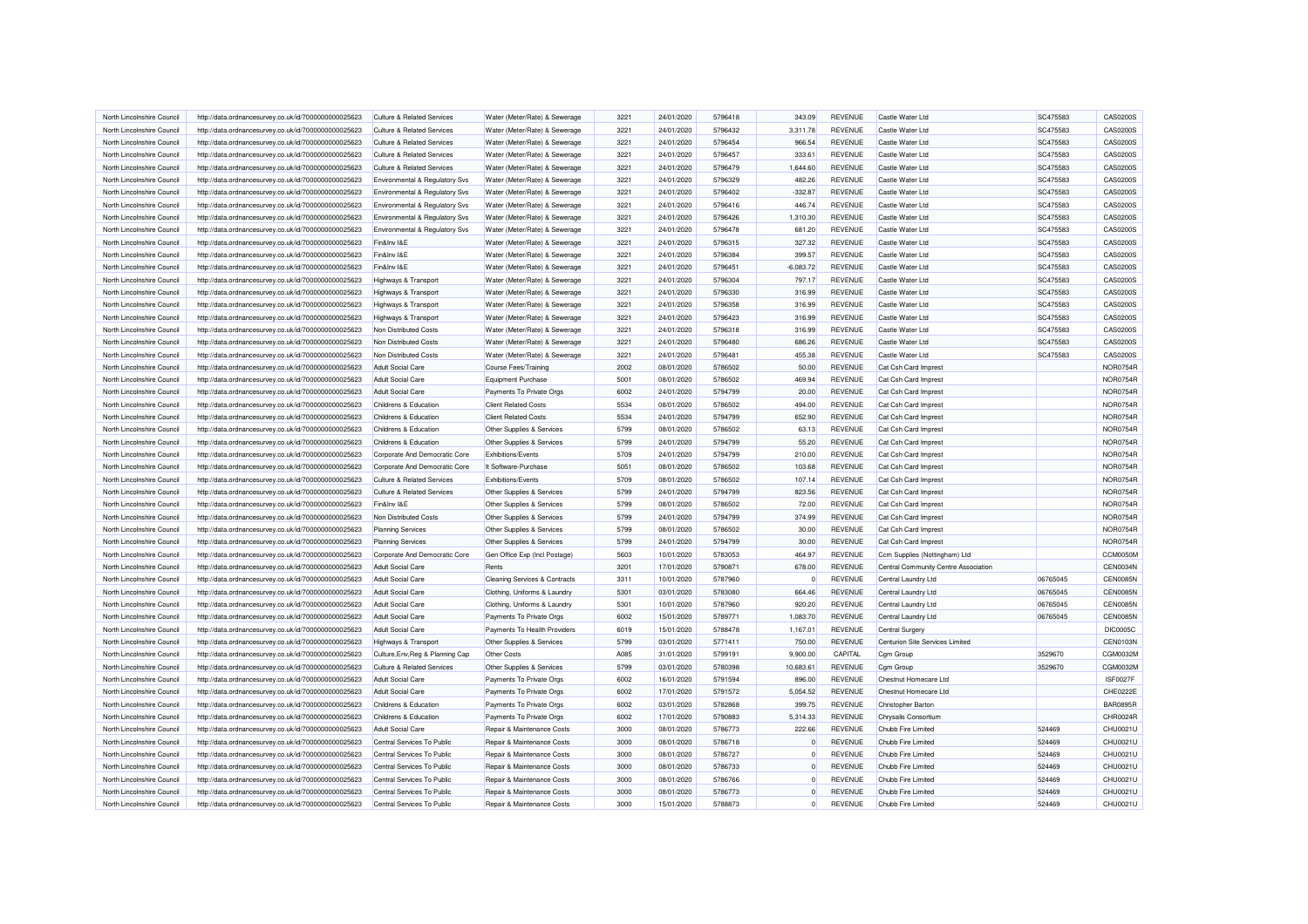| | | | | | | | | | | | | |
|---|---|---|---|---|---|---|---|---|---|---|---|---|
| North Lincolnshire Council | http://data.ordnancesurvey.co.uk/id/7000000000025623 | Culture & Related Services | Water (Meter/Rate) & Sewerage | 3221 | 24/01/2020 | 5796418 | 343.09 | REVENUE | Castle Water Ltd | SC475583 | CAS0200S |
| North Lincolnshire Council | http://data.ordnancesurvey.co.uk/id/7000000000025623 | Culture & Related Services | Water (Meter/Rate) & Sewerage | 3221 | 24/01/2020 | 5796432 | 3,311.78 | REVENUE | Castle Water Ltd | SC475583 | CAS0200S |
| North Lincolnshire Council | http://data.ordnancesurvey.co.uk/id/7000000000025623 | Culture & Related Services | Water (Meter/Rate) & Sewerage | 3221 | 24/01/2020 | 5796454 | 966.54 | REVENUE | Castle Water Ltd | SC475583 | CAS0200S |
| North Lincolnshire Council | http://data.ordnancesurvey.co.uk/id/7000000000025623 | Culture & Related Services | Water (Meter/Rate) & Sewerage | 3221 | 24/01/2020 | 5796457 | 333.61 | REVENUE | Castle Water Ltd | SC475583 | CAS0200S |
| North Lincolnshire Council | http://data.ordnancesurvey.co.uk/id/7000000000025623 | Culture & Related Services | Water (Meter/Rate) & Sewerage | 3221 | 24/01/2020 | 5796479 | 1,644.60 | REVENUE | Castle Water Ltd | SC475583 | CAS0200S |
| North Lincolnshire Council | http://data.ordnancesurvey.co.uk/id/7000000000025623 | Environmental & Regulatory Svs | Water (Meter/Rate) & Sewerage | 3221 | 24/01/2020 | 5796329 | 482.26 | REVENUE | Castle Water Ltd | SC475583 | CAS0200S |
| North Lincolnshire Council | http://data.ordnancesurvey.co.uk/id/7000000000025623 | Environmental & Regulatory Svs | Water (Meter/Rate) & Sewerage | 3221 | 24/01/2020 | 5796402 | -332.87 | REVENUE | Castle Water Ltd | SC475583 | CAS0200S |
| North Lincolnshire Council | http://data.ordnancesurvey.co.uk/id/7000000000025623 | Environmental & Regulatory Svs | Water (Meter/Rate) & Sewerage | 3221 | 24/01/2020 | 5796416 | 446.74 | REVENUE | Castle Water Ltd | SC475583 | CAS0200S |
| North Lincolnshire Council | http://data.ordnancesurvey.co.uk/id/7000000000025623 | Environmental & Regulatory Svs | Water (Meter/Rate) & Sewerage | 3221 | 24/01/2020 | 5796426 | 1,310.30 | REVENUE | Castle Water Ltd | SC475583 | CAS0200S |
| North Lincolnshire Council | http://data.ordnancesurvey.co.uk/id/7000000000025623 | Environmental & Regulatory Svs | Water (Meter/Rate) & Sewerage | 3221 | 24/01/2020 | 5796478 | 681.20 | REVENUE | Castle Water Ltd | SC475583 | CAS0200S |
| North Lincolnshire Council | http://data.ordnancesurvey.co.uk/id/7000000000025623 | Fin&Inv I&E | Water (Meter/Rate) & Sewerage | 3221 | 24/01/2020 | 5796315 | 327.32 | REVENUE | Castle Water Ltd | SC475583 | CAS0200S |
| North Lincolnshire Council | http://data.ordnancesurvey.co.uk/id/7000000000025623 | Fin&Inv I&E | Water (Meter/Rate) & Sewerage | 3221 | 24/01/2020 | 5796384 | 399.57 | REVENUE | Castle Water Ltd | SC475583 | CAS0200S |
| North Lincolnshire Council | http://data.ordnancesurvey.co.uk/id/7000000000025623 | Fin&Inv I&E | Water (Meter/Rate) & Sewerage | 3221 | 24/01/2020 | 5796451 | -6,083.72 | REVENUE | Castle Water Ltd | SC475583 | CAS0200S |
| North Lincolnshire Council | http://data.ordnancesurvey.co.uk/id/7000000000025623 | Highways & Transport | Water (Meter/Rate) & Sewerage | 3221 | 24/01/2020 | 5796304 | 797.17 | REVENUE | Castle Water Ltd | SC475583 | CAS0200S |
| North Lincolnshire Council | http://data.ordnancesurvey.co.uk/id/7000000000025623 | Highways & Transport | Water (Meter/Rate) & Sewerage | 3221 | 24/01/2020 | 5796330 | 316.99 | REVENUE | Castle Water Ltd | SC475583 | CAS0200S |
| North Lincolnshire Council | http://data.ordnancesurvey.co.uk/id/7000000000025623 | Highways & Transport | Water (Meter/Rate) & Sewerage | 3221 | 24/01/2020 | 5796358 | 316.99 | REVENUE | Castle Water Ltd | SC475583 | CAS0200S |
| North Lincolnshire Council | http://data.ordnancesurvey.co.uk/id/7000000000025623 | Highways & Transport | Water (Meter/Rate) & Sewerage | 3221 | 24/01/2020 | 5796423 | 316.99 | REVENUE | Castle Water Ltd | SC475583 | CAS0200S |
| North Lincolnshire Council | http://data.ordnancesurvey.co.uk/id/7000000000025623 | Non Distributed Costs | Water (Meter/Rate) & Sewerage | 3221 | 24/01/2020 | 5796318 | 316.99 | REVENUE | Castle Water Ltd | SC475583 | CAS0200S |
| North Lincolnshire Council | http://data.ordnancesurvey.co.uk/id/7000000000025623 | Non Distributed Costs | Water (Meter/Rate) & Sewerage | 3221 | 24/01/2020 | 5796480 | 686.26 | REVENUE | Castle Water Ltd | SC475583 | CAS0200S |
| North Lincolnshire Council | http://data.ordnancesurvey.co.uk/id/7000000000025623 | Non Distributed Costs | Water (Meter/Rate) & Sewerage | 3221 | 24/01/2020 | 5796481 | 455.38 | REVENUE | Castle Water Ltd | SC475583 | CAS0200S |
| North Lincolnshire Council | http://data.ordnancesurvey.co.uk/id/7000000000025623 | Adult Social Care | Course Fees/Training | 2002 | 08/01/2020 | 5786502 | 50.00 | REVENUE | Cat Csh Card Imprest | | NOR0754R |
| North Lincolnshire Council | http://data.ordnancesurvey.co.uk/id/7000000000025623 | Adult Social Care | Equipment Purchase | 5001 | 08/01/2020 | 5786502 | 469.94 | REVENUE | Cat Csh Card Imprest | | NOR0754R |
| North Lincolnshire Council | http://data.ordnancesurvey.co.uk/id/7000000000025623 | Adult Social Care | Payments To Private Orgs | 6002 | 24/01/2020 | 5794799 | 20.00 | REVENUE | Cat Csh Card Imprest | | NOR0754R |
| North Lincolnshire Council | http://data.ordnancesurvey.co.uk/id/7000000000025623 | Childrens & Education | Client Related Costs | 5534 | 08/01/2020 | 5786502 | 494.00 | REVENUE | Cat Csh Card Imprest | | NOR0754R |
| North Lincolnshire Council | http://data.ordnancesurvey.co.uk/id/7000000000025623 | Childrens & Education | Client Related Costs | 5534 | 24/01/2020 | 5794799 | 652.90 | REVENUE | Cat Csh Card Imprest | | NOR0754R |
| North Lincolnshire Council | http://data.ordnancesurvey.co.uk/id/7000000000025623 | Childrens & Education | Other Supplies & Services | 5799 | 08/01/2020 | 5786502 | 63.13 | REVENUE | Cat Csh Card Imprest | | NOR0754R |
| North Lincolnshire Council | http://data.ordnancesurvey.co.uk/id/7000000000025623 | Childrens & Education | Other Supplies & Services | 5799 | 24/01/2020 | 5794799 | 55.20 | REVENUE | Cat Csh Card Imprest | | NOR0754R |
| North Lincolnshire Council | http://data.ordnancesurvey.co.uk/id/7000000000025623 | Corporate And Democratic Core | Exhibitions/Events | 5709 | 24/01/2020 | 5794799 | 210.00 | REVENUE | Cat Csh Card Imprest | | NOR0754R |
| North Lincolnshire Council | http://data.ordnancesurvey.co.uk/id/7000000000025623 | Corporate And Democratic Core | It Software-Purchase | 5051 | 08/01/2020 | 5786502 | 103.68 | REVENUE | Cat Csh Card Imprest | | NOR0754R |
| North Lincolnshire Council | http://data.ordnancesurvey.co.uk/id/7000000000025623 | Culture & Related Services | Exhibitions/Events | 5709 | 08/01/2020 | 5786502 | 107.14 | REVENUE | Cat Csh Card Imprest | | NOR0754R |
| North Lincolnshire Council | http://data.ordnancesurvey.co.uk/id/7000000000025623 | Culture & Related Services | Other Supplies & Services | 5799 | 24/01/2020 | 5794799 | 823.56 | REVENUE | Cat Csh Card Imprest | | NOR0754R |
| North Lincolnshire Council | http://data.ordnancesurvey.co.uk/id/7000000000025623 | Fin&Inv I&E | Other Supplies & Services | 5799 | 08/01/2020 | 5786502 | 72.00 | REVENUE | Cat Csh Card Imprest | | NOR0754R |
| North Lincolnshire Council | http://data.ordnancesurvey.co.uk/id/7000000000025623 | Non Distributed Costs | Other Supplies & Services | 5799 | 24/01/2020 | 5794799 | 374.99 | REVENUE | Cat Csh Card Imprest | | NOR0754R |
| North Lincolnshire Council | http://data.ordnancesurvey.co.uk/id/7000000000025623 | Planning Services | Other Supplies & Services | 5799 | 08/01/2020 | 5786502 | 30.00 | REVENUE | Cat Csh Card Imprest | | NOR0754R |
| North Lincolnshire Council | http://data.ordnancesurvey.co.uk/id/7000000000025623 | Planning Services | Other Supplies & Services | 5799 | 24/01/2020 | 5794799 | 30.00 | REVENUE | Cat Csh Card Imprest | | NOR0754R |
| North Lincolnshire Council | http://data.ordnancesurvey.co.uk/id/7000000000025623 | Corporate And Democratic Core | Gen Office Exp (Incl Postage) | 5603 | 10/01/2020 | 5783053 | 464.97 | REVENUE | Ccm Supplies (Nottingham) Ltd | | CCM0050M |
| North Lincolnshire Council | http://data.ordnancesurvey.co.uk/id/7000000000025623 | Adult Social Care | Rents | 3201 | 17/01/2020 | 5790871 | 678.00 | REVENUE | Central Community Centre Association | | CEN0034N |
| North Lincolnshire Council | http://data.ordnancesurvey.co.uk/id/7000000000025623 | Adult Social Care | Cleaning Services & Contracts | 3311 | 10/01/2020 | 5787960 | 0 | REVENUE | Central Laundry Ltd | 06765045 | CEN0085N |
| North Lincolnshire Council | http://data.ordnancesurvey.co.uk/id/7000000000025623 | Adult Social Care | Clothing, Uniforms & Laundry | 5301 | 03/01/2020 | 5783080 | 664.46 | REVENUE | Central Laundry Ltd | 06765045 | CEN0085N |
| North Lincolnshire Council | http://data.ordnancesurvey.co.uk/id/7000000000025623 | Adult Social Care | Clothing, Uniforms & Laundry | 5301 | 10/01/2020 | 5787960 | 920.20 | REVENUE | Central Laundry Ltd | 06765045 | CEN0085N |
| North Lincolnshire Council | http://data.ordnancesurvey.co.uk/id/7000000000025623 | Adult Social Care | Payments To Private Orgs | 6002 | 15/01/2020 | 5789771 | 1,083.70 | REVENUE | Central Laundry Ltd | 06765045 | CEN0085N |
| North Lincolnshire Council | http://data.ordnancesurvey.co.uk/id/7000000000025623 | Adult Social Care | Payments To Health Providers | 6019 | 15/01/2020 | 5788478 | 1,167.01 | REVENUE | Central Surgery | | DIC0005C |
| North Lincolnshire Council | http://data.ordnancesurvey.co.uk/id/7000000000025623 | Highways & Transport | Other Supplies & Services | 5799 | 03/01/2020 | 5771411 | 750.00 | REVENUE | Centurion Site Services Limited | | CEN0103N |
| North Lincolnshire Council | http://data.ordnancesurvey.co.uk/id/7000000000025623 | Culture,Env,Reg & Planning Cap | Other Costs | A085 | 31/01/2020 | 5799191 | 9,900.00 | CAPITAL | Cgm Group | 3529670 | CGM0032M |
| North Lincolnshire Council | http://data.ordnancesurvey.co.uk/id/7000000000025623 | Culture & Related Services | Other Supplies & Services | 5799 | 03/01/2020 | 5780398 | 10,683.61 | REVENUE | Cgm Group | 3529670 | CGM0032M |
| North Lincolnshire Council | http://data.ordnancesurvey.co.uk/id/7000000000025623 | Adult Social Care | Payments To Private Orgs | 6002 | 16/01/2020 | 5791594 | 896.00 | REVENUE | Chestnut Homecare Ltd | | ISF0027F |
| North Lincolnshire Council | http://data.ordnancesurvey.co.uk/id/7000000000025623 | Adult Social Care | Payments To Private Orgs | 6002 | 17/01/2020 | 5791572 | 5,054.52 | REVENUE | Chestnut Homecare Ltd | | CHE0222E |
| North Lincolnshire Council | http://data.ordnancesurvey.co.uk/id/7000000000025623 | Childrens & Education | Payments To Private Orgs | 6002 | 03/01/2020 | 5782868 | 399.75 | REVENUE | Christopher Barton | | BAR0895R |
| North Lincolnshire Council | http://data.ordnancesurvey.co.uk/id/7000000000025623 | Childrens & Education | Payments To Private Orgs | 6002 | 17/01/2020 | 5790883 | 5,314.33 | REVENUE | Chrysalis Consortium | | CHR0024R |
| North Lincolnshire Council | http://data.ordnancesurvey.co.uk/id/7000000000025623 | Adult Social Care | Repair & Maintenance Costs | 3000 | 08/01/2020 | 5786773 | 222.66 | REVENUE | Chubb Fire Limited | 524469 | CHU0021U |
| North Lincolnshire Council | http://data.ordnancesurvey.co.uk/id/7000000000025623 | Central Services To Public | Repair & Maintenance Costs | 3000 | 08/01/2020 | 5786718 | 0 | REVENUE | Chubb Fire Limited | 524469 | CHU0021U |
| North Lincolnshire Council | http://data.ordnancesurvey.co.uk/id/7000000000025623 | Central Services To Public | Repair & Maintenance Costs | 3000 | 08/01/2020 | 5786727 | 0 | REVENUE | Chubb Fire Limited | 524469 | CHU0021U |
| North Lincolnshire Council | http://data.ordnancesurvey.co.uk/id/7000000000025623 | Central Services To Public | Repair & Maintenance Costs | 3000 | 08/01/2020 | 5786733 | 0 | REVENUE | Chubb Fire Limited | 524469 | CHU0021U |
| North Lincolnshire Council | http://data.ordnancesurvey.co.uk/id/7000000000025623 | Central Services To Public | Repair & Maintenance Costs | 3000 | 08/01/2020 | 5786766 | 0 | REVENUE | Chubb Fire Limited | 524469 | CHU0021U |
| North Lincolnshire Council | http://data.ordnancesurvey.co.uk/id/7000000000025623 | Central Services To Public | Repair & Maintenance Costs | 3000 | 08/01/2020 | 5786773 | 0 | REVENUE | Chubb Fire Limited | 524469 | CHU0021U |
| North Lincolnshire Council | http://data.ordnancesurvey.co.uk/id/7000000000025623 | Central Services To Public | Repair & Maintenance Costs | 3000 | 15/01/2020 | 5788873 | 0 | REVENUE | Chubb Fire Limited | 524469 | CHU0021U |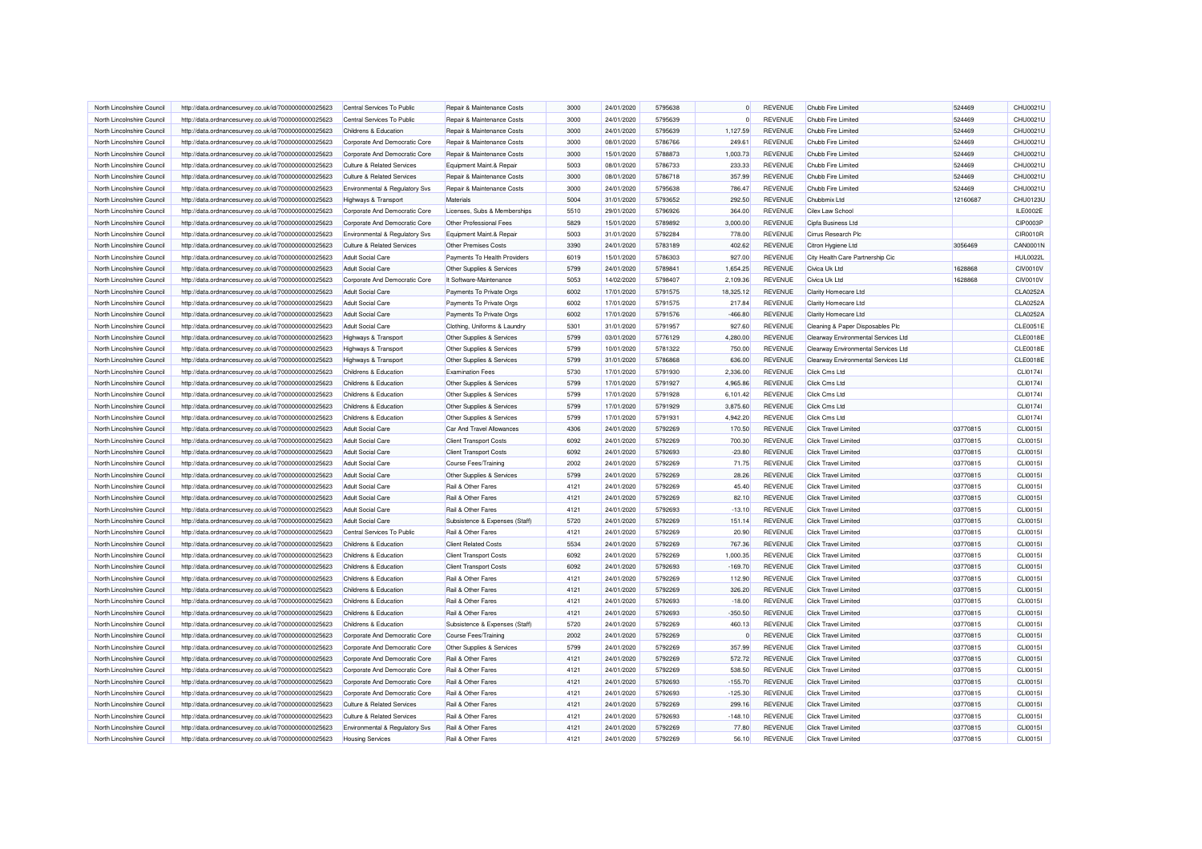| | | | | | | | | | | | |
|---|---|---|---|---|---|---|---|---|---|---|---|
| North Lincolnshire Council | http://data.ordnancesurvey.co.uk/id/7000000000025623 | Central Services To Public | Repair & Maintenance Costs | 3000 | 24/01/2020 | 5795638 | 0 | REVENUE | Chubb Fire Limited | 524469 | CHU0021U |
| North Lincolnshire Council | http://data.ordnancesurvey.co.uk/id/7000000000025623 | Central Services To Public | Repair & Maintenance Costs | 3000 | 24/01/2020 | 5795639 | 0 | REVENUE | Chubb Fire Limited | 524469 | CHU0021U |
| North Lincolnshire Council | http://data.ordnancesurvey.co.uk/id/7000000000025623 | Childrens & Education | Repair & Maintenance Costs | 3000 | 24/01/2020 | 5795639 | 1,127.59 | REVENUE | Chubb Fire Limited | 524469 | CHU0021U |
| North Lincolnshire Council | http://data.ordnancesurvey.co.uk/id/7000000000025623 | Corporate And Democratic Core | Repair & Maintenance Costs | 3000 | 08/01/2020 | 5786766 | 249.61 | REVENUE | Chubb Fire Limited | 524469 | CHU0021U |
| North Lincolnshire Council | http://data.ordnancesurvey.co.uk/id/7000000000025623 | Corporate And Democratic Core | Repair & Maintenance Costs | 3000 | 15/01/2020 | 5788873 | 1,003.73 | REVENUE | Chubb Fire Limited | 524469 | CHU0021U |
| North Lincolnshire Council | http://data.ordnancesurvey.co.uk/id/7000000000025623 | Culture & Related Services | Equipment Maint.& Repair | 5003 | 08/01/2020 | 5786733 | 233.33 | REVENUE | Chubb Fire Limited | 524469 | CHU0021U |
| North Lincolnshire Council | http://data.ordnancesurvey.co.uk/id/7000000000025623 | Culture & Related Services | Repair & Maintenance Costs | 3000 | 08/01/2020 | 5786718 | 357.99 | REVENUE | Chubb Fire Limited | 524469 | CHU0021U |
| North Lincolnshire Council | http://data.ordnancesurvey.co.uk/id/7000000000025623 | Environmental & Regulatory Svs | Repair & Maintenance Costs | 3000 | 24/01/2020 | 5795638 | 786.47 | REVENUE | Chubb Fire Limited | 524469 | CHU0021U |
| North Lincolnshire Council | http://data.ordnancesurvey.co.uk/id/7000000000025623 | Highways & Transport | Materials | 5004 | 31/01/2020 | 5793652 | 292.50 | REVENUE | Chubbmix Ltd | 12160687 | CHU0123U |
| North Lincolnshire Council | http://data.ordnancesurvey.co.uk/id/7000000000025623 | Corporate And Democratic Core | Licenses, Subs & Memberships | 5510 | 29/01/2020 | 5796926 | 364.00 | REVENUE | Cilex Law School | | ILE0002E |
| North Lincolnshire Council | http://data.ordnancesurvey.co.uk/id/7000000000025623 | Corporate And Democratic Core | Other Professional Fees | 5829 | 15/01/2020 | 5789892 | 3,000.00 | REVENUE | Cipfa Business Ltd | | CIP0003P |
| North Lincolnshire Council | http://data.ordnancesurvey.co.uk/id/7000000000025623 | Environmental & Regulatory Svs | Equipment Maint.& Repair | 5003 | 31/01/2020 | 5792284 | 778.00 | REVENUE | Cirrus Research Plc | | CIR0010R |
| North Lincolnshire Council | http://data.ordnancesurvey.co.uk/id/7000000000025623 | Culture & Related Services | Other Premises Costs | 3390 | 24/01/2020 | 5783189 | 402.62 | REVENUE | Citron Hygiene Ltd | 3056469 | CAN0001N |
| North Lincolnshire Council | http://data.ordnancesurvey.co.uk/id/7000000000025623 | Adult Social Care | Payments To Health Providers | 6019 | 15/01/2020 | 5786303 | 927.00 | REVENUE | City Health Care Partnership Cic | | HUL0022L |
| North Lincolnshire Council | http://data.ordnancesurvey.co.uk/id/7000000000025623 | Adult Social Care | Other Supplies & Services | 5799 | 24/01/2020 | 5789841 | 1,654.25 | REVENUE | Civica Uk Ltd | 1628868 | CIV0010V |
| North Lincolnshire Council | http://data.ordnancesurvey.co.uk/id/7000000000025623 | Corporate And Democratic Core | It Software-Maintenance | 5053 | 14/02/2020 | 5798407 | 2,109.36 | REVENUE | Civica Uk Ltd | 1628868 | CIV0010V |
| North Lincolnshire Council | http://data.ordnancesurvey.co.uk/id/7000000000025623 | Adult Social Care | Payments To Private Orgs | 6002 | 17/01/2020 | 5791575 | 18,325.12 | REVENUE | Clarity Homecare Ltd | | CLA0252A |
| North Lincolnshire Council | http://data.ordnancesurvey.co.uk/id/7000000000025623 | Adult Social Care | Payments To Private Orgs | 6002 | 17/01/2020 | 5791575 | 217.84 | REVENUE | Clarity Homecare Ltd | | CLA0252A |
| North Lincolnshire Council | http://data.ordnancesurvey.co.uk/id/7000000000025623 | Adult Social Care | Payments To Private Orgs | 6002 | 17/01/2020 | 5791576 | -466.80 | REVENUE | Clarity Homecare Ltd | | CLA0252A |
| North Lincolnshire Council | http://data.ordnancesurvey.co.uk/id/7000000000025623 | Adult Social Care | Clothing, Uniforms & Laundry | 5301 | 31/01/2020 | 5791957 | 927.60 | REVENUE | Cleaning & Paper Disposables Plc | | CLE0051E |
| North Lincolnshire Council | http://data.ordnancesurvey.co.uk/id/7000000000025623 | Highways & Transport | Other Supplies & Services | 5799 | 03/01/2020 | 5776129 | 4,280.00 | REVENUE | Clearway Environmental Services Ltd | | CLE0018E |
| North Lincolnshire Council | http://data.ordnancesurvey.co.uk/id/7000000000025623 | Highways & Transport | Other Supplies & Services | 5799 | 10/01/2020 | 5781322 | 750.00 | REVENUE | Clearway Environmental Services Ltd | | CLE0018E |
| North Lincolnshire Council | http://data.ordnancesurvey.co.uk/id/7000000000025623 | Highways & Transport | Other Supplies & Services | 5799 | 31/01/2020 | 5786868 | 636.00 | REVENUE | Clearway Environmental Services Ltd | | CLE0018E |
| North Lincolnshire Council | http://data.ordnancesurvey.co.uk/id/7000000000025623 | Childrens & Education | Examination Fees | 5730 | 17/01/2020 | 5791930 | 2,336.00 | REVENUE | Click Cms Ltd | | CLI0174I |
| North Lincolnshire Council | http://data.ordnancesurvey.co.uk/id/7000000000025623 | Childrens & Education | Other Supplies & Services | 5799 | 17/01/2020 | 5791927 | 4,965.86 | REVENUE | Click Cms Ltd | | CLI0174I |
| North Lincolnshire Council | http://data.ordnancesurvey.co.uk/id/7000000000025623 | Childrens & Education | Other Supplies & Services | 5799 | 17/01/2020 | 5791928 | 6,101.42 | REVENUE | Click Cms Ltd | | CLI0174I |
| North Lincolnshire Council | http://data.ordnancesurvey.co.uk/id/7000000000025623 | Childrens & Education | Other Supplies & Services | 5799 | 17/01/2020 | 5791929 | 3,875.60 | REVENUE | Click Cms Ltd | | CLI0174I |
| North Lincolnshire Council | http://data.ordnancesurvey.co.uk/id/7000000000025623 | Childrens & Education | Other Supplies & Services | 5799 | 17/01/2020 | 5791931 | 4,942.20 | REVENUE | Click Cms Ltd | | CLI0174I |
| North Lincolnshire Council | http://data.ordnancesurvey.co.uk/id/7000000000025623 | Adult Social Care | Car And Travel Allowances | 4306 | 24/01/2020 | 5792269 | 170.50 | REVENUE | Click Travel Limited | 03770815 | CLI0015I |
| North Lincolnshire Council | http://data.ordnancesurvey.co.uk/id/7000000000025623 | Adult Social Care | Client Transport Costs | 6092 | 24/01/2020 | 5792269 | 700.30 | REVENUE | Click Travel Limited | 03770815 | CLI0015I |
| North Lincolnshire Council | http://data.ordnancesurvey.co.uk/id/7000000000025623 | Adult Social Care | Client Transport Costs | 6092 | 24/01/2020 | 5792693 | -23.80 | REVENUE | Click Travel Limited | 03770815 | CLI0015I |
| North Lincolnshire Council | http://data.ordnancesurvey.co.uk/id/7000000000025623 | Adult Social Care | Course Fees/Training | 2002 | 24/01/2020 | 5792269 | 71.75 | REVENUE | Click Travel Limited | 03770815 | CLI0015I |
| North Lincolnshire Council | http://data.ordnancesurvey.co.uk/id/7000000000025623 | Adult Social Care | Other Supplies & Services | 5799 | 24/01/2020 | 5792269 | 28.26 | REVENUE | Click Travel Limited | 03770815 | CLI0015I |
| North Lincolnshire Council | http://data.ordnancesurvey.co.uk/id/7000000000025623 | Adult Social Care | Rail & Other Fares | 4121 | 24/01/2020 | 5792269 | 45.40 | REVENUE | Click Travel Limited | 03770815 | CLI0015I |
| North Lincolnshire Council | http://data.ordnancesurvey.co.uk/id/7000000000025623 | Adult Social Care | Rail & Other Fares | 4121 | 24/01/2020 | 5792269 | 82.10 | REVENUE | Click Travel Limited | 03770815 | CLI0015I |
| North Lincolnshire Council | http://data.ordnancesurvey.co.uk/id/7000000000025623 | Adult Social Care | Rail & Other Fares | 4121 | 24/01/2020 | 5792693 | -13.10 | REVENUE | Click Travel Limited | 03770815 | CLI0015I |
| North Lincolnshire Council | http://data.ordnancesurvey.co.uk/id/7000000000025623 | Adult Social Care | Subsistence & Expenses (Staff) | 5720 | 24/01/2020 | 5792269 | 151.14 | REVENUE | Click Travel Limited | 03770815 | CLI0015I |
| North Lincolnshire Council | http://data.ordnancesurvey.co.uk/id/7000000000025623 | Central Services To Public | Rail & Other Fares | 4121 | 24/01/2020 | 5792269 | 20.90 | REVENUE | Click Travel Limited | 03770815 | CLI0015I |
| North Lincolnshire Council | http://data.ordnancesurvey.co.uk/id/7000000000025623 | Childrens & Education | Client Related Costs | 5534 | 24/01/2020 | 5792269 | 767.36 | REVENUE | Click Travel Limited | 03770815 | CLI0015I |
| North Lincolnshire Council | http://data.ordnancesurvey.co.uk/id/7000000000025623 | Childrens & Education | Client Transport Costs | 6092 | 24/01/2020 | 5792269 | 1,000.35 | REVENUE | Click Travel Limited | 03770815 | CLI0015I |
| North Lincolnshire Council | http://data.ordnancesurvey.co.uk/id/7000000000025623 | Childrens & Education | Client Transport Costs | 6092 | 24/01/2020 | 5792693 | -169.70 | REVENUE | Click Travel Limited | 03770815 | CLI0015I |
| North Lincolnshire Council | http://data.ordnancesurvey.co.uk/id/7000000000025623 | Childrens & Education | Rail & Other Fares | 4121 | 24/01/2020 | 5792269 | 112.90 | REVENUE | Click Travel Limited | 03770815 | CLI0015I |
| North Lincolnshire Council | http://data.ordnancesurvey.co.uk/id/7000000000025623 | Childrens & Education | Rail & Other Fares | 4121 | 24/01/2020 | 5792269 | 326.20 | REVENUE | Click Travel Limited | 03770815 | CLI0015I |
| North Lincolnshire Council | http://data.ordnancesurvey.co.uk/id/7000000000025623 | Childrens & Education | Rail & Other Fares | 4121 | 24/01/2020 | 5792693 | -18.00 | REVENUE | Click Travel Limited | 03770815 | CLI0015I |
| North Lincolnshire Council | http://data.ordnancesurvey.co.uk/id/7000000000025623 | Childrens & Education | Rail & Other Fares | 4121 | 24/01/2020 | 5792693 | -350.50 | REVENUE | Click Travel Limited | 03770815 | CLI0015I |
| North Lincolnshire Council | http://data.ordnancesurvey.co.uk/id/7000000000025623 | Childrens & Education | Subsistence & Expenses (Staff) | 5720 | 24/01/2020 | 5792269 | 460.13 | REVENUE | Click Travel Limited | 03770815 | CLI0015I |
| North Lincolnshire Council | http://data.ordnancesurvey.co.uk/id/7000000000025623 | Corporate And Democratic Core | Course Fees/Training | 2002 | 24/01/2020 | 5792269 | 0 | REVENUE | Click Travel Limited | 03770815 | CLI0015I |
| North Lincolnshire Council | http://data.ordnancesurvey.co.uk/id/7000000000025623 | Corporate And Democratic Core | Other Supplies & Services | 5799 | 24/01/2020 | 5792269 | 357.99 | REVENUE | Click Travel Limited | 03770815 | CLI0015I |
| North Lincolnshire Council | http://data.ordnancesurvey.co.uk/id/7000000000025623 | Corporate And Democratic Core | Rail & Other Fares | 4121 | 24/01/2020 | 5792269 | 572.72 | REVENUE | Click Travel Limited | 03770815 | CLI0015I |
| North Lincolnshire Council | http://data.ordnancesurvey.co.uk/id/7000000000025623 | Corporate And Democratic Core | Rail & Other Fares | 4121 | 24/01/2020 | 5792269 | 538.50 | REVENUE | Click Travel Limited | 03770815 | CLI0015I |
| North Lincolnshire Council | http://data.ordnancesurvey.co.uk/id/7000000000025623 | Corporate And Democratic Core | Rail & Other Fares | 4121 | 24/01/2020 | 5792693 | -155.70 | REVENUE | Click Travel Limited | 03770815 | CLI0015I |
| North Lincolnshire Council | http://data.ordnancesurvey.co.uk/id/7000000000025623 | Corporate And Democratic Core | Rail & Other Fares | 4121 | 24/01/2020 | 5792693 | -125.30 | REVENUE | Click Travel Limited | 03770815 | CLI0015I |
| North Lincolnshire Council | http://data.ordnancesurvey.co.uk/id/7000000000025623 | Culture & Related Services | Rail & Other Fares | 4121 | 24/01/2020 | 5792269 | 299.16 | REVENUE | Click Travel Limited | 03770815 | CLI0015I |
| North Lincolnshire Council | http://data.ordnancesurvey.co.uk/id/7000000000025623 | Culture & Related Services | Rail & Other Fares | 4121 | 24/01/2020 | 5792693 | -148.10 | REVENUE | Click Travel Limited | 03770815 | CLI0015I |
| North Lincolnshire Council | http://data.ordnancesurvey.co.uk/id/7000000000025623 | Environmental & Regulatory Svs | Rail & Other Fares | 4121 | 24/01/2020 | 5792269 | 77.80 | REVENUE | Click Travel Limited | 03770815 | CLI0015I |
| North Lincolnshire Council | http://data.ordnancesurvey.co.uk/id/7000000000025623 | Housing Services | Rail & Other Fares | 4121 | 24/01/2020 | 5792269 | 56.10 | REVENUE | Click Travel Limited | 03770815 | CLI0015I |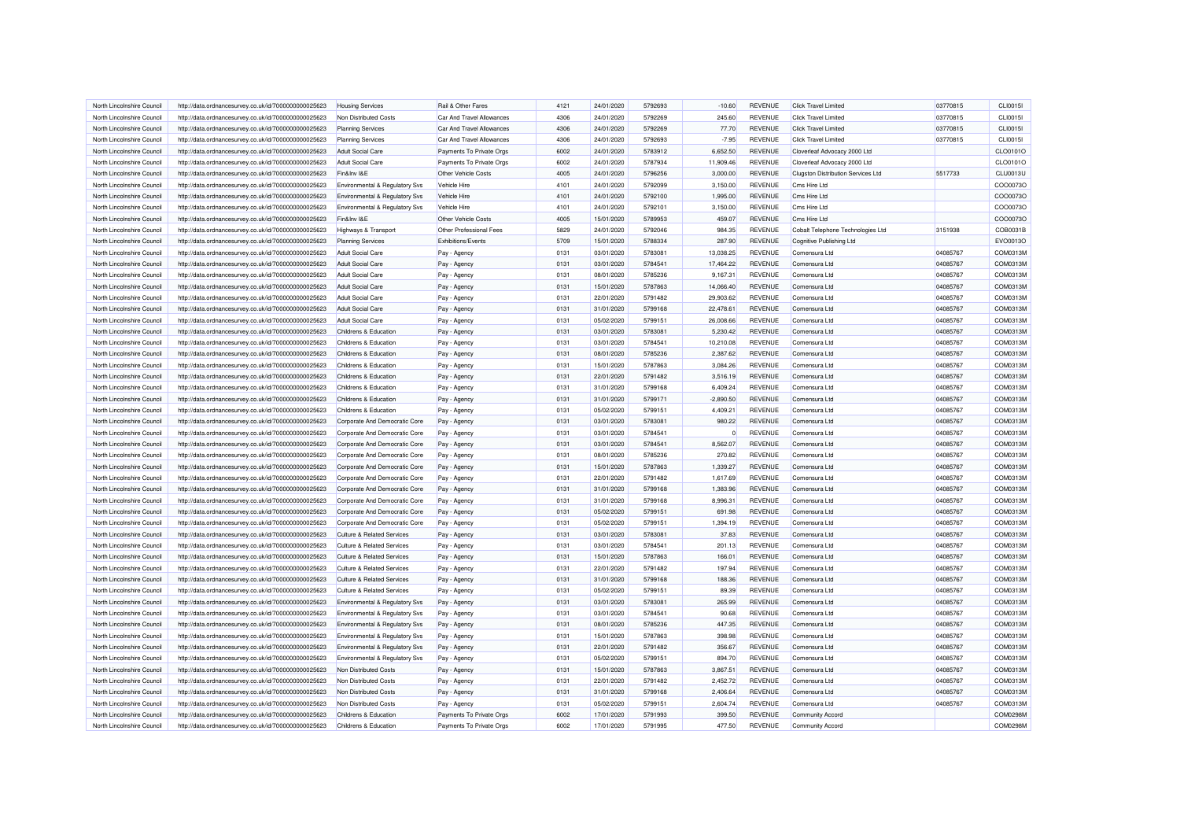| | | | | | | | | | | | | |
|---|---|---|---|---|---|---|---|---|---|---|---|---|
| North Lincolnshire Council | http://data.ordnancesurvey.co.uk/id/7000000000025623 | Housing Services | Rail & Other Fares | 4121 | 24/01/2020 | 5792693 | -10.60 | REVENUE | Click Travel Limited | 03770815 | CLI0015I |
| North Lincolnshire Council | http://data.ordnancesurvey.co.uk/id/7000000000025623 | Non Distributed Costs | Car And Travel Allowances | 4306 | 24/01/2020 | 5792269 | 245.60 | REVENUE | Click Travel Limited | 03770815 | CLI0015I |
| North Lincolnshire Council | http://data.ordnancesurvey.co.uk/id/7000000000025623 | Planning Services | Car And Travel Allowances | 4306 | 24/01/2020 | 5792269 | 77.70 | REVENUE | Click Travel Limited | 03770815 | CLI0015I |
| North Lincolnshire Council | http://data.ordnancesurvey.co.uk/id/7000000000025623 | Planning Services | Car And Travel Allowances | 4306 | 24/01/2020 | 5792693 | -7.95 | REVENUE | Click Travel Limited | 03770815 | CLI0015I |
| North Lincolnshire Council | http://data.ordnancesurvey.co.uk/id/7000000000025623 | Adult Social Care | Payments To Private Orgs | 6002 | 24/01/2020 | 5783912 | 6,652.50 | REVENUE | Cloverleaf Advocacy 2000 Ltd | | CLO0101O |
| North Lincolnshire Council | http://data.ordnancesurvey.co.uk/id/7000000000025623 | Adult Social Care | Payments To Private Orgs | 6002 | 24/01/2020 | 5787934 | 11,909.46 | REVENUE | Cloverleaf Advocacy 2000 Ltd | | CLO0101O |
| North Lincolnshire Council | http://data.ordnancesurvey.co.uk/id/7000000000025623 | Fin&Inv I&E | Other Vehicle Costs | 4005 | 24/01/2020 | 5796256 | 3,000.00 | REVENUE | Clugston Distribution Services Ltd | 5517733 | CLU0013U |
| North Lincolnshire Council | http://data.ordnancesurvey.co.uk/id/7000000000025623 | Environmental & Regulatory Svs | Vehicle Hire | 4101 | 24/01/2020 | 5792099 | 3,150.00 | REVENUE | Cms Hire Ltd | | COO0073O |
| North Lincolnshire Council | http://data.ordnancesurvey.co.uk/id/7000000000025623 | Environmental & Regulatory Svs | Vehicle Hire | 4101 | 24/01/2020 | 5792100 | 1,995.00 | REVENUE | Cms Hire Ltd | | COO0073O |
| North Lincolnshire Council | http://data.ordnancesurvey.co.uk/id/7000000000025623 | Environmental & Regulatory Svs | Vehicle Hire | 4101 | 24/01/2020 | 5792101 | 3,150.00 | REVENUE | Cms Hire Ltd | | COO0073O |
| North Lincolnshire Council | http://data.ordnancesurvey.co.uk/id/7000000000025623 | Fin&Inv I&E | Other Vehicle Costs | 4005 | 15/01/2020 | 5789953 | 459.07 | REVENUE | Cms Hire Ltd | | COO0073O |
| North Lincolnshire Council | http://data.ordnancesurvey.co.uk/id/7000000000025623 | Highways & Transport | Other Professional Fees | 5829 | 24/01/2020 | 5792046 | 984.35 | REVENUE | Cobalt Telephone Technologies Ltd | 3151938 | COB0031B |
| North Lincolnshire Council | http://data.ordnancesurvey.co.uk/id/7000000000025623 | Planning Services | Exhibitions/Events | 5709 | 15/01/2020 | 5788334 | 287.90 | REVENUE | Cognitive Publishing Ltd | | EVO0013O |
| North Lincolnshire Council | http://data.ordnancesurvey.co.uk/id/7000000000025623 | Adult Social Care | Pay - Agency | 0131 | 03/01/2020 | 5783081 | 13,038.25 | REVENUE | Comensura Ltd | 04085767 | COM0313M |
| North Lincolnshire Council | http://data.ordnancesurvey.co.uk/id/7000000000025623 | Adult Social Care | Pay - Agency | 0131 | 03/01/2020 | 5784541 | 17,464.22 | REVENUE | Comensura Ltd | 04085767 | COM0313M |
| North Lincolnshire Council | http://data.ordnancesurvey.co.uk/id/7000000000025623 | Adult Social Care | Pay - Agency | 0131 | 08/01/2020 | 5785236 | 9,167.31 | REVENUE | Comensura Ltd | 04085767 | COM0313M |
| North Lincolnshire Council | http://data.ordnancesurvey.co.uk/id/7000000000025623 | Adult Social Care | Pay - Agency | 0131 | 15/01/2020 | 5787863 | 14,066.40 | REVENUE | Comensura Ltd | 04085767 | COM0313M |
| North Lincolnshire Council | http://data.ordnancesurvey.co.uk/id/7000000000025623 | Adult Social Care | Pay - Agency | 0131 | 22/01/2020 | 5791482 | 29,903.62 | REVENUE | Comensura Ltd | 04085767 | COM0313M |
| North Lincolnshire Council | http://data.ordnancesurvey.co.uk/id/7000000000025623 | Adult Social Care | Pay - Agency | 0131 | 31/01/2020 | 5799168 | 22,478.61 | REVENUE | Comensura Ltd | 04085767 | COM0313M |
| North Lincolnshire Council | http://data.ordnancesurvey.co.uk/id/7000000000025623 | Adult Social Care | Pay - Agency | 0131 | 05/02/2020 | 5799151 | 26,008.66 | REVENUE | Comensura Ltd | 04085767 | COM0313M |
| North Lincolnshire Council | http://data.ordnancesurvey.co.uk/id/7000000000025623 | Childrens & Education | Pay - Agency | 0131 | 03/01/2020 | 5783081 | 5,230.42 | REVENUE | Comensura Ltd | 04085767 | COM0313M |
| North Lincolnshire Council | http://data.ordnancesurvey.co.uk/id/7000000000025623 | Childrens & Education | Pay - Agency | 0131 | 03/01/2020 | 5784541 | 10,210.08 | REVENUE | Comensura Ltd | 04085767 | COM0313M |
| North Lincolnshire Council | http://data.ordnancesurvey.co.uk/id/7000000000025623 | Childrens & Education | Pay - Agency | 0131 | 08/01/2020 | 5785236 | 2,387.62 | REVENUE | Comensura Ltd | 04085767 | COM0313M |
| North Lincolnshire Council | http://data.ordnancesurvey.co.uk/id/7000000000025623 | Childrens & Education | Pay - Agency | 0131 | 15/01/2020 | 5787863 | 3,084.26 | REVENUE | Comensura Ltd | 04085767 | COM0313M |
| North Lincolnshire Council | http://data.ordnancesurvey.co.uk/id/7000000000025623 | Childrens & Education | Pay - Agency | 0131 | 22/01/2020 | 5791482 | 3,516.19 | REVENUE | Comensura Ltd | 04085767 | COM0313M |
| North Lincolnshire Council | http://data.ordnancesurvey.co.uk/id/7000000000025623 | Childrens & Education | Pay - Agency | 0131 | 31/01/2020 | 5799168 | 6,409.24 | REVENUE | Comensura Ltd | 04085767 | COM0313M |
| North Lincolnshire Council | http://data.ordnancesurvey.co.uk/id/7000000000025623 | Childrens & Education | Pay - Agency | 0131 | 31/01/2020 | 5799171 | -2,890.50 | REVENUE | Comensura Ltd | 04085767 | COM0313M |
| North Lincolnshire Council | http://data.ordnancesurvey.co.uk/id/7000000000025623 | Childrens & Education | Pay - Agency | 0131 | 05/02/2020 | 5799151 | 4,409.21 | REVENUE | Comensura Ltd | 04085767 | COM0313M |
| North Lincolnshire Council | http://data.ordnancesurvey.co.uk/id/7000000000025623 | Corporate And Democratic Core | Pay - Agency | 0131 | 03/01/2020 | 5783081 | 980.22 | REVENUE | Comensura Ltd | 04085767 | COM0313M |
| North Lincolnshire Council | http://data.ordnancesurvey.co.uk/id/7000000000025623 | Corporate And Democratic Core | Pay - Agency | 0131 | 03/01/2020 | 5784541 | 0 | REVENUE | Comensura Ltd | 04085767 | COM0313M |
| North Lincolnshire Council | http://data.ordnancesurvey.co.uk/id/7000000000025623 | Corporate And Democratic Core | Pay - Agency | 0131 | 03/01/2020 | 5784541 | 8,562.07 | REVENUE | Comensura Ltd | 04085767 | COM0313M |
| North Lincolnshire Council | http://data.ordnancesurvey.co.uk/id/7000000000025623 | Corporate And Democratic Core | Pay - Agency | 0131 | 08/01/2020 | 5785236 | 270.82 | REVENUE | Comensura Ltd | 04085767 | COM0313M |
| North Lincolnshire Council | http://data.ordnancesurvey.co.uk/id/7000000000025623 | Corporate And Democratic Core | Pay - Agency | 0131 | 15/01/2020 | 5787863 | 1,339.27 | REVENUE | Comensura Ltd | 04085767 | COM0313M |
| North Lincolnshire Council | http://data.ordnancesurvey.co.uk/id/7000000000025623 | Corporate And Democratic Core | Pay - Agency | 0131 | 22/01/2020 | 5791482 | 1,617.69 | REVENUE | Comensura Ltd | 04085767 | COM0313M |
| North Lincolnshire Council | http://data.ordnancesurvey.co.uk/id/7000000000025623 | Corporate And Democratic Core | Pay - Agency | 0131 | 31/01/2020 | 5799168 | 1,383.96 | REVENUE | Comensura Ltd | 04085767 | COM0313M |
| North Lincolnshire Council | http://data.ordnancesurvey.co.uk/id/7000000000025623 | Corporate And Democratic Core | Pay - Agency | 0131 | 31/01/2020 | 5799168 | 8,996.31 | REVENUE | Comensura Ltd | 04085767 | COM0313M |
| North Lincolnshire Council | http://data.ordnancesurvey.co.uk/id/7000000000025623 | Corporate And Democratic Core | Pay - Agency | 0131 | 05/02/2020 | 5799151 | 691.98 | REVENUE | Comensura Ltd | 04085767 | COM0313M |
| North Lincolnshire Council | http://data.ordnancesurvey.co.uk/id/7000000000025623 | Corporate And Democratic Core | Pay - Agency | 0131 | 05/02/2020 | 5799151 | 1,394.19 | REVENUE | Comensura Ltd | 04085767 | COM0313M |
| North Lincolnshire Council | http://data.ordnancesurvey.co.uk/id/7000000000025623 | Culture & Related Services | Pay - Agency | 0131 | 03/01/2020 | 5783081 | 37.83 | REVENUE | Comensura Ltd | 04085767 | COM0313M |
| North Lincolnshire Council | http://data.ordnancesurvey.co.uk/id/7000000000025623 | Culture & Related Services | Pay - Agency | 0131 | 03/01/2020 | 5784541 | 201.13 | REVENUE | Comensura Ltd | 04085767 | COM0313M |
| North Lincolnshire Council | http://data.ordnancesurvey.co.uk/id/7000000000025623 | Culture & Related Services | Pay - Agency | 0131 | 15/01/2020 | 5787863 | 166.01 | REVENUE | Comensura Ltd | 04085767 | COM0313M |
| North Lincolnshire Council | http://data.ordnancesurvey.co.uk/id/7000000000025623 | Culture & Related Services | Pay - Agency | 0131 | 22/01/2020 | 5791482 | 197.94 | REVENUE | Comensura Ltd | 04085767 | COM0313M |
| North Lincolnshire Council | http://data.ordnancesurvey.co.uk/id/7000000000025623 | Culture & Related Services | Pay - Agency | 0131 | 31/01/2020 | 5799168 | 188.36 | REVENUE | Comensura Ltd | 04085767 | COM0313M |
| North Lincolnshire Council | http://data.ordnancesurvey.co.uk/id/7000000000025623 | Culture & Related Services | Pay - Agency | 0131 | 05/02/2020 | 5799151 | 89.39 | REVENUE | Comensura Ltd | 04085767 | COM0313M |
| North Lincolnshire Council | http://data.ordnancesurvey.co.uk/id/7000000000025623 | Environmental & Regulatory Svs | Pay - Agency | 0131 | 03/01/2020 | 5783081 | 265.99 | REVENUE | Comensura Ltd | 04085767 | COM0313M |
| North Lincolnshire Council | http://data.ordnancesurvey.co.uk/id/7000000000025623 | Environmental & Regulatory Svs | Pay - Agency | 0131 | 03/01/2020 | 5784541 | 90.68 | REVENUE | Comensura Ltd | 04085767 | COM0313M |
| North Lincolnshire Council | http://data.ordnancesurvey.co.uk/id/7000000000025623 | Environmental & Regulatory Svs | Pay - Agency | 0131 | 08/01/2020 | 5785236 | 447.35 | REVENUE | Comensura Ltd | 04085767 | COM0313M |
| North Lincolnshire Council | http://data.ordnancesurvey.co.uk/id/7000000000025623 | Environmental & Regulatory Svs | Pay - Agency | 0131 | 15/01/2020 | 5787863 | 398.98 | REVENUE | Comensura Ltd | 04085767 | COM0313M |
| North Lincolnshire Council | http://data.ordnancesurvey.co.uk/id/7000000000025623 | Environmental & Regulatory Svs | Pay - Agency | 0131 | 22/01/2020 | 5791482 | 356.67 | REVENUE | Comensura Ltd | 04085767 | COM0313M |
| North Lincolnshire Council | http://data.ordnancesurvey.co.uk/id/7000000000025623 | Environmental & Regulatory Svs | Pay - Agency | 0131 | 05/02/2020 | 5799151 | 894.70 | REVENUE | Comensura Ltd | 04085767 | COM0313M |
| North Lincolnshire Council | http://data.ordnancesurvey.co.uk/id/7000000000025623 | Non Distributed Costs | Pay - Agency | 0131 | 15/01/2020 | 5787863 | 3,867.51 | REVENUE | Comensura Ltd | 04085767 | COM0313M |
| North Lincolnshire Council | http://data.ordnancesurvey.co.uk/id/7000000000025623 | Non Distributed Costs | Pay - Agency | 0131 | 22/01/2020 | 5791482 | 2,452.72 | REVENUE | Comensura Ltd | 04085767 | COM0313M |
| North Lincolnshire Council | http://data.ordnancesurvey.co.uk/id/7000000000025623 | Non Distributed Costs | Pay - Agency | 0131 | 31/01/2020 | 5799168 | 2,406.64 | REVENUE | Comensura Ltd | 04085767 | COM0313M |
| North Lincolnshire Council | http://data.ordnancesurvey.co.uk/id/7000000000025623 | Non Distributed Costs | Pay - Agency | 0131 | 05/02/2020 | 5799151 | 2,604.74 | REVENUE | Comensura Ltd | 04085767 | COM0313M |
| North Lincolnshire Council | http://data.ordnancesurvey.co.uk/id/7000000000025623 | Childrens & Education | Payments To Private Orgs | 6002 | 17/01/2020 | 5791993 | 399.50 | REVENUE | Community Accord | | COM0298M |
| North Lincolnshire Council | http://data.ordnancesurvey.co.uk/id/7000000000025623 | Childrens & Education | Payments To Private Orgs | 6002 | 17/01/2020 | 5791995 | 477.50 | REVENUE | Community Accord | | COM0298M |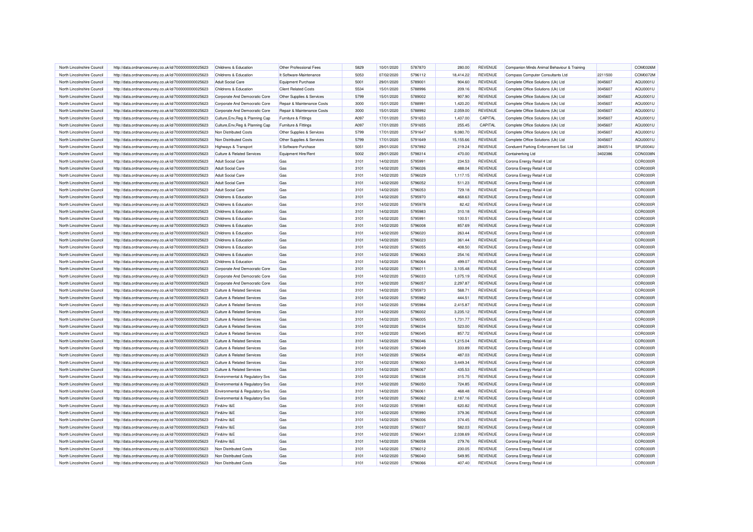| | | | | | | | | | | | |
|---|---|---|---|---|---|---|---|---|---|---|---|
| North Lincolnshire Council | http://data.ordnancesurvey.co.uk/id/7000000000025623 | Childrens & Education | Other Professional Fees | 5829 | 10/01/2020 | 5787870 | 280.00 | REVENUE | Companion Minds Animal Behaviour & Training | | COM0326M |
| North Lincolnshire Council | http://data.ordnancesurvey.co.uk/id/7000000000025623 | Childrens & Education | It Software-Maintenance | 5053 | 07/02/2020 | 5796112 | 18,414.22 | REVENUE | Compass Computer Consultants Ltd | 2211500 | COM0072M |
| North Lincolnshire Council | http://data.ordnancesurvey.co.uk/id/7000000000025623 | Adult Social Care | Equipment Purchase | 5001 | 29/01/2020 | 5789001 | 904.60 | REVENUE | Complete Office Solutions (Uk) Ltd | 3045607 | AQU0001U |
| North Lincolnshire Council | http://data.ordnancesurvey.co.uk/id/7000000000025623 | Childrens & Education | Client Related Costs | 5534 | 15/01/2020 | 5788996 | 209.16 | REVENUE | Complete Office Solutions (Uk) Ltd | 3045607 | AQU0001U |
| North Lincolnshire Council | http://data.ordnancesurvey.co.uk/id/7000000000025623 | Corporate And Democratic Core | Other Supplies & Services | 5799 | 15/01/2020 | 5789002 | 907.90 | REVENUE | Complete Office Solutions (Uk) Ltd | 3045607 | AQU0001U |
| North Lincolnshire Council | http://data.ordnancesurvey.co.uk/id/7000000000025623 | Corporate And Democratic Core | Repair & Maintenance Costs | 3000 | 15/01/2020 | 5788991 | 1,420.20 | REVENUE | Complete Office Solutions (Uk) Ltd | 3045607 | AQU0001U |
| North Lincolnshire Council | http://data.ordnancesurvey.co.uk/id/7000000000025623 | Corporate And Democratic Core | Repair & Maintenance Costs | 3000 | 15/01/2020 | 5788992 | 2,059.00 | REVENUE | Complete Office Solutions (Uk) Ltd | 3045607 | AQU0001U |
| North Lincolnshire Council | http://data.ordnancesurvey.co.uk/id/7000000000025623 | Culture,Env,Reg & Planning Cap | Furniture & Fittings | A097 | 17/01/2020 | 5791653 | 1,437.00 | CAPITAL | Complete Office Solutions (Uk) Ltd | 3045607 | AQU0001U |
| North Lincolnshire Council | http://data.ordnancesurvey.co.uk/id/7000000000025623 | Culture,Env,Reg & Planning Cap | Furniture & Fittings | A097 | 17/01/2020 | 5791655 | 255.45 | CAPITAL | Complete Office Solutions (Uk) Ltd | 3045607 | AQU0001U |
| North Lincolnshire Council | http://data.ordnancesurvey.co.uk/id/7000000000025623 | Non Distributed Costs | Other Supplies & Services | 5799 | 17/01/2020 | 5791647 | 9,080.70 | REVENUE | Complete Office Solutions (Uk) Ltd | 3045607 | AQU0001U |
| North Lincolnshire Council | http://data.ordnancesurvey.co.uk/id/7000000000025623 | Non Distributed Costs | Other Supplies & Services | 5799 | 17/01/2020 | 5791649 | 15,155.66 | REVENUE | Complete Office Solutions (Uk) Ltd | 3045607 | AQU0001U |
| North Lincolnshire Council | http://data.ordnancesurvey.co.uk/id/7000000000025623 | Highways & Transport | It Software-Purchase | 5051 | 29/01/2020 | 5797892 | 219.24 | REVENUE | Conduent Parking Enforcement Sol. Ltd | 2840514 | SPU0004U |
| North Lincolnshire Council | http://data.ordnancesurvey.co.uk/id/7000000000025623 | Culture & Related Services | Equipment Hire/Rent | 5002 | 29/01/2020 | 5798314 | 470.00 | REVENUE | Containerking Ltd | 3402386 | CON0338N |
| North Lincolnshire Council | http://data.ordnancesurvey.co.uk/id/7000000000025623 | Adult Social Care | Gas | 3101 | 14/02/2020 | 5795991 | 234.53 | REVENUE | Corona Energy Retail 4 Ltd | | COR0300R |
| North Lincolnshire Council | http://data.ordnancesurvey.co.uk/id/7000000000025623 | Adult Social Care | Gas | 3101 | 14/02/2020 | 5796026 | 488.04 | REVENUE | Corona Energy Retail 4 Ltd | | COR0300R |
| North Lincolnshire Council | http://data.ordnancesurvey.co.uk/id/7000000000025623 | Adult Social Care | Gas | 3101 | 14/02/2020 | 5796029 | 1,117.15 | REVENUE | Corona Energy Retail 4 Ltd | | COR0300R |
| North Lincolnshire Council | http://data.ordnancesurvey.co.uk/id/7000000000025623 | Adult Social Care | Gas | 3101 | 14/02/2020 | 5796052 | 511.23 | REVENUE | Corona Energy Retail 4 Ltd | | COR0300R |
| North Lincolnshire Council | http://data.ordnancesurvey.co.uk/id/7000000000025623 | Adult Social Care | Gas | 3101 | 14/02/2020 | 5796053 | 729.18 | REVENUE | Corona Energy Retail 4 Ltd | | COR0300R |
| North Lincolnshire Council | http://data.ordnancesurvey.co.uk/id/7000000000025623 | Childrens & Education | Gas | 3101 | 14/02/2020 | 5795970 | 468.63 | REVENUE | Corona Energy Retail 4 Ltd | | COR0300R |
| North Lincolnshire Council | http://data.ordnancesurvey.co.uk/id/7000000000025623 | Childrens & Education | Gas | 3101 | 14/02/2020 | 5795978 | 82.42 | REVENUE | Corona Energy Retail 4 Ltd | | COR0300R |
| North Lincolnshire Council | http://data.ordnancesurvey.co.uk/id/7000000000025623 | Childrens & Education | Gas | 3101 | 14/02/2020 | 5795983 | 310.18 | REVENUE | Corona Energy Retail 4 Ltd | | COR0300R |
| North Lincolnshire Council | http://data.ordnancesurvey.co.uk/id/7000000000025623 | Childrens & Education | Gas | 3101 | 14/02/2020 | 5795991 | 100.51 | REVENUE | Corona Energy Retail 4 Ltd | | COR0300R |
| North Lincolnshire Council | http://data.ordnancesurvey.co.uk/id/7000000000025623 | Childrens & Education | Gas | 3101 | 14/02/2020 | 5796008 | 857.69 | REVENUE | Corona Energy Retail 4 Ltd | | COR0300R |
| North Lincolnshire Council | http://data.ordnancesurvey.co.uk/id/7000000000025623 | Childrens & Education | Gas | 3101 | 14/02/2020 | 5796020 | 263.44 | REVENUE | Corona Energy Retail 4 Ltd | | COR0300R |
| North Lincolnshire Council | http://data.ordnancesurvey.co.uk/id/7000000000025623 | Childrens & Education | Gas | 3101 | 14/02/2020 | 5796023 | 361.44 | REVENUE | Corona Energy Retail 4 Ltd | | COR0300R |
| North Lincolnshire Council | http://data.ordnancesurvey.co.uk/id/7000000000025623 | Childrens & Education | Gas | 3101 | 14/02/2020 | 5796055 | 408.50 | REVENUE | Corona Energy Retail 4 Ltd | | COR0300R |
| North Lincolnshire Council | http://data.ordnancesurvey.co.uk/id/7000000000025623 | Childrens & Education | Gas | 3101 | 14/02/2020 | 5796063 | 254.16 | REVENUE | Corona Energy Retail 4 Ltd | | COR0300R |
| North Lincolnshire Council | http://data.ordnancesurvey.co.uk/id/7000000000025623 | Childrens & Education | Gas | 3101 | 14/02/2020 | 5796064 | 499.07 | REVENUE | Corona Energy Retail 4 Ltd | | COR0300R |
| North Lincolnshire Council | http://data.ordnancesurvey.co.uk/id/7000000000025623 | Corporate And Democratic Core | Gas | 3101 | 14/02/2020 | 5796011 | 3,105.48 | REVENUE | Corona Energy Retail 4 Ltd | | COR0300R |
| North Lincolnshire Council | http://data.ordnancesurvey.co.uk/id/7000000000025623 | Corporate And Democratic Core | Gas | 3101 | 14/02/2020 | 5796033 | 1,075.19 | REVENUE | Corona Energy Retail 4 Ltd | | COR0300R |
| North Lincolnshire Council | http://data.ordnancesurvey.co.uk/id/7000000000025623 | Corporate And Democratic Core | Gas | 3101 | 14/02/2020 | 5796057 | 2,297.87 | REVENUE | Corona Energy Retail 4 Ltd | | COR0300R |
| North Lincolnshire Council | http://data.ordnancesurvey.co.uk/id/7000000000025623 | Culture & Related Services | Gas | 3101 | 14/02/2020 | 5795973 | 568.71 | REVENUE | Corona Energy Retail 4 Ltd | | COR0300R |
| North Lincolnshire Council | http://data.ordnancesurvey.co.uk/id/7000000000025623 | Culture & Related Services | Gas | 3101 | 14/02/2020 | 5795982 | 444.51 | REVENUE | Corona Energy Retail 4 Ltd | | COR0300R |
| North Lincolnshire Council | http://data.ordnancesurvey.co.uk/id/7000000000025623 | Culture & Related Services | Gas | 3101 | 14/02/2020 | 5795984 | 2,415.87 | REVENUE | Corona Energy Retail 4 Ltd | | COR0300R |
| North Lincolnshire Council | http://data.ordnancesurvey.co.uk/id/7000000000025623 | Culture & Related Services | Gas | 3101 | 14/02/2020 | 5796002 | 3,235.12 | REVENUE | Corona Energy Retail 4 Ltd | | COR0300R |
| North Lincolnshire Council | http://data.ordnancesurvey.co.uk/id/7000000000025623 | Culture & Related Services | Gas | 3101 | 14/02/2020 | 5796005 | 1,731.77 | REVENUE | Corona Energy Retail 4 Ltd | | COR0300R |
| North Lincolnshire Council | http://data.ordnancesurvey.co.uk/id/7000000000025623 | Culture & Related Services | Gas | 3101 | 14/02/2020 | 5796034 | 523.00 | REVENUE | Corona Energy Retail 4 Ltd | | COR0300R |
| North Lincolnshire Council | http://data.ordnancesurvey.co.uk/id/7000000000025623 | Culture & Related Services | Gas | 3101 | 14/02/2020 | 5796045 | 857.72 | REVENUE | Corona Energy Retail 4 Ltd | | COR0300R |
| North Lincolnshire Council | http://data.ordnancesurvey.co.uk/id/7000000000025623 | Culture & Related Services | Gas | 3101 | 14/02/2020 | 5796046 | 1,215.04 | REVENUE | Corona Energy Retail 4 Ltd | | COR0300R |
| North Lincolnshire Council | http://data.ordnancesurvey.co.uk/id/7000000000025623 | Culture & Related Services | Gas | 3101 | 14/02/2020 | 5796049 | 333.89 | REVENUE | Corona Energy Retail 4 Ltd | | COR0300R |
| North Lincolnshire Council | http://data.ordnancesurvey.co.uk/id/7000000000025623 | Culture & Related Services | Gas | 3101 | 14/02/2020 | 5796054 | 487.03 | REVENUE | Corona Energy Retail 4 Ltd | | COR0300R |
| North Lincolnshire Council | http://data.ordnancesurvey.co.uk/id/7000000000025623 | Culture & Related Services | Gas | 3101 | 14/02/2020 | 5796060 | 3,449.34 | REVENUE | Corona Energy Retail 4 Ltd | | COR0300R |
| North Lincolnshire Council | http://data.ordnancesurvey.co.uk/id/7000000000025623 | Culture & Related Services | Gas | 3101 | 14/02/2020 | 5796067 | 435.53 | REVENUE | Corona Energy Retail 4 Ltd | | COR0300R |
| North Lincolnshire Council | http://data.ordnancesurvey.co.uk/id/7000000000025623 | Environmental & Regulatory Svs | Gas | 3101 | 14/02/2020 | 5796038 | 315.75 | REVENUE | Corona Energy Retail 4 Ltd | | COR0300R |
| North Lincolnshire Council | http://data.ordnancesurvey.co.uk/id/7000000000025623 | Environmental & Regulatory Svs | Gas | 3101 | 14/02/2020 | 5796050 | 724.85 | REVENUE | Corona Energy Retail 4 Ltd | | COR0300R |
| North Lincolnshire Council | http://data.ordnancesurvey.co.uk/id/7000000000025623 | Environmental & Regulatory Svs | Gas | 3101 | 14/02/2020 | 5796061 | 468.48 | REVENUE | Corona Energy Retail 4 Ltd | | COR0300R |
| North Lincolnshire Council | http://data.ordnancesurvey.co.uk/id/7000000000025623 | Environmental & Regulatory Svs | Gas | 3101 | 14/02/2020 | 5796062 | 2,187.16 | REVENUE | Corona Energy Retail 4 Ltd | | COR0300R |
| North Lincolnshire Council | http://data.ordnancesurvey.co.uk/id/7000000000025623 | Fin&Inv I&E | Gas | 3101 | 14/02/2020 | 5795981 | 620.82 | REVENUE | Corona Energy Retail 4 Ltd | | COR0300R |
| North Lincolnshire Council | http://data.ordnancesurvey.co.uk/id/7000000000025623 | Fin&Inv I&E | Gas | 3101 | 14/02/2020 | 5795990 | 379.36 | REVENUE | Corona Energy Retail 4 Ltd | | COR0300R |
| North Lincolnshire Council | http://data.ordnancesurvey.co.uk/id/7000000000025623 | Fin&Inv I&E | Gas | 3101 | 14/02/2020 | 5796006 | 374.45 | REVENUE | Corona Energy Retail 4 Ltd | | COR0300R |
| North Lincolnshire Council | http://data.ordnancesurvey.co.uk/id/7000000000025623 | Fin&Inv I&E | Gas | 3101 | 14/02/2020 | 5796037 | 582.03 | REVENUE | Corona Energy Retail 4 Ltd | | COR0300R |
| North Lincolnshire Council | http://data.ordnancesurvey.co.uk/id/7000000000025623 | Fin&Inv I&E | Gas | 3101 | 14/02/2020 | 5796041 | 2,038.69 | REVENUE | Corona Energy Retail 4 Ltd | | COR0300R |
| North Lincolnshire Council | http://data.ordnancesurvey.co.uk/id/7000000000025623 | Fin&Inv I&E | Gas | 3101 | 14/02/2020 | 5796058 | 279.76 | REVENUE | Corona Energy Retail 4 Ltd | | COR0300R |
| North Lincolnshire Council | http://data.ordnancesurvey.co.uk/id/7000000000025623 | Non Distributed Costs | Gas | 3101 | 14/02/2020 | 5796012 | 230.05 | REVENUE | Corona Energy Retail 4 Ltd | | COR0300R |
| North Lincolnshire Council | http://data.ordnancesurvey.co.uk/id/7000000000025623 | Non Distributed Costs | Gas | 3101 | 14/02/2020 | 5796040 | 549.95 | REVENUE | Corona Energy Retail 4 Ltd | | COR0300R |
| North Lincolnshire Council | http://data.ordnancesurvey.co.uk/id/7000000000025623 | Non Distributed Costs | Gas | 3101 | 14/02/2020 | 5796066 | 407.40 | REVENUE | Corona Energy Retail 4 Ltd | | COR0300R |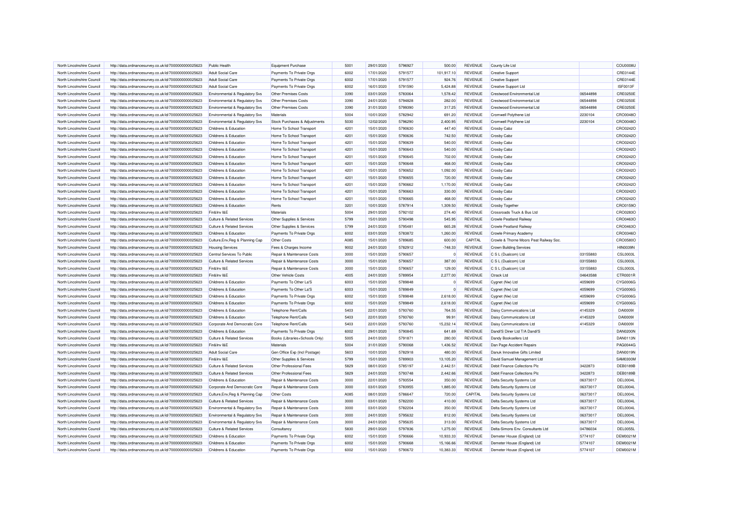| | | | | | | | | | | | | |
|---|---|---|---|---|---|---|---|---|---|---|---|---|
| North Lincolnshire Council | http://data.ordnancesurvey.co.uk/id/7000000000025623 | Public Health | Equipment Purchase | 5001 | 29/01/2020 | 5796927 | 500.00 | REVENUE | County Life Ltd | | COU0008U |
| North Lincolnshire Council | http://data.ordnancesurvey.co.uk/id/7000000000025623 | Adult Social Care | Payments To Private Orgs | 6002 | 17/01/2020 | 5791577 | 101,917.10 | REVENUE | Creative Support | | CRE0144E |
| North Lincolnshire Council | http://data.ordnancesurvey.co.uk/id/7000000000025623 | Adult Social Care | Payments To Private Orgs | 6002 | 17/01/2020 | 5791577 | 924.76 | REVENUE | Creative Support | | CRE0144E |
| North Lincolnshire Council | http://data.ordnancesurvey.co.uk/id/7000000000025623 | Adult Social Care | Payments To Private Orgs | 6002 | 16/01/2020 | 5791590 | 5,424.88 | REVENUE | Creative Support Ltd | | ISF0013F |
| North Lincolnshire Council | http://data.ordnancesurvey.co.uk/id/7000000000025623 | Environmental & Regulatory Svs | Other Premises Costs | 3390 | 03/01/2020 | 5783064 | 1,578.42 | REVENUE | Crestwood Environmental Ltd | 06544898 | CRE0250E |
| North Lincolnshire Council | http://data.ordnancesurvey.co.uk/id/7000000000025623 | Environmental & Regulatory Svs | Other Premises Costs | 3390 | 24/01/2020 | 5794828 | 282.00 | REVENUE | Crestwood Environmental Ltd | 06544898 | CRE0250E |
| North Lincolnshire Council | http://data.ordnancesurvey.co.uk/id/7000000000025623 | Environmental & Regulatory Svs | Other Premises Costs | 3390 | 31/01/2020 | 5799390 | 317.25 | REVENUE | Crestwood Environmental Ltd | 06544898 | CRE0250E |
| North Lincolnshire Council | http://data.ordnancesurvey.co.uk/id/7000000000025623 | Environmental & Regulatory Svs | Materials | 5004 | 10/01/2020 | 5782942 | 691.20 | REVENUE | Cromwell Polythene Ltd | 2230104 | CRO0048O |
| North Lincolnshire Council | http://data.ordnancesurvey.co.uk/id/7000000000025623 | Environmental & Regulatory Svs | Stock Purchases & Adjustments | 5030 | 12/02/2020 | 5796290 | 2,400.95 | REVENUE | Cromwell Polythene Ltd | 2230104 | CRO0048O |
| North Lincolnshire Council | http://data.ordnancesurvey.co.uk/id/7000000000025623 | Childrens & Education | Home To School Transport | 4201 | 15/01/2020 | 5790630 | 447.40 | REVENUE | Crosby Cabz | | CRO0242O |
| North Lincolnshire Council | http://data.ordnancesurvey.co.uk/id/7000000000025623 | Childrens & Education | Home To School Transport | 4201 | 15/01/2020 | 5790636 | 742.50 | REVENUE | Crosby Cabz | | CRO0242O |
| North Lincolnshire Council | http://data.ordnancesurvey.co.uk/id/7000000000025623 | Childrens & Education | Home To School Transport | 4201 | 15/01/2020 | 5790639 | 540.00 | REVENUE | Crosby Cabz | | CRO0242O |
| North Lincolnshire Council | http://data.ordnancesurvey.co.uk/id/7000000000025623 | Childrens & Education | Home To School Transport | 4201 | 15/01/2020 | 5790643 | 540.00 | REVENUE | Crosby Cabz | | CRO0242O |
| North Lincolnshire Council | http://data.ordnancesurvey.co.uk/id/7000000000025623 | Childrens & Education | Home To School Transport | 4201 | 15/01/2020 | 5790645 | 702.00 | REVENUE | Crosby Cabz | | CRO0242O |
| North Lincolnshire Council | http://data.ordnancesurvey.co.uk/id/7000000000025623 | Childrens & Education | Home To School Transport | 4201 | 15/01/2020 | 5790648 | 468.00 | REVENUE | Crosby Cabz | | CRO0242O |
| North Lincolnshire Council | http://data.ordnancesurvey.co.uk/id/7000000000025623 | Childrens & Education | Home To School Transport | 4201 | 15/01/2020 | 5790652 | 1,092.00 | REVENUE | Crosby Cabz | | CRO0242O |
| North Lincolnshire Council | http://data.ordnancesurvey.co.uk/id/7000000000025623 | Childrens & Education | Home To School Transport | 4201 | 15/01/2020 | 5790655 | 720.00 | REVENUE | Crosby Cabz | | CRO0242O |
| North Lincolnshire Council | http://data.ordnancesurvey.co.uk/id/7000000000025623 | Childrens & Education | Home To School Transport | 4201 | 15/01/2020 | 5790662 | 1,170.00 | REVENUE | Crosby Cabz | | CRO0242O |
| North Lincolnshire Council | http://data.ordnancesurvey.co.uk/id/7000000000025623 | Childrens & Education | Home To School Transport | 4201 | 15/01/2020 | 5790663 | 330.00 | REVENUE | Crosby Cabz | | CRO0242O |
| North Lincolnshire Council | http://data.ordnancesurvey.co.uk/id/7000000000025623 | Childrens & Education | Home To School Transport | 4201 | 15/01/2020 | 5790665 | 468.00 | REVENUE | Crosby Cabz | | CRO0242O |
| North Lincolnshire Council | http://data.ordnancesurvey.co.uk/id/7000000000025623 | Childrens & Education | Rents | 3201 | 10/01/2020 | 5787914 | 1,309.50 | REVENUE | Crosby Together | | CRO0159O |
| North Lincolnshire Council | http://data.ordnancesurvey.co.uk/id/7000000000025623 | Fin&Inv I&E | Materials | 5004 | 29/01/2020 | 5792102 | 274.40 | REVENUE | Crossroads Truck & Bus Ltd | | CRO0283O |
| North Lincolnshire Council | http://data.ordnancesurvey.co.uk/id/7000000000025623 | Culture & Related Services | Other Supplies & Services | 5799 | 15/01/2020 | 5790498 | 545.95 | REVENUE | Crowle Peatland Railway | | CRO0463O |
| North Lincolnshire Council | http://data.ordnancesurvey.co.uk/id/7000000000025623 | Culture & Related Services | Other Supplies & Services | 5799 | 24/01/2020 | 5795481 | 665.28 | REVENUE | Crowle Peatland Railway | | CRO0463O |
| North Lincolnshire Council | http://data.ordnancesurvey.co.uk/id/7000000000025623 | Childrens & Education | Payments To Private Orgs | 6002 | 03/01/2020 | 5783872 | 1,260.00 | REVENUE | Crowle Primary Academy | | CRO0346O |
| North Lincolnshire Council | http://data.ordnancesurvey.co.uk/id/7000000000025623 | Culture,Env,Reg & Planning Cap | Other Costs | A085 | 15/01/2020 | 5789685 | 600.00 | CAPITAL | Crowle & Thorne Moors Peat Railway Soc. | | CRO0580O |
| North Lincolnshire Council | http://data.ordnancesurvey.co.uk/id/7000000000025623 | Housing Services | Fees & Charges Income | 9002 | 24/01/2020 | 5782912 | -748.33 | REVENUE | Crown Building Services | | HIN0039N |
| North Lincolnshire Council | http://data.ordnancesurvey.co.uk/id/7000000000025623 | Central Services To Public | Repair & Maintenance Costs | 3000 | 15/01/2020 | 5790657 | 0 | REVENUE | C S L (Dualcom) Ltd | 03155883 | CSL0003L |
| North Lincolnshire Council | http://data.ordnancesurvey.co.uk/id/7000000000025623 | Culture & Related Services | Repair & Maintenance Costs | 3000 | 15/01/2020 | 5790657 | 387.00 | REVENUE | C S L (Dualcom) Ltd | 03155883 | CSL0003L |
| North Lincolnshire Council | http://data.ordnancesurvey.co.uk/id/7000000000025623 | Fin&Inv I&E | Repair & Maintenance Costs | 3000 | 15/01/2020 | 5790657 | 129.00 | REVENUE | C S L (Dualcom) Ltd | 03155883 | CSL0003L |
| North Lincolnshire Council | http://data.ordnancesurvey.co.uk/id/7000000000025623 | Fin&Inv I&E | Other Vehicle Costs | 4005 | 24/01/2020 | 5789954 | 2,277.00 | REVENUE | Ctrack Ltd | 04643588 | CTR0001R |
| North Lincolnshire Council | http://data.ordnancesurvey.co.uk/id/7000000000025623 | Childrens & Education | Payments To Other La'S | 6003 | 15/01/2020 | 5789848 | 0 | REVENUE | Cygnet (Nw) Ltd | 4059699 | CYG0006G |
| North Lincolnshire Council | http://data.ordnancesurvey.co.uk/id/7000000000025623 | Childrens & Education | Payments To Other La'S | 6003 | 15/01/2020 | 5789849 | 0 | REVENUE | Cygnet (Nw) Ltd | 4059699 | CYG0006G |
| North Lincolnshire Council | http://data.ordnancesurvey.co.uk/id/7000000000025623 | Childrens & Education | Payments To Private Orgs | 6002 | 15/01/2020 | 5789848 | 2,618.00 | REVENUE | Cygnet (Nw) Ltd | 4059699 | CYG0006G |
| North Lincolnshire Council | http://data.ordnancesurvey.co.uk/id/7000000000025623 | Childrens & Education | Payments To Private Orgs | 6002 | 15/01/2020 | 5789849 | 2,618.00 | REVENUE | Cygnet (Nw) Ltd | 4059699 | CYG0006G |
| North Lincolnshire Council | http://data.ordnancesurvey.co.uk/id/7000000000025623 | Childrens & Education | Telephone Rent/Calls | 5403 | 22/01/2020 | 5793760 | 764.55 | REVENUE | Daisy Communications Ltd | 4145329 | DAI0009I |
| North Lincolnshire Council | http://data.ordnancesurvey.co.uk/id/7000000000025623 | Childrens & Education | Telephone Rent/Calls | 5403 | 22/01/2020 | 5793760 | 99.91 | REVENUE | Daisy Communications Ltd | 4145329 | DAI0009I |
| North Lincolnshire Council | http://data.ordnancesurvey.co.uk/id/7000000000025623 | Corporate And Democratic Core | Telephone Rent/Calls | 5403 | 22/01/2020 | 5793760 | 15,232.14 | REVENUE | Daisy Communications Ltd | 4145329 | DAI0009I |
| North Lincolnshire Council | http://data.ordnancesurvey.co.uk/id/7000000000025623 | Childrens & Education | Payments To Private Orgs | 6002 | 29/01/2020 | 5790845 | 641.69 | REVENUE | Dandi'S Diner Ltd T/A Dandi'S | | DAN0200N |
| North Lincolnshire Council | http://data.ordnancesurvey.co.uk/id/7000000000025623 | Culture & Related Services | Books (Libraries+Schools Only) | 5005 | 24/01/2020 | 5791871 | 280.00 | REVENUE | Dandy Booksellers Ltd | | DAN0113N |
| North Lincolnshire Council | http://data.ordnancesurvey.co.uk/id/7000000000025623 | Fin&Inv I&E | Materials | 5004 | 31/01/2020 | 5790068 | 1,436.52 | REVENUE | Dan Page Accident Repairs | | PAG0044G |
| North Lincolnshire Council | http://data.ordnancesurvey.co.uk/id/7000000000025623 | Adult Social Care | Gen Office Exp (Incl Postage) | 5603 | 10/01/2020 | 5782918 | 480.00 | REVENUE | Danuk Innovative Gifts Limited | | DAN0019N |
| North Lincolnshire Council | http://data.ordnancesurvey.co.uk/id/7000000000025623 | Fin&Inv I&E | Other Supplies & Services | 5799 | 15/01/2020 | 5789903 | 13,105.20 | REVENUE | David Samuel Management Ltd | | SAM0300M |
| North Lincolnshire Council | http://data.ordnancesurvey.co.uk/id/7000000000025623 | Culture & Related Services | Other Professional Fees | 5829 | 08/01/2020 | 5785197 | 2,442.51 | REVENUE | Debit Finance Collections Plc | 3422873 | DEB0189B |
| North Lincolnshire Council | http://data.ordnancesurvey.co.uk/id/7000000000025623 | Culture & Related Services | Other Professional Fees | 5829 | 24/01/2020 | 5793748 | 2,442.66 | REVENUE | Debit Finance Collections Plc | 3422873 | DEB0189B |
| North Lincolnshire Council | http://data.ordnancesurvey.co.uk/id/7000000000025623 | Childrens & Education | Repair & Maintenance Costs | 3000 | 22/01/2020 | 5793554 | 350.00 | REVENUE | Delta Security Systems Ltd | 06373017 | DEL0004L |
| North Lincolnshire Council | http://data.ordnancesurvey.co.uk/id/7000000000025623 | Corporate And Democratic Core | Repair & Maintenance Costs | 3000 | 03/01/2020 | 5783955 | 1,885.00 | REVENUE | Delta Security Systems Ltd | 06373017 | DEL0004L |
| North Lincolnshire Council | http://data.ordnancesurvey.co.uk/id/7000000000025623 | Culture,Env,Reg & Planning Cap | Other Costs | A085 | 08/01/2020 | 5786647 | 720.00 | CAPITAL | Delta Security Systems Ltd | 06373017 | DEL0004L |
| North Lincolnshire Council | http://data.ordnancesurvey.co.uk/id/7000000000025623 | Culture & Related Services | Repair & Maintenance Costs | 3000 | 03/01/2020 | 5782200 | 410.00 | REVENUE | Delta Security Systems Ltd | 06373017 | DEL0004L |
| North Lincolnshire Council | http://data.ordnancesurvey.co.uk/id/7000000000025623 | Environmental & Regulatory Svs | Repair & Maintenance Costs | 3000 | 03/01/2020 | 5782204 | 350.00 | REVENUE | Delta Security Systems Ltd | 06373017 | DEL0004L |
| North Lincolnshire Council | http://data.ordnancesurvey.co.uk/id/7000000000025623 | Environmental & Regulatory Svs | Repair & Maintenance Costs | 3000 | 24/01/2020 | 5795632 | 812.00 | REVENUE | Delta Security Systems Ltd | 06373017 | DEL0004L |
| North Lincolnshire Council | http://data.ordnancesurvey.co.uk/id/7000000000025623 | Environmental & Regulatory Svs | Repair & Maintenance Costs | 3000 | 24/01/2020 | 5795635 | 313.00 | REVENUE | Delta Security Systems Ltd | 06373017 | DEL0004L |
| North Lincolnshire Council | http://data.ordnancesurvey.co.uk/id/7000000000025623 | Culture & Related Services | Consultancy | 5830 | 29/01/2020 | 5797836 | 1,275.00 | REVENUE | Delta-Simons Env. Consultants Ltd | 04786034 | DEL0055L |
| North Lincolnshire Council | http://data.ordnancesurvey.co.uk/id/7000000000025623 | Childrens & Education | Payments To Private Orgs | 6002 | 15/01/2020 | 5790666 | 10,933.33 | REVENUE | Demeter House (England) Ltd | 5774107 | DEM0021M |
| North Lincolnshire Council | http://data.ordnancesurvey.co.uk/id/7000000000025623 | Childrens & Education | Payments To Private Orgs | 6002 | 15/01/2020 | 5790668 | 15,166.66 | REVENUE | Demeter House (England) Ltd | 5774107 | DEM0021M |
| North Lincolnshire Council | http://data.ordnancesurvey.co.uk/id/7000000000025623 | Childrens & Education | Payments To Private Orgs | 6002 | 15/01/2020 | 5790672 | 10,383.33 | REVENUE | Demeter House (England) Ltd | 5774107 | DEM0021M |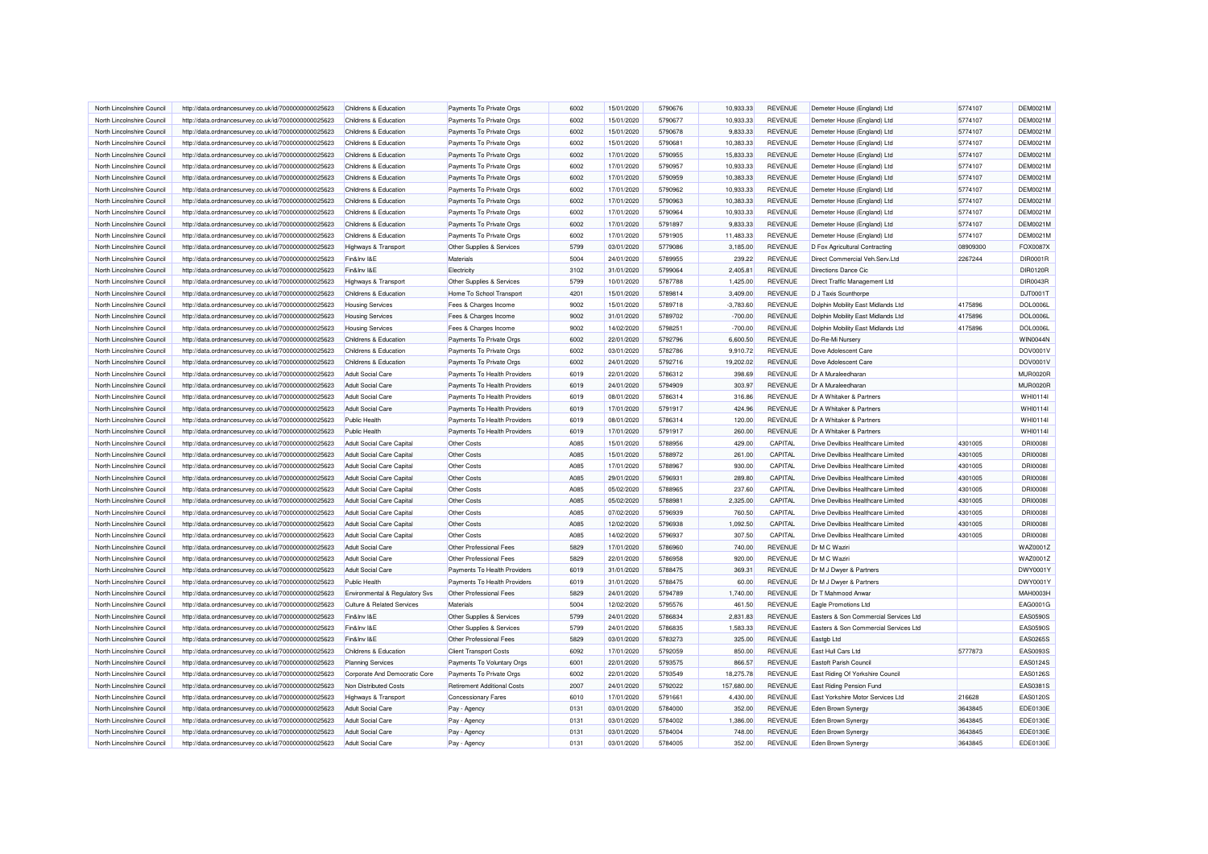| | | | | | | | | | | | |
|---|---|---|---|---|---|---|---|---|---|---|---|
| North Lincolnshire Council | http://data.ordnancesurvey.co.uk/id/7000000000025623 | Childrens & Education | Payments To Private Orgs | 6002 | 15/01/2020 | 5790676 | 10,933.33 | REVENUE | Demeter House (England) Ltd | 5774107 | DEM0021M |
| North Lincolnshire Council | http://data.ordnancesurvey.co.uk/id/7000000000025623 | Childrens & Education | Payments To Private Orgs | 6002 | 15/01/2020 | 5790677 | 10,933.33 | REVENUE | Demeter House (England) Ltd | 5774107 | DEM0021M |
| North Lincolnshire Council | http://data.ordnancesurvey.co.uk/id/7000000000025623 | Childrens & Education | Payments To Private Orgs | 6002 | 15/01/2020 | 5790678 | 9,833.33 | REVENUE | Demeter House (England) Ltd | 5774107 | DEM0021M |
| North Lincolnshire Council | http://data.ordnancesurvey.co.uk/id/7000000000025623 | Childrens & Education | Payments To Private Orgs | 6002 | 15/01/2020 | 5790681 | 10,383.33 | REVENUE | Demeter House (England) Ltd | 5774107 | DEM0021M |
| North Lincolnshire Council | http://data.ordnancesurvey.co.uk/id/7000000000025623 | Childrens & Education | Payments To Private Orgs | 6002 | 17/01/2020 | 5790955 | 15,833.33 | REVENUE | Demeter House (England) Ltd | 5774107 | DEM0021M |
| North Lincolnshire Council | http://data.ordnancesurvey.co.uk/id/7000000000025623 | Childrens & Education | Payments To Private Orgs | 6002 | 17/01/2020 | 5790957 | 10,933.33 | REVENUE | Demeter House (England) Ltd | 5774107 | DEM0021M |
| North Lincolnshire Council | http://data.ordnancesurvey.co.uk/id/7000000000025623 | Childrens & Education | Payments To Private Orgs | 6002 | 17/01/2020 | 5790959 | 10,383.33 | REVENUE | Demeter House (England) Ltd | 5774107 | DEM0021M |
| North Lincolnshire Council | http://data.ordnancesurvey.co.uk/id/7000000000025623 | Childrens & Education | Payments To Private Orgs | 6002 | 17/01/2020 | 5790962 | 10,933.33 | REVENUE | Demeter House (England) Ltd | 5774107 | DEM0021M |
| North Lincolnshire Council | http://data.ordnancesurvey.co.uk/id/7000000000025623 | Childrens & Education | Payments To Private Orgs | 6002 | 17/01/2020 | 5790963 | 10,383.33 | REVENUE | Demeter House (England) Ltd | 5774107 | DEM0021M |
| North Lincolnshire Council | http://data.ordnancesurvey.co.uk/id/7000000000025623 | Childrens & Education | Payments To Private Orgs | 6002 | 17/01/2020 | 5790964 | 10,933.33 | REVENUE | Demeter House (England) Ltd | 5774107 | DEM0021M |
| North Lincolnshire Council | http://data.ordnancesurvey.co.uk/id/7000000000025623 | Childrens & Education | Payments To Private Orgs | 6002 | 17/01/2020 | 5791897 | 9,833.33 | REVENUE | Demeter House (England) Ltd | 5774107 | DEM0021M |
| North Lincolnshire Council | http://data.ordnancesurvey.co.uk/id/7000000000025623 | Childrens & Education | Payments To Private Orgs | 6002 | 17/01/2020 | 5791905 | 11,483.33 | REVENUE | Demeter House (England) Ltd | 5774107 | DEM0021M |
| North Lincolnshire Council | http://data.ordnancesurvey.co.uk/id/7000000000025623 | Highways & Transport | Other Supplies & Services | 5799 | 03/01/2020 | 5779086 | 3,185.00 | REVENUE | D Fox Agricultural Contracting | 08909300 | FOX0087X |
| North Lincolnshire Council | http://data.ordnancesurvey.co.uk/id/7000000000025623 | Fin&Inv I&E | Materials | 5004 | 24/01/2020 | 5789955 | 239.22 | REVENUE | Direct Commercial Veh.Serv.Ltd | 2267244 | DIR0001R |
| North Lincolnshire Council | http://data.ordnancesurvey.co.uk/id/7000000000025623 | Fin&Inv I&E | Electricity | 3102 | 31/01/2020 | 5799064 | 2,405.81 | REVENUE | Directions Dance Cic | | DIR0120R |
| North Lincolnshire Council | http://data.ordnancesurvey.co.uk/id/7000000000025623 | Highways & Transport | Other Supplies & Services | 5799 | 10/01/2020 | 5787788 | 1,425.00 | REVENUE | Direct Traffic Management Ltd | | DIR0043R |
| North Lincolnshire Council | http://data.ordnancesurvey.co.uk/id/7000000000025623 | Childrens & Education | Home To School Transport | 4201 | 15/01/2020 | 5789814 | 3,409.00 | REVENUE | D J Taxis Scunthorpe | | DJT0001T |
| North Lincolnshire Council | http://data.ordnancesurvey.co.uk/id/7000000000025623 | Housing Services | Fees & Charges Income | 9002 | 15/01/2020 | 5789718 | -3,783.60 | REVENUE | Dolphin Mobility East Midlands Ltd | 4175896 | DOL0006L |
| North Lincolnshire Council | http://data.ordnancesurvey.co.uk/id/7000000000025623 | Housing Services | Fees & Charges Income | 9002 | 31/01/2020 | 5789702 | -700.00 | REVENUE | Dolphin Mobility East Midlands Ltd | 4175896 | DOL0006L |
| North Lincolnshire Council | http://data.ordnancesurvey.co.uk/id/7000000000025623 | Housing Services | Fees & Charges Income | 9002 | 14/02/2020 | 5798251 | -700.00 | REVENUE | Dolphin Mobility East Midlands Ltd | 4175896 | DOL0006L |
| North Lincolnshire Council | http://data.ordnancesurvey.co.uk/id/7000000000025623 | Childrens & Education | Payments To Private Orgs | 6002 | 22/01/2020 | 5792796 | 6,600.50 | REVENUE | Do-Re-Mi Nursery | | WIN0044N |
| North Lincolnshire Council | http://data.ordnancesurvey.co.uk/id/7000000000025623 | Childrens & Education | Payments To Private Orgs | 6002 | 03/01/2020 | 5782786 | 9,910.72 | REVENUE | Dove Adolescent Care | | DOV0001V |
| North Lincolnshire Council | http://data.ordnancesurvey.co.uk/id/7000000000025623 | Childrens & Education | Payments To Private Orgs | 6002 | 24/01/2020 | 5792716 | 19,202.02 | REVENUE | Dove Adolescent Care | | DOV0001V |
| North Lincolnshire Council | http://data.ordnancesurvey.co.uk/id/7000000000025623 | Adult Social Care | Payments To Health Providers | 6019 | 22/01/2020 | 5786312 | 398.69 | REVENUE | Dr A Muraleedharan | | MUR0020R |
| North Lincolnshire Council | http://data.ordnancesurvey.co.uk/id/7000000000025623 | Adult Social Care | Payments To Health Providers | 6019 | 24/01/2020 | 5794909 | 303.97 | REVENUE | Dr A Muraleedharan | | MUR0020R |
| North Lincolnshire Council | http://data.ordnancesurvey.co.uk/id/7000000000025623 | Adult Social Care | Payments To Health Providers | 6019 | 08/01/2020 | 5786314 | 316.86 | REVENUE | Dr A Whitaker & Partners | | WHI0114I |
| North Lincolnshire Council | http://data.ordnancesurvey.co.uk/id/7000000000025623 | Adult Social Care | Payments To Health Providers | 6019 | 17/01/2020 | 5791917 | 424.96 | REVENUE | Dr A Whitaker & Partners | | WHI0114I |
| North Lincolnshire Council | http://data.ordnancesurvey.co.uk/id/7000000000025623 | Public Health | Payments To Health Providers | 6019 | 08/01/2020 | 5786314 | 120.00 | REVENUE | Dr A Whitaker & Partners | | WHI0114I |
| North Lincolnshire Council | http://data.ordnancesurvey.co.uk/id/7000000000025623 | Public Health | Payments To Health Providers | 6019 | 17/01/2020 | 5791917 | 260.00 | REVENUE | Dr A Whitaker & Partners | | WHI0114I |
| North Lincolnshire Council | http://data.ordnancesurvey.co.uk/id/7000000000025623 | Adult Social Care Capital | Other Costs | A085 | 15/01/2020 | 5788956 | 429.00 | CAPITAL | Drive Devilbiss Healthcare Limited | 4301005 | DRI0008I |
| North Lincolnshire Council | http://data.ordnancesurvey.co.uk/id/7000000000025623 | Adult Social Care Capital | Other Costs | A085 | 15/01/2020 | 5788972 | 261.00 | CAPITAL | Drive Devilbiss Healthcare Limited | 4301005 | DRI0008I |
| North Lincolnshire Council | http://data.ordnancesurvey.co.uk/id/7000000000025623 | Adult Social Care Capital | Other Costs | A085 | 17/01/2020 | 5788967 | 930.00 | CAPITAL | Drive Devilbiss Healthcare Limited | 4301005 | DRI0008I |
| North Lincolnshire Council | http://data.ordnancesurvey.co.uk/id/7000000000025623 | Adult Social Care Capital | Other Costs | A085 | 29/01/2020 | 5796931 | 289.80 | CAPITAL | Drive Devilbiss Healthcare Limited | 4301005 | DRI0008I |
| North Lincolnshire Council | http://data.ordnancesurvey.co.uk/id/7000000000025623 | Adult Social Care Capital | Other Costs | A085 | 05/02/2020 | 5788965 | 237.60 | CAPITAL | Drive Devilbiss Healthcare Limited | 4301005 | DRI0008I |
| North Lincolnshire Council | http://data.ordnancesurvey.co.uk/id/7000000000025623 | Adult Social Care Capital | Other Costs | A085 | 05/02/2020 | 5788981 | 2,325.00 | CAPITAL | Drive Devilbiss Healthcare Limited | 4301005 | DRI0008I |
| North Lincolnshire Council | http://data.ordnancesurvey.co.uk/id/7000000000025623 | Adult Social Care Capital | Other Costs | A085 | 07/02/2020 | 5796939 | 760.50 | CAPITAL | Drive Devilbiss Healthcare Limited | 4301005 | DRI0008I |
| North Lincolnshire Council | http://data.ordnancesurvey.co.uk/id/7000000000025623 | Adult Social Care Capital | Other Costs | A085 | 12/02/2020 | 5796938 | 1,092.50 | CAPITAL | Drive Devilbiss Healthcare Limited | 4301005 | DRI0008I |
| North Lincolnshire Council | http://data.ordnancesurvey.co.uk/id/7000000000025623 | Adult Social Care Capital | Other Costs | A085 | 14/02/2020 | 5796937 | 307.50 | CAPITAL | Drive Devilbiss Healthcare Limited | 4301005 | DRI0008I |
| North Lincolnshire Council | http://data.ordnancesurvey.co.uk/id/7000000000025623 | Adult Social Care | Other Professional Fees | 5829 | 17/01/2020 | 5786960 | 740.00 | REVENUE | Dr M C Waziri | | WAZ0001Z |
| North Lincolnshire Council | http://data.ordnancesurvey.co.uk/id/7000000000025623 | Adult Social Care | Other Professional Fees | 5829 | 22/01/2020 | 5786958 | 920.00 | REVENUE | Dr M C Waziri | | WAZ0001Z |
| North Lincolnshire Council | http://data.ordnancesurvey.co.uk/id/7000000000025623 | Adult Social Care | Payments To Health Providers | 6019 | 31/01/2020 | 5788475 | 369.31 | REVENUE | Dr M J Dwyer & Partners | | DWY0001Y |
| North Lincolnshire Council | http://data.ordnancesurvey.co.uk/id/7000000000025623 | Public Health | Payments To Health Providers | 6019 | 31/01/2020 | 5788475 | 60.00 | REVENUE | Dr M J Dwyer & Partners | | DWY0001Y |
| North Lincolnshire Council | http://data.ordnancesurvey.co.uk/id/7000000000025623 | Environmental & Regulatory Svs | Other Professional Fees | 5829 | 24/01/2020 | 5794789 | 1,740.00 | REVENUE | Dr T Mahmood Anwar | | MAH0003H |
| North Lincolnshire Council | http://data.ordnancesurvey.co.uk/id/7000000000025623 | Culture & Related Services | Materials | 5004 | 12/02/2020 | 5795576 | 461.50 | REVENUE | Eagle Promotions Ltd | | EAG0001G |
| North Lincolnshire Council | http://data.ordnancesurvey.co.uk/id/7000000000025623 | Fin&Inv I&E | Other Supplies & Services | 5799 | 24/01/2020 | 5786834 | 2,831.83 | REVENUE | Easters & Son Commercial Services Ltd | | EAS0590S |
| North Lincolnshire Council | http://data.ordnancesurvey.co.uk/id/7000000000025623 | Fin&Inv I&E | Other Supplies & Services | 5799 | 24/01/2020 | 5786835 | 1,583.33 | REVENUE | Easters & Son Commercial Services Ltd | | EAS0590S |
| North Lincolnshire Council | http://data.ordnancesurvey.co.uk/id/7000000000025623 | Fin&Inv I&E | Other Professional Fees | 5829 | 03/01/2020 | 5783273 | 325.00 | REVENUE | Eastgb Ltd | | EAS0265S |
| North Lincolnshire Council | http://data.ordnancesurvey.co.uk/id/7000000000025623 | Childrens & Education | Client Transport Costs | 6092 | 17/01/2020 | 5792059 | 850.00 | REVENUE | East Hull Cars Ltd | 5777873 | EAS0093S |
| North Lincolnshire Council | http://data.ordnancesurvey.co.uk/id/7000000000025623 | Planning Services | Payments To Voluntary Orgs | 6001 | 22/01/2020 | 5793575 | 866.57 | REVENUE | Eastoft Parish Council | | EAS0124S |
| North Lincolnshire Council | http://data.ordnancesurvey.co.uk/id/7000000000025623 | Corporate And Democratic Core | Payments To Private Orgs | 6002 | 22/01/2020 | 5793549 | 18,275.78 | REVENUE | East Riding Of Yorkshire Council | | EAS0126S |
| North Lincolnshire Council | http://data.ordnancesurvey.co.uk/id/7000000000025623 | Non Distributed Costs | Retirement Additional Costs | 2007 | 24/01/2020 | 5792022 | 157,680.00 | REVENUE | East Riding Pension Fund | | EAS0381S |
| North Lincolnshire Council | http://data.ordnancesurvey.co.uk/id/7000000000025623 | Highways & Transport | Concessionary Fares | 6010 | 17/01/2020 | 5791661 | 4,430.00 | REVENUE | East Yorkshire Motor Services Ltd | 216628 | EAS0120S |
| North Lincolnshire Council | http://data.ordnancesurvey.co.uk/id/7000000000025623 | Adult Social Care | Pay - Agency | 0131 | 03/01/2020 | 5784000 | 352.00 | REVENUE | Eden Brown Synergy | 3643845 | EDE0130E |
| North Lincolnshire Council | http://data.ordnancesurvey.co.uk/id/7000000000025623 | Adult Social Care | Pay - Agency | 0131 | 03/01/2020 | 5784002 | 1,386.00 | REVENUE | Eden Brown Synergy | 3643845 | EDE0130E |
| North Lincolnshire Council | http://data.ordnancesurvey.co.uk/id/7000000000025623 | Adult Social Care | Pay - Agency | 0131 | 03/01/2020 | 5784004 | 748.00 | REVENUE | Eden Brown Synergy | 3643845 | EDE0130E |
| North Lincolnshire Council | http://data.ordnancesurvey.co.uk/id/7000000000025623 | Adult Social Care | Pay - Agency | 0131 | 03/01/2020 | 5784005 | 352.00 | REVENUE | Eden Brown Synergy | 3643845 | EDE0130E |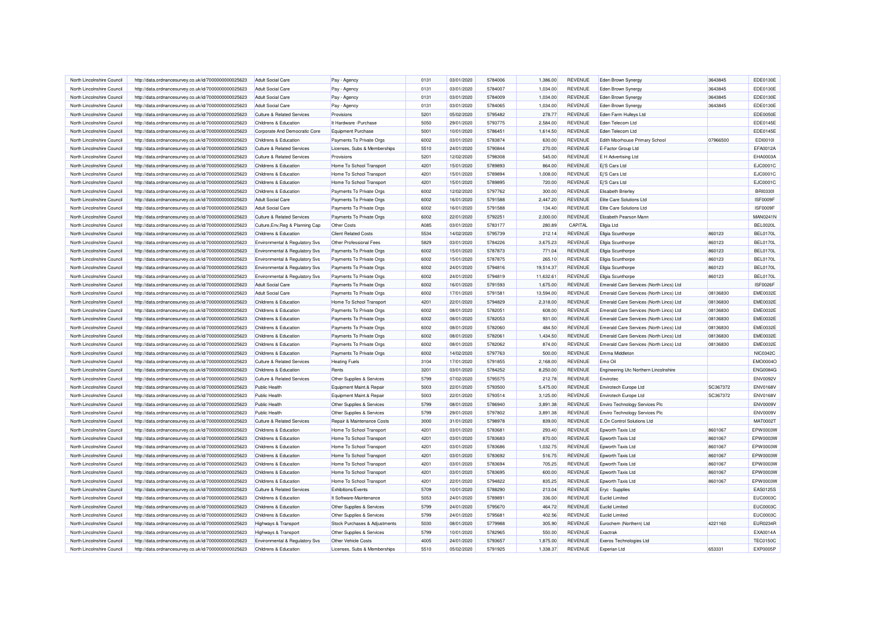| | | | | | | | | | | | |
|---|---|---|---|---|---|---|---|---|---|---|---|
| North Lincolnshire Council | http://data.ordnancesurvey.co.uk/id/7000000000025623 | Adult Social Care | Pay - Agency | 0131 | 03/01/2020 | 5784006 | 1,386.00 | REVENUE | Eden Brown Synergy | 3643845 | EDE0130E |
| North Lincolnshire Council | http://data.ordnancesurvey.co.uk/id/7000000000025623 | Adult Social Care | Pay - Agency | 0131 | 03/01/2020 | 5784007 | 1,034.00 | REVENUE | Eden Brown Synergy | 3643845 | EDE0130E |
| North Lincolnshire Council | http://data.ordnancesurvey.co.uk/id/7000000000025623 | Adult Social Care | Pay - Agency | 0131 | 03/01/2020 | 5784009 | 1,034.00 | REVENUE | Eden Brown Synergy | 3643845 | EDE0130E |
| North Lincolnshire Council | http://data.ordnancesurvey.co.uk/id/7000000000025623 | Adult Social Care | Pay - Agency | 0131 | 03/01/2020 | 5784065 | 1,034.00 | REVENUE | Eden Brown Synergy | 3643845 | EDE0130E |
| North Lincolnshire Council | http://data.ordnancesurvey.co.uk/id/7000000000025623 | Culture & Related Services | Provisions | 5201 | 05/02/2020 | 5795482 | 278.77 | REVENUE | Eden Farm Hulleys Ltd | | EDE0050E |
| North Lincolnshire Council | http://data.ordnancesurvey.co.uk/id/7000000000025623 | Childrens & Education | It Hardware -Purchase | 5050 | 29/01/2020 | 5793775 | 2,584.00 | REVENUE | Eden Telecom Ltd | | EDE0145E |
| North Lincolnshire Council | http://data.ordnancesurvey.co.uk/id/7000000000025623 | Corporate And Democratic Core | Equipment Purchase | 5001 | 10/01/2020 | 5786451 | 1,614.50 | REVENUE | Eden Telecom Ltd | | EDE0145E |
| North Lincolnshire Council | http://data.ordnancesurvey.co.uk/id/7000000000025623 | Childrens & Education | Payments To Private Orgs | 6002 | 03/01/2020 | 5783874 | 630.00 | REVENUE | Edith Moorhouse Primary School | 07966500 | EDI0010I |
| North Lincolnshire Council | http://data.ordnancesurvey.co.uk/id/7000000000025623 | Culture & Related Services | Licenses, Subs & Memberships | 5510 | 24/01/2020 | 5790844 | 270.00 | REVENUE | E-Factor Group Ltd | | EFA0012A |
| North Lincolnshire Council | http://data.ordnancesurvey.co.uk/id/7000000000025623 | Culture & Related Services | Provisions | 5201 | 12/02/2020 | 5798308 | 545.00 | REVENUE | E H Advertising Ltd | | EHA0003A |
| North Lincolnshire Council | http://data.ordnancesurvey.co.uk/id/7000000000025623 | Childrens & Education | Home To School Transport | 4201 | 15/01/2020 | 5789893 | 864.00 | REVENUE | Ej'S Cars Ltd | | EJC0001C |
| North Lincolnshire Council | http://data.ordnancesurvey.co.uk/id/7000000000025623 | Childrens & Education | Home To School Transport | 4201 | 15/01/2020 | 5789894 | 1,008.00 | REVENUE | Ej'S Cars Ltd | | EJC0001C |
| North Lincolnshire Council | http://data.ordnancesurvey.co.uk/id/7000000000025623 | Childrens & Education | Home To School Transport | 4201 | 15/01/2020 | 5789895 | 720.00 | REVENUE | Ej'S Cars Ltd | | EJC0001C |
| North Lincolnshire Council | http://data.ordnancesurvey.co.uk/id/7000000000025623 | Childrens & Education | Payments To Private Orgs | 6002 | 12/02/2020 | 5797762 | 300.00 | REVENUE | Elisabeth Brierley | | BRI0330I |
| North Lincolnshire Council | http://data.ordnancesurvey.co.uk/id/7000000000025623 | Adult Social Care | Payments To Private Orgs | 6002 | 16/01/2020 | 5791588 | 2,447.20 | REVENUE | Elite Care Solutions Ltd | | ISF0009F |
| North Lincolnshire Council | http://data.ordnancesurvey.co.uk/id/7000000000025623 | Adult Social Care | Payments To Private Orgs | 6002 | 16/01/2020 | 5791588 | 134.40 | REVENUE | Elite Care Solutions Ltd | | ISF0009F |
| North Lincolnshire Council | http://data.ordnancesurvey.co.uk/id/7000000000025623 | Culture & Related Services | Payments To Private Orgs | 6002 | 22/01/2020 | 5792251 | 2,000.00 | REVENUE | Elizabeth Pearson Mann | | MAN0241N |
| North Lincolnshire Council | http://data.ordnancesurvey.co.uk/id/7000000000025623 | Culture,Env,Reg & Planning Cap | Other Costs | A085 | 03/01/2020 | 5783177 | 280.89 | CAPITAL | Ellgia Ltd | | BEL0020L |
| North Lincolnshire Council | http://data.ordnancesurvey.co.uk/id/7000000000025623 | Childrens & Education | Client Related Costs | 5534 | 14/02/2020 | 5795739 | 212.14 | REVENUE | Ellgia Scunthorpe | 860123 | BEL0170L |
| North Lincolnshire Council | http://data.ordnancesurvey.co.uk/id/7000000000025623 | Environmental & Regulatory Svs | Other Professional Fees | 5829 | 03/01/2020 | 5784226 | 3,675.23 | REVENUE | Ellgia Scunthorpe | 860123 | BEL0170L |
| North Lincolnshire Council | http://data.ordnancesurvey.co.uk/id/7000000000025623 | Environmental & Regulatory Svs | Payments To Private Orgs | 6002 | 15/01/2020 | 5787873 | 771.04 | REVENUE | Ellgia Scunthorpe | 860123 | BEL0170L |
| North Lincolnshire Council | http://data.ordnancesurvey.co.uk/id/7000000000025623 | Environmental & Regulatory Svs | Payments To Private Orgs | 6002 | 15/01/2020 | 5787875 | 265.10 | REVENUE | Ellgia Scunthorpe | 860123 | BEL0170L |
| North Lincolnshire Council | http://data.ordnancesurvey.co.uk/id/7000000000025623 | Environmental & Regulatory Svs | Payments To Private Orgs | 6002 | 24/01/2020 | 5794816 | 19,514.37 | REVENUE | Ellgia Scunthorpe | 860123 | BEL0170L |
| North Lincolnshire Council | http://data.ordnancesurvey.co.uk/id/7000000000025623 | Environmental & Regulatory Svs | Payments To Private Orgs | 6002 | 24/01/2020 | 5794819 | 11,632.61 | REVENUE | Ellgia Scunthorpe | 860123 | BEL0170L |
| North Lincolnshire Council | http://data.ordnancesurvey.co.uk/id/7000000000025623 | Adult Social Care | Payments To Private Orgs | 6002 | 16/01/2020 | 5791593 | 1,675.00 | REVENUE | Emerald Care Services (North Lincs) Ltd | | ISF0026F |
| North Lincolnshire Council | http://data.ordnancesurvey.co.uk/id/7000000000025623 | Adult Social Care | Payments To Private Orgs | 6002 | 17/01/2020 | 5791581 | 13,594.00 | REVENUE | Emerald Care Services (North Lincs) Ltd | 08136830 | EME0032E |
| North Lincolnshire Council | http://data.ordnancesurvey.co.uk/id/7000000000025623 | Childrens & Education | Home To School Transport | 4201 | 22/01/2020 | 5794829 | 2,318.00 | REVENUE | Emerald Care Services (North Lincs) Ltd | 08136830 | EME0032E |
| North Lincolnshire Council | http://data.ordnancesurvey.co.uk/id/7000000000025623 | Childrens & Education | Payments To Private Orgs | 6002 | 08/01/2020 | 5782051 | 608.00 | REVENUE | Emerald Care Services (North Lincs) Ltd | 08136830 | EME0032E |
| North Lincolnshire Council | http://data.ordnancesurvey.co.uk/id/7000000000025623 | Childrens & Education | Payments To Private Orgs | 6002 | 08/01/2020 | 5782053 | 931.00 | REVENUE | Emerald Care Services (North Lincs) Ltd | 08136830 | EME0032E |
| North Lincolnshire Council | http://data.ordnancesurvey.co.uk/id/7000000000025623 | Childrens & Education | Payments To Private Orgs | 6002 | 08/01/2020 | 5782060 | 484.50 | REVENUE | Emerald Care Services (North Lincs) Ltd | 08136830 | EME0032E |
| North Lincolnshire Council | http://data.ordnancesurvey.co.uk/id/7000000000025623 | Childrens & Education | Payments To Private Orgs | 6002 | 08/01/2020 | 5782061 | 1,434.50 | REVENUE | Emerald Care Services (North Lincs) Ltd | 08136830 | EME0032E |
| North Lincolnshire Council | http://data.ordnancesurvey.co.uk/id/7000000000025623 | Childrens & Education | Payments To Private Orgs | 6002 | 08/01/2020 | 5782062 | 874.00 | REVENUE | Emerald Care Services (North Lincs) Ltd | 08136830 | EME0032E |
| North Lincolnshire Council | http://data.ordnancesurvey.co.uk/id/7000000000025623 | Childrens & Education | Payments To Private Orgs | 6002 | 14/02/2020 | 5797763 | 500.00 | REVENUE | Emma Middleton | | NIC0342C |
| North Lincolnshire Council | http://data.ordnancesurvey.co.uk/id/7000000000025623 | Culture & Related Services | Heating Fuels | 3104 | 17/01/2020 | 5791855 | 2,168.00 | REVENUE | Emo Oil | | EMO0004O |
| North Lincolnshire Council | http://data.ordnancesurvey.co.uk/id/7000000000025623 | Childrens & Education | Rents | 3201 | 03/01/2020 | 5784252 | 8,250.00 | REVENUE | Engineering Utc Northern Lincolnshire | | ENG0084G |
| North Lincolnshire Council | http://data.ordnancesurvey.co.uk/id/7000000000025623 | Culture & Related Services | Other Supplies & Services | 5799 | 07/02/2020 | 5795575 | 212.78 | REVENUE | Envirotec | | ENV0092V |
| North Lincolnshire Council | http://data.ordnancesurvey.co.uk/id/7000000000025623 | Public Health | Equipment Maint.& Repair | 5003 | 22/01/2020 | 5793500 | 5,475.00 | REVENUE | Envirotech Europe Ltd | SC367372 | ENV0168V |
| North Lincolnshire Council | http://data.ordnancesurvey.co.uk/id/7000000000025623 | Public Health | Equipment Maint.& Repair | 5003 | 22/01/2020 | 5793514 | 3,125.00 | REVENUE | Envirotech Europe Ltd | SC367372 | ENV0168V |
| North Lincolnshire Council | http://data.ordnancesurvey.co.uk/id/7000000000025623 | Public Health | Other Supplies & Services | 5799 | 08/01/2020 | 5786940 | 3,891.38 | REVENUE | Enviro Technology Services Plc | | ENV0009V |
| North Lincolnshire Council | http://data.ordnancesurvey.co.uk/id/7000000000025623 | Public Health | Other Supplies & Services | 5799 | 29/01/2020 | 5797802 | 3,891.38 | REVENUE | Enviro Technology Services Plc | | ENV0009V |
| North Lincolnshire Council | http://data.ordnancesurvey.co.uk/id/7000000000025623 | Culture & Related Services | Repair & Maintenance Costs | 3000 | 31/01/2020 | 5798978 | 839.00 | REVENUE | E.On Control Solutions Ltd | | MAT0002T |
| North Lincolnshire Council | http://data.ordnancesurvey.co.uk/id/7000000000025623 | Childrens & Education | Home To School Transport | 4201 | 03/01/2020 | 5783681 | 293.40 | REVENUE | Epworth Taxis Ltd | 8601067 | EPW0003W |
| North Lincolnshire Council | http://data.ordnancesurvey.co.uk/id/7000000000025623 | Childrens & Education | Home To School Transport | 4201 | 03/01/2020 | 5783683 | 870.00 | REVENUE | Epworth Taxis Ltd | 8601067 | EPW0003W |
| North Lincolnshire Council | http://data.ordnancesurvey.co.uk/id/7000000000025623 | Childrens & Education | Home To School Transport | 4201 | 03/01/2020 | 5783686 | 1,032.75 | REVENUE | Epworth Taxis Ltd | 8601067 | EPW0003W |
| North Lincolnshire Council | http://data.ordnancesurvey.co.uk/id/7000000000025623 | Childrens & Education | Home To School Transport | 4201 | 03/01/2020 | 5783692 | 516.75 | REVENUE | Epworth Taxis Ltd | 8601067 | EPW0003W |
| North Lincolnshire Council | http://data.ordnancesurvey.co.uk/id/7000000000025623 | Childrens & Education | Home To School Transport | 4201 | 03/01/2020 | 5783694 | 705.25 | REVENUE | Epworth Taxis Ltd | 8601067 | EPW0003W |
| North Lincolnshire Council | http://data.ordnancesurvey.co.uk/id/7000000000025623 | Childrens & Education | Home To School Transport | 4201 | 03/01/2020 | 5783695 | 600.00 | REVENUE | Epworth Taxis Ltd | 8601067 | EPW0003W |
| North Lincolnshire Council | http://data.ordnancesurvey.co.uk/id/7000000000025623 | Childrens & Education | Home To School Transport | 4201 | 22/01/2020 | 5794822 | 835.25 | REVENUE | Epworth Taxis Ltd | 8601067 | EPW0003W |
| North Lincolnshire Council | http://data.ordnancesurvey.co.uk/id/7000000000025623 | Culture & Related Services | Exhibitions/Events | 5709 | 10/01/2020 | 5788290 | 213.04 | REVENUE | Eryc - Supplies | | EAS0125S |
| North Lincolnshire Council | http://data.ordnancesurvey.co.uk/id/7000000000025623 | Childrens & Education | It Software-Maintenance | 5053 | 24/01/2020 | 5789891 | 336.00 | REVENUE | Euclid Limited | | EUC0003C |
| North Lincolnshire Council | http://data.ordnancesurvey.co.uk/id/7000000000025623 | Childrens & Education | Other Supplies & Services | 5799 | 24/01/2020 | 5795670 | 464.72 | REVENUE | Euclid Limited | | EUC0003C |
| North Lincolnshire Council | http://data.ordnancesurvey.co.uk/id/7000000000025623 | Childrens & Education | Other Supplies & Services | 5799 | 24/01/2020 | 5795681 | 402.56 | REVENUE | Euclid Limited | | EUC0003C |
| North Lincolnshire Council | http://data.ordnancesurvey.co.uk/id/7000000000025623 | Highways & Transport | Stock Purchases & Adjustments | 5030 | 08/01/2020 | 5779988 | 305.90 | REVENUE | Eurochem (Northern) Ltd | 4221160 | EUR0234R |
| North Lincolnshire Council | http://data.ordnancesurvey.co.uk/id/7000000000025623 | Highways & Transport | Other Supplies & Services | 5799 | 10/01/2020 | 5782965 | 550.00 | REVENUE | Exactrak | | EXA0014A |
| North Lincolnshire Council | http://data.ordnancesurvey.co.uk/id/7000000000025623 | Environmental & Regulatory Svs | Other Vehicle Costs | 4005 | 24/01/2020 | 5793657 | 1,875.00 | REVENUE | Exeros Technologies Ltd | | TEC0150C |
| North Lincolnshire Council | http://data.ordnancesurvey.co.uk/id/7000000000025623 | Childrens & Education | Licenses, Subs & Memberships | 5510 | 05/02/2020 | 5791925 | 1,338.37 | REVENUE | Experian Ltd | 653331 | EXP0005P |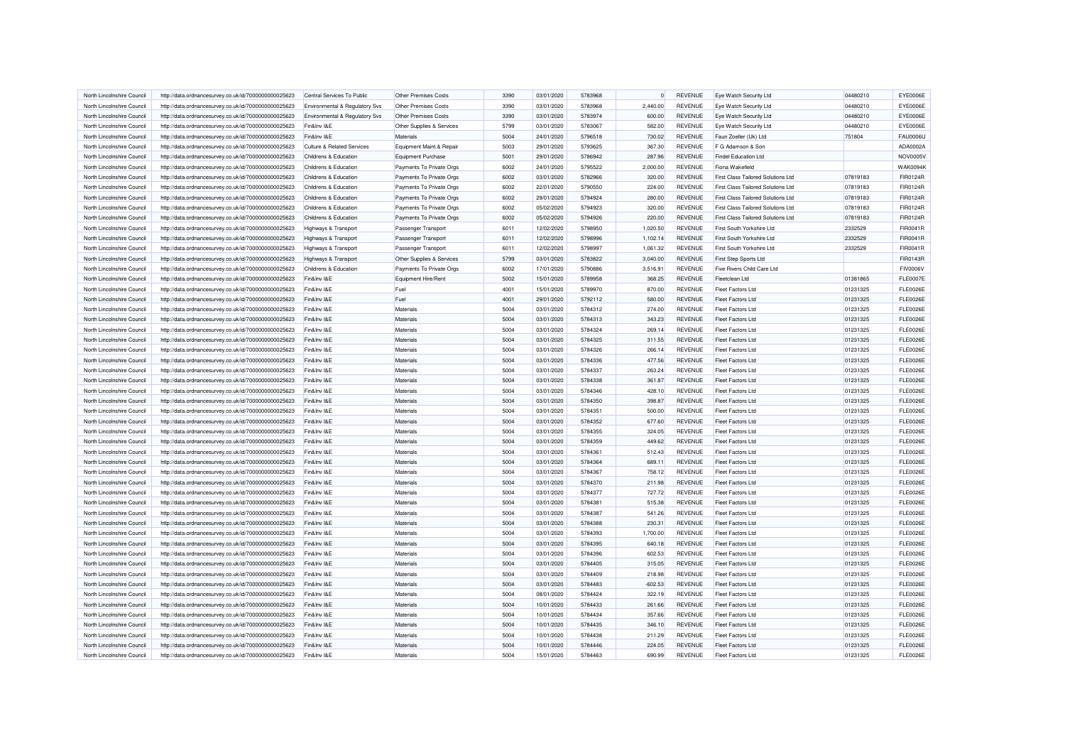| | | | | | | | | | | | | |
|---|---|---|---|---|---|---|---|---|---|---|---|---|
| North Lincolnshire Council | http://data.ordnancesurvey.co.uk/id/7000000000025623 | Central Services To Public | Other Premises Costs | 3390 | 03/01/2020 | 5783968 | 0 | REVENUE | Eye Watch Security Ltd | 04480210 | EYE0006E |
| North Lincolnshire Council | http://data.ordnancesurvey.co.uk/id/7000000000025623 | Environmental & Regulatory Svs | Other Premises Costs | 3390 | 03/01/2020 | 5783968 | 2,440.00 | REVENUE | Eye Watch Security Ltd | 04480210 | EYE0006E |
| North Lincolnshire Council | http://data.ordnancesurvey.co.uk/id/7000000000025623 | Environmental & Regulatory Svs | Other Premises Costs | 3390 | 03/01/2020 | 5783974 | 600.00 | REVENUE | Eye Watch Security Ltd | 04480210 | EYE0006E |
| North Lincolnshire Council | http://data.ordnancesurvey.co.uk/id/7000000000025623 | Fin&Inv I&E | Other Supplies & Services | 5799 | 03/01/2020 | 5783067 | 582.00 | REVENUE | Eye Watch Security Ltd | 04480210 | EYE0006E |
| North Lincolnshire Council | http://data.ordnancesurvey.co.uk/id/7000000000025623 | Fin&Inv I&E | Materials | 5004 | 24/01/2020 | 5796518 | 730.02 | REVENUE | Faun Zoeller (Uk) Ltd | 751804 | FAU0006U |
| North Lincolnshire Council | http://data.ordnancesurvey.co.uk/id/7000000000025623 | Culture & Related Services | Equipment Maint.& Repair | 5003 | 29/01/2020 | 5793625 | 367.30 | REVENUE | F G Adamson & Son | | ADA0002A |
| North Lincolnshire Council | http://data.ordnancesurvey.co.uk/id/7000000000025623 | Childrens & Education | Equipment Purchase | 5001 | 29/01/2020 | 5786942 | 287.96 | REVENUE | Findel Education Ltd | | NOV0005V |
| North Lincolnshire Council | http://data.ordnancesurvey.co.uk/id/7000000000025623 | Childrens & Education | Payments To Private Orgs | 6002 | 24/01/2020 | 5795522 | 2,000.00 | REVENUE | Fiona Wakefield | | WAK0094K |
| North Lincolnshire Council | http://data.ordnancesurvey.co.uk/id/7000000000025623 | Childrens & Education | Payments To Private Orgs | 6002 | 03/01/2020 | 5782966 | 320.00 | REVENUE | First Class Tailored Solutions Ltd | 07819183 | FIR0124R |
| North Lincolnshire Council | http://data.ordnancesurvey.co.uk/id/7000000000025623 | Childrens & Education | Payments To Private Orgs | 6002 | 22/01/2020 | 5790550 | 224.00 | REVENUE | First Class Tailored Solutions Ltd | 07819183 | FIR0124R |
| North Lincolnshire Council | http://data.ordnancesurvey.co.uk/id/7000000000025623 | Childrens & Education | Payments To Private Orgs | 6002 | 29/01/2020 | 5794924 | 280.00 | REVENUE | First Class Tailored Solutions Ltd | 07819183 | FIR0124R |
| North Lincolnshire Council | http://data.ordnancesurvey.co.uk/id/7000000000025623 | Childrens & Education | Payments To Private Orgs | 6002 | 05/02/2020 | 5794923 | 320.00 | REVENUE | First Class Tailored Solutions Ltd | 07819183 | FIR0124R |
| North Lincolnshire Council | http://data.ordnancesurvey.co.uk/id/7000000000025623 | Childrens & Education | Payments To Private Orgs | 6002 | 05/02/2020 | 5794926 | 220.00 | REVENUE | First Class Tailored Solutions Ltd | 07819183 | FIR0124R |
| North Lincolnshire Council | http://data.ordnancesurvey.co.uk/id/7000000000025623 | Highways & Transport | Passenger Transport | 6011 | 12/02/2020 | 5798950 | 1,020.50 | REVENUE | First South Yorkshire Ltd | 2332529 | FIR0041R |
| North Lincolnshire Council | http://data.ordnancesurvey.co.uk/id/7000000000025623 | Highways & Transport | Passenger Transport | 6011 | 12/02/2020 | 5798996 | 1,102.14 | REVENUE | First South Yorkshire Ltd | 2332529 | FIR0041R |
| North Lincolnshire Council | http://data.ordnancesurvey.co.uk/id/7000000000025623 | Highways & Transport | Passenger Transport | 6011 | 12/02/2020 | 5798997 | 1,061.32 | REVENUE | First South Yorkshire Ltd | 2332529 | FIR0041R |
| North Lincolnshire Council | http://data.ordnancesurvey.co.uk/id/7000000000025623 | Highways & Transport | Other Supplies & Services | 5799 | 03/01/2020 | 5783822 | 3,040.00 | REVENUE | First Step Sports Ltd | | FIR0143R |
| North Lincolnshire Council | http://data.ordnancesurvey.co.uk/id/7000000000025623 | Childrens & Education | Payments To Private Orgs | 6002 | 17/01/2020 | 5790886 | 3,516.91 | REVENUE | Five Rivers Child Care Ltd | | FIV0006V |
| North Lincolnshire Council | http://data.ordnancesurvey.co.uk/id/7000000000025623 | Fin&Inv I&E | Equipment Hire/Rent | 5002 | 15/01/2020 | 5789958 | 368.25 | REVENUE | Fleetclean Ltd | 01381865 | FLE0007E |
| North Lincolnshire Council | http://data.ordnancesurvey.co.uk/id/7000000000025623 | Fin&Inv I&E | Fuel | 4001 | 15/01/2020 | 5789970 | 870.00 | REVENUE | Fleet Factors Ltd | 01231325 | FLE0026E |
| North Lincolnshire Council | http://data.ordnancesurvey.co.uk/id/7000000000025623 | Fin&Inv I&E | Fuel | 4001 | 29/01/2020 | 5792112 | 580.00 | REVENUE | Fleet Factors Ltd | 01231325 | FLE0026E |
| North Lincolnshire Council | http://data.ordnancesurvey.co.uk/id/7000000000025623 | Fin&Inv I&E | Materials | 5004 | 03/01/2020 | 5784312 | 274.00 | REVENUE | Fleet Factors Ltd | 01231325 | FLE0026E |
| North Lincolnshire Council | http://data.ordnancesurvey.co.uk/id/7000000000025623 | Fin&Inv I&E | Materials | 5004 | 03/01/2020 | 5784313 | 343.23 | REVENUE | Fleet Factors Ltd | 01231325 | FLE0026E |
| North Lincolnshire Council | http://data.ordnancesurvey.co.uk/id/7000000000025623 | Fin&Inv I&E | Materials | 5004 | 03/01/2020 | 5784324 | 269.14 | REVENUE | Fleet Factors Ltd | 01231325 | FLE0026E |
| North Lincolnshire Council | http://data.ordnancesurvey.co.uk/id/7000000000025623 | Fin&Inv I&E | Materials | 5004 | 03/01/2020 | 5784325 | 311.55 | REVENUE | Fleet Factors Ltd | 01231325 | FLE0026E |
| North Lincolnshire Council | http://data.ordnancesurvey.co.uk/id/7000000000025623 | Fin&Inv I&E | Materials | 5004 | 03/01/2020 | 5784326 | 266.14 | REVENUE | Fleet Factors Ltd | 01231325 | FLE0026E |
| North Lincolnshire Council | http://data.ordnancesurvey.co.uk/id/7000000000025623 | Fin&Inv I&E | Materials | 5004 | 03/01/2020 | 5784336 | 477.56 | REVENUE | Fleet Factors Ltd | 01231325 | FLE0026E |
| North Lincolnshire Council | http://data.ordnancesurvey.co.uk/id/7000000000025623 | Fin&Inv I&E | Materials | 5004 | 03/01/2020 | 5784337 | 263.24 | REVENUE | Fleet Factors Ltd | 01231325 | FLE0026E |
| North Lincolnshire Council | http://data.ordnancesurvey.co.uk/id/7000000000025623 | Fin&Inv I&E | Materials | 5004 | 03/01/2020 | 5784338 | 361.87 | REVENUE | Fleet Factors Ltd | 01231325 | FLE0026E |
| North Lincolnshire Council | http://data.ordnancesurvey.co.uk/id/7000000000025623 | Fin&Inv I&E | Materials | 5004 | 03/01/2020 | 5784346 | 428.10 | REVENUE | Fleet Factors Ltd | 01231325 | FLE0026E |
| North Lincolnshire Council | http://data.ordnancesurvey.co.uk/id/7000000000025623 | Fin&Inv I&E | Materials | 5004 | 03/01/2020 | 5784350 | 398.87 | REVENUE | Fleet Factors Ltd | 01231325 | FLE0026E |
| North Lincolnshire Council | http://data.ordnancesurvey.co.uk/id/7000000000025623 | Fin&Inv I&E | Materials | 5004 | 03/01/2020 | 5784351 | 500.00 | REVENUE | Fleet Factors Ltd | 01231325 | FLE0026E |
| North Lincolnshire Council | http://data.ordnancesurvey.co.uk/id/7000000000025623 | Fin&Inv I&E | Materials | 5004 | 03/01/2020 | 5784352 | 677.60 | REVENUE | Fleet Factors Ltd | 01231325 | FLE0026E |
| North Lincolnshire Council | http://data.ordnancesurvey.co.uk/id/7000000000025623 | Fin&Inv I&E | Materials | 5004 | 03/01/2020 | 5784355 | 324.05 | REVENUE | Fleet Factors Ltd | 01231325 | FLE0026E |
| North Lincolnshire Council | http://data.ordnancesurvey.co.uk/id/7000000000025623 | Fin&Inv I&E | Materials | 5004 | 03/01/2020 | 5784359 | 449.62 | REVENUE | Fleet Factors Ltd | 01231325 | FLE0026E |
| North Lincolnshire Council | http://data.ordnancesurvey.co.uk/id/7000000000025623 | Fin&Inv I&E | Materials | 5004 | 03/01/2020 | 5784361 | 512.43 | REVENUE | Fleet Factors Ltd | 01231325 | FLE0026E |
| North Lincolnshire Council | http://data.ordnancesurvey.co.uk/id/7000000000025623 | Fin&Inv I&E | Materials | 5004 | 03/01/2020 | 5784364 | 689.11 | REVENUE | Fleet Factors Ltd | 01231325 | FLE0026E |
| North Lincolnshire Council | http://data.ordnancesurvey.co.uk/id/7000000000025623 | Fin&Inv I&E | Materials | 5004 | 03/01/2020 | 5784367 | 758.12 | REVENUE | Fleet Factors Ltd | 01231325 | FLE0026E |
| North Lincolnshire Council | http://data.ordnancesurvey.co.uk/id/7000000000025623 | Fin&Inv I&E | Materials | 5004 | 03/01/2020 | 5784370 | 211.98 | REVENUE | Fleet Factors Ltd | 01231325 | FLE0026E |
| North Lincolnshire Council | http://data.ordnancesurvey.co.uk/id/7000000000025623 | Fin&Inv I&E | Materials | 5004 | 03/01/2020 | 5784377 | 727.72 | REVENUE | Fleet Factors Ltd | 01231325 | FLE0026E |
| North Lincolnshire Council | http://data.ordnancesurvey.co.uk/id/7000000000025623 | Fin&Inv I&E | Materials | 5004 | 03/01/2020 | 5784381 | 515.38 | REVENUE | Fleet Factors Ltd | 01231325 | FLE0026E |
| North Lincolnshire Council | http://data.ordnancesurvey.co.uk/id/7000000000025623 | Fin&Inv I&E | Materials | 5004 | 03/01/2020 | 5784387 | 541.26 | REVENUE | Fleet Factors Ltd | 01231325 | FLE0026E |
| North Lincolnshire Council | http://data.ordnancesurvey.co.uk/id/7000000000025623 | Fin&Inv I&E | Materials | 5004 | 03/01/2020 | 5784388 | 230.31 | REVENUE | Fleet Factors Ltd | 01231325 | FLE0026E |
| North Lincolnshire Council | http://data.ordnancesurvey.co.uk/id/7000000000025623 | Fin&Inv I&E | Materials | 5004 | 03/01/2020 | 5784393 | 1,700.00 | REVENUE | Fleet Factors Ltd | 01231325 | FLE0026E |
| North Lincolnshire Council | http://data.ordnancesurvey.co.uk/id/7000000000025623 | Fin&Inv I&E | Materials | 5004 | 03/01/2020 | 5784395 | 640.18 | REVENUE | Fleet Factors Ltd | 01231325 | FLE0026E |
| North Lincolnshire Council | http://data.ordnancesurvey.co.uk/id/7000000000025623 | Fin&Inv I&E | Materials | 5004 | 03/01/2020 | 5784396 | 602.53 | REVENUE | Fleet Factors Ltd | 01231325 | FLE0026E |
| North Lincolnshire Council | http://data.ordnancesurvey.co.uk/id/7000000000025623 | Fin&Inv I&E | Materials | 5004 | 03/01/2020 | 5784405 | 315.05 | REVENUE | Fleet Factors Ltd | 01231325 | FLE0026E |
| North Lincolnshire Council | http://data.ordnancesurvey.co.uk/id/7000000000025623 | Fin&Inv I&E | Materials | 5004 | 03/01/2020 | 5784409 | 218.98 | REVENUE | Fleet Factors Ltd | 01231325 | FLE0026E |
| North Lincolnshire Council | http://data.ordnancesurvey.co.uk/id/7000000000025623 | Fin&Inv I&E | Materials | 5004 | 03/01/2020 | 5784483 | -602.53 | REVENUE | Fleet Factors Ltd | 01231325 | FLE0026E |
| North Lincolnshire Council | http://data.ordnancesurvey.co.uk/id/7000000000025623 | Fin&Inv I&E | Materials | 5004 | 08/01/2020 | 5784424 | 322.19 | REVENUE | Fleet Factors Ltd | 01231325 | FLE0026E |
| North Lincolnshire Council | http://data.ordnancesurvey.co.uk/id/7000000000025623 | Fin&Inv I&E | Materials | 5004 | 10/01/2020 | 5784433 | 261.66 | REVENUE | Fleet Factors Ltd | 01231325 | FLE0026E |
| North Lincolnshire Council | http://data.ordnancesurvey.co.uk/id/7000000000025623 | Fin&Inv I&E | Materials | 5004 | 10/01/2020 | 5784434 | 357.66 | REVENUE | Fleet Factors Ltd | 01231325 | FLE0026E |
| North Lincolnshire Council | http://data.ordnancesurvey.co.uk/id/7000000000025623 | Fin&Inv I&E | Materials | 5004 | 10/01/2020 | 5784435 | 346.10 | REVENUE | Fleet Factors Ltd | 01231325 | FLE0026E |
| North Lincolnshire Council | http://data.ordnancesurvey.co.uk/id/7000000000025623 | Fin&Inv I&E | Materials | 5004 | 10/01/2020 | 5784438 | 211.29 | REVENUE | Fleet Factors Ltd | 01231325 | FLE0026E |
| North Lincolnshire Council | http://data.ordnancesurvey.co.uk/id/7000000000025623 | Fin&Inv I&E | Materials | 5004 | 10/01/2020 | 5784446 | 224.05 | REVENUE | Fleet Factors Ltd | 01231325 | FLE0026E |
| North Lincolnshire Council | http://data.ordnancesurvey.co.uk/id/7000000000025623 | Fin&Inv I&E | Materials | 5004 | 15/01/2020 | 5784463 | 690.99 | REVENUE | Fleet Factors Ltd | 01231325 | FLE0026E |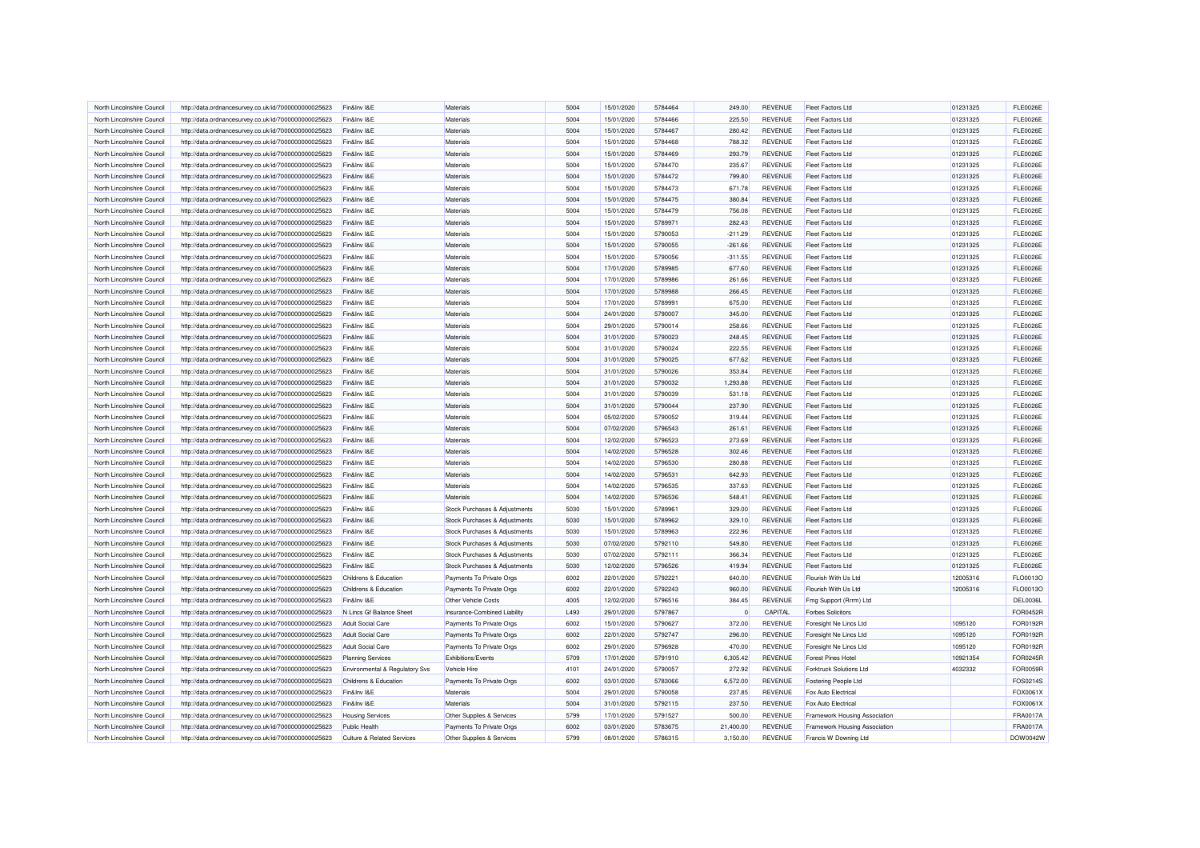| | | | | | | | | | | | |
|---|---|---|---|---|---|---|---|---|---|---|---|
| North Lincolnshire Council | http://data.ordnancesurvey.co.uk/id/7000000000025623 | Fin&Inv I&E | Materials | 5004 | 15/01/2020 | 5784464 | 249.00 | REVENUE | Fleet Factors Ltd | 01231325 | FLE0026E |
| North Lincolnshire Council | http://data.ordnancesurvey.co.uk/id/7000000000025623 | Fin&Inv I&E | Materials | 5004 | 15/01/2020 | 5784466 | 225.50 | REVENUE | Fleet Factors Ltd | 01231325 | FLE0026E |
| North Lincolnshire Council | http://data.ordnancesurvey.co.uk/id/7000000000025623 | Fin&Inv I&E | Materials | 5004 | 15/01/2020 | 5784467 | 280.42 | REVENUE | Fleet Factors Ltd | 01231325 | FLE0026E |
| North Lincolnshire Council | http://data.ordnancesurvey.co.uk/id/7000000000025623 | Fin&Inv I&E | Materials | 5004 | 15/01/2020 | 5784468 | 788.32 | REVENUE | Fleet Factors Ltd | 01231325 | FLE0026E |
| North Lincolnshire Council | http://data.ordnancesurvey.co.uk/id/7000000000025623 | Fin&Inv I&E | Materials | 5004 | 15/01/2020 | 5784469 | 293.79 | REVENUE | Fleet Factors Ltd | 01231325 | FLE0026E |
| North Lincolnshire Council | http://data.ordnancesurvey.co.uk/id/7000000000025623 | Fin&Inv I&E | Materials | 5004 | 15/01/2020 | 5784470 | 235.67 | REVENUE | Fleet Factors Ltd | 01231325 | FLE0026E |
| North Lincolnshire Council | http://data.ordnancesurvey.co.uk/id/7000000000025623 | Fin&Inv I&E | Materials | 5004 | 15/01/2020 | 5784472 | 799.80 | REVENUE | Fleet Factors Ltd | 01231325 | FLE0026E |
| North Lincolnshire Council | http://data.ordnancesurvey.co.uk/id/7000000000025623 | Fin&Inv I&E | Materials | 5004 | 15/01/2020 | 5784473 | 671.78 | REVENUE | Fleet Factors Ltd | 01231325 | FLE0026E |
| North Lincolnshire Council | http://data.ordnancesurvey.co.uk/id/7000000000025623 | Fin&Inv I&E | Materials | 5004 | 15/01/2020 | 5784475 | 380.84 | REVENUE | Fleet Factors Ltd | 01231325 | FLE0026E |
| North Lincolnshire Council | http://data.ordnancesurvey.co.uk/id/7000000000025623 | Fin&Inv I&E | Materials | 5004 | 15/01/2020 | 5784479 | 756.08 | REVENUE | Fleet Factors Ltd | 01231325 | FLE0026E |
| North Lincolnshire Council | http://data.ordnancesurvey.co.uk/id/7000000000025623 | Fin&Inv I&E | Materials | 5004 | 15/01/2020 | 5789971 | 282.43 | REVENUE | Fleet Factors Ltd | 01231325 | FLE0026E |
| North Lincolnshire Council | http://data.ordnancesurvey.co.uk/id/7000000000025623 | Fin&Inv I&E | Materials | 5004 | 15/01/2020 | 5790053 | -211.29 | REVENUE | Fleet Factors Ltd | 01231325 | FLE0026E |
| North Lincolnshire Council | http://data.ordnancesurvey.co.uk/id/7000000000025623 | Fin&Inv I&E | Materials | 5004 | 15/01/2020 | 5790055 | -261.66 | REVENUE | Fleet Factors Ltd | 01231325 | FLE0026E |
| North Lincolnshire Council | http://data.ordnancesurvey.co.uk/id/7000000000025623 | Fin&Inv I&E | Materials | 5004 | 15/01/2020 | 5790056 | -311.55 | REVENUE | Fleet Factors Ltd | 01231325 | FLE0026E |
| North Lincolnshire Council | http://data.ordnancesurvey.co.uk/id/7000000000025623 | Fin&Inv I&E | Materials | 5004 | 17/01/2020 | 5789985 | 677.60 | REVENUE | Fleet Factors Ltd | 01231325 | FLE0026E |
| North Lincolnshire Council | http://data.ordnancesurvey.co.uk/id/7000000000025623 | Fin&Inv I&E | Materials | 5004 | 17/01/2020 | 5789986 | 261.66 | REVENUE | Fleet Factors Ltd | 01231325 | FLE0026E |
| North Lincolnshire Council | http://data.ordnancesurvey.co.uk/id/7000000000025623 | Fin&Inv I&E | Materials | 5004 | 17/01/2020 | 5789988 | 266.45 | REVENUE | Fleet Factors Ltd | 01231325 | FLE0026E |
| North Lincolnshire Council | http://data.ordnancesurvey.co.uk/id/7000000000025623 | Fin&Inv I&E | Materials | 5004 | 17/01/2020 | 5789991 | 675.00 | REVENUE | Fleet Factors Ltd | 01231325 | FLE0026E |
| North Lincolnshire Council | http://data.ordnancesurvey.co.uk/id/7000000000025623 | Fin&Inv I&E | Materials | 5004 | 24/01/2020 | 5790007 | 345.00 | REVENUE | Fleet Factors Ltd | 01231325 | FLE0026E |
| North Lincolnshire Council | http://data.ordnancesurvey.co.uk/id/7000000000025623 | Fin&Inv I&E | Materials | 5004 | 29/01/2020 | 5790014 | 258.66 | REVENUE | Fleet Factors Ltd | 01231325 | FLE0026E |
| North Lincolnshire Council | http://data.ordnancesurvey.co.uk/id/7000000000025623 | Fin&Inv I&E | Materials | 5004 | 31/01/2020 | 5790023 | 248.45 | REVENUE | Fleet Factors Ltd | 01231325 | FLE0026E |
| North Lincolnshire Council | http://data.ordnancesurvey.co.uk/id/7000000000025623 | Fin&Inv I&E | Materials | 5004 | 31/01/2020 | 5790024 | 222.55 | REVENUE | Fleet Factors Ltd | 01231325 | FLE0026E |
| North Lincolnshire Council | http://data.ordnancesurvey.co.uk/id/7000000000025623 | Fin&Inv I&E | Materials | 5004 | 31/01/2020 | 5790025 | 677.62 | REVENUE | Fleet Factors Ltd | 01231325 | FLE0026E |
| North Lincolnshire Council | http://data.ordnancesurvey.co.uk/id/7000000000025623 | Fin&Inv I&E | Materials | 5004 | 31/01/2020 | 5790026 | 353.84 | REVENUE | Fleet Factors Ltd | 01231325 | FLE0026E |
| North Lincolnshire Council | http://data.ordnancesurvey.co.uk/id/7000000000025623 | Fin&Inv I&E | Materials | 5004 | 31/01/2020 | 5790032 | 1,293.88 | REVENUE | Fleet Factors Ltd | 01231325 | FLE0026E |
| North Lincolnshire Council | http://data.ordnancesurvey.co.uk/id/7000000000025623 | Fin&Inv I&E | Materials | 5004 | 31/01/2020 | 5790039 | 531.18 | REVENUE | Fleet Factors Ltd | 01231325 | FLE0026E |
| North Lincolnshire Council | http://data.ordnancesurvey.co.uk/id/7000000000025623 | Fin&Inv I&E | Materials | 5004 | 31/01/2020 | 5790044 | 237.90 | REVENUE | Fleet Factors Ltd | 01231325 | FLE0026E |
| North Lincolnshire Council | http://data.ordnancesurvey.co.uk/id/7000000000025623 | Fin&Inv I&E | Materials | 5004 | 05/02/2020 | 5790052 | 319.44 | REVENUE | Fleet Factors Ltd | 01231325 | FLE0026E |
| North Lincolnshire Council | http://data.ordnancesurvey.co.uk/id/7000000000025623 | Fin&Inv I&E | Materials | 5004 | 07/02/2020 | 5796543 | 261.61 | REVENUE | Fleet Factors Ltd | 01231325 | FLE0026E |
| North Lincolnshire Council | http://data.ordnancesurvey.co.uk/id/7000000000025623 | Fin&Inv I&E | Materials | 5004 | 12/02/2020 | 5796523 | 273.69 | REVENUE | Fleet Factors Ltd | 01231325 | FLE0026E |
| North Lincolnshire Council | http://data.ordnancesurvey.co.uk/id/7000000000025623 | Fin&Inv I&E | Materials | 5004 | 14/02/2020 | 5796528 | 302.46 | REVENUE | Fleet Factors Ltd | 01231325 | FLE0026E |
| North Lincolnshire Council | http://data.ordnancesurvey.co.uk/id/7000000000025623 | Fin&Inv I&E | Materials | 5004 | 14/02/2020 | 5796530 | 280.88 | REVENUE | Fleet Factors Ltd | 01231325 | FLE0026E |
| North Lincolnshire Council | http://data.ordnancesurvey.co.uk/id/7000000000025623 | Fin&Inv I&E | Materials | 5004 | 14/02/2020 | 5796531 | 642.93 | REVENUE | Fleet Factors Ltd | 01231325 | FLE0026E |
| North Lincolnshire Council | http://data.ordnancesurvey.co.uk/id/7000000000025623 | Fin&Inv I&E | Materials | 5004 | 14/02/2020 | 5796535 | 337.63 | REVENUE | Fleet Factors Ltd | 01231325 | FLE0026E |
| North Lincolnshire Council | http://data.ordnancesurvey.co.uk/id/7000000000025623 | Fin&Inv I&E | Materials | 5004 | 14/02/2020 | 5796536 | 548.41 | REVENUE | Fleet Factors Ltd | 01231325 | FLE0026E |
| North Lincolnshire Council | http://data.ordnancesurvey.co.uk/id/7000000000025623 | Fin&Inv I&E | Stock Purchases & Adjustments | 5030 | 15/01/2020 | 5789961 | 329.00 | REVENUE | Fleet Factors Ltd | 01231325 | FLE0026E |
| North Lincolnshire Council | http://data.ordnancesurvey.co.uk/id/7000000000025623 | Fin&Inv I&E | Stock Purchases & Adjustments | 5030 | 15/01/2020 | 5789962 | 329.10 | REVENUE | Fleet Factors Ltd | 01231325 | FLE0026E |
| North Lincolnshire Council | http://data.ordnancesurvey.co.uk/id/7000000000025623 | Fin&Inv I&E | Stock Purchases & Adjustments | 5030 | 15/01/2020 | 5789963 | 222.96 | REVENUE | Fleet Factors Ltd | 01231325 | FLE0026E |
| North Lincolnshire Council | http://data.ordnancesurvey.co.uk/id/7000000000025623 | Fin&Inv I&E | Stock Purchases & Adjustments | 5030 | 07/02/2020 | 5792110 | 549.80 | REVENUE | Fleet Factors Ltd | 01231325 | FLE0026E |
| North Lincolnshire Council | http://data.ordnancesurvey.co.uk/id/7000000000025623 | Fin&Inv I&E | Stock Purchases & Adjustments | 5030 | 07/02/2020 | 5792111 | 366.34 | REVENUE | Fleet Factors Ltd | 01231325 | FLE0026E |
| North Lincolnshire Council | http://data.ordnancesurvey.co.uk/id/7000000000025623 | Fin&Inv I&E | Stock Purchases & Adjustments | 5030 | 12/02/2020 | 5796526 | 419.94 | REVENUE | Fleet Factors Ltd | 01231325 | FLE0026E |
| North Lincolnshire Council | http://data.ordnancesurvey.co.uk/id/7000000000025623 | Childrens & Education | Payments To Private Orgs | 6002 | 22/01/2020 | 5792221 | 640.00 | REVENUE | Flourish With Us Ltd | 12005316 | FLO0013O |
| North Lincolnshire Council | http://data.ordnancesurvey.co.uk/id/7000000000025623 | Childrens & Education | Payments To Private Orgs | 6002 | 22/01/2020 | 5792243 | 960.00 | REVENUE | Flourish With Us Ltd | 12005316 | FLO0013O |
| North Lincolnshire Council | http://data.ordnancesurvey.co.uk/id/7000000000025623 | Fin&Inv I&E | Other Vehicle Costs | 4005 | 12/02/2020 | 5796516 | 384.45 | REVENUE | Fmg Support (Rrrm) Ltd | | DEL0036L |
| North Lincolnshire Council | http://data.ordnancesurvey.co.uk/id/7000000000025623 | N Lincs Gf Balance Sheet | Insurance-Combined Liability | L493 | 29/01/2020 | 5797867 | 0 | CAPITAL | Forbes Solicitors | | FOR0452R |
| North Lincolnshire Council | http://data.ordnancesurvey.co.uk/id/7000000000025623 | Adult Social Care | Payments To Private Orgs | 6002 | 15/01/2020 | 5790627 | 372.00 | REVENUE | Foresight Ne Lincs Ltd | 1095120 | FOR0192R |
| North Lincolnshire Council | http://data.ordnancesurvey.co.uk/id/7000000000025623 | Adult Social Care | Payments To Private Orgs | 6002 | 22/01/2020 | 5792747 | 296.00 | REVENUE | Foresight Ne Lincs Ltd | 1095120 | FOR0192R |
| North Lincolnshire Council | http://data.ordnancesurvey.co.uk/id/7000000000025623 | Adult Social Care | Payments To Private Orgs | 6002 | 29/01/2020 | 5796928 | 470.00 | REVENUE | Foresight Ne Lincs Ltd | 1095120 | FOR0192R |
| North Lincolnshire Council | http://data.ordnancesurvey.co.uk/id/7000000000025623 | Planning Services | Exhibitions/Events | 5709 | 17/01/2020 | 5791910 | 6,305.42 | REVENUE | Forest Pines Hotel | 10921354 | FOR0245R |
| North Lincolnshire Council | http://data.ordnancesurvey.co.uk/id/7000000000025623 | Environmental & Regulatory Svs | Vehicle Hire | 4101 | 24/01/2020 | 5790057 | 272.92 | REVENUE | Forktruck Solutions Ltd | 4032332 | FOR0059R |
| North Lincolnshire Council | http://data.ordnancesurvey.co.uk/id/7000000000025623 | Childrens & Education | Payments To Private Orgs | 6002 | 03/01/2020 | 5783066 | 6,572.00 | REVENUE | Fostering People Ltd | | FOS0214S |
| North Lincolnshire Council | http://data.ordnancesurvey.co.uk/id/7000000000025623 | Fin&Inv I&E | Materials | 5004 | 29/01/2020 | 5790058 | 237.85 | REVENUE | Fox Auto Electrical | | FOX0061X |
| North Lincolnshire Council | http://data.ordnancesurvey.co.uk/id/7000000000025623 | Fin&Inv I&E | Materials | 5004 | 31/01/2020 | 5792115 | 237.50 | REVENUE | Fox Auto Electrical | | FOX0061X |
| North Lincolnshire Council | http://data.ordnancesurvey.co.uk/id/7000000000025623 | Housing Services | Other Supplies & Services | 5799 | 17/01/2020 | 5791527 | 500.00 | REVENUE | Framework Housing Association | | FRA0017A |
| North Lincolnshire Council | http://data.ordnancesurvey.co.uk/id/7000000000025623 | Public Health | Payments To Private Orgs | 6002 | 03/01/2020 | 5783675 | 21,400.00 | REVENUE | Framework Housing Association | | FRA0017A |
| North Lincolnshire Council | http://data.ordnancesurvey.co.uk/id/7000000000025623 | Culture & Related Services | Other Supplies & Services | 5799 | 08/01/2020 | 5786315 | 3,150.00 | REVENUE | Francis W Downing Ltd | | DOW0042W |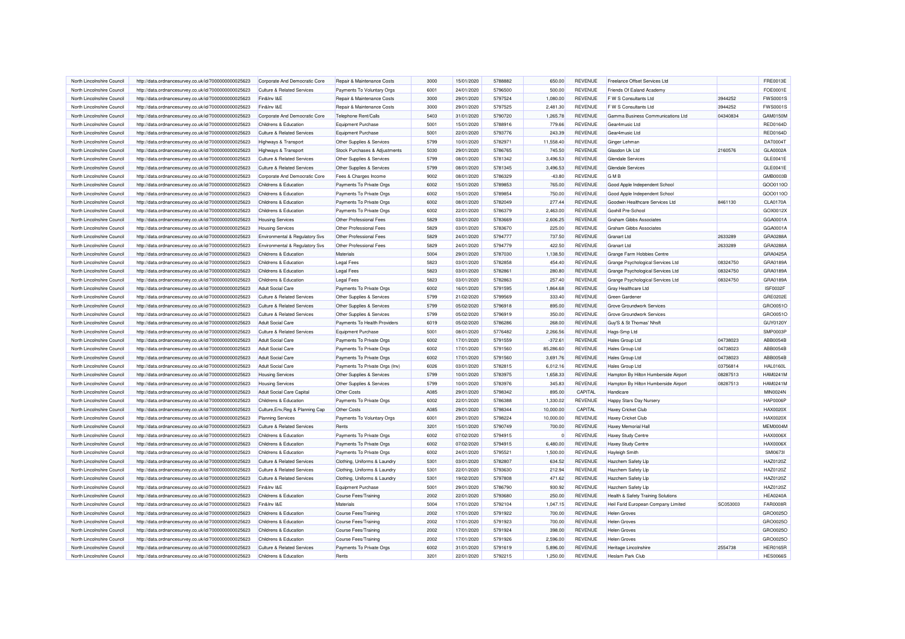| | | | | | | | | | | | |
|---|---|---|---|---|---|---|---|---|---|---|---|
| North Lincolnshire Council | http://data.ordnancesurvey.co.uk/id/7000000000025623 | Corporate And Democratic Core | Repair & Maintenance Costs | 3000 | 15/01/2020 | 5788882 | 650.00 | REVENUE | Freelance Offset Services Ltd | | FRE0013E |
| North Lincolnshire Council | http://data.ordnancesurvey.co.uk/id/7000000000025623 | Culture & Related Services | Payments To Voluntary Orgs | 6001 | 24/01/2020 | 5796500 | 500.00 | REVENUE | Friends Of Ealand Academy | | FOE0001E |
| North Lincolnshire Council | http://data.ordnancesurvey.co.uk/id/7000000000025623 | Fin&Inv I&E | Repair & Maintenance Costs | 3000 | 29/01/2020 | 5797524 | 1,080.00 | REVENUE | F W S Consultants Ltd | 3944252 | FWS0001S |
| North Lincolnshire Council | http://data.ordnancesurvey.co.uk/id/7000000000025623 | Fin&Inv I&E | Repair & Maintenance Costs | 3000 | 29/01/2020 | 5797525 | 2,481.30 | REVENUE | F W S Consultants Ltd | 3944252 | FWS0001S |
| North Lincolnshire Council | http://data.ordnancesurvey.co.uk/id/7000000000025623 | Corporate And Democratic Core | Telephone Rent/Calls | 5403 | 31/01/2020 | 5790720 | 1,265.78 | REVENUE | Gamma Business Communications Ltd | 04340834 | GAM0150M |
| North Lincolnshire Council | http://data.ordnancesurvey.co.uk/id/7000000000025623 | Childrens & Education | Equipment Purchase | 5001 | 15/01/2020 | 5788916 | 779.66 | REVENUE | Gear4music Ltd | | RED0164D |
| North Lincolnshire Council | http://data.ordnancesurvey.co.uk/id/7000000000025623 | Culture & Related Services | Equipment Purchase | 5001 | 22/01/2020 | 5793776 | 243.39 | REVENUE | Gear4music Ltd | | RED0164D |
| North Lincolnshire Council | http://data.ordnancesurvey.co.uk/id/7000000000025623 | Highways & Transport | Other Supplies & Services | 5799 | 10/01/2020 | 5782971 | 11,558.40 | REVENUE | Ginger Lehman | | DAT0004T |
| North Lincolnshire Council | http://data.ordnancesurvey.co.uk/id/7000000000025623 | Highways & Transport | Stock Purchases & Adjustments | 5030 | 29/01/2020 | 5786765 | 745.50 | REVENUE | Glasdon Uk Ltd | 2160576 | GLA0002A |
| North Lincolnshire Council | http://data.ordnancesurvey.co.uk/id/7000000000025623 | Culture & Related Services | Other Supplies & Services | 5799 | 08/01/2020 | 5781342 | 3,496.53 | REVENUE | Glendale Services | | GLE0041E |
| North Lincolnshire Council | http://data.ordnancesurvey.co.uk/id/7000000000025623 | Culture & Related Services | Other Supplies & Services | 5799 | 08/01/2020 | 5781345 | 3,496.53 | REVENUE | Glendale Services | | GLE0041E |
| North Lincolnshire Council | http://data.ordnancesurvey.co.uk/id/7000000000025623 | Corporate And Democratic Core | Fees & Charges Income | 9002 | 08/01/2020 | 5786329 | -43.80 | REVENUE | G M B | | GMB0003B |
| North Lincolnshire Council | http://data.ordnancesurvey.co.uk/id/7000000000025623 | Childrens & Education | Payments To Private Orgs | 6002 | 15/01/2020 | 5789853 | 765.00 | REVENUE | Good Apple Independent School | | GOO0110O |
| North Lincolnshire Council | http://data.ordnancesurvey.co.uk/id/7000000000025623 | Childrens & Education | Payments To Private Orgs | 6002 | 15/01/2020 | 5789854 | 750.00 | REVENUE | Good Apple Independent School | | GOO0110O |
| North Lincolnshire Council | http://data.ordnancesurvey.co.uk/id/7000000000025623 | Childrens & Education | Payments To Private Orgs | 6002 | 08/01/2020 | 5782049 | 277.44 | REVENUE | Goodwin Healthcare Services Ltd | 8461130 | CLA0170A |
| North Lincolnshire Council | http://data.ordnancesurvey.co.uk/id/7000000000025623 | Childrens & Education | Payments To Private Orgs | 6002 | 22/01/2020 | 5786379 | 2,463.00 | REVENUE | Goxhill Pre-School | | GOX0012X |
| North Lincolnshire Council | http://data.ordnancesurvey.co.uk/id/7000000000025623 | Housing Services | Other Professional Fees | 5829 | 03/01/2020 | 5783669 | 2,606.25 | REVENUE | Graham Gibbs Associates | | GGA0001A |
| North Lincolnshire Council | http://data.ordnancesurvey.co.uk/id/7000000000025623 | Housing Services | Other Professional Fees | 5829 | 03/01/2020 | 5783670 | 225.00 | REVENUE | Graham Gibbs Associates | | GGA0001A |
| North Lincolnshire Council | http://data.ordnancesurvey.co.uk/id/7000000000025623 | Environmental & Regulatory Svs | Other Professional Fees | 5829 | 24/01/2020 | 5794777 | 737.50 | REVENUE | Granart Ltd | 2633289 | GRA0288A |
| North Lincolnshire Council | http://data.ordnancesurvey.co.uk/id/7000000000025623 | Environmental & Regulatory Svs | Other Professional Fees | 5829 | 24/01/2020 | 5794779 | 422.50 | REVENUE | Granart Ltd | 2633289 | GRA0288A |
| North Lincolnshire Council | http://data.ordnancesurvey.co.uk/id/7000000000025623 | Childrens & Education | Materials | 5004 | 29/01/2020 | 5787030 | 1,138.50 | REVENUE | Grange Farm Hobbies Centre | | GRA0425A |
| North Lincolnshire Council | http://data.ordnancesurvey.co.uk/id/7000000000025623 | Childrens & Education | Legal Fees | 5823 | 03/01/2020 | 5782858 | 454.40 | REVENUE | Grange Psychological Services Ltd | 08324750 | GRA0189A |
| North Lincolnshire Council | http://data.ordnancesurvey.co.uk/id/7000000000025623 | Childrens & Education | Legal Fees | 5823 | 03/01/2020 | 5782861 | 280.80 | REVENUE | Grange Psychological Services Ltd | 08324750 | GRA0189A |
| North Lincolnshire Council | http://data.ordnancesurvey.co.uk/id/7000000000025623 | Childrens & Education | Legal Fees | 5823 | 03/01/2020 | 5782863 | 257.40 | REVENUE | Grange Psychological Services Ltd | 08324750 | GRA0189A |
| North Lincolnshire Council | http://data.ordnancesurvey.co.uk/id/7000000000025623 | Adult Social Care | Payments To Private Orgs | 6002 | 16/01/2020 | 5791595 | 1,864.68 | REVENUE | Gray Healthcare Ltd | | ISF0032F |
| North Lincolnshire Council | http://data.ordnancesurvey.co.uk/id/7000000000025623 | Culture & Related Services | Other Supplies & Services | 5799 | 21/02/2020 | 5799569 | 333.40 | REVENUE | Green Gardener | | GRE0202E |
| North Lincolnshire Council | http://data.ordnancesurvey.co.uk/id/7000000000025623 | Culture & Related Services | Other Supplies & Services | 5799 | 05/02/2020 | 5796918 | 895.00 | REVENUE | Grove Groundwork Services | | GRO0051O |
| North Lincolnshire Council | http://data.ordnancesurvey.co.uk/id/7000000000025623 | Culture & Related Services | Other Supplies & Services | 5799 | 05/02/2020 | 5796919 | 350.00 | REVENUE | Grove Groundwork Services | | GRO0051O |
| North Lincolnshire Council | http://data.ordnancesurvey.co.uk/id/7000000000025623 | Adult Social Care | Payments To Health Providers | 6019 | 05/02/2020 | 5786286 | 268.00 | REVENUE | Guy'S & St Thomas' Nhsft | | GUY0120Y |
| North Lincolnshire Council | http://data.ordnancesurvey.co.uk/id/7000000000025623 | Culture & Related Services | Equipment Purchase | 5001 | 08/01/2020 | 5776482 | 2,266.56 | REVENUE | Hags-Smp Ltd | | SMP0003P |
| North Lincolnshire Council | http://data.ordnancesurvey.co.uk/id/7000000000025623 | Adult Social Care | Payments To Private Orgs | 6002 | 17/01/2020 | 5791559 | -372.61 | REVENUE | Hales Group Ltd | 04738023 | ABB0054B |
| North Lincolnshire Council | http://data.ordnancesurvey.co.uk/id/7000000000025623 | Adult Social Care | Payments To Private Orgs | 6002 | 17/01/2020 | 5791560 | 85,286.60 | REVENUE | Hales Group Ltd | 04738023 | ABB0054B |
| North Lincolnshire Council | http://data.ordnancesurvey.co.uk/id/7000000000025623 | Adult Social Care | Payments To Private Orgs | 6002 | 17/01/2020 | 5791560 | 3,691.76 | REVENUE | Hales Group Ltd | 04738023 | ABB0054B |
| North Lincolnshire Council | http://data.ordnancesurvey.co.uk/id/7000000000025623 | Adult Social Care | Payments To Private Orgs (Inv) | 6026 | 03/01/2020 | 5782815 | 6,012.16 | REVENUE | Hales Group Ltd | 03756814 | HAL0160L |
| North Lincolnshire Council | http://data.ordnancesurvey.co.uk/id/7000000000025623 | Housing Services | Other Supplies & Services | 5799 | 10/01/2020 | 5783975 | 1,658.33 | REVENUE | Hampton By Hilton Humberside Airport | 08287513 | HAM0241M |
| North Lincolnshire Council | http://data.ordnancesurvey.co.uk/id/7000000000025623 | Housing Services | Other Supplies & Services | 5799 | 10/01/2020 | 5783976 | 345.83 | REVENUE | Hampton By Hilton Humberside Airport | 08287513 | HAM0241M |
| North Lincolnshire Council | http://data.ordnancesurvey.co.uk/id/7000000000025623 | Adult Social Care Capital | Other Costs | A085 | 29/01/2020 | 5798342 | 895.00 | CAPITAL | Handicare | | MIN0024N |
| North Lincolnshire Council | http://data.ordnancesurvey.co.uk/id/7000000000025623 | Childrens & Education | Payments To Private Orgs | 6002 | 22/01/2020 | 5786388 | 1,330.02 | REVENUE | Happy Stars Day Nursery | | HAP0006P |
| North Lincolnshire Council | http://data.ordnancesurvey.co.uk/id/7000000000025623 | Culture,Env,Reg & Planning Cap | Other Costs | A085 | 29/01/2020 | 5798344 | 10,000.00 | CAPITAL | Haxey Cricket Club | | HAX0020X |
| North Lincolnshire Council | http://data.ordnancesurvey.co.uk/id/7000000000025623 | Planning Services | Payments To Voluntary Orgs | 6001 | 29/01/2020 | 5798224 | 10,000.00 | REVENUE | Haxey Cricket Club | | HAX0020X |
| North Lincolnshire Council | http://data.ordnancesurvey.co.uk/id/7000000000025623 | Culture & Related Services | Rents | 3201 | 15/01/2020 | 5790749 | 700.00 | REVENUE | Haxey Memorial Hall | | MEM0004M |
| North Lincolnshire Council | http://data.ordnancesurvey.co.uk/id/7000000000025623 | Childrens & Education | Payments To Private Orgs | 6002 | 07/02/2020 | 5794915 | 0 | REVENUE | Haxey Study Centre | | HAX0006X |
| North Lincolnshire Council | http://data.ordnancesurvey.co.uk/id/7000000000025623 | Childrens & Education | Payments To Private Orgs | 6002 | 07/02/2020 | 5794915 | 6,480.00 | REVENUE | Haxey Study Centre | | HAX0006X |
| North Lincolnshire Council | http://data.ordnancesurvey.co.uk/id/7000000000025623 | Childrens & Education | Payments To Private Orgs | 6002 | 24/01/2020 | 5795521 | 1,500.00 | REVENUE | Hayleigh Smith | | SMI0673I |
| North Lincolnshire Council | http://data.ordnancesurvey.co.uk/id/7000000000025623 | Culture & Related Services | Clothing, Uniforms & Laundry | 5301 | 03/01/2020 | 5782807 | 634.52 | REVENUE | Hazchem Safety Llp | | HAZ0120Z |
| North Lincolnshire Council | http://data.ordnancesurvey.co.uk/id/7000000000025623 | Culture & Related Services | Clothing, Uniforms & Laundry | 5301 | 22/01/2020 | 5793630 | 212.94 | REVENUE | Hazchem Safety Llp | | HAZ0120Z |
| North Lincolnshire Council | http://data.ordnancesurvey.co.uk/id/7000000000025623 | Culture & Related Services | Clothing, Uniforms & Laundry | 5301 | 19/02/2020 | 5797808 | 471.62 | REVENUE | Hazchem Safety Llp | | HAZ0120Z |
| North Lincolnshire Council | http://data.ordnancesurvey.co.uk/id/7000000000025623 | Fin&Inv I&E | Equipment Purchase | 5001 | 29/01/2020 | 5786790 | 930.92 | REVENUE | Hazchem Safety Llp | | HAZ0120Z |
| North Lincolnshire Council | http://data.ordnancesurvey.co.uk/id/7000000000025623 | Childrens & Education | Course Fees/Training | 2002 | 22/01/2020 | 5793680 | 250.00 | REVENUE | Health & Safety Training Solutions | | HEA0240A |
| North Lincolnshire Council | http://data.ordnancesurvey.co.uk/id/7000000000025623 | Fin&Inv I&E | Materials | 5004 | 17/01/2020 | 5792104 | 1,047.15 | REVENUE | Heil Farid European Company Limited | SC053003 | FAR0008R |
| North Lincolnshire Council | http://data.ordnancesurvey.co.uk/id/7000000000025623 | Childrens & Education | Course Fees/Training | 2002 | 17/01/2020 | 5791922 | 700.00 | REVENUE | Helen Groves | | GRO0025O |
| North Lincolnshire Council | http://data.ordnancesurvey.co.uk/id/7000000000025623 | Childrens & Education | Course Fees/Training | 2002 | 17/01/2020 | 5791923 | 700.00 | REVENUE | Helen Groves | | GRO0025O |
| North Lincolnshire Council | http://data.ordnancesurvey.co.uk/id/7000000000025623 | Childrens & Education | Course Fees/Training | 2002 | 17/01/2020 | 5791924 | 398.00 | REVENUE | Helen Groves | | GRO0025O |
| North Lincolnshire Council | http://data.ordnancesurvey.co.uk/id/7000000000025623 | Childrens & Education | Course Fees/Training | 2002 | 17/01/2020 | 5791926 | 2,596.00 | REVENUE | Helen Groves | | GRO0025O |
| North Lincolnshire Council | http://data.ordnancesurvey.co.uk/id/7000000000025623 | Culture & Related Services | Payments To Private Orgs | 6002 | 31/01/2020 | 5791619 | 5,896.00 | REVENUE | Heritage Lincolnshire | 2554738 | HER0165R |
| North Lincolnshire Council | http://data.ordnancesurvey.co.uk/id/7000000000025623 | Childrens & Education | Rents | 3201 | 22/01/2020 | 5792215 | 1,250.00 | REVENUE | Heslam Park Club | | HES0066S |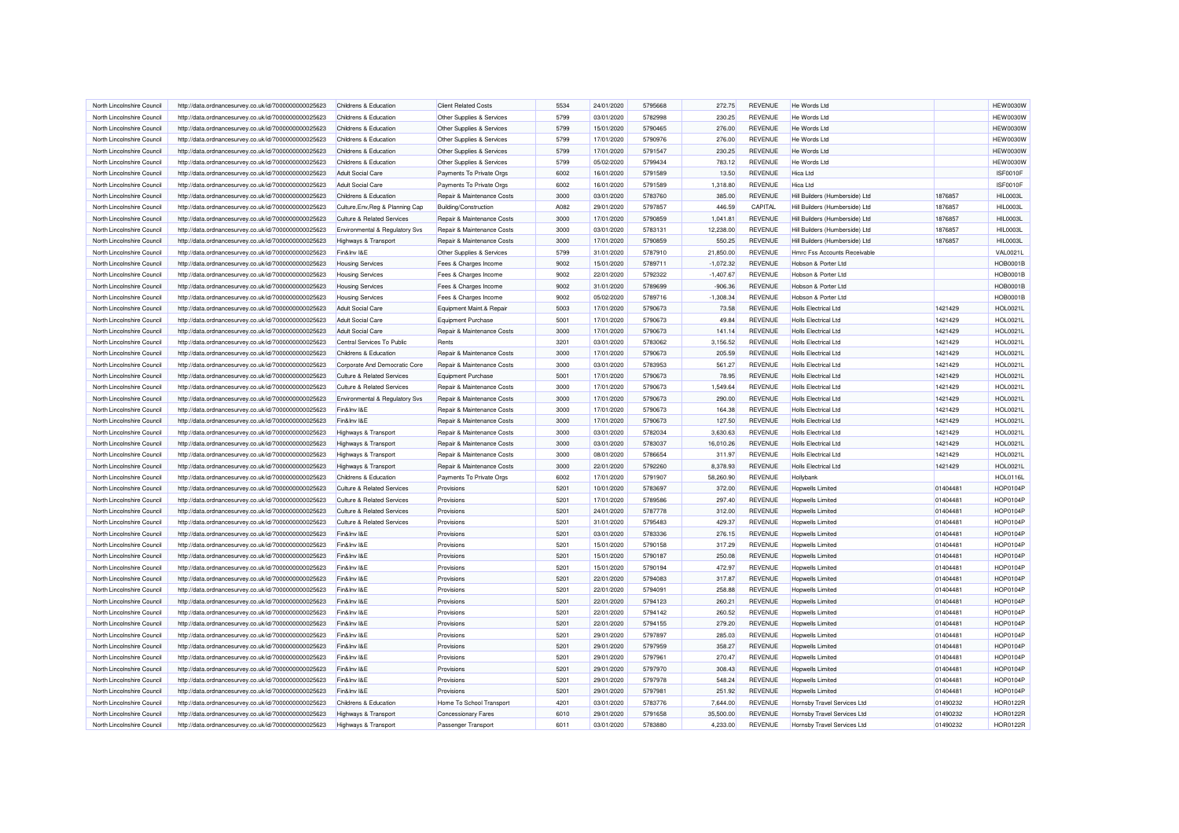| | | | | | | | | | | | |
|---|---|---|---|---|---|---|---|---|---|---|---|
| North Lincolnshire Council | http://data.ordnancesurvey.co.uk/id/7000000000025623 | Childrens & Education | Client Related Costs | 5534 | 24/01/2020 | 5795668 | 272.75 | REVENUE | He Words Ltd | | HEW0030W |
| North Lincolnshire Council | http://data.ordnancesurvey.co.uk/id/7000000000025623 | Childrens & Education | Other Supplies & Services | 5799 | 03/01/2020 | 5782998 | 230.25 | REVENUE | He Words Ltd | | HEW0030W |
| North Lincolnshire Council | http://data.ordnancesurvey.co.uk/id/7000000000025623 | Childrens & Education | Other Supplies & Services | 5799 | 15/01/2020 | 5790465 | 276.00 | REVENUE | He Words Ltd | | HEW0030W |
| North Lincolnshire Council | http://data.ordnancesurvey.co.uk/id/7000000000025623 | Childrens & Education | Other Supplies & Services | 5799 | 17/01/2020 | 5790976 | 276.00 | REVENUE | He Words Ltd | | HEW0030W |
| North Lincolnshire Council | http://data.ordnancesurvey.co.uk/id/7000000000025623 | Childrens & Education | Other Supplies & Services | 5799 | 17/01/2020 | 5791547 | 230.25 | REVENUE | He Words Ltd | | HEW0030W |
| North Lincolnshire Council | http://data.ordnancesurvey.co.uk/id/7000000000025623 | Childrens & Education | Other Supplies & Services | 5799 | 05/02/2020 | 5799434 | 783.12 | REVENUE | He Words Ltd | | HEW0030W |
| North Lincolnshire Council | http://data.ordnancesurvey.co.uk/id/7000000000025623 | Adult Social Care | Payments To Private Orgs | 6002 | 16/01/2020 | 5791589 | 13.50 | REVENUE | Hica Ltd | | ISF0010F |
| North Lincolnshire Council | http://data.ordnancesurvey.co.uk/id/7000000000025623 | Adult Social Care | Payments To Private Orgs | 6002 | 16/01/2020 | 5791589 | 1,318.80 | REVENUE | Hica Ltd | | ISF0010F |
| North Lincolnshire Council | http://data.ordnancesurvey.co.uk/id/7000000000025623 | Childrens & Education | Repair & Maintenance Costs | 3000 | 03/01/2020 | 5783760 | 385.00 | REVENUE | Hill Builders (Humberside) Ltd | 1876857 | HIL0003L |
| North Lincolnshire Council | http://data.ordnancesurvey.co.uk/id/7000000000025623 | Culture,Env,Reg & Planning Cap | Building/Construction | A082 | 29/01/2020 | 5797857 | 446.59 | CAPITAL | Hill Builders (Humberside) Ltd | 1876857 | HIL0003L |
| North Lincolnshire Council | http://data.ordnancesurvey.co.uk/id/7000000000025623 | Culture & Related Services | Repair & Maintenance Costs | 3000 | 17/01/2020 | 5790859 | 1,041.81 | REVENUE | Hill Builders (Humberside) Ltd | 1876857 | HIL0003L |
| North Lincolnshire Council | http://data.ordnancesurvey.co.uk/id/7000000000025623 | Environmental & Regulatory Svs | Repair & Maintenance Costs | 3000 | 03/01/2020 | 5783131 | 12,238.00 | REVENUE | Hill Builders (Humberside) Ltd | 1876857 | HIL0003L |
| North Lincolnshire Council | http://data.ordnancesurvey.co.uk/id/7000000000025623 | Highways & Transport | Repair & Maintenance Costs | 3000 | 17/01/2020 | 5790859 | 550.25 | REVENUE | Hill Builders (Humberside) Ltd | 1876857 | HIL0003L |
| North Lincolnshire Council | http://data.ordnancesurvey.co.uk/id/7000000000025623 | Fin&Inv I&E | Other Supplies & Services | 5799 | 31/01/2020 | 5787910 | 21,850.00 | REVENUE | Hmrc Fss Accounts Receivable | | VAL0021L |
| North Lincolnshire Council | http://data.ordnancesurvey.co.uk/id/7000000000025623 | Housing Services | Fees & Charges Income | 9002 | 15/01/2020 | 5789711 | -1,072.32 | REVENUE | Hobson & Porter Ltd | | HOB0001B |
| North Lincolnshire Council | http://data.ordnancesurvey.co.uk/id/7000000000025623 | Housing Services | Fees & Charges Income | 9002 | 22/01/2020 | 5792322 | -1,407.67 | REVENUE | Hobson & Porter Ltd | | HOB0001B |
| North Lincolnshire Council | http://data.ordnancesurvey.co.uk/id/7000000000025623 | Housing Services | Fees & Charges Income | 9002 | 31/01/2020 | 5789699 | -906.36 | REVENUE | Hobson & Porter Ltd | | HOB0001B |
| North Lincolnshire Council | http://data.ordnancesurvey.co.uk/id/7000000000025623 | Housing Services | Fees & Charges Income | 9002 | 05/02/2020 | 5789716 | -1,308.34 | REVENUE | Hobson & Porter Ltd | | HOB0001B |
| North Lincolnshire Council | http://data.ordnancesurvey.co.uk/id/7000000000025623 | Adult Social Care | Equipment Maint.& Repair | 5003 | 17/01/2020 | 5790673 | 73.58 | REVENUE | Holls Electrical Ltd | 1421429 | HOL0021L |
| North Lincolnshire Council | http://data.ordnancesurvey.co.uk/id/7000000000025623 | Adult Social Care | Equipment Purchase | 5001 | 17/01/2020 | 5790673 | 49.84 | REVENUE | Holls Electrical Ltd | 1421429 | HOL0021L |
| North Lincolnshire Council | http://data.ordnancesurvey.co.uk/id/7000000000025623 | Adult Social Care | Repair & Maintenance Costs | 3000 | 17/01/2020 | 5790673 | 141.14 | REVENUE | Holls Electrical Ltd | 1421429 | HOL0021L |
| North Lincolnshire Council | http://data.ordnancesurvey.co.uk/id/7000000000025623 | Central Services To Public | Rents | 3201 | 03/01/2020 | 5783062 | 3,156.52 | REVENUE | Holls Electrical Ltd | 1421429 | HOL0021L |
| North Lincolnshire Council | http://data.ordnancesurvey.co.uk/id/7000000000025623 | Childrens & Education | Repair & Maintenance Costs | 3000 | 17/01/2020 | 5790673 | 205.59 | REVENUE | Holls Electrical Ltd | 1421429 | HOL0021L |
| North Lincolnshire Council | http://data.ordnancesurvey.co.uk/id/7000000000025623 | Corporate And Democratic Core | Repair & Maintenance Costs | 3000 | 03/01/2020 | 5783953 | 561.27 | REVENUE | Holls Electrical Ltd | 1421429 | HOL0021L |
| North Lincolnshire Council | http://data.ordnancesurvey.co.uk/id/7000000000025623 | Culture & Related Services | Equipment Purchase | 5001 | 17/01/2020 | 5790673 | 78.95 | REVENUE | Holls Electrical Ltd | 1421429 | HOL0021L |
| North Lincolnshire Council | http://data.ordnancesurvey.co.uk/id/7000000000025623 | Culture & Related Services | Repair & Maintenance Costs | 3000 | 17/01/2020 | 5790673 | 1,549.64 | REVENUE | Holls Electrical Ltd | 1421429 | HOL0021L |
| North Lincolnshire Council | http://data.ordnancesurvey.co.uk/id/7000000000025623 | Environmental & Regulatory Svs | Repair & Maintenance Costs | 3000 | 17/01/2020 | 5790673 | 290.00 | REVENUE | Holls Electrical Ltd | 1421429 | HOL0021L |
| North Lincolnshire Council | http://data.ordnancesurvey.co.uk/id/7000000000025623 | Fin&Inv I&E | Repair & Maintenance Costs | 3000 | 17/01/2020 | 5790673 | 164.38 | REVENUE | Holls Electrical Ltd | 1421429 | HOL0021L |
| North Lincolnshire Council | http://data.ordnancesurvey.co.uk/id/7000000000025623 | Fin&Inv I&E | Repair & Maintenance Costs | 3000 | 17/01/2020 | 5790673 | 127.50 | REVENUE | Holls Electrical Ltd | 1421429 | HOL0021L |
| North Lincolnshire Council | http://data.ordnancesurvey.co.uk/id/7000000000025623 | Highways & Transport | Repair & Maintenance Costs | 3000 | 03/01/2020 | 5782034 | 3,630.63 | REVENUE | Holls Electrical Ltd | 1421429 | HOL0021L |
| North Lincolnshire Council | http://data.ordnancesurvey.co.uk/id/7000000000025623 | Highways & Transport | Repair & Maintenance Costs | 3000 | 03/01/2020 | 5783037 | 16,010.26 | REVENUE | Holls Electrical Ltd | 1421429 | HOL0021L |
| North Lincolnshire Council | http://data.ordnancesurvey.co.uk/id/7000000000025623 | Highways & Transport | Repair & Maintenance Costs | 3000 | 08/01/2020 | 5786654 | 311.97 | REVENUE | Holls Electrical Ltd | 1421429 | HOL0021L |
| North Lincolnshire Council | http://data.ordnancesurvey.co.uk/id/7000000000025623 | Highways & Transport | Repair & Maintenance Costs | 3000 | 22/01/2020 | 5792260 | 8,378.93 | REVENUE | Holls Electrical Ltd | 1421429 | HOL0021L |
| North Lincolnshire Council | http://data.ordnancesurvey.co.uk/id/7000000000025623 | Childrens & Education | Payments To Private Orgs | 6002 | 17/01/2020 | 5791907 | 58,260.90 | REVENUE | Hollybank | | HOL0116L |
| North Lincolnshire Council | http://data.ordnancesurvey.co.uk/id/7000000000025623 | Culture & Related Services | Provisions | 5201 | 10/01/2020 | 5783697 | 372.00 | REVENUE | Hopwells Limited | 01404481 | HOP0104P |
| North Lincolnshire Council | http://data.ordnancesurvey.co.uk/id/7000000000025623 | Culture & Related Services | Provisions | 5201 | 17/01/2020 | 5789586 | 297.40 | REVENUE | Hopwells Limited | 01404481 | HOP0104P |
| North Lincolnshire Council | http://data.ordnancesurvey.co.uk/id/7000000000025623 | Culture & Related Services | Provisions | 5201 | 24/01/2020 | 5787778 | 312.00 | REVENUE | Hopwells Limited | 01404481 | HOP0104P |
| North Lincolnshire Council | http://data.ordnancesurvey.co.uk/id/7000000000025623 | Culture & Related Services | Provisions | 5201 | 31/01/2020 | 5795483 | 429.37 | REVENUE | Hopwells Limited | 01404481 | HOP0104P |
| North Lincolnshire Council | http://data.ordnancesurvey.co.uk/id/7000000000025623 | Fin&Inv I&E | Provisions | 5201 | 03/01/2020 | 5783336 | 276.15 | REVENUE | Hopwells Limited | 01404481 | HOP0104P |
| North Lincolnshire Council | http://data.ordnancesurvey.co.uk/id/7000000000025623 | Fin&Inv I&E | Provisions | 5201 | 15/01/2020 | 5790158 | 317.29 | REVENUE | Hopwells Limited | 01404481 | HOP0104P |
| North Lincolnshire Council | http://data.ordnancesurvey.co.uk/id/7000000000025623 | Fin&Inv I&E | Provisions | 5201 | 15/01/2020 | 5790187 | 250.08 | REVENUE | Hopwells Limited | 01404481 | HOP0104P |
| North Lincolnshire Council | http://data.ordnancesurvey.co.uk/id/7000000000025623 | Fin&Inv I&E | Provisions | 5201 | 15/01/2020 | 5790194 | 472.97 | REVENUE | Hopwells Limited | 01404481 | HOP0104P |
| North Lincolnshire Council | http://data.ordnancesurvey.co.uk/id/7000000000025623 | Fin&Inv I&E | Provisions | 5201 | 22/01/2020 | 5794083 | 317.87 | REVENUE | Hopwells Limited | 01404481 | HOP0104P |
| North Lincolnshire Council | http://data.ordnancesurvey.co.uk/id/7000000000025623 | Fin&Inv I&E | Provisions | 5201 | 22/01/2020 | 5794091 | 258.88 | REVENUE | Hopwells Limited | 01404481 | HOP0104P |
| North Lincolnshire Council | http://data.ordnancesurvey.co.uk/id/7000000000025623 | Fin&Inv I&E | Provisions | 5201 | 22/01/2020 | 5794123 | 260.21 | REVENUE | Hopwells Limited | 01404481 | HOP0104P |
| North Lincolnshire Council | http://data.ordnancesurvey.co.uk/id/7000000000025623 | Fin&Inv I&E | Provisions | 5201 | 22/01/2020 | 5794142 | 260.52 | REVENUE | Hopwells Limited | 01404481 | HOP0104P |
| North Lincolnshire Council | http://data.ordnancesurvey.co.uk/id/7000000000025623 | Fin&Inv I&E | Provisions | 5201 | 22/01/2020 | 5794155 | 279.20 | REVENUE | Hopwells Limited | 01404481 | HOP0104P |
| North Lincolnshire Council | http://data.ordnancesurvey.co.uk/id/7000000000025623 | Fin&Inv I&E | Provisions | 5201 | 29/01/2020 | 5797897 | 285.03 | REVENUE | Hopwells Limited | 01404481 | HOP0104P |
| North Lincolnshire Council | http://data.ordnancesurvey.co.uk/id/7000000000025623 | Fin&Inv I&E | Provisions | 5201 | 29/01/2020 | 5797959 | 358.27 | REVENUE | Hopwells Limited | 01404481 | HOP0104P |
| North Lincolnshire Council | http://data.ordnancesurvey.co.uk/id/7000000000025623 | Fin&Inv I&E | Provisions | 5201 | 29/01/2020 | 5797961 | 270.47 | REVENUE | Hopwells Limited | 01404481 | HOP0104P |
| North Lincolnshire Council | http://data.ordnancesurvey.co.uk/id/7000000000025623 | Fin&Inv I&E | Provisions | 5201 | 29/01/2020 | 5797970 | 308.43 | REVENUE | Hopwells Limited | 01404481 | HOP0104P |
| North Lincolnshire Council | http://data.ordnancesurvey.co.uk/id/7000000000025623 | Fin&Inv I&E | Provisions | 5201 | 29/01/2020 | 5797978 | 548.24 | REVENUE | Hopwells Limited | 01404481 | HOP0104P |
| North Lincolnshire Council | http://data.ordnancesurvey.co.uk/id/7000000000025623 | Fin&Inv I&E | Provisions | 5201 | 29/01/2020 | 5797981 | 251.92 | REVENUE | Hopwells Limited | 01404481 | HOP0104P |
| North Lincolnshire Council | http://data.ordnancesurvey.co.uk/id/7000000000025623 | Childrens & Education | Home To School Transport | 4201 | 03/01/2020 | 5783776 | 7,644.00 | REVENUE | Hornsby Travel Services Ltd | 01490232 | HOR0122R |
| North Lincolnshire Council | http://data.ordnancesurvey.co.uk/id/7000000000025623 | Highways & Transport | Concessionary Fares | 6010 | 29/01/2020 | 5791658 | 35,500.00 | REVENUE | Hornsby Travel Services Ltd | 01490232 | HOR0122R |
| North Lincolnshire Council | http://data.ordnancesurvey.co.uk/id/7000000000025623 | Highways & Transport | Passenger Transport | 6011 | 03/01/2020 | 5783880 | 4,233.00 | REVENUE | Hornsby Travel Services Ltd | 01490232 | HOR0122R |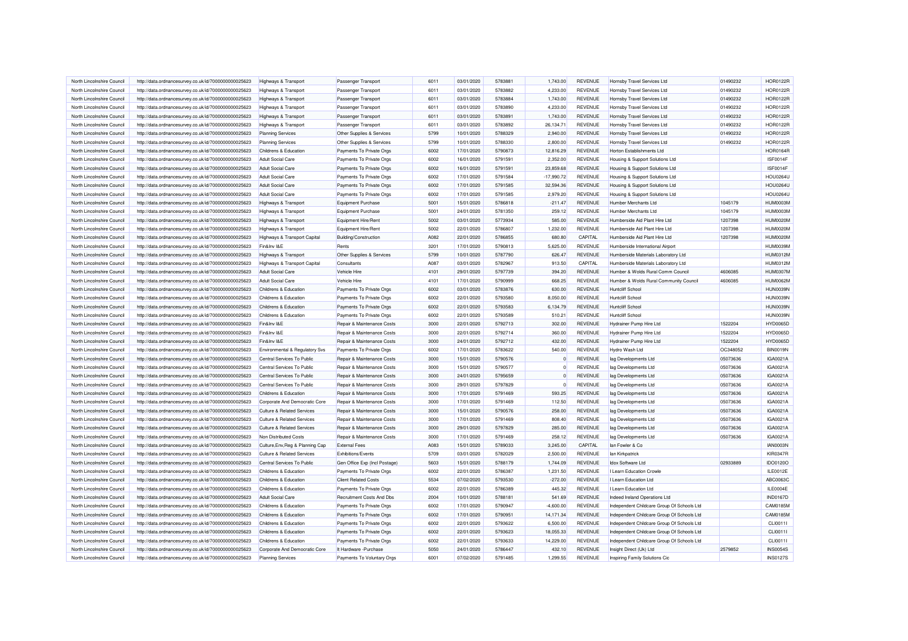| | | | | | | | | | | | |
|---|---|---|---|---|---|---|---|---|---|---|---|
| North Lincolnshire Council | http://data.ordnancesurvey.co.uk/id/7000000000025623 | Highways & Transport | Passenger Transport | 6011 | 03/01/2020 | 5783881 | 1,743.00 | REVENUE | Hornsby Travel Services Ltd | 01490232 | HOR0122R |
| North Lincolnshire Council | http://data.ordnancesurvey.co.uk/id/7000000000025623 | Highways & Transport | Passenger Transport | 6011 | 03/01/2020 | 5783882 | 4,233.00 | REVENUE | Hornsby Travel Services Ltd | 01490232 | HOR0122R |
| North Lincolnshire Council | http://data.ordnancesurvey.co.uk/id/7000000000025623 | Highways & Transport | Passenger Transport | 6011 | 03/01/2020 | 5783884 | 1,743.00 | REVENUE | Hornsby Travel Services Ltd | 01490232 | HOR0122R |
| North Lincolnshire Council | http://data.ordnancesurvey.co.uk/id/7000000000025623 | Highways & Transport | Passenger Transport | 6011 | 03/01/2020 | 5783890 | 4,233.00 | REVENUE | Hornsby Travel Services Ltd | 01490232 | HOR0122R |
| North Lincolnshire Council | http://data.ordnancesurvey.co.uk/id/7000000000025623 | Highways & Transport | Passenger Transport | 6011 | 03/01/2020 | 5783891 | 1,743.00 | REVENUE | Hornsby Travel Services Ltd | 01490232 | HOR0122R |
| North Lincolnshire Council | http://data.ordnancesurvey.co.uk/id/7000000000025623 | Highways & Transport | Passenger Transport | 6011 | 03/01/2020 | 5783892 | 26,134.71 | REVENUE | Hornsby Travel Services Ltd | 01490232 | HOR0122R |
| North Lincolnshire Council | http://data.ordnancesurvey.co.uk/id/7000000000025623 | Planning Services | Other Supplies & Services | 5799 | 10/01/2020 | 5788329 | 2,940.00 | REVENUE | Hornsby Travel Services Ltd | 01490232 | HOR0122R |
| North Lincolnshire Council | http://data.ordnancesurvey.co.uk/id/7000000000025623 | Planning Services | Other Supplies & Services | 5799 | 10/01/2020 | 5788330 | 2,800.00 | REVENUE | Hornsby Travel Services Ltd | 01490232 | HOR0122R |
| North Lincolnshire Council | http://data.ordnancesurvey.co.uk/id/7000000000025623 | Childrens & Education | Payments To Private Orgs | 6002 | 17/01/2020 | 5790873 | 12,816.29 | REVENUE | Horton Establishments Ltd | | HOR0164R |
| North Lincolnshire Council | http://data.ordnancesurvey.co.uk/id/7000000000025623 | Adult Social Care | Payments To Private Orgs | 6002 | 16/01/2020 | 5791591 | 2,352.00 | REVENUE | Housing & Support Solutions Ltd | | ISF0014F |
| North Lincolnshire Council | http://data.ordnancesurvey.co.uk/id/7000000000025623 | Adult Social Care | Payments To Private Orgs | 6002 | 16/01/2020 | 5791591 | 23,859.68 | REVENUE | Housing & Support Solutions Ltd | | ISF0014F |
| North Lincolnshire Council | http://data.ordnancesurvey.co.uk/id/7000000000025623 | Adult Social Care | Payments To Private Orgs | 6002 | 17/01/2020 | 5791584 | -17,990.72 | REVENUE | Housing & Support Solutions Ltd | | HOU0264U |
| North Lincolnshire Council | http://data.ordnancesurvey.co.uk/id/7000000000025623 | Adult Social Care | Payments To Private Orgs | 6002 | 17/01/2020 | 5791585 | 32,594.36 | REVENUE | Housing & Support Solutions Ltd | | HOU0264U |
| North Lincolnshire Council | http://data.ordnancesurvey.co.uk/id/7000000000025623 | Adult Social Care | Payments To Private Orgs | 6002 | 17/01/2020 | 5791585 | 2,979.20 | REVENUE | Housing & Support Solutions Ltd | | HOU0264U |
| North Lincolnshire Council | http://data.ordnancesurvey.co.uk/id/7000000000025623 | Highways & Transport | Equipment Purchase | 5001 | 15/01/2020 | 5786818 | -211.47 | REVENUE | Humber Merchants Ltd | 1045179 | HUM0003M |
| North Lincolnshire Council | http://data.ordnancesurvey.co.uk/id/7000000000025623 | Highways & Transport | Equipment Purchase | 5001 | 24/01/2020 | 5781350 | 259.12 | REVENUE | Humber Merchants Ltd | 1045179 | HUM0003M |
| North Lincolnshire Council | http://data.ordnancesurvey.co.uk/id/7000000000025623 | Highways & Transport | Equipment Hire/Rent | 5002 | 03/01/2020 | 5773934 | 585.00 | REVENUE | Humberside Aid Plant Hire Ltd | 1207398 | HUM0020M |
| North Lincolnshire Council | http://data.ordnancesurvey.co.uk/id/7000000000025623 | Highways & Transport | Equipment Hire/Rent | 5002 | 22/01/2020 | 5786807 | 1,232.00 | REVENUE | Humberside Aid Plant Hire Ltd | 1207398 | HUM0020M |
| North Lincolnshire Council | http://data.ordnancesurvey.co.uk/id/7000000000025623 | Highways & Transport Capital | Building/Construction | A082 | 22/01/2020 | 5786855 | 680.80 | CAPITAL | Humberside Aid Plant Hire Ltd | 1207398 | HUM0020M |
| North Lincolnshire Council | http://data.ordnancesurvey.co.uk/id/7000000000025623 | Fin&Inv I&E | Rents | 3201 | 17/01/2020 | 5790813 | 5,625.00 | REVENUE | Humberside International Airport | | HUM0039M |
| North Lincolnshire Council | http://data.ordnancesurvey.co.uk/id/7000000000025623 | Highways & Transport | Other Supplies & Services | 5799 | 10/01/2020 | 5787790 | 626.47 | REVENUE | Humberside Materials Laboratory Ltd | | HUM0312M |
| North Lincolnshire Council | http://data.ordnancesurvey.co.uk/id/7000000000025623 | Highways & Transport Capital | Consultants | A087 | 03/01/2020 | 5782967 | 913.50 | CAPITAL | Humberside Materials Laboratory Ltd | | HUM0312M |
| North Lincolnshire Council | http://data.ordnancesurvey.co.uk/id/7000000000025623 | Adult Social Care | Vehicle Hire | 4101 | 29/01/2020 | 5797739 | 394.20 | REVENUE | Humber & Wolds Rural Comm Council | 4606085 | HUM0307M |
| North Lincolnshire Council | http://data.ordnancesurvey.co.uk/id/7000000000025623 | Adult Social Care | Vehicle Hire | 4101 | 17/01/2020 | 5790999 | 668.25 | REVENUE | Humber & Wolds Rural Community Council | 4606085 | HUM0062M |
| North Lincolnshire Council | http://data.ordnancesurvey.co.uk/id/7000000000025623 | Childrens & Education | Payments To Private Orgs | 6002 | 03/01/2020 | 5783876 | 630.00 | REVENUE | Huntcliff School | | HUN0039N |
| North Lincolnshire Council | http://data.ordnancesurvey.co.uk/id/7000000000025623 | Childrens & Education | Payments To Private Orgs | 6002 | 22/01/2020 | 5793580 | 8,050.00 | REVENUE | Huntcliff School | | HUN0039N |
| North Lincolnshire Council | http://data.ordnancesurvey.co.uk/id/7000000000025623 | Childrens & Education | Payments To Private Orgs | 6002 | 22/01/2020 | 5793583 | 6,134.79 | REVENUE | Huntcliff School | | HUN0039N |
| North Lincolnshire Council | http://data.ordnancesurvey.co.uk/id/7000000000025623 | Childrens & Education | Payments To Private Orgs | 6002 | 22/01/2020 | 5793589 | 510.21 | REVENUE | Huntcliff School | | HUN0039N |
| North Lincolnshire Council | http://data.ordnancesurvey.co.uk/id/7000000000025623 | Fin&Inv I&E | Repair & Maintenance Costs | 3000 | 22/01/2020 | 5792713 | 302.00 | REVENUE | Hydrainer Pump Hire Ltd | 1522204 | HYD0065D |
| North Lincolnshire Council | http://data.ordnancesurvey.co.uk/id/7000000000025623 | Fin&Inv I&E | Repair & Maintenance Costs | 3000 | 22/01/2020 | 5792714 | 360.00 | REVENUE | Hydrainer Pump Hire Ltd | 1522204 | HYD0065D |
| North Lincolnshire Council | http://data.ordnancesurvey.co.uk/id/7000000000025623 | Fin&Inv I&E | Repair & Maintenance Costs | 3000 | 24/01/2020 | 5792712 | 432.00 | REVENUE | Hydrainer Pump Hire Ltd | 1522204 | HYD0065D |
| North Lincolnshire Council | http://data.ordnancesurvey.co.uk/id/7000000000025623 | Environmental & Regulatory Svs | Payments To Private Orgs | 6002 | 17/01/2020 | 5783622 | 540.00 | REVENUE | Hydro Wash Ltd | OC348052 | BIN0019N |
| North Lincolnshire Council | http://data.ordnancesurvey.co.uk/id/7000000000025623 | Central Services To Public | Repair & Maintenance Costs | 3000 | 15/01/2020 | 5790576 | 0 | REVENUE | Iag Developments Ltd | 05073636 | IGA0021A |
| North Lincolnshire Council | http://data.ordnancesurvey.co.uk/id/7000000000025623 | Central Services To Public | Repair & Maintenance Costs | 3000 | 15/01/2020 | 5790577 | 0 | REVENUE | Iag Developments Ltd | 05073636 | IGA0021A |
| North Lincolnshire Council | http://data.ordnancesurvey.co.uk/id/7000000000025623 | Central Services To Public | Repair & Maintenance Costs | 3000 | 24/01/2020 | 5795659 | 0 | REVENUE | Iag Developments Ltd | 05073636 | IGA0021A |
| North Lincolnshire Council | http://data.ordnancesurvey.co.uk/id/7000000000025623 | Central Services To Public | Repair & Maintenance Costs | 3000 | 29/01/2020 | 5797829 | 0 | REVENUE | Iag Developments Ltd | 05073636 | IGA0021A |
| North Lincolnshire Council | http://data.ordnancesurvey.co.uk/id/7000000000025623 | Childrens & Education | Repair & Maintenance Costs | 3000 | 17/01/2020 | 5791469 | 593.25 | REVENUE | Iag Developments Ltd | 05073636 | IGA0021A |
| North Lincolnshire Council | http://data.ordnancesurvey.co.uk/id/7000000000025623 | Corporate And Democratic Core | Repair & Maintenance Costs | 3000 | 17/01/2020 | 5791469 | 112.50 | REVENUE | Iag Developments Ltd | 05073636 | IGA0021A |
| North Lincolnshire Council | http://data.ordnancesurvey.co.uk/id/7000000000025623 | Culture & Related Services | Repair & Maintenance Costs | 3000 | 15/01/2020 | 5790576 | 258.00 | REVENUE | Iag Developments Ltd | 05073636 | IGA0021A |
| North Lincolnshire Council | http://data.ordnancesurvey.co.uk/id/7000000000025623 | Culture & Related Services | Repair & Maintenance Costs | 3000 | 17/01/2020 | 5791469 | 808.40 | REVENUE | Iag Developments Ltd | 05073636 | IGA0021A |
| North Lincolnshire Council | http://data.ordnancesurvey.co.uk/id/7000000000025623 | Culture & Related Services | Repair & Maintenance Costs | 3000 | 29/01/2020 | 5797829 | 285.00 | REVENUE | Iag Developments Ltd | 05073636 | IGA0021A |
| North Lincolnshire Council | http://data.ordnancesurvey.co.uk/id/7000000000025623 | Non Distributed Costs | Repair & Maintenance Costs | 3000 | 17/01/2020 | 5791469 | 258.12 | REVENUE | Iag Developments Ltd | 05073636 | IGA0021A |
| North Lincolnshire Council | http://data.ordnancesurvey.co.uk/id/7000000000025623 | Culture,Env,Reg & Planning Cap | External Fees | A083 | 15/01/2020 | 5789033 | 3,245.00 | CAPITAL | Ian Fowler & Co | | IAN0003N |
| North Lincolnshire Council | http://data.ordnancesurvey.co.uk/id/7000000000025623 | Culture & Related Services | Exhibitions/Events | 5709 | 03/01/2020 | 5782029 | 2,500.00 | REVENUE | Ian Kirkpatrick | | KIR0347R |
| North Lincolnshire Council | http://data.ordnancesurvey.co.uk/id/7000000000025623 | Central Services To Public | Gen Office Exp (Incl Postage) | 5603 | 15/01/2020 | 5788179 | 1,744.09 | REVENUE | Idox Software Ltd | 02933889 | IDO0120O |
| North Lincolnshire Council | http://data.ordnancesurvey.co.uk/id/7000000000025623 | Childrens & Education | Payments To Private Orgs | 6002 | 22/01/2020 | 5786387 | 1,231.50 | REVENUE | I Learn Education Crowle | | ILE0012E |
| North Lincolnshire Council | http://data.ordnancesurvey.co.uk/id/7000000000025623 | Childrens & Education | Client Related Costs | 5534 | 07/02/2020 | 5793530 | -272.00 | REVENUE | I Learn Education Ltd | | ABC0063C |
| North Lincolnshire Council | http://data.ordnancesurvey.co.uk/id/7000000000025623 | Childrens & Education | Payments To Private Orgs | 6002 | 22/01/2020 | 5786389 | 445.32 | REVENUE | I Learn Education Ltd | | ILE0004E |
| North Lincolnshire Council | http://data.ordnancesurvey.co.uk/id/7000000000025623 | Adult Social Care | Recruitment Costs And Dbs | 2004 | 10/01/2020 | 5788181 | 541.69 | REVENUE | Indeed Ireland Operations Ltd | | IND0167D |
| North Lincolnshire Council | http://data.ordnancesurvey.co.uk/id/7000000000025623 | Childrens & Education | Payments To Private Orgs | 6002 | 17/01/2020 | 5790947 | -4,600.00 | REVENUE | Independent Childcare Group Of Schools Ltd | | CAM0185M |
| North Lincolnshire Council | http://data.ordnancesurvey.co.uk/id/7000000000025623 | Childrens & Education | Payments To Private Orgs | 6002 | 17/01/2020 | 5790951 | 14,171.34 | REVENUE | Independent Childcare Group Of Schools Ltd | | CAM0185M |
| North Lincolnshire Council | http://data.ordnancesurvey.co.uk/id/7000000000025623 | Childrens & Education | Payments To Private Orgs | 6002 | 22/01/2020 | 5793622 | 6,500.00 | REVENUE | Independent Childcare Group Of Schools Ltd | | CLI0011I |
| North Lincolnshire Council | http://data.ordnancesurvey.co.uk/id/7000000000025623 | Childrens & Education | Payments To Private Orgs | 6002 | 22/01/2020 | 5793623 | 18,055.33 | REVENUE | Independent Childcare Group Of Schools Ltd | | CLI0011I |
| North Lincolnshire Council | http://data.ordnancesurvey.co.uk/id/7000000000025623 | Childrens & Education | Payments To Private Orgs | 6002 | 22/01/2020 | 5793633 | 14,229.00 | REVENUE | Independent Childcare Group Of Schools Ltd | | CLI0011I |
| North Lincolnshire Council | http://data.ordnancesurvey.co.uk/id/7000000000025623 | Corporate And Democratic Core | It Hardware -Purchase | 5050 | 24/01/2020 | 5786447 | 432.10 | REVENUE | Insight Direct (Uk) Ltd | 2579852 | INS0054S |
| North Lincolnshire Council | http://data.ordnancesurvey.co.uk/id/7000000000025623 | Planning Services | Payments To Voluntary Orgs | 6001 | 07/02/2020 | 5791485 | 1,299.55 | REVENUE | Inspiring Family Solutions Cic | | INS0127S |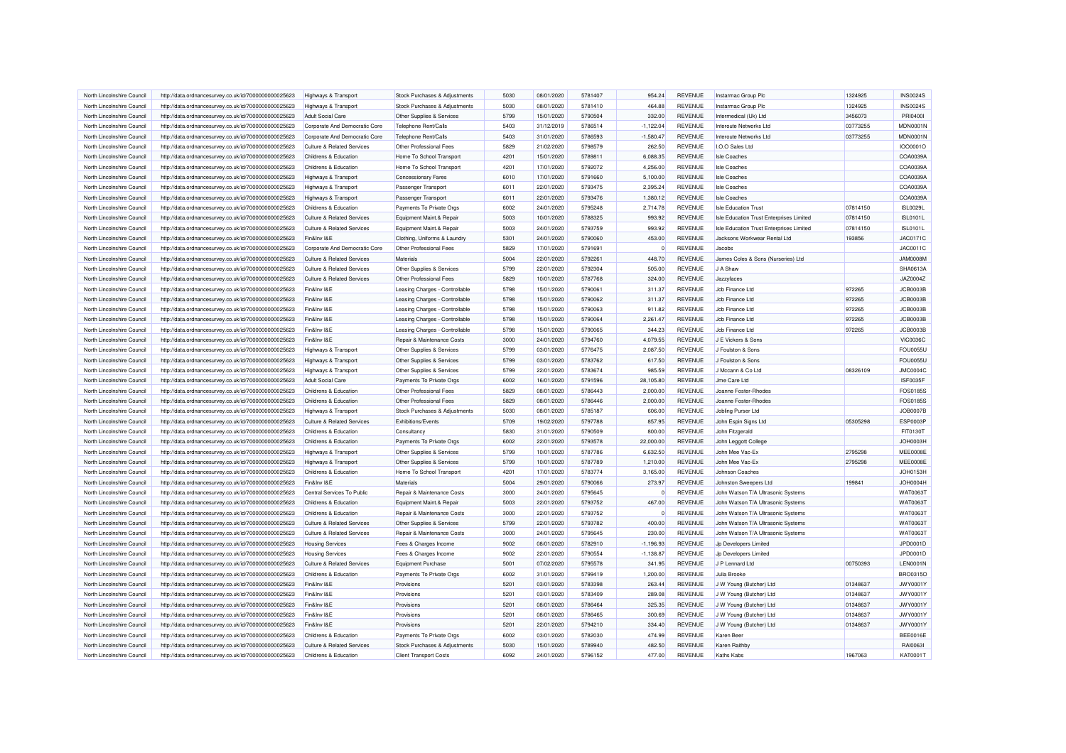| | | | | | | | | | | | | |
|---|---|---|---|---|---|---|---|---|---|---|---|---|
| North Lincolnshire Council | http://data.ordnancesurvey.co.uk/id/7000000000025623 | Highways & Transport | Stock Purchases & Adjustments | 5030 | 08/01/2020 | 5781407 | 954.24 | REVENUE | Instarmac Group Plc | 1324925 | INS0024S |
| North Lincolnshire Council | http://data.ordnancesurvey.co.uk/id/7000000000025623 | Highways & Transport | Stock Purchases & Adjustments | 5030 | 08/01/2020 | 5781410 | 464.88 | REVENUE | Instarmac Group Plc | 1324925 | INS0024S |
| North Lincolnshire Council | http://data.ordnancesurvey.co.uk/id/7000000000025623 | Adult Social Care | Other Supplies & Services | 5799 | 15/01/2020 | 5790504 | 332.00 | REVENUE | Intermedical (Uk) Ltd | 3456073 | PRI0400I |
| North Lincolnshire Council | http://data.ordnancesurvey.co.uk/id/7000000000025623 | Corporate And Democratic Core | Telephone Rent/Calls | 5403 | 31/12/2019 | 5786514 | -1,122.04 | REVENUE | Interoute Networks Ltd | 03773255 | MDN0001N |
| North Lincolnshire Council | http://data.ordnancesurvey.co.uk/id/7000000000025623 | Corporate And Democratic Core | Telephone Rent/Calls | 5403 | 31/01/2020 | 5786593 | -1,580.47 | REVENUE | Interoute Networks Ltd | 03773255 | MDN0001N |
| North Lincolnshire Council | http://data.ordnancesurvey.co.uk/id/7000000000025623 | Culture & Related Services | Other Professional Fees | 5829 | 21/02/2020 | 5798579 | 262.50 | REVENUE | I.O.O Sales Ltd | | IOO0001O |
| North Lincolnshire Council | http://data.ordnancesurvey.co.uk/id/7000000000025623 | Childrens & Education | Home To School Transport | 4201 | 15/01/2020 | 5789811 | 6,088.35 | REVENUE | Isle Coaches | | COA0039A |
| North Lincolnshire Council | http://data.ordnancesurvey.co.uk/id/7000000000025623 | Childrens & Education | Home To School Transport | 4201 | 17/01/2020 | 5792072 | 4,256.00 | REVENUE | Isle Coaches | | COA0039A |
| North Lincolnshire Council | http://data.ordnancesurvey.co.uk/id/7000000000025623 | Highways & Transport | Concessionary Fares | 6010 | 17/01/2020 | 5791660 | 5,100.00 | REVENUE | Isle Coaches | | COA0039A |
| North Lincolnshire Council | http://data.ordnancesurvey.co.uk/id/7000000000025623 | Highways & Transport | Passenger Transport | 6011 | 22/01/2020 | 5793475 | 2,395.24 | REVENUE | Isle Coaches | | COA0039A |
| North Lincolnshire Council | http://data.ordnancesurvey.co.uk/id/7000000000025623 | Highways & Transport | Passenger Transport | 6011 | 22/01/2020 | 5793476 | 1,380.12 | REVENUE | Isle Coaches | | COA0039A |
| North Lincolnshire Council | http://data.ordnancesurvey.co.uk/id/7000000000025623 | Childrens & Education | Payments To Private Orgs | 6002 | 24/01/2020 | 5795248 | 2,714.78 | REVENUE | Isle Education Trust | 07814150 | ISL0029L |
| North Lincolnshire Council | http://data.ordnancesurvey.co.uk/id/7000000000025623 | Culture & Related Services | Equipment Maint.& Repair | 5003 | 10/01/2020 | 5788325 | 993.92 | REVENUE | Isle Education Trust Enterprises Limited | 07814150 | ISL0101L |
| North Lincolnshire Council | http://data.ordnancesurvey.co.uk/id/7000000000025623 | Culture & Related Services | Equipment Maint.& Repair | 5003 | 24/01/2020 | 5793759 | 993.92 | REVENUE | Isle Education Trust Enterprises Limited | 07814150 | ISL0101L |
| North Lincolnshire Council | http://data.ordnancesurvey.co.uk/id/7000000000025623 | Fin&Inv I&E | Clothing, Uniforms & Laundry | 5301 | 24/01/2020 | 5790060 | 453.00 | REVENUE | Jacksons Workwear Rental Ltd | 193856 | JAC0171C |
| North Lincolnshire Council | http://data.ordnancesurvey.co.uk/id/7000000000025623 | Corporate And Democratic Core | Other Professional Fees | 5829 | 17/01/2020 | 5791691 | 0 | REVENUE | Jacobs | | JAC0011C |
| North Lincolnshire Council | http://data.ordnancesurvey.co.uk/id/7000000000025623 | Culture & Related Services | Materials | 5004 | 22/01/2020 | 5792261 | 448.70 | REVENUE | James Coles & Sons (Nurseries) Ltd | | JAM0008M |
| North Lincolnshire Council | http://data.ordnancesurvey.co.uk/id/7000000000025623 | Culture & Related Services | Other Supplies & Services | 5799 | 22/01/2020 | 5792304 | 505.00 | REVENUE | J A Shaw | | SHA0613A |
| North Lincolnshire Council | http://data.ordnancesurvey.co.uk/id/7000000000025623 | Culture & Related Services | Other Professional Fees | 5829 | 10/01/2020 | 5787768 | 324.00 | REVENUE | Jazzyfaces | | JAZ0004Z |
| North Lincolnshire Council | http://data.ordnancesurvey.co.uk/id/7000000000025623 | Fin&Inv I&E | Leasing Charges - Controllable | 5798 | 15/01/2020 | 5790061 | 311.37 | REVENUE | Jcb Finance Ltd | 972265 | JCB0003B |
| North Lincolnshire Council | http://data.ordnancesurvey.co.uk/id/7000000000025623 | Fin&Inv I&E | Leasing Charges - Controllable | 5798 | 15/01/2020 | 5790062 | 311.37 | REVENUE | Jcb Finance Ltd | 972265 | JCB0003B |
| North Lincolnshire Council | http://data.ordnancesurvey.co.uk/id/7000000000025623 | Fin&Inv I&E | Leasing Charges - Controllable | 5798 | 15/01/2020 | 5790063 | 911.82 | REVENUE | Jcb Finance Ltd | 972265 | JCB0003B |
| North Lincolnshire Council | http://data.ordnancesurvey.co.uk/id/7000000000025623 | Fin&Inv I&E | Leasing Charges - Controllable | 5798 | 15/01/2020 | 5790064 | 2,261.47 | REVENUE | Jcb Finance Ltd | 972265 | JCB0003B |
| North Lincolnshire Council | http://data.ordnancesurvey.co.uk/id/7000000000025623 | Fin&Inv I&E | Leasing Charges - Controllable | 5798 | 15/01/2020 | 5790065 | 344.23 | REVENUE | Jcb Finance Ltd | 972265 | JCB0003B |
| North Lincolnshire Council | http://data.ordnancesurvey.co.uk/id/7000000000025623 | Fin&Inv I&E | Repair & Maintenance Costs | 3000 | 24/01/2020 | 5794760 | 4,079.55 | REVENUE | J E Vickers & Sons | | VIC0036C |
| North Lincolnshire Council | http://data.ordnancesurvey.co.uk/id/7000000000025623 | Highways & Transport | Other Supplies & Services | 5799 | 03/01/2020 | 5776475 | 2,087.50 | REVENUE | J Foulston & Sons | | FOU0055U |
| North Lincolnshire Council | http://data.ordnancesurvey.co.uk/id/7000000000025623 | Highways & Transport | Other Supplies & Services | 5799 | 03/01/2020 | 5783762 | 617.50 | REVENUE | J Foulston & Sons | | FOU0055U |
| North Lincolnshire Council | http://data.ordnancesurvey.co.uk/id/7000000000025623 | Highways & Transport | Other Supplies & Services | 5799 | 22/01/2020 | 5783674 | 985.59 | REVENUE | J Mccann & Co Ltd | 08326109 | JMC0004C |
| North Lincolnshire Council | http://data.ordnancesurvey.co.uk/id/7000000000025623 | Adult Social Care | Payments To Private Orgs | 6002 | 16/01/2020 | 5791596 | 28,105.80 | REVENUE | Jme Care Ltd | | ISF0035F |
| North Lincolnshire Council | http://data.ordnancesurvey.co.uk/id/7000000000025623 | Childrens & Education | Other Professional Fees | 5829 | 08/01/2020 | 5786443 | 2,000.00 | REVENUE | Joanne Foster-Rhodes | | FOS0185S |
| North Lincolnshire Council | http://data.ordnancesurvey.co.uk/id/7000000000025623 | Childrens & Education | Other Professional Fees | 5829 | 08/01/2020 | 5786446 | 2,000.00 | REVENUE | Joanne Foster-Rhodes | | FOS0185S |
| North Lincolnshire Council | http://data.ordnancesurvey.co.uk/id/7000000000025623 | Highways & Transport | Stock Purchases & Adjustments | 5030 | 08/01/2020 | 5785187 | 606.00 | REVENUE | Jobling Purser Ltd | | JOB0007B |
| North Lincolnshire Council | http://data.ordnancesurvey.co.uk/id/7000000000025623 | Culture & Related Services | Exhibitions/Events | 5709 | 19/02/2020 | 5797788 | 857.95 | REVENUE | John Espin Signs Ltd | 05305298 | ESP0003P |
| North Lincolnshire Council | http://data.ordnancesurvey.co.uk/id/7000000000025623 | Childrens & Education | Consultancy | 5830 | 31/01/2020 | 5790509 | 800.00 | REVENUE | John Fitzgerald | | FIT0130T |
| North Lincolnshire Council | http://data.ordnancesurvey.co.uk/id/7000000000025623 | Childrens & Education | Payments To Private Orgs | 6002 | 22/01/2020 | 5793578 | 22,000.00 | REVENUE | John Leggott College | | JOH0003H |
| North Lincolnshire Council | http://data.ordnancesurvey.co.uk/id/7000000000025623 | Highways & Transport | Other Supplies & Services | 5799 | 10/01/2020 | 5787786 | 6,632.50 | REVENUE | John Mee Vac-Ex | 2795298 | MEE0008E |
| North Lincolnshire Council | http://data.ordnancesurvey.co.uk/id/7000000000025623 | Highways & Transport | Other Supplies & Services | 5799 | 10/01/2020 | 5787789 | 1,210.00 | REVENUE | John Mee Vac-Ex | 2795298 | MEE0008E |
| North Lincolnshire Council | http://data.ordnancesurvey.co.uk/id/7000000000025623 | Childrens & Education | Home To School Transport | 4201 | 17/01/2020 | 5783774 | 3,165.00 | REVENUE | Johnson Coaches | | JOH0153H |
| North Lincolnshire Council | http://data.ordnancesurvey.co.uk/id/7000000000025623 | Fin&Inv I&E | Materials | 5004 | 29/01/2020 | 5790066 | 273.97 | REVENUE | Johnston Sweepers Ltd | 199841 | JOH0004H |
| North Lincolnshire Council | http://data.ordnancesurvey.co.uk/id/7000000000025623 | Central Services To Public | Repair & Maintenance Costs | 3000 | 24/01/2020 | 5795645 | 0 | REVENUE | John Watson T/A Ultrasonic Systems | | WAT0063T |
| North Lincolnshire Council | http://data.ordnancesurvey.co.uk/id/7000000000025623 | Childrens & Education | Equipment Maint.& Repair | 5003 | 22/01/2020 | 5793752 | 467.00 | REVENUE | John Watson T/A Ultrasonic Systems | | WAT0063T |
| North Lincolnshire Council | http://data.ordnancesurvey.co.uk/id/7000000000025623 | Childrens & Education | Repair & Maintenance Costs | 3000 | 22/01/2020 | 5793752 | 0 | REVENUE | John Watson T/A Ultrasonic Systems | | WAT0063T |
| North Lincolnshire Council | http://data.ordnancesurvey.co.uk/id/7000000000025623 | Culture & Related Services | Other Supplies & Services | 5799 | 22/01/2020 | 5793782 | 400.00 | REVENUE | John Watson T/A Ultrasonic Systems | | WAT0063T |
| North Lincolnshire Council | http://data.ordnancesurvey.co.uk/id/7000000000025623 | Culture & Related Services | Repair & Maintenance Costs | 3000 | 24/01/2020 | 5795645 | 230.00 | REVENUE | John Watson T/A Ultrasonic Systems | | WAT0063T |
| North Lincolnshire Council | http://data.ordnancesurvey.co.uk/id/7000000000025623 | Housing Services | Fees & Charges Income | 9002 | 08/01/2020 | 5782910 | -1,196.93 | REVENUE | Jp Developers Limited | | JPD0001D |
| North Lincolnshire Council | http://data.ordnancesurvey.co.uk/id/7000000000025623 | Housing Services | Fees & Charges Income | 9002 | 22/01/2020 | 5790554 | -1,138.87 | REVENUE | Jp Developers Limited | | JPD0001D |
| North Lincolnshire Council | http://data.ordnancesurvey.co.uk/id/7000000000025623 | Culture & Related Services | Equipment Purchase | 5001 | 07/02/2020 | 5795578 | 341.95 | REVENUE | J P Lennard Ltd | 00750393 | LEN0001N |
| North Lincolnshire Council | http://data.ordnancesurvey.co.uk/id/7000000000025623 | Childrens & Education | Payments To Private Orgs | 6002 | 31/01/2020 | 5799419 | 1,200.00 | REVENUE | Julia Brooke | | BRO0315O |
| North Lincolnshire Council | http://data.ordnancesurvey.co.uk/id/7000000000025623 | Fin&Inv I&E | Provisions | 5201 | 03/01/2020 | 5783398 | 263.44 | REVENUE | J W Young (Butcher) Ltd | 01348637 | JWY0001Y |
| North Lincolnshire Council | http://data.ordnancesurvey.co.uk/id/7000000000025623 | Fin&Inv I&E | Provisions | 5201 | 03/01/2020 | 5783409 | 289.08 | REVENUE | J W Young (Butcher) Ltd | 01348637 | JWY0001Y |
| North Lincolnshire Council | http://data.ordnancesurvey.co.uk/id/7000000000025623 | Fin&Inv I&E | Provisions | 5201 | 08/01/2020 | 5786464 | 325.35 | REVENUE | J W Young (Butcher) Ltd | 01348637 | JWY0001Y |
| North Lincolnshire Council | http://data.ordnancesurvey.co.uk/id/7000000000025623 | Fin&Inv I&E | Provisions | 5201 | 08/01/2020 | 5786465 | 300.69 | REVENUE | J W Young (Butcher) Ltd | 01348637 | JWY0001Y |
| North Lincolnshire Council | http://data.ordnancesurvey.co.uk/id/7000000000025623 | Fin&Inv I&E | Provisions | 5201 | 22/01/2020 | 5794210 | 334.40 | REVENUE | J W Young (Butcher) Ltd | 01348637 | JWY0001Y |
| North Lincolnshire Council | http://data.ordnancesurvey.co.uk/id/7000000000025623 | Childrens & Education | Payments To Private Orgs | 6002 | 03/01/2020 | 5782030 | 474.99 | REVENUE | Karen Beer | | BEE0016E |
| North Lincolnshire Council | http://data.ordnancesurvey.co.uk/id/7000000000025623 | Culture & Related Services | Stock Purchases & Adjustments | 5030 | 15/01/2020 | 5789940 | 482.50 | REVENUE | Karen Raithby | | RAI0063I |
| North Lincolnshire Council | http://data.ordnancesurvey.co.uk/id/7000000000025623 | Childrens & Education | Client Transport Costs | 6092 | 24/01/2020 | 5796152 | 477.00 | REVENUE | Kaths Kabs | 1967063 | KAT0001T |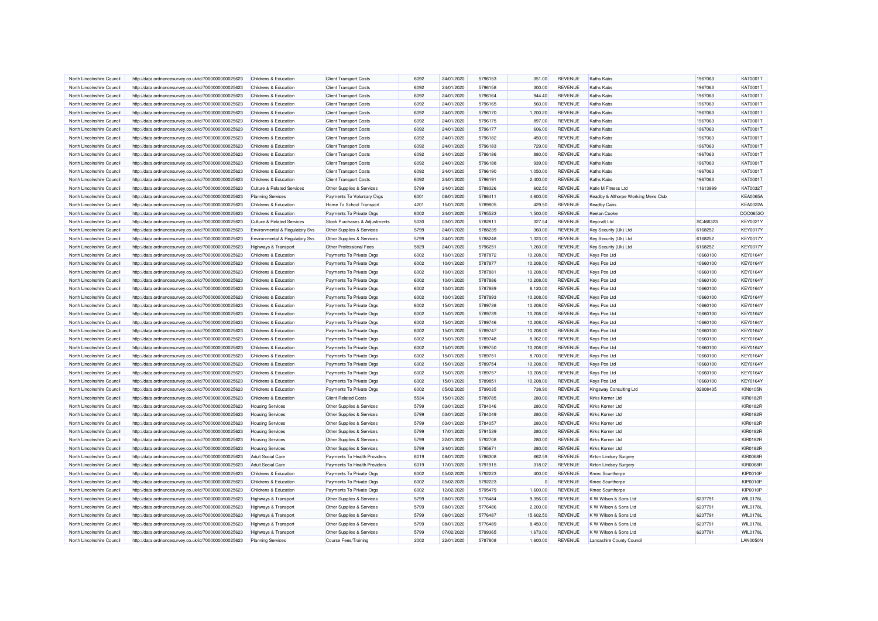| | | | | | | | | | | | |
|---|---|---|---|---|---|---|---|---|---|---|---|
| North Lincolnshire Council | http://data.ordnancesurvey.co.uk/id/7000000000025623 | Childrens & Education | Client Transport Costs | 6092 | 24/01/2020 | 5796153 | 351.00 | REVENUE | Kaths Kabs | 1967063 | KAT0001T |
| North Lincolnshire Council | http://data.ordnancesurvey.co.uk/id/7000000000025623 | Childrens & Education | Client Transport Costs | 6092 | 24/01/2020 | 5796158 | 300.00 | REVENUE | Kaths Kabs | 1967063 | KAT0001T |
| North Lincolnshire Council | http://data.ordnancesurvey.co.uk/id/7000000000025623 | Childrens & Education | Client Transport Costs | 6092 | 24/01/2020 | 5796164 | 944.40 | REVENUE | Kaths Kabs | 1967063 | KAT0001T |
| North Lincolnshire Council | http://data.ordnancesurvey.co.uk/id/7000000000025623 | Childrens & Education | Client Transport Costs | 6092 | 24/01/2020 | 5796165 | 560.00 | REVENUE | Kaths Kabs | 1967063 | KAT0001T |
| North Lincolnshire Council | http://data.ordnancesurvey.co.uk/id/7000000000025623 | Childrens & Education | Client Transport Costs | 6092 | 24/01/2020 | 5796170 | 1,200.20 | REVENUE | Kaths Kabs | 1967063 | KAT0001T |
| North Lincolnshire Council | http://data.ordnancesurvey.co.uk/id/7000000000025623 | Childrens & Education | Client Transport Costs | 6092 | 24/01/2020 | 5796175 | 897.00 | REVENUE | Kaths Kabs | 1967063 | KAT0001T |
| North Lincolnshire Council | http://data.ordnancesurvey.co.uk/id/7000000000025623 | Childrens & Education | Client Transport Costs | 6092 | 24/01/2020 | 5796177 | 606.00 | REVENUE | Kaths Kabs | 1967063 | KAT0001T |
| North Lincolnshire Council | http://data.ordnancesurvey.co.uk/id/7000000000025623 | Childrens & Education | Client Transport Costs | 6092 | 24/01/2020 | 5796182 | 450.00 | REVENUE | Kaths Kabs | 1967063 | KAT0001T |
| North Lincolnshire Council | http://data.ordnancesurvey.co.uk/id/7000000000025623 | Childrens & Education | Client Transport Costs | 6092 | 24/01/2020 | 5796183 | 729.00 | REVENUE | Kaths Kabs | 1967063 | KAT0001T |
| North Lincolnshire Council | http://data.ordnancesurvey.co.uk/id/7000000000025623 | Childrens & Education | Client Transport Costs | 6092 | 24/01/2020 | 5796186 | 880.00 | REVENUE | Kaths Kabs | 1967063 | KAT0001T |
| North Lincolnshire Council | http://data.ordnancesurvey.co.uk/id/7000000000025623 | Childrens & Education | Client Transport Costs | 6092 | 24/01/2020 | 5796188 | 939.00 | REVENUE | Kaths Kabs | 1967063 | KAT0001T |
| North Lincolnshire Council | http://data.ordnancesurvey.co.uk/id/7000000000025623 | Childrens & Education | Client Transport Costs | 6092 | 24/01/2020 | 5796190 | 1,050.00 | REVENUE | Kaths Kabs | 1967063 | KAT0001T |
| North Lincolnshire Council | http://data.ordnancesurvey.co.uk/id/7000000000025623 | Childrens & Education | Client Transport Costs | 6092 | 24/01/2020 | 5796191 | 2,400.00 | REVENUE | Kaths Kabs | 1967063 | KAT0001T |
| North Lincolnshire Council | http://data.ordnancesurvey.co.uk/id/7000000000025623 | Culture & Related Services | Other Supplies & Services | 5799 | 24/01/2020 | 5788326 | 602.50 | REVENUE | Katie M Fitness Ltd | 11613999 | KAT0032T |
| North Lincolnshire Council | http://data.ordnancesurvey.co.uk/id/7000000000025623 | Planning Services | Payments To Voluntary Orgs | 6001 | 08/01/2020 | 5786411 | 4,600.00 | REVENUE | Keadby & Althorpe Working Mens Club | | KEA0065A |
| North Lincolnshire Council | http://data.ordnancesurvey.co.uk/id/7000000000025623 | Childrens & Education | Home To School Transport | 4201 | 15/01/2020 | 5789805 | 429.50 | REVENUE | Keadby Cabs | | KEA0022A |
| North Lincolnshire Council | http://data.ordnancesurvey.co.uk/id/7000000000025623 | Childrens & Education | Payments To Private Orgs | 6002 | 24/01/2020 | 5795523 | 1,500.00 | REVENUE | Keelan Cooke | | COO0652O |
| North Lincolnshire Council | http://data.ordnancesurvey.co.uk/id/7000000000025623 | Culture & Related Services | Stock Purchases & Adjustments | 5030 | 03/01/2020 | 5782811 | 327.54 | REVENUE | Keycraft Ltd | SC466323 | KEY0021Y |
| North Lincolnshire Council | http://data.ordnancesurvey.co.uk/id/7000000000025623 | Environmental & Regulatory Svs | Other Supplies & Services | 5799 | 24/01/2020 | 5788239 | 360.00 | REVENUE | Key Security (Uk) Ltd | 6168252 | KEY0017Y |
| North Lincolnshire Council | http://data.ordnancesurvey.co.uk/id/7000000000025623 | Environmental & Regulatory Svs | Other Supplies & Services | 5799 | 24/01/2020 | 5788248 | 1,323.00 | REVENUE | Key Security (Uk) Ltd | 6168252 | KEY0017Y |
| North Lincolnshire Council | http://data.ordnancesurvey.co.uk/id/7000000000025623 | Highways & Transport | Other Professional Fees | 5829 | 24/01/2020 | 5796251 | 1,260.00 | REVENUE | Key Security (Uk) Ltd | 6168252 | KEY0017Y |
| North Lincolnshire Council | http://data.ordnancesurvey.co.uk/id/7000000000025623 | Childrens & Education | Payments To Private Orgs | 6002 | 10/01/2020 | 5787872 | 10,208.00 | REVENUE | Keys Pce Ltd | 10660100 | KEY0164Y |
| North Lincolnshire Council | http://data.ordnancesurvey.co.uk/id/7000000000025623 | Childrens & Education | Payments To Private Orgs | 6002 | 10/01/2020 | 5787877 | 10,208.00 | REVENUE | Keys Pce Ltd | 10660100 | KEY0164Y |
| North Lincolnshire Council | http://data.ordnancesurvey.co.uk/id/7000000000025623 | Childrens & Education | Payments To Private Orgs | 6002 | 10/01/2020 | 5787881 | 10,208.00 | REVENUE | Keys Pce Ltd | 10660100 | KEY0164Y |
| North Lincolnshire Council | http://data.ordnancesurvey.co.uk/id/7000000000025623 | Childrens & Education | Payments To Private Orgs | 6002 | 10/01/2020 | 5787886 | 10,208.00 | REVENUE | Keys Pce Ltd | 10660100 | KEY0164Y |
| North Lincolnshire Council | http://data.ordnancesurvey.co.uk/id/7000000000025623 | Childrens & Education | Payments To Private Orgs | 6002 | 10/01/2020 | 5787889 | 8,120.00 | REVENUE | Keys Pce Ltd | 10660100 | KEY0164Y |
| North Lincolnshire Council | http://data.ordnancesurvey.co.uk/id/7000000000025623 | Childrens & Education | Payments To Private Orgs | 6002 | 10/01/2020 | 5787893 | 10,208.00 | REVENUE | Keys Pce Ltd | 10660100 | KEY0164Y |
| North Lincolnshire Council | http://data.ordnancesurvey.co.uk/id/7000000000025623 | Childrens & Education | Payments To Private Orgs | 6002 | 15/01/2020 | 5789738 | 10,208.00 | REVENUE | Keys Pce Ltd | 10660100 | KEY0164Y |
| North Lincolnshire Council | http://data.ordnancesurvey.co.uk/id/7000000000025623 | Childrens & Education | Payments To Private Orgs | 6002 | 15/01/2020 | 5789739 | 10,208.00 | REVENUE | Keys Pce Ltd | 10660100 | KEY0164Y |
| North Lincolnshire Council | http://data.ordnancesurvey.co.uk/id/7000000000025623 | Childrens & Education | Payments To Private Orgs | 6002 | 15/01/2020 | 5789746 | 10,208.00 | REVENUE | Keys Pce Ltd | 10660100 | KEY0164Y |
| North Lincolnshire Council | http://data.ordnancesurvey.co.uk/id/7000000000025623 | Childrens & Education | Payments To Private Orgs | 6002 | 15/01/2020 | 5789747 | 10,208.00 | REVENUE | Keys Pce Ltd | 10660100 | KEY0164Y |
| North Lincolnshire Council | http://data.ordnancesurvey.co.uk/id/7000000000025623 | Childrens & Education | Payments To Private Orgs | 6002 | 15/01/2020 | 5789748 | 8,062.00 | REVENUE | Keys Pce Ltd | 10660100 | KEY0164Y |
| North Lincolnshire Council | http://data.ordnancesurvey.co.uk/id/7000000000025623 | Childrens & Education | Payments To Private Orgs | 6002 | 15/01/2020 | 5789750 | 10,208.00 | REVENUE | Keys Pce Ltd | 10660100 | KEY0164Y |
| North Lincolnshire Council | http://data.ordnancesurvey.co.uk/id/7000000000025623 | Childrens & Education | Payments To Private Orgs | 6002 | 15/01/2020 | 5789751 | 8,700.00 | REVENUE | Keys Pce Ltd | 10660100 | KEY0164Y |
| North Lincolnshire Council | http://data.ordnancesurvey.co.uk/id/7000000000025623 | Childrens & Education | Payments To Private Orgs | 6002 | 15/01/2020 | 5789754 | 10,208.00 | REVENUE | Keys Pce Ltd | 10660100 | KEY0164Y |
| North Lincolnshire Council | http://data.ordnancesurvey.co.uk/id/7000000000025623 | Childrens & Education | Payments To Private Orgs | 6002 | 15/01/2020 | 5789757 | 10,208.00 | REVENUE | Keys Pce Ltd | 10660100 | KEY0164Y |
| North Lincolnshire Council | http://data.ordnancesurvey.co.uk/id/7000000000025623 | Childrens & Education | Payments To Private Orgs | 6002 | 15/01/2020 | 5789851 | 10,208.00 | REVENUE | Keys Pce Ltd | 10660100 | KEY0164Y |
| North Lincolnshire Council | http://data.ordnancesurvey.co.uk/id/7000000000025623 | Childrens & Education | Payments To Private Orgs | 6002 | 05/02/2020 | 5799035 | 738.90 | REVENUE | Kingsway Consulting Ltd | 02808435 | KIN0105N |
| North Lincolnshire Council | http://data.ordnancesurvey.co.uk/id/7000000000025623 | Childrens & Education | Client Related Costs | 5534 | 15/01/2020 | 5789785 | 280.00 | REVENUE | Kirks Korner Ltd | | KIR0182R |
| North Lincolnshire Council | http://data.ordnancesurvey.co.uk/id/7000000000025623 | Housing Services | Other Supplies & Services | 5799 | 03/01/2020 | 5784046 | 280.00 | REVENUE | Kirks Korner Ltd | | KIR0182R |
| North Lincolnshire Council | http://data.ordnancesurvey.co.uk/id/7000000000025623 | Housing Services | Other Supplies & Services | 5799 | 03/01/2020 | 5784049 | 280.00 | REVENUE | Kirks Korner Ltd | | KIR0182R |
| North Lincolnshire Council | http://data.ordnancesurvey.co.uk/id/7000000000025623 | Housing Services | Other Supplies & Services | 5799 | 03/01/2020 | 5784057 | 280.00 | REVENUE | Kirks Korner Ltd | | KIR0182R |
| North Lincolnshire Council | http://data.ordnancesurvey.co.uk/id/7000000000025623 | Housing Services | Other Supplies & Services | 5799 | 17/01/2020 | 5791539 | 280.00 | REVENUE | Kirks Korner Ltd | | KIR0182R |
| North Lincolnshire Council | http://data.ordnancesurvey.co.uk/id/7000000000025623 | Housing Services | Other Supplies & Services | 5799 | 22/01/2020 | 5792708 | 280.00 | REVENUE | Kirks Korner Ltd | | KIR0182R |
| North Lincolnshire Council | http://data.ordnancesurvey.co.uk/id/7000000000025623 | Housing Services | Other Supplies & Services | 5799 | 24/01/2020 | 5795671 | 280.00 | REVENUE | Kirks Korner Ltd | | KIR0182R |
| North Lincolnshire Council | http://data.ordnancesurvey.co.uk/id/7000000000025623 | Adult Social Care | Payments To Health Providers | 6019 | 08/01/2020 | 5786308 | 662.59 | REVENUE | Kirton Lindsey Surgery | | KIR0068R |
| North Lincolnshire Council | http://data.ordnancesurvey.co.uk/id/7000000000025623 | Adult Social Care | Payments To Health Providers | 6019 | 17/01/2020 | 5791915 | 318.02 | REVENUE | Kirton Lindsey Surgery | | KIR0068R |
| North Lincolnshire Council | http://data.ordnancesurvey.co.uk/id/7000000000025623 | Childrens & Education | Payments To Private Orgs | 6002 | 05/02/2020 | 5792223 | 400.00 | REVENUE | Kmec Scunthorpe | | KIP0010P |
| North Lincolnshire Council | http://data.ordnancesurvey.co.uk/id/7000000000025623 | Childrens & Education | Payments To Private Orgs | 6002 | 05/02/2020 | 5792223 | 0 | REVENUE | Kmec Scunthorpe | | KIP0010P |
| North Lincolnshire Council | http://data.ordnancesurvey.co.uk/id/7000000000025623 | Childrens & Education | Payments To Private Orgs | 6002 | 12/02/2020 | 5795479 | 1,600.00 | REVENUE | Kmec Scunthorpe | | KIP0010P |
| North Lincolnshire Council | http://data.ordnancesurvey.co.uk/id/7000000000025623 | Highways & Transport | Other Supplies & Services | 5799 | 08/01/2020 | 5776484 | 9,356.00 | REVENUE | K W Wilson & Sons Ltd | 6237791 | WIL0178L |
| North Lincolnshire Council | http://data.ordnancesurvey.co.uk/id/7000000000025623 | Highways & Transport | Other Supplies & Services | 5799 | 08/01/2020 | 5776486 | 2,200.00 | REVENUE | K W Wilson & Sons Ltd | 6237791 | WIL0178L |
| North Lincolnshire Council | http://data.ordnancesurvey.co.uk/id/7000000000025623 | Highways & Transport | Other Supplies & Services | 5799 | 08/01/2020 | 5776487 | 15,602.50 | REVENUE | K W Wilson & Sons Ltd | 6237791 | WIL0178L |
| North Lincolnshire Council | http://data.ordnancesurvey.co.uk/id/7000000000025623 | Highways & Transport | Other Supplies & Services | 5799 | 08/01/2020 | 5776489 | 8,450.00 | REVENUE | K W Wilson & Sons Ltd | 6237791 | WIL0178L |
| North Lincolnshire Council | http://data.ordnancesurvey.co.uk/id/7000000000025623 | Highways & Transport | Other Supplies & Services | 5799 | 07/02/2020 | 5799365 | 1,673.00 | REVENUE | K W Wilson & Sons Ltd | 6237791 | WIL0178L |
| North Lincolnshire Council | http://data.ordnancesurvey.co.uk/id/7000000000025623 | Planning Services | Course Fees/Training | 2002 | 22/01/2020 | 5787808 | 1,600.00 | REVENUE | Lancashire County Council | | LAN0050N |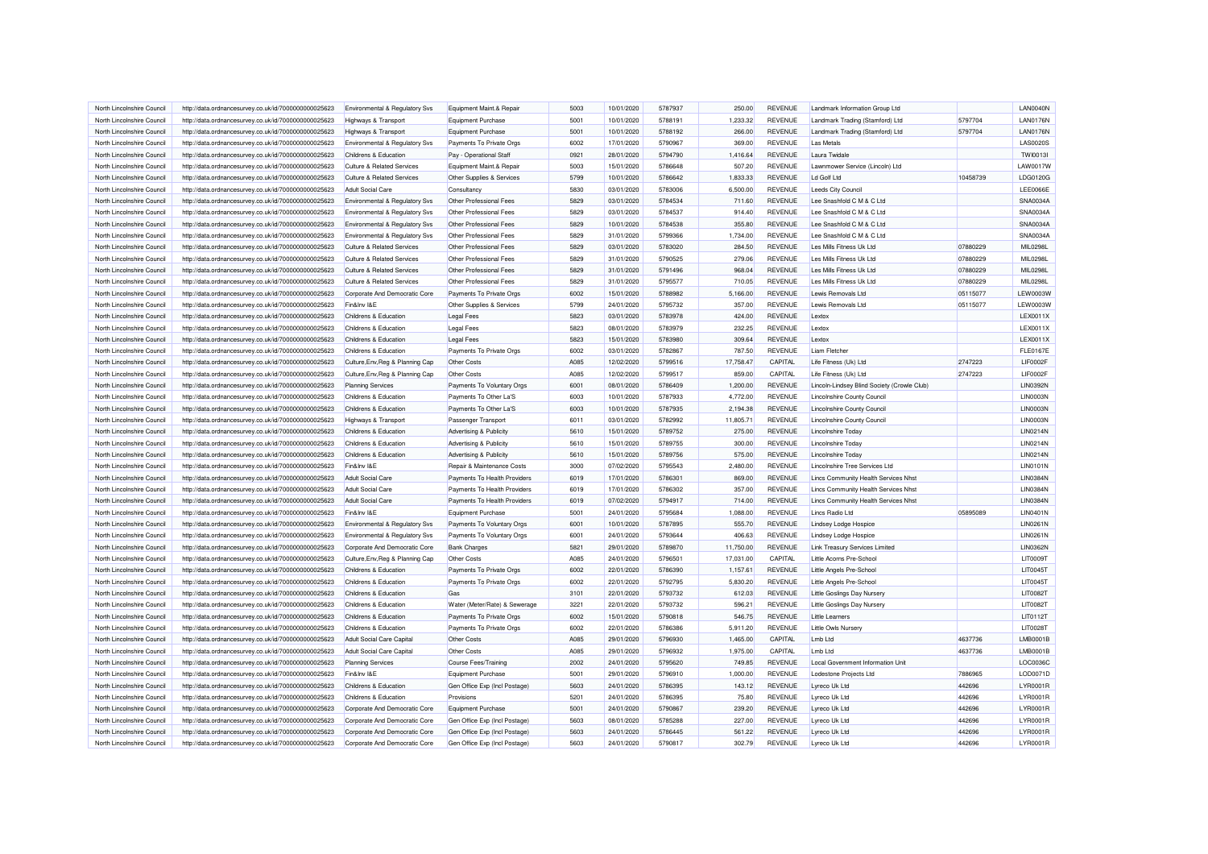| | | | | | | | | | | | |
|---|---|---|---|---|---|---|---|---|---|---|---|
| North Lincolnshire Council | http://data.ordnancesurvey.co.uk/id/7000000000025623 | Environmental & Regulatory Svs | Equipment Maint.& Repair | 5003 | 10/01/2020 | 5787937 | 250.00 | REVENUE | Landmark Information Group Ltd | | LAN0040N |
| North Lincolnshire Council | http://data.ordnancesurvey.co.uk/id/7000000000025623 | Highways & Transport | Equipment Purchase | 5001 | 10/01/2020 | 5788191 | 1,233.32 | REVENUE | Landmark Trading (Stamford) Ltd | 5797704 | LAN0176N |
| North Lincolnshire Council | http://data.ordnancesurvey.co.uk/id/7000000000025623 | Highways & Transport | Equipment Purchase | 5001 | 10/01/2020 | 5788192 | 266.00 | REVENUE | Landmark Trading (Stamford) Ltd | 5797704 | LAN0176N |
| North Lincolnshire Council | http://data.ordnancesurvey.co.uk/id/7000000000025623 | Environmental & Regulatory Svs | Payments To Private Orgs | 6002 | 17/01/2020 | 5790967 | 369.00 | REVENUE | Las Metals | | LAS0020S |
| North Lincolnshire Council | http://data.ordnancesurvey.co.uk/id/7000000000025623 | Childrens & Education | Pay - Operational Staff | 0921 | 28/01/2020 | 5794790 | 1,416.64 | REVENUE | Laura Twidale | | TWI0013I |
| North Lincolnshire Council | http://data.ordnancesurvey.co.uk/id/7000000000025623 | Culture & Related Services | Equipment Maint.& Repair | 5003 | 15/01/2020 | 5786648 | 507.20 | REVENUE | Lawnmower Service (Lincoln) Ltd | | LAW0017W |
| North Lincolnshire Council | http://data.ordnancesurvey.co.uk/id/7000000000025623 | Culture & Related Services | Other Supplies & Services | 5799 | 10/01/2020 | 5786642 | 1,833.33 | REVENUE | Ld Golf Ltd | 10458739 | LDG0120G |
| North Lincolnshire Council | http://data.ordnancesurvey.co.uk/id/7000000000025623 | Adult Social Care | Consultancy | 5830 | 03/01/2020 | 5783006 | 6,500.00 | REVENUE | Leeds City Council | | LEE0066E |
| North Lincolnshire Council | http://data.ordnancesurvey.co.uk/id/7000000000025623 | Environmental & Regulatory Svs | Other Professional Fees | 5829 | 03/01/2020 | 5784534 | 711.60 | REVENUE | Lee Snashfold C M & C Ltd | | SNA0034A |
| North Lincolnshire Council | http://data.ordnancesurvey.co.uk/id/7000000000025623 | Environmental & Regulatory Svs | Other Professional Fees | 5829 | 03/01/2020 | 5784537 | 914.40 | REVENUE | Lee Snashfold C M & C Ltd | | SNA0034A |
| North Lincolnshire Council | http://data.ordnancesurvey.co.uk/id/7000000000025623 | Environmental & Regulatory Svs | Other Professional Fees | 5829 | 10/01/2020 | 5784538 | 355.80 | REVENUE | Lee Snashfold C M & C Ltd | | SNA0034A |
| North Lincolnshire Council | http://data.ordnancesurvey.co.uk/id/7000000000025623 | Environmental & Regulatory Svs | Other Professional Fees | 5829 | 31/01/2020 | 5799366 | 1,734.00 | REVENUE | Lee Snashfold C M & C Ltd | | SNA0034A |
| North Lincolnshire Council | http://data.ordnancesurvey.co.uk/id/7000000000025623 | Culture & Related Services | Other Professional Fees | 5829 | 03/01/2020 | 5783020 | 284.50 | REVENUE | Les Mills Fitness Uk Ltd | 07880229 | MIL0298L |
| North Lincolnshire Council | http://data.ordnancesurvey.co.uk/id/7000000000025623 | Culture & Related Services | Other Professional Fees | 5829 | 31/01/2020 | 5790525 | 279.06 | REVENUE | Les Mills Fitness Uk Ltd | 07880229 | MIL0298L |
| North Lincolnshire Council | http://data.ordnancesurvey.co.uk/id/7000000000025623 | Culture & Related Services | Other Professional Fees | 5829 | 31/01/2020 | 5791496 | 968.04 | REVENUE | Les Mills Fitness Uk Ltd | 07880229 | MIL0298L |
| North Lincolnshire Council | http://data.ordnancesurvey.co.uk/id/7000000000025623 | Culture & Related Services | Other Professional Fees | 5829 | 31/01/2020 | 5795577 | 710.05 | REVENUE | Les Mills Fitness Uk Ltd | 07880229 | MIL0298L |
| North Lincolnshire Council | http://data.ordnancesurvey.co.uk/id/7000000000025623 | Corporate And Democratic Core | Payments To Private Orgs | 6002 | 15/01/2020 | 5788982 | 5,166.00 | REVENUE | Lewis Removals Ltd | 05115077 | LEW0003W |
| North Lincolnshire Council | http://data.ordnancesurvey.co.uk/id/7000000000025623 | Fin&Inv I&E | Other Supplies & Services | 5799 | 24/01/2020 | 5795732 | 357.00 | REVENUE | Lewis Removals Ltd | 05115077 | LEW0003W |
| North Lincolnshire Council | http://data.ordnancesurvey.co.uk/id/7000000000025623 | Childrens & Education | Legal Fees | 5823 | 03/01/2020 | 5783978 | 424.00 | REVENUE | Lextox | | LEX0011X |
| North Lincolnshire Council | http://data.ordnancesurvey.co.uk/id/7000000000025623 | Childrens & Education | Legal Fees | 5823 | 08/01/2020 | 5783979 | 232.25 | REVENUE | Lextox | | LEX0011X |
| North Lincolnshire Council | http://data.ordnancesurvey.co.uk/id/7000000000025623 | Childrens & Education | Legal Fees | 5823 | 15/01/2020 | 5783980 | 309.64 | REVENUE | Lextox | | LEX0011X |
| North Lincolnshire Council | http://data.ordnancesurvey.co.uk/id/7000000000025623 | Childrens & Education | Payments To Private Orgs | 6002 | 03/01/2020 | 5782867 | 787.50 | REVENUE | Liam Fletcher | | FLE0167E |
| North Lincolnshire Council | http://data.ordnancesurvey.co.uk/id/7000000000025623 | Culture,Env,Reg & Planning Cap | Other Costs | A085 | 12/02/2020 | 5799516 | 17,758.47 | CAPITAL | Life Fitness (Uk) Ltd | 2747223 | LIF0002F |
| North Lincolnshire Council | http://data.ordnancesurvey.co.uk/id/7000000000025623 | Culture,Env,Reg & Planning Cap | Other Costs | A085 | 12/02/2020 | 5799517 | 859.00 | CAPITAL | Life Fitness (Uk) Ltd | 2747223 | LIF0002F |
| North Lincolnshire Council | http://data.ordnancesurvey.co.uk/id/7000000000025623 | Planning Services | Payments To Voluntary Orgs | 6001 | 08/01/2020 | 5786409 | 1,200.00 | REVENUE | Lincoln-Lindsey Blind Society (Crowle Club) | | LIN0392N |
| North Lincolnshire Council | http://data.ordnancesurvey.co.uk/id/7000000000025623 | Childrens & Education | Payments To Other La'S | 6003 | 10/01/2020 | 5787933 | 4,772.00 | REVENUE | Lincolnshire County Council | | LIN0003N |
| North Lincolnshire Council | http://data.ordnancesurvey.co.uk/id/7000000000025623 | Childrens & Education | Payments To Other La'S | 6003 | 10/01/2020 | 5787935 | 2,194.38 | REVENUE | Lincolnshire County Council | | LIN0003N |
| North Lincolnshire Council | http://data.ordnancesurvey.co.uk/id/7000000000025623 | Highways & Transport | Passenger Transport | 6011 | 03/01/2020 | 5782992 | 11,805.71 | REVENUE | Lincolnshire County Council | | LIN0003N |
| North Lincolnshire Council | http://data.ordnancesurvey.co.uk/id/7000000000025623 | Childrens & Education | Advertising & Publicity | 5610 | 15/01/2020 | 5789752 | 275.00 | REVENUE | Lincolnshire Today | | LIN0214N |
| North Lincolnshire Council | http://data.ordnancesurvey.co.uk/id/7000000000025623 | Childrens & Education | Advertising & Publicity | 5610 | 15/01/2020 | 5789755 | 300.00 | REVENUE | Lincolnshire Today | | LIN0214N |
| North Lincolnshire Council | http://data.ordnancesurvey.co.uk/id/7000000000025623 | Childrens & Education | Advertising & Publicity | 5610 | 15/01/2020 | 5789756 | 575.00 | REVENUE | Lincolnshire Today | | LIN0214N |
| North Lincolnshire Council | http://data.ordnancesurvey.co.uk/id/7000000000025623 | Fin&Inv I&E | Repair & Maintenance Costs | 3000 | 07/02/2020 | 5795543 | 2,480.00 | REVENUE | Lincolnshire Tree Services Ltd | | LIN0101N |
| North Lincolnshire Council | http://data.ordnancesurvey.co.uk/id/7000000000025623 | Adult Social Care | Payments To Health Providers | 6019 | 17/01/2020 | 5786301 | 869.00 | REVENUE | Lincs Community Health Services Nhst | | LIN0384N |
| North Lincolnshire Council | http://data.ordnancesurvey.co.uk/id/7000000000025623 | Adult Social Care | Payments To Health Providers | 6019 | 17/01/2020 | 5786302 | 357.00 | REVENUE | Lincs Community Health Services Nhst | | LIN0384N |
| North Lincolnshire Council | http://data.ordnancesurvey.co.uk/id/7000000000025623 | Adult Social Care | Payments To Health Providers | 6019 | 07/02/2020 | 5794917 | 714.00 | REVENUE | Lincs Community Health Services Nhst | | LIN0384N |
| North Lincolnshire Council | http://data.ordnancesurvey.co.uk/id/7000000000025623 | Fin&Inv I&E | Equipment Purchase | 5001 | 24/01/2020 | 5795684 | 1,088.00 | REVENUE | Lincs Radio Ltd | 05895089 | LIN0401N |
| North Lincolnshire Council | http://data.ordnancesurvey.co.uk/id/7000000000025623 | Environmental & Regulatory Svs | Payments To Voluntary Orgs | 6001 | 10/01/2020 | 5787895 | 555.70 | REVENUE | Lindsey Lodge Hospice | | LIN0261N |
| North Lincolnshire Council | http://data.ordnancesurvey.co.uk/id/7000000000025623 | Environmental & Regulatory Svs | Payments To Voluntary Orgs | 6001 | 24/01/2020 | 5793644 | 406.63 | REVENUE | Lindsey Lodge Hospice | | LIN0261N |
| North Lincolnshire Council | http://data.ordnancesurvey.co.uk/id/7000000000025623 | Corporate And Democratic Core | Bank Charges | 5821 | 29/01/2020 | 5789870 | 11,750.00 | REVENUE | Link Treasury Services Limited | | LIN0362N |
| North Lincolnshire Council | http://data.ordnancesurvey.co.uk/id/7000000000025623 | Culture,Env,Reg & Planning Cap | Other Costs | A085 | 24/01/2020 | 5796501 | 17,031.00 | CAPITAL | Little Acorns Pre-School | | LIT0009T |
| North Lincolnshire Council | http://data.ordnancesurvey.co.uk/id/7000000000025623 | Childrens & Education | Payments To Private Orgs | 6002 | 22/01/2020 | 5786390 | 1,157.61 | REVENUE | Little Angels Pre-School | | LIT0045T |
| North Lincolnshire Council | http://data.ordnancesurvey.co.uk/id/7000000000025623 | Childrens & Education | Payments To Private Orgs | 6002 | 22/01/2020 | 5792795 | 5,830.20 | REVENUE | Little Angels Pre-School | | LIT0045T |
| North Lincolnshire Council | http://data.ordnancesurvey.co.uk/id/7000000000025623 | Childrens & Education | Gas | 3101 | 22/01/2020 | 5793732 | 612.03 | REVENUE | Little Goslings Day Nursery | | LIT0082T |
| North Lincolnshire Council | http://data.ordnancesurvey.co.uk/id/7000000000025623 | Childrens & Education | Water (Meter/Rate) & Sewerage | 3221 | 22/01/2020 | 5793732 | 596.21 | REVENUE | Little Goslings Day Nursery | | LIT0082T |
| North Lincolnshire Council | http://data.ordnancesurvey.co.uk/id/7000000000025623 | Childrens & Education | Payments To Private Orgs | 6002 | 15/01/2020 | 5790818 | 546.75 | REVENUE | Little Learners | | LIT0112T |
| North Lincolnshire Council | http://data.ordnancesurvey.co.uk/id/7000000000025623 | Childrens & Education | Payments To Private Orgs | 6002 | 22/01/2020 | 5786386 | 5,911.20 | REVENUE | Little Owls Nursery | | LIT0028T |
| North Lincolnshire Council | http://data.ordnancesurvey.co.uk/id/7000000000025623 | Adult Social Care Capital | Other Costs | A085 | 29/01/2020 | 5796930 | 1,465.00 | CAPITAL | Lmb Ltd | 4637736 | LMB0001B |
| North Lincolnshire Council | http://data.ordnancesurvey.co.uk/id/7000000000025623 | Adult Social Care Capital | Other Costs | A085 | 29/01/2020 | 5796932 | 1,975.00 | CAPITAL | Lmb Ltd | 4637736 | LMB0001B |
| North Lincolnshire Council | http://data.ordnancesurvey.co.uk/id/7000000000025623 | Planning Services | Course Fees/Training | 2002 | 24/01/2020 | 5795620 | 749.85 | REVENUE | Local Government Information Unit | | LOC0036C |
| North Lincolnshire Council | http://data.ordnancesurvey.co.uk/id/7000000000025623 | Fin&Inv I&E | Equipment Purchase | 5001 | 29/01/2020 | 5796910 | 1,000.00 | REVENUE | Lodestone Projects Ltd | 7886965 | LOD0071D |
| North Lincolnshire Council | http://data.ordnancesurvey.co.uk/id/7000000000025623 | Childrens & Education | Gen Office Exp (Incl Postage) | 5603 | 24/01/2020 | 5786395 | 143.12 | REVENUE | Lyreco Uk Ltd | 442696 | LYR0001R |
| North Lincolnshire Council | http://data.ordnancesurvey.co.uk/id/7000000000025623 | Childrens & Education | Provisions | 5201 | 24/01/2020 | 5786395 | 75.80 | REVENUE | Lyreco Uk Ltd | 442696 | LYR0001R |
| North Lincolnshire Council | http://data.ordnancesurvey.co.uk/id/7000000000025623 | Corporate And Democratic Core | Equipment Purchase | 5001 | 24/01/2020 | 5790867 | 239.20 | REVENUE | Lyreco Uk Ltd | 442696 | LYR0001R |
| North Lincolnshire Council | http://data.ordnancesurvey.co.uk/id/7000000000025623 | Corporate And Democratic Core | Gen Office Exp (Incl Postage) | 5603 | 08/01/2020 | 5785288 | 227.00 | REVENUE | Lyreco Uk Ltd | 442696 | LYR0001R |
| North Lincolnshire Council | http://data.ordnancesurvey.co.uk/id/7000000000025623 | Corporate And Democratic Core | Gen Office Exp (Incl Postage) | 5603 | 24/01/2020 | 5786445 | 561.22 | REVENUE | Lyreco Uk Ltd | 442696 | LYR0001R |
| North Lincolnshire Council | http://data.ordnancesurvey.co.uk/id/7000000000025623 | Corporate And Democratic Core | Gen Office Exp (Incl Postage) | 5603 | 24/01/2020 | 5790817 | 302.79 | REVENUE | Lyreco Uk Ltd | 442696 | LYR0001R |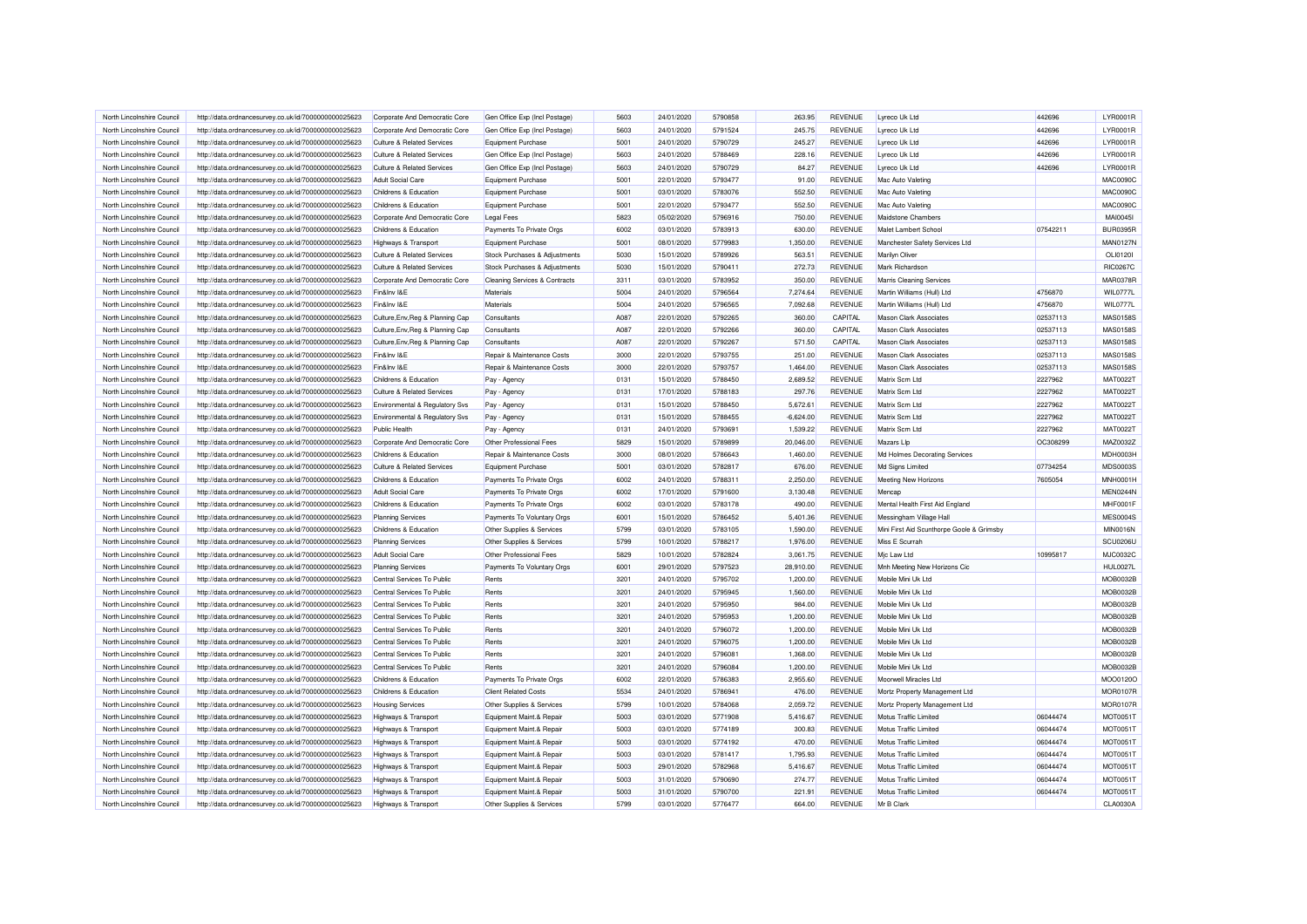| | | | | | | | | | | | | |
|---|---|---|---|---|---|---|---|---|---|---|---|---|
| North Lincolnshire Council | http://data.ordnancesurvey.co.uk/id/7000000000025623 | Corporate And Democratic Core | Gen Office Exp (Incl Postage) | 5603 | 24/01/2020 | 5790858 | 263.95 | REVENUE | Lyreco Uk Ltd | 442696 | LYR0001R |
| North Lincolnshire Council | http://data.ordnancesurvey.co.uk/id/7000000000025623 | Corporate And Democratic Core | Gen Office Exp (Incl Postage) | 5603 | 24/01/2020 | 5791524 | 245.75 | REVENUE | Lyreco Uk Ltd | 442696 | LYR0001R |
| North Lincolnshire Council | http://data.ordnancesurvey.co.uk/id/7000000000025623 | Culture & Related Services | Equipment Purchase | 5001 | 24/01/2020 | 5790729 | 245.27 | REVENUE | Lyreco Uk Ltd | 442696 | LYR0001R |
| North Lincolnshire Council | http://data.ordnancesurvey.co.uk/id/7000000000025623 | Culture & Related Services | Gen Office Exp (Incl Postage) | 5603 | 24/01/2020 | 5788469 | 228.16 | REVENUE | Lyreco Uk Ltd | 442696 | LYR0001R |
| North Lincolnshire Council | http://data.ordnancesurvey.co.uk/id/7000000000025623 | Culture & Related Services | Gen Office Exp (Incl Postage) | 5603 | 24/01/2020 | 5790729 | 84.27 | REVENUE | Lyreco Uk Ltd | 442696 | LYR0001R |
| North Lincolnshire Council | http://data.ordnancesurvey.co.uk/id/7000000000025623 | Adult Social Care | Equipment Purchase | 5001 | 22/01/2020 | 5793477 | 91.00 | REVENUE | Mac Auto Valeting | | MAC0090C |
| North Lincolnshire Council | http://data.ordnancesurvey.co.uk/id/7000000000025623 | Childrens & Education | Equipment Purchase | 5001 | 03/01/2020 | 5783076 | 552.50 | REVENUE | Mac Auto Valeting | | MAC0090C |
| North Lincolnshire Council | http://data.ordnancesurvey.co.uk/id/7000000000025623 | Childrens & Education | Equipment Purchase | 5001 | 22/01/2020 | 5793477 | 552.50 | REVENUE | Mac Auto Valeting | | MAC0090C |
| North Lincolnshire Council | http://data.ordnancesurvey.co.uk/id/7000000000025623 | Corporate And Democratic Core | Legal Fees | 5823 | 05/02/2020 | 5796916 | 750.00 | REVENUE | Maidstone Chambers | | MAI0045I |
| North Lincolnshire Council | http://data.ordnancesurvey.co.uk/id/7000000000025623 | Childrens & Education | Payments To Private Orgs | 6002 | 03/01/2020 | 5783913 | 630.00 | REVENUE | Malet Lambert School | 07542211 | BUR0395R |
| North Lincolnshire Council | http://data.ordnancesurvey.co.uk/id/7000000000025623 | Highways & Transport | Equipment Purchase | 5001 | 08/01/2020 | 5779983 | 1,350.00 | REVENUE | Manchester Safety Services Ltd | | MAN0127N |
| North Lincolnshire Council | http://data.ordnancesurvey.co.uk/id/7000000000025623 | Culture & Related Services | Stock Purchases & Adjustments | 5030 | 15/01/2020 | 5789926 | 563.51 | REVENUE | Marilyn Oliver | | OLI0120I |
| North Lincolnshire Council | http://data.ordnancesurvey.co.uk/id/7000000000025623 | Culture & Related Services | Stock Purchases & Adjustments | 5030 | 15/01/2020 | 5790411 | 272.73 | REVENUE | Mark Richardson | | RIC0267C |
| North Lincolnshire Council | http://data.ordnancesurvey.co.uk/id/7000000000025623 | Corporate And Democratic Core | Cleaning Services & Contracts | 3311 | 03/01/2020 | 5783952 | 350.00 | REVENUE | Marris Cleaning Services | | MAR0378R |
| North Lincolnshire Council | http://data.ordnancesurvey.co.uk/id/7000000000025623 | Fin&Inv I&E | Materials | 5004 | 24/01/2020 | 5796564 | 7,274.64 | REVENUE | Martin Williams (Hull) Ltd | 4756870 | WIL0777L |
| North Lincolnshire Council | http://data.ordnancesurvey.co.uk/id/7000000000025623 | Fin&Inv I&E | Materials | 5004 | 24/01/2020 | 5796565 | 7,092.68 | REVENUE | Martin Williams (Hull) Ltd | 4756870 | WIL0777L |
| North Lincolnshire Council | http://data.ordnancesurvey.co.uk/id/7000000000025623 | Culture,Env,Reg & Planning Cap | Consultants | A087 | 22/01/2020 | 5792265 | 360.00 | CAPITAL | Mason Clark Associates | 02537113 | MAS0158S |
| North Lincolnshire Council | http://data.ordnancesurvey.co.uk/id/7000000000025623 | Culture,Env,Reg & Planning Cap | Consultants | A087 | 22/01/2020 | 5792266 | 360.00 | CAPITAL | Mason Clark Associates | 02537113 | MAS0158S |
| North Lincolnshire Council | http://data.ordnancesurvey.co.uk/id/7000000000025623 | Culture,Env,Reg & Planning Cap | Consultants | A087 | 22/01/2020 | 5792267 | 571.50 | CAPITAL | Mason Clark Associates | 02537113 | MAS0158S |
| North Lincolnshire Council | http://data.ordnancesurvey.co.uk/id/7000000000025623 | Fin&Inv I&E | Repair & Maintenance Costs | 3000 | 22/01/2020 | 5793755 | 251.00 | REVENUE | Mason Clark Associates | 02537113 | MAS0158S |
| North Lincolnshire Council | http://data.ordnancesurvey.co.uk/id/7000000000025623 | Fin&Inv I&E | Repair & Maintenance Costs | 3000 | 22/01/2020 | 5793757 | 1,464.00 | REVENUE | Mason Clark Associates | 02537113 | MAS0158S |
| North Lincolnshire Council | http://data.ordnancesurvey.co.uk/id/7000000000025623 | Childrens & Education | Pay - Agency | 0131 | 15/01/2020 | 5788450 | 2,689.52 | REVENUE | Matrix Scm Ltd | 2227962 | MAT0022T |
| North Lincolnshire Council | http://data.ordnancesurvey.co.uk/id/7000000000025623 | Culture & Related Services | Pay - Agency | 0131 | 17/01/2020 | 5788183 | 297.76 | REVENUE | Matrix Scm Ltd | 2227962 | MAT0022T |
| North Lincolnshire Council | http://data.ordnancesurvey.co.uk/id/7000000000025623 | Environmental & Regulatory Svs | Pay - Agency | 0131 | 15/01/2020 | 5788450 | 5,672.61 | REVENUE | Matrix Scm Ltd | 2227962 | MAT0022T |
| North Lincolnshire Council | http://data.ordnancesurvey.co.uk/id/7000000000025623 | Environmental & Regulatory Svs | Pay - Agency | 0131 | 15/01/2020 | 5788455 | -6,624.00 | REVENUE | Matrix Scm Ltd | 2227962 | MAT0022T |
| North Lincolnshire Council | http://data.ordnancesurvey.co.uk/id/7000000000025623 | Public Health | Pay - Agency | 0131 | 24/01/2020 | 5793691 | 1,539.22 | REVENUE | Matrix Scm Ltd | 2227962 | MAT0022T |
| North Lincolnshire Council | http://data.ordnancesurvey.co.uk/id/7000000000025623 | Corporate And Democratic Core | Other Professional Fees | 5829 | 15/01/2020 | 5789899 | 20,046.00 | REVENUE | Mazars Llp | OC308299 | MAZ0032Z |
| North Lincolnshire Council | http://data.ordnancesurvey.co.uk/id/7000000000025623 | Childrens & Education | Repair & Maintenance Costs | 3000 | 08/01/2020 | 5786643 | 1,460.00 | REVENUE | Md Holmes Decorating Services | | MDH0003H |
| North Lincolnshire Council | http://data.ordnancesurvey.co.uk/id/7000000000025623 | Culture & Related Services | Equipment Purchase | 5001 | 03/01/2020 | 5782817 | 676.00 | REVENUE | Md Signs Limited | 07734254 | MDS0003S |
| North Lincolnshire Council | http://data.ordnancesurvey.co.uk/id/7000000000025623 | Childrens & Education | Payments To Private Orgs | 6002 | 24/01/2020 | 5788311 | 2,250.00 | REVENUE | Meeting New Horizons | 7605054 | MNH0001H |
| North Lincolnshire Council | http://data.ordnancesurvey.co.uk/id/7000000000025623 | Adult Social Care | Payments To Private Orgs | 6002 | 17/01/2020 | 5791600 | 3,130.48 | REVENUE | Mencap | | MEN0244N |
| North Lincolnshire Council | http://data.ordnancesurvey.co.uk/id/7000000000025623 | Childrens & Education | Payments To Private Orgs | 6002 | 03/01/2020 | 5783178 | 490.00 | REVENUE | Mental Health First Aid England | | MHF0001F |
| North Lincolnshire Council | http://data.ordnancesurvey.co.uk/id/7000000000025623 | Planning Services | Payments To Voluntary Orgs | 6001 | 15/01/2020 | 5786452 | 5,401.36 | REVENUE | Messingham Village Hall | | MES0004S |
| North Lincolnshire Council | http://data.ordnancesurvey.co.uk/id/7000000000025623 | Childrens & Education | Other Supplies & Services | 5799 | 03/01/2020 | 5783105 | 1,590.00 | REVENUE | Mini First Aid Scunthorpe Goole & Grimsby | | MIN0016N |
| North Lincolnshire Council | http://data.ordnancesurvey.co.uk/id/7000000000025623 | Planning Services | Other Supplies & Services | 5799 | 10/01/2020 | 5788217 | 1,976.00 | REVENUE | Miss E Scurrah | | SCU0206U |
| North Lincolnshire Council | http://data.ordnancesurvey.co.uk/id/7000000000025623 | Adult Social Care | Other Professional Fees | 5829 | 10/01/2020 | 5782824 | 3,061.75 | REVENUE | Mjc Law Ltd | 10995817 | MJC0032C |
| North Lincolnshire Council | http://data.ordnancesurvey.co.uk/id/7000000000025623 | Planning Services | Payments To Voluntary Orgs | 6001 | 29/01/2020 | 5797523 | 28,910.00 | REVENUE | Mnh Meeting New Horizons Cic | | HUL0027L |
| North Lincolnshire Council | http://data.ordnancesurvey.co.uk/id/7000000000025623 | Central Services To Public | Rents | 3201 | 24/01/2020 | 5795702 | 1,200.00 | REVENUE | Mobile Mini Uk Ltd | | MOB0032B |
| North Lincolnshire Council | http://data.ordnancesurvey.co.uk/id/7000000000025623 | Central Services To Public | Rents | 3201 | 24/01/2020 | 5795945 | 1,560.00 | REVENUE | Mobile Mini Uk Ltd | | MOB0032B |
| North Lincolnshire Council | http://data.ordnancesurvey.co.uk/id/7000000000025623 | Central Services To Public | Rents | 3201 | 24/01/2020 | 5795950 | 984.00 | REVENUE | Mobile Mini Uk Ltd | | MOB0032B |
| North Lincolnshire Council | http://data.ordnancesurvey.co.uk/id/7000000000025623 | Central Services To Public | Rents | 3201 | 24/01/2020 | 5795953 | 1,200.00 | REVENUE | Mobile Mini Uk Ltd | | MOB0032B |
| North Lincolnshire Council | http://data.ordnancesurvey.co.uk/id/7000000000025623 | Central Services To Public | Rents | 3201 | 24/01/2020 | 5796072 | 1,200.00 | REVENUE | Mobile Mini Uk Ltd | | MOB0032B |
| North Lincolnshire Council | http://data.ordnancesurvey.co.uk/id/7000000000025623 | Central Services To Public | Rents | 3201 | 24/01/2020 | 5796075 | 1,200.00 | REVENUE | Mobile Mini Uk Ltd | | MOB0032B |
| North Lincolnshire Council | http://data.ordnancesurvey.co.uk/id/7000000000025623 | Central Services To Public | Rents | 3201 | 24/01/2020 | 5796081 | 1,368.00 | REVENUE | Mobile Mini Uk Ltd | | MOB0032B |
| North Lincolnshire Council | http://data.ordnancesurvey.co.uk/id/7000000000025623 | Central Services To Public | Rents | 3201 | 24/01/2020 | 5796084 | 1,200.00 | REVENUE | Mobile Mini Uk Ltd | | MOB0032B |
| North Lincolnshire Council | http://data.ordnancesurvey.co.uk/id/7000000000025623 | Childrens & Education | Payments To Private Orgs | 6002 | 22/01/2020 | 5786383 | 2,955.60 | REVENUE | Moorwell Miracles Ltd | | MOO0120O |
| North Lincolnshire Council | http://data.ordnancesurvey.co.uk/id/7000000000025623 | Childrens & Education | Client Related Costs | 5534 | 24/01/2020 | 5786941 | 476.00 | REVENUE | Mortz Property Management Ltd | | MOR0107R |
| North Lincolnshire Council | http://data.ordnancesurvey.co.uk/id/7000000000025623 | Housing Services | Other Supplies & Services | 5799 | 10/01/2020 | 5784068 | 2,059.72 | REVENUE | Mortz Property Management Ltd | | MOR0107R |
| North Lincolnshire Council | http://data.ordnancesurvey.co.uk/id/7000000000025623 | Highways & Transport | Equipment Maint.& Repair | 5003 | 03/01/2020 | 5771908 | 5,416.67 | REVENUE | Motus Traffic Limited | 06044474 | MOT0051T |
| North Lincolnshire Council | http://data.ordnancesurvey.co.uk/id/7000000000025623 | Highways & Transport | Equipment Maint.& Repair | 5003 | 03/01/2020 | 5774189 | 300.83 | REVENUE | Motus Traffic Limited | 06044474 | MOT0051T |
| North Lincolnshire Council | http://data.ordnancesurvey.co.uk/id/7000000000025623 | Highways & Transport | Equipment Maint.& Repair | 5003 | 03/01/2020 | 5774192 | 470.00 | REVENUE | Motus Traffic Limited | 06044474 | MOT0051T |
| North Lincolnshire Council | http://data.ordnancesurvey.co.uk/id/7000000000025623 | Highways & Transport | Equipment Maint.& Repair | 5003 | 03/01/2020 | 5781417 | 1,795.93 | REVENUE | Motus Traffic Limited | 06044474 | MOT0051T |
| North Lincolnshire Council | http://data.ordnancesurvey.co.uk/id/7000000000025623 | Highways & Transport | Equipment Maint.& Repair | 5003 | 29/01/2020 | 5782968 | 5,416.67 | REVENUE | Motus Traffic Limited | 06044474 | MOT0051T |
| North Lincolnshire Council | http://data.ordnancesurvey.co.uk/id/7000000000025623 | Highways & Transport | Equipment Maint.& Repair | 5003 | 31/01/2020 | 5790690 | 274.77 | REVENUE | Motus Traffic Limited | 06044474 | MOT0051T |
| North Lincolnshire Council | http://data.ordnancesurvey.co.uk/id/7000000000025623 | Highways & Transport | Equipment Maint.& Repair | 5003 | 31/01/2020 | 5790700 | 221.91 | REVENUE | Motus Traffic Limited | 06044474 | MOT0051T |
| North Lincolnshire Council | http://data.ordnancesurvey.co.uk/id/7000000000025623 | Highways & Transport | Other Supplies & Services | 5799 | 03/01/2020 | 5776477 | 664.00 | REVENUE | Mr B Clark | | CLA0030A |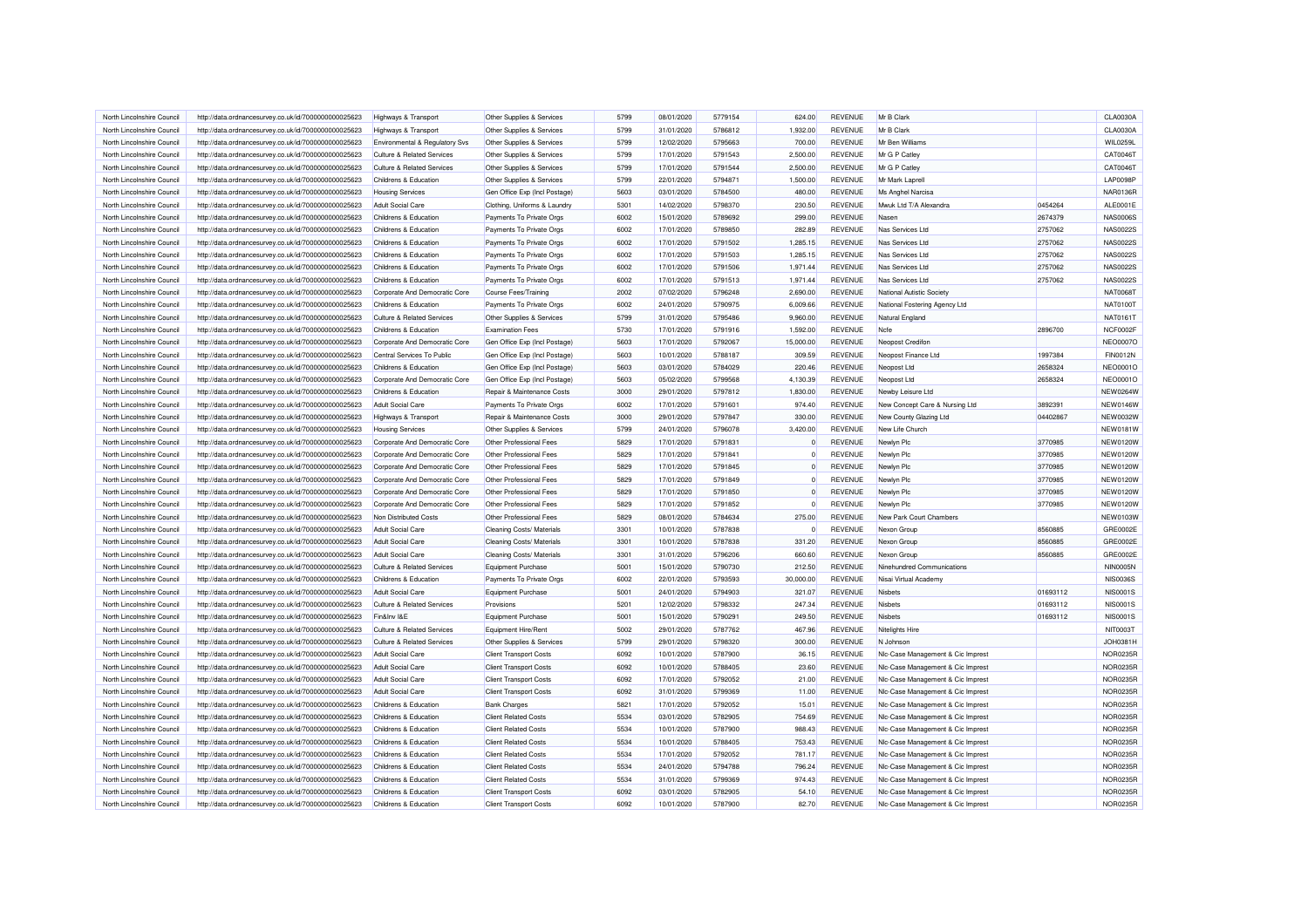| | | | | | | | | | | | |
|---|---|---|---|---|---|---|---|---|---|---|---|
| North Lincolnshire Council | http://data.ordnancesurvey.co.uk/id/7000000000025623 | Highways & Transport | Other Supplies & Services | 5799 | 08/01/2020 | 5779154 | 624.00 | REVENUE | Mr B Clark | | CLA0030A |
| North Lincolnshire Council | http://data.ordnancesurvey.co.uk/id/7000000000025623 | Highways & Transport | Other Supplies & Services | 5799 | 31/01/2020 | 5786812 | 1,932.00 | REVENUE | Mr B Clark | | CLA0030A |
| North Lincolnshire Council | http://data.ordnancesurvey.co.uk/id/7000000000025623 | Environmental & Regulatory Svs | Other Supplies & Services | 5799 | 12/02/2020 | 5795663 | 700.00 | REVENUE | Mr Ben Williams | | WIL0259L |
| North Lincolnshire Council | http://data.ordnancesurvey.co.uk/id/7000000000025623 | Culture & Related Services | Other Supplies & Services | 5799 | 17/01/2020 | 5791543 | 2,500.00 | REVENUE | Mr G P Catley | | CAT0046T |
| North Lincolnshire Council | http://data.ordnancesurvey.co.uk/id/7000000000025623 | Culture & Related Services | Other Supplies & Services | 5799 | 17/01/2020 | 5791544 | 2,500.00 | REVENUE | Mr G P Catley | | CAT0046T |
| North Lincolnshire Council | http://data.ordnancesurvey.co.uk/id/7000000000025623 | Childrens & Education | Other Supplies & Services | 5799 | 22/01/2020 | 5794871 | 1,500.00 | REVENUE | Mr Mark Laprell | | LAP0098P |
| North Lincolnshire Council | http://data.ordnancesurvey.co.uk/id/7000000000025623 | Housing Services | Gen Office Exp (Incl Postage) | 5603 | 03/01/2020 | 5784500 | 480.00 | REVENUE | Ms Anghel Narcisa | | NAR0136R |
| North Lincolnshire Council | http://data.ordnancesurvey.co.uk/id/7000000000025623 | Adult Social Care | Clothing, Uniforms & Laundry | 5301 | 14/02/2020 | 5798370 | 230.50 | REVENUE | Mwuk Ltd T/A Alexandra | 0454264 | ALE0001E |
| North Lincolnshire Council | http://data.ordnancesurvey.co.uk/id/7000000000025623 | Childrens & Education | Payments To Private Orgs | 6002 | 15/01/2020 | 5789692 | 299.00 | REVENUE | Nasen | 2674379 | NAS0006S |
| North Lincolnshire Council | http://data.ordnancesurvey.co.uk/id/7000000000025623 | Childrens & Education | Payments To Private Orgs | 6002 | 17/01/2020 | 5789850 | 282.89 | REVENUE | Nas Services Ltd | 2757062 | NAS0022S |
| North Lincolnshire Council | http://data.ordnancesurvey.co.uk/id/7000000000025623 | Childrens & Education | Payments To Private Orgs | 6002 | 17/01/2020 | 5791502 | 1,285.15 | REVENUE | Nas Services Ltd | 2757062 | NAS0022S |
| North Lincolnshire Council | http://data.ordnancesurvey.co.uk/id/7000000000025623 | Childrens & Education | Payments To Private Orgs | 6002 | 17/01/2020 | 5791503 | 1,285.15 | REVENUE | Nas Services Ltd | 2757062 | NAS0022S |
| North Lincolnshire Council | http://data.ordnancesurvey.co.uk/id/7000000000025623 | Childrens & Education | Payments To Private Orgs | 6002 | 17/01/2020 | 5791506 | 1,971.44 | REVENUE | Nas Services Ltd | 2757062 | NAS0022S |
| North Lincolnshire Council | http://data.ordnancesurvey.co.uk/id/7000000000025623 | Childrens & Education | Payments To Private Orgs | 6002 | 17/01/2020 | 5791513 | 1,971.44 | REVENUE | Nas Services Ltd | 2757062 | NAS0022S |
| North Lincolnshire Council | http://data.ordnancesurvey.co.uk/id/7000000000025623 | Corporate And Democratic Core | Course Fees/Training | 2002 | 07/02/2020 | 5796248 | 2,690.00 | REVENUE | National Autistic Society | | NAT0068T |
| North Lincolnshire Council | http://data.ordnancesurvey.co.uk/id/7000000000025623 | Childrens & Education | Payments To Private Orgs | 6002 | 24/01/2020 | 5790975 | 6,009.66 | REVENUE | National Fostering Agency Ltd | | NAT0100T |
| North Lincolnshire Council | http://data.ordnancesurvey.co.uk/id/7000000000025623 | Culture & Related Services | Other Supplies & Services | 5799 | 31/01/2020 | 5795486 | 9,960.00 | REVENUE | Natural England | | NAT0161T |
| North Lincolnshire Council | http://data.ordnancesurvey.co.uk/id/7000000000025623 | Childrens & Education | Examination Fees | 5730 | 17/01/2020 | 5791916 | 1,592.00 | REVENUE | Ncfe | 2896700 | NCF0002F |
| North Lincolnshire Council | http://data.ordnancesurvey.co.uk/id/7000000000025623 | Corporate And Democratic Core | Gen Office Exp (Incl Postage) | 5603 | 17/01/2020 | 5792067 | 15,000.00 | REVENUE | Neopost Credifon | | NEO0007O |
| North Lincolnshire Council | http://data.ordnancesurvey.co.uk/id/7000000000025623 | Central Services To Public | Gen Office Exp (Incl Postage) | 5603 | 10/01/2020 | 5788187 | 309.59 | REVENUE | Neopost Finance Ltd | 1997384 | FIN0012N |
| North Lincolnshire Council | http://data.ordnancesurvey.co.uk/id/7000000000025623 | Childrens & Education | Gen Office Exp (Incl Postage) | 5603 | 03/01/2020 | 5784029 | 220.46 | REVENUE | Neopost Ltd | 2658324 | NEO0001O |
| North Lincolnshire Council | http://data.ordnancesurvey.co.uk/id/7000000000025623 | Corporate And Democratic Core | Gen Office Exp (Incl Postage) | 5603 | 05/02/2020 | 5799568 | 4,130.39 | REVENUE | Neopost Ltd | 2658324 | NEO0001O |
| North Lincolnshire Council | http://data.ordnancesurvey.co.uk/id/7000000000025623 | Childrens & Education | Repair & Maintenance Costs | 3000 | 29/01/2020 | 5797812 | 1,830.00 | REVENUE | Newby Leisure Ltd | | NEW0264W |
| North Lincolnshire Council | http://data.ordnancesurvey.co.uk/id/7000000000025623 | Adult Social Care | Payments To Private Orgs | 6002 | 17/01/2020 | 5791601 | 974.40 | REVENUE | New Concept Care & Nursing Ltd | 3892391 | NEW0146W |
| North Lincolnshire Council | http://data.ordnancesurvey.co.uk/id/7000000000025623 | Highways & Transport | Repair & Maintenance Costs | 3000 | 29/01/2020 | 5797847 | 330.00 | REVENUE | New County Glazing Ltd | 04402867 | NEW0032W |
| North Lincolnshire Council | http://data.ordnancesurvey.co.uk/id/7000000000025623 | Housing Services | Other Supplies & Services | 5799 | 24/01/2020 | 5796078 | 3,420.00 | REVENUE | New Life Church | | NEW0181W |
| North Lincolnshire Council | http://data.ordnancesurvey.co.uk/id/7000000000025623 | Corporate And Democratic Core | Other Professional Fees | 5829 | 17/01/2020 | 5791831 | 0 | REVENUE | Newlyn Plc | 3770985 | NEW0120W |
| North Lincolnshire Council | http://data.ordnancesurvey.co.uk/id/7000000000025623 | Corporate And Democratic Core | Other Professional Fees | 5829 | 17/01/2020 | 5791841 | 0 | REVENUE | Newlyn Plc | 3770985 | NEW0120W |
| North Lincolnshire Council | http://data.ordnancesurvey.co.uk/id/7000000000025623 | Corporate And Democratic Core | Other Professional Fees | 5829 | 17/01/2020 | 5791845 | 0 | REVENUE | Newlyn Plc | 3770985 | NEW0120W |
| North Lincolnshire Council | http://data.ordnancesurvey.co.uk/id/7000000000025623 | Corporate And Democratic Core | Other Professional Fees | 5829 | 17/01/2020 | 5791849 | 0 | REVENUE | Newlyn Plc | 3770985 | NEW0120W |
| North Lincolnshire Council | http://data.ordnancesurvey.co.uk/id/7000000000025623 | Corporate And Democratic Core | Other Professional Fees | 5829 | 17/01/2020 | 5791850 | 0 | REVENUE | Newlyn Plc | 3770985 | NEW0120W |
| North Lincolnshire Council | http://data.ordnancesurvey.co.uk/id/7000000000025623 | Corporate And Democratic Core | Other Professional Fees | 5829 | 17/01/2020 | 5791852 | 0 | REVENUE | Newlyn Plc | 3770985 | NEW0120W |
| North Lincolnshire Council | http://data.ordnancesurvey.co.uk/id/7000000000025623 | Non Distributed Costs | Other Professional Fees | 5829 | 08/01/2020 | 5784634 | 275.00 | REVENUE | New Park Court Chambers | | NEW0103W |
| North Lincolnshire Council | http://data.ordnancesurvey.co.uk/id/7000000000025623 | Adult Social Care | Cleaning Costs/ Materials | 3301 | 10/01/2020 | 5787838 | 0 | REVENUE | Nexon Group | 8560885 | GRE0002E |
| North Lincolnshire Council | http://data.ordnancesurvey.co.uk/id/7000000000025623 | Adult Social Care | Cleaning Costs/ Materials | 3301 | 10/01/2020 | 5787838 | 331.20 | REVENUE | Nexon Group | 8560885 | GRE0002E |
| North Lincolnshire Council | http://data.ordnancesurvey.co.uk/id/7000000000025623 | Adult Social Care | Cleaning Costs/ Materials | 3301 | 31/01/2020 | 5796206 | 660.60 | REVENUE | Nexon Group | 8560885 | GRE0002E |
| North Lincolnshire Council | http://data.ordnancesurvey.co.uk/id/7000000000025623 | Culture & Related Services | Equipment Purchase | 5001 | 15/01/2020 | 5790730 | 212.50 | REVENUE | Ninehundred Communications | | NIN0005N |
| North Lincolnshire Council | http://data.ordnancesurvey.co.uk/id/7000000000025623 | Childrens & Education | Payments To Private Orgs | 6002 | 22/01/2020 | 5793593 | 30,000.00 | REVENUE | Nisai Virtual Academy | | NIS0036S |
| North Lincolnshire Council | http://data.ordnancesurvey.co.uk/id/7000000000025623 | Adult Social Care | Equipment Purchase | 5001 | 24/01/2020 | 5794903 | 321.07 | REVENUE | Nisbets | 01693112 | NIS0001S |
| North Lincolnshire Council | http://data.ordnancesurvey.co.uk/id/7000000000025623 | Culture & Related Services | Provisions | 5201 | 12/02/2020 | 5798332 | 247.34 | REVENUE | Nisbets | 01693112 | NIS0001S |
| North Lincolnshire Council | http://data.ordnancesurvey.co.uk/id/7000000000025623 | Fin&Inv I&E | Equipment Purchase | 5001 | 15/01/2020 | 5790291 | 249.50 | REVENUE | Nisbets | 01693112 | NIS0001S |
| North Lincolnshire Council | http://data.ordnancesurvey.co.uk/id/7000000000025623 | Culture & Related Services | Equipment Hire/Rent | 5002 | 29/01/2020 | 5787762 | 467.96 | REVENUE | Nitelights Hire | | NIT0003T |
| North Lincolnshire Council | http://data.ordnancesurvey.co.uk/id/7000000000025623 | Culture & Related Services | Other Supplies & Services | 5799 | 29/01/2020 | 5798320 | 300.00 | REVENUE | N Johnson | | JOH0381H |
| North Lincolnshire Council | http://data.ordnancesurvey.co.uk/id/7000000000025623 | Adult Social Care | Client Transport Costs | 6092 | 10/01/2020 | 5787900 | 36.15 | REVENUE | Nlc-Case Management & Cic Imprest | | NOR0235R |
| North Lincolnshire Council | http://data.ordnancesurvey.co.uk/id/7000000000025623 | Adult Social Care | Client Transport Costs | 6092 | 10/01/2020 | 5788405 | 23.60 | REVENUE | Nlc-Case Management & Cic Imprest | | NOR0235R |
| North Lincolnshire Council | http://data.ordnancesurvey.co.uk/id/7000000000025623 | Adult Social Care | Client Transport Costs | 6092 | 17/01/2020 | 5792052 | 21.00 | REVENUE | Nlc-Case Management & Cic Imprest | | NOR0235R |
| North Lincolnshire Council | http://data.ordnancesurvey.co.uk/id/7000000000025623 | Adult Social Care | Client Transport Costs | 6092 | 31/01/2020 | 5799369 | 11.00 | REVENUE | Nlc-Case Management & Cic Imprest | | NOR0235R |
| North Lincolnshire Council | http://data.ordnancesurvey.co.uk/id/7000000000025623 | Childrens & Education | Bank Charges | 5821 | 17/01/2020 | 5792052 | 15.01 | REVENUE | Nlc-Case Management & Cic Imprest | | NOR0235R |
| North Lincolnshire Council | http://data.ordnancesurvey.co.uk/id/7000000000025623 | Childrens & Education | Client Related Costs | 5534 | 03/01/2020 | 5782905 | 754.69 | REVENUE | Nlc-Case Management & Cic Imprest | | NOR0235R |
| North Lincolnshire Council | http://data.ordnancesurvey.co.uk/id/7000000000025623 | Childrens & Education | Client Related Costs | 5534 | 10/01/2020 | 5787900 | 988.43 | REVENUE | Nlc-Case Management & Cic Imprest | | NOR0235R |
| North Lincolnshire Council | http://data.ordnancesurvey.co.uk/id/7000000000025623 | Childrens & Education | Client Related Costs | 5534 | 10/01/2020 | 5788405 | 753.43 | REVENUE | Nlc-Case Management & Cic Imprest | | NOR0235R |
| North Lincolnshire Council | http://data.ordnancesurvey.co.uk/id/7000000000025623 | Childrens & Education | Client Related Costs | 5534 | 17/01/2020 | 5792052 | 781.17 | REVENUE | Nlc-Case Management & Cic Imprest | | NOR0235R |
| North Lincolnshire Council | http://data.ordnancesurvey.co.uk/id/7000000000025623 | Childrens & Education | Client Related Costs | 5534 | 24/01/2020 | 5794788 | 796.24 | REVENUE | Nlc-Case Management & Cic Imprest | | NOR0235R |
| North Lincolnshire Council | http://data.ordnancesurvey.co.uk/id/7000000000025623 | Childrens & Education | Client Related Costs | 5534 | 31/01/2020 | 5799369 | 974.43 | REVENUE | Nlc-Case Management & Cic Imprest | | NOR0235R |
| North Lincolnshire Council | http://data.ordnancesurvey.co.uk/id/7000000000025623 | Childrens & Education | Client Transport Costs | 6092 | 03/01/2020 | 5782905 | 54.10 | REVENUE | Nlc-Case Management & Cic Imprest | | NOR0235R |
| North Lincolnshire Council | http://data.ordnancesurvey.co.uk/id/7000000000025623 | Childrens & Education | Client Transport Costs | 6092 | 10/01/2020 | 5787900 | 82.70 | REVENUE | Nlc-Case Management & Cic Imprest | | NOR0235R |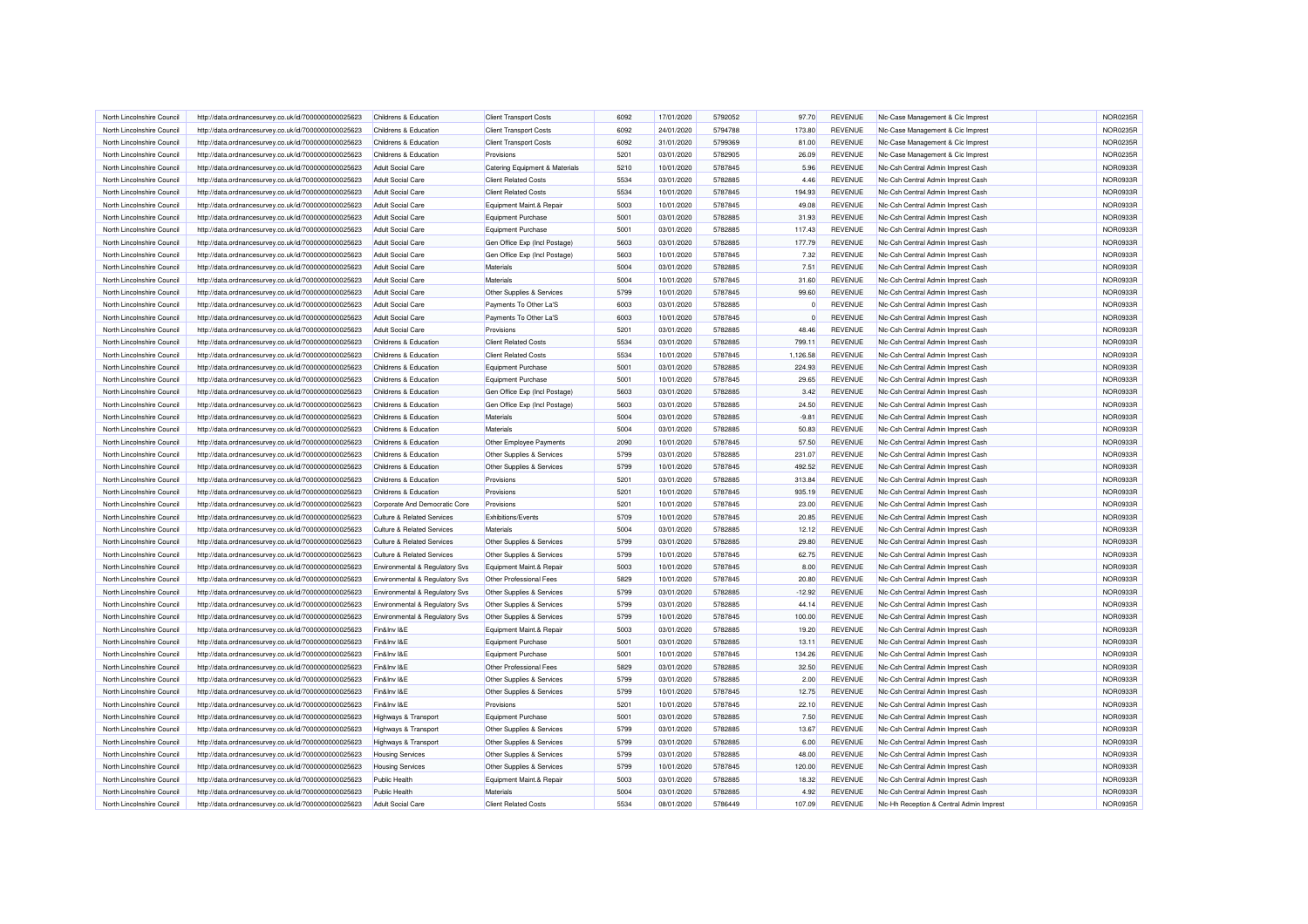| | | | | | | | | | | | |
|---|---|---|---|---|---|---|---|---|---|---|---|
| North Lincolnshire Council | http://data.ordnancesurvey.co.uk/id/7000000000025623 | Childrens & Education | Client Transport Costs | 6092 | 17/01/2020 | 5792052 | 97.70 | REVENUE | Nlc-Case Management & Cic Imprest | | NOR0235R |
| North Lincolnshire Council | http://data.ordnancesurvey.co.uk/id/7000000000025623 | Childrens & Education | Client Transport Costs | 6092 | 24/01/2020 | 5794788 | 173.80 | REVENUE | Nlc-Case Management & Cic Imprest | | NOR0235R |
| North Lincolnshire Council | http://data.ordnancesurvey.co.uk/id/7000000000025623 | Childrens & Education | Client Transport Costs | 6092 | 31/01/2020 | 5799369 | 81.00 | REVENUE | Nlc-Case Management & Cic Imprest | | NOR0235R |
| North Lincolnshire Council | http://data.ordnancesurvey.co.uk/id/7000000000025623 | Childrens & Education | Provisions | 5201 | 03/01/2020 | 5782905 | 26.09 | REVENUE | Nlc-Case Management & Cic Imprest | | NOR0235R |
| North Lincolnshire Council | http://data.ordnancesurvey.co.uk/id/7000000000025623 | Adult Social Care | Catering Equipment & Materials | 5210 | 10/01/2020 | 5787845 | 5.96 | REVENUE | Nlc-Csh Central Admin Imprest Cash | | NOR0933R |
| North Lincolnshire Council | http://data.ordnancesurvey.co.uk/id/7000000000025623 | Adult Social Care | Client Related Costs | 5534 | 03/01/2020 | 5782885 | 4.46 | REVENUE | Nlc-Csh Central Admin Imprest Cash | | NOR0933R |
| North Lincolnshire Council | http://data.ordnancesurvey.co.uk/id/7000000000025623 | Adult Social Care | Client Related Costs | 5534 | 10/01/2020 | 5787845 | 194.93 | REVENUE | Nlc-Csh Central Admin Imprest Cash | | NOR0933R |
| North Lincolnshire Council | http://data.ordnancesurvey.co.uk/id/7000000000025623 | Adult Social Care | Equipment Maint.& Repair | 5003 | 10/01/2020 | 5787845 | 49.08 | REVENUE | Nlc-Csh Central Admin Imprest Cash | | NOR0933R |
| North Lincolnshire Council | http://data.ordnancesurvey.co.uk/id/7000000000025623 | Adult Social Care | Equipment Purchase | 5001 | 03/01/2020 | 5782885 | 31.93 | REVENUE | Nlc-Csh Central Admin Imprest Cash | | NOR0933R |
| North Lincolnshire Council | http://data.ordnancesurvey.co.uk/id/7000000000025623 | Adult Social Care | Equipment Purchase | 5001 | 03/01/2020 | 5782885 | 117.43 | REVENUE | Nlc-Csh Central Admin Imprest Cash | | NOR0933R |
| North Lincolnshire Council | http://data.ordnancesurvey.co.uk/id/7000000000025623 | Adult Social Care | Gen Office Exp (Incl Postage) | 5603 | 03/01/2020 | 5782885 | 177.79 | REVENUE | Nlc-Csh Central Admin Imprest Cash | | NOR0933R |
| North Lincolnshire Council | http://data.ordnancesurvey.co.uk/id/7000000000025623 | Adult Social Care | Gen Office Exp (Incl Postage) | 5603 | 10/01/2020 | 5787845 | 7.32 | REVENUE | Nlc-Csh Central Admin Imprest Cash | | NOR0933R |
| North Lincolnshire Council | http://data.ordnancesurvey.co.uk/id/7000000000025623 | Adult Social Care | Materials | 5004 | 03/01/2020 | 5782885 | 7.51 | REVENUE | Nlc-Csh Central Admin Imprest Cash | | NOR0933R |
| North Lincolnshire Council | http://data.ordnancesurvey.co.uk/id/7000000000025623 | Adult Social Care | Materials | 5004 | 10/01/2020 | 5787845 | 31.60 | REVENUE | Nlc-Csh Central Admin Imprest Cash | | NOR0933R |
| North Lincolnshire Council | http://data.ordnancesurvey.co.uk/id/7000000000025623 | Adult Social Care | Other Supplies & Services | 5799 | 10/01/2020 | 5787845 | 99.60 | REVENUE | Nlc-Csh Central Admin Imprest Cash | | NOR0933R |
| North Lincolnshire Council | http://data.ordnancesurvey.co.uk/id/7000000000025623 | Adult Social Care | Payments To Other La'S | 6003 | 03/01/2020 | 5782885 | 0 | REVENUE | Nlc-Csh Central Admin Imprest Cash | | NOR0933R |
| North Lincolnshire Council | http://data.ordnancesurvey.co.uk/id/7000000000025623 | Adult Social Care | Payments To Other La'S | 6003 | 10/01/2020 | 5787845 | 0 | REVENUE | Nlc-Csh Central Admin Imprest Cash | | NOR0933R |
| North Lincolnshire Council | http://data.ordnancesurvey.co.uk/id/7000000000025623 | Adult Social Care | Provisions | 5201 | 03/01/2020 | 5782885 | 48.46 | REVENUE | Nlc-Csh Central Admin Imprest Cash | | NOR0933R |
| North Lincolnshire Council | http://data.ordnancesurvey.co.uk/id/7000000000025623 | Childrens & Education | Client Related Costs | 5534 | 03/01/2020 | 5782885 | 799.11 | REVENUE | Nlc-Csh Central Admin Imprest Cash | | NOR0933R |
| North Lincolnshire Council | http://data.ordnancesurvey.co.uk/id/7000000000025623 | Childrens & Education | Client Related Costs | 5534 | 10/01/2020 | 5787845 | 1,126.58 | REVENUE | Nlc-Csh Central Admin Imprest Cash | | NOR0933R |
| North Lincolnshire Council | http://data.ordnancesurvey.co.uk/id/7000000000025623 | Childrens & Education | Equipment Purchase | 5001 | 03/01/2020 | 5782885 | 224.93 | REVENUE | Nlc-Csh Central Admin Imprest Cash | | NOR0933R |
| North Lincolnshire Council | http://data.ordnancesurvey.co.uk/id/7000000000025623 | Childrens & Education | Equipment Purchase | 5001 | 10/01/2020 | 5787845 | 29.65 | REVENUE | Nlc-Csh Central Admin Imprest Cash | | NOR0933R |
| North Lincolnshire Council | http://data.ordnancesurvey.co.uk/id/7000000000025623 | Childrens & Education | Gen Office Exp (Incl Postage) | 5603 | 03/01/2020 | 5782885 | 3.42 | REVENUE | Nlc-Csh Central Admin Imprest Cash | | NOR0933R |
| North Lincolnshire Council | http://data.ordnancesurvey.co.uk/id/7000000000025623 | Childrens & Education | Gen Office Exp (Incl Postage) | 5603 | 03/01/2020 | 5782885 | 24.50 | REVENUE | Nlc-Csh Central Admin Imprest Cash | | NOR0933R |
| North Lincolnshire Council | http://data.ordnancesurvey.co.uk/id/7000000000025623 | Childrens & Education | Materials | 5004 | 03/01/2020 | 5782885 | -9.81 | REVENUE | Nlc-Csh Central Admin Imprest Cash | | NOR0933R |
| North Lincolnshire Council | http://data.ordnancesurvey.co.uk/id/7000000000025623 | Childrens & Education | Materials | 5004 | 03/01/2020 | 5782885 | 50.83 | REVENUE | Nlc-Csh Central Admin Imprest Cash | | NOR0933R |
| North Lincolnshire Council | http://data.ordnancesurvey.co.uk/id/7000000000025623 | Childrens & Education | Other Employee Payments | 2090 | 10/01/2020 | 5787845 | 57.50 | REVENUE | Nlc-Csh Central Admin Imprest Cash | | NOR0933R |
| North Lincolnshire Council | http://data.ordnancesurvey.co.uk/id/7000000000025623 | Childrens & Education | Other Supplies & Services | 5799 | 03/01/2020 | 5782885 | 231.07 | REVENUE | Nlc-Csh Central Admin Imprest Cash | | NOR0933R |
| North Lincolnshire Council | http://data.ordnancesurvey.co.uk/id/7000000000025623 | Childrens & Education | Other Supplies & Services | 5799 | 10/01/2020 | 5787845 | 492.52 | REVENUE | Nlc-Csh Central Admin Imprest Cash | | NOR0933R |
| North Lincolnshire Council | http://data.ordnancesurvey.co.uk/id/7000000000025623 | Childrens & Education | Provisions | 5201 | 03/01/2020 | 5782885 | 313.84 | REVENUE | Nlc-Csh Central Admin Imprest Cash | | NOR0933R |
| North Lincolnshire Council | http://data.ordnancesurvey.co.uk/id/7000000000025623 | Childrens & Education | Provisions | 5201 | 10/01/2020 | 5787845 | 935.19 | REVENUE | Nlc-Csh Central Admin Imprest Cash | | NOR0933R |
| North Lincolnshire Council | http://data.ordnancesurvey.co.uk/id/7000000000025623 | Corporate And Democratic Core | Provisions | 5201 | 10/01/2020 | 5787845 | 23.00 | REVENUE | Nlc-Csh Central Admin Imprest Cash | | NOR0933R |
| North Lincolnshire Council | http://data.ordnancesurvey.co.uk/id/7000000000025623 | Culture & Related Services | Exhibitions/Events | 5709 | 10/01/2020 | 5787845 | 20.85 | REVENUE | Nlc-Csh Central Admin Imprest Cash | | NOR0933R |
| North Lincolnshire Council | http://data.ordnancesurvey.co.uk/id/7000000000025623 | Culture & Related Services | Materials | 5004 | 03/01/2020 | 5782885 | 12.12 | REVENUE | Nlc-Csh Central Admin Imprest Cash | | NOR0933R |
| North Lincolnshire Council | http://data.ordnancesurvey.co.uk/id/7000000000025623 | Culture & Related Services | Other Supplies & Services | 5799 | 03/01/2020 | 5782885 | 29.80 | REVENUE | Nlc-Csh Central Admin Imprest Cash | | NOR0933R |
| North Lincolnshire Council | http://data.ordnancesurvey.co.uk/id/7000000000025623 | Culture & Related Services | Other Supplies & Services | 5799 | 10/01/2020 | 5787845 | 62.75 | REVENUE | Nlc-Csh Central Admin Imprest Cash | | NOR0933R |
| North Lincolnshire Council | http://data.ordnancesurvey.co.uk/id/7000000000025623 | Environmental & Regulatory Svs | Equipment Maint.& Repair | 5003 | 10/01/2020 | 5787845 | 8.00 | REVENUE | Nlc-Csh Central Admin Imprest Cash | | NOR0933R |
| North Lincolnshire Council | http://data.ordnancesurvey.co.uk/id/7000000000025623 | Environmental & Regulatory Svs | Other Professional Fees | 5829 | 10/01/2020 | 5787845 | 20.80 | REVENUE | Nlc-Csh Central Admin Imprest Cash | | NOR0933R |
| North Lincolnshire Council | http://data.ordnancesurvey.co.uk/id/7000000000025623 | Environmental & Regulatory Svs | Other Supplies & Services | 5799 | 03/01/2020 | 5782885 | -12.92 | REVENUE | Nlc-Csh Central Admin Imprest Cash | | NOR0933R |
| North Lincolnshire Council | http://data.ordnancesurvey.co.uk/id/7000000000025623 | Environmental & Regulatory Svs | Other Supplies & Services | 5799 | 03/01/2020 | 5782885 | 44.14 | REVENUE | Nlc-Csh Central Admin Imprest Cash | | NOR0933R |
| North Lincolnshire Council | http://data.ordnancesurvey.co.uk/id/7000000000025623 | Environmental & Regulatory Svs | Other Supplies & Services | 5799 | 10/01/2020 | 5787845 | 100.00 | REVENUE | Nlc-Csh Central Admin Imprest Cash | | NOR0933R |
| North Lincolnshire Council | http://data.ordnancesurvey.co.uk/id/7000000000025623 | Fin&Inv I&E | Equipment Maint.& Repair | 5003 | 03/01/2020 | 5782885 | 19.20 | REVENUE | Nlc-Csh Central Admin Imprest Cash | | NOR0933R |
| North Lincolnshire Council | http://data.ordnancesurvey.co.uk/id/7000000000025623 | Fin&Inv I&E | Equipment Purchase | 5001 | 03/01/2020 | 5782885 | 13.11 | REVENUE | Nlc-Csh Central Admin Imprest Cash | | NOR0933R |
| North Lincolnshire Council | http://data.ordnancesurvey.co.uk/id/7000000000025623 | Fin&Inv I&E | Equipment Purchase | 5001 | 10/01/2020 | 5787845 | 134.26 | REVENUE | Nlc-Csh Central Admin Imprest Cash | | NOR0933R |
| North Lincolnshire Council | http://data.ordnancesurvey.co.uk/id/7000000000025623 | Fin&Inv I&E | Other Professional Fees | 5829 | 03/01/2020 | 5782885 | 32.50 | REVENUE | Nlc-Csh Central Admin Imprest Cash | | NOR0933R |
| North Lincolnshire Council | http://data.ordnancesurvey.co.uk/id/7000000000025623 | Fin&Inv I&E | Other Supplies & Services | 5799 | 03/01/2020 | 5782885 | 2.00 | REVENUE | Nlc-Csh Central Admin Imprest Cash | | NOR0933R |
| North Lincolnshire Council | http://data.ordnancesurvey.co.uk/id/7000000000025623 | Fin&Inv I&E | Other Supplies & Services | 5799 | 10/01/2020 | 5787845 | 12.75 | REVENUE | Nlc-Csh Central Admin Imprest Cash | | NOR0933R |
| North Lincolnshire Council | http://data.ordnancesurvey.co.uk/id/7000000000025623 | Fin&Inv I&E | Provisions | 5201 | 10/01/2020 | 5787845 | 22.10 | REVENUE | Nlc-Csh Central Admin Imprest Cash | | NOR0933R |
| North Lincolnshire Council | http://data.ordnancesurvey.co.uk/id/7000000000025623 | Highways & Transport | Equipment Purchase | 5001 | 03/01/2020 | 5782885 | 7.50 | REVENUE | Nlc-Csh Central Admin Imprest Cash | | NOR0933R |
| North Lincolnshire Council | http://data.ordnancesurvey.co.uk/id/7000000000025623 | Highways & Transport | Other Supplies & Services | 5799 | 03/01/2020 | 5782885 | 13.67 | REVENUE | Nlc-Csh Central Admin Imprest Cash | | NOR0933R |
| North Lincolnshire Council | http://data.ordnancesurvey.co.uk/id/7000000000025623 | Highways & Transport | Other Supplies & Services | 5799 | 03/01/2020 | 5782885 | 6.00 | REVENUE | Nlc-Csh Central Admin Imprest Cash | | NOR0933R |
| North Lincolnshire Council | http://data.ordnancesurvey.co.uk/id/7000000000025623 | Housing Services | Other Supplies & Services | 5799 | 03/01/2020 | 5782885 | 48.00 | REVENUE | Nlc-Csh Central Admin Imprest Cash | | NOR0933R |
| North Lincolnshire Council | http://data.ordnancesurvey.co.uk/id/7000000000025623 | Housing Services | Other Supplies & Services | 5799 | 10/01/2020 | 5787845 | 120.00 | REVENUE | Nlc-Csh Central Admin Imprest Cash | | NOR0933R |
| North Lincolnshire Council | http://data.ordnancesurvey.co.uk/id/7000000000025623 | Public Health | Equipment Maint.& Repair | 5003 | 03/01/2020 | 5782885 | 18.32 | REVENUE | Nlc-Csh Central Admin Imprest Cash | | NOR0933R |
| North Lincolnshire Council | http://data.ordnancesurvey.co.uk/id/7000000000025623 | Public Health | Materials | 5004 | 03/01/2020 | 5782885 | 4.92 | REVENUE | Nlc-Csh Central Admin Imprest Cash | | NOR0933R |
| North Lincolnshire Council | http://data.ordnancesurvey.co.uk/id/7000000000025623 | Adult Social Care | Client Related Costs | 5534 | 08/01/2020 | 5786449 | 107.09 | REVENUE | Nlc-Hh Reception & Central Admin Imprest | | NOR0935R |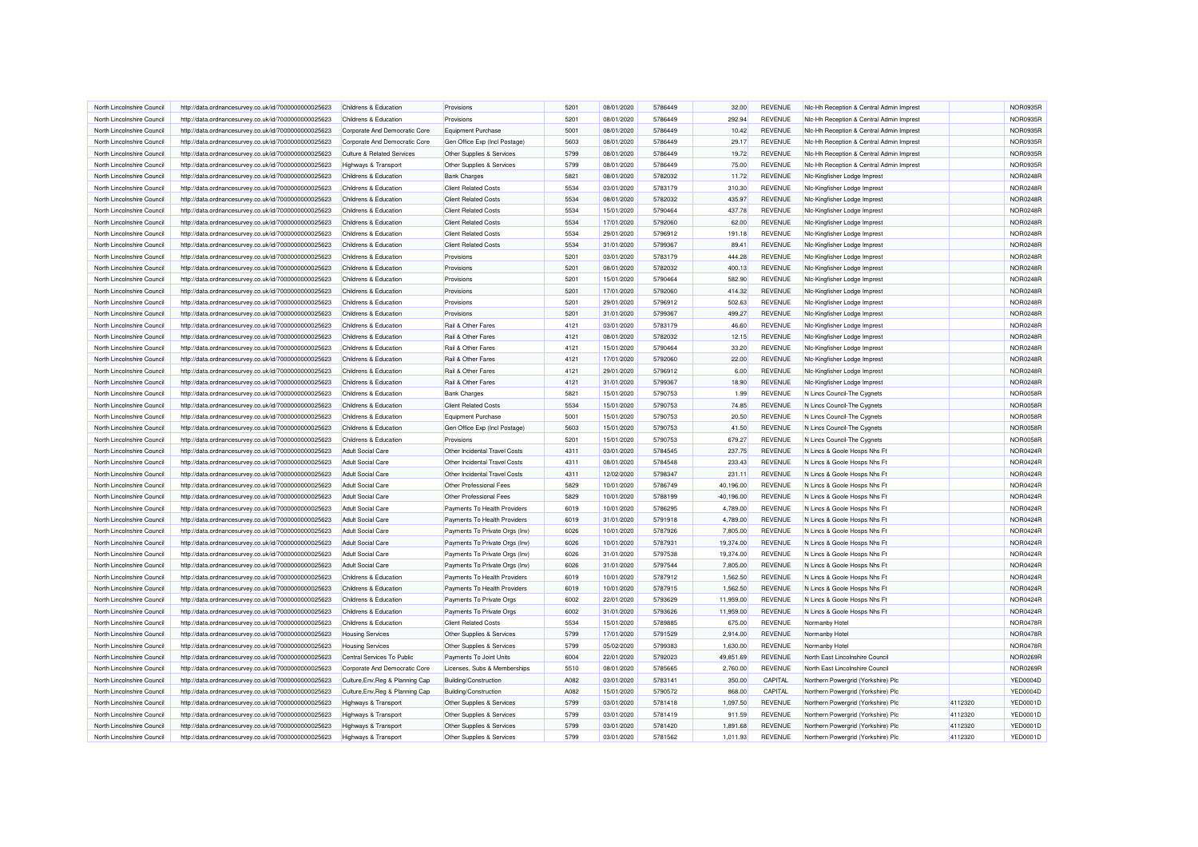| | | | | | | | | | | | |
|---|---|---|---|---|---|---|---|---|---|---|---|
| North Lincolnshire Council | http://data.ordnancesurvey.co.uk/id/7000000000025623 | Childrens & Education | Provisions | 5201 | 08/01/2020 | 5786449 | 32.00 | REVENUE | Nlc-Hh Reception & Central Admin Imprest | | NOR0935R |
| North Lincolnshire Council | http://data.ordnancesurvey.co.uk/id/7000000000025623 | Childrens & Education | Provisions | 5201 | 08/01/2020 | 5786449 | 292.94 | REVENUE | Nlc-Hh Reception & Central Admin Imprest | | NOR0935R |
| North Lincolnshire Council | http://data.ordnancesurvey.co.uk/id/7000000000025623 | Corporate And Democratic Core | Equipment Purchase | 5001 | 08/01/2020 | 5786449 | 10.42 | REVENUE | Nlc-Hh Reception & Central Admin Imprest | | NOR0935R |
| North Lincolnshire Council | http://data.ordnancesurvey.co.uk/id/7000000000025623 | Corporate And Democratic Core | Gen Office Exp (Incl Postage) | 5603 | 08/01/2020 | 5786449 | 29.17 | REVENUE | Nlc-Hh Reception & Central Admin Imprest | | NOR0935R |
| North Lincolnshire Council | http://data.ordnancesurvey.co.uk/id/7000000000025623 | Culture & Related Services | Other Supplies & Services | 5799 | 08/01/2020 | 5786449 | 19.72 | REVENUE | Nlc-Hh Reception & Central Admin Imprest | | NOR0935R |
| North Lincolnshire Council | http://data.ordnancesurvey.co.uk/id/7000000000025623 | Highways & Transport | Other Supplies & Services | 5799 | 08/01/2020 | 5786449 | 75.00 | REVENUE | Nlc-Hh Reception & Central Admin Imprest | | NOR0935R |
| North Lincolnshire Council | http://data.ordnancesurvey.co.uk/id/7000000000025623 | Childrens & Education | Bank Charges | 5821 | 08/01/2020 | 5782032 | 11.72 | REVENUE | Nlc-Kingfisher Lodge Imprest | | NOR0248R |
| North Lincolnshire Council | http://data.ordnancesurvey.co.uk/id/7000000000025623 | Childrens & Education | Client Related Costs | 5534 | 03/01/2020 | 5783179 | 310.30 | REVENUE | Nlc-Kingfisher Lodge Imprest | | NOR0248R |
| North Lincolnshire Council | http://data.ordnancesurvey.co.uk/id/7000000000025623 | Childrens & Education | Client Related Costs | 5534 | 08/01/2020 | 5782032 | 435.97 | REVENUE | Nlc-Kingfisher Lodge Imprest | | NOR0248R |
| North Lincolnshire Council | http://data.ordnancesurvey.co.uk/id/7000000000025623 | Childrens & Education | Client Related Costs | 5534 | 15/01/2020 | 5790464 | 437.78 | REVENUE | Nlc-Kingfisher Lodge Imprest | | NOR0248R |
| North Lincolnshire Council | http://data.ordnancesurvey.co.uk/id/7000000000025623 | Childrens & Education | Client Related Costs | 5534 | 17/01/2020 | 5792060 | 62.00 | REVENUE | Nlc-Kingfisher Lodge Imprest | | NOR0248R |
| North Lincolnshire Council | http://data.ordnancesurvey.co.uk/id/7000000000025623 | Childrens & Education | Client Related Costs | 5534 | 29/01/2020 | 5796912 | 191.18 | REVENUE | Nlc-Kingfisher Lodge Imprest | | NOR0248R |
| North Lincolnshire Council | http://data.ordnancesurvey.co.uk/id/7000000000025623 | Childrens & Education | Client Related Costs | 5534 | 31/01/2020 | 5799367 | 89.41 | REVENUE | Nlc-Kingfisher Lodge Imprest | | NOR0248R |
| North Lincolnshire Council | http://data.ordnancesurvey.co.uk/id/7000000000025623 | Childrens & Education | Provisions | 5201 | 03/01/2020 | 5783179 | 444.28 | REVENUE | Nlc-Kingfisher Lodge Imprest | | NOR0248R |
| North Lincolnshire Council | http://data.ordnancesurvey.co.uk/id/7000000000025623 | Childrens & Education | Provisions | 5201 | 08/01/2020 | 5782032 | 400.13 | REVENUE | Nlc-Kingfisher Lodge Imprest | | NOR0248R |
| North Lincolnshire Council | http://data.ordnancesurvey.co.uk/id/7000000000025623 | Childrens & Education | Provisions | 5201 | 15/01/2020 | 5790464 | 582.90 | REVENUE | Nlc-Kingfisher Lodge Imprest | | NOR0248R |
| North Lincolnshire Council | http://data.ordnancesurvey.co.uk/id/7000000000025623 | Childrens & Education | Provisions | 5201 | 17/01/2020 | 5792060 | 414.32 | REVENUE | Nlc-Kingfisher Lodge Imprest | | NOR0248R |
| North Lincolnshire Council | http://data.ordnancesurvey.co.uk/id/7000000000025623 | Childrens & Education | Provisions | 5201 | 29/01/2020 | 5796912 | 502.63 | REVENUE | Nlc-Kingfisher Lodge Imprest | | NOR0248R |
| North Lincolnshire Council | http://data.ordnancesurvey.co.uk/id/7000000000025623 | Childrens & Education | Provisions | 5201 | 31/01/2020 | 5799367 | 499.27 | REVENUE | Nlc-Kingfisher Lodge Imprest | | NOR0248R |
| North Lincolnshire Council | http://data.ordnancesurvey.co.uk/id/7000000000025623 | Childrens & Education | Rail & Other Fares | 4121 | 03/01/2020 | 5783179 | 46.60 | REVENUE | Nlc-Kingfisher Lodge Imprest | | NOR0248R |
| North Lincolnshire Council | http://data.ordnancesurvey.co.uk/id/7000000000025623 | Childrens & Education | Rail & Other Fares | 4121 | 08/01/2020 | 5782032 | 12.15 | REVENUE | Nlc-Kingfisher Lodge Imprest | | NOR0248R |
| North Lincolnshire Council | http://data.ordnancesurvey.co.uk/id/7000000000025623 | Childrens & Education | Rail & Other Fares | 4121 | 15/01/2020 | 5790464 | 33.20 | REVENUE | Nlc-Kingfisher Lodge Imprest | | NOR0248R |
| North Lincolnshire Council | http://data.ordnancesurvey.co.uk/id/7000000000025623 | Childrens & Education | Rail & Other Fares | 4121 | 17/01/2020 | 5792060 | 22.00 | REVENUE | Nlc-Kingfisher Lodge Imprest | | NOR0248R |
| North Lincolnshire Council | http://data.ordnancesurvey.co.uk/id/7000000000025623 | Childrens & Education | Rail & Other Fares | 4121 | 29/01/2020 | 5796912 | 6.00 | REVENUE | Nlc-Kingfisher Lodge Imprest | | NOR0248R |
| North Lincolnshire Council | http://data.ordnancesurvey.co.uk/id/7000000000025623 | Childrens & Education | Rail & Other Fares | 4121 | 31/01/2020 | 5799367 | 18.90 | REVENUE | Nlc-Kingfisher Lodge Imprest | | NOR0248R |
| North Lincolnshire Council | http://data.ordnancesurvey.co.uk/id/7000000000025623 | Childrens & Education | Bank Charges | 5821 | 15/01/2020 | 5790753 | 1.99 | REVENUE | N Lincs Council-The Cygnets | | NOR0058R |
| North Lincolnshire Council | http://data.ordnancesurvey.co.uk/id/7000000000025623 | Childrens & Education | Client Related Costs | 5534 | 15/01/2020 | 5790753 | 74.85 | REVENUE | N Lincs Council-The Cygnets | | NOR0058R |
| North Lincolnshire Council | http://data.ordnancesurvey.co.uk/id/7000000000025623 | Childrens & Education | Equipment Purchase | 5001 | 15/01/2020 | 5790753 | 20.50 | REVENUE | N Lincs Council-The Cygnets | | NOR0058R |
| North Lincolnshire Council | http://data.ordnancesurvey.co.uk/id/7000000000025623 | Childrens & Education | Gen Office Exp (Incl Postage) | 5603 | 15/01/2020 | 5790753 | 41.50 | REVENUE | N Lincs Council-The Cygnets | | NOR0058R |
| North Lincolnshire Council | http://data.ordnancesurvey.co.uk/id/7000000000025623 | Childrens & Education | Provisions | 5201 | 15/01/2020 | 5790753 | 679.27 | REVENUE | N Lincs Council-The Cygnets | | NOR0058R |
| North Lincolnshire Council | http://data.ordnancesurvey.co.uk/id/7000000000025623 | Adult Social Care | Other Incidental Travel Costs | 4311 | 03/01/2020 | 5784545 | 237.75 | REVENUE | N Lincs & Goole Hosps Nhs Ft | | NOR0424R |
| North Lincolnshire Council | http://data.ordnancesurvey.co.uk/id/7000000000025623 | Adult Social Care | Other Incidental Travel Costs | 4311 | 08/01/2020 | 5784548 | 233.43 | REVENUE | N Lincs & Goole Hosps Nhs Ft | | NOR0424R |
| North Lincolnshire Council | http://data.ordnancesurvey.co.uk/id/7000000000025623 | Adult Social Care | Other Incidental Travel Costs | 4311 | 12/02/2020 | 5798347 | 231.11 | REVENUE | N Lincs & Goole Hosps Nhs Ft | | NOR0424R |
| North Lincolnshire Council | http://data.ordnancesurvey.co.uk/id/7000000000025623 | Adult Social Care | Other Professional Fees | 5829 | 10/01/2020 | 5786749 | 40,196.00 | REVENUE | N Lincs & Goole Hosps Nhs Ft | | NOR0424R |
| North Lincolnshire Council | http://data.ordnancesurvey.co.uk/id/7000000000025623 | Adult Social Care | Other Professional Fees | 5829 | 10/01/2020 | 5788199 | -40,196.00 | REVENUE | N Lincs & Goole Hosps Nhs Ft | | NOR0424R |
| North Lincolnshire Council | http://data.ordnancesurvey.co.uk/id/7000000000025623 | Adult Social Care | Payments To Health Providers | 6019 | 10/01/2020 | 5786295 | 4,789.00 | REVENUE | N Lincs & Goole Hosps Nhs Ft | | NOR0424R |
| North Lincolnshire Council | http://data.ordnancesurvey.co.uk/id/7000000000025623 | Adult Social Care | Payments To Health Providers | 6019 | 31/01/2020 | 5791918 | 4,789.00 | REVENUE | N Lincs & Goole Hosps Nhs Ft | | NOR0424R |
| North Lincolnshire Council | http://data.ordnancesurvey.co.uk/id/7000000000025623 | Adult Social Care | Payments To Private Orgs (Inv) | 6026 | 10/01/2020 | 5787926 | 7,805.00 | REVENUE | N Lincs & Goole Hosps Nhs Ft | | NOR0424R |
| North Lincolnshire Council | http://data.ordnancesurvey.co.uk/id/7000000000025623 | Adult Social Care | Payments To Private Orgs (Inv) | 6026 | 10/01/2020 | 5787931 | 19,374.00 | REVENUE | N Lincs & Goole Hosps Nhs Ft | | NOR0424R |
| North Lincolnshire Council | http://data.ordnancesurvey.co.uk/id/7000000000025623 | Adult Social Care | Payments To Private Orgs (Inv) | 6026 | 31/01/2020 | 5797538 | 19,374.00 | REVENUE | N Lincs & Goole Hosps Nhs Ft | | NOR0424R |
| North Lincolnshire Council | http://data.ordnancesurvey.co.uk/id/7000000000025623 | Adult Social Care | Payments To Private Orgs (Inv) | 6026 | 31/01/2020 | 5797544 | 7,805.00 | REVENUE | N Lincs & Goole Hosps Nhs Ft | | NOR0424R |
| North Lincolnshire Council | http://data.ordnancesurvey.co.uk/id/7000000000025623 | Childrens & Education | Payments To Health Providers | 6019 | 10/01/2020 | 5787912 | 1,562.50 | REVENUE | N Lincs & Goole Hosps Nhs Ft | | NOR0424R |
| North Lincolnshire Council | http://data.ordnancesurvey.co.uk/id/7000000000025623 | Childrens & Education | Payments To Health Providers | 6019 | 10/01/2020 | 5787915 | 1,562.50 | REVENUE | N Lincs & Goole Hosps Nhs Ft | | NOR0424R |
| North Lincolnshire Council | http://data.ordnancesurvey.co.uk/id/7000000000025623 | Childrens & Education | Payments To Private Orgs | 6002 | 22/01/2020 | 5793629 | 11,959.00 | REVENUE | N Lincs & Goole Hosps Nhs Ft | | NOR0424R |
| North Lincolnshire Council | http://data.ordnancesurvey.co.uk/id/7000000000025623 | Childrens & Education | Payments To Private Orgs | 6002 | 31/01/2020 | 5793626 | 11,959.00 | REVENUE | N Lincs & Goole Hosps Nhs Ft | | NOR0424R |
| North Lincolnshire Council | http://data.ordnancesurvey.co.uk/id/7000000000025623 | Childrens & Education | Client Related Costs | 5534 | 15/01/2020 | 5789885 | 675.00 | REVENUE | Normanby Hotel | | NOR0478R |
| North Lincolnshire Council | http://data.ordnancesurvey.co.uk/id/7000000000025623 | Housing Services | Other Supplies & Services | 5799 | 17/01/2020 | 5791529 | 2,914.00 | REVENUE | Normanby Hotel | | NOR0478R |
| North Lincolnshire Council | http://data.ordnancesurvey.co.uk/id/7000000000025623 | Housing Services | Other Supplies & Services | 5799 | 05/02/2020 | 5799383 | 1,630.00 | REVENUE | Normanby Hotel | | NOR0478R |
| North Lincolnshire Council | http://data.ordnancesurvey.co.uk/id/7000000000025623 | Central Services To Public | Payments To Joint Units | 6004 | 22/01/2020 | 5792023 | 49,851.69 | REVENUE | North East Lincolnshire Council | | NOR0269R |
| North Lincolnshire Council | http://data.ordnancesurvey.co.uk/id/7000000000025623 | Corporate And Democratic Core | Licenses, Subs & Memberships | 5510 | 08/01/2020 | 5785665 | 2,760.00 | REVENUE | North East Lincolnshire Council | | NOR0269R |
| North Lincolnshire Council | http://data.ordnancesurvey.co.uk/id/7000000000025623 | Culture,Env,Reg & Planning Cap | Building/Construction | A082 | 03/01/2020 | 5783141 | 350.00 | CAPITAL | Northern Powergrid (Yorkshire) Plc | | YED0004D |
| North Lincolnshire Council | http://data.ordnancesurvey.co.uk/id/7000000000025623 | Culture,Env,Reg & Planning Cap | Building/Construction | A082 | 15/01/2020 | 5790572 | 868.00 | CAPITAL | Northern Powergrid (Yorkshire) Plc | | YED0004D |
| North Lincolnshire Council | http://data.ordnancesurvey.co.uk/id/7000000000025623 | Highways & Transport | Other Supplies & Services | 5799 | 03/01/2020 | 5781418 | 1,097.50 | REVENUE | Northern Powergrid (Yorkshire) Plc | 4112320 | YED0001D |
| North Lincolnshire Council | http://data.ordnancesurvey.co.uk/id/7000000000025623 | Highways & Transport | Other Supplies & Services | 5799 | 03/01/2020 | 5781419 | 911.59 | REVENUE | Northern Powergrid (Yorkshire) Plc | 4112320 | YED0001D |
| North Lincolnshire Council | http://data.ordnancesurvey.co.uk/id/7000000000025623 | Highways & Transport | Other Supplies & Services | 5799 | 03/01/2020 | 5781420 | 1,891.68 | REVENUE | Northern Powergrid (Yorkshire) Plc | 4112320 | YED0001D |
| North Lincolnshire Council | http://data.ordnancesurvey.co.uk/id/7000000000025623 | Highways & Transport | Other Supplies & Services | 5799 | 03/01/2020 | 5781562 | 1,011.93 | REVENUE | Northern Powergrid (Yorkshire) Plc | 4112320 | YED0001D |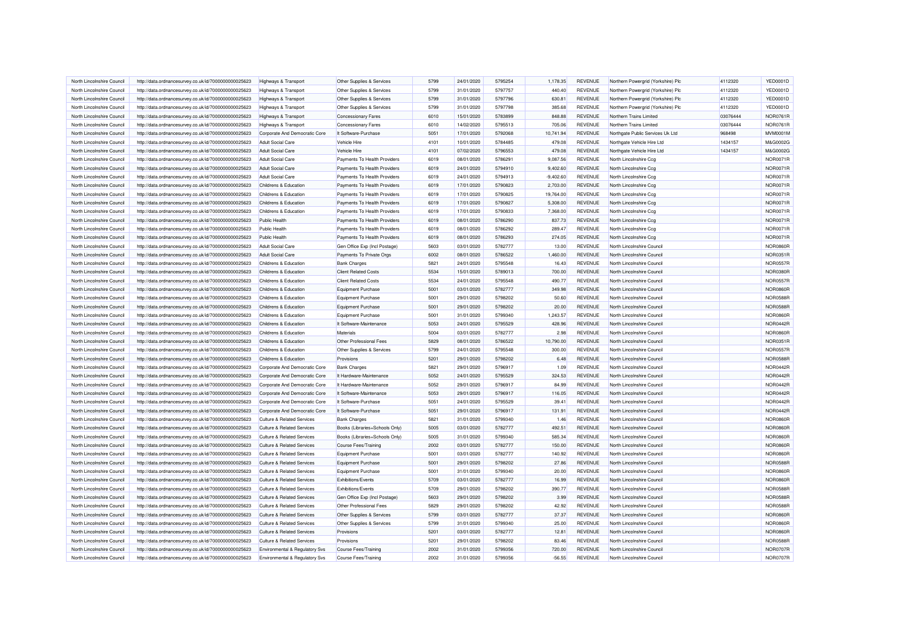| North Lincolnshire Council | http://data.ordnancesurvey.co.uk/id/7000000000025623 | Highways & Transport | Other Supplies & Services | 5799 | 24/01/2020 | 5795254 | 1,178.35 | REVENUE | Northern Powergrid (Yorkshire) Plc | 4112320 | YED0001D |
|---|---|---|---|---|---|---|---|---|---|---|---|
| North Lincolnshire Council | http://data.ordnancesurvey.co.uk/id/7000000000025623 | Highways & Transport | Other Supplies & Services | 5799 | 31/01/2020 | 5797757 | 440.40 | REVENUE | Northern Powergrid (Yorkshire) Plc | 4112320 | YED0001D |
| North Lincolnshire Council | http://data.ordnancesurvey.co.uk/id/7000000000025623 | Highways & Transport | Other Supplies & Services | 5799 | 31/01/2020 | 5797796 | 630.81 | REVENUE | Northern Powergrid (Yorkshire) Plc | 4112320 | YED0001D |
| North Lincolnshire Council | http://data.ordnancesurvey.co.uk/id/7000000000025623 | Highways & Transport | Other Supplies & Services | 5799 | 31/01/2020 | 5797798 | 385.68 | REVENUE | Northern Powergrid (Yorkshire) Plc | 4112320 | YED0001D |
| North Lincolnshire Council | http://data.ordnancesurvey.co.uk/id/7000000000025623 | Highways & Transport | Concessionary Fares | 6010 | 15/01/2020 | 5783899 | 848.88 | REVENUE | Northern Trains Limited | 03076444 | NOR0761R |
| North Lincolnshire Council | http://data.ordnancesurvey.co.uk/id/7000000000025623 | Highways & Transport | Concessionary Fares | 6010 | 14/02/2020 | 5795513 | 705.06 | REVENUE | Northern Trains Limited | 03076444 | NOR0761R |
| North Lincolnshire Council | http://data.ordnancesurvey.co.uk/id/7000000000025623 | Corporate And Democratic Core | It Software-Purchase | 5051 | 17/01/2020 | 5792068 | 10,741.94 | REVENUE | Northgate Public Services Uk Ltd | 968498 | MVM0001M |
| North Lincolnshire Council | http://data.ordnancesurvey.co.uk/id/7000000000025623 | Adult Social Care | Vehicle Hire | 4101 | 10/01/2020 | 5784485 | 479.08 | REVENUE | Northgate Vehicle Hire Ltd | 1434157 | M&G0002G |
| North Lincolnshire Council | http://data.ordnancesurvey.co.uk/id/7000000000025623 | Adult Social Care | Vehicle Hire | 4101 | 07/02/2020 | 5796553 | 479.08 | REVENUE | Northgate Vehicle Hire Ltd | 1434157 | M&G0002G |
| North Lincolnshire Council | http://data.ordnancesurvey.co.uk/id/7000000000025623 | Adult Social Care | Payments To Health Providers | 6019 | 08/01/2020 | 5786291 | 9,087.56 | REVENUE | North Lincolnshire Ccg | | NOR0071R |
| North Lincolnshire Council | http://data.ordnancesurvey.co.uk/id/7000000000025623 | Adult Social Care | Payments To Health Providers | 6019 | 24/01/2020 | 5794910 | 9,402.60 | REVENUE | North Lincolnshire Ccg | | NOR0071R |
| North Lincolnshire Council | http://data.ordnancesurvey.co.uk/id/7000000000025623 | Adult Social Care | Payments To Health Providers | 6019 | 24/01/2020 | 5794913 | -9,402.60 | REVENUE | North Lincolnshire Ccg | | NOR0071R |
| North Lincolnshire Council | http://data.ordnancesurvey.co.uk/id/7000000000025623 | Childrens & Education | Payments To Health Providers | 6019 | 17/01/2020 | 5790823 | 2,703.00 | REVENUE | North Lincolnshire Ccg | | NOR0071R |
| North Lincolnshire Council | http://data.ordnancesurvey.co.uk/id/7000000000025623 | Childrens & Education | Payments To Health Providers | 6019 | 17/01/2020 | 5790825 | 19,764.00 | REVENUE | North Lincolnshire Ccg | | NOR0071R |
| North Lincolnshire Council | http://data.ordnancesurvey.co.uk/id/7000000000025623 | Childrens & Education | Payments To Health Providers | 6019 | 17/01/2020 | 5790827 | 5,308.00 | REVENUE | North Lincolnshire Ccg | | NOR0071R |
| North Lincolnshire Council | http://data.ordnancesurvey.co.uk/id/7000000000025623 | Childrens & Education | Payments To Health Providers | 6019 | 17/01/2020 | 5790833 | 7,368.00 | REVENUE | North Lincolnshire Ccg | | NOR0071R |
| North Lincolnshire Council | http://data.ordnancesurvey.co.uk/id/7000000000025623 | Public Health | Payments To Health Providers | 6019 | 08/01/2020 | 5786290 | 837.73 | REVENUE | North Lincolnshire Ccg | | NOR0071R |
| North Lincolnshire Council | http://data.ordnancesurvey.co.uk/id/7000000000025623 | Public Health | Payments To Health Providers | 6019 | 08/01/2020 | 5786292 | 289.47 | REVENUE | North Lincolnshire Ccg | | NOR0071R |
| North Lincolnshire Council | http://data.ordnancesurvey.co.uk/id/7000000000025623 | Public Health | Payments To Health Providers | 6019 | 08/01/2020 | 5786293 | 274.05 | REVENUE | North Lincolnshire Ccg | | NOR0071R |
| North Lincolnshire Council | http://data.ordnancesurvey.co.uk/id/7000000000025623 | Adult Social Care | Gen Office Exp (Incl Postage) | 5603 | 03/01/2020 | 5782777 | 13.00 | REVENUE | North Lincolnshire Council | | NOR0860R |
| North Lincolnshire Council | http://data.ordnancesurvey.co.uk/id/7000000000025623 | Adult Social Care | Payments To Private Orgs | 6002 | 08/01/2020 | 5786522 | 1,460.00 | REVENUE | North Lincolnshire Council | | NOR0351R |
| North Lincolnshire Council | http://data.ordnancesurvey.co.uk/id/7000000000025623 | Childrens & Education | Bank Charges | 5821 | 24/01/2020 | 5795548 | 16.43 | REVENUE | North Lincolnshire Council | | NOR0557R |
| North Lincolnshire Council | http://data.ordnancesurvey.co.uk/id/7000000000025623 | Childrens & Education | Client Related Costs | 5534 | 15/01/2020 | 5789013 | 700.00 | REVENUE | North Lincolnshire Council | | NOR0380R |
| North Lincolnshire Council | http://data.ordnancesurvey.co.uk/id/7000000000025623 | Childrens & Education | Client Related Costs | 5534 | 24/01/2020 | 5795548 | 490.77 | REVENUE | North Lincolnshire Council | | NOR0557R |
| North Lincolnshire Council | http://data.ordnancesurvey.co.uk/id/7000000000025623 | Childrens & Education | Equipment Purchase | 5001 | 03/01/2020 | 5782777 | 349.98 | REVENUE | North Lincolnshire Council | | NOR0860R |
| North Lincolnshire Council | http://data.ordnancesurvey.co.uk/id/7000000000025623 | Childrens & Education | Equipment Purchase | 5001 | 29/01/2020 | 5798202 | 50.60 | REVENUE | North Lincolnshire Council | | NOR0588R |
| North Lincolnshire Council | http://data.ordnancesurvey.co.uk/id/7000000000025623 | Childrens & Education | Equipment Purchase | 5001 | 29/01/2020 | 5798202 | 20.00 | REVENUE | North Lincolnshire Council | | NOR0588R |
| North Lincolnshire Council | http://data.ordnancesurvey.co.uk/id/7000000000025623 | Childrens & Education | Equipment Purchase | 5001 | 31/01/2020 | 5799340 | 1,243.57 | REVENUE | North Lincolnshire Council | | NOR0860R |
| North Lincolnshire Council | http://data.ordnancesurvey.co.uk/id/7000000000025623 | Childrens & Education | It Software-Maintenance | 5053 | 24/01/2020 | 5795529 | 428.96 | REVENUE | North Lincolnshire Council | | NOR0442R |
| North Lincolnshire Council | http://data.ordnancesurvey.co.uk/id/7000000000025623 | Childrens & Education | Materials | 5004 | 03/01/2020 | 5782777 | 2.98 | REVENUE | North Lincolnshire Council | | NOR0860R |
| North Lincolnshire Council | http://data.ordnancesurvey.co.uk/id/7000000000025623 | Childrens & Education | Other Professional Fees | 5829 | 08/01/2020 | 5786522 | 10,790.00 | REVENUE | North Lincolnshire Council | | NOR0351R |
| North Lincolnshire Council | http://data.ordnancesurvey.co.uk/id/7000000000025623 | Childrens & Education | Other Supplies & Services | 5799 | 24/01/2020 | 5795548 | 300.00 | REVENUE | North Lincolnshire Council | | NOR0557R |
| North Lincolnshire Council | http://data.ordnancesurvey.co.uk/id/7000000000025623 | Childrens & Education | Provisions | 5201 | 29/01/2020 | 5798202 | 6.48 | REVENUE | North Lincolnshire Council | | NOR0588R |
| North Lincolnshire Council | http://data.ordnancesurvey.co.uk/id/7000000000025623 | Corporate And Democratic Core | Bank Charges | 5821 | 29/01/2020 | 5796917 | 1.09 | REVENUE | North Lincolnshire Council | | NOR0442R |
| North Lincolnshire Council | http://data.ordnancesurvey.co.uk/id/7000000000025623 | Corporate And Democratic Core | It Hardware-Maintenance | 5052 | 24/01/2020 | 5795529 | 324.53 | REVENUE | North Lincolnshire Council | | NOR0442R |
| North Lincolnshire Council | http://data.ordnancesurvey.co.uk/id/7000000000025623 | Corporate And Democratic Core | It Hardware-Maintenance | 5052 | 29/01/2020 | 5796917 | 84.99 | REVENUE | North Lincolnshire Council | | NOR0442R |
| North Lincolnshire Council | http://data.ordnancesurvey.co.uk/id/7000000000025623 | Corporate And Democratic Core | It Software-Maintenance | 5053 | 29/01/2020 | 5796917 | 116.05 | REVENUE | North Lincolnshire Council | | NOR0442R |
| North Lincolnshire Council | http://data.ordnancesurvey.co.uk/id/7000000000025623 | Corporate And Democratic Core | It Software-Purchase | 5051 | 24/01/2020 | 5795529 | 39.41 | REVENUE | North Lincolnshire Council | | NOR0442R |
| North Lincolnshire Council | http://data.ordnancesurvey.co.uk/id/7000000000025623 | Corporate And Democratic Core | It Software-Purchase | 5051 | 29/01/2020 | 5796917 | 131.91 | REVENUE | North Lincolnshire Council | | NOR0442R |
| North Lincolnshire Council | http://data.ordnancesurvey.co.uk/id/7000000000025623 | Culture & Related Services | Bank Charges | 5821 | 31/01/2020 | 5799340 | 1.46 | REVENUE | North Lincolnshire Council | | NOR0860R |
| North Lincolnshire Council | http://data.ordnancesurvey.co.uk/id/7000000000025623 | Culture & Related Services | Books (Libraries+Schools Only) | 5005 | 03/01/2020 | 5782777 | 492.51 | REVENUE | North Lincolnshire Council | | NOR0860R |
| North Lincolnshire Council | http://data.ordnancesurvey.co.uk/id/7000000000025623 | Culture & Related Services | Books (Libraries+Schools Only) | 5005 | 31/01/2020 | 5799340 | 585.34 | REVENUE | North Lincolnshire Council | | NOR0860R |
| North Lincolnshire Council | http://data.ordnancesurvey.co.uk/id/7000000000025623 | Culture & Related Services | Course Fees/Training | 2002 | 03/01/2020 | 5782777 | 150.00 | REVENUE | North Lincolnshire Council | | NOR0860R |
| North Lincolnshire Council | http://data.ordnancesurvey.co.uk/id/7000000000025623 | Culture & Related Services | Equipment Purchase | 5001 | 03/01/2020 | 5782777 | 140.92 | REVENUE | North Lincolnshire Council | | NOR0860R |
| North Lincolnshire Council | http://data.ordnancesurvey.co.uk/id/7000000000025623 | Culture & Related Services | Equipment Purchase | 5001 | 29/01/2020 | 5798202 | 27.86 | REVENUE | North Lincolnshire Council | | NOR0588R |
| North Lincolnshire Council | http://data.ordnancesurvey.co.uk/id/7000000000025623 | Culture & Related Services | Equipment Purchase | 5001 | 31/01/2020 | 5799340 | 20.00 | REVENUE | North Lincolnshire Council | | NOR0860R |
| North Lincolnshire Council | http://data.ordnancesurvey.co.uk/id/7000000000025623 | Culture & Related Services | Exhibitions/Events | 5709 | 03/01/2020 | 5782777 | 16.99 | REVENUE | North Lincolnshire Council | | NOR0860R |
| North Lincolnshire Council | http://data.ordnancesurvey.co.uk/id/7000000000025623 | Culture & Related Services | Exhibitions/Events | 5709 | 29/01/2020 | 5798202 | 390.77 | REVENUE | North Lincolnshire Council | | NOR0588R |
| North Lincolnshire Council | http://data.ordnancesurvey.co.uk/id/7000000000025623 | Culture & Related Services | Gen Office Exp (Incl Postage) | 5603 | 29/01/2020 | 5798202 | 3.99 | REVENUE | North Lincolnshire Council | | NOR0588R |
| North Lincolnshire Council | http://data.ordnancesurvey.co.uk/id/7000000000025623 | Culture & Related Services | Other Professional Fees | 5829 | 29/01/2020 | 5798202 | 42.92 | REVENUE | North Lincolnshire Council | | NOR0588R |
| North Lincolnshire Council | http://data.ordnancesurvey.co.uk/id/7000000000025623 | Culture & Related Services | Other Supplies & Services | 5799 | 03/01/2020 | 5782777 | 37.37 | REVENUE | North Lincolnshire Council | | NOR0860R |
| North Lincolnshire Council | http://data.ordnancesurvey.co.uk/id/7000000000025623 | Culture & Related Services | Other Supplies & Services | 5799 | 31/01/2020 | 5799340 | 25.00 | REVENUE | North Lincolnshire Council | | NOR0860R |
| North Lincolnshire Council | http://data.ordnancesurvey.co.uk/id/7000000000025623 | Culture & Related Services | Provisions | 5201 | 03/01/2020 | 5782777 | 12.81 | REVENUE | North Lincolnshire Council | | NOR0860R |
| North Lincolnshire Council | http://data.ordnancesurvey.co.uk/id/7000000000025623 | Culture & Related Services | Provisions | 5201 | 29/01/2020 | 5798202 | 83.46 | REVENUE | North Lincolnshire Council | | NOR0588R |
| North Lincolnshire Council | http://data.ordnancesurvey.co.uk/id/7000000000025623 | Environmental & Regulatory Svs | Course Fees/Training | 2002 | 31/01/2020 | 5799356 | 720.00 | REVENUE | North Lincolnshire Council | | NOR0707R |
| North Lincolnshire Council | http://data.ordnancesurvey.co.uk/id/7000000000025623 | Environmental & Regulatory Svs | Course Fees/Training | 2002 | 31/01/2020 | 5799356 | -56.55 | REVENUE | North Lincolnshire Council | | NOR0707R |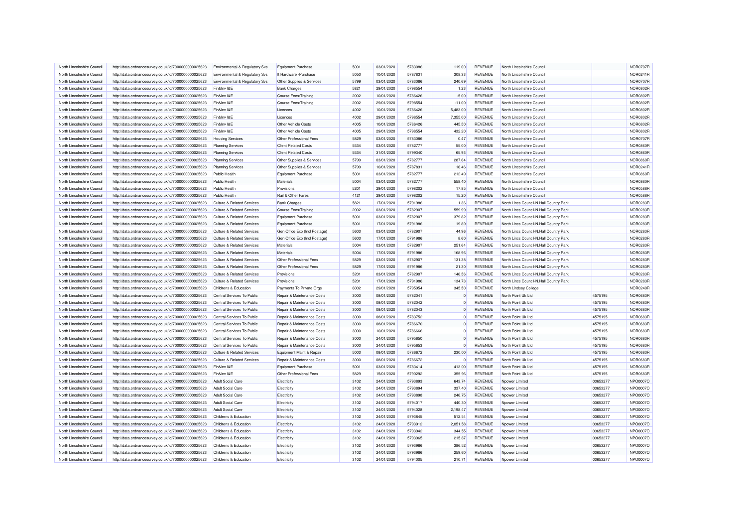| | | | | | | | | | | | |
|---|---|---|---|---|---|---|---|---|---|---|---|
| North Lincolnshire Council | http://data.ordnancesurvey.co.uk/id/7000000000025623 | Environmental & Regulatory Svs | Equipment Purchase | 5001 | 03/01/2020 | 5783086 | 119.00 | REVENUE | North Lincolnshire Council | | NOR0707R |
| North Lincolnshire Council | http://data.ordnancesurvey.co.uk/id/7000000000025623 | Environmental & Regulatory Svs | It Hardware -Purchase | 5050 | 10/01/2020 | 5787831 | 308.33 | REVENUE | North Lincolnshire Council | | NOR0241R |
| North Lincolnshire Council | http://data.ordnancesurvey.co.uk/id/7000000000025623 | Environmental & Regulatory Svs | Other Supplies & Services | 5799 | 03/01/2020 | 5783086 | 240.69 | REVENUE | North Lincolnshire Council | | NOR0707R |
| North Lincolnshire Council | http://data.ordnancesurvey.co.uk/id/7000000000025623 | Fin&Inv I&E | Bank Charges | 5821 | 29/01/2020 | 5798554 | 1.23 | REVENUE | North Lincolnshire Council | | NOR0802R |
| North Lincolnshire Council | http://data.ordnancesurvey.co.uk/id/7000000000025623 | Fin&Inv I&E | Course Fees/Training | 2002 | 10/01/2020 | 5786426 | -5.00 | REVENUE | North Lincolnshire Council | | NOR0802R |
| North Lincolnshire Council | http://data.ordnancesurvey.co.uk/id/7000000000025623 | Fin&Inv I&E | Course Fees/Training | 2002 | 29/01/2020 | 5798554 | -11.00 | REVENUE | North Lincolnshire Council | | NOR0802R |
| North Lincolnshire Council | http://data.ordnancesurvey.co.uk/id/7000000000025623 | Fin&Inv I&E | Licences | 4002 | 10/01/2020 | 5786426 | 5,483.00 | REVENUE | North Lincolnshire Council | | NOR0802R |
| North Lincolnshire Council | http://data.ordnancesurvey.co.uk/id/7000000000025623 | Fin&Inv I&E | Licences | 4002 | 29/01/2020 | 5798554 | 7,355.00 | REVENUE | North Lincolnshire Council | | NOR0802R |
| North Lincolnshire Council | http://data.ordnancesurvey.co.uk/id/7000000000025623 | Fin&Inv I&E | Other Vehicle Costs | 4005 | 10/01/2020 | 5786426 | 445.50 | REVENUE | North Lincolnshire Council | | NOR0802R |
| North Lincolnshire Council | http://data.ordnancesurvey.co.uk/id/7000000000025623 | Fin&Inv I&E | Other Vehicle Costs | 4005 | 29/01/2020 | 5798554 | 432.20 | REVENUE | North Lincolnshire Council | | NOR0802R |
| North Lincolnshire Council | http://data.ordnancesurvey.co.uk/id/7000000000025623 | Housing Services | Other Professional Fees | 5829 | 03/01/2020 | 5783086 | 0.47 | REVENUE | North Lincolnshire Council | | NOR0707R |
| North Lincolnshire Council | http://data.ordnancesurvey.co.uk/id/7000000000025623 | Planning Services | Client Related Costs | 5534 | 03/01/2020 | 5782777 | 55.00 | REVENUE | North Lincolnshire Council | | NOR0860R |
| North Lincolnshire Council | http://data.ordnancesurvey.co.uk/id/7000000000025623 | Planning Services | Client Related Costs | 5534 | 31/01/2020 | 5799340 | 65.93 | REVENUE | North Lincolnshire Council | | NOR0860R |
| North Lincolnshire Council | http://data.ordnancesurvey.co.uk/id/7000000000025623 | Planning Services | Other Supplies & Services | 5799 | 03/01/2020 | 5782777 | 287.64 | REVENUE | North Lincolnshire Council | | NOR0860R |
| North Lincolnshire Council | http://data.ordnancesurvey.co.uk/id/7000000000025623 | Planning Services | Other Supplies & Services | 5799 | 10/01/2020 | 5787831 | 16.46 | REVENUE | North Lincolnshire Council | | NOR0241R |
| North Lincolnshire Council | http://data.ordnancesurvey.co.uk/id/7000000000025623 | Public Health | Equipment Purchase | 5001 | 03/01/2020 | 5782777 | 212.49 | REVENUE | North Lincolnshire Council | | NOR0860R |
| North Lincolnshire Council | http://data.ordnancesurvey.co.uk/id/7000000000025623 | Public Health | Materials | 5004 | 03/01/2020 | 5782777 | 558.40 | REVENUE | North Lincolnshire Council | | NOR0860R |
| North Lincolnshire Council | http://data.ordnancesurvey.co.uk/id/7000000000025623 | Public Health | Provisions | 5201 | 29/01/2020 | 5798202 | 17.85 | REVENUE | North Lincolnshire Council | | NOR0588R |
| North Lincolnshire Council | http://data.ordnancesurvey.co.uk/id/7000000000025623 | Public Health | Rail & Other Fares | 4121 | 29/01/2020 | 5798202 | 15.20 | REVENUE | North Lincolnshire Council | | NOR0588R |
| North Lincolnshire Council | http://data.ordnancesurvey.co.uk/id/7000000000025623 | Culture & Related Services | Bank Charges | 5821 | 17/01/2020 | 5791986 | 1.36 | REVENUE | North Lincs Council-N.Hall Country Park | | NOR0283R |
| North Lincolnshire Council | http://data.ordnancesurvey.co.uk/id/7000000000025623 | Culture & Related Services | Course Fees/Training | 2002 | 03/01/2020 | 5782907 | 559.99 | REVENUE | North Lincs Council-N.Hall Country Park | | NOR0283R |
| North Lincolnshire Council | http://data.ordnancesurvey.co.uk/id/7000000000025623 | Culture & Related Services | Equipment Purchase | 5001 | 03/01/2020 | 5782907 | 379.82 | REVENUE | North Lincs Council-N.Hall Country Park | | NOR0283R |
| North Lincolnshire Council | http://data.ordnancesurvey.co.uk/id/7000000000025623 | Culture & Related Services | Equipment Purchase | 5001 | 17/01/2020 | 5791986 | 19.89 | REVENUE | North Lincs Council-N.Hall Country Park | | NOR0283R |
| North Lincolnshire Council | http://data.ordnancesurvey.co.uk/id/7000000000025623 | Culture & Related Services | Gen Office Exp (Incl Postage) | 5603 | 03/01/2020 | 5782907 | 44.96 | REVENUE | North Lincs Council-N.Hall Country Park | | NOR0283R |
| North Lincolnshire Council | http://data.ordnancesurvey.co.uk/id/7000000000025623 | Culture & Related Services | Gen Office Exp (Incl Postage) | 5603 | 17/01/2020 | 5791986 | 8.60 | REVENUE | North Lincs Council-N.Hall Country Park | | NOR0283R |
| North Lincolnshire Council | http://data.ordnancesurvey.co.uk/id/7000000000025623 | Culture & Related Services | Materials | 5004 | 03/01/2020 | 5782907 | 251.64 | REVENUE | North Lincs Council-N.Hall Country Park | | NOR0283R |
| North Lincolnshire Council | http://data.ordnancesurvey.co.uk/id/7000000000025623 | Culture & Related Services | Materials | 5004 | 17/01/2020 | 5791986 | 168.96 | REVENUE | North Lincs Council-N.Hall Country Park | | NOR0283R |
| North Lincolnshire Council | http://data.ordnancesurvey.co.uk/id/7000000000025623 | Culture & Related Services | Other Professional Fees | 5829 | 03/01/2020 | 5782907 | 131.38 | REVENUE | North Lincs Council-N.Hall Country Park | | NOR0283R |
| North Lincolnshire Council | http://data.ordnancesurvey.co.uk/id/7000000000025623 | Culture & Related Services | Other Professional Fees | 5829 | 17/01/2020 | 5791986 | 21.30 | REVENUE | North Lincs Council-N.Hall Country Park | | NOR0283R |
| North Lincolnshire Council | http://data.ordnancesurvey.co.uk/id/7000000000025623 | Culture & Related Services | Provisions | 5201 | 03/01/2020 | 5782907 | 146.56 | REVENUE | North Lincs Council-N.Hall Country Park | | NOR0283R |
| North Lincolnshire Council | http://data.ordnancesurvey.co.uk/id/7000000000025623 | Culture & Related Services | Provisions | 5201 | 17/01/2020 | 5791986 | 134.73 | REVENUE | North Lincs Council-N.Hall Country Park | | NOR0283R |
| North Lincolnshire Council | http://data.ordnancesurvey.co.uk/id/7000000000025623 | Childrens & Education | Payments To Private Orgs | 6002 | 29/01/2020 | 5795954 | 345.50 | REVENUE | North Lindsey College | | NOR0240R |
| North Lincolnshire Council | http://data.ordnancesurvey.co.uk/id/7000000000025623 | Central Services To Public | Repair & Maintenance Costs | 3000 | 08/01/2020 | 5782041 | 0 | REVENUE | North Point Uk Ltd | 4575195 | NOR0683R |
| North Lincolnshire Council | http://data.ordnancesurvey.co.uk/id/7000000000025623 | Central Services To Public | Repair & Maintenance Costs | 3000 | 08/01/2020 | 5782042 | 0 | REVENUE | North Point Uk Ltd | 4575195 | NOR0683R |
| North Lincolnshire Council | http://data.ordnancesurvey.co.uk/id/7000000000025623 | Central Services To Public | Repair & Maintenance Costs | 3000 | 08/01/2020 | 5782043 | 0 | REVENUE | North Point Uk Ltd | 4575195 | NOR0683R |
| North Lincolnshire Council | http://data.ordnancesurvey.co.uk/id/7000000000025623 | Central Services To Public | Repair & Maintenance Costs | 3000 | 08/01/2020 | 5783752 | 0 | REVENUE | North Point Uk Ltd | 4575195 | NOR0683R |
| North Lincolnshire Council | http://data.ordnancesurvey.co.uk/id/7000000000025623 | Central Services To Public | Repair & Maintenance Costs | 3000 | 08/01/2020 | 5786670 | 0 | REVENUE | North Point Uk Ltd | 4575195 | NOR0683R |
| North Lincolnshire Council | http://data.ordnancesurvey.co.uk/id/7000000000025623 | Central Services To Public | Repair & Maintenance Costs | 3000 | 10/01/2020 | 5786666 | 0 | REVENUE | North Point Uk Ltd | 4575195 | NOR0683R |
| North Lincolnshire Council | http://data.ordnancesurvey.co.uk/id/7000000000025623 | Central Services To Public | Repair & Maintenance Costs | 3000 | 24/01/2020 | 5795650 | 0 | REVENUE | North Point Uk Ltd | 4575195 | NOR0683R |
| North Lincolnshire Council | http://data.ordnancesurvey.co.uk/id/7000000000025623 | Central Services To Public | Repair & Maintenance Costs | 3000 | 24/01/2020 | 5795653 | 0 | REVENUE | North Point Uk Ltd | 4575195 | NOR0683R |
| North Lincolnshire Council | http://data.ordnancesurvey.co.uk/id/7000000000025623 | Culture & Related Services | Equipment Maint.& Repair | 5003 | 08/01/2020 | 5786672 | 230.00 | REVENUE | North Point Uk Ltd | 4575195 | NOR0683R |
| North Lincolnshire Council | http://data.ordnancesurvey.co.uk/id/7000000000025623 | Culture & Related Services | Repair & Maintenance Costs | 3000 | 08/01/2020 | 5786672 | 0 | REVENUE | North Point Uk Ltd | 4575195 | NOR0683R |
| North Lincolnshire Council | http://data.ordnancesurvey.co.uk/id/7000000000025623 | Fin&Inv I&E | Equipment Purchase | 5001 | 03/01/2020 | 5783414 | 413.00 | REVENUE | North Point Uk Ltd | 4575195 | NOR0683R |
| North Lincolnshire Council | http://data.ordnancesurvey.co.uk/id/7000000000025623 | Fin&Inv I&E | Other Professional Fees | 5829 | 15/01/2020 | 5790292 | 355.96 | REVENUE | North Point Uk Ltd | 4575195 | NOR0683R |
| North Lincolnshire Council | http://data.ordnancesurvey.co.uk/id/7000000000025623 | Adult Social Care | Electricity | 3102 | 24/01/2020 | 5793893 | 643.74 | REVENUE | Npower Limited | 03653277 | NPO0007O |
| North Lincolnshire Council | http://data.ordnancesurvey.co.uk/id/7000000000025623 | Adult Social Care | Electricity | 3102 | 24/01/2020 | 5793894 | 337.40 | REVENUE | Npower Limited | 03653277 | NPO0007O |
| North Lincolnshire Council | http://data.ordnancesurvey.co.uk/id/7000000000025623 | Adult Social Care | Electricity | 3102 | 24/01/2020 | 5793898 | 246.75 | REVENUE | Npower Limited | 03653277 | NPO0007O |
| North Lincolnshire Council | http://data.ordnancesurvey.co.uk/id/7000000000025623 | Adult Social Care | Electricity | 3102 | 24/01/2020 | 5794017 | 440.30 | REVENUE | Npower Limited | 03653277 | NPO0007O |
| North Lincolnshire Council | http://data.ordnancesurvey.co.uk/id/7000000000025623 | Adult Social Care | Electricity | 3102 | 24/01/2020 | 5794028 | 2,198.47 | REVENUE | Npower Limited | 03653277 | NPO0007O |
| North Lincolnshire Council | http://data.ordnancesurvey.co.uk/id/7000000000025623 | Childrens & Education | Electricity | 3102 | 24/01/2020 | 5793845 | 512.54 | REVENUE | Npower Limited | 03653277 | NPO0007O |
| North Lincolnshire Council | http://data.ordnancesurvey.co.uk/id/7000000000025623 | Childrens & Education | Electricity | 3102 | 24/01/2020 | 5793912 | 2,051.58 | REVENUE | Npower Limited | 03653277 | NPO0007O |
| North Lincolnshire Council | http://data.ordnancesurvey.co.uk/id/7000000000025623 | Childrens & Education | Electricity | 3102 | 24/01/2020 | 5793942 | 344.55 | REVENUE | Npower Limited | 03653277 | NPO0007O |
| North Lincolnshire Council | http://data.ordnancesurvey.co.uk/id/7000000000025623 | Childrens & Education | Electricity | 3102 | 24/01/2020 | 5793965 | 215.87 | REVENUE | Npower Limited | 03653277 | NPO0007O |
| North Lincolnshire Council | http://data.ordnancesurvey.co.uk/id/7000000000025623 | Childrens & Education | Electricity | 3102 | 24/01/2020 | 5793966 | 386.52 | REVENUE | Npower Limited | 03653277 | NPO0007O |
| North Lincolnshire Council | http://data.ordnancesurvey.co.uk/id/7000000000025623 | Childrens & Education | Electricity | 3102 | 24/01/2020 | 5793986 | 259.60 | REVENUE | Npower Limited | 03653277 | NPO0007O |
| North Lincolnshire Council | http://data.ordnancesurvey.co.uk/id/7000000000025623 | Childrens & Education | Electricity | 3102 | 24/01/2020 | 5794005 | 210.71 | REVENUE | Npower Limited | 03653277 | NPO0007O |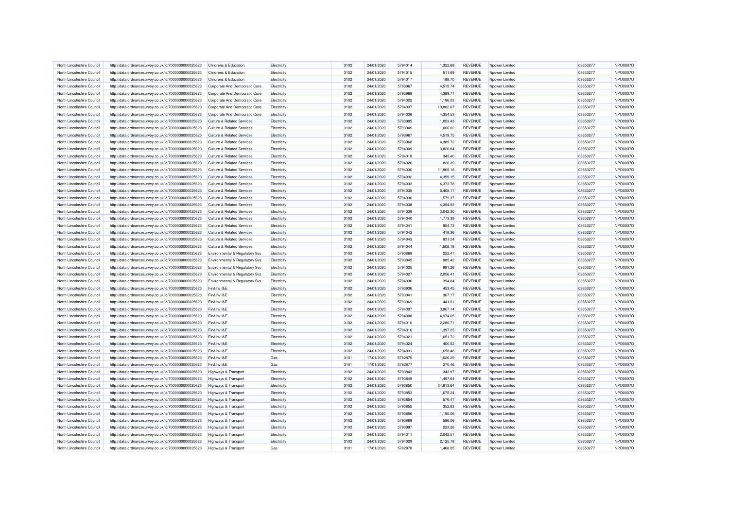| | | | | | | | | | | | |
|---|---|---|---|---|---|---|---|---|---|---|---|
| North Lincolnshire Council | http://data.ordnancesurvey.co.uk/id/7000000000025623 | Childrens & Education | Electricity | 3102 | 24/01/2020 | 5794014 | 1,322.68 | REVENUE | Npower Limited | 03653277 | NPO0007O |
| North Lincolnshire Council | http://data.ordnancesurvey.co.uk/id/7000000000025623 | Childrens & Education | Electricity | 3102 | 24/01/2020 | 5794015 | 511.69 | REVENUE | Npower Limited | 03653277 | NPO0007O |
| North Lincolnshire Council | http://data.ordnancesurvey.co.uk/id/7000000000025623 | Childrens & Education | Electricity | 3102 | 24/01/2020 | 5794017 | 188.70 | REVENUE | Npower Limited | 03653277 | NPO0007O |
| North Lincolnshire Council | http://data.ordnancesurvey.co.uk/id/7000000000025623 | Corporate And Democratic Core | Electricity | 3102 | 24/01/2020 | 5793967 | 4,519.74 | REVENUE | Npower Limited | 03653277 | NPO0007O |
| North Lincolnshire Council | http://data.ordnancesurvey.co.uk/id/7000000000025623 | Corporate And Democratic Core | Electricity | 3102 | 24/01/2020 | 5793968 | 4,389.71 | REVENUE | Npower Limited | 03653277 | NPO0007O |
| North Lincolnshire Council | http://data.ordnancesurvey.co.uk/id/7000000000025623 | Corporate And Democratic Core | Electricity | 3102 | 24/01/2020 | 5794022 | 1,196.03 | REVENUE | Npower Limited | 03653277 | NPO0007O |
| North Lincolnshire Council | http://data.ordnancesurvey.co.uk/id/7000000000025623 | Corporate And Democratic Core | Electricity | 3102 | 24/01/2020 | 5794037 | 10,802.67 | REVENUE | Npower Limited | 03653277 | NPO0007O |
| North Lincolnshire Council | http://data.ordnancesurvey.co.uk/id/7000000000025623 | Corporate And Democratic Core | Electricity | 3102 | 24/01/2020 | 5794038 | 4,354.53 | REVENUE | Npower Limited | 03653277 | NPO0007O |
| North Lincolnshire Council | http://data.ordnancesurvey.co.uk/id/7000000000025623 | Culture & Related Services | Electricity | 3102 | 24/01/2020 | 5793905 | 1,053.43 | REVENUE | Npower Limited | 03653277 | NPO0007O |
| North Lincolnshire Council | http://data.ordnancesurvey.co.uk/id/7000000000025623 | Culture & Related Services | Electricity | 3102 | 24/01/2020 | 5793949 | 1,006.02 | REVENUE | Npower Limited | 03653277 | NPO0007O |
| North Lincolnshire Council | http://data.ordnancesurvey.co.uk/id/7000000000025623 | Culture & Related Services | Electricity | 3102 | 24/01/2020 | 5793967 | 4,519.75 | REVENUE | Npower Limited | 03653277 | NPO0007O |
| North Lincolnshire Council | http://data.ordnancesurvey.co.uk/id/7000000000025623 | Culture & Related Services | Electricity | 3102 | 24/01/2020 | 5793968 | 4,389.72 | REVENUE | Npower Limited | 03653277 | NPO0007O |
| North Lincolnshire Council | http://data.ordnancesurvey.co.uk/id/7000000000025623 | Culture & Related Services | Electricity | 3102 | 24/01/2020 | 5794009 | 3,820.84 | REVENUE | Npower Limited | 03653277 | NPO0007O |
| North Lincolnshire Council | http://data.ordnancesurvey.co.uk/id/7000000000025623 | Culture & Related Services | Electricity | 3102 | 24/01/2020 | 5794018 | 343.40 | REVENUE | Npower Limited | 03653277 | NPO0007O |
| North Lincolnshire Council | http://data.ordnancesurvey.co.uk/id/7000000000025623 | Culture & Related Services | Electricity | 3102 | 24/01/2020 | 5794026 | 820.39 | REVENUE | Npower Limited | 03653277 | NPO0007O |
| North Lincolnshire Council | http://data.ordnancesurvey.co.uk/id/7000000000025623 | Culture & Related Services | Electricity | 3102 | 24/01/2020 | 5794030 | 11,965.18 | REVENUE | Npower Limited | 03653277 | NPO0007O |
| North Lincolnshire Council | http://data.ordnancesurvey.co.uk/id/7000000000025623 | Culture & Related Services | Electricity | 3102 | 24/01/2020 | 5794032 | 4,359.15 | REVENUE | Npower Limited | 03653277 | NPO0007O |
| North Lincolnshire Council | http://data.ordnancesurvey.co.uk/id/7000000000025623 | Culture & Related Services | Electricity | 3102 | 24/01/2020 | 5794033 | 4,373.78 | REVENUE | Npower Limited | 03653277 | NPO0007O |
| North Lincolnshire Council | http://data.ordnancesurvey.co.uk/id/7000000000025623 | Culture & Related Services | Electricity | 3102 | 24/01/2020 | 5794035 | 5,408.17 | REVENUE | Npower Limited | 03653277 | NPO0007O |
| North Lincolnshire Council | http://data.ordnancesurvey.co.uk/id/7000000000025623 | Culture & Related Services | Electricity | 3102 | 24/01/2020 | 5794036 | 1,579.37 | REVENUE | Npower Limited | 03653277 | NPO0007O |
| North Lincolnshire Council | http://data.ordnancesurvey.co.uk/id/7000000000025623 | Culture & Related Services | Electricity | 3102 | 24/01/2020 | 5794038 | 4,354.53 | REVENUE | Npower Limited | 03653277 | NPO0007O |
| North Lincolnshire Council | http://data.ordnancesurvey.co.uk/id/7000000000025623 | Culture & Related Services | Electricity | 3102 | 24/01/2020 | 5794039 | 3,042.30 | REVENUE | Npower Limited | 03653277 | NPO0007O |
| North Lincolnshire Council | http://data.ordnancesurvey.co.uk/id/7000000000025623 | Culture & Related Services | Electricity | 3102 | 24/01/2020 | 5794040 | 1,773.38 | REVENUE | Npower Limited | 03653277 | NPO0007O |
| North Lincolnshire Council | http://data.ordnancesurvey.co.uk/id/7000000000025623 | Culture & Related Services | Electricity | 3102 | 24/01/2020 | 5794041 | 954.73 | REVENUE | Npower Limited | 03653277 | NPO0007O |
| North Lincolnshire Council | http://data.ordnancesurvey.co.uk/id/7000000000025623 | Culture & Related Services | Electricity | 3102 | 24/01/2020 | 5794042 | 418.36 | REVENUE | Npower Limited | 03653277 | NPO0007O |
| North Lincolnshire Council | http://data.ordnancesurvey.co.uk/id/7000000000025623 | Culture & Related Services | Electricity | 3102 | 24/01/2020 | 5794043 | 831.24 | REVENUE | Npower Limited | 03653277 | NPO0007O |
| North Lincolnshire Council | http://data.ordnancesurvey.co.uk/id/7000000000025623 | Culture & Related Services | Electricity | 3102 | 24/01/2020 | 5794044 | 1,508.18 | REVENUE | Npower Limited | 03653277 | NPO0007O |
| North Lincolnshire Council | http://data.ordnancesurvey.co.uk/id/7000000000025623 | Environmental & Regulatory Svs | Electricity | 3102 | 24/01/2020 | 5793868 | 222.47 | REVENUE | Npower Limited | 03653277 | NPO0007O |
| North Lincolnshire Council | http://data.ordnancesurvey.co.uk/id/7000000000025623 | Environmental & Regulatory Svs | Electricity | 3102 | 24/01/2020 | 5793945 | 985.42 | REVENUE | Npower Limited | 03653277 | NPO0007O |
| North Lincolnshire Council | http://data.ordnancesurvey.co.uk/id/7000000000025623 | Environmental & Regulatory Svs | Electricity | 3102 | 24/01/2020 | 5794025 | 891.26 | REVENUE | Npower Limited | 03653277 | NPO0007O |
| North Lincolnshire Council | http://data.ordnancesurvey.co.uk/id/7000000000025623 | Environmental & Regulatory Svs | Electricity | 3102 | 24/01/2020 | 5794027 | 2,056.41 | REVENUE | Npower Limited | 03653277 | NPO0007O |
| North Lincolnshire Council | http://data.ordnancesurvey.co.uk/id/7000000000025623 | Environmental & Regulatory Svs | Electricity | 3102 | 24/01/2020 | 5794036 | 394.84 | REVENUE | Npower Limited | 03653277 | NPO0007O |
| North Lincolnshire Council | http://data.ordnancesurvey.co.uk/id/7000000000025623 | Fin&Inv I&E | Electricity | 3102 | 24/01/2020 | 5793936 | 453.45 | REVENUE | Npower Limited | 03653277 | NPO0007O |
| North Lincolnshire Council | http://data.ordnancesurvey.co.uk/id/7000000000025623 | Fin&Inv I&E | Electricity | 3102 | 24/01/2020 | 5793941 | 367.17 | REVENUE | Npower Limited | 03653277 | NPO0007O |
| North Lincolnshire Council | http://data.ordnancesurvey.co.uk/id/7000000000025623 | Fin&Inv I&E | Electricity | 3102 | 24/01/2020 | 5793969 | 441.01 | REVENUE | Npower Limited | 03653277 | NPO0007O |
| North Lincolnshire Council | http://data.ordnancesurvey.co.uk/id/7000000000025623 | Fin&Inv I&E | Electricity | 3102 | 24/01/2020 | 5794007 | 3,807.14 | REVENUE | Npower Limited | 03653277 | NPO0007O |
| North Lincolnshire Council | http://data.ordnancesurvey.co.uk/id/7000000000025623 | Fin&Inv I&E | Electricity | 3102 | 24/01/2020 | 5794008 | 4,974.65 | REVENUE | Npower Limited | 03653277 | NPO0007O |
| North Lincolnshire Council | http://data.ordnancesurvey.co.uk/id/7000000000025623 | Fin&Inv I&E | Electricity | 3102 | 24/01/2020 | 5794010 | 2,280.71 | REVENUE | Npower Limited | 03653277 | NPO0007O |
| North Lincolnshire Council | http://data.ordnancesurvey.co.uk/id/7000000000025623 | Fin&Inv I&E | Electricity | 3102 | 24/01/2020 | 5794016 | 1,397.25 | REVENUE | Npower Limited | 03653277 | NPO0007O |
| North Lincolnshire Council | http://data.ordnancesurvey.co.uk/id/7000000000025623 | Fin&Inv I&E | Electricity | 3102 | 24/01/2020 | 5794021 | 1,051.72 | REVENUE | Npower Limited | 03653277 | NPO0007O |
| North Lincolnshire Council | http://data.ordnancesurvey.co.uk/id/7000000000025623 | Fin&Inv I&E | Electricity | 3102 | 24/01/2020 | 5794024 | 400.52 | REVENUE | Npower Limited | 03653277 | NPO0007O |
| North Lincolnshire Council | http://data.ordnancesurvey.co.uk/id/7000000000025623 | Fin&Inv I&E | Electricity | 3102 | 24/01/2020 | 5794031 | 1,658.48 | REVENUE | Npower Limited | 03653277 | NPO0007O |
| North Lincolnshire Council | http://data.ordnancesurvey.co.uk/id/7000000000025623 | Fin&Inv I&E | Gas | 3101 | 17/01/2020 | 5782875 | 1,026.29 | REVENUE | Npower Limited | 03653277 | NPO0007O |
| North Lincolnshire Council | http://data.ordnancesurvey.co.uk/id/7000000000025623 | Fin&Inv I&E | Gas | 3101 | 17/01/2020 | 5782877 | 270.46 | REVENUE | Npower Limited | 03653277 | NPO0007O |
| North Lincolnshire Council | http://data.ordnancesurvey.co.uk/id/7000000000025623 | Highways & Transport | Electricity | 3102 | 24/01/2020 | 5793843 | 343.97 | REVENUE | Npower Limited | 03653277 | NPO0007O |
| North Lincolnshire Council | http://data.ordnancesurvey.co.uk/id/7000000000025623 | Highways & Transport | Electricity | 3102 | 24/01/2020 | 5793849 | 1,497.64 | REVENUE | Npower Limited | 03653277 | NPO0007O |
| North Lincolnshire Council | http://data.ordnancesurvey.co.uk/id/7000000000025623 | Highways & Transport | Electricity | 3102 | 24/01/2020 | 5793850 | 34,813.64 | REVENUE | Npower Limited | 03653277 | NPO0007O |
| North Lincolnshire Council | http://data.ordnancesurvey.co.uk/id/7000000000025623 | Highways & Transport | Electricity | 3102 | 24/01/2020 | 5793853 | 1,075.24 | REVENUE | Npower Limited | 03653277 | NPO0007O |
| North Lincolnshire Council | http://data.ordnancesurvey.co.uk/id/7000000000025623 | Highways & Transport | Electricity | 3102 | 24/01/2020 | 5793854 | 576.47 | REVENUE | Npower Limited | 03653277 | NPO0007O |
| North Lincolnshire Council | http://data.ordnancesurvey.co.uk/id/7000000000025623 | Highways & Transport | Electricity | 3102 | 24/01/2020 | 5793855 | 352.83 | REVENUE | Npower Limited | 03653277 | NPO0007O |
| North Lincolnshire Council | http://data.ordnancesurvey.co.uk/id/7000000000025623 | Highways & Transport | Electricity | 3102 | 24/01/2020 | 5793856 | 1,190.06 | REVENUE | Npower Limited | 03653277 | NPO0007O |
| North Lincolnshire Council | http://data.ordnancesurvey.co.uk/id/7000000000025623 | Highways & Transport | Electricity | 3102 | 24/01/2020 | 5793889 | 586.06 | REVENUE | Npower Limited | 03653277 | NPO0007O |
| North Lincolnshire Council | http://data.ordnancesurvey.co.uk/id/7000000000025623 | Highways & Transport | Electricity | 3102 | 24/01/2020 | 5793997 | 223.26 | REVENUE | Npower Limited | 03653277 | NPO0007O |
| North Lincolnshire Council | http://data.ordnancesurvey.co.uk/id/7000000000025623 | Highways & Transport | Electricity | 3102 | 24/01/2020 | 5794011 | 2,042.57 | REVENUE | Npower Limited | 03653277 | NPO0007O |
| North Lincolnshire Council | http://data.ordnancesurvey.co.uk/id/7000000000025623 | Highways & Transport | Electricity | 3102 | 24/01/2020 | 5794029 | 2,125.78 | REVENUE | Npower Limited | 03653277 | NPO0007O |
| North Lincolnshire Council | http://data.ordnancesurvey.co.uk/id/7000000000025623 | Highways & Transport | Gas | 3101 | 17/01/2020 | 5782878 | 1,468.05 | REVENUE | Npower Limited | 03653277 | NPO0007O |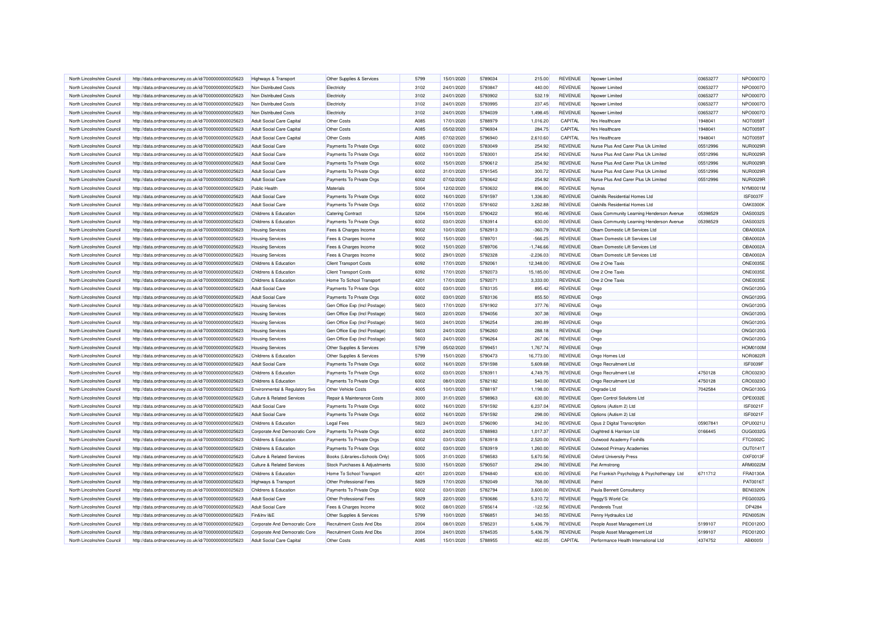| | | | | | | | | | | | |
|---|---|---|---|---|---|---|---|---|---|---|---|
| North Lincolnshire Council | http://data.ordnancesurvey.co.uk/id/7000000000025623 | Highways & Transport | Other Supplies & Services | 5799 | 15/01/2020 | 5789034 | 215.00 | REVENUE | Npower Limited | 03653277 | NPO0007O |
| North Lincolnshire Council | http://data.ordnancesurvey.co.uk/id/7000000000025623 | Non Distributed Costs | Electricity | 3102 | 24/01/2020 | 5793847 | 440.00 | REVENUE | Npower Limited | 03653277 | NPO0007O |
| North Lincolnshire Council | http://data.ordnancesurvey.co.uk/id/7000000000025623 | Non Distributed Costs | Electricity | 3102 | 24/01/2020 | 5793902 | 532.19 | REVENUE | Npower Limited | 03653277 | NPO0007O |
| North Lincolnshire Council | http://data.ordnancesurvey.co.uk/id/7000000000025623 | Non Distributed Costs | Electricity | 3102 | 24/01/2020 | 5793995 | 237.45 | REVENUE | Npower Limited | 03653277 | NPO0007O |
| North Lincolnshire Council | http://data.ordnancesurvey.co.uk/id/7000000000025623 | Non Distributed Costs | Electricity | 3102 | 24/01/2020 | 5794039 | 1,498.45 | REVENUE | Npower Limited | 03653277 | NPO0007O |
| North Lincolnshire Council | http://data.ordnancesurvey.co.uk/id/7000000000025623 | Adult Social Care Capital | Other Costs | A085 | 17/01/2020 | 5788979 | 1,016.20 | CAPITAL | Nrs Healthcare | 1948041 | NOT0059T |
| North Lincolnshire Council | http://data.ordnancesurvey.co.uk/id/7000000000025623 | Adult Social Care Capital | Other Costs | A085 | 05/02/2020 | 5796934 | 284.75 | CAPITAL | Nrs Healthcare | 1948041 | NOT0059T |
| North Lincolnshire Council | http://data.ordnancesurvey.co.uk/id/7000000000025623 | Adult Social Care Capital | Other Costs | A085 | 07/02/2020 | 5796940 | 2,610.60 | CAPITAL | Nrs Healthcare | 1948041 | NOT0059T |
| North Lincolnshire Council | http://data.ordnancesurvey.co.uk/id/7000000000025623 | Adult Social Care | Payments To Private Orgs | 6002 | 03/01/2020 | 5783049 | 254.92 | REVENUE | Nurse Plus And Carer Plus Uk Limited | 05512996 | NUR0029R |
| North Lincolnshire Council | http://data.ordnancesurvey.co.uk/id/7000000000025623 | Adult Social Care | Payments To Private Orgs | 6002 | 10/01/2020 | 5783001 | 254.92 | REVENUE | Nurse Plus And Carer Plus Uk Limited | 05512996 | NUR0029R |
| North Lincolnshire Council | http://data.ordnancesurvey.co.uk/id/7000000000025623 | Adult Social Care | Payments To Private Orgs | 6002 | 15/01/2020 | 5790612 | 254.92 | REVENUE | Nurse Plus And Carer Plus Uk Limited | 05512996 | NUR0029R |
| North Lincolnshire Council | http://data.ordnancesurvey.co.uk/id/7000000000025623 | Adult Social Care | Payments To Private Orgs | 6002 | 31/01/2020 | 5791545 | 300.72 | REVENUE | Nurse Plus And Carer Plus Uk Limited | 05512996 | NUR0029R |
| North Lincolnshire Council | http://data.ordnancesurvey.co.uk/id/7000000000025623 | Adult Social Care | Payments To Private Orgs | 6002 | 07/02/2020 | 5793642 | 254.92 | REVENUE | Nurse Plus And Carer Plus Uk Limited | 05512996 | NUR0029R |
| North Lincolnshire Council | http://data.ordnancesurvey.co.uk/id/7000000000025623 | Public Health | Materials | 5004 | 12/02/2020 | 5793632 | 896.00 | REVENUE | Nymas | | NYM0001M |
| North Lincolnshire Council | http://data.ordnancesurvey.co.uk/id/7000000000025623 | Adult Social Care | Payments To Private Orgs | 6002 | 16/01/2020 | 5791597 | 1,336.80 | REVENUE | Oakhills Residential Homes Ltd | | ISF0037F |
| North Lincolnshire Council | http://data.ordnancesurvey.co.uk/id/7000000000025623 | Adult Social Care | Payments To Private Orgs | 6002 | 17/01/2020 | 5791602 | 3,262.88 | REVENUE | Oakhills Residential Homes Ltd | | OAK0300K |
| North Lincolnshire Council | http://data.ordnancesurvey.co.uk/id/7000000000025623 | Childrens & Education | Catering Contract | 5204 | 15/01/2020 | 5790422 | 950.46 | REVENUE | Oasis Community Learning Henderson Avenue | 05398529 | OAS0032S |
| North Lincolnshire Council | http://data.ordnancesurvey.co.uk/id/7000000000025623 | Childrens & Education | Payments To Private Orgs | 6002 | 03/01/2020 | 5783914 | 630.00 | REVENUE | Oasis Community Learning Henderson Avenue | 05398529 | OAS0032S |
| North Lincolnshire Council | http://data.ordnancesurvey.co.uk/id/7000000000025623 | Housing Services | Fees & Charges Income | 9002 | 10/01/2020 | 5782913 | -360.79 | REVENUE | Obam Domestic Lift Services Ltd | | OBA0002A |
| North Lincolnshire Council | http://data.ordnancesurvey.co.uk/id/7000000000025623 | Housing Services | Fees & Charges Income | 9002 | 15/01/2020 | 5789701 | -566.25 | REVENUE | Obam Domestic Lift Services Ltd | | OBA0002A |
| North Lincolnshire Council | http://data.ordnancesurvey.co.uk/id/7000000000025623 | Housing Services | Fees & Charges Income | 9002 | 15/01/2020 | 5789706 | -1,746.66 | REVENUE | Obam Domestic Lift Services Ltd | | OBA0002A |
| North Lincolnshire Council | http://data.ordnancesurvey.co.uk/id/7000000000025623 | Housing Services | Fees & Charges Income | 9002 | 29/01/2020 | 5792328 | -2,236.03 | REVENUE | Obam Domestic Lift Services Ltd | | OBA0002A |
| North Lincolnshire Council | http://data.ordnancesurvey.co.uk/id/7000000000025623 | Childrens & Education | Client Transport Costs | 6092 | 17/01/2020 | 5792061 | 12,348.00 | REVENUE | One 2 One Taxis | | ONE0035E |
| North Lincolnshire Council | http://data.ordnancesurvey.co.uk/id/7000000000025623 | Childrens & Education | Client Transport Costs | 6092 | 17/01/2020 | 5792073 | 15,185.00 | REVENUE | One 2 One Taxis | | ONE0035E |
| North Lincolnshire Council | http://data.ordnancesurvey.co.uk/id/7000000000025623 | Childrens & Education | Home To School Transport | 4201 | 17/01/2020 | 5792071 | 3,333.00 | REVENUE | One 2 One Taxis | | ONE0035E |
| North Lincolnshire Council | http://data.ordnancesurvey.co.uk/id/7000000000025623 | Adult Social Care | Payments To Private Orgs | 6002 | 03/01/2020 | 5783135 | 895.42 | REVENUE | Ongo | | ONG0120G |
| North Lincolnshire Council | http://data.ordnancesurvey.co.uk/id/7000000000025623 | Adult Social Care | Payments To Private Orgs | 6002 | 03/01/2020 | 5783136 | 855.50 | REVENUE | Ongo | | ONG0120G |
| North Lincolnshire Council | http://data.ordnancesurvey.co.uk/id/7000000000025623 | Housing Services | Gen Office Exp (Incl Postage) | 5603 | 17/01/2020 | 5791902 | 377.76 | REVENUE | Ongo | | ONG0120G |
| North Lincolnshire Council | http://data.ordnancesurvey.co.uk/id/7000000000025623 | Housing Services | Gen Office Exp (Incl Postage) | 5603 | 22/01/2020 | 5794056 | 307.38 | REVENUE | Ongo | | ONG0120G |
| North Lincolnshire Council | http://data.ordnancesurvey.co.uk/id/7000000000025623 | Housing Services | Gen Office Exp (Incl Postage) | 5603 | 24/01/2020 | 5796254 | 280.89 | REVENUE | Ongo | | ONG0120G |
| North Lincolnshire Council | http://data.ordnancesurvey.co.uk/id/7000000000025623 | Housing Services | Gen Office Exp (Incl Postage) | 5603 | 24/01/2020 | 5796260 | 288.18 | REVENUE | Ongo | | ONG0120G |
| North Lincolnshire Council | http://data.ordnancesurvey.co.uk/id/7000000000025623 | Housing Services | Gen Office Exp (Incl Postage) | 5603 | 24/01/2020 | 5796264 | 267.06 | REVENUE | Ongo | | ONG0120G |
| North Lincolnshire Council | http://data.ordnancesurvey.co.uk/id/7000000000025623 | Housing Services | Other Supplies & Services | 5799 | 05/02/2020 | 5799451 | 1,767.74 | REVENUE | Ongo | | HOM0100M |
| North Lincolnshire Council | http://data.ordnancesurvey.co.uk/id/7000000000025623 | Childrens & Education | Other Supplies & Services | 5799 | 15/01/2020 | 5790473 | 16,773.00 | REVENUE | Ongo Homes Ltd | | NOR0822R |
| North Lincolnshire Council | http://data.ordnancesurvey.co.uk/id/7000000000025623 | Adult Social Care | Payments To Private Orgs | 6002 | 16/01/2020 | 5791598 | 5,609.68 | REVENUE | Ongo Recruitment Ltd | | ISF0039F |
| North Lincolnshire Council | http://data.ordnancesurvey.co.uk/id/7000000000025623 | Childrens & Education | Payments To Private Orgs | 6002 | 03/01/2020 | 5783911 | 4,749.75 | REVENUE | Ongo Recruitment Ltd | 4750128 | CRO0323O |
| North Lincolnshire Council | http://data.ordnancesurvey.co.uk/id/7000000000025623 | Childrens & Education | Payments To Private Orgs | 6002 | 08/01/2020 | 5782182 | 540.00 | REVENUE | Ongo Recruitment Ltd | 4750128 | CRO0323O |
| North Lincolnshire Council | http://data.ordnancesurvey.co.uk/id/7000000000025623 | Environmental & Regulatory Svs | Other Vehicle Costs | 4005 | 10/01/2020 | 5788197 | 1,198.00 | REVENUE | Ongrade Ltd | 7042584 | ONG0130G |
| North Lincolnshire Council | http://data.ordnancesurvey.co.uk/id/7000000000025623 | Culture & Related Services | Repair & Maintenance Costs | 3000 | 31/01/2020 | 5798963 | 630.00 | REVENUE | Open Control Solutions Ltd | | OPE0032E |
| North Lincolnshire Council | http://data.ordnancesurvey.co.uk/id/7000000000025623 | Adult Social Care | Payments To Private Orgs | 6002 | 16/01/2020 | 5791592 | 6,237.04 | REVENUE | Options (Autism 2) Ltd | | ISF0021F |
| North Lincolnshire Council | http://data.ordnancesurvey.co.uk/id/7000000000025623 | Adult Social Care | Payments To Private Orgs | 6002 | 16/01/2020 | 5791592 | 298.00 | REVENUE | Options (Autism 2) Ltd | | ISF0021F |
| North Lincolnshire Council | http://data.ordnancesurvey.co.uk/id/7000000000025623 | Childrens & Education | Legal Fees | 5823 | 24/01/2020 | 5796090 | 342.00 | REVENUE | Opus 2 Digital Transcription | 05907841 | OPU0021U |
| North Lincolnshire Council | http://data.ordnancesurvey.co.uk/id/7000000000025623 | Corporate And Democratic Core | Payments To Private Orgs | 6002 | 24/01/2020 | 5788983 | 1,017.37 | REVENUE | Oughtred & Harrison Ltd | 0166445 | OUG0032G |
| North Lincolnshire Council | http://data.ordnancesurvey.co.uk/id/7000000000025623 | Childrens & Education | Payments To Private Orgs | 6002 | 03/01/2020 | 5783918 | 2,520.00 | REVENUE | Outwood Academy Foxhills | | FTC0002C |
| North Lincolnshire Council | http://data.ordnancesurvey.co.uk/id/7000000000025623 | Childrens & Education | Payments To Private Orgs | 6002 | 03/01/2020 | 5783919 | 1,260.00 | REVENUE | Outwood Primary Academies | | OUT0141T |
| North Lincolnshire Council | http://data.ordnancesurvey.co.uk/id/7000000000025623 | Culture & Related Services | Books (Libraries+Schools Only) | 5005 | 31/01/2020 | 5798583 | 5,670.56 | REVENUE | Oxford University Press | | OXF0013F |
| North Lincolnshire Council | http://data.ordnancesurvey.co.uk/id/7000000000025623 | Culture & Related Services | Stock Purchases & Adjustments | 5030 | 15/01/2020 | 5790507 | 294.00 | REVENUE | Pat Armstrong | | ARM0022M |
| North Lincolnshire Council | http://data.ordnancesurvey.co.uk/id/7000000000025623 | Childrens & Education | Home To School Transport | 4201 | 22/01/2020 | 5794840 | 630.00 | REVENUE | Pat Frankish Psychology & Psychotherapy Ltd | 6711712 | FRA0130A |
| North Lincolnshire Council | http://data.ordnancesurvey.co.uk/id/7000000000025623 | Highways & Transport | Other Professional Fees | 5829 | 17/01/2020 | 5792049 | 768.00 | REVENUE | Patrol | | PAT0016T |
| North Lincolnshire Council | http://data.ordnancesurvey.co.uk/id/7000000000025623 | Childrens & Education | Payments To Private Orgs | 6002 | 03/01/2020 | 5782794 | 3,600.00 | REVENUE | Paula Bennett Consultancy | | BEN0320N |
| North Lincolnshire Council | http://data.ordnancesurvey.co.uk/id/7000000000025623 | Adult Social Care | Other Professional Fees | 5829 | 22/01/2020 | 5793686 | 5,310.72 | REVENUE | Peggy'S World Cic | | PEG0032G |
| North Lincolnshire Council | http://data.ordnancesurvey.co.uk/id/7000000000025623 | Adult Social Care | Fees & Charges Income | 9002 | 08/01/2020 | 5785614 | -122.56 | REVENUE | Penderels Trust | | DP4284 |
| North Lincolnshire Council | http://data.ordnancesurvey.co.uk/id/7000000000025623 | Fin&Inv I&E | Other Supplies & Services | 5799 | 10/01/2020 | 5786851 | 340.55 | REVENUE | Penny Hydraulics Ltd | | PEN0053N |
| North Lincolnshire Council | http://data.ordnancesurvey.co.uk/id/7000000000025623 | Corporate And Democratic Core | Recruitment Costs And Dbs | 2004 | 08/01/2020 | 5785231 | 5,436.79 | REVENUE | People Asset Management Ltd | 5199107 | PEO0120O |
| North Lincolnshire Council | http://data.ordnancesurvey.co.uk/id/7000000000025623 | Corporate And Democratic Core | Recruitment Costs And Dbs | 2004 | 24/01/2020 | 5784535 | 5,436.79 | REVENUE | People Asset Management Ltd | 5199107 | PEO0120O |
| North Lincolnshire Council | http://data.ordnancesurvey.co.uk/id/7000000000025623 | Adult Social Care Capital | Other Costs | A085 | 15/01/2020 | 5788955 | 462.05 | CAPITAL | Performance Health International Ltd | 4374752 | ABI0005I |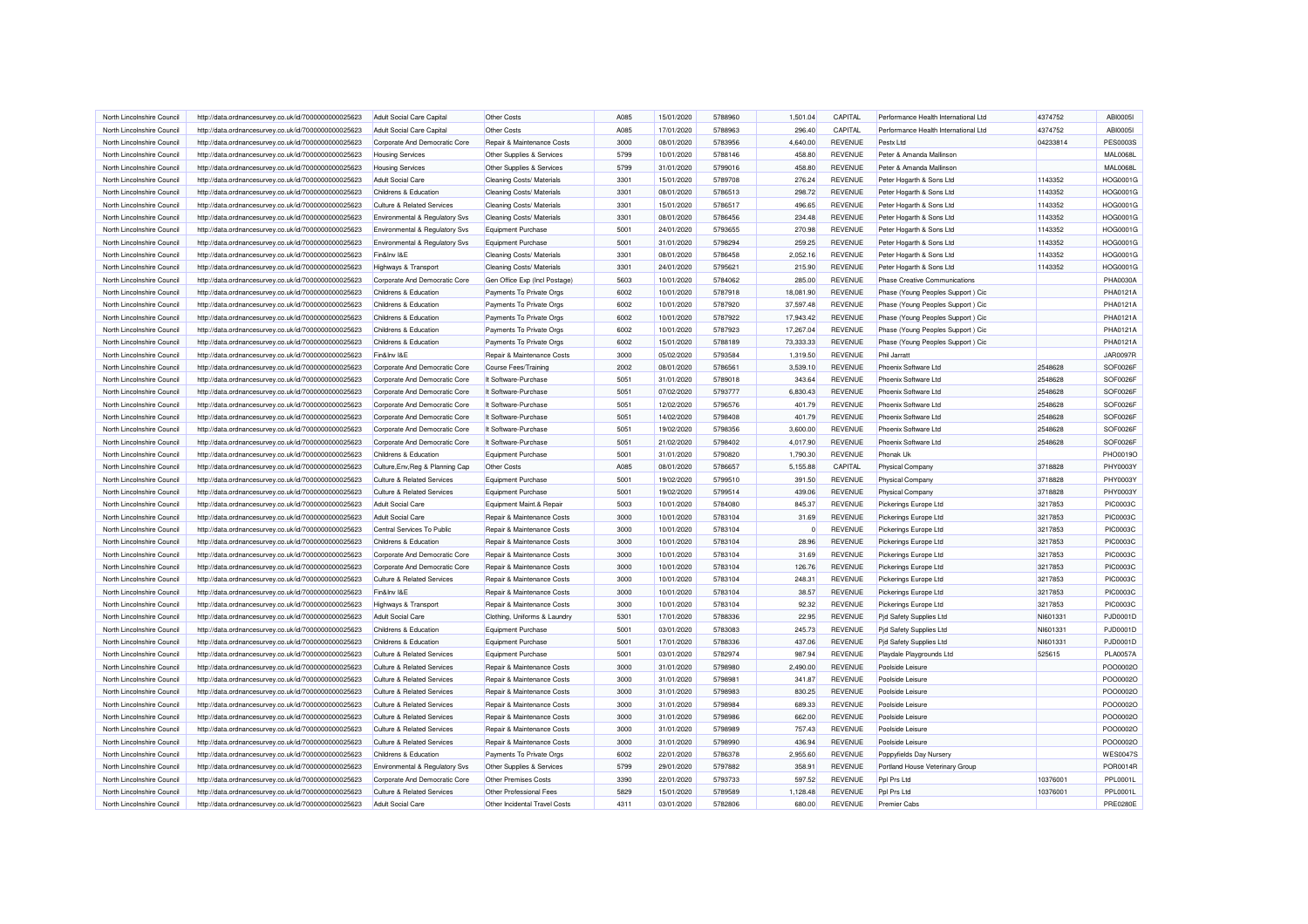| | | | | | | | | | | | | |
|---|---|---|---|---|---|---|---|---|---|---|---|---|
| North Lincolnshire Council | http://data.ordnancesurvey.co.uk/id/7000000000025623 | Adult Social Care Capital | Other Costs | A085 | 15/01/2020 | 5788960 | 1,501.04 | CAPITAL | Performance Health International Ltd | 4374752 | ABI0005I |
| North Lincolnshire Council | http://data.ordnancesurvey.co.uk/id/7000000000025623 | Adult Social Care Capital | Other Costs | A085 | 17/01/2020 | 5788963 | 296.40 | CAPITAL | Performance Health International Ltd | 4374752 | ABI0005I |
| North Lincolnshire Council | http://data.ordnancesurvey.co.uk/id/7000000000025623 | Corporate And Democratic Core | Repair & Maintenance Costs | 3000 | 08/01/2020 | 5783956 | 4,640.00 | REVENUE | Pestx Ltd | 04233814 | PES0003S |
| North Lincolnshire Council | http://data.ordnancesurvey.co.uk/id/7000000000025623 | Housing Services | Other Supplies & Services | 5799 | 10/01/2020 | 5788146 | 458.80 | REVENUE | Peter & Amanda Mallinson | | MAL0068L |
| North Lincolnshire Council | http://data.ordnancesurvey.co.uk/id/7000000000025623 | Housing Services | Other Supplies & Services | 5799 | 31/01/2020 | 5799016 | 458.80 | REVENUE | Peter & Amanda Mallinson | | MAL0068L |
| North Lincolnshire Council | http://data.ordnancesurvey.co.uk/id/7000000000025623 | Adult Social Care | Cleaning Costs/ Materials | 3301 | 15/01/2020 | 5789708 | 276.24 | REVENUE | Peter Hogarth & Sons Ltd | 1143352 | HOG0001G |
| North Lincolnshire Council | http://data.ordnancesurvey.co.uk/id/7000000000025623 | Childrens & Education | Cleaning Costs/ Materials | 3301 | 08/01/2020 | 5786513 | 298.72 | REVENUE | Peter Hogarth & Sons Ltd | 1143352 | HOG0001G |
| North Lincolnshire Council | http://data.ordnancesurvey.co.uk/id/7000000000025623 | Culture & Related Services | Cleaning Costs/ Materials | 3301 | 15/01/2020 | 5786517 | 496.65 | REVENUE | Peter Hogarth & Sons Ltd | 1143352 | HOG0001G |
| North Lincolnshire Council | http://data.ordnancesurvey.co.uk/id/7000000000025623 | Environmental & Regulatory Svs | Cleaning Costs/ Materials | 3301 | 08/01/2020 | 5786456 | 234.48 | REVENUE | Peter Hogarth & Sons Ltd | 1143352 | HOG0001G |
| North Lincolnshire Council | http://data.ordnancesurvey.co.uk/id/7000000000025623 | Environmental & Regulatory Svs | Equipment Purchase | 5001 | 24/01/2020 | 5793655 | 270.98 | REVENUE | Peter Hogarth & Sons Ltd | 1143352 | HOG0001G |
| North Lincolnshire Council | http://data.ordnancesurvey.co.uk/id/7000000000025623 | Environmental & Regulatory Svs | Equipment Purchase | 5001 | 31/01/2020 | 5798294 | 259.25 | REVENUE | Peter Hogarth & Sons Ltd | 1143352 | HOG0001G |
| North Lincolnshire Council | http://data.ordnancesurvey.co.uk/id/7000000000025623 | Fin&Inv I&E | Cleaning Costs/ Materials | 3301 | 08/01/2020 | 5786458 | 2,052.16 | REVENUE | Peter Hogarth & Sons Ltd | 1143352 | HOG0001G |
| North Lincolnshire Council | http://data.ordnancesurvey.co.uk/id/7000000000025623 | Highways & Transport | Cleaning Costs/ Materials | 3301 | 24/01/2020 | 5795621 | 215.90 | REVENUE | Peter Hogarth & Sons Ltd | 1143352 | HOG0001G |
| North Lincolnshire Council | http://data.ordnancesurvey.co.uk/id/7000000000025623 | Corporate And Democratic Core | Gen Office Exp (Incl Postage) | 5603 | 10/01/2020 | 5784062 | 285.00 | REVENUE | Phase Creative Communications | | PHA0030A |
| North Lincolnshire Council | http://data.ordnancesurvey.co.uk/id/7000000000025623 | Childrens & Education | Payments To Private Orgs | 6002 | 10/01/2020 | 5787918 | 18,081.90 | REVENUE | Phase (Young Peoples Support ) Cic | | PHA0121A |
| North Lincolnshire Council | http://data.ordnancesurvey.co.uk/id/7000000000025623 | Childrens & Education | Payments To Private Orgs | 6002 | 10/01/2020 | 5787920 | 37,597.48 | REVENUE | Phase (Young Peoples Support ) Cic | | PHA0121A |
| North Lincolnshire Council | http://data.ordnancesurvey.co.uk/id/7000000000025623 | Childrens & Education | Payments To Private Orgs | 6002 | 10/01/2020 | 5787922 | 17,943.42 | REVENUE | Phase (Young Peoples Support ) Cic | | PHA0121A |
| North Lincolnshire Council | http://data.ordnancesurvey.co.uk/id/7000000000025623 | Childrens & Education | Payments To Private Orgs | 6002 | 10/01/2020 | 5787923 | 17,267.04 | REVENUE | Phase (Young Peoples Support ) Cic | | PHA0121A |
| North Lincolnshire Council | http://data.ordnancesurvey.co.uk/id/7000000000025623 | Childrens & Education | Payments To Private Orgs | 6002 | 15/01/2020 | 5788189 | 73,333.33 | REVENUE | Phase (Young Peoples Support ) Cic | | PHA0121A |
| North Lincolnshire Council | http://data.ordnancesurvey.co.uk/id/7000000000025623 | Fin&Inv I&E | Repair & Maintenance Costs | 3000 | 05/02/2020 | 5793584 | 1,319.50 | REVENUE | Phil Jarratt | | JAR0097R |
| North Lincolnshire Council | http://data.ordnancesurvey.co.uk/id/7000000000025623 | Corporate And Democratic Core | Course Fees/Training | 2002 | 08/01/2020 | 5786561 | 3,539.10 | REVENUE | Phoenix Software Ltd | 2548628 | SOF0026F |
| North Lincolnshire Council | http://data.ordnancesurvey.co.uk/id/7000000000025623 | Corporate And Democratic Core | It Software-Purchase | 5051 | 31/01/2020 | 5789018 | 343.64 | REVENUE | Phoenix Software Ltd | 2548628 | SOF0026F |
| North Lincolnshire Council | http://data.ordnancesurvey.co.uk/id/7000000000025623 | Corporate And Democratic Core | It Software-Purchase | 5051 | 07/02/2020 | 5793777 | 6,830.43 | REVENUE | Phoenix Software Ltd | 2548628 | SOF0026F |
| North Lincolnshire Council | http://data.ordnancesurvey.co.uk/id/7000000000025623 | Corporate And Democratic Core | It Software-Purchase | 5051 | 12/02/2020 | 5796576 | 401.79 | REVENUE | Phoenix Software Ltd | 2548628 | SOF0026F |
| North Lincolnshire Council | http://data.ordnancesurvey.co.uk/id/7000000000025623 | Corporate And Democratic Core | It Software-Purchase | 5051 | 14/02/2020 | 5798408 | 401.79 | REVENUE | Phoenix Software Ltd | 2548628 | SOF0026F |
| North Lincolnshire Council | http://data.ordnancesurvey.co.uk/id/7000000000025623 | Corporate And Democratic Core | It Software-Purchase | 5051 | 19/02/2020 | 5798356 | 3,600.00 | REVENUE | Phoenix Software Ltd | 2548628 | SOF0026F |
| North Lincolnshire Council | http://data.ordnancesurvey.co.uk/id/7000000000025623 | Corporate And Democratic Core | It Software-Purchase | 5051 | 21/02/2020 | 5798402 | 4,017.90 | REVENUE | Phoenix Software Ltd | 2548628 | SOF0026F |
| North Lincolnshire Council | http://data.ordnancesurvey.co.uk/id/7000000000025623 | Childrens & Education | Equipment Purchase | 5001 | 31/01/2020 | 5790820 | 1,790.30 | REVENUE | Phonak Uk | | PHO0019O |
| North Lincolnshire Council | http://data.ordnancesurvey.co.uk/id/7000000000025623 | Culture,Env,Reg & Planning Cap | Other Costs | A085 | 08/01/2020 | 5786657 | 5,155.88 | CAPITAL | Physical Company | 3718828 | PHY0003Y |
| North Lincolnshire Council | http://data.ordnancesurvey.co.uk/id/7000000000025623 | Culture & Related Services | Equipment Purchase | 5001 | 19/02/2020 | 5799510 | 391.50 | REVENUE | Physical Company | 3718828 | PHY0003Y |
| North Lincolnshire Council | http://data.ordnancesurvey.co.uk/id/7000000000025623 | Culture & Related Services | Equipment Purchase | 5001 | 19/02/2020 | 5799514 | 439.06 | REVENUE | Physical Company | 3718828 | PHY0003Y |
| North Lincolnshire Council | http://data.ordnancesurvey.co.uk/id/7000000000025623 | Adult Social Care | Equipment Maint.& Repair | 5003 | 10/01/2020 | 5784080 | 845.37 | REVENUE | Pickerings Europe Ltd | 3217853 | PIC0003C |
| North Lincolnshire Council | http://data.ordnancesurvey.co.uk/id/7000000000025623 | Adult Social Care | Repair & Maintenance Costs | 3000 | 10/01/2020 | 5783104 | 31.69 | REVENUE | Pickerings Europe Ltd | 3217853 | PIC0003C |
| North Lincolnshire Council | http://data.ordnancesurvey.co.uk/id/7000000000025623 | Central Services To Public | Repair & Maintenance Costs | 3000 | 10/01/2020 | 5783104 | 0 | REVENUE | Pickerings Europe Ltd | 3217853 | PIC0003C |
| North Lincolnshire Council | http://data.ordnancesurvey.co.uk/id/7000000000025623 | Childrens & Education | Repair & Maintenance Costs | 3000 | 10/01/2020 | 5783104 | 28.96 | REVENUE | Pickerings Europe Ltd | 3217853 | PIC0003C |
| North Lincolnshire Council | http://data.ordnancesurvey.co.uk/id/7000000000025623 | Corporate And Democratic Core | Repair & Maintenance Costs | 3000 | 10/01/2020 | 5783104 | 31.69 | REVENUE | Pickerings Europe Ltd | 3217853 | PIC0003C |
| North Lincolnshire Council | http://data.ordnancesurvey.co.uk/id/7000000000025623 | Corporate And Democratic Core | Repair & Maintenance Costs | 3000 | 10/01/2020 | 5783104 | 126.76 | REVENUE | Pickerings Europe Ltd | 3217853 | PIC0003C |
| North Lincolnshire Council | http://data.ordnancesurvey.co.uk/id/7000000000025623 | Culture & Related Services | Repair & Maintenance Costs | 3000 | 10/01/2020 | 5783104 | 248.31 | REVENUE | Pickerings Europe Ltd | 3217853 | PIC0003C |
| North Lincolnshire Council | http://data.ordnancesurvey.co.uk/id/7000000000025623 | Fin&Inv I&E | Repair & Maintenance Costs | 3000 | 10/01/2020 | 5783104 | 38.57 | REVENUE | Pickerings Europe Ltd | 3217853 | PIC0003C |
| North Lincolnshire Council | http://data.ordnancesurvey.co.uk/id/7000000000025623 | Highways & Transport | Repair & Maintenance Costs | 3000 | 10/01/2020 | 5783104 | 92.32 | REVENUE | Pickerings Europe Ltd | 3217853 | PIC0003C |
| North Lincolnshire Council | http://data.ordnancesurvey.co.uk/id/7000000000025623 | Adult Social Care | Clothing, Uniforms & Laundry | 5301 | 17/01/2020 | 5788336 | 22.95 | REVENUE | Pjd Safety Supplies Ltd | NI601331 | PJD0001D |
| North Lincolnshire Council | http://data.ordnancesurvey.co.uk/id/7000000000025623 | Childrens & Education | Equipment Purchase | 5001 | 03/01/2020 | 5783083 | 245.73 | REVENUE | Pjd Safety Supplies Ltd | NI601331 | PJD0001D |
| North Lincolnshire Council | http://data.ordnancesurvey.co.uk/id/7000000000025623 | Childrens & Education | Equipment Purchase | 5001 | 17/01/2020 | 5788336 | 437.06 | REVENUE | Pjd Safety Supplies Ltd | NI601331 | PJD0001D |
| North Lincolnshire Council | http://data.ordnancesurvey.co.uk/id/7000000000025623 | Culture & Related Services | Equipment Purchase | 5001 | 03/01/2020 | 5782974 | 987.94 | REVENUE | Playdale Playgrounds Ltd | 525615 | PLA0057A |
| North Lincolnshire Council | http://data.ordnancesurvey.co.uk/id/7000000000025623 | Culture & Related Services | Repair & Maintenance Costs | 3000 | 31/01/2020 | 5798980 | 2,490.00 | REVENUE | Poolside Leisure | | POO0002O |
| North Lincolnshire Council | http://data.ordnancesurvey.co.uk/id/7000000000025623 | Culture & Related Services | Repair & Maintenance Costs | 3000 | 31/01/2020 | 5798981 | 341.87 | REVENUE | Poolside Leisure | | POO0002O |
| North Lincolnshire Council | http://data.ordnancesurvey.co.uk/id/7000000000025623 | Culture & Related Services | Repair & Maintenance Costs | 3000 | 31/01/2020 | 5798983 | 830.25 | REVENUE | Poolside Leisure | | POO0002O |
| North Lincolnshire Council | http://data.ordnancesurvey.co.uk/id/7000000000025623 | Culture & Related Services | Repair & Maintenance Costs | 3000 | 31/01/2020 | 5798984 | 689.33 | REVENUE | Poolside Leisure | | POO0002O |
| North Lincolnshire Council | http://data.ordnancesurvey.co.uk/id/7000000000025623 | Culture & Related Services | Repair & Maintenance Costs | 3000 | 31/01/2020 | 5798986 | 662.00 | REVENUE | Poolside Leisure | | POO0002O |
| North Lincolnshire Council | http://data.ordnancesurvey.co.uk/id/7000000000025623 | Culture & Related Services | Repair & Maintenance Costs | 3000 | 31/01/2020 | 5798989 | 757.43 | REVENUE | Poolside Leisure | | POO0002O |
| North Lincolnshire Council | http://data.ordnancesurvey.co.uk/id/7000000000025623 | Culture & Related Services | Repair & Maintenance Costs | 3000 | 31/01/2020 | 5798990 | 436.94 | REVENUE | Poolside Leisure | | POO0002O |
| North Lincolnshire Council | http://data.ordnancesurvey.co.uk/id/7000000000025623 | Childrens & Education | Payments To Private Orgs | 6002 | 22/01/2020 | 5786378 | 2,955.60 | REVENUE | Poppyfields Day Nursery | | WES0047S |
| North Lincolnshire Council | http://data.ordnancesurvey.co.uk/id/7000000000025623 | Environmental & Regulatory Svs | Other Supplies & Services | 5799 | 29/01/2020 | 5797882 | 358.91 | REVENUE | Portland House Veterinary Group | | POR0014R |
| North Lincolnshire Council | http://data.ordnancesurvey.co.uk/id/7000000000025623 | Corporate And Democratic Core | Other Premises Costs | 3390 | 22/01/2020 | 5793733 | 597.52 | REVENUE | Ppl Prs Ltd | 10376001 | PPL0001L |
| North Lincolnshire Council | http://data.ordnancesurvey.co.uk/id/7000000000025623 | Culture & Related Services | Other Professional Fees | 5829 | 15/01/2020 | 5789589 | 1,128.48 | REVENUE | Ppl Prs Ltd | 10376001 | PPL0001L |
| North Lincolnshire Council | http://data.ordnancesurvey.co.uk/id/7000000000025623 | Adult Social Care | Other Incidental Travel Costs | 4311 | 03/01/2020 | 5782806 | 680.00 | REVENUE | Premier Cabs | | PRE0280E |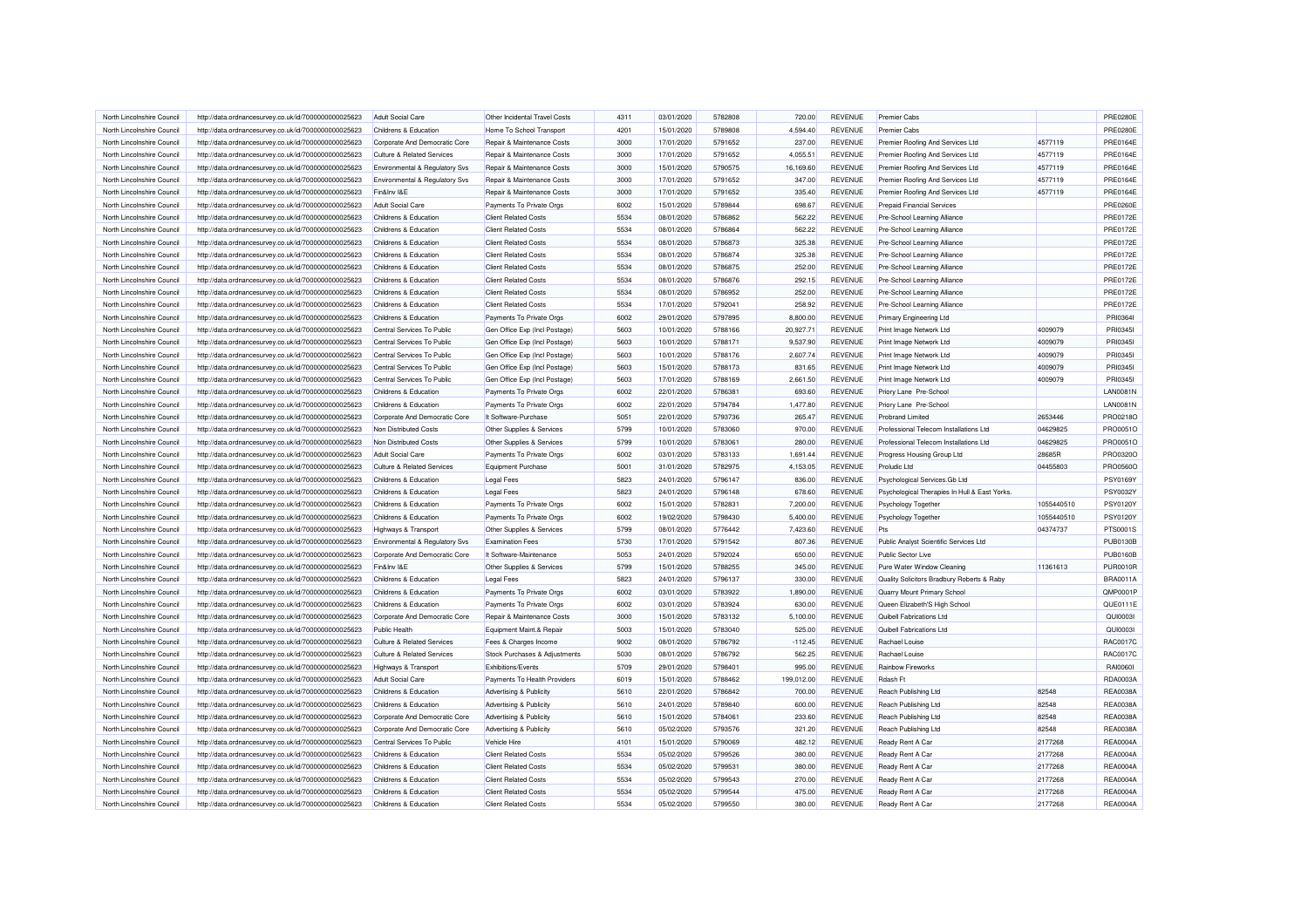| | | | | | | | | | | | |
|---|---|---|---|---|---|---|---|---|---|---|---|
| North Lincolnshire Council | http://data.ordnancesurvey.co.uk/id/7000000000025623 | Adult Social Care | Other Incidental Travel Costs | 4311 | 03/01/2020 | 5782808 | 720.00 | REVENUE | Premier Cabs | | PRE0280E |
| North Lincolnshire Council | http://data.ordnancesurvey.co.uk/id/7000000000025623 | Childrens & Education | Home To School Transport | 4201 | 15/01/2020 | 5789808 | 4,594.40 | REVENUE | Premier Cabs | | PRE0280E |
| North Lincolnshire Council | http://data.ordnancesurvey.co.uk/id/7000000000025623 | Corporate And Democratic Core | Repair & Maintenance Costs | 3000 | 17/01/2020 | 5791652 | 237.00 | REVENUE | Premier Roofing And Services Ltd | 4577119 | PRE0164E |
| North Lincolnshire Council | http://data.ordnancesurvey.co.uk/id/7000000000025623 | Culture & Related Services | Repair & Maintenance Costs | 3000 | 17/01/2020 | 5791652 | 4,055.51 | REVENUE | Premier Roofing And Services Ltd | 4577119 | PRE0164E |
| North Lincolnshire Council | http://data.ordnancesurvey.co.uk/id/7000000000025623 | Environmental & Regulatory Svs | Repair & Maintenance Costs | 3000 | 15/01/2020 | 5790575 | 16,169.60 | REVENUE | Premier Roofing And Services Ltd | 4577119 | PRE0164E |
| North Lincolnshire Council | http://data.ordnancesurvey.co.uk/id/7000000000025623 | Environmental & Regulatory Svs | Repair & Maintenance Costs | 3000 | 17/01/2020 | 5791652 | 347.00 | REVENUE | Premier Roofing And Services Ltd | 4577119 | PRE0164E |
| North Lincolnshire Council | http://data.ordnancesurvey.co.uk/id/7000000000025623 | Fin&Inv I&E | Repair & Maintenance Costs | 3000 | 17/01/2020 | 5791652 | 335.40 | REVENUE | Premier Roofing And Services Ltd | 4577119 | PRE0164E |
| North Lincolnshire Council | http://data.ordnancesurvey.co.uk/id/7000000000025623 | Adult Social Care | Payments To Private Orgs | 6002 | 15/01/2020 | 5789844 | 698.67 | REVENUE | Prepaid Financial Services | | PRE0260E |
| North Lincolnshire Council | http://data.ordnancesurvey.co.uk/id/7000000000025623 | Childrens & Education | Client Related Costs | 5534 | 08/01/2020 | 5786862 | 562.22 | REVENUE | Pre-School Learning Alliance | | PRE0172E |
| North Lincolnshire Council | http://data.ordnancesurvey.co.uk/id/7000000000025623 | Childrens & Education | Client Related Costs | 5534 | 08/01/2020 | 5786864 | 562.22 | REVENUE | Pre-School Learning Alliance | | PRE0172E |
| North Lincolnshire Council | http://data.ordnancesurvey.co.uk/id/7000000000025623 | Childrens & Education | Client Related Costs | 5534 | 08/01/2020 | 5786873 | 325.38 | REVENUE | Pre-School Learning Alliance | | PRE0172E |
| North Lincolnshire Council | http://data.ordnancesurvey.co.uk/id/7000000000025623 | Childrens & Education | Client Related Costs | 5534 | 08/01/2020 | 5786874 | 325.38 | REVENUE | Pre-School Learning Alliance | | PRE0172E |
| North Lincolnshire Council | http://data.ordnancesurvey.co.uk/id/7000000000025623 | Childrens & Education | Client Related Costs | 5534 | 08/01/2020 | 5786875 | 252.00 | REVENUE | Pre-School Learning Alliance | | PRE0172E |
| North Lincolnshire Council | http://data.ordnancesurvey.co.uk/id/7000000000025623 | Childrens & Education | Client Related Costs | 5534 | 08/01/2020 | 5786876 | 292.15 | REVENUE | Pre-School Learning Alliance | | PRE0172E |
| North Lincolnshire Council | http://data.ordnancesurvey.co.uk/id/7000000000025623 | Childrens & Education | Client Related Costs | 5534 | 08/01/2020 | 5786952 | 252.00 | REVENUE | Pre-School Learning Alliance | | PRE0172E |
| North Lincolnshire Council | http://data.ordnancesurvey.co.uk/id/7000000000025623 | Childrens & Education | Client Related Costs | 5534 | 17/01/2020 | 5792041 | 258.92 | REVENUE | Pre-School Learning Alliance | | PRE0172E |
| North Lincolnshire Council | http://data.ordnancesurvey.co.uk/id/7000000000025623 | Childrens & Education | Payments To Private Orgs | 6002 | 29/01/2020 | 5797895 | 8,800.00 | REVENUE | Primary Engineering Ltd | | PRI0364I |
| North Lincolnshire Council | http://data.ordnancesurvey.co.uk/id/7000000000025623 | Central Services To Public | Gen Office Exp (Incl Postage) | 5603 | 10/01/2020 | 5788166 | 20,927.71 | REVENUE | Print Image Network Ltd | 4009079 | PRI0345I |
| North Lincolnshire Council | http://data.ordnancesurvey.co.uk/id/7000000000025623 | Central Services To Public | Gen Office Exp (Incl Postage) | 5603 | 10/01/2020 | 5788171 | 9,537.90 | REVENUE | Print Image Network Ltd | 4009079 | PRI0345I |
| North Lincolnshire Council | http://data.ordnancesurvey.co.uk/id/7000000000025623 | Central Services To Public | Gen Office Exp (Incl Postage) | 5603 | 10/01/2020 | 5788176 | 2,607.74 | REVENUE | Print Image Network Ltd | 4009079 | PRI0345I |
| North Lincolnshire Council | http://data.ordnancesurvey.co.uk/id/7000000000025623 | Central Services To Public | Gen Office Exp (Incl Postage) | 5603 | 15/01/2020 | 5788173 | 831.65 | REVENUE | Print Image Network Ltd | 4009079 | PRI0345I |
| North Lincolnshire Council | http://data.ordnancesurvey.co.uk/id/7000000000025623 | Central Services To Public | Gen Office Exp (Incl Postage) | 5603 | 17/01/2020 | 5788169 | 2,661.50 | REVENUE | Print Image Network Ltd | 4009079 | PRI0345I |
| North Lincolnshire Council | http://data.ordnancesurvey.co.uk/id/7000000000025623 | Childrens & Education | Payments To Private Orgs | 6002 | 22/01/2020 | 5786381 | 693.60 | REVENUE | Priory Lane Pre-School | | LAN0081N |
| North Lincolnshire Council | http://data.ordnancesurvey.co.uk/id/7000000000025623 | Childrens & Education | Payments To Private Orgs | 6002 | 22/01/2020 | 5794784 | 1,477.80 | REVENUE | Priory Lane Pre-School | | LAN0081N |
| North Lincolnshire Council | http://data.ordnancesurvey.co.uk/id/7000000000025623 | Corporate And Democratic Core | It Software-Purchase | 5051 | 22/01/2020 | 5793736 | 265.47 | REVENUE | Probrand Limited | 2653446 | PRO0218O |
| North Lincolnshire Council | http://data.ordnancesurvey.co.uk/id/7000000000025623 | Non Distributed Costs | Other Supplies & Services | 5799 | 10/01/2020 | 5783060 | 970.00 | REVENUE | Professional Telecom Installations Ltd | 04629825 | PRO0051O |
| North Lincolnshire Council | http://data.ordnancesurvey.co.uk/id/7000000000025623 | Non Distributed Costs | Other Supplies & Services | 5799 | 10/01/2020 | 5783061 | 280.00 | REVENUE | Professional Telecom Installations Ltd | 04629825 | PRO0051O |
| North Lincolnshire Council | http://data.ordnancesurvey.co.uk/id/7000000000025623 | Adult Social Care | Payments To Private Orgs | 6002 | 03/01/2020 | 5783133 | 1,691.44 | REVENUE | Progress Housing Group Ltd | 28685R | PRO0320O |
| North Lincolnshire Council | http://data.ordnancesurvey.co.uk/id/7000000000025623 | Culture & Related Services | Equipment Purchase | 5001 | 31/01/2020 | 5782975 | 4,153.05 | REVENUE | Proludic Ltd | 04455803 | PRO0560O |
| North Lincolnshire Council | http://data.ordnancesurvey.co.uk/id/7000000000025623 | Childrens & Education | Legal Fees | 5823 | 24/01/2020 | 5796147 | 836.00 | REVENUE | Psychological Services.Gb Ltd | | PSY0169Y |
| North Lincolnshire Council | http://data.ordnancesurvey.co.uk/id/7000000000025623 | Childrens & Education | Legal Fees | 5823 | 24/01/2020 | 5796148 | 678.60 | REVENUE | Psychological Therapies In Hull & East Yorks. | | PSY0032Y |
| North Lincolnshire Council | http://data.ordnancesurvey.co.uk/id/7000000000025623 | Childrens & Education | Payments To Private Orgs | 6002 | 15/01/2020 | 5782831 | 7,200.00 | REVENUE | Psychology Together | 1055440510 | PSY0120Y |
| North Lincolnshire Council | http://data.ordnancesurvey.co.uk/id/7000000000025623 | Childrens & Education | Payments To Private Orgs | 6002 | 19/02/2020 | 5798430 | 5,400.00 | REVENUE | Psychology Together | 1055440510 | PSY0120Y |
| North Lincolnshire Council | http://data.ordnancesurvey.co.uk/id/7000000000025623 | Highways & Transport | Other Supplies & Services | 5799 | 08/01/2020 | 5776442 | 7,423.60 | REVENUE | Pts | 04374737 | PTS0001S |
| North Lincolnshire Council | http://data.ordnancesurvey.co.uk/id/7000000000025623 | Environmental & Regulatory Svs | Examination Fees | 5730 | 17/01/2020 | 5791542 | 807.36 | REVENUE | Public Analyst Scientific Services Ltd | | PUB0130B |
| North Lincolnshire Council | http://data.ordnancesurvey.co.uk/id/7000000000025623 | Corporate And Democratic Core | It Software-Maintenance | 5053 | 24/01/2020 | 5792024 | 650.00 | REVENUE | Public Sector Live | | PUB0160B |
| North Lincolnshire Council | http://data.ordnancesurvey.co.uk/id/7000000000025623 | Fin&Inv I&E | Other Supplies & Services | 5799 | 15/01/2020 | 5788255 | 345.00 | REVENUE | Pure Water Window Cleaning | 11361613 | PUR0010R |
| North Lincolnshire Council | http://data.ordnancesurvey.co.uk/id/7000000000025623 | Childrens & Education | Legal Fees | 5823 | 24/01/2020 | 5796137 | 330.00 | REVENUE | Quality Solicitors Bradbury Roberts & Raby | | BRA0011A |
| North Lincolnshire Council | http://data.ordnancesurvey.co.uk/id/7000000000025623 | Childrens & Education | Payments To Private Orgs | 6002 | 03/01/2020 | 5783922 | 1,890.00 | REVENUE | Quarry Mount Primary School | | QMP0001P |
| North Lincolnshire Council | http://data.ordnancesurvey.co.uk/id/7000000000025623 | Childrens & Education | Payments To Private Orgs | 6002 | 03/01/2020 | 5783924 | 630.00 | REVENUE | Queen Elizabeth'S High School | | QUE0111E |
| North Lincolnshire Council | http://data.ordnancesurvey.co.uk/id/7000000000025623 | Corporate And Democratic Core | Repair & Maintenance Costs | 3000 | 15/01/2020 | 5783132 | 5,100.00 | REVENUE | Quibell Fabrications Ltd | | QUI0003I |
| North Lincolnshire Council | http://data.ordnancesurvey.co.uk/id/7000000000025623 | Public Health | Equipment Maint.& Repair | 5003 | 15/01/2020 | 5783040 | 525.00 | REVENUE | Quibell Fabrications Ltd | | QUI0003I |
| North Lincolnshire Council | http://data.ordnancesurvey.co.uk/id/7000000000025623 | Culture & Related Services | Fees & Charges Income | 9002 | 08/01/2020 | 5786792 | -112.45 | REVENUE | Rachael Louise | | RAC0017C |
| North Lincolnshire Council | http://data.ordnancesurvey.co.uk/id/7000000000025623 | Culture & Related Services | Stock Purchases & Adjustments | 5030 | 08/01/2020 | 5786792 | 562.25 | REVENUE | Rachael Louise | | RAC0017C |
| North Lincolnshire Council | http://data.ordnancesurvey.co.uk/id/7000000000025623 | Highways & Transport | Exhibitions/Events | 5709 | 29/01/2020 | 5798401 | 995.00 | REVENUE | Rainbow Fireworks | | RAI0060I |
| North Lincolnshire Council | http://data.ordnancesurvey.co.uk/id/7000000000025623 | Adult Social Care | Payments To Health Providers | 6019 | 15/01/2020 | 5788462 | 199,012.00 | REVENUE | Rdash Ft | | RDA0003A |
| North Lincolnshire Council | http://data.ordnancesurvey.co.uk/id/7000000000025623 | Childrens & Education | Advertising & Publicity | 5610 | 22/01/2020 | 5786842 | 700.00 | REVENUE | Reach Publishing Ltd | 82548 | REA0038A |
| North Lincolnshire Council | http://data.ordnancesurvey.co.uk/id/7000000000025623 | Childrens & Education | Advertising & Publicity | 5610 | 24/01/2020 | 5789840 | 600.00 | REVENUE | Reach Publishing Ltd | 82548 | REA0038A |
| North Lincolnshire Council | http://data.ordnancesurvey.co.uk/id/7000000000025623 | Corporate And Democratic Core | Advertising & Publicity | 5610 | 15/01/2020 | 5784061 | 233.60 | REVENUE | Reach Publishing Ltd | 82548 | REA0038A |
| North Lincolnshire Council | http://data.ordnancesurvey.co.uk/id/7000000000025623 | Corporate And Democratic Core | Advertising & Publicity | 5610 | 05/02/2020 | 5793576 | 321.20 | REVENUE | Reach Publishing Ltd | 82548 | REA0038A |
| North Lincolnshire Council | http://data.ordnancesurvey.co.uk/id/7000000000025623 | Central Services To Public | Vehicle Hire | 4101 | 15/01/2020 | 5790069 | 482.12 | REVENUE | Ready Rent A Car | 2177268 | REA0004A |
| North Lincolnshire Council | http://data.ordnancesurvey.co.uk/id/7000000000025623 | Childrens & Education | Client Related Costs | 5534 | 05/02/2020 | 5799526 | 380.00 | REVENUE | Ready Rent A Car | 2177268 | REA0004A |
| North Lincolnshire Council | http://data.ordnancesurvey.co.uk/id/7000000000025623 | Childrens & Education | Client Related Costs | 5534 | 05/02/2020 | 5799531 | 380.00 | REVENUE | Ready Rent A Car | 2177268 | REA0004A |
| North Lincolnshire Council | http://data.ordnancesurvey.co.uk/id/7000000000025623 | Childrens & Education | Client Related Costs | 5534 | 05/02/2020 | 5799543 | 270.00 | REVENUE | Ready Rent A Car | 2177268 | REA0004A |
| North Lincolnshire Council | http://data.ordnancesurvey.co.uk/id/7000000000025623 | Childrens & Education | Client Related Costs | 5534 | 05/02/2020 | 5799544 | 475.00 | REVENUE | Ready Rent A Car | 2177268 | REA0004A |
| North Lincolnshire Council | http://data.ordnancesurvey.co.uk/id/7000000000025623 | Childrens & Education | Client Related Costs | 5534 | 05/02/2020 | 5799550 | 380.00 | REVENUE | Ready Rent A Car | 2177268 | REA0004A |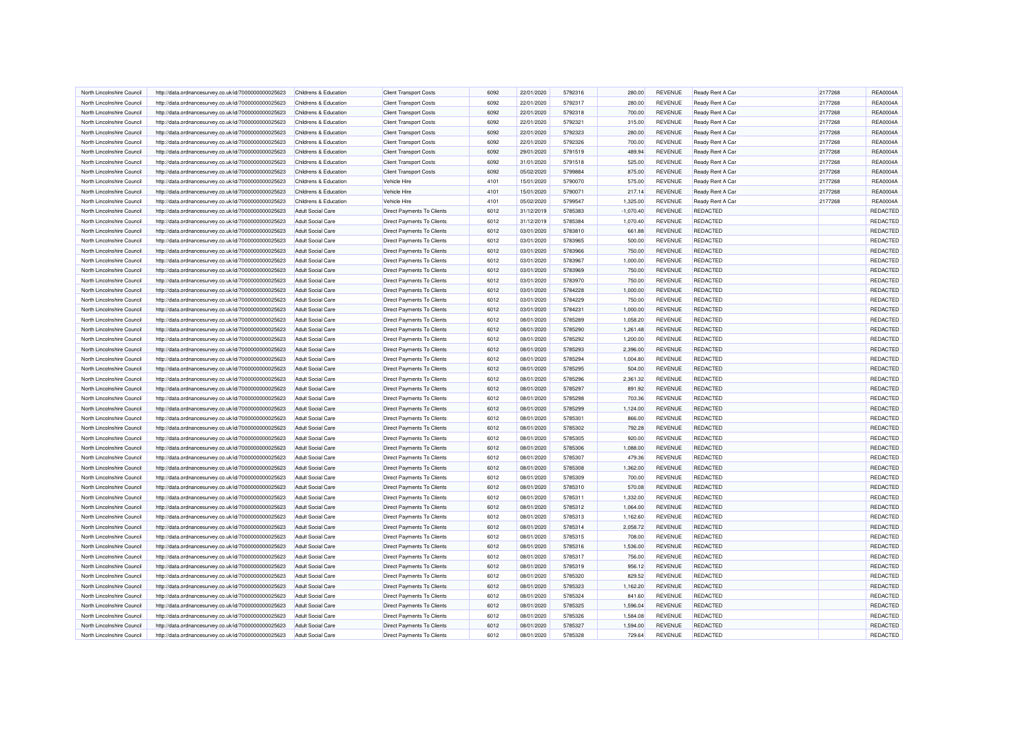| | | | | | | | | | | | |
|---|---|---|---|---|---|---|---|---|---|---|---|
| North Lincolnshire Council | http://data.ordnancesurvey.co.uk/id/7000000000025623 | Childrens & Education | Client Transport Costs | 6092 | 22/01/2020 | 5792316 | 280.00 | REVENUE | Ready Rent A Car | 2177268 | REA0004A |
| North Lincolnshire Council | http://data.ordnancesurvey.co.uk/id/7000000000025623 | Childrens & Education | Client Transport Costs | 6092 | 22/01/2020 | 5792317 | 280.00 | REVENUE | Ready Rent A Car | 2177268 | REA0004A |
| North Lincolnshire Council | http://data.ordnancesurvey.co.uk/id/7000000000025623 | Childrens & Education | Client Transport Costs | 6092 | 22/01/2020 | 5792318 | 700.00 | REVENUE | Ready Rent A Car | 2177268 | REA0004A |
| North Lincolnshire Council | http://data.ordnancesurvey.co.uk/id/7000000000025623 | Childrens & Education | Client Transport Costs | 6092 | 22/01/2020 | 5792321 | 315.00 | REVENUE | Ready Rent A Car | 2177268 | REA0004A |
| North Lincolnshire Council | http://data.ordnancesurvey.co.uk/id/7000000000025623 | Childrens & Education | Client Transport Costs | 6092 | 22/01/2020 | 5792323 | 280.00 | REVENUE | Ready Rent A Car | 2177268 | REA0004A |
| North Lincolnshire Council | http://data.ordnancesurvey.co.uk/id/7000000000025623 | Childrens & Education | Client Transport Costs | 6092 | 22/01/2020 | 5792326 | 700.00 | REVENUE | Ready Rent A Car | 2177268 | REA0004A |
| North Lincolnshire Council | http://data.ordnancesurvey.co.uk/id/7000000000025623 | Childrens & Education | Client Transport Costs | 6092 | 29/01/2020 | 5791519 | 489.94 | REVENUE | Ready Rent A Car | 2177268 | REA0004A |
| North Lincolnshire Council | http://data.ordnancesurvey.co.uk/id/7000000000025623 | Childrens & Education | Client Transport Costs | 6092 | 31/01/2020 | 5791518 | 525.00 | REVENUE | Ready Rent A Car | 2177268 | REA0004A |
| North Lincolnshire Council | http://data.ordnancesurvey.co.uk/id/7000000000025623 | Childrens & Education | Client Transport Costs | 6092 | 05/02/2020 | 5799884 | 875.00 | REVENUE | Ready Rent A Car | 2177268 | REA0004A |
| North Lincolnshire Council | http://data.ordnancesurvey.co.uk/id/7000000000025623 | Childrens & Education | Vehicle Hire | 4101 | 15/01/2020 | 5790070 | 575.00 | REVENUE | Ready Rent A Car | 2177268 | REA0004A |
| North Lincolnshire Council | http://data.ordnancesurvey.co.uk/id/7000000000025623 | Childrens & Education | Vehicle Hire | 4101 | 15/01/2020 | 5790071 | 217.14 | REVENUE | Ready Rent A Car | 2177268 | REA0004A |
| North Lincolnshire Council | http://data.ordnancesurvey.co.uk/id/7000000000025623 | Childrens & Education | Vehicle Hire | 4101 | 05/02/2020 | 5799547 | 1,325.00 | REVENUE | Ready Rent A Car | 2177268 | REA0004A |
| North Lincolnshire Council | http://data.ordnancesurvey.co.uk/id/7000000000025623 | Adult Social Care | Direct Payments To Clients | 6012 | 31/12/2019 | 5785383 | -1,070.40 | REVENUE | REDACTED | | REDACTED |
| North Lincolnshire Council | http://data.ordnancesurvey.co.uk/id/7000000000025623 | Adult Social Care | Direct Payments To Clients | 6012 | 31/12/2019 | 5785384 | 1,070.40 | REVENUE | REDACTED | | REDACTED |
| North Lincolnshire Council | http://data.ordnancesurvey.co.uk/id/7000000000025623 | Adult Social Care | Direct Payments To Clients | 6012 | 03/01/2020 | 5783810 | 661.88 | REVENUE | REDACTED | | REDACTED |
| North Lincolnshire Council | http://data.ordnancesurvey.co.uk/id/7000000000025623 | Adult Social Care | Direct Payments To Clients | 6012 | 03/01/2020 | 5783965 | 500.00 | REVENUE | REDACTED | | REDACTED |
| North Lincolnshire Council | http://data.ordnancesurvey.co.uk/id/7000000000025623 | Adult Social Care | Direct Payments To Clients | 6012 | 03/01/2020 | 5783966 | 750.00 | REVENUE | REDACTED | | REDACTED |
| North Lincolnshire Council | http://data.ordnancesurvey.co.uk/id/7000000000025623 | Adult Social Care | Direct Payments To Clients | 6012 | 03/01/2020 | 5783967 | 1,000.00 | REVENUE | REDACTED | | REDACTED |
| North Lincolnshire Council | http://data.ordnancesurvey.co.uk/id/7000000000025623 | Adult Social Care | Direct Payments To Clients | 6012 | 03/01/2020 | 5783969 | 750.00 | REVENUE | REDACTED | | REDACTED |
| North Lincolnshire Council | http://data.ordnancesurvey.co.uk/id/7000000000025623 | Adult Social Care | Direct Payments To Clients | 6012 | 03/01/2020 | 5783970 | 750.00 | REVENUE | REDACTED | | REDACTED |
| North Lincolnshire Council | http://data.ordnancesurvey.co.uk/id/7000000000025623 | Adult Social Care | Direct Payments To Clients | 6012 | 03/01/2020 | 5784228 | 1,000.00 | REVENUE | REDACTED | | REDACTED |
| North Lincolnshire Council | http://data.ordnancesurvey.co.uk/id/7000000000025623 | Adult Social Care | Direct Payments To Clients | 6012 | 03/01/2020 | 5784229 | 750.00 | REVENUE | REDACTED | | REDACTED |
| North Lincolnshire Council | http://data.ordnancesurvey.co.uk/id/7000000000025623 | Adult Social Care | Direct Payments To Clients | 6012 | 03/01/2020 | 5784231 | 1,000.00 | REVENUE | REDACTED | | REDACTED |
| North Lincolnshire Council | http://data.ordnancesurvey.co.uk/id/7000000000025623 | Adult Social Care | Direct Payments To Clients | 6012 | 08/01/2020 | 5785289 | 1,058.20 | REVENUE | REDACTED | | REDACTED |
| North Lincolnshire Council | http://data.ordnancesurvey.co.uk/id/7000000000025623 | Adult Social Care | Direct Payments To Clients | 6012 | 08/01/2020 | 5785290 | 1,261.48 | REVENUE | REDACTED | | REDACTED |
| North Lincolnshire Council | http://data.ordnancesurvey.co.uk/id/7000000000025623 | Adult Social Care | Direct Payments To Clients | 6012 | 08/01/2020 | 5785292 | 1,200.00 | REVENUE | REDACTED | | REDACTED |
| North Lincolnshire Council | http://data.ordnancesurvey.co.uk/id/7000000000025623 | Adult Social Care | Direct Payments To Clients | 6012 | 08/01/2020 | 5785293 | 2,396.00 | REVENUE | REDACTED | | REDACTED |
| North Lincolnshire Council | http://data.ordnancesurvey.co.uk/id/7000000000025623 | Adult Social Care | Direct Payments To Clients | 6012 | 08/01/2020 | 5785294 | 1,004.80 | REVENUE | REDACTED | | REDACTED |
| North Lincolnshire Council | http://data.ordnancesurvey.co.uk/id/7000000000025623 | Adult Social Care | Direct Payments To Clients | 6012 | 08/01/2020 | 5785295 | 504.00 | REVENUE | REDACTED | | REDACTED |
| North Lincolnshire Council | http://data.ordnancesurvey.co.uk/id/7000000000025623 | Adult Social Care | Direct Payments To Clients | 6012 | 08/01/2020 | 5785296 | 2,361.32 | REVENUE | REDACTED | | REDACTED |
| North Lincolnshire Council | http://data.ordnancesurvey.co.uk/id/7000000000025623 | Adult Social Care | Direct Payments To Clients | 6012 | 08/01/2020 | 5785297 | 891.92 | REVENUE | REDACTED | | REDACTED |
| North Lincolnshire Council | http://data.ordnancesurvey.co.uk/id/7000000000025623 | Adult Social Care | Direct Payments To Clients | 6012 | 08/01/2020 | 5785298 | 703.36 | REVENUE | REDACTED | | REDACTED |
| North Lincolnshire Council | http://data.ordnancesurvey.co.uk/id/7000000000025623 | Adult Social Care | Direct Payments To Clients | 6012 | 08/01/2020 | 5785299 | 1,124.00 | REVENUE | REDACTED | | REDACTED |
| North Lincolnshire Council | http://data.ordnancesurvey.co.uk/id/7000000000025623 | Adult Social Care | Direct Payments To Clients | 6012 | 08/01/2020 | 5785301 | 866.00 | REVENUE | REDACTED | | REDACTED |
| North Lincolnshire Council | http://data.ordnancesurvey.co.uk/id/7000000000025623 | Adult Social Care | Direct Payments To Clients | 6012 | 08/01/2020 | 5785302 | 792.28 | REVENUE | REDACTED | | REDACTED |
| North Lincolnshire Council | http://data.ordnancesurvey.co.uk/id/7000000000025623 | Adult Social Care | Direct Payments To Clients | 6012 | 08/01/2020 | 5785305 | 920.00 | REVENUE | REDACTED | | REDACTED |
| North Lincolnshire Council | http://data.ordnancesurvey.co.uk/id/7000000000025623 | Adult Social Care | Direct Payments To Clients | 6012 | 08/01/2020 | 5785306 | 1,088.00 | REVENUE | REDACTED | | REDACTED |
| North Lincolnshire Council | http://data.ordnancesurvey.co.uk/id/7000000000025623 | Adult Social Care | Direct Payments To Clients | 6012 | 08/01/2020 | 5785307 | 479.36 | REVENUE | REDACTED | | REDACTED |
| North Lincolnshire Council | http://data.ordnancesurvey.co.uk/id/7000000000025623 | Adult Social Care | Direct Payments To Clients | 6012 | 08/01/2020 | 5785308 | 1,362.00 | REVENUE | REDACTED | | REDACTED |
| North Lincolnshire Council | http://data.ordnancesurvey.co.uk/id/7000000000025623 | Adult Social Care | Direct Payments To Clients | 6012 | 08/01/2020 | 5785309 | 700.00 | REVENUE | REDACTED | | REDACTED |
| North Lincolnshire Council | http://data.ordnancesurvey.co.uk/id/7000000000025623 | Adult Social Care | Direct Payments To Clients | 6012 | 08/01/2020 | 5785310 | 570.08 | REVENUE | REDACTED | | REDACTED |
| North Lincolnshire Council | http://data.ordnancesurvey.co.uk/id/7000000000025623 | Adult Social Care | Direct Payments To Clients | 6012 | 08/01/2020 | 5785311 | 1,332.00 | REVENUE | REDACTED | | REDACTED |
| North Lincolnshire Council | http://data.ordnancesurvey.co.uk/id/7000000000025623 | Adult Social Care | Direct Payments To Clients | 6012 | 08/01/2020 | 5785312 | 1,064.00 | REVENUE | REDACTED | | REDACTED |
| North Lincolnshire Council | http://data.ordnancesurvey.co.uk/id/7000000000025623 | Adult Social Care | Direct Payments To Clients | 6012 | 08/01/2020 | 5785313 | 1,162.60 | REVENUE | REDACTED | | REDACTED |
| North Lincolnshire Council | http://data.ordnancesurvey.co.uk/id/7000000000025623 | Adult Social Care | Direct Payments To Clients | 6012 | 08/01/2020 | 5785314 | 2,058.72 | REVENUE | REDACTED | | REDACTED |
| North Lincolnshire Council | http://data.ordnancesurvey.co.uk/id/7000000000025623 | Adult Social Care | Direct Payments To Clients | 6012 | 08/01/2020 | 5785315 | 708.00 | REVENUE | REDACTED | | REDACTED |
| North Lincolnshire Council | http://data.ordnancesurvey.co.uk/id/7000000000025623 | Adult Social Care | Direct Payments To Clients | 6012 | 08/01/2020 | 5785316 | 1,536.00 | REVENUE | REDACTED | | REDACTED |
| North Lincolnshire Council | http://data.ordnancesurvey.co.uk/id/7000000000025623 | Adult Social Care | Direct Payments To Clients | 6012 | 08/01/2020 | 5785317 | 756.00 | REVENUE | REDACTED | | REDACTED |
| North Lincolnshire Council | http://data.ordnancesurvey.co.uk/id/7000000000025623 | Adult Social Care | Direct Payments To Clients | 6012 | 08/01/2020 | 5785319 | 956.12 | REVENUE | REDACTED | | REDACTED |
| North Lincolnshire Council | http://data.ordnancesurvey.co.uk/id/7000000000025623 | Adult Social Care | Direct Payments To Clients | 6012 | 08/01/2020 | 5785320 | 829.52 | REVENUE | REDACTED | | REDACTED |
| North Lincolnshire Council | http://data.ordnancesurvey.co.uk/id/7000000000025623 | Adult Social Care | Direct Payments To Clients | 6012 | 08/01/2020 | 5785323 | 1,162.20 | REVENUE | REDACTED | | REDACTED |
| North Lincolnshire Council | http://data.ordnancesurvey.co.uk/id/7000000000025623 | Adult Social Care | Direct Payments To Clients | 6012 | 08/01/2020 | 5785324 | 841.60 | REVENUE | REDACTED | | REDACTED |
| North Lincolnshire Council | http://data.ordnancesurvey.co.uk/id/7000000000025623 | Adult Social Care | Direct Payments To Clients | 6012 | 08/01/2020 | 5785325 | 1,596.04 | REVENUE | REDACTED | | REDACTED |
| North Lincolnshire Council | http://data.ordnancesurvey.co.uk/id/7000000000025623 | Adult Social Care | Direct Payments To Clients | 6012 | 08/01/2020 | 5785326 | 1,584.08 | REVENUE | REDACTED | | REDACTED |
| North Lincolnshire Council | http://data.ordnancesurvey.co.uk/id/7000000000025623 | Adult Social Care | Direct Payments To Clients | 6012 | 08/01/2020 | 5785327 | 1,594.00 | REVENUE | REDACTED | | REDACTED |
| North Lincolnshire Council | http://data.ordnancesurvey.co.uk/id/7000000000025623 | Adult Social Care | Direct Payments To Clients | 6012 | 08/01/2020 | 5785328 | 729.64 | REVENUE | REDACTED | | REDACTED |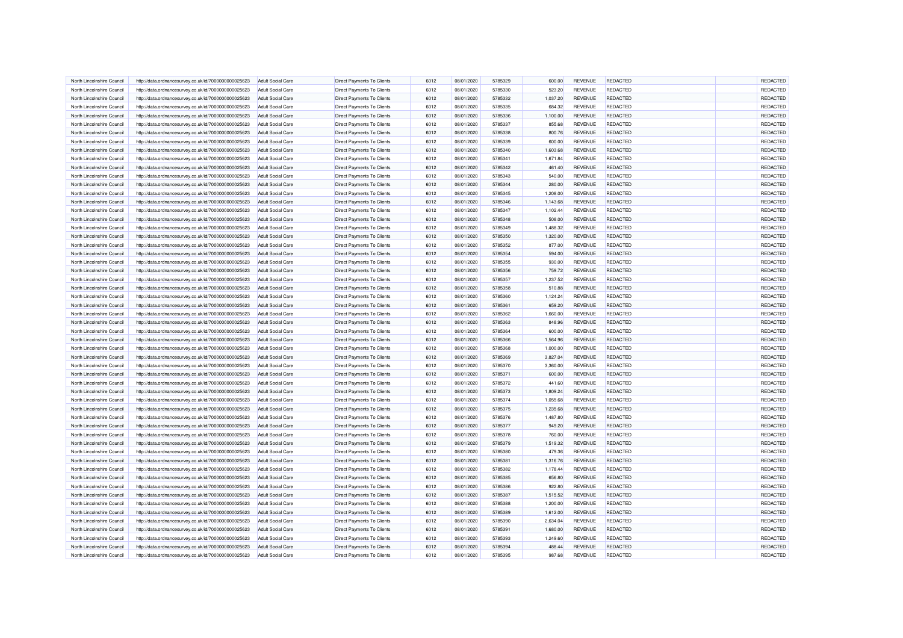| | | | | | | | | | | | |
|---|---|---|---|---|---|---|---|---|---|---|---|
| North Lincolnshire Council | http://data.ordnancesurvey.co.uk/id/7000000000025623 | Adult Social Care | Direct Payments To Clients | 6012 | 08/01/2020 | 5785329 | 600.00 | REVENUE | REDACTED | | REDACTED |
| North Lincolnshire Council | http://data.ordnancesurvey.co.uk/id/7000000000025623 | Adult Social Care | Direct Payments To Clients | 6012 | 08/01/2020 | 5785330 | 523.20 | REVENUE | REDACTED | | REDACTED |
| North Lincolnshire Council | http://data.ordnancesurvey.co.uk/id/7000000000025623 | Adult Social Care | Direct Payments To Clients | 6012 | 08/01/2020 | 5785332 | 1,037.20 | REVENUE | REDACTED | | REDACTED |
| North Lincolnshire Council | http://data.ordnancesurvey.co.uk/id/7000000000025623 | Adult Social Care | Direct Payments To Clients | 6012 | 08/01/2020 | 5785335 | 684.32 | REVENUE | REDACTED | | REDACTED |
| North Lincolnshire Council | http://data.ordnancesurvey.co.uk/id/7000000000025623 | Adult Social Care | Direct Payments To Clients | 6012 | 08/01/2020 | 5785336 | 1,100.00 | REVENUE | REDACTED | | REDACTED |
| North Lincolnshire Council | http://data.ordnancesurvey.co.uk/id/7000000000025623 | Adult Social Care | Direct Payments To Clients | 6012 | 08/01/2020 | 5785337 | 855.68 | REVENUE | REDACTED | | REDACTED |
| North Lincolnshire Council | http://data.ordnancesurvey.co.uk/id/7000000000025623 | Adult Social Care | Direct Payments To Clients | 6012 | 08/01/2020 | 5785338 | 800.76 | REVENUE | REDACTED | | REDACTED |
| North Lincolnshire Council | http://data.ordnancesurvey.co.uk/id/7000000000025623 | Adult Social Care | Direct Payments To Clients | 6012 | 08/01/2020 | 5785339 | 600.00 | REVENUE | REDACTED | | REDACTED |
| North Lincolnshire Council | http://data.ordnancesurvey.co.uk/id/7000000000025623 | Adult Social Care | Direct Payments To Clients | 6012 | 08/01/2020 | 5785340 | 1,603.68 | REVENUE | REDACTED | | REDACTED |
| North Lincolnshire Council | http://data.ordnancesurvey.co.uk/id/7000000000025623 | Adult Social Care | Direct Payments To Clients | 6012 | 08/01/2020 | 5785341 | 1,671.84 | REVENUE | REDACTED | | REDACTED |
| North Lincolnshire Council | http://data.ordnancesurvey.co.uk/id/7000000000025623 | Adult Social Care | Direct Payments To Clients | 6012 | 08/01/2020 | 5785342 | 461.40 | REVENUE | REDACTED | | REDACTED |
| North Lincolnshire Council | http://data.ordnancesurvey.co.uk/id/7000000000025623 | Adult Social Care | Direct Payments To Clients | 6012 | 08/01/2020 | 5785343 | 540.00 | REVENUE | REDACTED | | REDACTED |
| North Lincolnshire Council | http://data.ordnancesurvey.co.uk/id/7000000000025623 | Adult Social Care | Direct Payments To Clients | 6012 | 08/01/2020 | 5785344 | 280.00 | REVENUE | REDACTED | | REDACTED |
| North Lincolnshire Council | http://data.ordnancesurvey.co.uk/id/7000000000025623 | Adult Social Care | Direct Payments To Clients | 6012 | 08/01/2020 | 5785345 | 1,208.00 | REVENUE | REDACTED | | REDACTED |
| North Lincolnshire Council | http://data.ordnancesurvey.co.uk/id/7000000000025623 | Adult Social Care | Direct Payments To Clients | 6012 | 08/01/2020 | 5785346 | 1,143.68 | REVENUE | REDACTED | | REDACTED |
| North Lincolnshire Council | http://data.ordnancesurvey.co.uk/id/7000000000025623 | Adult Social Care | Direct Payments To Clients | 6012 | 08/01/2020 | 5785347 | 1,102.44 | REVENUE | REDACTED | | REDACTED |
| North Lincolnshire Council | http://data.ordnancesurvey.co.uk/id/7000000000025623 | Adult Social Care | Direct Payments To Clients | 6012 | 08/01/2020 | 5785348 | 508.00 | REVENUE | REDACTED | | REDACTED |
| North Lincolnshire Council | http://data.ordnancesurvey.co.uk/id/7000000000025623 | Adult Social Care | Direct Payments To Clients | 6012 | 08/01/2020 | 5785349 | 1,488.32 | REVENUE | REDACTED | | REDACTED |
| North Lincolnshire Council | http://data.ordnancesurvey.co.uk/id/7000000000025623 | Adult Social Care | Direct Payments To Clients | 6012 | 08/01/2020 | 5785350 | 1,320.00 | REVENUE | REDACTED | | REDACTED |
| North Lincolnshire Council | http://data.ordnancesurvey.co.uk/id/7000000000025623 | Adult Social Care | Direct Payments To Clients | 6012 | 08/01/2020 | 5785352 | 877.00 | REVENUE | REDACTED | | REDACTED |
| North Lincolnshire Council | http://data.ordnancesurvey.co.uk/id/7000000000025623 | Adult Social Care | Direct Payments To Clients | 6012 | 08/01/2020 | 5785354 | 594.00 | REVENUE | REDACTED | | REDACTED |
| North Lincolnshire Council | http://data.ordnancesurvey.co.uk/id/7000000000025623 | Adult Social Care | Direct Payments To Clients | 6012 | 08/01/2020 | 5785355 | 930.00 | REVENUE | REDACTED | | REDACTED |
| North Lincolnshire Council | http://data.ordnancesurvey.co.uk/id/7000000000025623 | Adult Social Care | Direct Payments To Clients | 6012 | 08/01/2020 | 5785356 | 759.72 | REVENUE | REDACTED | | REDACTED |
| North Lincolnshire Council | http://data.ordnancesurvey.co.uk/id/7000000000025623 | Adult Social Care | Direct Payments To Clients | 6012 | 08/01/2020 | 5785357 | 1,237.52 | REVENUE | REDACTED | | REDACTED |
| North Lincolnshire Council | http://data.ordnancesurvey.co.uk/id/7000000000025623 | Adult Social Care | Direct Payments To Clients | 6012 | 08/01/2020 | 5785358 | 510.88 | REVENUE | REDACTED | | REDACTED |
| North Lincolnshire Council | http://data.ordnancesurvey.co.uk/id/7000000000025623 | Adult Social Care | Direct Payments To Clients | 6012 | 08/01/2020 | 5785360 | 1,124.24 | REVENUE | REDACTED | | REDACTED |
| North Lincolnshire Council | http://data.ordnancesurvey.co.uk/id/7000000000025623 | Adult Social Care | Direct Payments To Clients | 6012 | 08/01/2020 | 5785361 | 659.20 | REVENUE | REDACTED | | REDACTED |
| North Lincolnshire Council | http://data.ordnancesurvey.co.uk/id/7000000000025623 | Adult Social Care | Direct Payments To Clients | 6012 | 08/01/2020 | 5785362 | 1,660.00 | REVENUE | REDACTED | | REDACTED |
| North Lincolnshire Council | http://data.ordnancesurvey.co.uk/id/7000000000025623 | Adult Social Care | Direct Payments To Clients | 6012 | 08/01/2020 | 5785363 | 848.96 | REVENUE | REDACTED | | REDACTED |
| North Lincolnshire Council | http://data.ordnancesurvey.co.uk/id/7000000000025623 | Adult Social Care | Direct Payments To Clients | 6012 | 08/01/2020 | 5785364 | 600.00 | REVENUE | REDACTED | | REDACTED |
| North Lincolnshire Council | http://data.ordnancesurvey.co.uk/id/7000000000025623 | Adult Social Care | Direct Payments To Clients | 6012 | 08/01/2020 | 5785366 | 1,564.96 | REVENUE | REDACTED | | REDACTED |
| North Lincolnshire Council | http://data.ordnancesurvey.co.uk/id/7000000000025623 | Adult Social Care | Direct Payments To Clients | 6012 | 08/01/2020 | 5785368 | 1,000.00 | REVENUE | REDACTED | | REDACTED |
| North Lincolnshire Council | http://data.ordnancesurvey.co.uk/id/7000000000025623 | Adult Social Care | Direct Payments To Clients | 6012 | 08/01/2020 | 5785369 | 3,827.04 | REVENUE | REDACTED | | REDACTED |
| North Lincolnshire Council | http://data.ordnancesurvey.co.uk/id/7000000000025623 | Adult Social Care | Direct Payments To Clients | 6012 | 08/01/2020 | 5785370 | 3,360.00 | REVENUE | REDACTED | | REDACTED |
| North Lincolnshire Council | http://data.ordnancesurvey.co.uk/id/7000000000025623 | Adult Social Care | Direct Payments To Clients | 6012 | 08/01/2020 | 5785371 | 600.00 | REVENUE | REDACTED | | REDACTED |
| North Lincolnshire Council | http://data.ordnancesurvey.co.uk/id/7000000000025623 | Adult Social Care | Direct Payments To Clients | 6012 | 08/01/2020 | 5785372 | 441.60 | REVENUE | REDACTED | | REDACTED |
| North Lincolnshire Council | http://data.ordnancesurvey.co.uk/id/7000000000025623 | Adult Social Care | Direct Payments To Clients | 6012 | 08/01/2020 | 5785373 | 1,809.24 | REVENUE | REDACTED | | REDACTED |
| North Lincolnshire Council | http://data.ordnancesurvey.co.uk/id/7000000000025623 | Adult Social Care | Direct Payments To Clients | 6012 | 08/01/2020 | 5785374 | 1,055.68 | REVENUE | REDACTED | | REDACTED |
| North Lincolnshire Council | http://data.ordnancesurvey.co.uk/id/7000000000025623 | Adult Social Care | Direct Payments To Clients | 6012 | 08/01/2020 | 5785375 | 1,235.68 | REVENUE | REDACTED | | REDACTED |
| North Lincolnshire Council | http://data.ordnancesurvey.co.uk/id/7000000000025623 | Adult Social Care | Direct Payments To Clients | 6012 | 08/01/2020 | 5785376 | 1,487.80 | REVENUE | REDACTED | | REDACTED |
| North Lincolnshire Council | http://data.ordnancesurvey.co.uk/id/7000000000025623 | Adult Social Care | Direct Payments To Clients | 6012 | 08/01/2020 | 5785377 | 949.20 | REVENUE | REDACTED | | REDACTED |
| North Lincolnshire Council | http://data.ordnancesurvey.co.uk/id/7000000000025623 | Adult Social Care | Direct Payments To Clients | 6012 | 08/01/2020 | 5785378 | 760.00 | REVENUE | REDACTED | | REDACTED |
| North Lincolnshire Council | http://data.ordnancesurvey.co.uk/id/7000000000025623 | Adult Social Care | Direct Payments To Clients | 6012 | 08/01/2020 | 5785379 | 1,519.32 | REVENUE | REDACTED | | REDACTED |
| North Lincolnshire Council | http://data.ordnancesurvey.co.uk/id/7000000000025623 | Adult Social Care | Direct Payments To Clients | 6012 | 08/01/2020 | 5785380 | 479.36 | REVENUE | REDACTED | | REDACTED |
| North Lincolnshire Council | http://data.ordnancesurvey.co.uk/id/7000000000025623 | Adult Social Care | Direct Payments To Clients | 6012 | 08/01/2020 | 5785381 | 1,316.76 | REVENUE | REDACTED | | REDACTED |
| North Lincolnshire Council | http://data.ordnancesurvey.co.uk/id/7000000000025623 | Adult Social Care | Direct Payments To Clients | 6012 | 08/01/2020 | 5785382 | 1,178.44 | REVENUE | REDACTED | | REDACTED |
| North Lincolnshire Council | http://data.ordnancesurvey.co.uk/id/7000000000025623 | Adult Social Care | Direct Payments To Clients | 6012 | 08/01/2020 | 5785385 | 656.80 | REVENUE | REDACTED | | REDACTED |
| North Lincolnshire Council | http://data.ordnancesurvey.co.uk/id/7000000000025623 | Adult Social Care | Direct Payments To Clients | 6012 | 08/01/2020 | 5785386 | 922.80 | REVENUE | REDACTED | | REDACTED |
| North Lincolnshire Council | http://data.ordnancesurvey.co.uk/id/7000000000025623 | Adult Social Care | Direct Payments To Clients | 6012 | 08/01/2020 | 5785387 | 1,515.52 | REVENUE | REDACTED | | REDACTED |
| North Lincolnshire Council | http://data.ordnancesurvey.co.uk/id/7000000000025623 | Adult Social Care | Direct Payments To Clients | 6012 | 08/01/2020 | 5785388 | 1,200.00 | REVENUE | REDACTED | | REDACTED |
| North Lincolnshire Council | http://data.ordnancesurvey.co.uk/id/7000000000025623 | Adult Social Care | Direct Payments To Clients | 6012 | 08/01/2020 | 5785389 | 1,612.00 | REVENUE | REDACTED | | REDACTED |
| North Lincolnshire Council | http://data.ordnancesurvey.co.uk/id/7000000000025623 | Adult Social Care | Direct Payments To Clients | 6012 | 08/01/2020 | 5785390 | 2,634.04 | REVENUE | REDACTED | | REDACTED |
| North Lincolnshire Council | http://data.ordnancesurvey.co.uk/id/7000000000025623 | Adult Social Care | Direct Payments To Clients | 6012 | 08/01/2020 | 5785391 | 1,680.00 | REVENUE | REDACTED | | REDACTED |
| North Lincolnshire Council | http://data.ordnancesurvey.co.uk/id/7000000000025623 | Adult Social Care | Direct Payments To Clients | 6012 | 08/01/2020 | 5785393 | 1,249.60 | REVENUE | REDACTED | | REDACTED |
| North Lincolnshire Council | http://data.ordnancesurvey.co.uk/id/7000000000025623 | Adult Social Care | Direct Payments To Clients | 6012 | 08/01/2020 | 5785394 | 488.44 | REVENUE | REDACTED | | REDACTED |
| North Lincolnshire Council | http://data.ordnancesurvey.co.uk/id/7000000000025623 | Adult Social Care | Direct Payments To Clients | 6012 | 08/01/2020 | 5785395 | 987.68 | REVENUE | REDACTED | | REDACTED |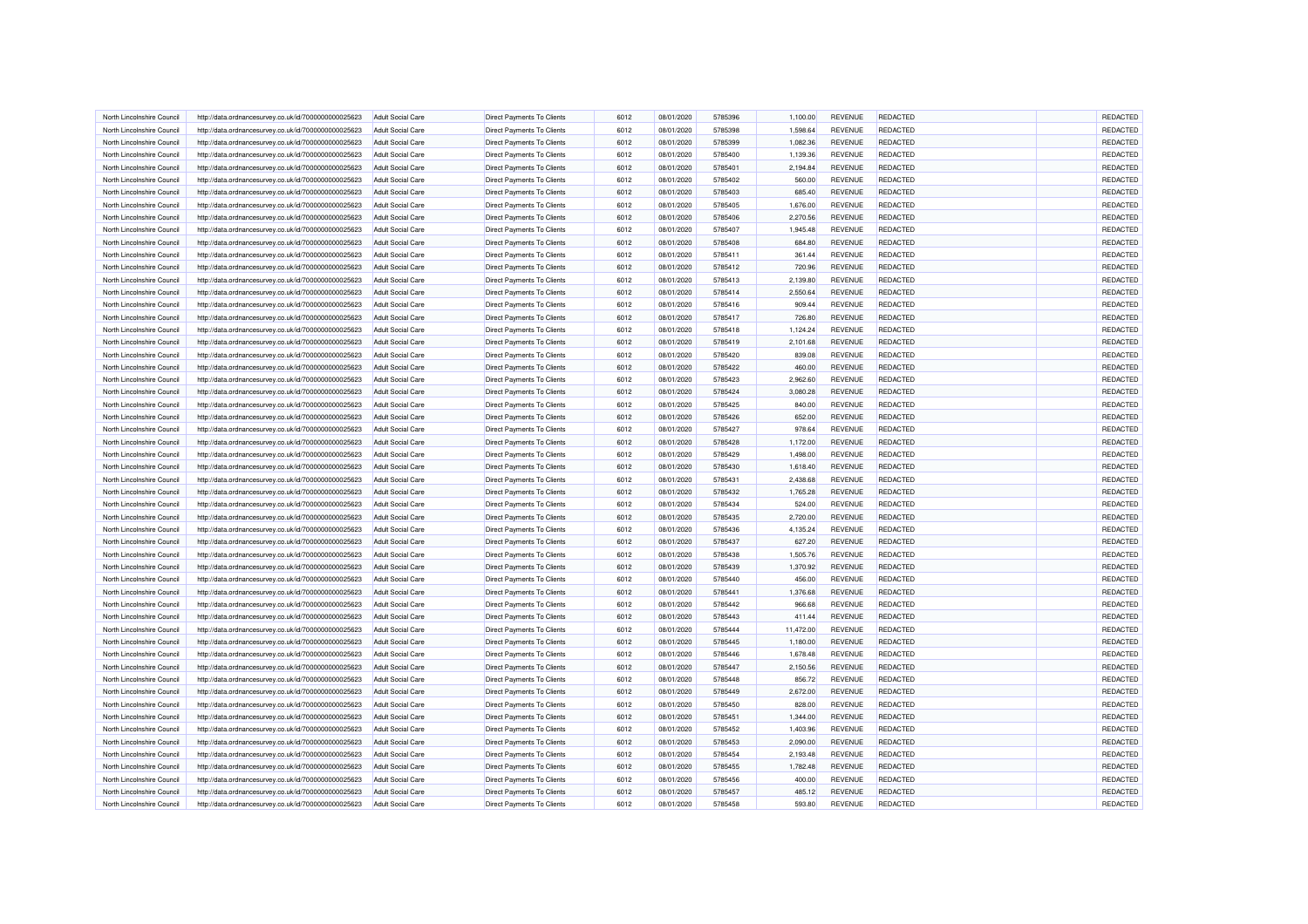| | | | | | | | | | | | |
|---|---|---|---|---|---|---|---|---|---|---|---|
| North Lincolnshire Council | http://data.ordnancesurvey.co.uk/id/7000000000025623 | Adult Social Care | Direct Payments To Clients | 6012 | 08/01/2020 | 5785396 | 1,100.00 | REVENUE | REDACTED | | REDACTED |
| North Lincolnshire Council | http://data.ordnancesurvey.co.uk/id/7000000000025623 | Adult Social Care | Direct Payments To Clients | 6012 | 08/01/2020 | 5785398 | 1,598.64 | REVENUE | REDACTED | | REDACTED |
| North Lincolnshire Council | http://data.ordnancesurvey.co.uk/id/7000000000025623 | Adult Social Care | Direct Payments To Clients | 6012 | 08/01/2020 | 5785399 | 1,082.36 | REVENUE | REDACTED | | REDACTED |
| North Lincolnshire Council | http://data.ordnancesurvey.co.uk/id/7000000000025623 | Adult Social Care | Direct Payments To Clients | 6012 | 08/01/2020 | 5785400 | 1,139.36 | REVENUE | REDACTED | | REDACTED |
| North Lincolnshire Council | http://data.ordnancesurvey.co.uk/id/7000000000025623 | Adult Social Care | Direct Payments To Clients | 6012 | 08/01/2020 | 5785401 | 2,194.84 | REVENUE | REDACTED | | REDACTED |
| North Lincolnshire Council | http://data.ordnancesurvey.co.uk/id/7000000000025623 | Adult Social Care | Direct Payments To Clients | 6012 | 08/01/2020 | 5785402 | 560.00 | REVENUE | REDACTED | | REDACTED |
| North Lincolnshire Council | http://data.ordnancesurvey.co.uk/id/7000000000025623 | Adult Social Care | Direct Payments To Clients | 6012 | 08/01/2020 | 5785403 | 685.40 | REVENUE | REDACTED | | REDACTED |
| North Lincolnshire Council | http://data.ordnancesurvey.co.uk/id/7000000000025623 | Adult Social Care | Direct Payments To Clients | 6012 | 08/01/2020 | 5785405 | 1,676.00 | REVENUE | REDACTED | | REDACTED |
| North Lincolnshire Council | http://data.ordnancesurvey.co.uk/id/7000000000025623 | Adult Social Care | Direct Payments To Clients | 6012 | 08/01/2020 | 5785406 | 2,270.56 | REVENUE | REDACTED | | REDACTED |
| North Lincolnshire Council | http://data.ordnancesurvey.co.uk/id/7000000000025623 | Adult Social Care | Direct Payments To Clients | 6012 | 08/01/2020 | 5785407 | 1,945.48 | REVENUE | REDACTED | | REDACTED |
| North Lincolnshire Council | http://data.ordnancesurvey.co.uk/id/7000000000025623 | Adult Social Care | Direct Payments To Clients | 6012 | 08/01/2020 | 5785408 | 684.80 | REVENUE | REDACTED | | REDACTED |
| North Lincolnshire Council | http://data.ordnancesurvey.co.uk/id/7000000000025623 | Adult Social Care | Direct Payments To Clients | 6012 | 08/01/2020 | 5785411 | 361.44 | REVENUE | REDACTED | | REDACTED |
| North Lincolnshire Council | http://data.ordnancesurvey.co.uk/id/7000000000025623 | Adult Social Care | Direct Payments To Clients | 6012 | 08/01/2020 | 5785412 | 720.96 | REVENUE | REDACTED | | REDACTED |
| North Lincolnshire Council | http://data.ordnancesurvey.co.uk/id/7000000000025623 | Adult Social Care | Direct Payments To Clients | 6012 | 08/01/2020 | 5785413 | 2,139.80 | REVENUE | REDACTED | | REDACTED |
| North Lincolnshire Council | http://data.ordnancesurvey.co.uk/id/7000000000025623 | Adult Social Care | Direct Payments To Clients | 6012 | 08/01/2020 | 5785414 | 2,550.64 | REVENUE | REDACTED | | REDACTED |
| North Lincolnshire Council | http://data.ordnancesurvey.co.uk/id/7000000000025623 | Adult Social Care | Direct Payments To Clients | 6012 | 08/01/2020 | 5785416 | 909.44 | REVENUE | REDACTED | | REDACTED |
| North Lincolnshire Council | http://data.ordnancesurvey.co.uk/id/7000000000025623 | Adult Social Care | Direct Payments To Clients | 6012 | 08/01/2020 | 5785417 | 726.80 | REVENUE | REDACTED | | REDACTED |
| North Lincolnshire Council | http://data.ordnancesurvey.co.uk/id/7000000000025623 | Adult Social Care | Direct Payments To Clients | 6012 | 08/01/2020 | 5785418 | 1,124.24 | REVENUE | REDACTED | | REDACTED |
| North Lincolnshire Council | http://data.ordnancesurvey.co.uk/id/7000000000025623 | Adult Social Care | Direct Payments To Clients | 6012 | 08/01/2020 | 5785419 | 2,101.68 | REVENUE | REDACTED | | REDACTED |
| North Lincolnshire Council | http://data.ordnancesurvey.co.uk/id/7000000000025623 | Adult Social Care | Direct Payments To Clients | 6012 | 08/01/2020 | 5785420 | 839.08 | REVENUE | REDACTED | | REDACTED |
| North Lincolnshire Council | http://data.ordnancesurvey.co.uk/id/7000000000025623 | Adult Social Care | Direct Payments To Clients | 6012 | 08/01/2020 | 5785422 | 460.00 | REVENUE | REDACTED | | REDACTED |
| North Lincolnshire Council | http://data.ordnancesurvey.co.uk/id/7000000000025623 | Adult Social Care | Direct Payments To Clients | 6012 | 08/01/2020 | 5785423 | 2,962.60 | REVENUE | REDACTED | | REDACTED |
| North Lincolnshire Council | http://data.ordnancesurvey.co.uk/id/7000000000025623 | Adult Social Care | Direct Payments To Clients | 6012 | 08/01/2020 | 5785424 | 3,080.28 | REVENUE | REDACTED | | REDACTED |
| North Lincolnshire Council | http://data.ordnancesurvey.co.uk/id/7000000000025623 | Adult Social Care | Direct Payments To Clients | 6012 | 08/01/2020 | 5785425 | 840.00 | REVENUE | REDACTED | | REDACTED |
| North Lincolnshire Council | http://data.ordnancesurvey.co.uk/id/7000000000025623 | Adult Social Care | Direct Payments To Clients | 6012 | 08/01/2020 | 5785426 | 652.00 | REVENUE | REDACTED | | REDACTED |
| North Lincolnshire Council | http://data.ordnancesurvey.co.uk/id/7000000000025623 | Adult Social Care | Direct Payments To Clients | 6012 | 08/01/2020 | 5785427 | 978.64 | REVENUE | REDACTED | | REDACTED |
| North Lincolnshire Council | http://data.ordnancesurvey.co.uk/id/7000000000025623 | Adult Social Care | Direct Payments To Clients | 6012 | 08/01/2020 | 5785428 | 1,172.00 | REVENUE | REDACTED | | REDACTED |
| North Lincolnshire Council | http://data.ordnancesurvey.co.uk/id/7000000000025623 | Adult Social Care | Direct Payments To Clients | 6012 | 08/01/2020 | 5785429 | 1,498.00 | REVENUE | REDACTED | | REDACTED |
| North Lincolnshire Council | http://data.ordnancesurvey.co.uk/id/7000000000025623 | Adult Social Care | Direct Payments To Clients | 6012 | 08/01/2020 | 5785430 | 1,618.40 | REVENUE | REDACTED | | REDACTED |
| North Lincolnshire Council | http://data.ordnancesurvey.co.uk/id/7000000000025623 | Adult Social Care | Direct Payments To Clients | 6012 | 08/01/2020 | 5785431 | 2,438.68 | REVENUE | REDACTED | | REDACTED |
| North Lincolnshire Council | http://data.ordnancesurvey.co.uk/id/7000000000025623 | Adult Social Care | Direct Payments To Clients | 6012 | 08/01/2020 | 5785432 | 1,765.28 | REVENUE | REDACTED | | REDACTED |
| North Lincolnshire Council | http://data.ordnancesurvey.co.uk/id/7000000000025623 | Adult Social Care | Direct Payments To Clients | 6012 | 08/01/2020 | 5785434 | 524.00 | REVENUE | REDACTED | | REDACTED |
| North Lincolnshire Council | http://data.ordnancesurvey.co.uk/id/7000000000025623 | Adult Social Care | Direct Payments To Clients | 6012 | 08/01/2020 | 5785435 | 2,720.00 | REVENUE | REDACTED | | REDACTED |
| North Lincolnshire Council | http://data.ordnancesurvey.co.uk/id/7000000000025623 | Adult Social Care | Direct Payments To Clients | 6012 | 08/01/2020 | 5785436 | 4,135.24 | REVENUE | REDACTED | | REDACTED |
| North Lincolnshire Council | http://data.ordnancesurvey.co.uk/id/7000000000025623 | Adult Social Care | Direct Payments To Clients | 6012 | 08/01/2020 | 5785437 | 627.20 | REVENUE | REDACTED | | REDACTED |
| North Lincolnshire Council | http://data.ordnancesurvey.co.uk/id/7000000000025623 | Adult Social Care | Direct Payments To Clients | 6012 | 08/01/2020 | 5785438 | 1,505.76 | REVENUE | REDACTED | | REDACTED |
| North Lincolnshire Council | http://data.ordnancesurvey.co.uk/id/7000000000025623 | Adult Social Care | Direct Payments To Clients | 6012 | 08/01/2020 | 5785439 | 1,370.92 | REVENUE | REDACTED | | REDACTED |
| North Lincolnshire Council | http://data.ordnancesurvey.co.uk/id/7000000000025623 | Adult Social Care | Direct Payments To Clients | 6012 | 08/01/2020 | 5785440 | 456.00 | REVENUE | REDACTED | | REDACTED |
| North Lincolnshire Council | http://data.ordnancesurvey.co.uk/id/7000000000025623 | Adult Social Care | Direct Payments To Clients | 6012 | 08/01/2020 | 5785441 | 1,376.68 | REVENUE | REDACTED | | REDACTED |
| North Lincolnshire Council | http://data.ordnancesurvey.co.uk/id/7000000000025623 | Adult Social Care | Direct Payments To Clients | 6012 | 08/01/2020 | 5785442 | 966.68 | REVENUE | REDACTED | | REDACTED |
| North Lincolnshire Council | http://data.ordnancesurvey.co.uk/id/7000000000025623 | Adult Social Care | Direct Payments To Clients | 6012 | 08/01/2020 | 5785443 | 411.44 | REVENUE | REDACTED | | REDACTED |
| North Lincolnshire Council | http://data.ordnancesurvey.co.uk/id/7000000000025623 | Adult Social Care | Direct Payments To Clients | 6012 | 08/01/2020 | 5785444 | 11,472.00 | REVENUE | REDACTED | | REDACTED |
| North Lincolnshire Council | http://data.ordnancesurvey.co.uk/id/7000000000025623 | Adult Social Care | Direct Payments To Clients | 6012 | 08/01/2020 | 5785445 | 1,180.00 | REVENUE | REDACTED | | REDACTED |
| North Lincolnshire Council | http://data.ordnancesurvey.co.uk/id/7000000000025623 | Adult Social Care | Direct Payments To Clients | 6012 | 08/01/2020 | 5785446 | 1,678.48 | REVENUE | REDACTED | | REDACTED |
| North Lincolnshire Council | http://data.ordnancesurvey.co.uk/id/7000000000025623 | Adult Social Care | Direct Payments To Clients | 6012 | 08/01/2020 | 5785447 | 2,150.56 | REVENUE | REDACTED | | REDACTED |
| North Lincolnshire Council | http://data.ordnancesurvey.co.uk/id/7000000000025623 | Adult Social Care | Direct Payments To Clients | 6012 | 08/01/2020 | 5785448 | 856.72 | REVENUE | REDACTED | | REDACTED |
| North Lincolnshire Council | http://data.ordnancesurvey.co.uk/id/7000000000025623 | Adult Social Care | Direct Payments To Clients | 6012 | 08/01/2020 | 5785449 | 2,672.00 | REVENUE | REDACTED | | REDACTED |
| North Lincolnshire Council | http://data.ordnancesurvey.co.uk/id/7000000000025623 | Adult Social Care | Direct Payments To Clients | 6012 | 08/01/2020 | 5785450 | 828.00 | REVENUE | REDACTED | | REDACTED |
| North Lincolnshire Council | http://data.ordnancesurvey.co.uk/id/7000000000025623 | Adult Social Care | Direct Payments To Clients | 6012 | 08/01/2020 | 5785451 | 1,344.00 | REVENUE | REDACTED | | REDACTED |
| North Lincolnshire Council | http://data.ordnancesurvey.co.uk/id/7000000000025623 | Adult Social Care | Direct Payments To Clients | 6012 | 08/01/2020 | 5785452 | 1,403.96 | REVENUE | REDACTED | | REDACTED |
| North Lincolnshire Council | http://data.ordnancesurvey.co.uk/id/7000000000025623 | Adult Social Care | Direct Payments To Clients | 6012 | 08/01/2020 | 5785453 | 2,090.00 | REVENUE | REDACTED | | REDACTED |
| North Lincolnshire Council | http://data.ordnancesurvey.co.uk/id/7000000000025623 | Adult Social Care | Direct Payments To Clients | 6012 | 08/01/2020 | 5785454 | 2,193.48 | REVENUE | REDACTED | | REDACTED |
| North Lincolnshire Council | http://data.ordnancesurvey.co.uk/id/7000000000025623 | Adult Social Care | Direct Payments To Clients | 6012 | 08/01/2020 | 5785455 | 1,782.48 | REVENUE | REDACTED | | REDACTED |
| North Lincolnshire Council | http://data.ordnancesurvey.co.uk/id/7000000000025623 | Adult Social Care | Direct Payments To Clients | 6012 | 08/01/2020 | 5785456 | 400.00 | REVENUE | REDACTED | | REDACTED |
| North Lincolnshire Council | http://data.ordnancesurvey.co.uk/id/7000000000025623 | Adult Social Care | Direct Payments To Clients | 6012 | 08/01/2020 | 5785457 | 485.12 | REVENUE | REDACTED | | REDACTED |
| North Lincolnshire Council | http://data.ordnancesurvey.co.uk/id/7000000000025623 | Adult Social Care | Direct Payments To Clients | 6012 | 08/01/2020 | 5785458 | 593.80 | REVENUE | REDACTED | | REDACTED |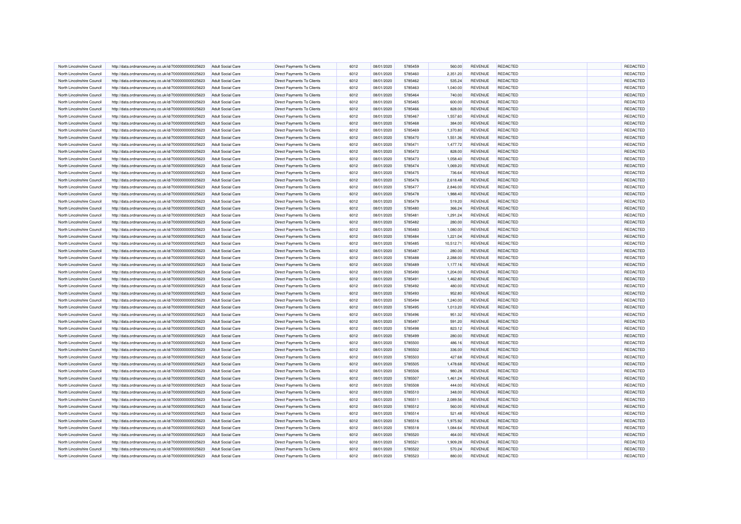| | | | | | | | | | | | |
|---|---|---|---|---|---|---|---|---|---|---|---|
| North Lincolnshire Council | http://data.ordnancesurvey.co.uk/id/7000000000025623 | Adult Social Care | Direct Payments To Clients | 6012 | 08/01/2020 | 5785459 | 560.00 | REVENUE | REDACTED | | REDACTED |
| North Lincolnshire Council | http://data.ordnancesurvey.co.uk/id/7000000000025623 | Adult Social Care | Direct Payments To Clients | 6012 | 08/01/2020 | 5785460 | 2,351.20 | REVENUE | REDACTED | | REDACTED |
| North Lincolnshire Council | http://data.ordnancesurvey.co.uk/id/7000000000025623 | Adult Social Care | Direct Payments To Clients | 6012 | 08/01/2020 | 5785462 | 535.24 | REVENUE | REDACTED | | REDACTED |
| North Lincolnshire Council | http://data.ordnancesurvey.co.uk/id/7000000000025623 | Adult Social Care | Direct Payments To Clients | 6012 | 08/01/2020 | 5785463 | 1,040.00 | REVENUE | REDACTED | | REDACTED |
| North Lincolnshire Council | http://data.ordnancesurvey.co.uk/id/7000000000025623 | Adult Social Care | Direct Payments To Clients | 6012 | 08/01/2020 | 5785464 | 740.00 | REVENUE | REDACTED | | REDACTED |
| North Lincolnshire Council | http://data.ordnancesurvey.co.uk/id/7000000000025623 | Adult Social Care | Direct Payments To Clients | 6012 | 08/01/2020 | 5785465 | 600.00 | REVENUE | REDACTED | | REDACTED |
| North Lincolnshire Council | http://data.ordnancesurvey.co.uk/id/7000000000025623 | Adult Social Care | Direct Payments To Clients | 6012 | 08/01/2020 | 5785466 | 828.00 | REVENUE | REDACTED | | REDACTED |
| North Lincolnshire Council | http://data.ordnancesurvey.co.uk/id/7000000000025623 | Adult Social Care | Direct Payments To Clients | 6012 | 08/01/2020 | 5785467 | 1,557.60 | REVENUE | REDACTED | | REDACTED |
| North Lincolnshire Council | http://data.ordnancesurvey.co.uk/id/7000000000025623 | Adult Social Care | Direct Payments To Clients | 6012 | 08/01/2020 | 5785468 | 384.00 | REVENUE | REDACTED | | REDACTED |
| North Lincolnshire Council | http://data.ordnancesurvey.co.uk/id/7000000000025623 | Adult Social Care | Direct Payments To Clients | 6012 | 08/01/2020 | 5785469 | 1,370.80 | REVENUE | REDACTED | | REDACTED |
| North Lincolnshire Council | http://data.ordnancesurvey.co.uk/id/7000000000025623 | Adult Social Care | Direct Payments To Clients | 6012 | 08/01/2020 | 5785470 | 1,551.36 | REVENUE | REDACTED | | REDACTED |
| North Lincolnshire Council | http://data.ordnancesurvey.co.uk/id/7000000000025623 | Adult Social Care | Direct Payments To Clients | 6012 | 08/01/2020 | 5785471 | 1,477.72 | REVENUE | REDACTED | | REDACTED |
| North Lincolnshire Council | http://data.ordnancesurvey.co.uk/id/7000000000025623 | Adult Social Care | Direct Payments To Clients | 6012 | 08/01/2020 | 5785472 | 828.00 | REVENUE | REDACTED | | REDACTED |
| North Lincolnshire Council | http://data.ordnancesurvey.co.uk/id/7000000000025623 | Adult Social Care | Direct Payments To Clients | 6012 | 08/01/2020 | 5785473 | 1,058.40 | REVENUE | REDACTED | | REDACTED |
| North Lincolnshire Council | http://data.ordnancesurvey.co.uk/id/7000000000025623 | Adult Social Care | Direct Payments To Clients | 6012 | 08/01/2020 | 5785474 | 1,069.20 | REVENUE | REDACTED | | REDACTED |
| North Lincolnshire Council | http://data.ordnancesurvey.co.uk/id/7000000000025623 | Adult Social Care | Direct Payments To Clients | 6012 | 08/01/2020 | 5785475 | 736.64 | REVENUE | REDACTED | | REDACTED |
| North Lincolnshire Council | http://data.ordnancesurvey.co.uk/id/7000000000025623 | Adult Social Care | Direct Payments To Clients | 6012 | 08/01/2020 | 5785476 | 2,618.48 | REVENUE | REDACTED | | REDACTED |
| North Lincolnshire Council | http://data.ordnancesurvey.co.uk/id/7000000000025623 | Adult Social Care | Direct Payments To Clients | 6012 | 08/01/2020 | 5785477 | 2,846.00 | REVENUE | REDACTED | | REDACTED |
| North Lincolnshire Council | http://data.ordnancesurvey.co.uk/id/7000000000025623 | Adult Social Care | Direct Payments To Clients | 6012 | 08/01/2020 | 5785478 | 1,988.40 | REVENUE | REDACTED | | REDACTED |
| North Lincolnshire Council | http://data.ordnancesurvey.co.uk/id/7000000000025623 | Adult Social Care | Direct Payments To Clients | 6012 | 08/01/2020 | 5785479 | 519.20 | REVENUE | REDACTED | | REDACTED |
| North Lincolnshire Council | http://data.ordnancesurvey.co.uk/id/7000000000025623 | Adult Social Care | Direct Payments To Clients | 6012 | 08/01/2020 | 5785480 | 366.24 | REVENUE | REDACTED | | REDACTED |
| North Lincolnshire Council | http://data.ordnancesurvey.co.uk/id/7000000000025623 | Adult Social Care | Direct Payments To Clients | 6012 | 08/01/2020 | 5785481 | 1,291.24 | REVENUE | REDACTED | | REDACTED |
| North Lincolnshire Council | http://data.ordnancesurvey.co.uk/id/7000000000025623 | Adult Social Care | Direct Payments To Clients | 6012 | 08/01/2020 | 5785482 | 280.00 | REVENUE | REDACTED | | REDACTED |
| North Lincolnshire Council | http://data.ordnancesurvey.co.uk/id/7000000000025623 | Adult Social Care | Direct Payments To Clients | 6012 | 08/01/2020 | 5785483 | 1,080.00 | REVENUE | REDACTED | | REDACTED |
| North Lincolnshire Council | http://data.ordnancesurvey.co.uk/id/7000000000025623 | Adult Social Care | Direct Payments To Clients | 6012 | 08/01/2020 | 5785484 | 1,221.04 | REVENUE | REDACTED | | REDACTED |
| North Lincolnshire Council | http://data.ordnancesurvey.co.uk/id/7000000000025623 | Adult Social Care | Direct Payments To Clients | 6012 | 08/01/2020 | 5785485 | 10,512.71 | REVENUE | REDACTED | | REDACTED |
| North Lincolnshire Council | http://data.ordnancesurvey.co.uk/id/7000000000025623 | Adult Social Care | Direct Payments To Clients | 6012 | 08/01/2020 | 5785487 | 280.00 | REVENUE | REDACTED | | REDACTED |
| North Lincolnshire Council | http://data.ordnancesurvey.co.uk/id/7000000000025623 | Adult Social Care | Direct Payments To Clients | 6012 | 08/01/2020 | 5785488 | 2,288.00 | REVENUE | REDACTED | | REDACTED |
| North Lincolnshire Council | http://data.ordnancesurvey.co.uk/id/7000000000025623 | Adult Social Care | Direct Payments To Clients | 6012 | 08/01/2020 | 5785489 | 1,177.16 | REVENUE | REDACTED | | REDACTED |
| North Lincolnshire Council | http://data.ordnancesurvey.co.uk/id/7000000000025623 | Adult Social Care | Direct Payments To Clients | 6012 | 08/01/2020 | 5785490 | 1,204.00 | REVENUE | REDACTED | | REDACTED |
| North Lincolnshire Council | http://data.ordnancesurvey.co.uk/id/7000000000025623 | Adult Social Care | Direct Payments To Clients | 6012 | 08/01/2020 | 5785491 | 1,462.80 | REVENUE | REDACTED | | REDACTED |
| North Lincolnshire Council | http://data.ordnancesurvey.co.uk/id/7000000000025623 | Adult Social Care | Direct Payments To Clients | 6012 | 08/01/2020 | 5785492 | 480.00 | REVENUE | REDACTED | | REDACTED |
| North Lincolnshire Council | http://data.ordnancesurvey.co.uk/id/7000000000025623 | Adult Social Care | Direct Payments To Clients | 6012 | 08/01/2020 | 5785493 | 952.80 | REVENUE | REDACTED | | REDACTED |
| North Lincolnshire Council | http://data.ordnancesurvey.co.uk/id/7000000000025623 | Adult Social Care | Direct Payments To Clients | 6012 | 08/01/2020 | 5785494 | 1,240.00 | REVENUE | REDACTED | | REDACTED |
| North Lincolnshire Council | http://data.ordnancesurvey.co.uk/id/7000000000025623 | Adult Social Care | Direct Payments To Clients | 6012 | 08/01/2020 | 5785495 | 1,013.20 | REVENUE | REDACTED | | REDACTED |
| North Lincolnshire Council | http://data.ordnancesurvey.co.uk/id/7000000000025623 | Adult Social Care | Direct Payments To Clients | 6012 | 08/01/2020 | 5785496 | 951.32 | REVENUE | REDACTED | | REDACTED |
| North Lincolnshire Council | http://data.ordnancesurvey.co.uk/id/7000000000025623 | Adult Social Care | Direct Payments To Clients | 6012 | 08/01/2020 | 5785497 | 591.20 | REVENUE | REDACTED | | REDACTED |
| North Lincolnshire Council | http://data.ordnancesurvey.co.uk/id/7000000000025623 | Adult Social Care | Direct Payments To Clients | 6012 | 08/01/2020 | 5785498 | 823.12 | REVENUE | REDACTED | | REDACTED |
| North Lincolnshire Council | http://data.ordnancesurvey.co.uk/id/7000000000025623 | Adult Social Care | Direct Payments To Clients | 6012 | 08/01/2020 | 5785499 | 280.00 | REVENUE | REDACTED | | REDACTED |
| North Lincolnshire Council | http://data.ordnancesurvey.co.uk/id/7000000000025623 | Adult Social Care | Direct Payments To Clients | 6012 | 08/01/2020 | 5785500 | 486.16 | REVENUE | REDACTED | | REDACTED |
| North Lincolnshire Council | http://data.ordnancesurvey.co.uk/id/7000000000025623 | Adult Social Care | Direct Payments To Clients | 6012 | 08/01/2020 | 5785502 | 336.00 | REVENUE | REDACTED | | REDACTED |
| North Lincolnshire Council | http://data.ordnancesurvey.co.uk/id/7000000000025623 | Adult Social Care | Direct Payments To Clients | 6012 | 08/01/2020 | 5785503 | 427.68 | REVENUE | REDACTED | | REDACTED |
| North Lincolnshire Council | http://data.ordnancesurvey.co.uk/id/7000000000025623 | Adult Social Care | Direct Payments To Clients | 6012 | 08/01/2020 | 5785505 | 1,478.68 | REVENUE | REDACTED | | REDACTED |
| North Lincolnshire Council | http://data.ordnancesurvey.co.uk/id/7000000000025623 | Adult Social Care | Direct Payments To Clients | 6012 | 08/01/2020 | 5785506 | 980.28 | REVENUE | REDACTED | | REDACTED |
| North Lincolnshire Council | http://data.ordnancesurvey.co.uk/id/7000000000025623 | Adult Social Care | Direct Payments To Clients | 6012 | 08/01/2020 | 5785507 | 1,461.24 | REVENUE | REDACTED | | REDACTED |
| North Lincolnshire Council | http://data.ordnancesurvey.co.uk/id/7000000000025623 | Adult Social Care | Direct Payments To Clients | 6012 | 08/01/2020 | 5785508 | 444.00 | REVENUE | REDACTED | | REDACTED |
| North Lincolnshire Council | http://data.ordnancesurvey.co.uk/id/7000000000025623 | Adult Social Care | Direct Payments To Clients | 6012 | 08/01/2020 | 5785510 | 348.00 | REVENUE | REDACTED | | REDACTED |
| North Lincolnshire Council | http://data.ordnancesurvey.co.uk/id/7000000000025623 | Adult Social Care | Direct Payments To Clients | 6012 | 08/01/2020 | 5785511 | 2,089.56 | REVENUE | REDACTED | | REDACTED |
| North Lincolnshire Council | http://data.ordnancesurvey.co.uk/id/7000000000025623 | Adult Social Care | Direct Payments To Clients | 6012 | 08/01/2020 | 5785512 | 560.00 | REVENUE | REDACTED | | REDACTED |
| North Lincolnshire Council | http://data.ordnancesurvey.co.uk/id/7000000000025623 | Adult Social Care | Direct Payments To Clients | 6012 | 08/01/2020 | 5785514 | 521.48 | REVENUE | REDACTED | | REDACTED |
| North Lincolnshire Council | http://data.ordnancesurvey.co.uk/id/7000000000025623 | Adult Social Care | Direct Payments To Clients | 6012 | 08/01/2020 | 5785516 | 1,975.92 | REVENUE | REDACTED | | REDACTED |
| North Lincolnshire Council | http://data.ordnancesurvey.co.uk/id/7000000000025623 | Adult Social Care | Direct Payments To Clients | 6012 | 08/01/2020 | 5785518 | 1,084.64 | REVENUE | REDACTED | | REDACTED |
| North Lincolnshire Council | http://data.ordnancesurvey.co.uk/id/7000000000025623 | Adult Social Care | Direct Payments To Clients | 6012 | 08/01/2020 | 5785520 | 464.00 | REVENUE | REDACTED | | REDACTED |
| North Lincolnshire Council | http://data.ordnancesurvey.co.uk/id/7000000000025623 | Adult Social Care | Direct Payments To Clients | 6012 | 08/01/2020 | 5785521 | 1,909.28 | REVENUE | REDACTED | | REDACTED |
| North Lincolnshire Council | http://data.ordnancesurvey.co.uk/id/7000000000025623 | Adult Social Care | Direct Payments To Clients | 6012 | 08/01/2020 | 5785522 | 570.24 | REVENUE | REDACTED | | REDACTED |
| North Lincolnshire Council | http://data.ordnancesurvey.co.uk/id/7000000000025623 | Adult Social Care | Direct Payments To Clients | 6012 | 08/01/2020 | 5785523 | 880.00 | REVENUE | REDACTED | | REDACTED |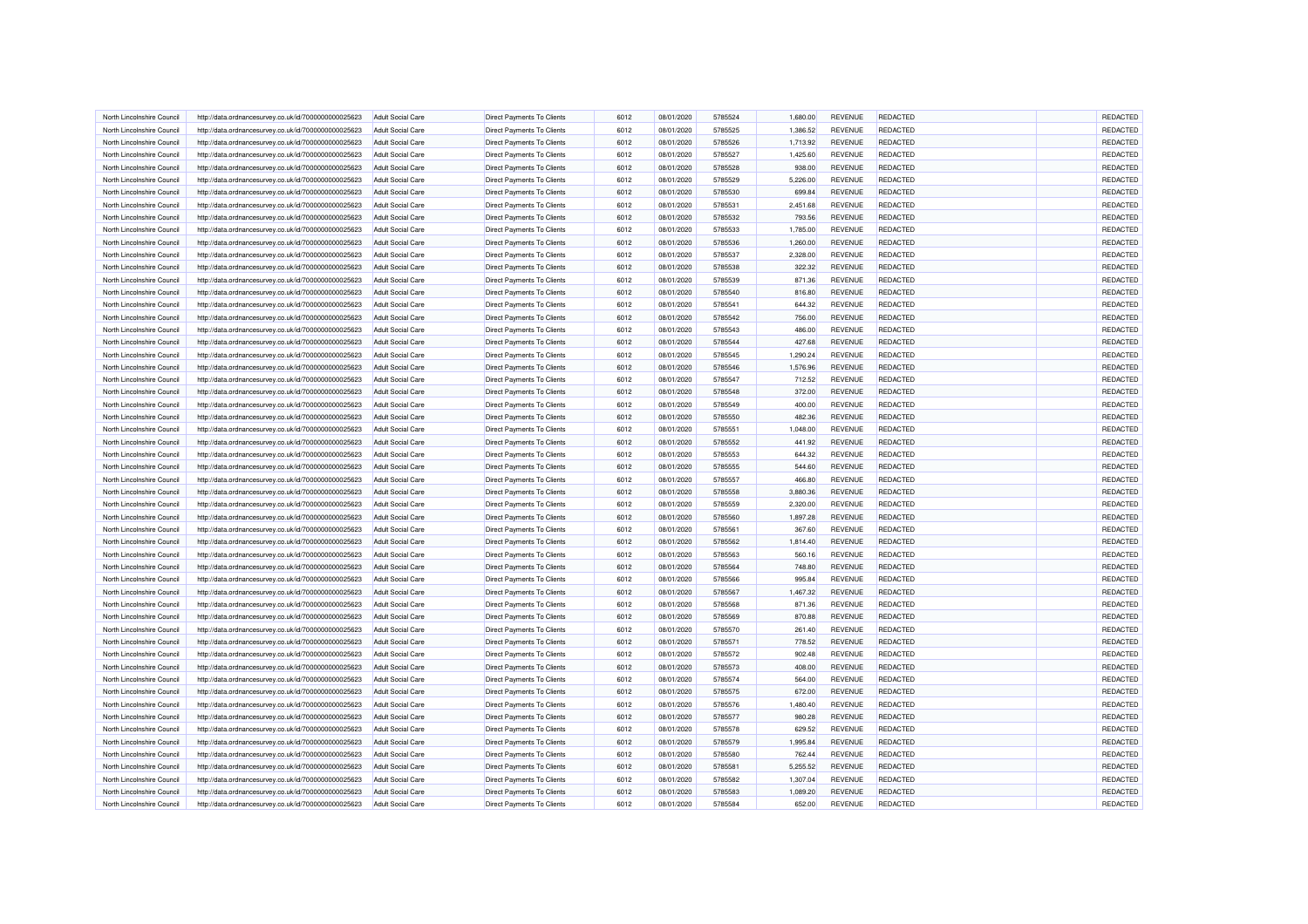| | | | | | | | | | | | |
|---|---|---|---|---|---|---|---|---|---|---|---|
| North Lincolnshire Council | http://data.ordnancesurvey.co.uk/id/7000000000025623 | Adult Social Care | Direct Payments To Clients | 6012 | 08/01/2020 | 5785524 | 1,680.00 | REVENUE | REDACTED | | REDACTED |
| North Lincolnshire Council | http://data.ordnancesurvey.co.uk/id/7000000000025623 | Adult Social Care | Direct Payments To Clients | 6012 | 08/01/2020 | 5785525 | 1,386.52 | REVENUE | REDACTED | | REDACTED |
| North Lincolnshire Council | http://data.ordnancesurvey.co.uk/id/7000000000025623 | Adult Social Care | Direct Payments To Clients | 6012 | 08/01/2020 | 5785526 | 1,713.92 | REVENUE | REDACTED | | REDACTED |
| North Lincolnshire Council | http://data.ordnancesurvey.co.uk/id/7000000000025623 | Adult Social Care | Direct Payments To Clients | 6012 | 08/01/2020 | 5785527 | 1,425.60 | REVENUE | REDACTED | | REDACTED |
| North Lincolnshire Council | http://data.ordnancesurvey.co.uk/id/7000000000025623 | Adult Social Care | Direct Payments To Clients | 6012 | 08/01/2020 | 5785528 | 938.00 | REVENUE | REDACTED | | REDACTED |
| North Lincolnshire Council | http://data.ordnancesurvey.co.uk/id/7000000000025623 | Adult Social Care | Direct Payments To Clients | 6012 | 08/01/2020 | 5785529 | 5,226.00 | REVENUE | REDACTED | | REDACTED |
| North Lincolnshire Council | http://data.ordnancesurvey.co.uk/id/7000000000025623 | Adult Social Care | Direct Payments To Clients | 6012 | 08/01/2020 | 5785530 | 699.84 | REVENUE | REDACTED | | REDACTED |
| North Lincolnshire Council | http://data.ordnancesurvey.co.uk/id/7000000000025623 | Adult Social Care | Direct Payments To Clients | 6012 | 08/01/2020 | 5785531 | 2,451.68 | REVENUE | REDACTED | | REDACTED |
| North Lincolnshire Council | http://data.ordnancesurvey.co.uk/id/7000000000025623 | Adult Social Care | Direct Payments To Clients | 6012 | 08/01/2020 | 5785532 | 793.56 | REVENUE | REDACTED | | REDACTED |
| North Lincolnshire Council | http://data.ordnancesurvey.co.uk/id/7000000000025623 | Adult Social Care | Direct Payments To Clients | 6012 | 08/01/2020 | 5785533 | 1,785.00 | REVENUE | REDACTED | | REDACTED |
| North Lincolnshire Council | http://data.ordnancesurvey.co.uk/id/7000000000025623 | Adult Social Care | Direct Payments To Clients | 6012 | 08/01/2020 | 5785536 | 1,260.00 | REVENUE | REDACTED | | REDACTED |
| North Lincolnshire Council | http://data.ordnancesurvey.co.uk/id/7000000000025623 | Adult Social Care | Direct Payments To Clients | 6012 | 08/01/2020 | 5785537 | 2,328.00 | REVENUE | REDACTED | | REDACTED |
| North Lincolnshire Council | http://data.ordnancesurvey.co.uk/id/7000000000025623 | Adult Social Care | Direct Payments To Clients | 6012 | 08/01/2020 | 5785538 | 322.32 | REVENUE | REDACTED | | REDACTED |
| North Lincolnshire Council | http://data.ordnancesurvey.co.uk/id/7000000000025623 | Adult Social Care | Direct Payments To Clients | 6012 | 08/01/2020 | 5785539 | 871.36 | REVENUE | REDACTED | | REDACTED |
| North Lincolnshire Council | http://data.ordnancesurvey.co.uk/id/7000000000025623 | Adult Social Care | Direct Payments To Clients | 6012 | 08/01/2020 | 5785540 | 816.80 | REVENUE | REDACTED | | REDACTED |
| North Lincolnshire Council | http://data.ordnancesurvey.co.uk/id/7000000000025623 | Adult Social Care | Direct Payments To Clients | 6012 | 08/01/2020 | 5785541 | 644.32 | REVENUE | REDACTED | | REDACTED |
| North Lincolnshire Council | http://data.ordnancesurvey.co.uk/id/7000000000025623 | Adult Social Care | Direct Payments To Clients | 6012 | 08/01/2020 | 5785542 | 756.00 | REVENUE | REDACTED | | REDACTED |
| North Lincolnshire Council | http://data.ordnancesurvey.co.uk/id/7000000000025623 | Adult Social Care | Direct Payments To Clients | 6012 | 08/01/2020 | 5785543 | 486.00 | REVENUE | REDACTED | | REDACTED |
| North Lincolnshire Council | http://data.ordnancesurvey.co.uk/id/7000000000025623 | Adult Social Care | Direct Payments To Clients | 6012 | 08/01/2020 | 5785544 | 427.68 | REVENUE | REDACTED | | REDACTED |
| North Lincolnshire Council | http://data.ordnancesurvey.co.uk/id/7000000000025623 | Adult Social Care | Direct Payments To Clients | 6012 | 08/01/2020 | 5785545 | 1,290.24 | REVENUE | REDACTED | | REDACTED |
| North Lincolnshire Council | http://data.ordnancesurvey.co.uk/id/7000000000025623 | Adult Social Care | Direct Payments To Clients | 6012 | 08/01/2020 | 5785546 | 1,576.96 | REVENUE | REDACTED | | REDACTED |
| North Lincolnshire Council | http://data.ordnancesurvey.co.uk/id/7000000000025623 | Adult Social Care | Direct Payments To Clients | 6012 | 08/01/2020 | 5785547 | 712.52 | REVENUE | REDACTED | | REDACTED |
| North Lincolnshire Council | http://data.ordnancesurvey.co.uk/id/7000000000025623 | Adult Social Care | Direct Payments To Clients | 6012 | 08/01/2020 | 5785548 | 372.00 | REVENUE | REDACTED | | REDACTED |
| North Lincolnshire Council | http://data.ordnancesurvey.co.uk/id/7000000000025623 | Adult Social Care | Direct Payments To Clients | 6012 | 08/01/2020 | 5785549 | 400.00 | REVENUE | REDACTED | | REDACTED |
| North Lincolnshire Council | http://data.ordnancesurvey.co.uk/id/7000000000025623 | Adult Social Care | Direct Payments To Clients | 6012 | 08/01/2020 | 5785550 | 482.36 | REVENUE | REDACTED | | REDACTED |
| North Lincolnshire Council | http://data.ordnancesurvey.co.uk/id/7000000000025623 | Adult Social Care | Direct Payments To Clients | 6012 | 08/01/2020 | 5785551 | 1,048.00 | REVENUE | REDACTED | | REDACTED |
| North Lincolnshire Council | http://data.ordnancesurvey.co.uk/id/7000000000025623 | Adult Social Care | Direct Payments To Clients | 6012 | 08/01/2020 | 5785552 | 441.92 | REVENUE | REDACTED | | REDACTED |
| North Lincolnshire Council | http://data.ordnancesurvey.co.uk/id/7000000000025623 | Adult Social Care | Direct Payments To Clients | 6012 | 08/01/2020 | 5785553 | 644.32 | REVENUE | REDACTED | | REDACTED |
| North Lincolnshire Council | http://data.ordnancesurvey.co.uk/id/7000000000025623 | Adult Social Care | Direct Payments To Clients | 6012 | 08/01/2020 | 5785555 | 544.60 | REVENUE | REDACTED | | REDACTED |
| North Lincolnshire Council | http://data.ordnancesurvey.co.uk/id/7000000000025623 | Adult Social Care | Direct Payments To Clients | 6012 | 08/01/2020 | 5785557 | 466.80 | REVENUE | REDACTED | | REDACTED |
| North Lincolnshire Council | http://data.ordnancesurvey.co.uk/id/7000000000025623 | Adult Social Care | Direct Payments To Clients | 6012 | 08/01/2020 | 5785558 | 3,880.36 | REVENUE | REDACTED | | REDACTED |
| North Lincolnshire Council | http://data.ordnancesurvey.co.uk/id/7000000000025623 | Adult Social Care | Direct Payments To Clients | 6012 | 08/01/2020 | 5785559 | 2,320.00 | REVENUE | REDACTED | | REDACTED |
| North Lincolnshire Council | http://data.ordnancesurvey.co.uk/id/7000000000025623 | Adult Social Care | Direct Payments To Clients | 6012 | 08/01/2020 | 5785560 | 1,897.28 | REVENUE | REDACTED | | REDACTED |
| North Lincolnshire Council | http://data.ordnancesurvey.co.uk/id/7000000000025623 | Adult Social Care | Direct Payments To Clients | 6012 | 08/01/2020 | 5785561 | 367.60 | REVENUE | REDACTED | | REDACTED |
| North Lincolnshire Council | http://data.ordnancesurvey.co.uk/id/7000000000025623 | Adult Social Care | Direct Payments To Clients | 6012 | 08/01/2020 | 5785562 | 1,814.40 | REVENUE | REDACTED | | REDACTED |
| North Lincolnshire Council | http://data.ordnancesurvey.co.uk/id/7000000000025623 | Adult Social Care | Direct Payments To Clients | 6012 | 08/01/2020 | 5785563 | 560.16 | REVENUE | REDACTED | | REDACTED |
| North Lincolnshire Council | http://data.ordnancesurvey.co.uk/id/7000000000025623 | Adult Social Care | Direct Payments To Clients | 6012 | 08/01/2020 | 5785564 | 748.80 | REVENUE | REDACTED | | REDACTED |
| North Lincolnshire Council | http://data.ordnancesurvey.co.uk/id/7000000000025623 | Adult Social Care | Direct Payments To Clients | 6012 | 08/01/2020 | 5785566 | 995.84 | REVENUE | REDACTED | | REDACTED |
| North Lincolnshire Council | http://data.ordnancesurvey.co.uk/id/7000000000025623 | Adult Social Care | Direct Payments To Clients | 6012 | 08/01/2020 | 5785567 | 1,467.32 | REVENUE | REDACTED | | REDACTED |
| North Lincolnshire Council | http://data.ordnancesurvey.co.uk/id/7000000000025623 | Adult Social Care | Direct Payments To Clients | 6012 | 08/01/2020 | 5785568 | 871.36 | REVENUE | REDACTED | | REDACTED |
| North Lincolnshire Council | http://data.ordnancesurvey.co.uk/id/7000000000025623 | Adult Social Care | Direct Payments To Clients | 6012 | 08/01/2020 | 5785569 | 870.88 | REVENUE | REDACTED | | REDACTED |
| North Lincolnshire Council | http://data.ordnancesurvey.co.uk/id/7000000000025623 | Adult Social Care | Direct Payments To Clients | 6012 | 08/01/2020 | 5785570 | 261.40 | REVENUE | REDACTED | | REDACTED |
| North Lincolnshire Council | http://data.ordnancesurvey.co.uk/id/7000000000025623 | Adult Social Care | Direct Payments To Clients | 6012 | 08/01/2020 | 5785571 | 778.52 | REVENUE | REDACTED | | REDACTED |
| North Lincolnshire Council | http://data.ordnancesurvey.co.uk/id/7000000000025623 | Adult Social Care | Direct Payments To Clients | 6012 | 08/01/2020 | 5785572 | 902.48 | REVENUE | REDACTED | | REDACTED |
| North Lincolnshire Council | http://data.ordnancesurvey.co.uk/id/7000000000025623 | Adult Social Care | Direct Payments To Clients | 6012 | 08/01/2020 | 5785573 | 408.00 | REVENUE | REDACTED | | REDACTED |
| North Lincolnshire Council | http://data.ordnancesurvey.co.uk/id/7000000000025623 | Adult Social Care | Direct Payments To Clients | 6012 | 08/01/2020 | 5785574 | 564.00 | REVENUE | REDACTED | | REDACTED |
| North Lincolnshire Council | http://data.ordnancesurvey.co.uk/id/7000000000025623 | Adult Social Care | Direct Payments To Clients | 6012 | 08/01/2020 | 5785575 | 672.00 | REVENUE | REDACTED | | REDACTED |
| North Lincolnshire Council | http://data.ordnancesurvey.co.uk/id/7000000000025623 | Adult Social Care | Direct Payments To Clients | 6012 | 08/01/2020 | 5785576 | 1,480.40 | REVENUE | REDACTED | | REDACTED |
| North Lincolnshire Council | http://data.ordnancesurvey.co.uk/id/7000000000025623 | Adult Social Care | Direct Payments To Clients | 6012 | 08/01/2020 | 5785577 | 980.28 | REVENUE | REDACTED | | REDACTED |
| North Lincolnshire Council | http://data.ordnancesurvey.co.uk/id/7000000000025623 | Adult Social Care | Direct Payments To Clients | 6012 | 08/01/2020 | 5785578 | 629.52 | REVENUE | REDACTED | | REDACTED |
| North Lincolnshire Council | http://data.ordnancesurvey.co.uk/id/7000000000025623 | Adult Social Care | Direct Payments To Clients | 6012 | 08/01/2020 | 5785579 | 1,995.84 | REVENUE | REDACTED | | REDACTED |
| North Lincolnshire Council | http://data.ordnancesurvey.co.uk/id/7000000000025623 | Adult Social Care | Direct Payments To Clients | 6012 | 08/01/2020 | 5785580 | 762.44 | REVENUE | REDACTED | | REDACTED |
| North Lincolnshire Council | http://data.ordnancesurvey.co.uk/id/7000000000025623 | Adult Social Care | Direct Payments To Clients | 6012 | 08/01/2020 | 5785581 | 5,255.52 | REVENUE | REDACTED | | REDACTED |
| North Lincolnshire Council | http://data.ordnancesurvey.co.uk/id/7000000000025623 | Adult Social Care | Direct Payments To Clients | 6012 | 08/01/2020 | 5785582 | 1,307.04 | REVENUE | REDACTED | | REDACTED |
| North Lincolnshire Council | http://data.ordnancesurvey.co.uk/id/7000000000025623 | Adult Social Care | Direct Payments To Clients | 6012 | 08/01/2020 | 5785583 | 1,089.20 | REVENUE | REDACTED | | REDACTED |
| North Lincolnshire Council | http://data.ordnancesurvey.co.uk/id/7000000000025623 | Adult Social Care | Direct Payments To Clients | 6012 | 08/01/2020 | 5785584 | 652.00 | REVENUE | REDACTED | | REDACTED |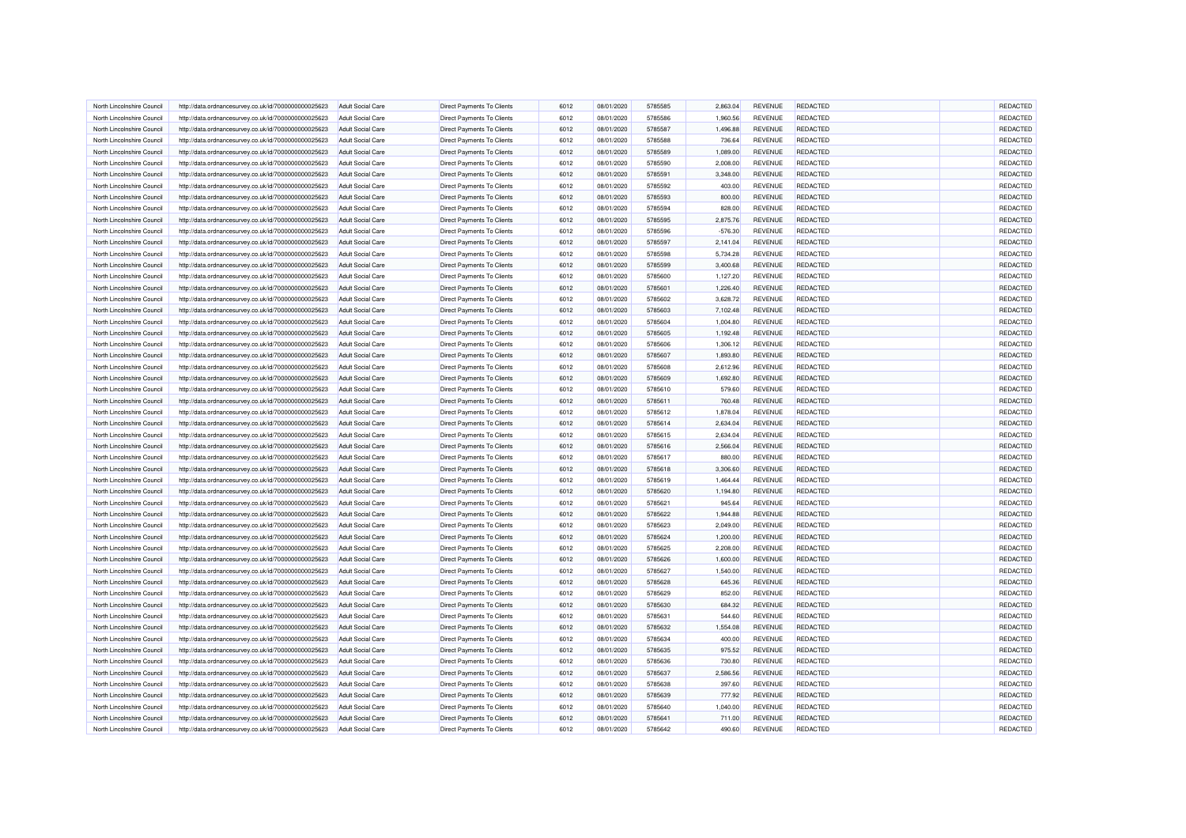| | | | | | | | | | | | |
|---|---|---|---|---|---|---|---|---|---|---|---|
| North Lincolnshire Council | http://data.ordnancesurvey.co.uk/id/7000000000025623 | Adult Social Care | Direct Payments To Clients | 6012 | 08/01/2020 | 5785585 | 2,863.04 | REVENUE | REDACTED | | REDACTED |
| North Lincolnshire Council | http://data.ordnancesurvey.co.uk/id/7000000000025623 | Adult Social Care | Direct Payments To Clients | 6012 | 08/01/2020 | 5785586 | 1,960.56 | REVENUE | REDACTED | | REDACTED |
| North Lincolnshire Council | http://data.ordnancesurvey.co.uk/id/7000000000025623 | Adult Social Care | Direct Payments To Clients | 6012 | 08/01/2020 | 5785587 | 1,496.88 | REVENUE | REDACTED | | REDACTED |
| North Lincolnshire Council | http://data.ordnancesurvey.co.uk/id/7000000000025623 | Adult Social Care | Direct Payments To Clients | 6012 | 08/01/2020 | 5785588 | 736.64 | REVENUE | REDACTED | | REDACTED |
| North Lincolnshire Council | http://data.ordnancesurvey.co.uk/id/7000000000025623 | Adult Social Care | Direct Payments To Clients | 6012 | 08/01/2020 | 5785589 | 1,089.00 | REVENUE | REDACTED | | REDACTED |
| North Lincolnshire Council | http://data.ordnancesurvey.co.uk/id/7000000000025623 | Adult Social Care | Direct Payments To Clients | 6012 | 08/01/2020 | 5785590 | 2,008.00 | REVENUE | REDACTED | | REDACTED |
| North Lincolnshire Council | http://data.ordnancesurvey.co.uk/id/7000000000025623 | Adult Social Care | Direct Payments To Clients | 6012 | 08/01/2020 | 5785591 | 3,348.00 | REVENUE | REDACTED | | REDACTED |
| North Lincolnshire Council | http://data.ordnancesurvey.co.uk/id/7000000000025623 | Adult Social Care | Direct Payments To Clients | 6012 | 08/01/2020 | 5785592 | 403.00 | REVENUE | REDACTED | | REDACTED |
| North Lincolnshire Council | http://data.ordnancesurvey.co.uk/id/7000000000025623 | Adult Social Care | Direct Payments To Clients | 6012 | 08/01/2020 | 5785593 | 800.00 | REVENUE | REDACTED | | REDACTED |
| North Lincolnshire Council | http://data.ordnancesurvey.co.uk/id/7000000000025623 | Adult Social Care | Direct Payments To Clients | 6012 | 08/01/2020 | 5785594 | 828.00 | REVENUE | REDACTED | | REDACTED |
| North Lincolnshire Council | http://data.ordnancesurvey.co.uk/id/7000000000025623 | Adult Social Care | Direct Payments To Clients | 6012 | 08/01/2020 | 5785595 | 2,875.76 | REVENUE | REDACTED | | REDACTED |
| North Lincolnshire Council | http://data.ordnancesurvey.co.uk/id/7000000000025623 | Adult Social Care | Direct Payments To Clients | 6012 | 08/01/2020 | 5785596 | -576.30 | REVENUE | REDACTED | | REDACTED |
| North Lincolnshire Council | http://data.ordnancesurvey.co.uk/id/7000000000025623 | Adult Social Care | Direct Payments To Clients | 6012 | 08/01/2020 | 5785597 | 2,141.04 | REVENUE | REDACTED | | REDACTED |
| North Lincolnshire Council | http://data.ordnancesurvey.co.uk/id/7000000000025623 | Adult Social Care | Direct Payments To Clients | 6012 | 08/01/2020 | 5785598 | 5,734.28 | REVENUE | REDACTED | | REDACTED |
| North Lincolnshire Council | http://data.ordnancesurvey.co.uk/id/7000000000025623 | Adult Social Care | Direct Payments To Clients | 6012 | 08/01/2020 | 5785599 | 3,400.68 | REVENUE | REDACTED | | REDACTED |
| North Lincolnshire Council | http://data.ordnancesurvey.co.uk/id/7000000000025623 | Adult Social Care | Direct Payments To Clients | 6012 | 08/01/2020 | 5785600 | 1,127.20 | REVENUE | REDACTED | | REDACTED |
| North Lincolnshire Council | http://data.ordnancesurvey.co.uk/id/7000000000025623 | Adult Social Care | Direct Payments To Clients | 6012 | 08/01/2020 | 5785601 | 1,226.40 | REVENUE | REDACTED | | REDACTED |
| North Lincolnshire Council | http://data.ordnancesurvey.co.uk/id/7000000000025623 | Adult Social Care | Direct Payments To Clients | 6012 | 08/01/2020 | 5785602 | 3,628.72 | REVENUE | REDACTED | | REDACTED |
| North Lincolnshire Council | http://data.ordnancesurvey.co.uk/id/7000000000025623 | Adult Social Care | Direct Payments To Clients | 6012 | 08/01/2020 | 5785603 | 7,102.48 | REVENUE | REDACTED | | REDACTED |
| North Lincolnshire Council | http://data.ordnancesurvey.co.uk/id/7000000000025623 | Adult Social Care | Direct Payments To Clients | 6012 | 08/01/2020 | 5785604 | 1,004.80 | REVENUE | REDACTED | | REDACTED |
| North Lincolnshire Council | http://data.ordnancesurvey.co.uk/id/7000000000025623 | Adult Social Care | Direct Payments To Clients | 6012 | 08/01/2020 | 5785605 | 1,192.48 | REVENUE | REDACTED | | REDACTED |
| North Lincolnshire Council | http://data.ordnancesurvey.co.uk/id/7000000000025623 | Adult Social Care | Direct Payments To Clients | 6012 | 08/01/2020 | 5785606 | 1,306.12 | REVENUE | REDACTED | | REDACTED |
| North Lincolnshire Council | http://data.ordnancesurvey.co.uk/id/7000000000025623 | Adult Social Care | Direct Payments To Clients | 6012 | 08/01/2020 | 5785607 | 1,893.80 | REVENUE | REDACTED | | REDACTED |
| North Lincolnshire Council | http://data.ordnancesurvey.co.uk/id/7000000000025623 | Adult Social Care | Direct Payments To Clients | 6012 | 08/01/2020 | 5785608 | 2,612.96 | REVENUE | REDACTED | | REDACTED |
| North Lincolnshire Council | http://data.ordnancesurvey.co.uk/id/7000000000025623 | Adult Social Care | Direct Payments To Clients | 6012 | 08/01/2020 | 5785609 | 1,692.80 | REVENUE | REDACTED | | REDACTED |
| North Lincolnshire Council | http://data.ordnancesurvey.co.uk/id/7000000000025623 | Adult Social Care | Direct Payments To Clients | 6012 | 08/01/2020 | 5785610 | 579.60 | REVENUE | REDACTED | | REDACTED |
| North Lincolnshire Council | http://data.ordnancesurvey.co.uk/id/7000000000025623 | Adult Social Care | Direct Payments To Clients | 6012 | 08/01/2020 | 5785611 | 760.48 | REVENUE | REDACTED | | REDACTED |
| North Lincolnshire Council | http://data.ordnancesurvey.co.uk/id/7000000000025623 | Adult Social Care | Direct Payments To Clients | 6012 | 08/01/2020 | 5785612 | 1,878.04 | REVENUE | REDACTED | | REDACTED |
| North Lincolnshire Council | http://data.ordnancesurvey.co.uk/id/7000000000025623 | Adult Social Care | Direct Payments To Clients | 6012 | 08/01/2020 | 5785614 | 2,634.04 | REVENUE | REDACTED | | REDACTED |
| North Lincolnshire Council | http://data.ordnancesurvey.co.uk/id/7000000000025623 | Adult Social Care | Direct Payments To Clients | 6012 | 08/01/2020 | 5785615 | 2,634.04 | REVENUE | REDACTED | | REDACTED |
| North Lincolnshire Council | http://data.ordnancesurvey.co.uk/id/7000000000025623 | Adult Social Care | Direct Payments To Clients | 6012 | 08/01/2020 | 5785616 | 2,566.04 | REVENUE | REDACTED | | REDACTED |
| North Lincolnshire Council | http://data.ordnancesurvey.co.uk/id/7000000000025623 | Adult Social Care | Direct Payments To Clients | 6012 | 08/01/2020 | 5785617 | 880.00 | REVENUE | REDACTED | | REDACTED |
| North Lincolnshire Council | http://data.ordnancesurvey.co.uk/id/7000000000025623 | Adult Social Care | Direct Payments To Clients | 6012 | 08/01/2020 | 5785618 | 3,306.60 | REVENUE | REDACTED | | REDACTED |
| North Lincolnshire Council | http://data.ordnancesurvey.co.uk/id/7000000000025623 | Adult Social Care | Direct Payments To Clients | 6012 | 08/01/2020 | 5785619 | 1,464.44 | REVENUE | REDACTED | | REDACTED |
| North Lincolnshire Council | http://data.ordnancesurvey.co.uk/id/7000000000025623 | Adult Social Care | Direct Payments To Clients | 6012 | 08/01/2020 | 5785620 | 1,194.80 | REVENUE | REDACTED | | REDACTED |
| North Lincolnshire Council | http://data.ordnancesurvey.co.uk/id/7000000000025623 | Adult Social Care | Direct Payments To Clients | 6012 | 08/01/2020 | 5785621 | 945.64 | REVENUE | REDACTED | | REDACTED |
| North Lincolnshire Council | http://data.ordnancesurvey.co.uk/id/7000000000025623 | Adult Social Care | Direct Payments To Clients | 6012 | 08/01/2020 | 5785622 | 1,944.88 | REVENUE | REDACTED | | REDACTED |
| North Lincolnshire Council | http://data.ordnancesurvey.co.uk/id/7000000000025623 | Adult Social Care | Direct Payments To Clients | 6012 | 08/01/2020 | 5785623 | 2,049.00 | REVENUE | REDACTED | | REDACTED |
| North Lincolnshire Council | http://data.ordnancesurvey.co.uk/id/7000000000025623 | Adult Social Care | Direct Payments To Clients | 6012 | 08/01/2020 | 5785624 | 1,200.00 | REVENUE | REDACTED | | REDACTED |
| North Lincolnshire Council | http://data.ordnancesurvey.co.uk/id/7000000000025623 | Adult Social Care | Direct Payments To Clients | 6012 | 08/01/2020 | 5785625 | 2,208.00 | REVENUE | REDACTED | | REDACTED |
| North Lincolnshire Council | http://data.ordnancesurvey.co.uk/id/7000000000025623 | Adult Social Care | Direct Payments To Clients | 6012 | 08/01/2020 | 5785626 | 1,600.00 | REVENUE | REDACTED | | REDACTED |
| North Lincolnshire Council | http://data.ordnancesurvey.co.uk/id/7000000000025623 | Adult Social Care | Direct Payments To Clients | 6012 | 08/01/2020 | 5785627 | 1,540.00 | REVENUE | REDACTED | | REDACTED |
| North Lincolnshire Council | http://data.ordnancesurvey.co.uk/id/7000000000025623 | Adult Social Care | Direct Payments To Clients | 6012 | 08/01/2020 | 5785628 | 645.36 | REVENUE | REDACTED | | REDACTED |
| North Lincolnshire Council | http://data.ordnancesurvey.co.uk/id/7000000000025623 | Adult Social Care | Direct Payments To Clients | 6012 | 08/01/2020 | 5785629 | 852.00 | REVENUE | REDACTED | | REDACTED |
| North Lincolnshire Council | http://data.ordnancesurvey.co.uk/id/7000000000025623 | Adult Social Care | Direct Payments To Clients | 6012 | 08/01/2020 | 5785630 | 684.32 | REVENUE | REDACTED | | REDACTED |
| North Lincolnshire Council | http://data.ordnancesurvey.co.uk/id/7000000000025623 | Adult Social Care | Direct Payments To Clients | 6012 | 08/01/2020 | 5785631 | 544.60 | REVENUE | REDACTED | | REDACTED |
| North Lincolnshire Council | http://data.ordnancesurvey.co.uk/id/7000000000025623 | Adult Social Care | Direct Payments To Clients | 6012 | 08/01/2020 | 5785632 | 1,554.08 | REVENUE | REDACTED | | REDACTED |
| North Lincolnshire Council | http://data.ordnancesurvey.co.uk/id/7000000000025623 | Adult Social Care | Direct Payments To Clients | 6012 | 08/01/2020 | 5785634 | 400.00 | REVENUE | REDACTED | | REDACTED |
| North Lincolnshire Council | http://data.ordnancesurvey.co.uk/id/7000000000025623 | Adult Social Care | Direct Payments To Clients | 6012 | 08/01/2020 | 5785635 | 975.52 | REVENUE | REDACTED | | REDACTED |
| North Lincolnshire Council | http://data.ordnancesurvey.co.uk/id/7000000000025623 | Adult Social Care | Direct Payments To Clients | 6012 | 08/01/2020 | 5785636 | 730.80 | REVENUE | REDACTED | | REDACTED |
| North Lincolnshire Council | http://data.ordnancesurvey.co.uk/id/7000000000025623 | Adult Social Care | Direct Payments To Clients | 6012 | 08/01/2020 | 5785637 | 2,586.56 | REVENUE | REDACTED | | REDACTED |
| North Lincolnshire Council | http://data.ordnancesurvey.co.uk/id/7000000000025623 | Adult Social Care | Direct Payments To Clients | 6012 | 08/01/2020 | 5785638 | 397.60 | REVENUE | REDACTED | | REDACTED |
| North Lincolnshire Council | http://data.ordnancesurvey.co.uk/id/7000000000025623 | Adult Social Care | Direct Payments To Clients | 6012 | 08/01/2020 | 5785639 | 777.92 | REVENUE | REDACTED | | REDACTED |
| North Lincolnshire Council | http://data.ordnancesurvey.co.uk/id/7000000000025623 | Adult Social Care | Direct Payments To Clients | 6012 | 08/01/2020 | 5785640 | 1,040.00 | REVENUE | REDACTED | | REDACTED |
| North Lincolnshire Council | http://data.ordnancesurvey.co.uk/id/7000000000025623 | Adult Social Care | Direct Payments To Clients | 6012 | 08/01/2020 | 5785641 | 711.00 | REVENUE | REDACTED | | REDACTED |
| North Lincolnshire Council | http://data.ordnancesurvey.co.uk/id/7000000000025623 | Adult Social Care | Direct Payments To Clients | 6012 | 08/01/2020 | 5785642 | 490.60 | REVENUE | REDACTED | | REDACTED |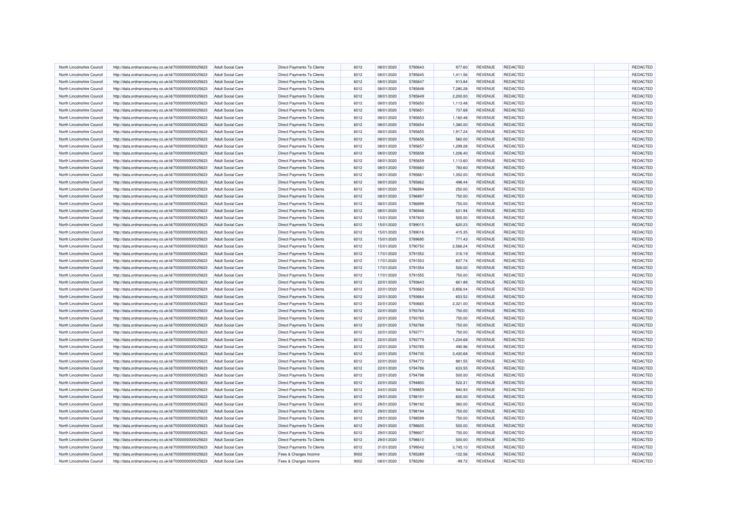| | | | | | | | | | | | |
|---|---|---|---|---|---|---|---|---|---|---|---|
| North Lincolnshire Council | http://data.ordnancesurvey.co.uk/id/7000000000025623 | Adult Social Care | Direct Payments To Clients | 6012 | 08/01/2020 | 5785643 | 977.60 | REVENUE | REDACTED | | REDACTED |
| North Lincolnshire Council | http://data.ordnancesurvey.co.uk/id/7000000000025623 | Adult Social Care | Direct Payments To Clients | 6012 | 08/01/2020 | 5785645 | 1,411.56 | REVENUE | REDACTED | | REDACTED |
| North Lincolnshire Council | http://data.ordnancesurvey.co.uk/id/7000000000025623 | Adult Social Care | Direct Payments To Clients | 6012 | 08/01/2020 | 5785647 | 913.84 | REVENUE | REDACTED | | REDACTED |
| North Lincolnshire Council | http://data.ordnancesurvey.co.uk/id/7000000000025623 | Adult Social Care | Direct Payments To Clients | 6012 | 08/01/2020 | 5785648 | 7,280.28 | REVENUE | REDACTED | | REDACTED |
| North Lincolnshire Council | http://data.ordnancesurvey.co.uk/id/7000000000025623 | Adult Social Care | Direct Payments To Clients | 6012 | 08/01/2020 | 5785649 | 2,200.00 | REVENUE | REDACTED | | REDACTED |
| North Lincolnshire Council | http://data.ordnancesurvey.co.uk/id/7000000000025623 | Adult Social Care | Direct Payments To Clients | 6012 | 08/01/2020 | 5785650 | 1,113.48 | REVENUE | REDACTED | | REDACTED |
| North Lincolnshire Council | http://data.ordnancesurvey.co.uk/id/7000000000025623 | Adult Social Care | Direct Payments To Clients | 6012 | 08/01/2020 | 5785651 | 737.68 | REVENUE | REDACTED | | REDACTED |
| North Lincolnshire Council | http://data.ordnancesurvey.co.uk/id/7000000000025623 | Adult Social Care | Direct Payments To Clients | 6012 | 08/01/2020 | 5785653 | 1,160.48 | REVENUE | REDACTED | | REDACTED |
| North Lincolnshire Council | http://data.ordnancesurvey.co.uk/id/7000000000025623 | Adult Social Care | Direct Payments To Clients | 6012 | 08/01/2020 | 5785654 | 1,380.00 | REVENUE | REDACTED | | REDACTED |
| North Lincolnshire Council | http://data.ordnancesurvey.co.uk/id/7000000000025623 | Adult Social Care | Direct Payments To Clients | 6012 | 08/01/2020 | 5785655 | 1,917.24 | REVENUE | REDACTED | | REDACTED |
| North Lincolnshire Council | http://data.ordnancesurvey.co.uk/id/7000000000025623 | Adult Social Care | Direct Payments To Clients | 6012 | 08/01/2020 | 5785656 | 560.00 | REVENUE | REDACTED | | REDACTED |
| North Lincolnshire Council | http://data.ordnancesurvey.co.uk/id/7000000000025623 | Adult Social Care | Direct Payments To Clients | 6012 | 08/01/2020 | 5785657 | 1,299.28 | REVENUE | REDACTED | | REDACTED |
| North Lincolnshire Council | http://data.ordnancesurvey.co.uk/id/7000000000025623 | Adult Social Care | Direct Payments To Clients | 6012 | 08/01/2020 | 5785658 | 1,206.40 | REVENUE | REDACTED | | REDACTED |
| North Lincolnshire Council | http://data.ordnancesurvey.co.uk/id/7000000000025623 | Adult Social Care | Direct Payments To Clients | 6012 | 08/01/2020 | 5785659 | 1,113.60 | REVENUE | REDACTED | | REDACTED |
| North Lincolnshire Council | http://data.ordnancesurvey.co.uk/id/7000000000025623 | Adult Social Care | Direct Payments To Clients | 6012 | 08/01/2020 | 5785660 | 783.60 | REVENUE | REDACTED | | REDACTED |
| North Lincolnshire Council | http://data.ordnancesurvey.co.uk/id/7000000000025623 | Adult Social Care | Direct Payments To Clients | 6012 | 08/01/2020 | 5785661 | 1,352.00 | REVENUE | REDACTED | | REDACTED |
| North Lincolnshire Council | http://data.ordnancesurvey.co.uk/id/7000000000025623 | Adult Social Care | Direct Payments To Clients | 6012 | 08/01/2020 | 5785662 | 498.44 | REVENUE | REDACTED | | REDACTED |
| North Lincolnshire Council | http://data.ordnancesurvey.co.uk/id/7000000000025623 | Adult Social Care | Direct Payments To Clients | 6012 | 08/01/2020 | 5786894 | 250.00 | REVENUE | REDACTED | | REDACTED |
| North Lincolnshire Council | http://data.ordnancesurvey.co.uk/id/7000000000025623 | Adult Social Care | Direct Payments To Clients | 6012 | 08/01/2020 | 5786897 | 750.00 | REVENUE | REDACTED | | REDACTED |
| North Lincolnshire Council | http://data.ordnancesurvey.co.uk/id/7000000000025623 | Adult Social Care | Direct Payments To Clients | 6012 | 08/01/2020 | 5786899 | 750.00 | REVENUE | REDACTED | | REDACTED |
| North Lincolnshire Council | http://data.ordnancesurvey.co.uk/id/7000000000025623 | Adult Social Care | Direct Payments To Clients | 6012 | 08/01/2020 | 5786948 | 631.94 | REVENUE | REDACTED | | REDACTED |
| North Lincolnshire Council | http://data.ordnancesurvey.co.uk/id/7000000000025623 | Adult Social Care | Direct Payments To Clients | 6012 | 10/01/2020 | 5787833 | 500.00 | REVENUE | REDACTED | | REDACTED |
| North Lincolnshire Council | http://data.ordnancesurvey.co.uk/id/7000000000025623 | Adult Social Care | Direct Payments To Clients | 6012 | 15/01/2020 | 5789015 | 620.23 | REVENUE | REDACTED | | REDACTED |
| North Lincolnshire Council | http://data.ordnancesurvey.co.uk/id/7000000000025623 | Adult Social Care | Direct Payments To Clients | 6012 | 15/01/2020 | 5789016 | 415.35 | REVENUE | REDACTED | | REDACTED |
| North Lincolnshire Council | http://data.ordnancesurvey.co.uk/id/7000000000025623 | Adult Social Care | Direct Payments To Clients | 6012 | 15/01/2020 | 5789695 | 771.43 | REVENUE | REDACTED | | REDACTED |
| North Lincolnshire Council | http://data.ordnancesurvey.co.uk/id/7000000000025623 | Adult Social Care | Direct Payments To Clients | 6012 | 15/01/2020 | 5790750 | 2,566.24 | REVENUE | REDACTED | | REDACTED |
| North Lincolnshire Council | http://data.ordnancesurvey.co.uk/id/7000000000025623 | Adult Social Care | Direct Payments To Clients | 6012 | 17/01/2020 | 5791552 | 316.19 | REVENUE | REDACTED | | REDACTED |
| North Lincolnshire Council | http://data.ordnancesurvey.co.uk/id/7000000000025623 | Adult Social Care | Direct Payments To Clients | 6012 | 17/01/2020 | 5791553 | 837.74 | REVENUE | REDACTED | | REDACTED |
| North Lincolnshire Council | http://data.ordnancesurvey.co.uk/id/7000000000025623 | Adult Social Care | Direct Payments To Clients | 6012 | 17/01/2020 | 5791554 | 500.00 | REVENUE | REDACTED | | REDACTED |
| North Lincolnshire Council | http://data.ordnancesurvey.co.uk/id/7000000000025623 | Adult Social Care | Direct Payments To Clients | 6012 | 17/01/2020 | 5791555 | 750.00 | REVENUE | REDACTED | | REDACTED |
| North Lincolnshire Council | http://data.ordnancesurvey.co.uk/id/7000000000025623 | Adult Social Care | Direct Payments To Clients | 6012 | 22/01/2020 | 5793643 | 661.88 | REVENUE | REDACTED | | REDACTED |
| North Lincolnshire Council | http://data.ordnancesurvey.co.uk/id/7000000000025623 | Adult Social Care | Direct Payments To Clients | 6012 | 22/01/2020 | 5793663 | 2,856.04 | REVENUE | REDACTED | | REDACTED |
| North Lincolnshire Council | http://data.ordnancesurvey.co.uk/id/7000000000025623 | Adult Social Care | Direct Payments To Clients | 6012 | 22/01/2020 | 5793664 | 653.52 | REVENUE | REDACTED | | REDACTED |
| North Lincolnshire Council | http://data.ordnancesurvey.co.uk/id/7000000000025623 | Adult Social Care | Direct Payments To Clients | 6012 | 22/01/2020 | 5793665 | 2,321.00 | REVENUE | REDACTED | | REDACTED |
| North Lincolnshire Council | http://data.ordnancesurvey.co.uk/id/7000000000025623 | Adult Social Care | Direct Payments To Clients | 6012 | 22/01/2020 | 5793764 | 750.00 | REVENUE | REDACTED | | REDACTED |
| North Lincolnshire Council | http://data.ordnancesurvey.co.uk/id/7000000000025623 | Adult Social Care | Direct Payments To Clients | 6012 | 22/01/2020 | 5793765 | 750.00 | REVENUE | REDACTED | | REDACTED |
| North Lincolnshire Council | http://data.ordnancesurvey.co.uk/id/7000000000025623 | Adult Social Care | Direct Payments To Clients | 6012 | 22/01/2020 | 5793768 | 750.00 | REVENUE | REDACTED | | REDACTED |
| North Lincolnshire Council | http://data.ordnancesurvey.co.uk/id/7000000000025623 | Adult Social Care | Direct Payments To Clients | 6012 | 22/01/2020 | 5793771 | 750.00 | REVENUE | REDACTED | | REDACTED |
| North Lincolnshire Council | http://data.ordnancesurvey.co.uk/id/7000000000025623 | Adult Social Care | Direct Payments To Clients | 6012 | 22/01/2020 | 5793779 | 1,234.68 | REVENUE | REDACTED | | REDACTED |
| North Lincolnshire Council | http://data.ordnancesurvey.co.uk/id/7000000000025623 | Adult Social Care | Direct Payments To Clients | 6012 | 22/01/2020 | 5793785 | 490.96 | REVENUE | REDACTED | | REDACTED |
| North Lincolnshire Council | http://data.ordnancesurvey.co.uk/id/7000000000025623 | Adult Social Care | Direct Payments To Clients | 6012 | 22/01/2020 | 5794735 | 3,430.68 | REVENUE | REDACTED | | REDACTED |
| North Lincolnshire Council | http://data.ordnancesurvey.co.uk/id/7000000000025623 | Adult Social Care | Direct Payments To Clients | 6012 | 22/01/2020 | 5794772 | 881.55 | REVENUE | REDACTED | | REDACTED |
| North Lincolnshire Council | http://data.ordnancesurvey.co.uk/id/7000000000025623 | Adult Social Care | Direct Payments To Clients | 6012 | 22/01/2020 | 5794786 | 633.55 | REVENUE | REDACTED | | REDACTED |
| North Lincolnshire Council | http://data.ordnancesurvey.co.uk/id/7000000000025623 | Adult Social Care | Direct Payments To Clients | 6012 | 22/01/2020 | 5794798 | 500.00 | REVENUE | REDACTED | | REDACTED |
| North Lincolnshire Council | http://data.ordnancesurvey.co.uk/id/7000000000025623 | Adult Social Care | Direct Payments To Clients | 6012 | 22/01/2020 | 5794800 | 522.31 | REVENUE | REDACTED | | REDACTED |
| North Lincolnshire Council | http://data.ordnancesurvey.co.uk/id/7000000000025623 | Adult Social Care | Direct Payments To Clients | 6012 | 24/01/2020 | 5789859 | 940.93 | REVENUE | REDACTED | | REDACTED |
| North Lincolnshire Council | http://data.ordnancesurvey.co.uk/id/7000000000025623 | Adult Social Care | Direct Payments To Clients | 6012 | 29/01/2020 | 5798191 | 600.00 | REVENUE | REDACTED | | REDACTED |
| North Lincolnshire Council | http://data.ordnancesurvey.co.uk/id/7000000000025623 | Adult Social Care | Direct Payments To Clients | 6012 | 29/01/2020 | 5798192 | 360.00 | REVENUE | REDACTED | | REDACTED |
| North Lincolnshire Council | http://data.ordnancesurvey.co.uk/id/7000000000025623 | Adult Social Care | Direct Payments To Clients | 6012 | 29/01/2020 | 5798194 | 750.00 | REVENUE | REDACTED | | REDACTED |
| North Lincolnshire Council | http://data.ordnancesurvey.co.uk/id/7000000000025623 | Adult Social Care | Direct Payments To Clients | 6012 | 29/01/2020 | 5798599 | 750.00 | REVENUE | REDACTED | | REDACTED |
| North Lincolnshire Council | http://data.ordnancesurvey.co.uk/id/7000000000025623 | Adult Social Care | Direct Payments To Clients | 6012 | 29/01/2020 | 5798605 | 500.00 | REVENUE | REDACTED | | REDACTED |
| North Lincolnshire Council | http://data.ordnancesurvey.co.uk/id/7000000000025623 | Adult Social Care | Direct Payments To Clients | 6012 | 29/01/2020 | 5798607 | 750.00 | REVENUE | REDACTED | | REDACTED |
| North Lincolnshire Council | http://data.ordnancesurvey.co.uk/id/7000000000025623 | Adult Social Care | Direct Payments To Clients | 6012 | 29/01/2020 | 5798610 | 500.00 | REVENUE | REDACTED | | REDACTED |
| North Lincolnshire Council | http://data.ordnancesurvey.co.uk/id/7000000000025623 | Adult Social Care | Direct Payments To Clients | 6012 | 31/01/2020 | 5799542 | 3,745.10 | REVENUE | REDACTED | | REDACTED |
| North Lincolnshire Council | http://data.ordnancesurvey.co.uk/id/7000000000025623 | Adult Social Care | Fees & Charges Income | 9002 | 08/01/2020 | 5785289 | -122.56 | REVENUE | REDACTED | | REDACTED |
| North Lincolnshire Council | http://data.ordnancesurvey.co.uk/id/7000000000025623 | Adult Social Care | Fees & Charges Income | 9002 | 08/01/2020 | 5785290 | -99.72 | REVENUE | REDACTED | | REDACTED |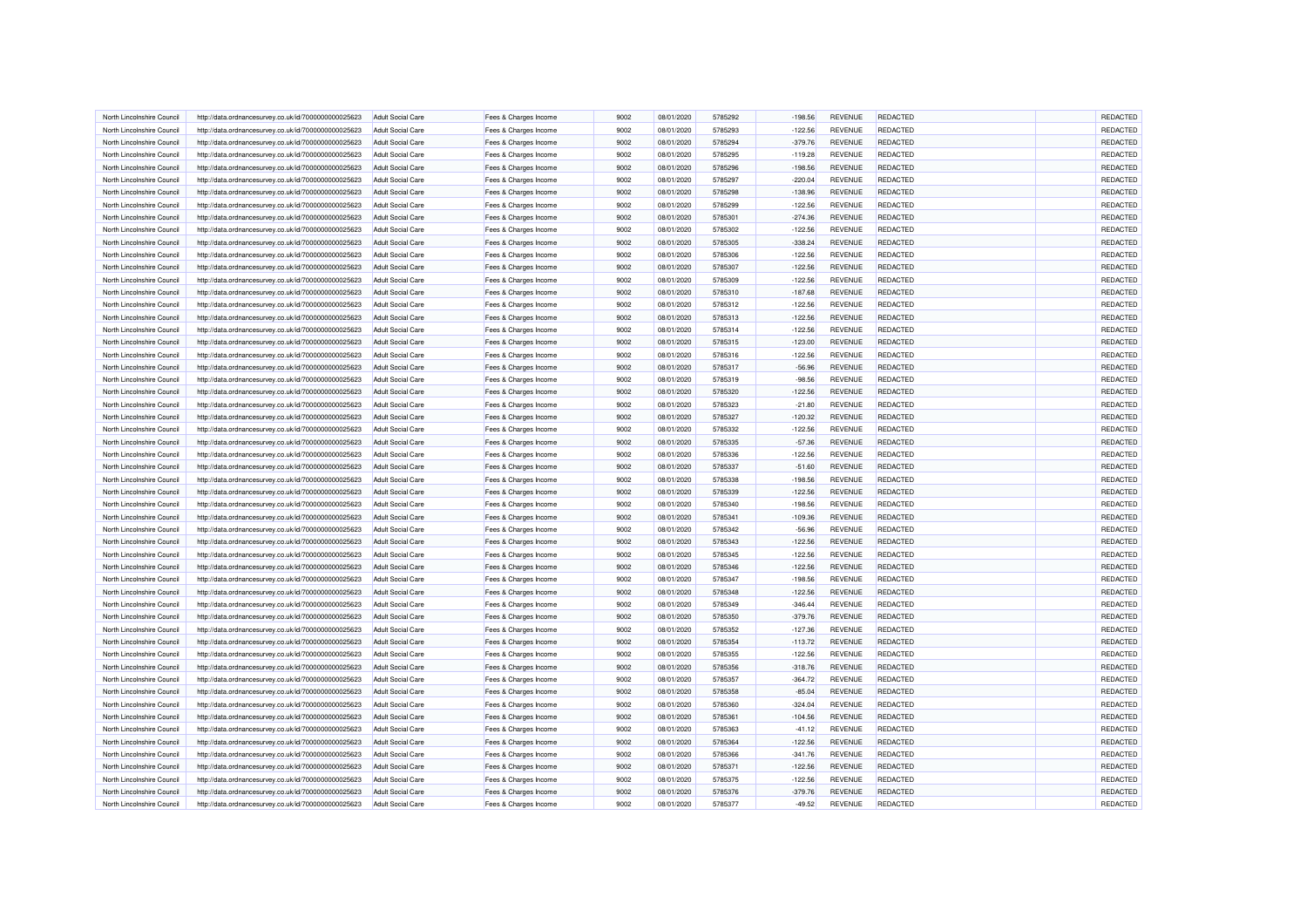| | | | | | | | | | | | |
|---|---|---|---|---|---|---|---|---|---|---|---|
| North Lincolnshire Council | http://data.ordnancesurvey.co.uk/id/7000000000025623 | Adult Social Care | Fees & Charges Income | 9002 | 08/01/2020 | 5785292 | -198.56 | REVENUE | REDACTED | | REDACTED |
| North Lincolnshire Council | http://data.ordnancesurvey.co.uk/id/7000000000025623 | Adult Social Care | Fees & Charges Income | 9002 | 08/01/2020 | 5785293 | -122.56 | REVENUE | REDACTED | | REDACTED |
| North Lincolnshire Council | http://data.ordnancesurvey.co.uk/id/7000000000025623 | Adult Social Care | Fees & Charges Income | 9002 | 08/01/2020 | 5785294 | -379.76 | REVENUE | REDACTED | | REDACTED |
| North Lincolnshire Council | http://data.ordnancesurvey.co.uk/id/7000000000025623 | Adult Social Care | Fees & Charges Income | 9002 | 08/01/2020 | 5785295 | -119.28 | REVENUE | REDACTED | | REDACTED |
| North Lincolnshire Council | http://data.ordnancesurvey.co.uk/id/7000000000025623 | Adult Social Care | Fees & Charges Income | 9002 | 08/01/2020 | 5785296 | -198.56 | REVENUE | REDACTED | | REDACTED |
| North Lincolnshire Council | http://data.ordnancesurvey.co.uk/id/7000000000025623 | Adult Social Care | Fees & Charges Income | 9002 | 08/01/2020 | 5785297 | -220.04 | REVENUE | REDACTED | | REDACTED |
| North Lincolnshire Council | http://data.ordnancesurvey.co.uk/id/7000000000025623 | Adult Social Care | Fees & Charges Income | 9002 | 08/01/2020 | 5785298 | -138.96 | REVENUE | REDACTED | | REDACTED |
| North Lincolnshire Council | http://data.ordnancesurvey.co.uk/id/7000000000025623 | Adult Social Care | Fees & Charges Income | 9002 | 08/01/2020 | 5785299 | -122.56 | REVENUE | REDACTED | | REDACTED |
| North Lincolnshire Council | http://data.ordnancesurvey.co.uk/id/7000000000025623 | Adult Social Care | Fees & Charges Income | 9002 | 08/01/2020 | 5785301 | -274.36 | REVENUE | REDACTED | | REDACTED |
| North Lincolnshire Council | http://data.ordnancesurvey.co.uk/id/7000000000025623 | Adult Social Care | Fees & Charges Income | 9002 | 08/01/2020 | 5785302 | -122.56 | REVENUE | REDACTED | | REDACTED |
| North Lincolnshire Council | http://data.ordnancesurvey.co.uk/id/7000000000025623 | Adult Social Care | Fees & Charges Income | 9002 | 08/01/2020 | 5785305 | -338.24 | REVENUE | REDACTED | | REDACTED |
| North Lincolnshire Council | http://data.ordnancesurvey.co.uk/id/7000000000025623 | Adult Social Care | Fees & Charges Income | 9002 | 08/01/2020 | 5785306 | -122.56 | REVENUE | REDACTED | | REDACTED |
| North Lincolnshire Council | http://data.ordnancesurvey.co.uk/id/7000000000025623 | Adult Social Care | Fees & Charges Income | 9002 | 08/01/2020 | 5785307 | -122.56 | REVENUE | REDACTED | | REDACTED |
| North Lincolnshire Council | http://data.ordnancesurvey.co.uk/id/7000000000025623 | Adult Social Care | Fees & Charges Income | 9002 | 08/01/2020 | 5785309 | -122.56 | REVENUE | REDACTED | | REDACTED |
| North Lincolnshire Council | http://data.ordnancesurvey.co.uk/id/7000000000025623 | Adult Social Care | Fees & Charges Income | 9002 | 08/01/2020 | 5785310 | -187.68 | REVENUE | REDACTED | | REDACTED |
| North Lincolnshire Council | http://data.ordnancesurvey.co.uk/id/7000000000025623 | Adult Social Care | Fees & Charges Income | 9002 | 08/01/2020 | 5785312 | -122.56 | REVENUE | REDACTED | | REDACTED |
| North Lincolnshire Council | http://data.ordnancesurvey.co.uk/id/7000000000025623 | Adult Social Care | Fees & Charges Income | 9002 | 08/01/2020 | 5785313 | -122.56 | REVENUE | REDACTED | | REDACTED |
| North Lincolnshire Council | http://data.ordnancesurvey.co.uk/id/7000000000025623 | Adult Social Care | Fees & Charges Income | 9002 | 08/01/2020 | 5785314 | -122.56 | REVENUE | REDACTED | | REDACTED |
| North Lincolnshire Council | http://data.ordnancesurvey.co.uk/id/7000000000025623 | Adult Social Care | Fees & Charges Income | 9002 | 08/01/2020 | 5785315 | -123.00 | REVENUE | REDACTED | | REDACTED |
| North Lincolnshire Council | http://data.ordnancesurvey.co.uk/id/7000000000025623 | Adult Social Care | Fees & Charges Income | 9002 | 08/01/2020 | 5785316 | -122.56 | REVENUE | REDACTED | | REDACTED |
| North Lincolnshire Council | http://data.ordnancesurvey.co.uk/id/7000000000025623 | Adult Social Care | Fees & Charges Income | 9002 | 08/01/2020 | 5785317 | -56.96 | REVENUE | REDACTED | | REDACTED |
| North Lincolnshire Council | http://data.ordnancesurvey.co.uk/id/7000000000025623 | Adult Social Care | Fees & Charges Income | 9002 | 08/01/2020 | 5785319 | -98.56 | REVENUE | REDACTED | | REDACTED |
| North Lincolnshire Council | http://data.ordnancesurvey.co.uk/id/7000000000025623 | Adult Social Care | Fees & Charges Income | 9002 | 08/01/2020 | 5785320 | -122.56 | REVENUE | REDACTED | | REDACTED |
| North Lincolnshire Council | http://data.ordnancesurvey.co.uk/id/7000000000025623 | Adult Social Care | Fees & Charges Income | 9002 | 08/01/2020 | 5785323 | -21.80 | REVENUE | REDACTED | | REDACTED |
| North Lincolnshire Council | http://data.ordnancesurvey.co.uk/id/7000000000025623 | Adult Social Care | Fees & Charges Income | 9002 | 08/01/2020 | 5785327 | -120.32 | REVENUE | REDACTED | | REDACTED |
| North Lincolnshire Council | http://data.ordnancesurvey.co.uk/id/7000000000025623 | Adult Social Care | Fees & Charges Income | 9002 | 08/01/2020 | 5785332 | -122.56 | REVENUE | REDACTED | | REDACTED |
| North Lincolnshire Council | http://data.ordnancesurvey.co.uk/id/7000000000025623 | Adult Social Care | Fees & Charges Income | 9002 | 08/01/2020 | 5785335 | -57.36 | REVENUE | REDACTED | | REDACTED |
| North Lincolnshire Council | http://data.ordnancesurvey.co.uk/id/7000000000025623 | Adult Social Care | Fees & Charges Income | 9002 | 08/01/2020 | 5785336 | -122.56 | REVENUE | REDACTED | | REDACTED |
| North Lincolnshire Council | http://data.ordnancesurvey.co.uk/id/7000000000025623 | Adult Social Care | Fees & Charges Income | 9002 | 08/01/2020 | 5785337 | -51.60 | REVENUE | REDACTED | | REDACTED |
| North Lincolnshire Council | http://data.ordnancesurvey.co.uk/id/7000000000025623 | Adult Social Care | Fees & Charges Income | 9002 | 08/01/2020 | 5785338 | -198.56 | REVENUE | REDACTED | | REDACTED |
| North Lincolnshire Council | http://data.ordnancesurvey.co.uk/id/7000000000025623 | Adult Social Care | Fees & Charges Income | 9002 | 08/01/2020 | 5785339 | -122.56 | REVENUE | REDACTED | | REDACTED |
| North Lincolnshire Council | http://data.ordnancesurvey.co.uk/id/7000000000025623 | Adult Social Care | Fees & Charges Income | 9002 | 08/01/2020 | 5785340 | -198.56 | REVENUE | REDACTED | | REDACTED |
| North Lincolnshire Council | http://data.ordnancesurvey.co.uk/id/7000000000025623 | Adult Social Care | Fees & Charges Income | 9002 | 08/01/2020 | 5785341 | -109.36 | REVENUE | REDACTED | | REDACTED |
| North Lincolnshire Council | http://data.ordnancesurvey.co.uk/id/7000000000025623 | Adult Social Care | Fees & Charges Income | 9002 | 08/01/2020 | 5785342 | -56.96 | REVENUE | REDACTED | | REDACTED |
| North Lincolnshire Council | http://data.ordnancesurvey.co.uk/id/7000000000025623 | Adult Social Care | Fees & Charges Income | 9002 | 08/01/2020 | 5785343 | -122.56 | REVENUE | REDACTED | | REDACTED |
| North Lincolnshire Council | http://data.ordnancesurvey.co.uk/id/7000000000025623 | Adult Social Care | Fees & Charges Income | 9002 | 08/01/2020 | 5785345 | -122.56 | REVENUE | REDACTED | | REDACTED |
| North Lincolnshire Council | http://data.ordnancesurvey.co.uk/id/7000000000025623 | Adult Social Care | Fees & Charges Income | 9002 | 08/01/2020 | 5785346 | -122.56 | REVENUE | REDACTED | | REDACTED |
| North Lincolnshire Council | http://data.ordnancesurvey.co.uk/id/7000000000025623 | Adult Social Care | Fees & Charges Income | 9002 | 08/01/2020 | 5785347 | -198.56 | REVENUE | REDACTED | | REDACTED |
| North Lincolnshire Council | http://data.ordnancesurvey.co.uk/id/7000000000025623 | Adult Social Care | Fees & Charges Income | 9002 | 08/01/2020 | 5785348 | -122.56 | REVENUE | REDACTED | | REDACTED |
| North Lincolnshire Council | http://data.ordnancesurvey.co.uk/id/7000000000025623 | Adult Social Care | Fees & Charges Income | 9002 | 08/01/2020 | 5785349 | -346.44 | REVENUE | REDACTED | | REDACTED |
| North Lincolnshire Council | http://data.ordnancesurvey.co.uk/id/7000000000025623 | Adult Social Care | Fees & Charges Income | 9002 | 08/01/2020 | 5785350 | -379.76 | REVENUE | REDACTED | | REDACTED |
| North Lincolnshire Council | http://data.ordnancesurvey.co.uk/id/7000000000025623 | Adult Social Care | Fees & Charges Income | 9002 | 08/01/2020 | 5785352 | -127.36 | REVENUE | REDACTED | | REDACTED |
| North Lincolnshire Council | http://data.ordnancesurvey.co.uk/id/7000000000025623 | Adult Social Care | Fees & Charges Income | 9002 | 08/01/2020 | 5785354 | -113.72 | REVENUE | REDACTED | | REDACTED |
| North Lincolnshire Council | http://data.ordnancesurvey.co.uk/id/7000000000025623 | Adult Social Care | Fees & Charges Income | 9002 | 08/01/2020 | 5785355 | -122.56 | REVENUE | REDACTED | | REDACTED |
| North Lincolnshire Council | http://data.ordnancesurvey.co.uk/id/7000000000025623 | Adult Social Care | Fees & Charges Income | 9002 | 08/01/2020 | 5785356 | -318.76 | REVENUE | REDACTED | | REDACTED |
| North Lincolnshire Council | http://data.ordnancesurvey.co.uk/id/7000000000025623 | Adult Social Care | Fees & Charges Income | 9002 | 08/01/2020 | 5785357 | -364.72 | REVENUE | REDACTED | | REDACTED |
| North Lincolnshire Council | http://data.ordnancesurvey.co.uk/id/7000000000025623 | Adult Social Care | Fees & Charges Income | 9002 | 08/01/2020 | 5785358 | -85.04 | REVENUE | REDACTED | | REDACTED |
| North Lincolnshire Council | http://data.ordnancesurvey.co.uk/id/7000000000025623 | Adult Social Care | Fees & Charges Income | 9002 | 08/01/2020 | 5785360 | -324.04 | REVENUE | REDACTED | | REDACTED |
| North Lincolnshire Council | http://data.ordnancesurvey.co.uk/id/7000000000025623 | Adult Social Care | Fees & Charges Income | 9002 | 08/01/2020 | 5785361 | -104.56 | REVENUE | REDACTED | | REDACTED |
| North Lincolnshire Council | http://data.ordnancesurvey.co.uk/id/7000000000025623 | Adult Social Care | Fees & Charges Income | 9002 | 08/01/2020 | 5785363 | -41.12 | REVENUE | REDACTED | | REDACTED |
| North Lincolnshire Council | http://data.ordnancesurvey.co.uk/id/7000000000025623 | Adult Social Care | Fees & Charges Income | 9002 | 08/01/2020 | 5785364 | -122.56 | REVENUE | REDACTED | | REDACTED |
| North Lincolnshire Council | http://data.ordnancesurvey.co.uk/id/7000000000025623 | Adult Social Care | Fees & Charges Income | 9002 | 08/01/2020 | 5785366 | -341.76 | REVENUE | REDACTED | | REDACTED |
| North Lincolnshire Council | http://data.ordnancesurvey.co.uk/id/7000000000025623 | Adult Social Care | Fees & Charges Income | 9002 | 08/01/2020 | 5785371 | -122.56 | REVENUE | REDACTED | | REDACTED |
| North Lincolnshire Council | http://data.ordnancesurvey.co.uk/id/7000000000025623 | Adult Social Care | Fees & Charges Income | 9002 | 08/01/2020 | 5785375 | -122.56 | REVENUE | REDACTED | | REDACTED |
| North Lincolnshire Council | http://data.ordnancesurvey.co.uk/id/7000000000025623 | Adult Social Care | Fees & Charges Income | 9002 | 08/01/2020 | 5785376 | -379.76 | REVENUE | REDACTED | | REDACTED |
| North Lincolnshire Council | http://data.ordnancesurvey.co.uk/id/7000000000025623 | Adult Social Care | Fees & Charges Income | 9002 | 08/01/2020 | 5785377 | -49.52 | REVENUE | REDACTED | | REDACTED |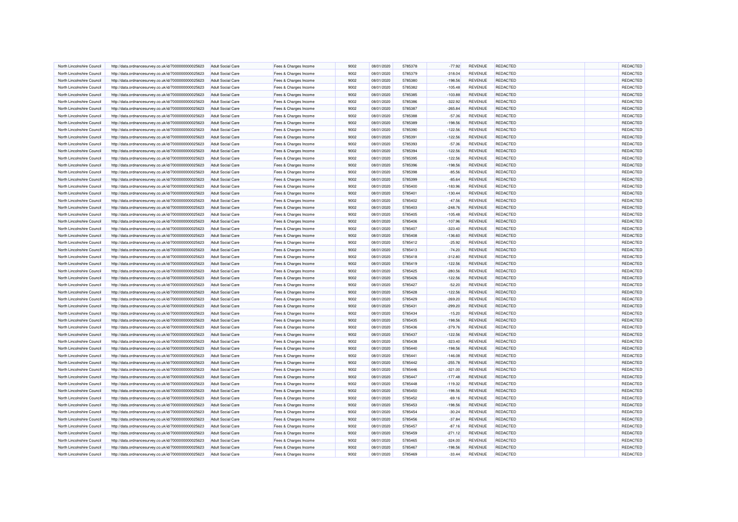| | | | | | | | | | | | |
|---|---|---|---|---|---|---|---|---|---|---|---|
| North Lincolnshire Council | http://data.ordnancesurvey.co.uk/id/7000000000025623 | Adult Social Care | Fees & Charges Income | 9002 | 08/01/2020 | 5785378 | -77.92 | REVENUE | REDACTED | | REDACTED |
| North Lincolnshire Council | http://data.ordnancesurvey.co.uk/id/7000000000025623 | Adult Social Care | Fees & Charges Income | 9002 | 08/01/2020 | 5785379 | -318.04 | REVENUE | REDACTED | | REDACTED |
| North Lincolnshire Council | http://data.ordnancesurvey.co.uk/id/7000000000025623 | Adult Social Care | Fees & Charges Income | 9002 | 08/01/2020 | 5785380 | -198.56 | REVENUE | REDACTED | | REDACTED |
| North Lincolnshire Council | http://data.ordnancesurvey.co.uk/id/7000000000025623 | Adult Social Care | Fees & Charges Income | 9002 | 08/01/2020 | 5785382 | -105.48 | REVENUE | REDACTED | | REDACTED |
| North Lincolnshire Council | http://data.ordnancesurvey.co.uk/id/7000000000025623 | Adult Social Care | Fees & Charges Income | 9002 | 08/01/2020 | 5785385 | -103.88 | REVENUE | REDACTED | | REDACTED |
| North Lincolnshire Council | http://data.ordnancesurvey.co.uk/id/7000000000025623 | Adult Social Care | Fees & Charges Income | 9002 | 08/01/2020 | 5785386 | -322.92 | REVENUE | REDACTED | | REDACTED |
| North Lincolnshire Council | http://data.ordnancesurvey.co.uk/id/7000000000025623 | Adult Social Care | Fees & Charges Income | 9002 | 08/01/2020 | 5785387 | -265.84 | REVENUE | REDACTED | | REDACTED |
| North Lincolnshire Council | http://data.ordnancesurvey.co.uk/id/7000000000025623 | Adult Social Care | Fees & Charges Income | 9002 | 08/01/2020 | 5785388 | -57.36 | REVENUE | REDACTED | | REDACTED |
| North Lincolnshire Council | http://data.ordnancesurvey.co.uk/id/7000000000025623 | Adult Social Care | Fees & Charges Income | 9002 | 08/01/2020 | 5785389 | -198.56 | REVENUE | REDACTED | | REDACTED |
| North Lincolnshire Council | http://data.ordnancesurvey.co.uk/id/7000000000025623 | Adult Social Care | Fees & Charges Income | 9002 | 08/01/2020 | 5785390 | -122.56 | REVENUE | REDACTED | | REDACTED |
| North Lincolnshire Council | http://data.ordnancesurvey.co.uk/id/7000000000025623 | Adult Social Care | Fees & Charges Income | 9002 | 08/01/2020 | 5785391 | -122.56 | REVENUE | REDACTED | | REDACTED |
| North Lincolnshire Council | http://data.ordnancesurvey.co.uk/id/7000000000025623 | Adult Social Care | Fees & Charges Income | 9002 | 08/01/2020 | 5785393 | -57.36 | REVENUE | REDACTED | | REDACTED |
| North Lincolnshire Council | http://data.ordnancesurvey.co.uk/id/7000000000025623 | Adult Social Care | Fees & Charges Income | 9002 | 08/01/2020 | 5785394 | -122.56 | REVENUE | REDACTED | | REDACTED |
| North Lincolnshire Council | http://data.ordnancesurvey.co.uk/id/7000000000025623 | Adult Social Care | Fees & Charges Income | 9002 | 08/01/2020 | 5785395 | -122.56 | REVENUE | REDACTED | | REDACTED |
| North Lincolnshire Council | http://data.ordnancesurvey.co.uk/id/7000000000025623 | Adult Social Care | Fees & Charges Income | 9002 | 08/01/2020 | 5785396 | -198.56 | REVENUE | REDACTED | | REDACTED |
| North Lincolnshire Council | http://data.ordnancesurvey.co.uk/id/7000000000025623 | Adult Social Care | Fees & Charges Income | 9002 | 08/01/2020 | 5785398 | -85.56 | REVENUE | REDACTED | | REDACTED |
| North Lincolnshire Council | http://data.ordnancesurvey.co.uk/id/7000000000025623 | Adult Social Care | Fees & Charges Income | 9002 | 08/01/2020 | 5785399 | -85.64 | REVENUE | REDACTED | | REDACTED |
| North Lincolnshire Council | http://data.ordnancesurvey.co.uk/id/7000000000025623 | Adult Social Care | Fees & Charges Income | 9002 | 08/01/2020 | 5785400 | -183.96 | REVENUE | REDACTED | | REDACTED |
| North Lincolnshire Council | http://data.ordnancesurvey.co.uk/id/7000000000025623 | Adult Social Care | Fees & Charges Income | 9002 | 08/01/2020 | 5785401 | -130.44 | REVENUE | REDACTED | | REDACTED |
| North Lincolnshire Council | http://data.ordnancesurvey.co.uk/id/7000000000025623 | Adult Social Care | Fees & Charges Income | 9002 | 08/01/2020 | 5785402 | -47.56 | REVENUE | REDACTED | | REDACTED |
| North Lincolnshire Council | http://data.ordnancesurvey.co.uk/id/7000000000025623 | Adult Social Care | Fees & Charges Income | 9002 | 08/01/2020 | 5785403 | -248.76 | REVENUE | REDACTED | | REDACTED |
| North Lincolnshire Council | http://data.ordnancesurvey.co.uk/id/7000000000025623 | Adult Social Care | Fees & Charges Income | 9002 | 08/01/2020 | 5785405 | -105.48 | REVENUE | REDACTED | | REDACTED |
| North Lincolnshire Council | http://data.ordnancesurvey.co.uk/id/7000000000025623 | Adult Social Care | Fees & Charges Income | 9002 | 08/01/2020 | 5785406 | -107.96 | REVENUE | REDACTED | | REDACTED |
| North Lincolnshire Council | http://data.ordnancesurvey.co.uk/id/7000000000025623 | Adult Social Care | Fees & Charges Income | 9002 | 08/01/2020 | 5785407 | -323.40 | REVENUE | REDACTED | | REDACTED |
| North Lincolnshire Council | http://data.ordnancesurvey.co.uk/id/7000000000025623 | Adult Social Care | Fees & Charges Income | 9002 | 08/01/2020 | 5785408 | -136.60 | REVENUE | REDACTED | | REDACTED |
| North Lincolnshire Council | http://data.ordnancesurvey.co.uk/id/7000000000025623 | Adult Social Care | Fees & Charges Income | 9002 | 08/01/2020 | 5785412 | -25.92 | REVENUE | REDACTED | | REDACTED |
| North Lincolnshire Council | http://data.ordnancesurvey.co.uk/id/7000000000025623 | Adult Social Care | Fees & Charges Income | 9002 | 08/01/2020 | 5785413 | -74.20 | REVENUE | REDACTED | | REDACTED |
| North Lincolnshire Council | http://data.ordnancesurvey.co.uk/id/7000000000025623 | Adult Social Care | Fees & Charges Income | 9002 | 08/01/2020 | 5785418 | -312.80 | REVENUE | REDACTED | | REDACTED |
| North Lincolnshire Council | http://data.ordnancesurvey.co.uk/id/7000000000025623 | Adult Social Care | Fees & Charges Income | 9002 | 08/01/2020 | 5785419 | -122.56 | REVENUE | REDACTED | | REDACTED |
| North Lincolnshire Council | http://data.ordnancesurvey.co.uk/id/7000000000025623 | Adult Social Care | Fees & Charges Income | 9002 | 08/01/2020 | 5785425 | -280.56 | REVENUE | REDACTED | | REDACTED |
| North Lincolnshire Council | http://data.ordnancesurvey.co.uk/id/7000000000025623 | Adult Social Care | Fees & Charges Income | 9002 | 08/01/2020 | 5785426 | -122.56 | REVENUE | REDACTED | | REDACTED |
| North Lincolnshire Council | http://data.ordnancesurvey.co.uk/id/7000000000025623 | Adult Social Care | Fees & Charges Income | 9002 | 08/01/2020 | 5785427 | -52.20 | REVENUE | REDACTED | | REDACTED |
| North Lincolnshire Council | http://data.ordnancesurvey.co.uk/id/7000000000025623 | Adult Social Care | Fees & Charges Income | 9002 | 08/01/2020 | 5785428 | -122.56 | REVENUE | REDACTED | | REDACTED |
| North Lincolnshire Council | http://data.ordnancesurvey.co.uk/id/7000000000025623 | Adult Social Care | Fees & Charges Income | 9002 | 08/01/2020 | 5785429 | -269.20 | REVENUE | REDACTED | | REDACTED |
| North Lincolnshire Council | http://data.ordnancesurvey.co.uk/id/7000000000025623 | Adult Social Care | Fees & Charges Income | 9002 | 08/01/2020 | 5785431 | -299.20 | REVENUE | REDACTED | | REDACTED |
| North Lincolnshire Council | http://data.ordnancesurvey.co.uk/id/7000000000025623 | Adult Social Care | Fees & Charges Income | 9002 | 08/01/2020 | 5785434 | -15.20 | REVENUE | REDACTED | | REDACTED |
| North Lincolnshire Council | http://data.ordnancesurvey.co.uk/id/7000000000025623 | Adult Social Care | Fees & Charges Income | 9002 | 08/01/2020 | 5785435 | -198.56 | REVENUE | REDACTED | | REDACTED |
| North Lincolnshire Council | http://data.ordnancesurvey.co.uk/id/7000000000025623 | Adult Social Care | Fees & Charges Income | 9002 | 08/01/2020 | 5785436 | -379.76 | REVENUE | REDACTED | | REDACTED |
| North Lincolnshire Council | http://data.ordnancesurvey.co.uk/id/7000000000025623 | Adult Social Care | Fees & Charges Income | 9002 | 08/01/2020 | 5785437 | -122.56 | REVENUE | REDACTED | | REDACTED |
| North Lincolnshire Council | http://data.ordnancesurvey.co.uk/id/7000000000025623 | Adult Social Care | Fees & Charges Income | 9002 | 08/01/2020 | 5785438 | -323.40 | REVENUE | REDACTED | | REDACTED |
| North Lincolnshire Council | http://data.ordnancesurvey.co.uk/id/7000000000025623 | Adult Social Care | Fees & Charges Income | 9002 | 08/01/2020 | 5785440 | -198.56 | REVENUE | REDACTED | | REDACTED |
| North Lincolnshire Council | http://data.ordnancesurvey.co.uk/id/7000000000025623 | Adult Social Care | Fees & Charges Income | 9002 | 08/01/2020 | 5785441 | -146.08 | REVENUE | REDACTED | | REDACTED |
| North Lincolnshire Council | http://data.ordnancesurvey.co.uk/id/7000000000025623 | Adult Social Care | Fees & Charges Income | 9002 | 08/01/2020 | 5785442 | -255.78 | REVENUE | REDACTED | | REDACTED |
| North Lincolnshire Council | http://data.ordnancesurvey.co.uk/id/7000000000025623 | Adult Social Care | Fees & Charges Income | 9002 | 08/01/2020 | 5785446 | -321.00 | REVENUE | REDACTED | | REDACTED |
| North Lincolnshire Council | http://data.ordnancesurvey.co.uk/id/7000000000025623 | Adult Social Care | Fees & Charges Income | 9002 | 08/01/2020 | 5785447 | -177.48 | REVENUE | REDACTED | | REDACTED |
| North Lincolnshire Council | http://data.ordnancesurvey.co.uk/id/7000000000025623 | Adult Social Care | Fees & Charges Income | 9002 | 08/01/2020 | 5785448 | -119.32 | REVENUE | REDACTED | | REDACTED |
| North Lincolnshire Council | http://data.ordnancesurvey.co.uk/id/7000000000025623 | Adult Social Care | Fees & Charges Income | 9002 | 08/01/2020 | 5785450 | -198.56 | REVENUE | REDACTED | | REDACTED |
| North Lincolnshire Council | http://data.ordnancesurvey.co.uk/id/7000000000025623 | Adult Social Care | Fees & Charges Income | 9002 | 08/01/2020 | 5785452 | -69.16 | REVENUE | REDACTED | | REDACTED |
| North Lincolnshire Council | http://data.ordnancesurvey.co.uk/id/7000000000025623 | Adult Social Care | Fees & Charges Income | 9002 | 08/01/2020 | 5785453 | -198.56 | REVENUE | REDACTED | | REDACTED |
| North Lincolnshire Council | http://data.ordnancesurvey.co.uk/id/7000000000025623 | Adult Social Care | Fees & Charges Income | 9002 | 08/01/2020 | 5785454 | -30.24 | REVENUE | REDACTED | | REDACTED |
| North Lincolnshire Council | http://data.ordnancesurvey.co.uk/id/7000000000025623 | Adult Social Care | Fees & Charges Income | 9002 | 08/01/2020 | 5785456 | -37.84 | REVENUE | REDACTED | | REDACTED |
| North Lincolnshire Council | http://data.ordnancesurvey.co.uk/id/7000000000025623 | Adult Social Care | Fees & Charges Income | 9002 | 08/01/2020 | 5785457 | -87.16 | REVENUE | REDACTED | | REDACTED |
| North Lincolnshire Council | http://data.ordnancesurvey.co.uk/id/7000000000025623 | Adult Social Care | Fees & Charges Income | 9002 | 08/01/2020 | 5785459 | -271.12 | REVENUE | REDACTED | | REDACTED |
| North Lincolnshire Council | http://data.ordnancesurvey.co.uk/id/7000000000025623 | Adult Social Care | Fees & Charges Income | 9002 | 08/01/2020 | 5785465 | -324.00 | REVENUE | REDACTED | | REDACTED |
| North Lincolnshire Council | http://data.ordnancesurvey.co.uk/id/7000000000025623 | Adult Social Care | Fees & Charges Income | 9002 | 08/01/2020 | 5785467 | -198.56 | REVENUE | REDACTED | | REDACTED |
| North Lincolnshire Council | http://data.ordnancesurvey.co.uk/id/7000000000025623 | Adult Social Care | Fees & Charges Income | 9002 | 08/01/2020 | 5785469 | -33.44 | REVENUE | REDACTED | | REDACTED |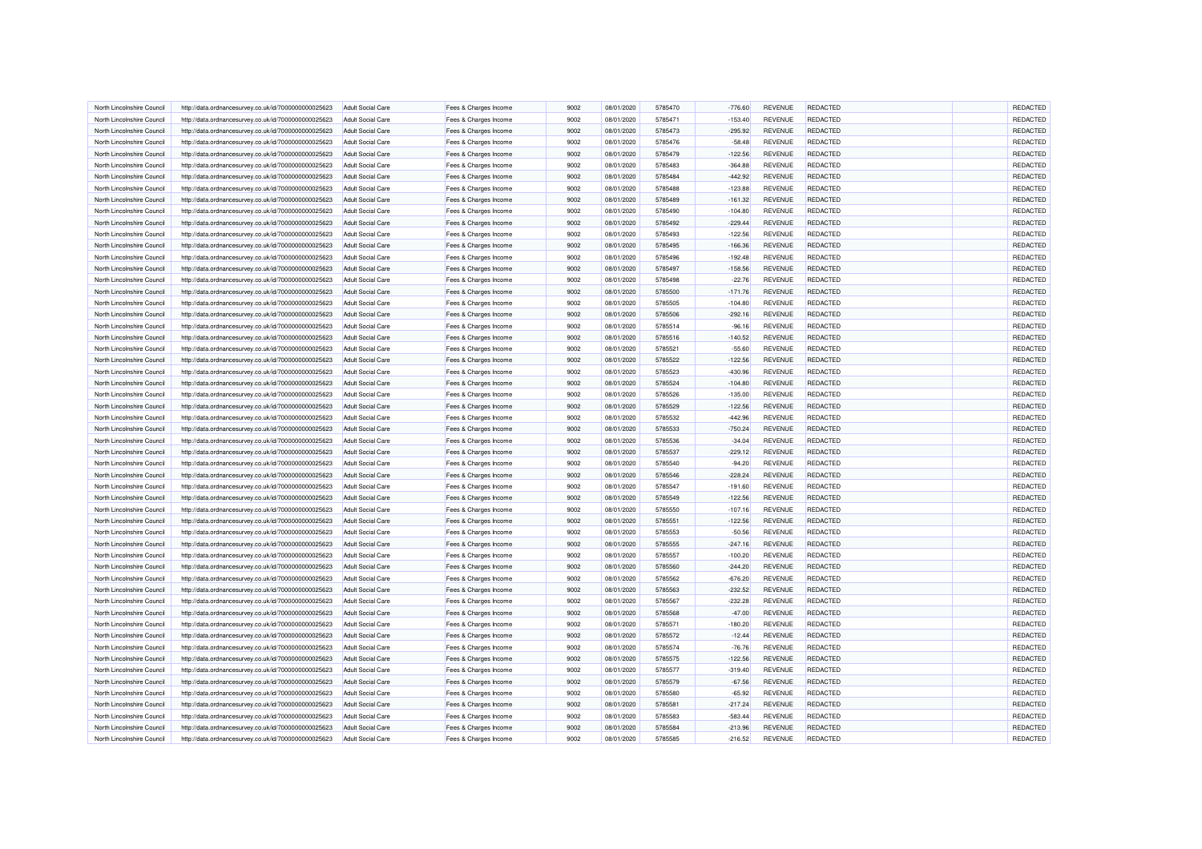| North Lincolnshire Council | http://data.ordnancesurvey.co.uk/id/7000000000025623 | Adult Social Care | Fees & Charges Income | 9002 | 08/01/2020 | 5785470 | -776.60 | REVENUE | REDACTED | | REDACTED |
|---|---|---|---|---|---|---|---|---|---|---|---|
| North Lincolnshire Council | http://data.ordnancesurvey.co.uk/id/7000000000025623 | Adult Social Care | Fees & Charges Income | 9002 | 08/01/2020 | 5785471 | -153.40 | REVENUE | REDACTED | | REDACTED |
| North Lincolnshire Council | http://data.ordnancesurvey.co.uk/id/7000000000025623 | Adult Social Care | Fees & Charges Income | 9002 | 08/01/2020 | 5785473 | -295.92 | REVENUE | REDACTED | | REDACTED |
| North Lincolnshire Council | http://data.ordnancesurvey.co.uk/id/7000000000025623 | Adult Social Care | Fees & Charges Income | 9002 | 08/01/2020 | 5785476 | -58.48 | REVENUE | REDACTED | | REDACTED |
| North Lincolnshire Council | http://data.ordnancesurvey.co.uk/id/7000000000025623 | Adult Social Care | Fees & Charges Income | 9002 | 08/01/2020 | 5785479 | -122.56 | REVENUE | REDACTED | | REDACTED |
| North Lincolnshire Council | http://data.ordnancesurvey.co.uk/id/7000000000025623 | Adult Social Care | Fees & Charges Income | 9002 | 08/01/2020 | 5785483 | -364.88 | REVENUE | REDACTED | | REDACTED |
| North Lincolnshire Council | http://data.ordnancesurvey.co.uk/id/7000000000025623 | Adult Social Care | Fees & Charges Income | 9002 | 08/01/2020 | 5785484 | -442.92 | REVENUE | REDACTED | | REDACTED |
| North Lincolnshire Council | http://data.ordnancesurvey.co.uk/id/7000000000025623 | Adult Social Care | Fees & Charges Income | 9002 | 08/01/2020 | 5785488 | -123.88 | REVENUE | REDACTED | | REDACTED |
| North Lincolnshire Council | http://data.ordnancesurvey.co.uk/id/7000000000025623 | Adult Social Care | Fees & Charges Income | 9002 | 08/01/2020 | 5785489 | -161.32 | REVENUE | REDACTED | | REDACTED |
| North Lincolnshire Council | http://data.ordnancesurvey.co.uk/id/7000000000025623 | Adult Social Care | Fees & Charges Income | 9002 | 08/01/2020 | 5785490 | -104.80 | REVENUE | REDACTED | | REDACTED |
| North Lincolnshire Council | http://data.ordnancesurvey.co.uk/id/7000000000025623 | Adult Social Care | Fees & Charges Income | 9002 | 08/01/2020 | 5785492 | -229.44 | REVENUE | REDACTED | | REDACTED |
| North Lincolnshire Council | http://data.ordnancesurvey.co.uk/id/7000000000025623 | Adult Social Care | Fees & Charges Income | 9002 | 08/01/2020 | 5785493 | -122.56 | REVENUE | REDACTED | | REDACTED |
| North Lincolnshire Council | http://data.ordnancesurvey.co.uk/id/7000000000025623 | Adult Social Care | Fees & Charges Income | 9002 | 08/01/2020 | 5785495 | -166.36 | REVENUE | REDACTED | | REDACTED |
| North Lincolnshire Council | http://data.ordnancesurvey.co.uk/id/7000000000025623 | Adult Social Care | Fees & Charges Income | 9002 | 08/01/2020 | 5785496 | -192.48 | REVENUE | REDACTED | | REDACTED |
| North Lincolnshire Council | http://data.ordnancesurvey.co.uk/id/7000000000025623 | Adult Social Care | Fees & Charges Income | 9002 | 08/01/2020 | 5785497 | -158.56 | REVENUE | REDACTED | | REDACTED |
| North Lincolnshire Council | http://data.ordnancesurvey.co.uk/id/7000000000025623 | Adult Social Care | Fees & Charges Income | 9002 | 08/01/2020 | 5785498 | -22.76 | REVENUE | REDACTED | | REDACTED |
| North Lincolnshire Council | http://data.ordnancesurvey.co.uk/id/7000000000025623 | Adult Social Care | Fees & Charges Income | 9002 | 08/01/2020 | 5785500 | -171.76 | REVENUE | REDACTED | | REDACTED |
| North Lincolnshire Council | http://data.ordnancesurvey.co.uk/id/7000000000025623 | Adult Social Care | Fees & Charges Income | 9002 | 08/01/2020 | 5785505 | -104.80 | REVENUE | REDACTED | | REDACTED |
| North Lincolnshire Council | http://data.ordnancesurvey.co.uk/id/7000000000025623 | Adult Social Care | Fees & Charges Income | 9002 | 08/01/2020 | 5785506 | -292.16 | REVENUE | REDACTED | | REDACTED |
| North Lincolnshire Council | http://data.ordnancesurvey.co.uk/id/7000000000025623 | Adult Social Care | Fees & Charges Income | 9002 | 08/01/2020 | 5785514 | -96.16 | REVENUE | REDACTED | | REDACTED |
| North Lincolnshire Council | http://data.ordnancesurvey.co.uk/id/7000000000025623 | Adult Social Care | Fees & Charges Income | 9002 | 08/01/2020 | 5785516 | -140.52 | REVENUE | REDACTED | | REDACTED |
| North Lincolnshire Council | http://data.ordnancesurvey.co.uk/id/7000000000025623 | Adult Social Care | Fees & Charges Income | 9002 | 08/01/2020 | 5785521 | -55.60 | REVENUE | REDACTED | | REDACTED |
| North Lincolnshire Council | http://data.ordnancesurvey.co.uk/id/7000000000025623 | Adult Social Care | Fees & Charges Income | 9002 | 08/01/2020 | 5785522 | -122.56 | REVENUE | REDACTED | | REDACTED |
| North Lincolnshire Council | http://data.ordnancesurvey.co.uk/id/7000000000025623 | Adult Social Care | Fees & Charges Income | 9002 | 08/01/2020 | 5785523 | -430.96 | REVENUE | REDACTED | | REDACTED |
| North Lincolnshire Council | http://data.ordnancesurvey.co.uk/id/7000000000025623 | Adult Social Care | Fees & Charges Income | 9002 | 08/01/2020 | 5785524 | -104.80 | REVENUE | REDACTED | | REDACTED |
| North Lincolnshire Council | http://data.ordnancesurvey.co.uk/id/7000000000025623 | Adult Social Care | Fees & Charges Income | 9002 | 08/01/2020 | 5785526 | -135.00 | REVENUE | REDACTED | | REDACTED |
| North Lincolnshire Council | http://data.ordnancesurvey.co.uk/id/7000000000025623 | Adult Social Care | Fees & Charges Income | 9002 | 08/01/2020 | 5785529 | -122.56 | REVENUE | REDACTED | | REDACTED |
| North Lincolnshire Council | http://data.ordnancesurvey.co.uk/id/7000000000025623 | Adult Social Care | Fees & Charges Income | 9002 | 08/01/2020 | 5785532 | -442.96 | REVENUE | REDACTED | | REDACTED |
| North Lincolnshire Council | http://data.ordnancesurvey.co.uk/id/7000000000025623 | Adult Social Care | Fees & Charges Income | 9002 | 08/01/2020 | 5785533 | -750.24 | REVENUE | REDACTED | | REDACTED |
| North Lincolnshire Council | http://data.ordnancesurvey.co.uk/id/7000000000025623 | Adult Social Care | Fees & Charges Income | 9002 | 08/01/2020 | 5785536 | -34.04 | REVENUE | REDACTED | | REDACTED |
| North Lincolnshire Council | http://data.ordnancesurvey.co.uk/id/7000000000025623 | Adult Social Care | Fees & Charges Income | 9002 | 08/01/2020 | 5785537 | -229.12 | REVENUE | REDACTED | | REDACTED |
| North Lincolnshire Council | http://data.ordnancesurvey.co.uk/id/7000000000025623 | Adult Social Care | Fees & Charges Income | 9002 | 08/01/2020 | 5785540 | -94.20 | REVENUE | REDACTED | | REDACTED |
| North Lincolnshire Council | http://data.ordnancesurvey.co.uk/id/7000000000025623 | Adult Social Care | Fees & Charges Income | 9002 | 08/01/2020 | 5785546 | -228.24 | REVENUE | REDACTED | | REDACTED |
| North Lincolnshire Council | http://data.ordnancesurvey.co.uk/id/7000000000025623 | Adult Social Care | Fees & Charges Income | 9002 | 08/01/2020 | 5785547 | -191.60 | REVENUE | REDACTED | | REDACTED |
| North Lincolnshire Council | http://data.ordnancesurvey.co.uk/id/7000000000025623 | Adult Social Care | Fees & Charges Income | 9002 | 08/01/2020 | 5785549 | -122.56 | REVENUE | REDACTED | | REDACTED |
| North Lincolnshire Council | http://data.ordnancesurvey.co.uk/id/7000000000025623 | Adult Social Care | Fees & Charges Income | 9002 | 08/01/2020 | 5785550 | -107.16 | REVENUE | REDACTED | | REDACTED |
| North Lincolnshire Council | http://data.ordnancesurvey.co.uk/id/7000000000025623 | Adult Social Care | Fees & Charges Income | 9002 | 08/01/2020 | 5785551 | -122.56 | REVENUE | REDACTED | | REDACTED |
| North Lincolnshire Council | http://data.ordnancesurvey.co.uk/id/7000000000025623 | Adult Social Care | Fees & Charges Income | 9002 | 08/01/2020 | 5785553 | -50.56 | REVENUE | REDACTED | | REDACTED |
| North Lincolnshire Council | http://data.ordnancesurvey.co.uk/id/7000000000025623 | Adult Social Care | Fees & Charges Income | 9002 | 08/01/2020 | 5785555 | -247.16 | REVENUE | REDACTED | | REDACTED |
| North Lincolnshire Council | http://data.ordnancesurvey.co.uk/id/7000000000025623 | Adult Social Care | Fees & Charges Income | 9002 | 08/01/2020 | 5785557 | -100.20 | REVENUE | REDACTED | | REDACTED |
| North Lincolnshire Council | http://data.ordnancesurvey.co.uk/id/7000000000025623 | Adult Social Care | Fees & Charges Income | 9002 | 08/01/2020 | 5785560 | -244.20 | REVENUE | REDACTED | | REDACTED |
| North Lincolnshire Council | http://data.ordnancesurvey.co.uk/id/7000000000025623 | Adult Social Care | Fees & Charges Income | 9002 | 08/01/2020 | 5785562 | -676.20 | REVENUE | REDACTED | | REDACTED |
| North Lincolnshire Council | http://data.ordnancesurvey.co.uk/id/7000000000025623 | Adult Social Care | Fees & Charges Income | 9002 | 08/01/2020 | 5785563 | -232.52 | REVENUE | REDACTED | | REDACTED |
| North Lincolnshire Council | http://data.ordnancesurvey.co.uk/id/7000000000025623 | Adult Social Care | Fees & Charges Income | 9002 | 08/01/2020 | 5785567 | -232.28 | REVENUE | REDACTED | | REDACTED |
| North Lincolnshire Council | http://data.ordnancesurvey.co.uk/id/7000000000025623 | Adult Social Care | Fees & Charges Income | 9002 | 08/01/2020 | 5785568 | -47.00 | REVENUE | REDACTED | | REDACTED |
| North Lincolnshire Council | http://data.ordnancesurvey.co.uk/id/7000000000025623 | Adult Social Care | Fees & Charges Income | 9002 | 08/01/2020 | 5785571 | -180.20 | REVENUE | REDACTED | | REDACTED |
| North Lincolnshire Council | http://data.ordnancesurvey.co.uk/id/7000000000025623 | Adult Social Care | Fees & Charges Income | 9002 | 08/01/2020 | 5785572 | -12.44 | REVENUE | REDACTED | | REDACTED |
| North Lincolnshire Council | http://data.ordnancesurvey.co.uk/id/7000000000025623 | Adult Social Care | Fees & Charges Income | 9002 | 08/01/2020 | 5785574 | -76.76 | REVENUE | REDACTED | | REDACTED |
| North Lincolnshire Council | http://data.ordnancesurvey.co.uk/id/7000000000025623 | Adult Social Care | Fees & Charges Income | 9002 | 08/01/2020 | 5785575 | -122.56 | REVENUE | REDACTED | | REDACTED |
| North Lincolnshire Council | http://data.ordnancesurvey.co.uk/id/7000000000025623 | Adult Social Care | Fees & Charges Income | 9002 | 08/01/2020 | 5785577 | -319.40 | REVENUE | REDACTED | | REDACTED |
| North Lincolnshire Council | http://data.ordnancesurvey.co.uk/id/7000000000025623 | Adult Social Care | Fees & Charges Income | 9002 | 08/01/2020 | 5785579 | -67.56 | REVENUE | REDACTED | | REDACTED |
| North Lincolnshire Council | http://data.ordnancesurvey.co.uk/id/7000000000025623 | Adult Social Care | Fees & Charges Income | 9002 | 08/01/2020 | 5785580 | -65.92 | REVENUE | REDACTED | | REDACTED |
| North Lincolnshire Council | http://data.ordnancesurvey.co.uk/id/7000000000025623 | Adult Social Care | Fees & Charges Income | 9002 | 08/01/2020 | 5785581 | -217.24 | REVENUE | REDACTED | | REDACTED |
| North Lincolnshire Council | http://data.ordnancesurvey.co.uk/id/7000000000025623 | Adult Social Care | Fees & Charges Income | 9002 | 08/01/2020 | 5785583 | -583.44 | REVENUE | REDACTED | | REDACTED |
| North Lincolnshire Council | http://data.ordnancesurvey.co.uk/id/7000000000025623 | Adult Social Care | Fees & Charges Income | 9002 | 08/01/2020 | 5785584 | -213.96 | REVENUE | REDACTED | | REDACTED |
| North Lincolnshire Council | http://data.ordnancesurvey.co.uk/id/7000000000025623 | Adult Social Care | Fees & Charges Income | 9002 | 08/01/2020 | 5785585 | -216.52 | REVENUE | REDACTED | | REDACTED |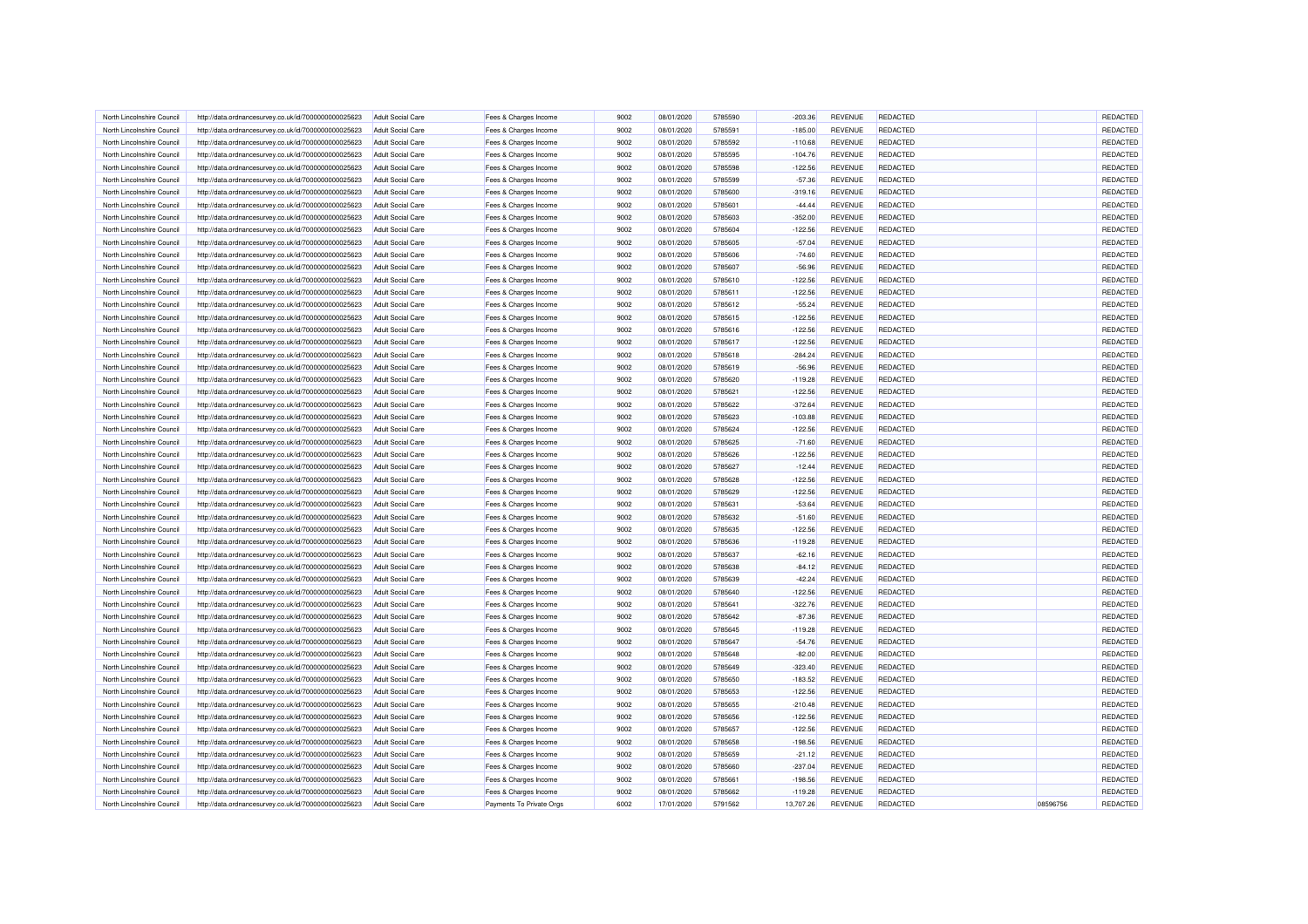| | | | | | | | | | | | |
|---|---|---|---|---|---|---|---|---|---|---|---|
| North Lincolnshire Council | http://data.ordnancesurvey.co.uk/id/7000000000025623 | Adult Social Care | Fees & Charges Income | 9002 | 08/01/2020 | 5785590 | -203.36 | REVENUE | REDACTED | | REDACTED |
| North Lincolnshire Council | http://data.ordnancesurvey.co.uk/id/7000000000025623 | Adult Social Care | Fees & Charges Income | 9002 | 08/01/2020 | 5785591 | -185.00 | REVENUE | REDACTED | | REDACTED |
| North Lincolnshire Council | http://data.ordnancesurvey.co.uk/id/7000000000025623 | Adult Social Care | Fees & Charges Income | 9002 | 08/01/2020 | 5785592 | -110.68 | REVENUE | REDACTED | | REDACTED |
| North Lincolnshire Council | http://data.ordnancesurvey.co.uk/id/7000000000025623 | Adult Social Care | Fees & Charges Income | 9002 | 08/01/2020 | 5785595 | -104.76 | REVENUE | REDACTED | | REDACTED |
| North Lincolnshire Council | http://data.ordnancesurvey.co.uk/id/7000000000025623 | Adult Social Care | Fees & Charges Income | 9002 | 08/01/2020 | 5785598 | -122.56 | REVENUE | REDACTED | | REDACTED |
| North Lincolnshire Council | http://data.ordnancesurvey.co.uk/id/7000000000025623 | Adult Social Care | Fees & Charges Income | 9002 | 08/01/2020 | 5785599 | -57.36 | REVENUE | REDACTED | | REDACTED |
| North Lincolnshire Council | http://data.ordnancesurvey.co.uk/id/7000000000025623 | Adult Social Care | Fees & Charges Income | 9002 | 08/01/2020 | 5785600 | -319.16 | REVENUE | REDACTED | | REDACTED |
| North Lincolnshire Council | http://data.ordnancesurvey.co.uk/id/7000000000025623 | Adult Social Care | Fees & Charges Income | 9002 | 08/01/2020 | 5785601 | -44.44 | REVENUE | REDACTED | | REDACTED |
| North Lincolnshire Council | http://data.ordnancesurvey.co.uk/id/7000000000025623 | Adult Social Care | Fees & Charges Income | 9002 | 08/01/2020 | 5785603 | -352.00 | REVENUE | REDACTED | | REDACTED |
| North Lincolnshire Council | http://data.ordnancesurvey.co.uk/id/7000000000025623 | Adult Social Care | Fees & Charges Income | 9002 | 08/01/2020 | 5785604 | -122.56 | REVENUE | REDACTED | | REDACTED |
| North Lincolnshire Council | http://data.ordnancesurvey.co.uk/id/7000000000025623 | Adult Social Care | Fees & Charges Income | 9002 | 08/01/2020 | 5785605 | -57.04 | REVENUE | REDACTED | | REDACTED |
| North Lincolnshire Council | http://data.ordnancesurvey.co.uk/id/7000000000025623 | Adult Social Care | Fees & Charges Income | 9002 | 08/01/2020 | 5785606 | -74.60 | REVENUE | REDACTED | | REDACTED |
| North Lincolnshire Council | http://data.ordnancesurvey.co.uk/id/7000000000025623 | Adult Social Care | Fees & Charges Income | 9002 | 08/01/2020 | 5785607 | -56.96 | REVENUE | REDACTED | | REDACTED |
| North Lincolnshire Council | http://data.ordnancesurvey.co.uk/id/7000000000025623 | Adult Social Care | Fees & Charges Income | 9002 | 08/01/2020 | 5785610 | -122.56 | REVENUE | REDACTED | | REDACTED |
| North Lincolnshire Council | http://data.ordnancesurvey.co.uk/id/7000000000025623 | Adult Social Care | Fees & Charges Income | 9002 | 08/01/2020 | 5785611 | -122.56 | REVENUE | REDACTED | | REDACTED |
| North Lincolnshire Council | http://data.ordnancesurvey.co.uk/id/7000000000025623 | Adult Social Care | Fees & Charges Income | 9002 | 08/01/2020 | 5785612 | -55.24 | REVENUE | REDACTED | | REDACTED |
| North Lincolnshire Council | http://data.ordnancesurvey.co.uk/id/7000000000025623 | Adult Social Care | Fees & Charges Income | 9002 | 08/01/2020 | 5785615 | -122.56 | REVENUE | REDACTED | | REDACTED |
| North Lincolnshire Council | http://data.ordnancesurvey.co.uk/id/7000000000025623 | Adult Social Care | Fees & Charges Income | 9002 | 08/01/2020 | 5785616 | -122.56 | REVENUE | REDACTED | | REDACTED |
| North Lincolnshire Council | http://data.ordnancesurvey.co.uk/id/7000000000025623 | Adult Social Care | Fees & Charges Income | 9002 | 08/01/2020 | 5785617 | -122.56 | REVENUE | REDACTED | | REDACTED |
| North Lincolnshire Council | http://data.ordnancesurvey.co.uk/id/7000000000025623 | Adult Social Care | Fees & Charges Income | 9002 | 08/01/2020 | 5785618 | -284.24 | REVENUE | REDACTED | | REDACTED |
| North Lincolnshire Council | http://data.ordnancesurvey.co.uk/id/7000000000025623 | Adult Social Care | Fees & Charges Income | 9002 | 08/01/2020 | 5785619 | -56.96 | REVENUE | REDACTED | | REDACTED |
| North Lincolnshire Council | http://data.ordnancesurvey.co.uk/id/7000000000025623 | Adult Social Care | Fees & Charges Income | 9002 | 08/01/2020 | 5785620 | -119.28 | REVENUE | REDACTED | | REDACTED |
| North Lincolnshire Council | http://data.ordnancesurvey.co.uk/id/7000000000025623 | Adult Social Care | Fees & Charges Income | 9002 | 08/01/2020 | 5785621 | -122.56 | REVENUE | REDACTED | | REDACTED |
| North Lincolnshire Council | http://data.ordnancesurvey.co.uk/id/7000000000025623 | Adult Social Care | Fees & Charges Income | 9002 | 08/01/2020 | 5785622 | -372.64 | REVENUE | REDACTED | | REDACTED |
| North Lincolnshire Council | http://data.ordnancesurvey.co.uk/id/7000000000025623 | Adult Social Care | Fees & Charges Income | 9002 | 08/01/2020 | 5785623 | -103.88 | REVENUE | REDACTED | | REDACTED |
| North Lincolnshire Council | http://data.ordnancesurvey.co.uk/id/7000000000025623 | Adult Social Care | Fees & Charges Income | 9002 | 08/01/2020 | 5785624 | -122.56 | REVENUE | REDACTED | | REDACTED |
| North Lincolnshire Council | http://data.ordnancesurvey.co.uk/id/7000000000025623 | Adult Social Care | Fees & Charges Income | 9002 | 08/01/2020 | 5785625 | -71.60 | REVENUE | REDACTED | | REDACTED |
| North Lincolnshire Council | http://data.ordnancesurvey.co.uk/id/7000000000025623 | Adult Social Care | Fees & Charges Income | 9002 | 08/01/2020 | 5785626 | -122.56 | REVENUE | REDACTED | | REDACTED |
| North Lincolnshire Council | http://data.ordnancesurvey.co.uk/id/7000000000025623 | Adult Social Care | Fees & Charges Income | 9002 | 08/01/2020 | 5785627 | -12.44 | REVENUE | REDACTED | | REDACTED |
| North Lincolnshire Council | http://data.ordnancesurvey.co.uk/id/7000000000025623 | Adult Social Care | Fees & Charges Income | 9002 | 08/01/2020 | 5785628 | -122.56 | REVENUE | REDACTED | | REDACTED |
| North Lincolnshire Council | http://data.ordnancesurvey.co.uk/id/7000000000025623 | Adult Social Care | Fees & Charges Income | 9002 | 08/01/2020 | 5785629 | -122.56 | REVENUE | REDACTED | | REDACTED |
| North Lincolnshire Council | http://data.ordnancesurvey.co.uk/id/7000000000025623 | Adult Social Care | Fees & Charges Income | 9002 | 08/01/2020 | 5785631 | -53.64 | REVENUE | REDACTED | | REDACTED |
| North Lincolnshire Council | http://data.ordnancesurvey.co.uk/id/7000000000025623 | Adult Social Care | Fees & Charges Income | 9002 | 08/01/2020 | 5785632 | -51.60 | REVENUE | REDACTED | | REDACTED |
| North Lincolnshire Council | http://data.ordnancesurvey.co.uk/id/7000000000025623 | Adult Social Care | Fees & Charges Income | 9002 | 08/01/2020 | 5785635 | -122.56 | REVENUE | REDACTED | | REDACTED |
| North Lincolnshire Council | http://data.ordnancesurvey.co.uk/id/7000000000025623 | Adult Social Care | Fees & Charges Income | 9002 | 08/01/2020 | 5785636 | -119.28 | REVENUE | REDACTED | | REDACTED |
| North Lincolnshire Council | http://data.ordnancesurvey.co.uk/id/7000000000025623 | Adult Social Care | Fees & Charges Income | 9002 | 08/01/2020 | 5785637 | -62.16 | REVENUE | REDACTED | | REDACTED |
| North Lincolnshire Council | http://data.ordnancesurvey.co.uk/id/7000000000025623 | Adult Social Care | Fees & Charges Income | 9002 | 08/01/2020 | 5785638 | -84.12 | REVENUE | REDACTED | | REDACTED |
| North Lincolnshire Council | http://data.ordnancesurvey.co.uk/id/7000000000025623 | Adult Social Care | Fees & Charges Income | 9002 | 08/01/2020 | 5785639 | -42.24 | REVENUE | REDACTED | | REDACTED |
| North Lincolnshire Council | http://data.ordnancesurvey.co.uk/id/7000000000025623 | Adult Social Care | Fees & Charges Income | 9002 | 08/01/2020 | 5785640 | -122.56 | REVENUE | REDACTED | | REDACTED |
| North Lincolnshire Council | http://data.ordnancesurvey.co.uk/id/7000000000025623 | Adult Social Care | Fees & Charges Income | 9002 | 08/01/2020 | 5785641 | -322.76 | REVENUE | REDACTED | | REDACTED |
| North Lincolnshire Council | http://data.ordnancesurvey.co.uk/id/7000000000025623 | Adult Social Care | Fees & Charges Income | 9002 | 08/01/2020 | 5785642 | -87.36 | REVENUE | REDACTED | | REDACTED |
| North Lincolnshire Council | http://data.ordnancesurvey.co.uk/id/7000000000025623 | Adult Social Care | Fees & Charges Income | 9002 | 08/01/2020 | 5785645 | -119.28 | REVENUE | REDACTED | | REDACTED |
| North Lincolnshire Council | http://data.ordnancesurvey.co.uk/id/7000000000025623 | Adult Social Care | Fees & Charges Income | 9002 | 08/01/2020 | 5785647 | -54.76 | REVENUE | REDACTED | | REDACTED |
| North Lincolnshire Council | http://data.ordnancesurvey.co.uk/id/7000000000025623 | Adult Social Care | Fees & Charges Income | 9002 | 08/01/2020 | 5785648 | -82.00 | REVENUE | REDACTED | | REDACTED |
| North Lincolnshire Council | http://data.ordnancesurvey.co.uk/id/7000000000025623 | Adult Social Care | Fees & Charges Income | 9002 | 08/01/2020 | 5785649 | -323.40 | REVENUE | REDACTED | | REDACTED |
| North Lincolnshire Council | http://data.ordnancesurvey.co.uk/id/7000000000025623 | Adult Social Care | Fees & Charges Income | 9002 | 08/01/2020 | 5785650 | -183.52 | REVENUE | REDACTED | | REDACTED |
| North Lincolnshire Council | http://data.ordnancesurvey.co.uk/id/7000000000025623 | Adult Social Care | Fees & Charges Income | 9002 | 08/01/2020 | 5785653 | -122.56 | REVENUE | REDACTED | | REDACTED |
| North Lincolnshire Council | http://data.ordnancesurvey.co.uk/id/7000000000025623 | Adult Social Care | Fees & Charges Income | 9002 | 08/01/2020 | 5785655 | -210.48 | REVENUE | REDACTED | | REDACTED |
| North Lincolnshire Council | http://data.ordnancesurvey.co.uk/id/7000000000025623 | Adult Social Care | Fees & Charges Income | 9002 | 08/01/2020 | 5785656 | -122.56 | REVENUE | REDACTED | | REDACTED |
| North Lincolnshire Council | http://data.ordnancesurvey.co.uk/id/7000000000025623 | Adult Social Care | Fees & Charges Income | 9002 | 08/01/2020 | 5785657 | -122.56 | REVENUE | REDACTED | | REDACTED |
| North Lincolnshire Council | http://data.ordnancesurvey.co.uk/id/7000000000025623 | Adult Social Care | Fees & Charges Income | 9002 | 08/01/2020 | 5785658 | -198.56 | REVENUE | REDACTED | | REDACTED |
| North Lincolnshire Council | http://data.ordnancesurvey.co.uk/id/7000000000025623 | Adult Social Care | Fees & Charges Income | 9002 | 08/01/2020 | 5785659 | -21.12 | REVENUE | REDACTED | | REDACTED |
| North Lincolnshire Council | http://data.ordnancesurvey.co.uk/id/7000000000025623 | Adult Social Care | Fees & Charges Income | 9002 | 08/01/2020 | 5785660 | -237.04 | REVENUE | REDACTED | | REDACTED |
| North Lincolnshire Council | http://data.ordnancesurvey.co.uk/id/7000000000025623 | Adult Social Care | Fees & Charges Income | 9002 | 08/01/2020 | 5785661 | -198.56 | REVENUE | REDACTED | | REDACTED |
| North Lincolnshire Council | http://data.ordnancesurvey.co.uk/id/7000000000025623 | Adult Social Care | Fees & Charges Income | 9002 | 08/01/2020 | 5785662 | -119.28 | REVENUE | REDACTED | | REDACTED |
| North Lincolnshire Council | http://data.ordnancesurvey.co.uk/id/7000000000025623 | Adult Social Care | Payments To Private Orgs | 6002 | 17/01/2020 | 5791562 | 13,707.26 | REVENUE | REDACTED | 08596756 | REDACTED |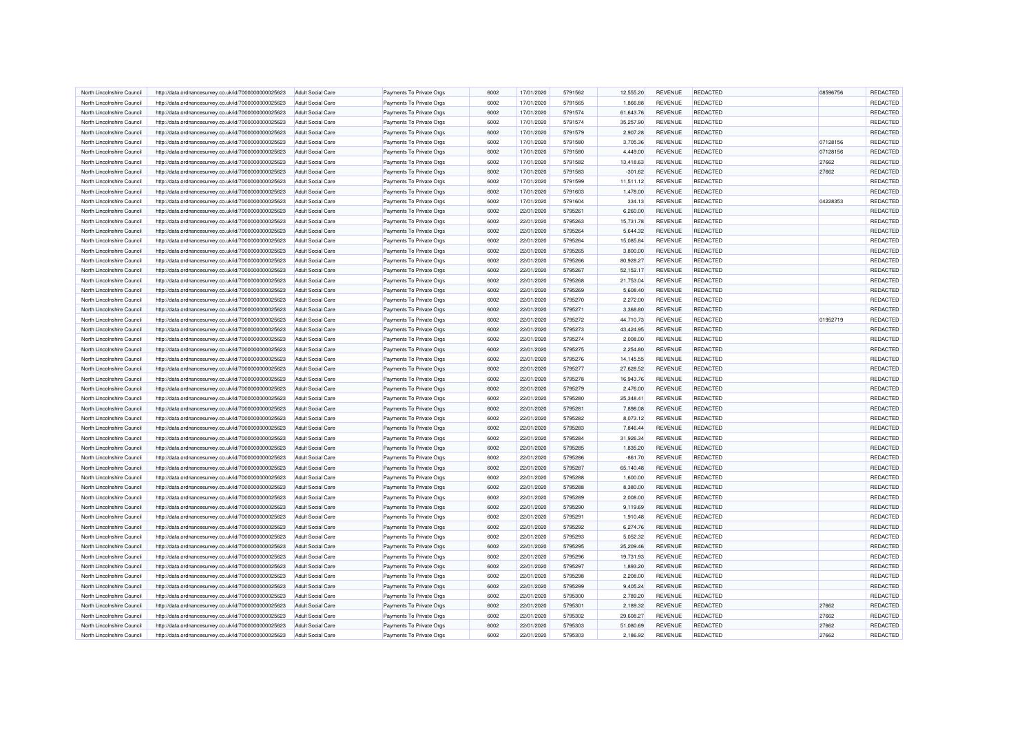| | | | | | | | | | | | |
|---|---|---|---|---|---|---|---|---|---|---|---|
| North Lincolnshire Council | http://data.ordnancesurvey.co.uk/id/7000000000025623 | Adult Social Care | Payments To Private Orgs | 6002 | 17/01/2020 | 5791562 | 12,555.20 | REVENUE | REDACTED | 08596756 | REDACTED |
| North Lincolnshire Council | http://data.ordnancesurvey.co.uk/id/7000000000025623 | Adult Social Care | Payments To Private Orgs | 6002 | 17/01/2020 | 5791565 | 1,866.88 | REVENUE | REDACTED | | REDACTED |
| North Lincolnshire Council | http://data.ordnancesurvey.co.uk/id/7000000000025623 | Adult Social Care | Payments To Private Orgs | 6002 | 17/01/2020 | 5791574 | 61,643.76 | REVENUE | REDACTED | | REDACTED |
| North Lincolnshire Council | http://data.ordnancesurvey.co.uk/id/7000000000025623 | Adult Social Care | Payments To Private Orgs | 6002 | 17/01/2020 | 5791574 | 35,257.90 | REVENUE | REDACTED | | REDACTED |
| North Lincolnshire Council | http://data.ordnancesurvey.co.uk/id/7000000000025623 | Adult Social Care | Payments To Private Orgs | 6002 | 17/01/2020 | 5791579 | 2,907.28 | REVENUE | REDACTED | | REDACTED |
| North Lincolnshire Council | http://data.ordnancesurvey.co.uk/id/7000000000025623 | Adult Social Care | Payments To Private Orgs | 6002 | 17/01/2020 | 5791580 | 3,705.36 | REVENUE | REDACTED | 07128156 | REDACTED |
| North Lincolnshire Council | http://data.ordnancesurvey.co.uk/id/7000000000025623 | Adult Social Care | Payments To Private Orgs | 6002 | 17/01/2020 | 5791580 | 4,449.00 | REVENUE | REDACTED | 07128156 | REDACTED |
| North Lincolnshire Council | http://data.ordnancesurvey.co.uk/id/7000000000025623 | Adult Social Care | Payments To Private Orgs | 6002 | 17/01/2020 | 5791582 | 13,418.63 | REVENUE | REDACTED | 27662 | REDACTED |
| North Lincolnshire Council | http://data.ordnancesurvey.co.uk/id/7000000000025623 | Adult Social Care | Payments To Private Orgs | 6002 | 17/01/2020 | 5791583 | -301.62 | REVENUE | REDACTED | 27662 | REDACTED |
| North Lincolnshire Council | http://data.ordnancesurvey.co.uk/id/7000000000025623 | Adult Social Care | Payments To Private Orgs | 6002 | 17/01/2020 | 5791599 | 11,511.12 | REVENUE | REDACTED | | REDACTED |
| North Lincolnshire Council | http://data.ordnancesurvey.co.uk/id/7000000000025623 | Adult Social Care | Payments To Private Orgs | 6002 | 17/01/2020 | 5791603 | 1,478.00 | REVENUE | REDACTED | | REDACTED |
| North Lincolnshire Council | http://data.ordnancesurvey.co.uk/id/7000000000025623 | Adult Social Care | Payments To Private Orgs | 6002 | 17/01/2020 | 5791604 | 334.13 | REVENUE | REDACTED | 04228353 | REDACTED |
| North Lincolnshire Council | http://data.ordnancesurvey.co.uk/id/7000000000025623 | Adult Social Care | Payments To Private Orgs | 6002 | 22/01/2020 | 5795261 | 6,260.00 | REVENUE | REDACTED | | REDACTED |
| North Lincolnshire Council | http://data.ordnancesurvey.co.uk/id/7000000000025623 | Adult Social Care | Payments To Private Orgs | 6002 | 22/01/2020 | 5795263 | 15,731.78 | REVENUE | REDACTED | | REDACTED |
| North Lincolnshire Council | http://data.ordnancesurvey.co.uk/id/7000000000025623 | Adult Social Care | Payments To Private Orgs | 6002 | 22/01/2020 | 5795264 | 5,644.32 | REVENUE | REDACTED | | REDACTED |
| North Lincolnshire Council | http://data.ordnancesurvey.co.uk/id/7000000000025623 | Adult Social Care | Payments To Private Orgs | 6002 | 22/01/2020 | 5795264 | 15,085.84 | REVENUE | REDACTED | | REDACTED |
| North Lincolnshire Council | http://data.ordnancesurvey.co.uk/id/7000000000025623 | Adult Social Care | Payments To Private Orgs | 6002 | 22/01/2020 | 5795265 | 3,800.00 | REVENUE | REDACTED | | REDACTED |
| North Lincolnshire Council | http://data.ordnancesurvey.co.uk/id/7000000000025623 | Adult Social Care | Payments To Private Orgs | 6002 | 22/01/2020 | 5795266 | 80,928.27 | REVENUE | REDACTED | | REDACTED |
| North Lincolnshire Council | http://data.ordnancesurvey.co.uk/id/7000000000025623 | Adult Social Care | Payments To Private Orgs | 6002 | 22/01/2020 | 5795267 | 52,152.17 | REVENUE | REDACTED | | REDACTED |
| North Lincolnshire Council | http://data.ordnancesurvey.co.uk/id/7000000000025623 | Adult Social Care | Payments To Private Orgs | 6002 | 22/01/2020 | 5795268 | 21,753.04 | REVENUE | REDACTED | | REDACTED |
| North Lincolnshire Council | http://data.ordnancesurvey.co.uk/id/7000000000025623 | Adult Social Care | Payments To Private Orgs | 6002 | 22/01/2020 | 5795269 | 5,608.40 | REVENUE | REDACTED | | REDACTED |
| North Lincolnshire Council | http://data.ordnancesurvey.co.uk/id/7000000000025623 | Adult Social Care | Payments To Private Orgs | 6002 | 22/01/2020 | 5795270 | 2,272.00 | REVENUE | REDACTED | | REDACTED |
| North Lincolnshire Council | http://data.ordnancesurvey.co.uk/id/7000000000025623 | Adult Social Care | Payments To Private Orgs | 6002 | 22/01/2020 | 5795271 | 3,368.80 | REVENUE | REDACTED | | REDACTED |
| North Lincolnshire Council | http://data.ordnancesurvey.co.uk/id/7000000000025623 | Adult Social Care | Payments To Private Orgs | 6002 | 22/01/2020 | 5795272 | 44,710.73 | REVENUE | REDACTED | 01952719 | REDACTED |
| North Lincolnshire Council | http://data.ordnancesurvey.co.uk/id/7000000000025623 | Adult Social Care | Payments To Private Orgs | 6002 | 22/01/2020 | 5795273 | 43,424.95 | REVENUE | REDACTED | | REDACTED |
| North Lincolnshire Council | http://data.ordnancesurvey.co.uk/id/7000000000025623 | Adult Social Care | Payments To Private Orgs | 6002 | 22/01/2020 | 5795274 | 2,008.00 | REVENUE | REDACTED | | REDACTED |
| North Lincolnshire Council | http://data.ordnancesurvey.co.uk/id/7000000000025623 | Adult Social Care | Payments To Private Orgs | 6002 | 22/01/2020 | 5795275 | 2,254.80 | REVENUE | REDACTED | | REDACTED |
| North Lincolnshire Council | http://data.ordnancesurvey.co.uk/id/7000000000025623 | Adult Social Care | Payments To Private Orgs | 6002 | 22/01/2020 | 5795276 | 14,145.55 | REVENUE | REDACTED | | REDACTED |
| North Lincolnshire Council | http://data.ordnancesurvey.co.uk/id/7000000000025623 | Adult Social Care | Payments To Private Orgs | 6002 | 22/01/2020 | 5795277 | 27,628.52 | REVENUE | REDACTED | | REDACTED |
| North Lincolnshire Council | http://data.ordnancesurvey.co.uk/id/7000000000025623 | Adult Social Care | Payments To Private Orgs | 6002 | 22/01/2020 | 5795278 | 16,943.76 | REVENUE | REDACTED | | REDACTED |
| North Lincolnshire Council | http://data.ordnancesurvey.co.uk/id/7000000000025623 | Adult Social Care | Payments To Private Orgs | 6002 | 22/01/2020 | 5795279 | 2,476.00 | REVENUE | REDACTED | | REDACTED |
| North Lincolnshire Council | http://data.ordnancesurvey.co.uk/id/7000000000025623 | Adult Social Care | Payments To Private Orgs | 6002 | 22/01/2020 | 5795280 | 25,348.41 | REVENUE | REDACTED | | REDACTED |
| North Lincolnshire Council | http://data.ordnancesurvey.co.uk/id/7000000000025623 | Adult Social Care | Payments To Private Orgs | 6002 | 22/01/2020 | 5795281 | 7,898.08 | REVENUE | REDACTED | | REDACTED |
| North Lincolnshire Council | http://data.ordnancesurvey.co.uk/id/7000000000025623 | Adult Social Care | Payments To Private Orgs | 6002 | 22/01/2020 | 5795282 | 8,073.12 | REVENUE | REDACTED | | REDACTED |
| North Lincolnshire Council | http://data.ordnancesurvey.co.uk/id/7000000000025623 | Adult Social Care | Payments To Private Orgs | 6002 | 22/01/2020 | 5795283 | 7,846.44 | REVENUE | REDACTED | | REDACTED |
| North Lincolnshire Council | http://data.ordnancesurvey.co.uk/id/7000000000025623 | Adult Social Care | Payments To Private Orgs | 6002 | 22/01/2020 | 5795284 | 31,926.34 | REVENUE | REDACTED | | REDACTED |
| North Lincolnshire Council | http://data.ordnancesurvey.co.uk/id/7000000000025623 | Adult Social Care | Payments To Private Orgs | 6002 | 22/01/2020 | 5795285 | 1,835.20 | REVENUE | REDACTED | | REDACTED |
| North Lincolnshire Council | http://data.ordnancesurvey.co.uk/id/7000000000025623 | Adult Social Care | Payments To Private Orgs | 6002 | 22/01/2020 | 5795286 | -861.70 | REVENUE | REDACTED | | REDACTED |
| North Lincolnshire Council | http://data.ordnancesurvey.co.uk/id/7000000000025623 | Adult Social Care | Payments To Private Orgs | 6002 | 22/01/2020 | 5795287 | 65,140.48 | REVENUE | REDACTED | | REDACTED |
| North Lincolnshire Council | http://data.ordnancesurvey.co.uk/id/7000000000025623 | Adult Social Care | Payments To Private Orgs | 6002 | 22/01/2020 | 5795288 | 1,600.00 | REVENUE | REDACTED | | REDACTED |
| North Lincolnshire Council | http://data.ordnancesurvey.co.uk/id/7000000000025623 | Adult Social Care | Payments To Private Orgs | 6002 | 22/01/2020 | 5795288 | 8,380.00 | REVENUE | REDACTED | | REDACTED |
| North Lincolnshire Council | http://data.ordnancesurvey.co.uk/id/7000000000025623 | Adult Social Care | Payments To Private Orgs | 6002 | 22/01/2020 | 5795289 | 2,008.00 | REVENUE | REDACTED | | REDACTED |
| North Lincolnshire Council | http://data.ordnancesurvey.co.uk/id/7000000000025623 | Adult Social Care | Payments To Private Orgs | 6002 | 22/01/2020 | 5795290 | 9,119.69 | REVENUE | REDACTED | | REDACTED |
| North Lincolnshire Council | http://data.ordnancesurvey.co.uk/id/7000000000025623 | Adult Social Care | Payments To Private Orgs | 6002 | 22/01/2020 | 5795291 | 1,910.48 | REVENUE | REDACTED | | REDACTED |
| North Lincolnshire Council | http://data.ordnancesurvey.co.uk/id/7000000000025623 | Adult Social Care | Payments To Private Orgs | 6002 | 22/01/2020 | 5795292 | 6,274.76 | REVENUE | REDACTED | | REDACTED |
| North Lincolnshire Council | http://data.ordnancesurvey.co.uk/id/7000000000025623 | Adult Social Care | Payments To Private Orgs | 6002 | 22/01/2020 | 5795293 | 5,052.32 | REVENUE | REDACTED | | REDACTED |
| North Lincolnshire Council | http://data.ordnancesurvey.co.uk/id/7000000000025623 | Adult Social Care | Payments To Private Orgs | 6002 | 22/01/2020 | 5795295 | 25,209.46 | REVENUE | REDACTED | | REDACTED |
| North Lincolnshire Council | http://data.ordnancesurvey.co.uk/id/7000000000025623 | Adult Social Care | Payments To Private Orgs | 6002 | 22/01/2020 | 5795296 | 19,731.93 | REVENUE | REDACTED | | REDACTED |
| North Lincolnshire Council | http://data.ordnancesurvey.co.uk/id/7000000000025623 | Adult Social Care | Payments To Private Orgs | 6002 | 22/01/2020 | 5795297 | 1,893.20 | REVENUE | REDACTED | | REDACTED |
| North Lincolnshire Council | http://data.ordnancesurvey.co.uk/id/7000000000025623 | Adult Social Care | Payments To Private Orgs | 6002 | 22/01/2020 | 5795298 | 2,208.00 | REVENUE | REDACTED | | REDACTED |
| North Lincolnshire Council | http://data.ordnancesurvey.co.uk/id/7000000000025623 | Adult Social Care | Payments To Private Orgs | 6002 | 22/01/2020 | 5795299 | 9,405.24 | REVENUE | REDACTED | | REDACTED |
| North Lincolnshire Council | http://data.ordnancesurvey.co.uk/id/7000000000025623 | Adult Social Care | Payments To Private Orgs | 6002 | 22/01/2020 | 5795300 | 2,789.20 | REVENUE | REDACTED | | REDACTED |
| North Lincolnshire Council | http://data.ordnancesurvey.co.uk/id/7000000000025623 | Adult Social Care | Payments To Private Orgs | 6002 | 22/01/2020 | 5795301 | 2,189.32 | REVENUE | REDACTED | 27662 | REDACTED |
| North Lincolnshire Council | http://data.ordnancesurvey.co.uk/id/7000000000025623 | Adult Social Care | Payments To Private Orgs | 6002 | 22/01/2020 | 5795302 | 29,608.27 | REVENUE | REDACTED | 27662 | REDACTED |
| North Lincolnshire Council | http://data.ordnancesurvey.co.uk/id/7000000000025623 | Adult Social Care | Payments To Private Orgs | 6002 | 22/01/2020 | 5795303 | 51,080.69 | REVENUE | REDACTED | 27662 | REDACTED |
| North Lincolnshire Council | http://data.ordnancesurvey.co.uk/id/7000000000025623 | Adult Social Care | Payments To Private Orgs | 6002 | 22/01/2020 | 5795303 | 2,186.92 | REVENUE | REDACTED | 27662 | REDACTED |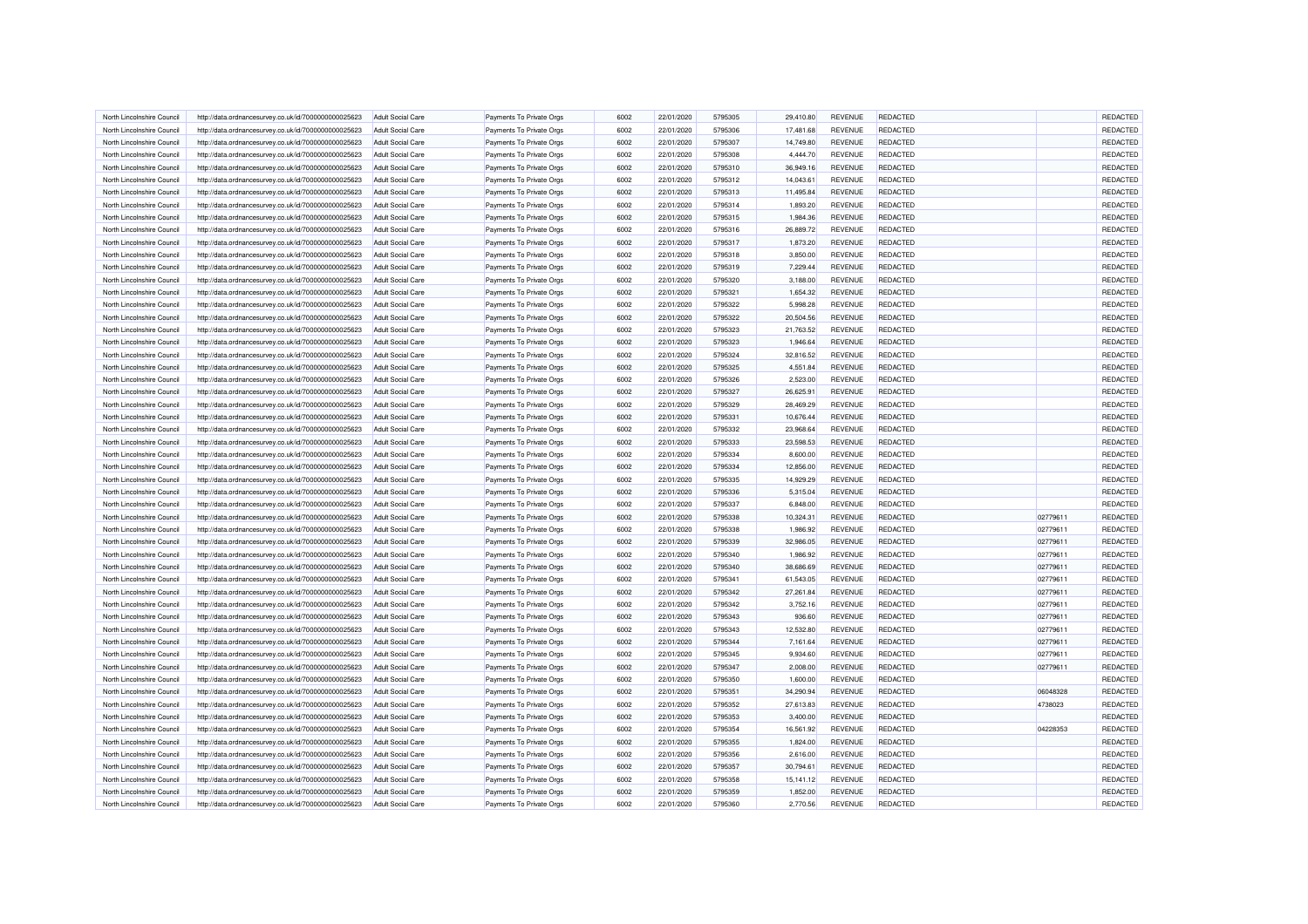| | | | | | | | | | | | |
|---|---|---|---|---|---|---|---|---|---|---|---|
| North Lincolnshire Council | http://data.ordnancesurvey.co.uk/id/7000000000025623 | Adult Social Care | Payments To Private Orgs | 6002 | 22/01/2020 | 5795305 | 29,410.80 | REVENUE | REDACTED | | REDACTED |
| North Lincolnshire Council | http://data.ordnancesurvey.co.uk/id/7000000000025623 | Adult Social Care | Payments To Private Orgs | 6002 | 22/01/2020 | 5795306 | 17,481.68 | REVENUE | REDACTED | | REDACTED |
| North Lincolnshire Council | http://data.ordnancesurvey.co.uk/id/7000000000025623 | Adult Social Care | Payments To Private Orgs | 6002 | 22/01/2020 | 5795307 | 14,749.80 | REVENUE | REDACTED | | REDACTED |
| North Lincolnshire Council | http://data.ordnancesurvey.co.uk/id/7000000000025623 | Adult Social Care | Payments To Private Orgs | 6002 | 22/01/2020 | 5795308 | 4,444.70 | REVENUE | REDACTED | | REDACTED |
| North Lincolnshire Council | http://data.ordnancesurvey.co.uk/id/7000000000025623 | Adult Social Care | Payments To Private Orgs | 6002 | 22/01/2020 | 5795310 | 36,949.16 | REVENUE | REDACTED | | REDACTED |
| North Lincolnshire Council | http://data.ordnancesurvey.co.uk/id/7000000000025623 | Adult Social Care | Payments To Private Orgs | 6002 | 22/01/2020 | 5795312 | 14,043.61 | REVENUE | REDACTED | | REDACTED |
| North Lincolnshire Council | http://data.ordnancesurvey.co.uk/id/7000000000025623 | Adult Social Care | Payments To Private Orgs | 6002 | 22/01/2020 | 5795313 | 11,495.84 | REVENUE | REDACTED | | REDACTED |
| North Lincolnshire Council | http://data.ordnancesurvey.co.uk/id/7000000000025623 | Adult Social Care | Payments To Private Orgs | 6002 | 22/01/2020 | 5795314 | 1,893.20 | REVENUE | REDACTED | | REDACTED |
| North Lincolnshire Council | http://data.ordnancesurvey.co.uk/id/7000000000025623 | Adult Social Care | Payments To Private Orgs | 6002 | 22/01/2020 | 5795315 | 1,984.36 | REVENUE | REDACTED | | REDACTED |
| North Lincolnshire Council | http://data.ordnancesurvey.co.uk/id/7000000000025623 | Adult Social Care | Payments To Private Orgs | 6002 | 22/01/2020 | 5795316 | 26,889.72 | REVENUE | REDACTED | | REDACTED |
| North Lincolnshire Council | http://data.ordnancesurvey.co.uk/id/7000000000025623 | Adult Social Care | Payments To Private Orgs | 6002 | 22/01/2020 | 5795317 | 1,873.20 | REVENUE | REDACTED | | REDACTED |
| North Lincolnshire Council | http://data.ordnancesurvey.co.uk/id/7000000000025623 | Adult Social Care | Payments To Private Orgs | 6002 | 22/01/2020 | 5795318 | 3,850.00 | REVENUE | REDACTED | | REDACTED |
| North Lincolnshire Council | http://data.ordnancesurvey.co.uk/id/7000000000025623 | Adult Social Care | Payments To Private Orgs | 6002 | 22/01/2020 | 5795319 | 7,229.44 | REVENUE | REDACTED | | REDACTED |
| North Lincolnshire Council | http://data.ordnancesurvey.co.uk/id/7000000000025623 | Adult Social Care | Payments To Private Orgs | 6002 | 22/01/2020 | 5795320 | 3,188.00 | REVENUE | REDACTED | | REDACTED |
| North Lincolnshire Council | http://data.ordnancesurvey.co.uk/id/7000000000025623 | Adult Social Care | Payments To Private Orgs | 6002 | 22/01/2020 | 5795321 | 1,654.32 | REVENUE | REDACTED | | REDACTED |
| North Lincolnshire Council | http://data.ordnancesurvey.co.uk/id/7000000000025623 | Adult Social Care | Payments To Private Orgs | 6002 | 22/01/2020 | 5795322 | 5,998.28 | REVENUE | REDACTED | | REDACTED |
| North Lincolnshire Council | http://data.ordnancesurvey.co.uk/id/7000000000025623 | Adult Social Care | Payments To Private Orgs | 6002 | 22/01/2020 | 5795322 | 20,504.56 | REVENUE | REDACTED | | REDACTED |
| North Lincolnshire Council | http://data.ordnancesurvey.co.uk/id/7000000000025623 | Adult Social Care | Payments To Private Orgs | 6002 | 22/01/2020 | 5795323 | 21,763.52 | REVENUE | REDACTED | | REDACTED |
| North Lincolnshire Council | http://data.ordnancesurvey.co.uk/id/7000000000025623 | Adult Social Care | Payments To Private Orgs | 6002 | 22/01/2020 | 5795323 | 1,946.64 | REVENUE | REDACTED | | REDACTED |
| North Lincolnshire Council | http://data.ordnancesurvey.co.uk/id/7000000000025623 | Adult Social Care | Payments To Private Orgs | 6002 | 22/01/2020 | 5795324 | 32,816.52 | REVENUE | REDACTED | | REDACTED |
| North Lincolnshire Council | http://data.ordnancesurvey.co.uk/id/7000000000025623 | Adult Social Care | Payments To Private Orgs | 6002 | 22/01/2020 | 5795325 | 4,551.84 | REVENUE | REDACTED | | REDACTED |
| North Lincolnshire Council | http://data.ordnancesurvey.co.uk/id/7000000000025623 | Adult Social Care | Payments To Private Orgs | 6002 | 22/01/2020 | 5795326 | 2,523.00 | REVENUE | REDACTED | | REDACTED |
| North Lincolnshire Council | http://data.ordnancesurvey.co.uk/id/7000000000025623 | Adult Social Care | Payments To Private Orgs | 6002 | 22/01/2020 | 5795327 | 26,625.91 | REVENUE | REDACTED | | REDACTED |
| North Lincolnshire Council | http://data.ordnancesurvey.co.uk/id/7000000000025623 | Adult Social Care | Payments To Private Orgs | 6002 | 22/01/2020 | 5795329 | 28,469.29 | REVENUE | REDACTED | | REDACTED |
| North Lincolnshire Council | http://data.ordnancesurvey.co.uk/id/7000000000025623 | Adult Social Care | Payments To Private Orgs | 6002 | 22/01/2020 | 5795331 | 10,676.44 | REVENUE | REDACTED | | REDACTED |
| North Lincolnshire Council | http://data.ordnancesurvey.co.uk/id/7000000000025623 | Adult Social Care | Payments To Private Orgs | 6002 | 22/01/2020 | 5795332 | 23,968.64 | REVENUE | REDACTED | | REDACTED |
| North Lincolnshire Council | http://data.ordnancesurvey.co.uk/id/7000000000025623 | Adult Social Care | Payments To Private Orgs | 6002 | 22/01/2020 | 5795333 | 23,598.53 | REVENUE | REDACTED | | REDACTED |
| North Lincolnshire Council | http://data.ordnancesurvey.co.uk/id/7000000000025623 | Adult Social Care | Payments To Private Orgs | 6002 | 22/01/2020 | 5795334 | 8,600.00 | REVENUE | REDACTED | | REDACTED |
| North Lincolnshire Council | http://data.ordnancesurvey.co.uk/id/7000000000025623 | Adult Social Care | Payments To Private Orgs | 6002 | 22/01/2020 | 5795334 | 12,856.00 | REVENUE | REDACTED | | REDACTED |
| North Lincolnshire Council | http://data.ordnancesurvey.co.uk/id/7000000000025623 | Adult Social Care | Payments To Private Orgs | 6002 | 22/01/2020 | 5795335 | 14,929.29 | REVENUE | REDACTED | | REDACTED |
| North Lincolnshire Council | http://data.ordnancesurvey.co.uk/id/7000000000025623 | Adult Social Care | Payments To Private Orgs | 6002 | 22/01/2020 | 5795336 | 5,315.04 | REVENUE | REDACTED | | REDACTED |
| North Lincolnshire Council | http://data.ordnancesurvey.co.uk/id/7000000000025623 | Adult Social Care | Payments To Private Orgs | 6002 | 22/01/2020 | 5795337 | 6,848.00 | REVENUE | REDACTED | | REDACTED |
| North Lincolnshire Council | http://data.ordnancesurvey.co.uk/id/7000000000025623 | Adult Social Care | Payments To Private Orgs | 6002 | 22/01/2020 | 5795338 | 10,324.31 | REVENUE | REDACTED | 02779611 | REDACTED |
| North Lincolnshire Council | http://data.ordnancesurvey.co.uk/id/7000000000025623 | Adult Social Care | Payments To Private Orgs | 6002 | 22/01/2020 | 5795338 | 1,986.92 | REVENUE | REDACTED | 02779611 | REDACTED |
| North Lincolnshire Council | http://data.ordnancesurvey.co.uk/id/7000000000025623 | Adult Social Care | Payments To Private Orgs | 6002 | 22/01/2020 | 5795339 | 32,986.05 | REVENUE | REDACTED | 02779611 | REDACTED |
| North Lincolnshire Council | http://data.ordnancesurvey.co.uk/id/7000000000025623 | Adult Social Care | Payments To Private Orgs | 6002 | 22/01/2020 | 5795340 | 1,986.92 | REVENUE | REDACTED | 02779611 | REDACTED |
| North Lincolnshire Council | http://data.ordnancesurvey.co.uk/id/7000000000025623 | Adult Social Care | Payments To Private Orgs | 6002 | 22/01/2020 | 5795340 | 38,686.69 | REVENUE | REDACTED | 02779611 | REDACTED |
| North Lincolnshire Council | http://data.ordnancesurvey.co.uk/id/7000000000025623 | Adult Social Care | Payments To Private Orgs | 6002 | 22/01/2020 | 5795341 | 61,543.05 | REVENUE | REDACTED | 02779611 | REDACTED |
| North Lincolnshire Council | http://data.ordnancesurvey.co.uk/id/7000000000025623 | Adult Social Care | Payments To Private Orgs | 6002 | 22/01/2020 | 5795342 | 27,261.84 | REVENUE | REDACTED | 02779611 | REDACTED |
| North Lincolnshire Council | http://data.ordnancesurvey.co.uk/id/7000000000025623 | Adult Social Care | Payments To Private Orgs | 6002 | 22/01/2020 | 5795342 | 3,752.16 | REVENUE | REDACTED | 02779611 | REDACTED |
| North Lincolnshire Council | http://data.ordnancesurvey.co.uk/id/7000000000025623 | Adult Social Care | Payments To Private Orgs | 6002 | 22/01/2020 | 5795343 | 936.60 | REVENUE | REDACTED | 02779611 | REDACTED |
| North Lincolnshire Council | http://data.ordnancesurvey.co.uk/id/7000000000025623 | Adult Social Care | Payments To Private Orgs | 6002 | 22/01/2020 | 5795343 | 12,532.80 | REVENUE | REDACTED | 02779611 | REDACTED |
| North Lincolnshire Council | http://data.ordnancesurvey.co.uk/id/7000000000025623 | Adult Social Care | Payments To Private Orgs | 6002 | 22/01/2020 | 5795344 | 7,161.64 | REVENUE | REDACTED | 02779611 | REDACTED |
| North Lincolnshire Council | http://data.ordnancesurvey.co.uk/id/7000000000025623 | Adult Social Care | Payments To Private Orgs | 6002 | 22/01/2020 | 5795345 | 9,934.60 | REVENUE | REDACTED | 02779611 | REDACTED |
| North Lincolnshire Council | http://data.ordnancesurvey.co.uk/id/7000000000025623 | Adult Social Care | Payments To Private Orgs | 6002 | 22/01/2020 | 5795347 | 2,008.00 | REVENUE | REDACTED | 02779611 | REDACTED |
| North Lincolnshire Council | http://data.ordnancesurvey.co.uk/id/7000000000025623 | Adult Social Care | Payments To Private Orgs | 6002 | 22/01/2020 | 5795350 | 1,600.00 | REVENUE | REDACTED | | REDACTED |
| North Lincolnshire Council | http://data.ordnancesurvey.co.uk/id/7000000000025623 | Adult Social Care | Payments To Private Orgs | 6002 | 22/01/2020 | 5795351 | 34,290.94 | REVENUE | REDACTED | 06048328 | REDACTED |
| North Lincolnshire Council | http://data.ordnancesurvey.co.uk/id/7000000000025623 | Adult Social Care | Payments To Private Orgs | 6002 | 22/01/2020 | 5795352 | 27,613.83 | REVENUE | REDACTED | 4738023 | REDACTED |
| North Lincolnshire Council | http://data.ordnancesurvey.co.uk/id/7000000000025623 | Adult Social Care | Payments To Private Orgs | 6002 | 22/01/2020 | 5795353 | 3,400.00 | REVENUE | REDACTED | | REDACTED |
| North Lincolnshire Council | http://data.ordnancesurvey.co.uk/id/7000000000025623 | Adult Social Care | Payments To Private Orgs | 6002 | 22/01/2020 | 5795354 | 16,561.92 | REVENUE | REDACTED | 04228353 | REDACTED |
| North Lincolnshire Council | http://data.ordnancesurvey.co.uk/id/7000000000025623 | Adult Social Care | Payments To Private Orgs | 6002 | 22/01/2020 | 5795355 | 1,824.00 | REVENUE | REDACTED | | REDACTED |
| North Lincolnshire Council | http://data.ordnancesurvey.co.uk/id/7000000000025623 | Adult Social Care | Payments To Private Orgs | 6002 | 22/01/2020 | 5795356 | 2,616.00 | REVENUE | REDACTED | | REDACTED |
| North Lincolnshire Council | http://data.ordnancesurvey.co.uk/id/7000000000025623 | Adult Social Care | Payments To Private Orgs | 6002 | 22/01/2020 | 5795357 | 30,794.61 | REVENUE | REDACTED | | REDACTED |
| North Lincolnshire Council | http://data.ordnancesurvey.co.uk/id/7000000000025623 | Adult Social Care | Payments To Private Orgs | 6002 | 22/01/2020 | 5795358 | 15,141.12 | REVENUE | REDACTED | | REDACTED |
| North Lincolnshire Council | http://data.ordnancesurvey.co.uk/id/7000000000025623 | Adult Social Care | Payments To Private Orgs | 6002 | 22/01/2020 | 5795359 | 1,852.00 | REVENUE | REDACTED | | REDACTED |
| North Lincolnshire Council | http://data.ordnancesurvey.co.uk/id/7000000000025623 | Adult Social Care | Payments To Private Orgs | 6002 | 22/01/2020 | 5795360 | 2,770.56 | REVENUE | REDACTED | | REDACTED |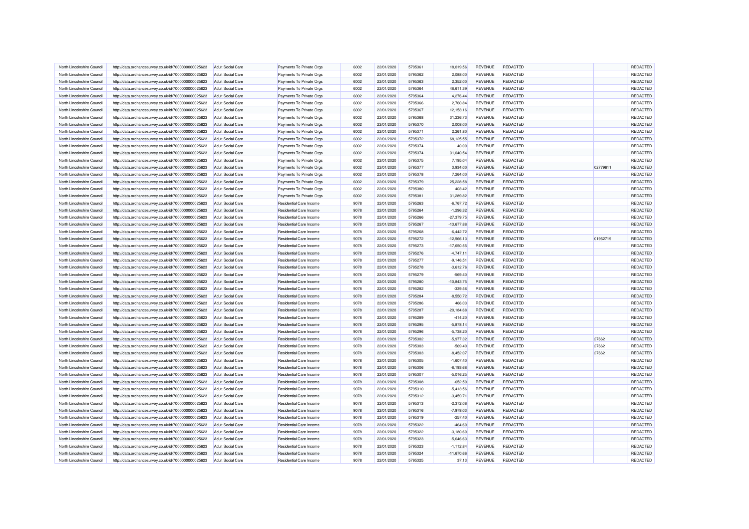| | | | | | | | | | | | |
|---|---|---|---|---|---|---|---|---|---|---|---|
| North Lincolnshire Council | http://data.ordnancesurvey.co.uk/id/7000000000025623 | Adult Social Care | Payments To Private Orgs | 6002 | 22/01/2020 | 5795361 | 18,019.56 | REVENUE | REDACTED | | REDACTED |
| North Lincolnshire Council | http://data.ordnancesurvey.co.uk/id/7000000000025623 | Adult Social Care | Payments To Private Orgs | 6002 | 22/01/2020 | 5795362 | 2,088.00 | REVENUE | REDACTED | | REDACTED |
| North Lincolnshire Council | http://data.ordnancesurvey.co.uk/id/7000000000025623 | Adult Social Care | Payments To Private Orgs | 6002 | 22/01/2020 | 5795363 | 2,352.00 | REVENUE | REDACTED | | REDACTED |
| North Lincolnshire Council | http://data.ordnancesurvey.co.uk/id/7000000000025623 | Adult Social Care | Payments To Private Orgs | 6002 | 22/01/2020 | 5795364 | 48,611.39 | REVENUE | REDACTED | | REDACTED |
| North Lincolnshire Council | http://data.ordnancesurvey.co.uk/id/7000000000025623 | Adult Social Care | Payments To Private Orgs | 6002 | 22/01/2020 | 5795364 | 4,276.44 | REVENUE | REDACTED | | REDACTED |
| North Lincolnshire Council | http://data.ordnancesurvey.co.uk/id/7000000000025623 | Adult Social Care | Payments To Private Orgs | 6002 | 22/01/2020 | 5795366 | 2,760.84 | REVENUE | REDACTED | | REDACTED |
| North Lincolnshire Council | http://data.ordnancesurvey.co.uk/id/7000000000025623 | Adult Social Care | Payments To Private Orgs | 6002 | 22/01/2020 | 5795367 | 12,153.16 | REVENUE | REDACTED | | REDACTED |
| North Lincolnshire Council | http://data.ordnancesurvey.co.uk/id/7000000000025623 | Adult Social Care | Payments To Private Orgs | 6002 | 22/01/2020 | 5795368 | 31,236.73 | REVENUE | REDACTED | | REDACTED |
| North Lincolnshire Council | http://data.ordnancesurvey.co.uk/id/7000000000025623 | Adult Social Care | Payments To Private Orgs | 6002 | 22/01/2020 | 5795370 | 2,008.00 | REVENUE | REDACTED | | REDACTED |
| North Lincolnshire Council | http://data.ordnancesurvey.co.uk/id/7000000000025623 | Adult Social Care | Payments To Private Orgs | 6002 | 22/01/2020 | 5795371 | 2,261.80 | REVENUE | REDACTED | | REDACTED |
| North Lincolnshire Council | http://data.ordnancesurvey.co.uk/id/7000000000025623 | Adult Social Care | Payments To Private Orgs | 6002 | 22/01/2020 | 5795372 | 68,125.55 | REVENUE | REDACTED | | REDACTED |
| North Lincolnshire Council | http://data.ordnancesurvey.co.uk/id/7000000000025623 | Adult Social Care | Payments To Private Orgs | 6002 | 22/01/2020 | 5795374 | 40.00 | REVENUE | REDACTED | | REDACTED |
| North Lincolnshire Council | http://data.ordnancesurvey.co.uk/id/7000000000025623 | Adult Social Care | Payments To Private Orgs | 6002 | 22/01/2020 | 5795374 | 31,040.54 | REVENUE | REDACTED | | REDACTED |
| North Lincolnshire Council | http://data.ordnancesurvey.co.uk/id/7000000000025623 | Adult Social Care | Payments To Private Orgs | 6002 | 22/01/2020 | 5795375 | 7,195.04 | REVENUE | REDACTED | | REDACTED |
| North Lincolnshire Council | http://data.ordnancesurvey.co.uk/id/7000000000025623 | Adult Social Care | Payments To Private Orgs | 6002 | 22/01/2020 | 5795377 | 3,934.00 | REVENUE | REDACTED | 02779611 | REDACTED |
| North Lincolnshire Council | http://data.ordnancesurvey.co.uk/id/7000000000025623 | Adult Social Care | Payments To Private Orgs | 6002 | 22/01/2020 | 5795378 | 7,264.00 | REVENUE | REDACTED | | REDACTED |
| North Lincolnshire Council | http://data.ordnancesurvey.co.uk/id/7000000000025623 | Adult Social Care | Payments To Private Orgs | 6002 | 22/01/2020 | 5795379 | 25,228.58 | REVENUE | REDACTED | | REDACTED |
| North Lincolnshire Council | http://data.ordnancesurvey.co.uk/id/7000000000025623 | Adult Social Care | Payments To Private Orgs | 6002 | 22/01/2020 | 5795380 | 403.42 | REVENUE | REDACTED | | REDACTED |
| North Lincolnshire Council | http://data.ordnancesurvey.co.uk/id/7000000000025623 | Adult Social Care | Payments To Private Orgs | 6002 | 22/01/2020 | 5795381 | 31,289.82 | REVENUE | REDACTED | | REDACTED |
| North Lincolnshire Council | http://data.ordnancesurvey.co.uk/id/7000000000025623 | Adult Social Care | Residential Care Income | 9078 | 22/01/2020 | 5795263 | -6,767.72 | REVENUE | REDACTED | | REDACTED |
| North Lincolnshire Council | http://data.ordnancesurvey.co.uk/id/7000000000025623 | Adult Social Care | Residential Care Income | 9078 | 22/01/2020 | 5795264 | -1,296.32 | REVENUE | REDACTED | | REDACTED |
| North Lincolnshire Council | http://data.ordnancesurvey.co.uk/id/7000000000025623 | Adult Social Care | Residential Care Income | 9078 | 22/01/2020 | 5795266 | -27,379.75 | REVENUE | REDACTED | | REDACTED |
| North Lincolnshire Council | http://data.ordnancesurvey.co.uk/id/7000000000025623 | Adult Social Care | Residential Care Income | 9078 | 22/01/2020 | 5795267 | -13,677.88 | REVENUE | REDACTED | | REDACTED |
| North Lincolnshire Council | http://data.ordnancesurvey.co.uk/id/7000000000025623 | Adult Social Care | Residential Care Income | 9078 | 22/01/2020 | 5795268 | -6,442.72 | REVENUE | REDACTED | | REDACTED |
| North Lincolnshire Council | http://data.ordnancesurvey.co.uk/id/7000000000025623 | Adult Social Care | Residential Care Income | 9078 | 22/01/2020 | 5795272 | -12,566.13 | REVENUE | REDACTED | 01952719 | REDACTED |
| North Lincolnshire Council | http://data.ordnancesurvey.co.uk/id/7000000000025623 | Adult Social Care | Residential Care Income | 9078 | 22/01/2020 | 5795273 | -17,650.55 | REVENUE | REDACTED | | REDACTED |
| North Lincolnshire Council | http://data.ordnancesurvey.co.uk/id/7000000000025623 | Adult Social Care | Residential Care Income | 9078 | 22/01/2020 | 5795276 | -4,747.11 | REVENUE | REDACTED | | REDACTED |
| North Lincolnshire Council | http://data.ordnancesurvey.co.uk/id/7000000000025623 | Adult Social Care | Residential Care Income | 9078 | 22/01/2020 | 5795277 | -9,146.51 | REVENUE | REDACTED | | REDACTED |
| North Lincolnshire Council | http://data.ordnancesurvey.co.uk/id/7000000000025623 | Adult Social Care | Residential Care Income | 9078 | 22/01/2020 | 5795278 | -3,612.76 | REVENUE | REDACTED | | REDACTED |
| North Lincolnshire Council | http://data.ordnancesurvey.co.uk/id/7000000000025623 | Adult Social Care | Residential Care Income | 9078 | 22/01/2020 | 5795279 | -569.40 | REVENUE | REDACTED | | REDACTED |
| North Lincolnshire Council | http://data.ordnancesurvey.co.uk/id/7000000000025623 | Adult Social Care | Residential Care Income | 9078 | 22/01/2020 | 5795280 | -10,843.75 | REVENUE | REDACTED | | REDACTED |
| North Lincolnshire Council | http://data.ordnancesurvey.co.uk/id/7000000000025623 | Adult Social Care | Residential Care Income | 9078 | 22/01/2020 | 5795282 | -339.56 | REVENUE | REDACTED | | REDACTED |
| North Lincolnshire Council | http://data.ordnancesurvey.co.uk/id/7000000000025623 | Adult Social Care | Residential Care Income | 9078 | 22/01/2020 | 5795284 | -8,550.72 | REVENUE | REDACTED | | REDACTED |
| North Lincolnshire Council | http://data.ordnancesurvey.co.uk/id/7000000000025623 | Adult Social Care | Residential Care Income | 9078 | 22/01/2020 | 5795286 | 466.03 | REVENUE | REDACTED | | REDACTED |
| North Lincolnshire Council | http://data.ordnancesurvey.co.uk/id/7000000000025623 | Adult Social Care | Residential Care Income | 9078 | 22/01/2020 | 5795287 | -20,184.68 | REVENUE | REDACTED | | REDACTED |
| North Lincolnshire Council | http://data.ordnancesurvey.co.uk/id/7000000000025623 | Adult Social Care | Residential Care Income | 9078 | 22/01/2020 | 5795289 | -414.20 | REVENUE | REDACTED | | REDACTED |
| North Lincolnshire Council | http://data.ordnancesurvey.co.uk/id/7000000000025623 | Adult Social Care | Residential Care Income | 9078 | 22/01/2020 | 5795295 | -5,878.14 | REVENUE | REDACTED | | REDACTED |
| North Lincolnshire Council | http://data.ordnancesurvey.co.uk/id/7000000000025623 | Adult Social Care | Residential Care Income | 9078 | 22/01/2020 | 5795296 | -5,738.20 | REVENUE | REDACTED | | REDACTED |
| North Lincolnshire Council | http://data.ordnancesurvey.co.uk/id/7000000000025623 | Adult Social Care | Residential Care Income | 9078 | 22/01/2020 | 5795302 | -5,977.32 | REVENUE | REDACTED | 27662 | REDACTED |
| North Lincolnshire Council | http://data.ordnancesurvey.co.uk/id/7000000000025623 | Adult Social Care | Residential Care Income | 9078 | 22/01/2020 | 5795303 | -569.40 | REVENUE | REDACTED | 27662 | REDACTED |
| North Lincolnshire Council | http://data.ordnancesurvey.co.uk/id/7000000000025623 | Adult Social Care | Residential Care Income | 9078 | 22/01/2020 | 5795303 | -8,452.07 | REVENUE | REDACTED | 27662 | REDACTED |
| North Lincolnshire Council | http://data.ordnancesurvey.co.uk/id/7000000000025623 | Adult Social Care | Residential Care Income | 9078 | 22/01/2020 | 5795305 | -1,607.40 | REVENUE | REDACTED | | REDACTED |
| North Lincolnshire Council | http://data.ordnancesurvey.co.uk/id/7000000000025623 | Adult Social Care | Residential Care Income | 9078 | 22/01/2020 | 5795306 | -6,193.68 | REVENUE | REDACTED | | REDACTED |
| North Lincolnshire Council | http://data.ordnancesurvey.co.uk/id/7000000000025623 | Adult Social Care | Residential Care Income | 9078 | 22/01/2020 | 5795307 | -5,016.25 | REVENUE | REDACTED | | REDACTED |
| North Lincolnshire Council | http://data.ordnancesurvey.co.uk/id/7000000000025623 | Adult Social Care | Residential Care Income | 9078 | 22/01/2020 | 5795308 | -652.50 | REVENUE | REDACTED | | REDACTED |
| North Lincolnshire Council | http://data.ordnancesurvey.co.uk/id/7000000000025623 | Adult Social Care | Residential Care Income | 9078 | 22/01/2020 | 5795310 | -5,413.56 | REVENUE | REDACTED | | REDACTED |
| North Lincolnshire Council | http://data.ordnancesurvey.co.uk/id/7000000000025623 | Adult Social Care | Residential Care Income | 9078 | 22/01/2020 | 5795312 | -3,459.71 | REVENUE | REDACTED | | REDACTED |
| North Lincolnshire Council | http://data.ordnancesurvey.co.uk/id/7000000000025623 | Adult Social Care | Residential Care Income | 9078 | 22/01/2020 | 5795313 | -2,372.06 | REVENUE | REDACTED | | REDACTED |
| North Lincolnshire Council | http://data.ordnancesurvey.co.uk/id/7000000000025623 | Adult Social Care | Residential Care Income | 9078 | 22/01/2020 | 5795316 | -7,978.03 | REVENUE | REDACTED | | REDACTED |
| North Lincolnshire Council | http://data.ordnancesurvey.co.uk/id/7000000000025623 | Adult Social Care | Residential Care Income | 9078 | 22/01/2020 | 5795319 | -257.40 | REVENUE | REDACTED | | REDACTED |
| North Lincolnshire Council | http://data.ordnancesurvey.co.uk/id/7000000000025623 | Adult Social Care | Residential Care Income | 9078 | 22/01/2020 | 5795322 | -464.60 | REVENUE | REDACTED | | REDACTED |
| North Lincolnshire Council | http://data.ordnancesurvey.co.uk/id/7000000000025623 | Adult Social Care | Residential Care Income | 9078 | 22/01/2020 | 5795322 | -3,180.60 | REVENUE | REDACTED | | REDACTED |
| North Lincolnshire Council | http://data.ordnancesurvey.co.uk/id/7000000000025623 | Adult Social Care | Residential Care Income | 9078 | 22/01/2020 | 5795323 | -5,646.63 | REVENUE | REDACTED | | REDACTED |
| North Lincolnshire Council | http://data.ordnancesurvey.co.uk/id/7000000000025623 | Adult Social Care | Residential Care Income | 9078 | 22/01/2020 | 5795323 | -1,112.84 | REVENUE | REDACTED | | REDACTED |
| North Lincolnshire Council | http://data.ordnancesurvey.co.uk/id/7000000000025623 | Adult Social Care | Residential Care Income | 9078 | 22/01/2020 | 5795324 | -11,670.66 | REVENUE | REDACTED | | REDACTED |
| North Lincolnshire Council | http://data.ordnancesurvey.co.uk/id/7000000000025623 | Adult Social Care | Residential Care Income | 9078 | 22/01/2020 | 5795325 | 37.13 | REVENUE | REDACTED | | REDACTED |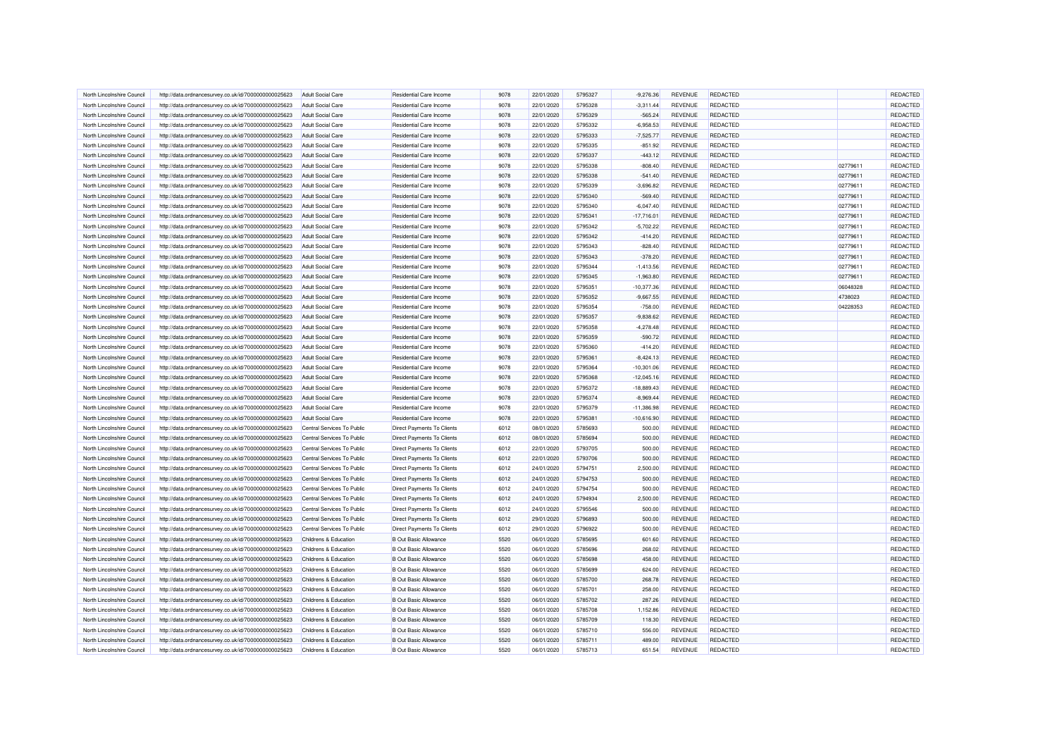| | | | | | | | | | | | |
|---|---|---|---|---|---|---|---|---|---|---|---|
| North Lincolnshire Council | http://data.ordnancesurvey.co.uk/id/7000000000025623 | Adult Social Care | Residential Care Income | 9078 | 22/01/2020 | 5795327 | -9,276.36 | REVENUE | REDACTED | | REDACTED |
| North Lincolnshire Council | http://data.ordnancesurvey.co.uk/id/7000000000025623 | Adult Social Care | Residential Care Income | 9078 | 22/01/2020 | 5795328 | -3,311.44 | REVENUE | REDACTED | | REDACTED |
| North Lincolnshire Council | http://data.ordnancesurvey.co.uk/id/7000000000025623 | Adult Social Care | Residential Care Income | 9078 | 22/01/2020 | 5795329 | -565.24 | REVENUE | REDACTED | | REDACTED |
| North Lincolnshire Council | http://data.ordnancesurvey.co.uk/id/7000000000025623 | Adult Social Care | Residential Care Income | 9078 | 22/01/2020 | 5795332 | -6,958.53 | REVENUE | REDACTED | | REDACTED |
| North Lincolnshire Council | http://data.ordnancesurvey.co.uk/id/7000000000025623 | Adult Social Care | Residential Care Income | 9078 | 22/01/2020 | 5795333 | -7,525.77 | REVENUE | REDACTED | | REDACTED |
| North Lincolnshire Council | http://data.ordnancesurvey.co.uk/id/7000000000025623 | Adult Social Care | Residential Care Income | 9078 | 22/01/2020 | 5795335 | -851.92 | REVENUE | REDACTED | | REDACTED |
| North Lincolnshire Council | http://data.ordnancesurvey.co.uk/id/7000000000025623 | Adult Social Care | Residential Care Income | 9078 | 22/01/2020 | 5795337 | -443.12 | REVENUE | REDACTED | | REDACTED |
| North Lincolnshire Council | http://data.ordnancesurvey.co.uk/id/7000000000025623 | Adult Social Care | Residential Care Income | 9078 | 22/01/2020 | 5795338 | -808.40 | REVENUE | REDACTED | 02779611 | REDACTED |
| North Lincolnshire Council | http://data.ordnancesurvey.co.uk/id/7000000000025623 | Adult Social Care | Residential Care Income | 9078 | 22/01/2020 | 5795338 | -541.40 | REVENUE | REDACTED | 02779611 | REDACTED |
| North Lincolnshire Council | http://data.ordnancesurvey.co.uk/id/7000000000025623 | Adult Social Care | Residential Care Income | 9078 | 22/01/2020 | 5795339 | -3,696.82 | REVENUE | REDACTED | 02779611 | REDACTED |
| North Lincolnshire Council | http://data.ordnancesurvey.co.uk/id/7000000000025623 | Adult Social Care | Residential Care Income | 9078 | 22/01/2020 | 5795340 | -569.40 | REVENUE | REDACTED | 02779611 | REDACTED |
| North Lincolnshire Council | http://data.ordnancesurvey.co.uk/id/7000000000025623 | Adult Social Care | Residential Care Income | 9078 | 22/01/2020 | 5795340 | -6,047.40 | REVENUE | REDACTED | 02779611 | REDACTED |
| North Lincolnshire Council | http://data.ordnancesurvey.co.uk/id/7000000000025623 | Adult Social Care | Residential Care Income | 9078 | 22/01/2020 | 5795341 | -17,716.01 | REVENUE | REDACTED | 02779611 | REDACTED |
| North Lincolnshire Council | http://data.ordnancesurvey.co.uk/id/7000000000025623 | Adult Social Care | Residential Care Income | 9078 | 22/01/2020 | 5795342 | -5,702.22 | REVENUE | REDACTED | 02779611 | REDACTED |
| North Lincolnshire Council | http://data.ordnancesurvey.co.uk/id/7000000000025623 | Adult Social Care | Residential Care Income | 9078 | 22/01/2020 | 5795342 | -414.20 | REVENUE | REDACTED | 02779611 | REDACTED |
| North Lincolnshire Council | http://data.ordnancesurvey.co.uk/id/7000000000025623 | Adult Social Care | Residential Care Income | 9078 | 22/01/2020 | 5795343 | -828.40 | REVENUE | REDACTED | 02779611 | REDACTED |
| North Lincolnshire Council | http://data.ordnancesurvey.co.uk/id/7000000000025623 | Adult Social Care | Residential Care Income | 9078 | 22/01/2020 | 5795343 | -378.20 | REVENUE | REDACTED | 02779611 | REDACTED |
| North Lincolnshire Council | http://data.ordnancesurvey.co.uk/id/7000000000025623 | Adult Social Care | Residential Care Income | 9078 | 22/01/2020 | 5795344 | -1,413.56 | REVENUE | REDACTED | 02779611 | REDACTED |
| North Lincolnshire Council | http://data.ordnancesurvey.co.uk/id/7000000000025623 | Adult Social Care | Residential Care Income | 9078 | 22/01/2020 | 5795345 | -1,963.80 | REVENUE | REDACTED | 02779611 | REDACTED |
| North Lincolnshire Council | http://data.ordnancesurvey.co.uk/id/7000000000025623 | Adult Social Care | Residential Care Income | 9078 | 22/01/2020 | 5795351 | -10,377.36 | REVENUE | REDACTED | 06048328 | REDACTED |
| North Lincolnshire Council | http://data.ordnancesurvey.co.uk/id/7000000000025623 | Adult Social Care | Residential Care Income | 9078 | 22/01/2020 | 5795352 | -9,667.55 | REVENUE | REDACTED | 4738023 | REDACTED |
| North Lincolnshire Council | http://data.ordnancesurvey.co.uk/id/7000000000025623 | Adult Social Care | Residential Care Income | 9078 | 22/01/2020 | 5795354 | -758.00 | REVENUE | REDACTED | 04228353 | REDACTED |
| North Lincolnshire Council | http://data.ordnancesurvey.co.uk/id/7000000000025623 | Adult Social Care | Residential Care Income | 9078 | 22/01/2020 | 5795357 | -9,838.62 | REVENUE | REDACTED | | REDACTED |
| North Lincolnshire Council | http://data.ordnancesurvey.co.uk/id/7000000000025623 | Adult Social Care | Residential Care Income | 9078 | 22/01/2020 | 5795358 | -4,278.48 | REVENUE | REDACTED | | REDACTED |
| North Lincolnshire Council | http://data.ordnancesurvey.co.uk/id/7000000000025623 | Adult Social Care | Residential Care Income | 9078 | 22/01/2020 | 5795359 | -590.72 | REVENUE | REDACTED | | REDACTED |
| North Lincolnshire Council | http://data.ordnancesurvey.co.uk/id/7000000000025623 | Adult Social Care | Residential Care Income | 9078 | 22/01/2020 | 5795360 | -414.20 | REVENUE | REDACTED | | REDACTED |
| North Lincolnshire Council | http://data.ordnancesurvey.co.uk/id/7000000000025623 | Adult Social Care | Residential Care Income | 9078 | 22/01/2020 | 5795361 | -8,424.13 | REVENUE | REDACTED | | REDACTED |
| North Lincolnshire Council | http://data.ordnancesurvey.co.uk/id/7000000000025623 | Adult Social Care | Residential Care Income | 9078 | 22/01/2020 | 5795364 | -10,301.06 | REVENUE | REDACTED | | REDACTED |
| North Lincolnshire Council | http://data.ordnancesurvey.co.uk/id/7000000000025623 | Adult Social Care | Residential Care Income | 9078 | 22/01/2020 | 5795368 | -12,045.16 | REVENUE | REDACTED | | REDACTED |
| North Lincolnshire Council | http://data.ordnancesurvey.co.uk/id/7000000000025623 | Adult Social Care | Residential Care Income | 9078 | 22/01/2020 | 5795372 | -18,889.43 | REVENUE | REDACTED | | REDACTED |
| North Lincolnshire Council | http://data.ordnancesurvey.co.uk/id/7000000000025623 | Adult Social Care | Residential Care Income | 9078 | 22/01/2020 | 5795374 | -8,969.44 | REVENUE | REDACTED | | REDACTED |
| North Lincolnshire Council | http://data.ordnancesurvey.co.uk/id/7000000000025623 | Adult Social Care | Residential Care Income | 9078 | 22/01/2020 | 5795379 | -11,386.98 | REVENUE | REDACTED | | REDACTED |
| North Lincolnshire Council | http://data.ordnancesurvey.co.uk/id/7000000000025623 | Adult Social Care | Residential Care Income | 9078 | 22/01/2020 | 5795381 | -10,616.90 | REVENUE | REDACTED | | REDACTED |
| North Lincolnshire Council | http://data.ordnancesurvey.co.uk/id/7000000000025623 | Central Services To Public | Direct Payments To Clients | 6012 | 08/01/2020 | 5785693 | 500.00 | REVENUE | REDACTED | | REDACTED |
| North Lincolnshire Council | http://data.ordnancesurvey.co.uk/id/7000000000025623 | Central Services To Public | Direct Payments To Clients | 6012 | 08/01/2020 | 5785694 | 500.00 | REVENUE | REDACTED | | REDACTED |
| North Lincolnshire Council | http://data.ordnancesurvey.co.uk/id/7000000000025623 | Central Services To Public | Direct Payments To Clients | 6012 | 22/01/2020 | 5793705 | 500.00 | REVENUE | REDACTED | | REDACTED |
| North Lincolnshire Council | http://data.ordnancesurvey.co.uk/id/7000000000025623 | Central Services To Public | Direct Payments To Clients | 6012 | 22/01/2020 | 5793706 | 500.00 | REVENUE | REDACTED | | REDACTED |
| North Lincolnshire Council | http://data.ordnancesurvey.co.uk/id/7000000000025623 | Central Services To Public | Direct Payments To Clients | 6012 | 24/01/2020 | 5794751 | 2,500.00 | REVENUE | REDACTED | | REDACTED |
| North Lincolnshire Council | http://data.ordnancesurvey.co.uk/id/7000000000025623 | Central Services To Public | Direct Payments To Clients | 6012 | 24/01/2020 | 5794753 | 500.00 | REVENUE | REDACTED | | REDACTED |
| North Lincolnshire Council | http://data.ordnancesurvey.co.uk/id/7000000000025623 | Central Services To Public | Direct Payments To Clients | 6012 | 24/01/2020 | 5794754 | 500.00 | REVENUE | REDACTED | | REDACTED |
| North Lincolnshire Council | http://data.ordnancesurvey.co.uk/id/7000000000025623 | Central Services To Public | Direct Payments To Clients | 6012 | 24/01/2020 | 5794934 | 2,500.00 | REVENUE | REDACTED | | REDACTED |
| North Lincolnshire Council | http://data.ordnancesurvey.co.uk/id/7000000000025623 | Central Services To Public | Direct Payments To Clients | 6012 | 24/01/2020 | 5795546 | 500.00 | REVENUE | REDACTED | | REDACTED |
| North Lincolnshire Council | http://data.ordnancesurvey.co.uk/id/7000000000025623 | Central Services To Public | Direct Payments To Clients | 6012 | 29/01/2020 | 5796893 | 500.00 | REVENUE | REDACTED | | REDACTED |
| North Lincolnshire Council | http://data.ordnancesurvey.co.uk/id/7000000000025623 | Central Services To Public | Direct Payments To Clients | 6012 | 29/01/2020 | 5796922 | 500.00 | REVENUE | REDACTED | | REDACTED |
| North Lincolnshire Council | http://data.ordnancesurvey.co.uk/id/7000000000025623 | Childrens & Education | B Out Basic Allowance | 5520 | 06/01/2020 | 5785695 | 601.60 | REVENUE | REDACTED | | REDACTED |
| North Lincolnshire Council | http://data.ordnancesurvey.co.uk/id/7000000000025623 | Childrens & Education | B Out Basic Allowance | 5520 | 06/01/2020 | 5785696 | 268.02 | REVENUE | REDACTED | | REDACTED |
| North Lincolnshire Council | http://data.ordnancesurvey.co.uk/id/7000000000025623 | Childrens & Education | B Out Basic Allowance | 5520 | 06/01/2020 | 5785698 | 458.00 | REVENUE | REDACTED | | REDACTED |
| North Lincolnshire Council | http://data.ordnancesurvey.co.uk/id/7000000000025623 | Childrens & Education | B Out Basic Allowance | 5520 | 06/01/2020 | 5785699 | 624.00 | REVENUE | REDACTED | | REDACTED |
| North Lincolnshire Council | http://data.ordnancesurvey.co.uk/id/7000000000025623 | Childrens & Education | B Out Basic Allowance | 5520 | 06/01/2020 | 5785700 | 268.78 | REVENUE | REDACTED | | REDACTED |
| North Lincolnshire Council | http://data.ordnancesurvey.co.uk/id/7000000000025623 | Childrens & Education | B Out Basic Allowance | 5520 | 06/01/2020 | 5785701 | 258.00 | REVENUE | REDACTED | | REDACTED |
| North Lincolnshire Council | http://data.ordnancesurvey.co.uk/id/7000000000025623 | Childrens & Education | B Out Basic Allowance | 5520 | 06/01/2020 | 5785702 | 287.26 | REVENUE | REDACTED | | REDACTED |
| North Lincolnshire Council | http://data.ordnancesurvey.co.uk/id/7000000000025623 | Childrens & Education | B Out Basic Allowance | 5520 | 06/01/2020 | 5785708 | 1,152.86 | REVENUE | REDACTED | | REDACTED |
| North Lincolnshire Council | http://data.ordnancesurvey.co.uk/id/7000000000025623 | Childrens & Education | B Out Basic Allowance | 5520 | 06/01/2020 | 5785709 | 118.30 | REVENUE | REDACTED | | REDACTED |
| North Lincolnshire Council | http://data.ordnancesurvey.co.uk/id/7000000000025623 | Childrens & Education | B Out Basic Allowance | 5520 | 06/01/2020 | 5785710 | 556.00 | REVENUE | REDACTED | | REDACTED |
| North Lincolnshire Council | http://data.ordnancesurvey.co.uk/id/7000000000025623 | Childrens & Education | B Out Basic Allowance | 5520 | 06/01/2020 | 5785711 | 489.00 | REVENUE | REDACTED | | REDACTED |
| North Lincolnshire Council | http://data.ordnancesurvey.co.uk/id/7000000000025623 | Childrens & Education | B Out Basic Allowance | 5520 | 06/01/2020 | 5785713 | 651.54 | REVENUE | REDACTED | | REDACTED |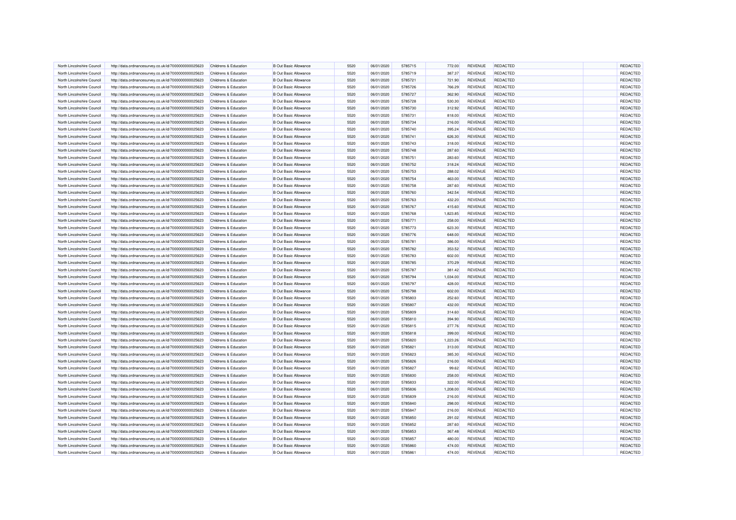| | | | | | | | | | | | |
|---|---|---|---|---|---|---|---|---|---|---|---|
| North Lincolnshire Council | http://data.ordnancesurvey.co.uk/id/7000000000025623 | Childrens & Education | B Out Basic Allowance | 5520 | 06/01/2020 | 5785715 | 772.00 | REVENUE | REDACTED | | REDACTED |
| North Lincolnshire Council | http://data.ordnancesurvey.co.uk/id/7000000000025623 | Childrens & Education | B Out Basic Allowance | 5520 | 06/01/2020 | 5785719 | 387.37 | REVENUE | REDACTED | | REDACTED |
| North Lincolnshire Council | http://data.ordnancesurvey.co.uk/id/7000000000025623 | Childrens & Education | B Out Basic Allowance | 5520 | 06/01/2020 | 5785721 | 721.90 | REVENUE | REDACTED | | REDACTED |
| North Lincolnshire Council | http://data.ordnancesurvey.co.uk/id/7000000000025623 | Childrens & Education | B Out Basic Allowance | 5520 | 06/01/2020 | 5785726 | 766.29 | REVENUE | REDACTED | | REDACTED |
| North Lincolnshire Council | http://data.ordnancesurvey.co.uk/id/7000000000025623 | Childrens & Education | B Out Basic Allowance | 5520 | 06/01/2020 | 5785727 | 362.90 | REVENUE | REDACTED | | REDACTED |
| North Lincolnshire Council | http://data.ordnancesurvey.co.uk/id/7000000000025623 | Childrens & Education | B Out Basic Allowance | 5520 | 06/01/2020 | 5785728 | 530.30 | REVENUE | REDACTED | | REDACTED |
| North Lincolnshire Council | http://data.ordnancesurvey.co.uk/id/7000000000025623 | Childrens & Education | B Out Basic Allowance | 5520 | 06/01/2020 | 5785730 | 312.92 | REVENUE | REDACTED | | REDACTED |
| North Lincolnshire Council | http://data.ordnancesurvey.co.uk/id/7000000000025623 | Childrens & Education | B Out Basic Allowance | 5520 | 06/01/2020 | 5785731 | 818.00 | REVENUE | REDACTED | | REDACTED |
| North Lincolnshire Council | http://data.ordnancesurvey.co.uk/id/7000000000025623 | Childrens & Education | B Out Basic Allowance | 5520 | 06/01/2020 | 5785734 | 216.00 | REVENUE | REDACTED | | REDACTED |
| North Lincolnshire Council | http://data.ordnancesurvey.co.uk/id/7000000000025623 | Childrens & Education | B Out Basic Allowance | 5520 | 06/01/2020 | 5785740 | 395.24 | REVENUE | REDACTED | | REDACTED |
| North Lincolnshire Council | http://data.ordnancesurvey.co.uk/id/7000000000025623 | Childrens & Education | B Out Basic Allowance | 5520 | 06/01/2020 | 5785741 | 626.30 | REVENUE | REDACTED | | REDACTED |
| North Lincolnshire Council | http://data.ordnancesurvey.co.uk/id/7000000000025623 | Childrens & Education | B Out Basic Allowance | 5520 | 06/01/2020 | 5785743 | 318.00 | REVENUE | REDACTED | | REDACTED |
| North Lincolnshire Council | http://data.ordnancesurvey.co.uk/id/7000000000025623 | Childrens & Education | B Out Basic Allowance | 5520 | 06/01/2020 | 5785748 | 287.60 | REVENUE | REDACTED | | REDACTED |
| North Lincolnshire Council | http://data.ordnancesurvey.co.uk/id/7000000000025623 | Childrens & Education | B Out Basic Allowance | 5520 | 06/01/2020 | 5785751 | 283.60 | REVENUE | REDACTED | | REDACTED |
| North Lincolnshire Council | http://data.ordnancesurvey.co.uk/id/7000000000025623 | Childrens & Education | B Out Basic Allowance | 5520 | 06/01/2020 | 5785752 | 318.24 | REVENUE | REDACTED | | REDACTED |
| North Lincolnshire Council | http://data.ordnancesurvey.co.uk/id/7000000000025623 | Childrens & Education | B Out Basic Allowance | 5520 | 06/01/2020 | 5785753 | 288.02 | REVENUE | REDACTED | | REDACTED |
| North Lincolnshire Council | http://data.ordnancesurvey.co.uk/id/7000000000025623 | Childrens & Education | B Out Basic Allowance | 5520 | 06/01/2020 | 5785754 | 463.00 | REVENUE | REDACTED | | REDACTED |
| North Lincolnshire Council | http://data.ordnancesurvey.co.uk/id/7000000000025623 | Childrens & Education | B Out Basic Allowance | 5520 | 06/01/2020 | 5785758 | 287.60 | REVENUE | REDACTED | | REDACTED |
| North Lincolnshire Council | http://data.ordnancesurvey.co.uk/id/7000000000025623 | Childrens & Education | B Out Basic Allowance | 5520 | 06/01/2020 | 5785760 | 342.54 | REVENUE | REDACTED | | REDACTED |
| North Lincolnshire Council | http://data.ordnancesurvey.co.uk/id/7000000000025623 | Childrens & Education | B Out Basic Allowance | 5520 | 06/01/2020 | 5785763 | 432.20 | REVENUE | REDACTED | | REDACTED |
| North Lincolnshire Council | http://data.ordnancesurvey.co.uk/id/7000000000025623 | Childrens & Education | B Out Basic Allowance | 5520 | 06/01/2020 | 5785767 | 415.60 | REVENUE | REDACTED | | REDACTED |
| North Lincolnshire Council | http://data.ordnancesurvey.co.uk/id/7000000000025623 | Childrens & Education | B Out Basic Allowance | 5520 | 06/01/2020 | 5785768 | 1,823.85 | REVENUE | REDACTED | | REDACTED |
| North Lincolnshire Council | http://data.ordnancesurvey.co.uk/id/7000000000025623 | Childrens & Education | B Out Basic Allowance | 5520 | 06/01/2020 | 5785771 | 258.00 | REVENUE | REDACTED | | REDACTED |
| North Lincolnshire Council | http://data.ordnancesurvey.co.uk/id/7000000000025623 | Childrens & Education | B Out Basic Allowance | 5520 | 06/01/2020 | 5785773 | 623.30 | REVENUE | REDACTED | | REDACTED |
| North Lincolnshire Council | http://data.ordnancesurvey.co.uk/id/7000000000025623 | Childrens & Education | B Out Basic Allowance | 5520 | 06/01/2020 | 5785776 | 648.00 | REVENUE | REDACTED | | REDACTED |
| North Lincolnshire Council | http://data.ordnancesurvey.co.uk/id/7000000000025623 | Childrens & Education | B Out Basic Allowance | 5520 | 06/01/2020 | 5785781 | 386.00 | REVENUE | REDACTED | | REDACTED |
| North Lincolnshire Council | http://data.ordnancesurvey.co.uk/id/7000000000025623 | Childrens & Education | B Out Basic Allowance | 5520 | 06/01/2020 | 5785782 | 353.52 | REVENUE | REDACTED | | REDACTED |
| North Lincolnshire Council | http://data.ordnancesurvey.co.uk/id/7000000000025623 | Childrens & Education | B Out Basic Allowance | 5520 | 06/01/2020 | 5785783 | 602.00 | REVENUE | REDACTED | | REDACTED |
| North Lincolnshire Council | http://data.ordnancesurvey.co.uk/id/7000000000025623 | Childrens & Education | B Out Basic Allowance | 5520 | 06/01/2020 | 5785785 | 370.29 | REVENUE | REDACTED | | REDACTED |
| North Lincolnshire Council | http://data.ordnancesurvey.co.uk/id/7000000000025623 | Childrens & Education | B Out Basic Allowance | 5520 | 06/01/2020 | 5785787 | 381.42 | REVENUE | REDACTED | | REDACTED |
| North Lincolnshire Council | http://data.ordnancesurvey.co.uk/id/7000000000025623 | Childrens & Education | B Out Basic Allowance | 5520 | 06/01/2020 | 5785794 | 1,034.00 | REVENUE | REDACTED | | REDACTED |
| North Lincolnshire Council | http://data.ordnancesurvey.co.uk/id/7000000000025623 | Childrens & Education | B Out Basic Allowance | 5520 | 06/01/2020 | 5785797 | 428.00 | REVENUE | REDACTED | | REDACTED |
| North Lincolnshire Council | http://data.ordnancesurvey.co.uk/id/7000000000025623 | Childrens & Education | B Out Basic Allowance | 5520 | 06/01/2020 | 5785798 | 602.00 | REVENUE | REDACTED | | REDACTED |
| North Lincolnshire Council | http://data.ordnancesurvey.co.uk/id/7000000000025623 | Childrens & Education | B Out Basic Allowance | 5520 | 06/01/2020 | 5785803 | 252.60 | REVENUE | REDACTED | | REDACTED |
| North Lincolnshire Council | http://data.ordnancesurvey.co.uk/id/7000000000025623 | Childrens & Education | B Out Basic Allowance | 5520 | 06/01/2020 | 5785807 | 432.00 | REVENUE | REDACTED | | REDACTED |
| North Lincolnshire Council | http://data.ordnancesurvey.co.uk/id/7000000000025623 | Childrens & Education | B Out Basic Allowance | 5520 | 06/01/2020 | 5785809 | 314.60 | REVENUE | REDACTED | | REDACTED |
| North Lincolnshire Council | http://data.ordnancesurvey.co.uk/id/7000000000025623 | Childrens & Education | B Out Basic Allowance | 5520 | 06/01/2020 | 5785810 | 394.90 | REVENUE | REDACTED | | REDACTED |
| North Lincolnshire Council | http://data.ordnancesurvey.co.uk/id/7000000000025623 | Childrens & Education | B Out Basic Allowance | 5520 | 06/01/2020 | 5785815 | 277.76 | REVENUE | REDACTED | | REDACTED |
| North Lincolnshire Council | http://data.ordnancesurvey.co.uk/id/7000000000025623 | Childrens & Education | B Out Basic Allowance | 5520 | 06/01/2020 | 5785818 | 399.00 | REVENUE | REDACTED | | REDACTED |
| North Lincolnshire Council | http://data.ordnancesurvey.co.uk/id/7000000000025623 | Childrens & Education | B Out Basic Allowance | 5520 | 06/01/2020 | 5785820 | 1,223.26 | REVENUE | REDACTED | | REDACTED |
| North Lincolnshire Council | http://data.ordnancesurvey.co.uk/id/7000000000025623 | Childrens & Education | B Out Basic Allowance | 5520 | 06/01/2020 | 5785821 | 313.00 | REVENUE | REDACTED | | REDACTED |
| North Lincolnshire Council | http://data.ordnancesurvey.co.uk/id/7000000000025623 | Childrens & Education | B Out Basic Allowance | 5520 | 06/01/2020 | 5785823 | 385.30 | REVENUE | REDACTED | | REDACTED |
| North Lincolnshire Council | http://data.ordnancesurvey.co.uk/id/7000000000025623 | Childrens & Education | B Out Basic Allowance | 5520 | 06/01/2020 | 5785826 | 216.00 | REVENUE | REDACTED | | REDACTED |
| North Lincolnshire Council | http://data.ordnancesurvey.co.uk/id/7000000000025623 | Childrens & Education | B Out Basic Allowance | 5520 | 06/01/2020 | 5785827 | 99.62 | REVENUE | REDACTED | | REDACTED |
| North Lincolnshire Council | http://data.ordnancesurvey.co.uk/id/7000000000025623 | Childrens & Education | B Out Basic Allowance | 5520 | 06/01/2020 | 5785830 | 258.00 | REVENUE | REDACTED | | REDACTED |
| North Lincolnshire Council | http://data.ordnancesurvey.co.uk/id/7000000000025623 | Childrens & Education | B Out Basic Allowance | 5520 | 06/01/2020 | 5785833 | 322.00 | REVENUE | REDACTED | | REDACTED |
| North Lincolnshire Council | http://data.ordnancesurvey.co.uk/id/7000000000025623 | Childrens & Education | B Out Basic Allowance | 5520 | 06/01/2020 | 5785836 | 1,208.00 | REVENUE | REDACTED | | REDACTED |
| North Lincolnshire Council | http://data.ordnancesurvey.co.uk/id/7000000000025623 | Childrens & Education | B Out Basic Allowance | 5520 | 06/01/2020 | 5785839 | 216.00 | REVENUE | REDACTED | | REDACTED |
| North Lincolnshire Council | http://data.ordnancesurvey.co.uk/id/7000000000025623 | Childrens & Education | B Out Basic Allowance | 5520 | 06/01/2020 | 5785840 | 298.00 | REVENUE | REDACTED | | REDACTED |
| North Lincolnshire Council | http://data.ordnancesurvey.co.uk/id/7000000000025623 | Childrens & Education | B Out Basic Allowance | 5520 | 06/01/2020 | 5785847 | 216.00 | REVENUE | REDACTED | | REDACTED |
| North Lincolnshire Council | http://data.ordnancesurvey.co.uk/id/7000000000025623 | Childrens & Education | B Out Basic Allowance | 5520 | 06/01/2020 | 5785850 | 291.02 | REVENUE | REDACTED | | REDACTED |
| North Lincolnshire Council | http://data.ordnancesurvey.co.uk/id/7000000000025623 | Childrens & Education | B Out Basic Allowance | 5520 | 06/01/2020 | 5785852 | 287.60 | REVENUE | REDACTED | | REDACTED |
| North Lincolnshire Council | http://data.ordnancesurvey.co.uk/id/7000000000025623 | Childrens & Education | B Out Basic Allowance | 5520 | 06/01/2020 | 5785853 | 367.48 | REVENUE | REDACTED | | REDACTED |
| North Lincolnshire Council | http://data.ordnancesurvey.co.uk/id/7000000000025623 | Childrens & Education | B Out Basic Allowance | 5520 | 06/01/2020 | 5785857 | 480.00 | REVENUE | REDACTED | | REDACTED |
| North Lincolnshire Council | http://data.ordnancesurvey.co.uk/id/7000000000025623 | Childrens & Education | B Out Basic Allowance | 5520 | 06/01/2020 | 5785860 | 474.00 | REVENUE | REDACTED | | REDACTED |
| North Lincolnshire Council | http://data.ordnancesurvey.co.uk/id/7000000000025623 | Childrens & Education | B Out Basic Allowance | 5520 | 06/01/2020 | 5785861 | 474.00 | REVENUE | REDACTED | | REDACTED |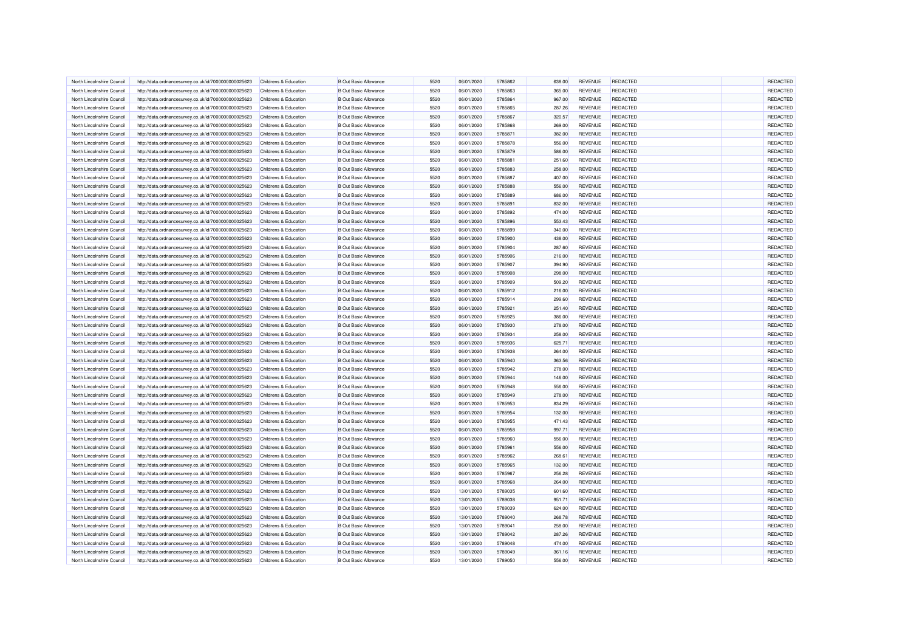| | | | | | | | | | | | |
|---|---|---|---|---|---|---|---|---|---|---|---|
| North Lincolnshire Council | http://data.ordnancesurvey.co.uk/id/7000000000025623 | Childrens & Education | B Out Basic Allowance | 5520 | 06/01/2020 | 5785862 | 638.00 | REVENUE | REDACTED | | REDACTED |
| North Lincolnshire Council | http://data.ordnancesurvey.co.uk/id/7000000000025623 | Childrens & Education | B Out Basic Allowance | 5520 | 06/01/2020 | 5785863 | 365.00 | REVENUE | REDACTED | | REDACTED |
| North Lincolnshire Council | http://data.ordnancesurvey.co.uk/id/7000000000025623 | Childrens & Education | B Out Basic Allowance | 5520 | 06/01/2020 | 5785864 | 967.00 | REVENUE | REDACTED | | REDACTED |
| North Lincolnshire Council | http://data.ordnancesurvey.co.uk/id/7000000000025623 | Childrens & Education | B Out Basic Allowance | 5520 | 06/01/2020 | 5785865 | 287.26 | REVENUE | REDACTED | | REDACTED |
| North Lincolnshire Council | http://data.ordnancesurvey.co.uk/id/7000000000025623 | Childrens & Education | B Out Basic Allowance | 5520 | 06/01/2020 | 5785867 | 320.57 | REVENUE | REDACTED | | REDACTED |
| North Lincolnshire Council | http://data.ordnancesurvey.co.uk/id/7000000000025623 | Childrens & Education | B Out Basic Allowance | 5520 | 06/01/2020 | 5785868 | 269.00 | REVENUE | REDACTED | | REDACTED |
| North Lincolnshire Council | http://data.ordnancesurvey.co.uk/id/7000000000025623 | Childrens & Education | B Out Basic Allowance | 5520 | 06/01/2020 | 5785871 | 382.00 | REVENUE | REDACTED | | REDACTED |
| North Lincolnshire Council | http://data.ordnancesurvey.co.uk/id/7000000000025623 | Childrens & Education | B Out Basic Allowance | 5520 | 06/01/2020 | 5785878 | 556.00 | REVENUE | REDACTED | | REDACTED |
| North Lincolnshire Council | http://data.ordnancesurvey.co.uk/id/7000000000025623 | Childrens & Education | B Out Basic Allowance | 5520 | 06/01/2020 | 5785879 | 586.00 | REVENUE | REDACTED | | REDACTED |
| North Lincolnshire Council | http://data.ordnancesurvey.co.uk/id/7000000000025623 | Childrens & Education | B Out Basic Allowance | 5520 | 06/01/2020 | 5785881 | 251.60 | REVENUE | REDACTED | | REDACTED |
| North Lincolnshire Council | http://data.ordnancesurvey.co.uk/id/7000000000025623 | Childrens & Education | B Out Basic Allowance | 5520 | 06/01/2020 | 5785883 | 258.00 | REVENUE | REDACTED | | REDACTED |
| North Lincolnshire Council | http://data.ordnancesurvey.co.uk/id/7000000000025623 | Childrens & Education | B Out Basic Allowance | 5520 | 06/01/2020 | 5785887 | 407.00 | REVENUE | REDACTED | | REDACTED |
| North Lincolnshire Council | http://data.ordnancesurvey.co.uk/id/7000000000025623 | Childrens & Education | B Out Basic Allowance | 5520 | 06/01/2020 | 5785888 | 556.00 | REVENUE | REDACTED | | REDACTED |
| North Lincolnshire Council | http://data.ordnancesurvey.co.uk/id/7000000000025623 | Childrens & Education | B Out Basic Allowance | 5520 | 06/01/2020 | 5785889 | 686.00 | REVENUE | REDACTED | | REDACTED |
| North Lincolnshire Council | http://data.ordnancesurvey.co.uk/id/7000000000025623 | Childrens & Education | B Out Basic Allowance | 5520 | 06/01/2020 | 5785891 | 832.00 | REVENUE | REDACTED | | REDACTED |
| North Lincolnshire Council | http://data.ordnancesurvey.co.uk/id/7000000000025623 | Childrens & Education | B Out Basic Allowance | 5520 | 06/01/2020 | 5785892 | 474.00 | REVENUE | REDACTED | | REDACTED |
| North Lincolnshire Council | http://data.ordnancesurvey.co.uk/id/7000000000025623 | Childrens & Education | B Out Basic Allowance | 5520 | 06/01/2020 | 5785896 | 553.43 | REVENUE | REDACTED | | REDACTED |
| North Lincolnshire Council | http://data.ordnancesurvey.co.uk/id/7000000000025623 | Childrens & Education | B Out Basic Allowance | 5520 | 06/01/2020 | 5785899 | 340.00 | REVENUE | REDACTED | | REDACTED |
| North Lincolnshire Council | http://data.ordnancesurvey.co.uk/id/7000000000025623 | Childrens & Education | B Out Basic Allowance | 5520 | 06/01/2020 | 5785900 | 438.00 | REVENUE | REDACTED | | REDACTED |
| North Lincolnshire Council | http://data.ordnancesurvey.co.uk/id/7000000000025623 | Childrens & Education | B Out Basic Allowance | 5520 | 06/01/2020 | 5785904 | 287.60 | REVENUE | REDACTED | | REDACTED |
| North Lincolnshire Council | http://data.ordnancesurvey.co.uk/id/7000000000025623 | Childrens & Education | B Out Basic Allowance | 5520 | 06/01/2020 | 5785906 | 216.00 | REVENUE | REDACTED | | REDACTED |
| North Lincolnshire Council | http://data.ordnancesurvey.co.uk/id/7000000000025623 | Childrens & Education | B Out Basic Allowance | 5520 | 06/01/2020 | 5785907 | 394.90 | REVENUE | REDACTED | | REDACTED |
| North Lincolnshire Council | http://data.ordnancesurvey.co.uk/id/7000000000025623 | Childrens & Education | B Out Basic Allowance | 5520 | 06/01/2020 | 5785908 | 298.00 | REVENUE | REDACTED | | REDACTED |
| North Lincolnshire Council | http://data.ordnancesurvey.co.uk/id/7000000000025623 | Childrens & Education | B Out Basic Allowance | 5520 | 06/01/2020 | 5785909 | 509.20 | REVENUE | REDACTED | | REDACTED |
| North Lincolnshire Council | http://data.ordnancesurvey.co.uk/id/7000000000025623 | Childrens & Education | B Out Basic Allowance | 5520 | 06/01/2020 | 5785912 | 216.00 | REVENUE | REDACTED | | REDACTED |
| North Lincolnshire Council | http://data.ordnancesurvey.co.uk/id/7000000000025623 | Childrens & Education | B Out Basic Allowance | 5520 | 06/01/2020 | 5785914 | 299.60 | REVENUE | REDACTED | | REDACTED |
| North Lincolnshire Council | http://data.ordnancesurvey.co.uk/id/7000000000025623 | Childrens & Education | B Out Basic Allowance | 5520 | 06/01/2020 | 5785921 | 251.40 | REVENUE | REDACTED | | REDACTED |
| North Lincolnshire Council | http://data.ordnancesurvey.co.uk/id/7000000000025623 | Childrens & Education | B Out Basic Allowance | 5520 | 06/01/2020 | 5785925 | 386.00 | REVENUE | REDACTED | | REDACTED |
| North Lincolnshire Council | http://data.ordnancesurvey.co.uk/id/7000000000025623 | Childrens & Education | B Out Basic Allowance | 5520 | 06/01/2020 | 5785930 | 278.00 | REVENUE | REDACTED | | REDACTED |
| North Lincolnshire Council | http://data.ordnancesurvey.co.uk/id/7000000000025623 | Childrens & Education | B Out Basic Allowance | 5520 | 06/01/2020 | 5785934 | 258.00 | REVENUE | REDACTED | | REDACTED |
| North Lincolnshire Council | http://data.ordnancesurvey.co.uk/id/7000000000025623 | Childrens & Education | B Out Basic Allowance | 5520 | 06/01/2020 | 5785936 | 625.71 | REVENUE | REDACTED | | REDACTED |
| North Lincolnshire Council | http://data.ordnancesurvey.co.uk/id/7000000000025623 | Childrens & Education | B Out Basic Allowance | 5520 | 06/01/2020 | 5785938 | 264.00 | REVENUE | REDACTED | | REDACTED |
| North Lincolnshire Council | http://data.ordnancesurvey.co.uk/id/7000000000025623 | Childrens & Education | B Out Basic Allowance | 5520 | 06/01/2020 | 5785940 | 363.56 | REVENUE | REDACTED | | REDACTED |
| North Lincolnshire Council | http://data.ordnancesurvey.co.uk/id/7000000000025623 | Childrens & Education | B Out Basic Allowance | 5520 | 06/01/2020 | 5785942 | 278.00 | REVENUE | REDACTED | | REDACTED |
| North Lincolnshire Council | http://data.ordnancesurvey.co.uk/id/7000000000025623 | Childrens & Education | B Out Basic Allowance | 5520 | 06/01/2020 | 5785944 | 146.00 | REVENUE | REDACTED | | REDACTED |
| North Lincolnshire Council | http://data.ordnancesurvey.co.uk/id/7000000000025623 | Childrens & Education | B Out Basic Allowance | 5520 | 06/01/2020 | 5785948 | 556.00 | REVENUE | REDACTED | | REDACTED |
| North Lincolnshire Council | http://data.ordnancesurvey.co.uk/id/7000000000025623 | Childrens & Education | B Out Basic Allowance | 5520 | 06/01/2020 | 5785949 | 278.00 | REVENUE | REDACTED | | REDACTED |
| North Lincolnshire Council | http://data.ordnancesurvey.co.uk/id/7000000000025623 | Childrens & Education | B Out Basic Allowance | 5520 | 06/01/2020 | 5785953 | 834.29 | REVENUE | REDACTED | | REDACTED |
| North Lincolnshire Council | http://data.ordnancesurvey.co.uk/id/7000000000025623 | Childrens & Education | B Out Basic Allowance | 5520 | 06/01/2020 | 5785954 | 132.00 | REVENUE | REDACTED | | REDACTED |
| North Lincolnshire Council | http://data.ordnancesurvey.co.uk/id/7000000000025623 | Childrens & Education | B Out Basic Allowance | 5520 | 06/01/2020 | 5785955 | 471.43 | REVENUE | REDACTED | | REDACTED |
| North Lincolnshire Council | http://data.ordnancesurvey.co.uk/id/7000000000025623 | Childrens & Education | B Out Basic Allowance | 5520 | 06/01/2020 | 5785958 | 997.71 | REVENUE | REDACTED | | REDACTED |
| North Lincolnshire Council | http://data.ordnancesurvey.co.uk/id/7000000000025623 | Childrens & Education | B Out Basic Allowance | 5520 | 06/01/2020 | 5785960 | 556.00 | REVENUE | REDACTED | | REDACTED |
| North Lincolnshire Council | http://data.ordnancesurvey.co.uk/id/7000000000025623 | Childrens & Education | B Out Basic Allowance | 5520 | 06/01/2020 | 5785961 | 556.00 | REVENUE | REDACTED | | REDACTED |
| North Lincolnshire Council | http://data.ordnancesurvey.co.uk/id/7000000000025623 | Childrens & Education | B Out Basic Allowance | 5520 | 06/01/2020 | 5785962 | 268.61 | REVENUE | REDACTED | | REDACTED |
| North Lincolnshire Council | http://data.ordnancesurvey.co.uk/id/7000000000025623 | Childrens & Education | B Out Basic Allowance | 5520 | 06/01/2020 | 5785965 | 132.00 | REVENUE | REDACTED | | REDACTED |
| North Lincolnshire Council | http://data.ordnancesurvey.co.uk/id/7000000000025623 | Childrens & Education | B Out Basic Allowance | 5520 | 06/01/2020 | 5785967 | 256.28 | REVENUE | REDACTED | | REDACTED |
| North Lincolnshire Council | http://data.ordnancesurvey.co.uk/id/7000000000025623 | Childrens & Education | B Out Basic Allowance | 5520 | 06/01/2020 | 5785968 | 264.00 | REVENUE | REDACTED | | REDACTED |
| North Lincolnshire Council | http://data.ordnancesurvey.co.uk/id/7000000000025623 | Childrens & Education | B Out Basic Allowance | 5520 | 13/01/2020 | 5789035 | 601.60 | REVENUE | REDACTED | | REDACTED |
| North Lincolnshire Council | http://data.ordnancesurvey.co.uk/id/7000000000025623 | Childrens & Education | B Out Basic Allowance | 5520 | 13/01/2020 | 5789038 | 951.71 | REVENUE | REDACTED | | REDACTED |
| North Lincolnshire Council | http://data.ordnancesurvey.co.uk/id/7000000000025623 | Childrens & Education | B Out Basic Allowance | 5520 | 13/01/2020 | 5789039 | 624.00 | REVENUE | REDACTED | | REDACTED |
| North Lincolnshire Council | http://data.ordnancesurvey.co.uk/id/7000000000025623 | Childrens & Education | B Out Basic Allowance | 5520 | 13/01/2020 | 5789040 | 268.78 | REVENUE | REDACTED | | REDACTED |
| North Lincolnshire Council | http://data.ordnancesurvey.co.uk/id/7000000000025623 | Childrens & Education | B Out Basic Allowance | 5520 | 13/01/2020 | 5789041 | 258.00 | REVENUE | REDACTED | | REDACTED |
| North Lincolnshire Council | http://data.ordnancesurvey.co.uk/id/7000000000025623 | Childrens & Education | B Out Basic Allowance | 5520 | 13/01/2020 | 5789042 | 287.26 | REVENUE | REDACTED | | REDACTED |
| North Lincolnshire Council | http://data.ordnancesurvey.co.uk/id/7000000000025623 | Childrens & Education | B Out Basic Allowance | 5520 | 13/01/2020 | 5789048 | 474.00 | REVENUE | REDACTED | | REDACTED |
| North Lincolnshire Council | http://data.ordnancesurvey.co.uk/id/7000000000025623 | Childrens & Education | B Out Basic Allowance | 5520 | 13/01/2020 | 5789049 | 361.16 | REVENUE | REDACTED | | REDACTED |
| North Lincolnshire Council | http://data.ordnancesurvey.co.uk/id/7000000000025623 | Childrens & Education | B Out Basic Allowance | 5520 | 13/01/2020 | 5789050 | 556.00 | REVENUE | REDACTED | | REDACTED |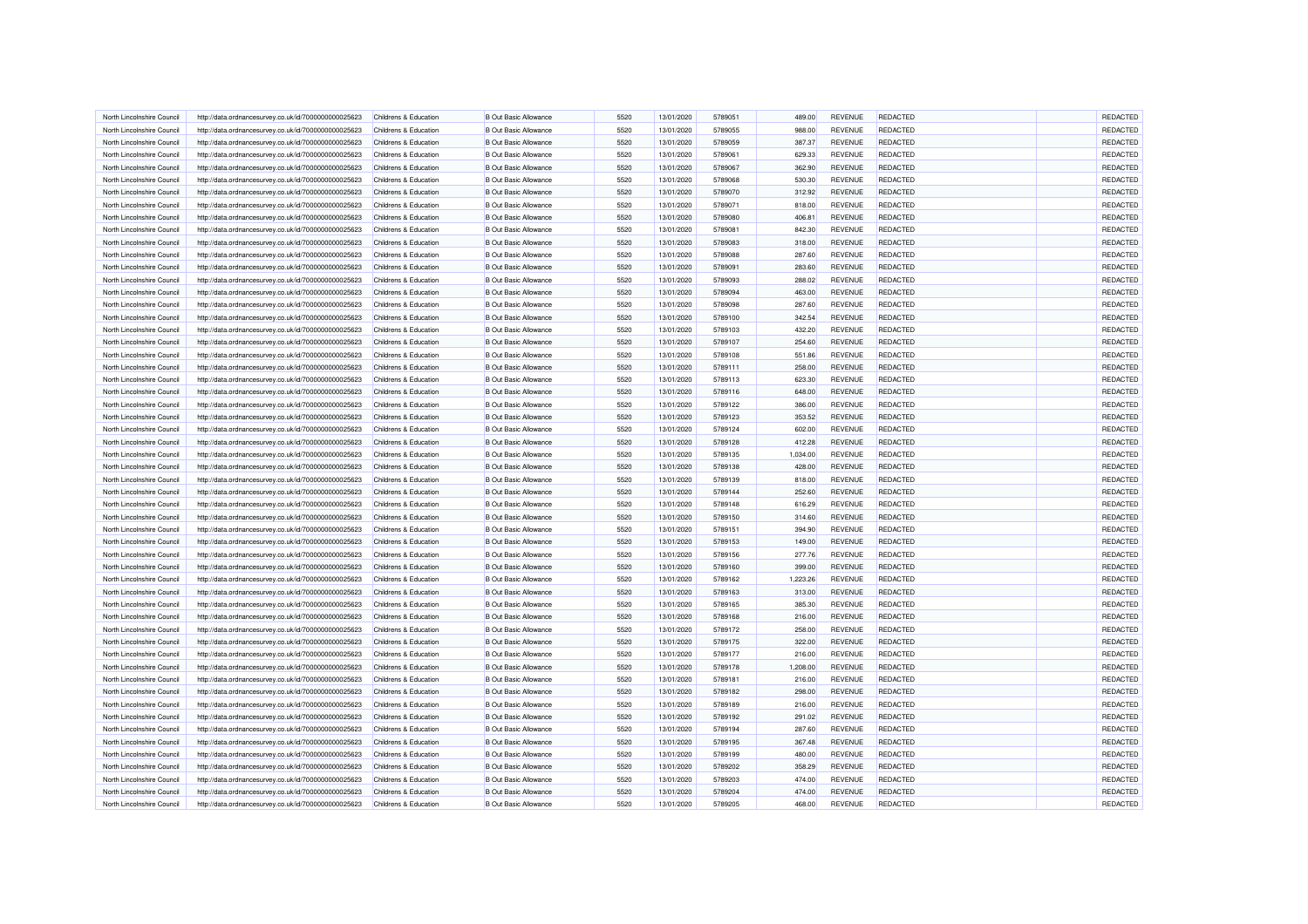| | | | | | | | | | | | |
|---|---|---|---|---|---|---|---|---|---|---|---|
| North Lincolnshire Council | http://data.ordnancesurvey.co.uk/id/7000000000025623 | Childrens & Education | B Out Basic Allowance | 5520 | 13/01/2020 | 5789051 | 489.00 | REVENUE | REDACTED | | REDACTED |
| North Lincolnshire Council | http://data.ordnancesurvey.co.uk/id/7000000000025623 | Childrens & Education | B Out Basic Allowance | 5520 | 13/01/2020 | 5789055 | 988.00 | REVENUE | REDACTED | | REDACTED |
| North Lincolnshire Council | http://data.ordnancesurvey.co.uk/id/7000000000025623 | Childrens & Education | B Out Basic Allowance | 5520 | 13/01/2020 | 5789059 | 387.37 | REVENUE | REDACTED | | REDACTED |
| North Lincolnshire Council | http://data.ordnancesurvey.co.uk/id/7000000000025623 | Childrens & Education | B Out Basic Allowance | 5520 | 13/01/2020 | 5789061 | 629.33 | REVENUE | REDACTED | | REDACTED |
| North Lincolnshire Council | http://data.ordnancesurvey.co.uk/id/7000000000025623 | Childrens & Education | B Out Basic Allowance | 5520 | 13/01/2020 | 5789067 | 362.90 | REVENUE | REDACTED | | REDACTED |
| North Lincolnshire Council | http://data.ordnancesurvey.co.uk/id/7000000000025623 | Childrens & Education | B Out Basic Allowance | 5520 | 13/01/2020 | 5789068 | 530.30 | REVENUE | REDACTED | | REDACTED |
| North Lincolnshire Council | http://data.ordnancesurvey.co.uk/id/7000000000025623 | Childrens & Education | B Out Basic Allowance | 5520 | 13/01/2020 | 5789070 | 312.92 | REVENUE | REDACTED | | REDACTED |
| North Lincolnshire Council | http://data.ordnancesurvey.co.uk/id/7000000000025623 | Childrens & Education | B Out Basic Allowance | 5520 | 13/01/2020 | 5789071 | 818.00 | REVENUE | REDACTED | | REDACTED |
| North Lincolnshire Council | http://data.ordnancesurvey.co.uk/id/7000000000025623 | Childrens & Education | B Out Basic Allowance | 5520 | 13/01/2020 | 5789080 | 406.81 | REVENUE | REDACTED | | REDACTED |
| North Lincolnshire Council | http://data.ordnancesurvey.co.uk/id/7000000000025623 | Childrens & Education | B Out Basic Allowance | 5520 | 13/01/2020 | 5789081 | 842.30 | REVENUE | REDACTED | | REDACTED |
| North Lincolnshire Council | http://data.ordnancesurvey.co.uk/id/7000000000025623 | Childrens & Education | B Out Basic Allowance | 5520 | 13/01/2020 | 5789083 | 318.00 | REVENUE | REDACTED | | REDACTED |
| North Lincolnshire Council | http://data.ordnancesurvey.co.uk/id/7000000000025623 | Childrens & Education | B Out Basic Allowance | 5520 | 13/01/2020 | 5789088 | 287.60 | REVENUE | REDACTED | | REDACTED |
| North Lincolnshire Council | http://data.ordnancesurvey.co.uk/id/7000000000025623 | Childrens & Education | B Out Basic Allowance | 5520 | 13/01/2020 | 5789091 | 283.60 | REVENUE | REDACTED | | REDACTED |
| North Lincolnshire Council | http://data.ordnancesurvey.co.uk/id/7000000000025623 | Childrens & Education | B Out Basic Allowance | 5520 | 13/01/2020 | 5789093 | 288.02 | REVENUE | REDACTED | | REDACTED |
| North Lincolnshire Council | http://data.ordnancesurvey.co.uk/id/7000000000025623 | Childrens & Education | B Out Basic Allowance | 5520 | 13/01/2020 | 5789094 | 463.00 | REVENUE | REDACTED | | REDACTED |
| North Lincolnshire Council | http://data.ordnancesurvey.co.uk/id/7000000000025623 | Childrens & Education | B Out Basic Allowance | 5520 | 13/01/2020 | 5789098 | 287.60 | REVENUE | REDACTED | | REDACTED |
| North Lincolnshire Council | http://data.ordnancesurvey.co.uk/id/7000000000025623 | Childrens & Education | B Out Basic Allowance | 5520 | 13/01/2020 | 5789100 | 342.54 | REVENUE | REDACTED | | REDACTED |
| North Lincolnshire Council | http://data.ordnancesurvey.co.uk/id/7000000000025623 | Childrens & Education | B Out Basic Allowance | 5520 | 13/01/2020 | 5789103 | 432.20 | REVENUE | REDACTED | | REDACTED |
| North Lincolnshire Council | http://data.ordnancesurvey.co.uk/id/7000000000025623 | Childrens & Education | B Out Basic Allowance | 5520 | 13/01/2020 | 5789107 | 254.60 | REVENUE | REDACTED | | REDACTED |
| North Lincolnshire Council | http://data.ordnancesurvey.co.uk/id/7000000000025623 | Childrens & Education | B Out Basic Allowance | 5520 | 13/01/2020 | 5789108 | 551.86 | REVENUE | REDACTED | | REDACTED |
| North Lincolnshire Council | http://data.ordnancesurvey.co.uk/id/7000000000025623 | Childrens & Education | B Out Basic Allowance | 5520 | 13/01/2020 | 5789111 | 258.00 | REVENUE | REDACTED | | REDACTED |
| North Lincolnshire Council | http://data.ordnancesurvey.co.uk/id/7000000000025623 | Childrens & Education | B Out Basic Allowance | 5520 | 13/01/2020 | 5789113 | 623.30 | REVENUE | REDACTED | | REDACTED |
| North Lincolnshire Council | http://data.ordnancesurvey.co.uk/id/7000000000025623 | Childrens & Education | B Out Basic Allowance | 5520 | 13/01/2020 | 5789116 | 648.00 | REVENUE | REDACTED | | REDACTED |
| North Lincolnshire Council | http://data.ordnancesurvey.co.uk/id/7000000000025623 | Childrens & Education | B Out Basic Allowance | 5520 | 13/01/2020 | 5789122 | 386.00 | REVENUE | REDACTED | | REDACTED |
| North Lincolnshire Council | http://data.ordnancesurvey.co.uk/id/7000000000025623 | Childrens & Education | B Out Basic Allowance | 5520 | 13/01/2020 | 5789123 | 353.52 | REVENUE | REDACTED | | REDACTED |
| North Lincolnshire Council | http://data.ordnancesurvey.co.uk/id/7000000000025623 | Childrens & Education | B Out Basic Allowance | 5520 | 13/01/2020 | 5789124 | 602.00 | REVENUE | REDACTED | | REDACTED |
| North Lincolnshire Council | http://data.ordnancesurvey.co.uk/id/7000000000025623 | Childrens & Education | B Out Basic Allowance | 5520 | 13/01/2020 | 5789128 | 412.28 | REVENUE | REDACTED | | REDACTED |
| North Lincolnshire Council | http://data.ordnancesurvey.co.uk/id/7000000000025623 | Childrens & Education | B Out Basic Allowance | 5520 | 13/01/2020 | 5789135 | 1,034.00 | REVENUE | REDACTED | | REDACTED |
| North Lincolnshire Council | http://data.ordnancesurvey.co.uk/id/7000000000025623 | Childrens & Education | B Out Basic Allowance | 5520 | 13/01/2020 | 5789138 | 428.00 | REVENUE | REDACTED | | REDACTED |
| North Lincolnshire Council | http://data.ordnancesurvey.co.uk/id/7000000000025623 | Childrens & Education | B Out Basic Allowance | 5520 | 13/01/2020 | 5789139 | 818.00 | REVENUE | REDACTED | | REDACTED |
| North Lincolnshire Council | http://data.ordnancesurvey.co.uk/id/7000000000025623 | Childrens & Education | B Out Basic Allowance | 5520 | 13/01/2020 | 5789144 | 252.60 | REVENUE | REDACTED | | REDACTED |
| North Lincolnshire Council | http://data.ordnancesurvey.co.uk/id/7000000000025623 | Childrens & Education | B Out Basic Allowance | 5520 | 13/01/2020 | 5789148 | 616.29 | REVENUE | REDACTED | | REDACTED |
| North Lincolnshire Council | http://data.ordnancesurvey.co.uk/id/7000000000025623 | Childrens & Education | B Out Basic Allowance | 5520 | 13/01/2020 | 5789150 | 314.60 | REVENUE | REDACTED | | REDACTED |
| North Lincolnshire Council | http://data.ordnancesurvey.co.uk/id/7000000000025623 | Childrens & Education | B Out Basic Allowance | 5520 | 13/01/2020 | 5789151 | 394.90 | REVENUE | REDACTED | | REDACTED |
| North Lincolnshire Council | http://data.ordnancesurvey.co.uk/id/7000000000025623 | Childrens & Education | B Out Basic Allowance | 5520 | 13/01/2020 | 5789153 | 149.00 | REVENUE | REDACTED | | REDACTED |
| North Lincolnshire Council | http://data.ordnancesurvey.co.uk/id/7000000000025623 | Childrens & Education | B Out Basic Allowance | 5520 | 13/01/2020 | 5789156 | 277.76 | REVENUE | REDACTED | | REDACTED |
| North Lincolnshire Council | http://data.ordnancesurvey.co.uk/id/7000000000025623 | Childrens & Education | B Out Basic Allowance | 5520 | 13/01/2020 | 5789160 | 399.00 | REVENUE | REDACTED | | REDACTED |
| North Lincolnshire Council | http://data.ordnancesurvey.co.uk/id/7000000000025623 | Childrens & Education | B Out Basic Allowance | 5520 | 13/01/2020 | 5789162 | 1,223.26 | REVENUE | REDACTED | | REDACTED |
| North Lincolnshire Council | http://data.ordnancesurvey.co.uk/id/7000000000025623 | Childrens & Education | B Out Basic Allowance | 5520 | 13/01/2020 | 5789163 | 313.00 | REVENUE | REDACTED | | REDACTED |
| North Lincolnshire Council | http://data.ordnancesurvey.co.uk/id/7000000000025623 | Childrens & Education | B Out Basic Allowance | 5520 | 13/01/2020 | 5789165 | 385.30 | REVENUE | REDACTED | | REDACTED |
| North Lincolnshire Council | http://data.ordnancesurvey.co.uk/id/7000000000025623 | Childrens & Education | B Out Basic Allowance | 5520 | 13/01/2020 | 5789168 | 216.00 | REVENUE | REDACTED | | REDACTED |
| North Lincolnshire Council | http://data.ordnancesurvey.co.uk/id/7000000000025623 | Childrens & Education | B Out Basic Allowance | 5520 | 13/01/2020 | 5789172 | 258.00 | REVENUE | REDACTED | | REDACTED |
| North Lincolnshire Council | http://data.ordnancesurvey.co.uk/id/7000000000025623 | Childrens & Education | B Out Basic Allowance | 5520 | 13/01/2020 | 5789175 | 322.00 | REVENUE | REDACTED | | REDACTED |
| North Lincolnshire Council | http://data.ordnancesurvey.co.uk/id/7000000000025623 | Childrens & Education | B Out Basic Allowance | 5520 | 13/01/2020 | 5789177 | 216.00 | REVENUE | REDACTED | | REDACTED |
| North Lincolnshire Council | http://data.ordnancesurvey.co.uk/id/7000000000025623 | Childrens & Education | B Out Basic Allowance | 5520 | 13/01/2020 | 5789178 | 1,208.00 | REVENUE | REDACTED | | REDACTED |
| North Lincolnshire Council | http://data.ordnancesurvey.co.uk/id/7000000000025623 | Childrens & Education | B Out Basic Allowance | 5520 | 13/01/2020 | 5789181 | 216.00 | REVENUE | REDACTED | | REDACTED |
| North Lincolnshire Council | http://data.ordnancesurvey.co.uk/id/7000000000025623 | Childrens & Education | B Out Basic Allowance | 5520 | 13/01/2020 | 5789182 | 298.00 | REVENUE | REDACTED | | REDACTED |
| North Lincolnshire Council | http://data.ordnancesurvey.co.uk/id/7000000000025623 | Childrens & Education | B Out Basic Allowance | 5520 | 13/01/2020 | 5789189 | 216.00 | REVENUE | REDACTED | | REDACTED |
| North Lincolnshire Council | http://data.ordnancesurvey.co.uk/id/7000000000025623 | Childrens & Education | B Out Basic Allowance | 5520 | 13/01/2020 | 5789192 | 291.02 | REVENUE | REDACTED | | REDACTED |
| North Lincolnshire Council | http://data.ordnancesurvey.co.uk/id/7000000000025623 | Childrens & Education | B Out Basic Allowance | 5520 | 13/01/2020 | 5789194 | 287.60 | REVENUE | REDACTED | | REDACTED |
| North Lincolnshire Council | http://data.ordnancesurvey.co.uk/id/7000000000025623 | Childrens & Education | B Out Basic Allowance | 5520 | 13/01/2020 | 5789195 | 367.48 | REVENUE | REDACTED | | REDACTED |
| North Lincolnshire Council | http://data.ordnancesurvey.co.uk/id/7000000000025623 | Childrens & Education | B Out Basic Allowance | 5520 | 13/01/2020 | 5789199 | 480.00 | REVENUE | REDACTED | | REDACTED |
| North Lincolnshire Council | http://data.ordnancesurvey.co.uk/id/7000000000025623 | Childrens & Education | B Out Basic Allowance | 5520 | 13/01/2020 | 5789202 | 358.29 | REVENUE | REDACTED | | REDACTED |
| North Lincolnshire Council | http://data.ordnancesurvey.co.uk/id/7000000000025623 | Childrens & Education | B Out Basic Allowance | 5520 | 13/01/2020 | 5789203 | 474.00 | REVENUE | REDACTED | | REDACTED |
| North Lincolnshire Council | http://data.ordnancesurvey.co.uk/id/7000000000025623 | Childrens & Education | B Out Basic Allowance | 5520 | 13/01/2020 | 5789204 | 474.00 | REVENUE | REDACTED | | REDACTED |
| North Lincolnshire Council | http://data.ordnancesurvey.co.uk/id/7000000000025623 | Childrens & Education | B Out Basic Allowance | 5520 | 13/01/2020 | 5789205 | 468.00 | REVENUE | REDACTED | | REDACTED |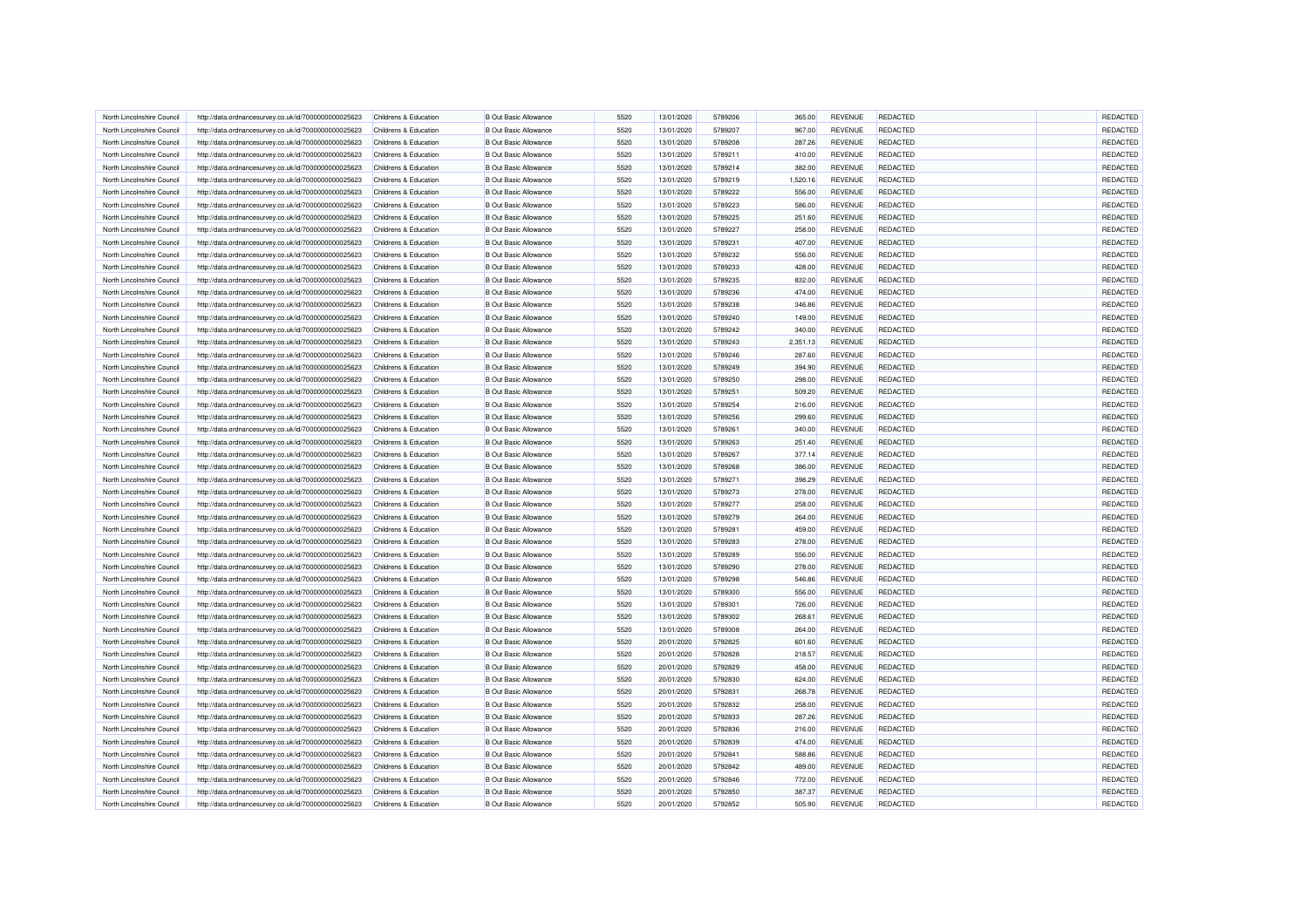| North Lincolnshire Council | http://data.ordnancesurvey.co.uk/id/7000000000025623 | Childrens & Education | B Out Basic Allowance | 5520 | 13/01/2020 | 5789206 | 365.00 | REVENUE | REDACTED | | REDACTED |
|---|---|---|---|---|---|---|---|---|---|---|---|
| North Lincolnshire Council | http://data.ordnancesurvey.co.uk/id/7000000000025623 | Childrens & Education | B Out Basic Allowance | 5520 | 13/01/2020 | 5789207 | 967.00 | REVENUE | REDACTED | | REDACTED |
| North Lincolnshire Council | http://data.ordnancesurvey.co.uk/id/7000000000025623 | Childrens & Education | B Out Basic Allowance | 5520 | 13/01/2020 | 5789208 | 287.26 | REVENUE | REDACTED | | REDACTED |
| North Lincolnshire Council | http://data.ordnancesurvey.co.uk/id/7000000000025623 | Childrens & Education | B Out Basic Allowance | 5520 | 13/01/2020 | 5789211 | 410.00 | REVENUE | REDACTED | | REDACTED |
| North Lincolnshire Council | http://data.ordnancesurvey.co.uk/id/7000000000025623 | Childrens & Education | B Out Basic Allowance | 5520 | 13/01/2020 | 5789214 | 382.00 | REVENUE | REDACTED | | REDACTED |
| North Lincolnshire Council | http://data.ordnancesurvey.co.uk/id/7000000000025623 | Childrens & Education | B Out Basic Allowance | 5520 | 13/01/2020 | 5789219 | 1,520.16 | REVENUE | REDACTED | | REDACTED |
| North Lincolnshire Council | http://data.ordnancesurvey.co.uk/id/7000000000025623 | Childrens & Education | B Out Basic Allowance | 5520 | 13/01/2020 | 5789222 | 556.00 | REVENUE | REDACTED | | REDACTED |
| North Lincolnshire Council | http://data.ordnancesurvey.co.uk/id/7000000000025623 | Childrens & Education | B Out Basic Allowance | 5520 | 13/01/2020 | 5789223 | 586.00 | REVENUE | REDACTED | | REDACTED |
| North Lincolnshire Council | http://data.ordnancesurvey.co.uk/id/7000000000025623 | Childrens & Education | B Out Basic Allowance | 5520 | 13/01/2020 | 5789225 | 251.60 | REVENUE | REDACTED | | REDACTED |
| North Lincolnshire Council | http://data.ordnancesurvey.co.uk/id/7000000000025623 | Childrens & Education | B Out Basic Allowance | 5520 | 13/01/2020 | 5789227 | 258.00 | REVENUE | REDACTED | | REDACTED |
| North Lincolnshire Council | http://data.ordnancesurvey.co.uk/id/7000000000025623 | Childrens & Education | B Out Basic Allowance | 5520 | 13/01/2020 | 5789231 | 407.00 | REVENUE | REDACTED | | REDACTED |
| North Lincolnshire Council | http://data.ordnancesurvey.co.uk/id/7000000000025623 | Childrens & Education | B Out Basic Allowance | 5520 | 13/01/2020 | 5789232 | 556.00 | REVENUE | REDACTED | | REDACTED |
| North Lincolnshire Council | http://data.ordnancesurvey.co.uk/id/7000000000025623 | Childrens & Education | B Out Basic Allowance | 5520 | 13/01/2020 | 5789233 | 428.00 | REVENUE | REDACTED | | REDACTED |
| North Lincolnshire Council | http://data.ordnancesurvey.co.uk/id/7000000000025623 | Childrens & Education | B Out Basic Allowance | 5520 | 13/01/2020 | 5789235 | 832.00 | REVENUE | REDACTED | | REDACTED |
| North Lincolnshire Council | http://data.ordnancesurvey.co.uk/id/7000000000025623 | Childrens & Education | B Out Basic Allowance | 5520 | 13/01/2020 | 5789236 | 474.00 | REVENUE | REDACTED | | REDACTED |
| North Lincolnshire Council | http://data.ordnancesurvey.co.uk/id/7000000000025623 | Childrens & Education | B Out Basic Allowance | 5520 | 13/01/2020 | 5789238 | 346.86 | REVENUE | REDACTED | | REDACTED |
| North Lincolnshire Council | http://data.ordnancesurvey.co.uk/id/7000000000025623 | Childrens & Education | B Out Basic Allowance | 5520 | 13/01/2020 | 5789240 | 149.00 | REVENUE | REDACTED | | REDACTED |
| North Lincolnshire Council | http://data.ordnancesurvey.co.uk/id/7000000000025623 | Childrens & Education | B Out Basic Allowance | 5520 | 13/01/2020 | 5789242 | 340.00 | REVENUE | REDACTED | | REDACTED |
| North Lincolnshire Council | http://data.ordnancesurvey.co.uk/id/7000000000025623 | Childrens & Education | B Out Basic Allowance | 5520 | 13/01/2020 | 5789243 | 2,351.13 | REVENUE | REDACTED | | REDACTED |
| North Lincolnshire Council | http://data.ordnancesurvey.co.uk/id/7000000000025623 | Childrens & Education | B Out Basic Allowance | 5520 | 13/01/2020 | 5789246 | 287.60 | REVENUE | REDACTED | | REDACTED |
| North Lincolnshire Council | http://data.ordnancesurvey.co.uk/id/7000000000025623 | Childrens & Education | B Out Basic Allowance | 5520 | 13/01/2020 | 5789249 | 394.90 | REVENUE | REDACTED | | REDACTED |
| North Lincolnshire Council | http://data.ordnancesurvey.co.uk/id/7000000000025623 | Childrens & Education | B Out Basic Allowance | 5520 | 13/01/2020 | 5789250 | 298.00 | REVENUE | REDACTED | | REDACTED |
| North Lincolnshire Council | http://data.ordnancesurvey.co.uk/id/7000000000025623 | Childrens & Education | B Out Basic Allowance | 5520 | 13/01/2020 | 5789251 | 509.20 | REVENUE | REDACTED | | REDACTED |
| North Lincolnshire Council | http://data.ordnancesurvey.co.uk/id/7000000000025623 | Childrens & Education | B Out Basic Allowance | 5520 | 13/01/2020 | 5789254 | 216.00 | REVENUE | REDACTED | | REDACTED |
| North Lincolnshire Council | http://data.ordnancesurvey.co.uk/id/7000000000025623 | Childrens & Education | B Out Basic Allowance | 5520 | 13/01/2020 | 5789256 | 299.60 | REVENUE | REDACTED | | REDACTED |
| North Lincolnshire Council | http://data.ordnancesurvey.co.uk/id/7000000000025623 | Childrens & Education | B Out Basic Allowance | 5520 | 13/01/2020 | 5789261 | 340.00 | REVENUE | REDACTED | | REDACTED |
| North Lincolnshire Council | http://data.ordnancesurvey.co.uk/id/7000000000025623 | Childrens & Education | B Out Basic Allowance | 5520 | 13/01/2020 | 5789263 | 251.40 | REVENUE | REDACTED | | REDACTED |
| North Lincolnshire Council | http://data.ordnancesurvey.co.uk/id/7000000000025623 | Childrens & Education | B Out Basic Allowance | 5520 | 13/01/2020 | 5789267 | 377.14 | REVENUE | REDACTED | | REDACTED |
| North Lincolnshire Council | http://data.ordnancesurvey.co.uk/id/7000000000025623 | Childrens & Education | B Out Basic Allowance | 5520 | 13/01/2020 | 5789268 | 386.00 | REVENUE | REDACTED | | REDACTED |
| North Lincolnshire Council | http://data.ordnancesurvey.co.uk/id/7000000000025623 | Childrens & Education | B Out Basic Allowance | 5520 | 13/01/2020 | 5789271 | 398.29 | REVENUE | REDACTED | | REDACTED |
| North Lincolnshire Council | http://data.ordnancesurvey.co.uk/id/7000000000025623 | Childrens & Education | B Out Basic Allowance | 5520 | 13/01/2020 | 5789273 | 278.00 | REVENUE | REDACTED | | REDACTED |
| North Lincolnshire Council | http://data.ordnancesurvey.co.uk/id/7000000000025623 | Childrens & Education | B Out Basic Allowance | 5520 | 13/01/2020 | 5789277 | 258.00 | REVENUE | REDACTED | | REDACTED |
| North Lincolnshire Council | http://data.ordnancesurvey.co.uk/id/7000000000025623 | Childrens & Education | B Out Basic Allowance | 5520 | 13/01/2020 | 5789279 | 264.00 | REVENUE | REDACTED | | REDACTED |
| North Lincolnshire Council | http://data.ordnancesurvey.co.uk/id/7000000000025623 | Childrens & Education | B Out Basic Allowance | 5520 | 13/01/2020 | 5789281 | 459.00 | REVENUE | REDACTED | | REDACTED |
| North Lincolnshire Council | http://data.ordnancesurvey.co.uk/id/7000000000025623 | Childrens & Education | B Out Basic Allowance | 5520 | 13/01/2020 | 5789283 | 278.00 | REVENUE | REDACTED | | REDACTED |
| North Lincolnshire Council | http://data.ordnancesurvey.co.uk/id/7000000000025623 | Childrens & Education | B Out Basic Allowance | 5520 | 13/01/2020 | 5789289 | 556.00 | REVENUE | REDACTED | | REDACTED |
| North Lincolnshire Council | http://data.ordnancesurvey.co.uk/id/7000000000025623 | Childrens & Education | B Out Basic Allowance | 5520 | 13/01/2020 | 5789290 | 278.00 | REVENUE | REDACTED | | REDACTED |
| North Lincolnshire Council | http://data.ordnancesurvey.co.uk/id/7000000000025623 | Childrens & Education | B Out Basic Allowance | 5520 | 13/01/2020 | 5789298 | 546.86 | REVENUE | REDACTED | | REDACTED |
| North Lincolnshire Council | http://data.ordnancesurvey.co.uk/id/7000000000025623 | Childrens & Education | B Out Basic Allowance | 5520 | 13/01/2020 | 5789300 | 556.00 | REVENUE | REDACTED | | REDACTED |
| North Lincolnshire Council | http://data.ordnancesurvey.co.uk/id/7000000000025623 | Childrens & Education | B Out Basic Allowance | 5520 | 13/01/2020 | 5789301 | 726.00 | REVENUE | REDACTED | | REDACTED |
| North Lincolnshire Council | http://data.ordnancesurvey.co.uk/id/7000000000025623 | Childrens & Education | B Out Basic Allowance | 5520 | 13/01/2020 | 5789302 | 268.61 | REVENUE | REDACTED | | REDACTED |
| North Lincolnshire Council | http://data.ordnancesurvey.co.uk/id/7000000000025623 | Childrens & Education | B Out Basic Allowance | 5520 | 13/01/2020 | 5789308 | 264.00 | REVENUE | REDACTED | | REDACTED |
| North Lincolnshire Council | http://data.ordnancesurvey.co.uk/id/7000000000025623 | Childrens & Education | B Out Basic Allowance | 5520 | 20/01/2020 | 5792825 | 601.60 | REVENUE | REDACTED | | REDACTED |
| North Lincolnshire Council | http://data.ordnancesurvey.co.uk/id/7000000000025623 | Childrens & Education | B Out Basic Allowance | 5520 | 20/01/2020 | 5792828 | 218.57 | REVENUE | REDACTED | | REDACTED |
| North Lincolnshire Council | http://data.ordnancesurvey.co.uk/id/7000000000025623 | Childrens & Education | B Out Basic Allowance | 5520 | 20/01/2020 | 5792829 | 458.00 | REVENUE | REDACTED | | REDACTED |
| North Lincolnshire Council | http://data.ordnancesurvey.co.uk/id/7000000000025623 | Childrens & Education | B Out Basic Allowance | 5520 | 20/01/2020 | 5792830 | 624.00 | REVENUE | REDACTED | | REDACTED |
| North Lincolnshire Council | http://data.ordnancesurvey.co.uk/id/7000000000025623 | Childrens & Education | B Out Basic Allowance | 5520 | 20/01/2020 | 5792831 | 268.78 | REVENUE | REDACTED | | REDACTED |
| North Lincolnshire Council | http://data.ordnancesurvey.co.uk/id/7000000000025623 | Childrens & Education | B Out Basic Allowance | 5520 | 20/01/2020 | 5792832 | 258.00 | REVENUE | REDACTED | | REDACTED |
| North Lincolnshire Council | http://data.ordnancesurvey.co.uk/id/7000000000025623 | Childrens & Education | B Out Basic Allowance | 5520 | 20/01/2020 | 5792833 | 287.26 | REVENUE | REDACTED | | REDACTED |
| North Lincolnshire Council | http://data.ordnancesurvey.co.uk/id/7000000000025623 | Childrens & Education | B Out Basic Allowance | 5520 | 20/01/2020 | 5792836 | 216.00 | REVENUE | REDACTED | | REDACTED |
| North Lincolnshire Council | http://data.ordnancesurvey.co.uk/id/7000000000025623 | Childrens & Education | B Out Basic Allowance | 5520 | 20/01/2020 | 5792839 | 474.00 | REVENUE | REDACTED | | REDACTED |
| North Lincolnshire Council | http://data.ordnancesurvey.co.uk/id/7000000000025623 | Childrens & Education | B Out Basic Allowance | 5520 | 20/01/2020 | 5792841 | 588.86 | REVENUE | REDACTED | | REDACTED |
| North Lincolnshire Council | http://data.ordnancesurvey.co.uk/id/7000000000025623 | Childrens & Education | B Out Basic Allowance | 5520 | 20/01/2020 | 5792842 | 489.00 | REVENUE | REDACTED | | REDACTED |
| North Lincolnshire Council | http://data.ordnancesurvey.co.uk/id/7000000000025623 | Childrens & Education | B Out Basic Allowance | 5520 | 20/01/2020 | 5792846 | 772.00 | REVENUE | REDACTED | | REDACTED |
| North Lincolnshire Council | http://data.ordnancesurvey.co.uk/id/7000000000025623 | Childrens & Education | B Out Basic Allowance | 5520 | 20/01/2020 | 5792850 | 387.37 | REVENUE | REDACTED | | REDACTED |
| North Lincolnshire Council | http://data.ordnancesurvey.co.uk/id/7000000000025623 | Childrens & Education | B Out Basic Allowance | 5520 | 20/01/2020 | 5792852 | 505.90 | REVENUE | REDACTED | | REDACTED |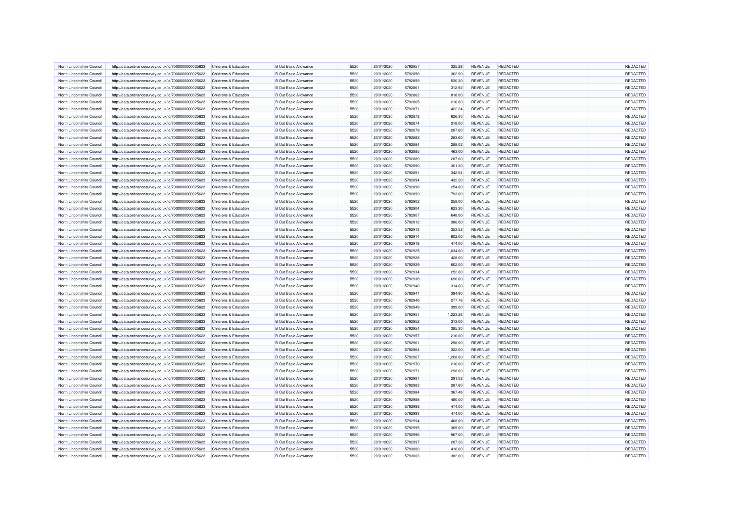| | | | | | | | | | | | | |
|---|---|---|---|---|---|---|---|---|---|---|---|---|
| North Lincolnshire Council | http://data.ordnancesurvey.co.uk/id/7000000000025623 | Childrens & Education | B Out Basic Allowance | 5520 | 20/01/2020 | 5792857 | 325.28 | REVENUE | REDACTED | | REDACTED |
| North Lincolnshire Council | http://data.ordnancesurvey.co.uk/id/7000000000025623 | Childrens & Education | B Out Basic Allowance | 5520 | 20/01/2020 | 5792858 | 362.90 | REVENUE | REDACTED | | REDACTED |
| North Lincolnshire Council | http://data.ordnancesurvey.co.uk/id/7000000000025623 | Childrens & Education | B Out Basic Allowance | 5520 | 20/01/2020 | 5792859 | 530.30 | REVENUE | REDACTED | | REDACTED |
| North Lincolnshire Council | http://data.ordnancesurvey.co.uk/id/7000000000025623 | Childrens & Education | B Out Basic Allowance | 5520 | 20/01/2020 | 5792861 | 312.92 | REVENUE | REDACTED | | REDACTED |
| North Lincolnshire Council | http://data.ordnancesurvey.co.uk/id/7000000000025623 | Childrens & Education | B Out Basic Allowance | 5520 | 20/01/2020 | 5792862 | 818.00 | REVENUE | REDACTED | | REDACTED |
| North Lincolnshire Council | http://data.ordnancesurvey.co.uk/id/7000000000025623 | Childrens & Education | B Out Basic Allowance | 5520 | 20/01/2020 | 5792865 | 216.00 | REVENUE | REDACTED | | REDACTED |
| North Lincolnshire Council | http://data.ordnancesurvey.co.uk/id/7000000000025623 | Childrens & Education | B Out Basic Allowance | 5520 | 20/01/2020 | 5792871 | 422.24 | REVENUE | REDACTED | | REDACTED |
| North Lincolnshire Council | http://data.ordnancesurvey.co.uk/id/7000000000025623 | Childrens & Education | B Out Basic Allowance | 5520 | 20/01/2020 | 5792872 | 626.30 | REVENUE | REDACTED | | REDACTED |
| North Lincolnshire Council | http://data.ordnancesurvey.co.uk/id/7000000000025623 | Childrens & Education | B Out Basic Allowance | 5520 | 20/01/2020 | 5792874 | 318.00 | REVENUE | REDACTED | | REDACTED |
| North Lincolnshire Council | http://data.ordnancesurvey.co.uk/id/7000000000025623 | Childrens & Education | B Out Basic Allowance | 5520 | 20/01/2020 | 5792879 | 287.60 | REVENUE | REDACTED | | REDACTED |
| North Lincolnshire Council | http://data.ordnancesurvey.co.uk/id/7000000000025623 | Childrens & Education | B Out Basic Allowance | 5520 | 20/01/2020 | 5792882 | 283.60 | REVENUE | REDACTED | | REDACTED |
| North Lincolnshire Council | http://data.ordnancesurvey.co.uk/id/7000000000025623 | Childrens & Education | B Out Basic Allowance | 5520 | 20/01/2020 | 5792884 | 288.02 | REVENUE | REDACTED | | REDACTED |
| North Lincolnshire Council | http://data.ordnancesurvey.co.uk/id/7000000000025623 | Childrens & Education | B Out Basic Allowance | 5520 | 20/01/2020 | 5792885 | 463.00 | REVENUE | REDACTED | | REDACTED |
| North Lincolnshire Council | http://data.ordnancesurvey.co.uk/id/7000000000025623 | Childrens & Education | B Out Basic Allowance | 5520 | 20/01/2020 | 5792889 | 287.60 | REVENUE | REDACTED | | REDACTED |
| North Lincolnshire Council | http://data.ordnancesurvey.co.uk/id/7000000000025623 | Childrens & Education | B Out Basic Allowance | 5520 | 20/01/2020 | 5792890 | 301.30 | REVENUE | REDACTED | | REDACTED |
| North Lincolnshire Council | http://data.ordnancesurvey.co.uk/id/7000000000025623 | Childrens & Education | B Out Basic Allowance | 5520 | 20/01/2020 | 5792891 | 342.54 | REVENUE | REDACTED | | REDACTED |
| North Lincolnshire Council | http://data.ordnancesurvey.co.uk/id/7000000000025623 | Childrens & Education | B Out Basic Allowance | 5520 | 20/01/2020 | 5792894 | 432.20 | REVENUE | REDACTED | | REDACTED |
| North Lincolnshire Council | http://data.ordnancesurvey.co.uk/id/7000000000025623 | Childrens & Education | B Out Basic Allowance | 5520 | 20/01/2020 | 5792898 | 254.60 | REVENUE | REDACTED | | REDACTED |
| North Lincolnshire Council | http://data.ordnancesurvey.co.uk/id/7000000000025623 | Childrens & Education | B Out Basic Allowance | 5520 | 20/01/2020 | 5792899 | 793.00 | REVENUE | REDACTED | | REDACTED |
| North Lincolnshire Council | http://data.ordnancesurvey.co.uk/id/7000000000025623 | Childrens & Education | B Out Basic Allowance | 5520 | 20/01/2020 | 5792902 | 258.00 | REVENUE | REDACTED | | REDACTED |
| North Lincolnshire Council | http://data.ordnancesurvey.co.uk/id/7000000000025623 | Childrens & Education | B Out Basic Allowance | 5520 | 20/01/2020 | 5792904 | 623.30 | REVENUE | REDACTED | | REDACTED |
| North Lincolnshire Council | http://data.ordnancesurvey.co.uk/id/7000000000025623 | Childrens & Education | B Out Basic Allowance | 5520 | 20/01/2020 | 5792907 | 648.00 | REVENUE | REDACTED | | REDACTED |
| North Lincolnshire Council | http://data.ordnancesurvey.co.uk/id/7000000000025623 | Childrens & Education | B Out Basic Allowance | 5520 | 20/01/2020 | 5792912 | 386.00 | REVENUE | REDACTED | | REDACTED |
| North Lincolnshire Council | http://data.ordnancesurvey.co.uk/id/7000000000025623 | Childrens & Education | B Out Basic Allowance | 5520 | 20/01/2020 | 5792913 | 353.52 | REVENUE | REDACTED | | REDACTED |
| North Lincolnshire Council | http://data.ordnancesurvey.co.uk/id/7000000000025623 | Childrens & Education | B Out Basic Allowance | 5520 | 20/01/2020 | 5792914 | 602.00 | REVENUE | REDACTED | | REDACTED |
| North Lincolnshire Council | http://data.ordnancesurvey.co.uk/id/7000000000025623 | Childrens & Education | B Out Basic Allowance | 5520 | 20/01/2020 | 5792918 | 474.00 | REVENUE | REDACTED | | REDACTED |
| North Lincolnshire Council | http://data.ordnancesurvey.co.uk/id/7000000000025623 | Childrens & Education | B Out Basic Allowance | 5520 | 20/01/2020 | 5792925 | 1,034.00 | REVENUE | REDACTED | | REDACTED |
| North Lincolnshire Council | http://data.ordnancesurvey.co.uk/id/7000000000025623 | Childrens & Education | B Out Basic Allowance | 5520 | 20/01/2020 | 5792928 | 428.00 | REVENUE | REDACTED | | REDACTED |
| North Lincolnshire Council | http://data.ordnancesurvey.co.uk/id/7000000000025623 | Childrens & Education | B Out Basic Allowance | 5520 | 20/01/2020 | 5792929 | 602.00 | REVENUE | REDACTED | | REDACTED |
| North Lincolnshire Council | http://data.ordnancesurvey.co.uk/id/7000000000025623 | Childrens & Education | B Out Basic Allowance | 5520 | 20/01/2020 | 5792934 | 252.60 | REVENUE | REDACTED | | REDACTED |
| North Lincolnshire Council | http://data.ordnancesurvey.co.uk/id/7000000000025623 | Childrens & Education | B Out Basic Allowance | 5520 | 20/01/2020 | 5792938 | 690.00 | REVENUE | REDACTED | | REDACTED |
| North Lincolnshire Council | http://data.ordnancesurvey.co.uk/id/7000000000025623 | Childrens & Education | B Out Basic Allowance | 5520 | 20/01/2020 | 5792940 | 314.60 | REVENUE | REDACTED | | REDACTED |
| North Lincolnshire Council | http://data.ordnancesurvey.co.uk/id/7000000000025623 | Childrens & Education | B Out Basic Allowance | 5520 | 20/01/2020 | 5792941 | 394.90 | REVENUE | REDACTED | | REDACTED |
| North Lincolnshire Council | http://data.ordnancesurvey.co.uk/id/7000000000025623 | Childrens & Education | B Out Basic Allowance | 5520 | 20/01/2020 | 5792946 | 277.76 | REVENUE | REDACTED | | REDACTED |
| North Lincolnshire Council | http://data.ordnancesurvey.co.uk/id/7000000000025623 | Childrens & Education | B Out Basic Allowance | 5520 | 20/01/2020 | 5792949 | 399.00 | REVENUE | REDACTED | | REDACTED |
| North Lincolnshire Council | http://data.ordnancesurvey.co.uk/id/7000000000025623 | Childrens & Education | B Out Basic Allowance | 5520 | 20/01/2020 | 5792951 | 1,223.26 | REVENUE | REDACTED | | REDACTED |
| North Lincolnshire Council | http://data.ordnancesurvey.co.uk/id/7000000000025623 | Childrens & Education | B Out Basic Allowance | 5520 | 20/01/2020 | 5792952 | 313.00 | REVENUE | REDACTED | | REDACTED |
| North Lincolnshire Council | http://data.ordnancesurvey.co.uk/id/7000000000025623 | Childrens & Education | B Out Basic Allowance | 5520 | 20/01/2020 | 5792954 | 385.30 | REVENUE | REDACTED | | REDACTED |
| North Lincolnshire Council | http://data.ordnancesurvey.co.uk/id/7000000000025623 | Childrens & Education | B Out Basic Allowance | 5520 | 20/01/2020 | 5792957 | 216.00 | REVENUE | REDACTED | | REDACTED |
| North Lincolnshire Council | http://data.ordnancesurvey.co.uk/id/7000000000025623 | Childrens & Education | B Out Basic Allowance | 5520 | 20/01/2020 | 5792961 | 258.00 | REVENUE | REDACTED | | REDACTED |
| North Lincolnshire Council | http://data.ordnancesurvey.co.uk/id/7000000000025623 | Childrens & Education | B Out Basic Allowance | 5520 | 20/01/2020 | 5792964 | 322.00 | REVENUE | REDACTED | | REDACTED |
| North Lincolnshire Council | http://data.ordnancesurvey.co.uk/id/7000000000025623 | Childrens & Education | B Out Basic Allowance | 5520 | 20/01/2020 | 5792967 | 1,208.00 | REVENUE | REDACTED | | REDACTED |
| North Lincolnshire Council | http://data.ordnancesurvey.co.uk/id/7000000000025623 | Childrens & Education | B Out Basic Allowance | 5520 | 20/01/2020 | 5792970 | 216.00 | REVENUE | REDACTED | | REDACTED |
| North Lincolnshire Council | http://data.ordnancesurvey.co.uk/id/7000000000025623 | Childrens & Education | B Out Basic Allowance | 5520 | 20/01/2020 | 5792971 | 298.00 | REVENUE | REDACTED | | REDACTED |
| North Lincolnshire Council | http://data.ordnancesurvey.co.uk/id/7000000000025623 | Childrens & Education | B Out Basic Allowance | 5520 | 20/01/2020 | 5792981 | 291.02 | REVENUE | REDACTED | | REDACTED |
| North Lincolnshire Council | http://data.ordnancesurvey.co.uk/id/7000000000025623 | Childrens & Education | B Out Basic Allowance | 5520 | 20/01/2020 | 5792983 | 287.60 | REVENUE | REDACTED | | REDACTED |
| North Lincolnshire Council | http://data.ordnancesurvey.co.uk/id/7000000000025623 | Childrens & Education | B Out Basic Allowance | 5520 | 20/01/2020 | 5792984 | 367.48 | REVENUE | REDACTED | | REDACTED |
| North Lincolnshire Council | http://data.ordnancesurvey.co.uk/id/7000000000025623 | Childrens & Education | B Out Basic Allowance | 5520 | 20/01/2020 | 5792988 | 480.00 | REVENUE | REDACTED | | REDACTED |
| North Lincolnshire Council | http://data.ordnancesurvey.co.uk/id/7000000000025623 | Childrens & Education | B Out Basic Allowance | 5520 | 20/01/2020 | 5792992 | 474.00 | REVENUE | REDACTED | | REDACTED |
| North Lincolnshire Council | http://data.ordnancesurvey.co.uk/id/7000000000025623 | Childrens & Education | B Out Basic Allowance | 5520 | 20/01/2020 | 5792993 | 474.00 | REVENUE | REDACTED | | REDACTED |
| North Lincolnshire Council | http://data.ordnancesurvey.co.uk/id/7000000000025623 | Childrens & Education | B Out Basic Allowance | 5520 | 20/01/2020 | 5792994 | 468.00 | REVENUE | REDACTED | | REDACTED |
| North Lincolnshire Council | http://data.ordnancesurvey.co.uk/id/7000000000025623 | Childrens & Education | B Out Basic Allowance | 5520 | 20/01/2020 | 5792995 | 365.00 | REVENUE | REDACTED | | REDACTED |
| North Lincolnshire Council | http://data.ordnancesurvey.co.uk/id/7000000000025623 | Childrens & Education | B Out Basic Allowance | 5520 | 20/01/2020 | 5792996 | 967.00 | REVENUE | REDACTED | | REDACTED |
| North Lincolnshire Council | http://data.ordnancesurvey.co.uk/id/7000000000025623 | Childrens & Education | B Out Basic Allowance | 5520 | 20/01/2020 | 5792997 | 287.26 | REVENUE | REDACTED | | REDACTED |
| North Lincolnshire Council | http://data.ordnancesurvey.co.uk/id/7000000000025623 | Childrens & Education | B Out Basic Allowance | 5520 | 20/01/2020 | 5793000 | 410.00 | REVENUE | REDACTED | | REDACTED |
| North Lincolnshire Council | http://data.ordnancesurvey.co.uk/id/7000000000025623 | Childrens & Education | B Out Basic Allowance | 5520 | 20/01/2020 | 5793003 | 382.00 | REVENUE | REDACTED | | REDACTED |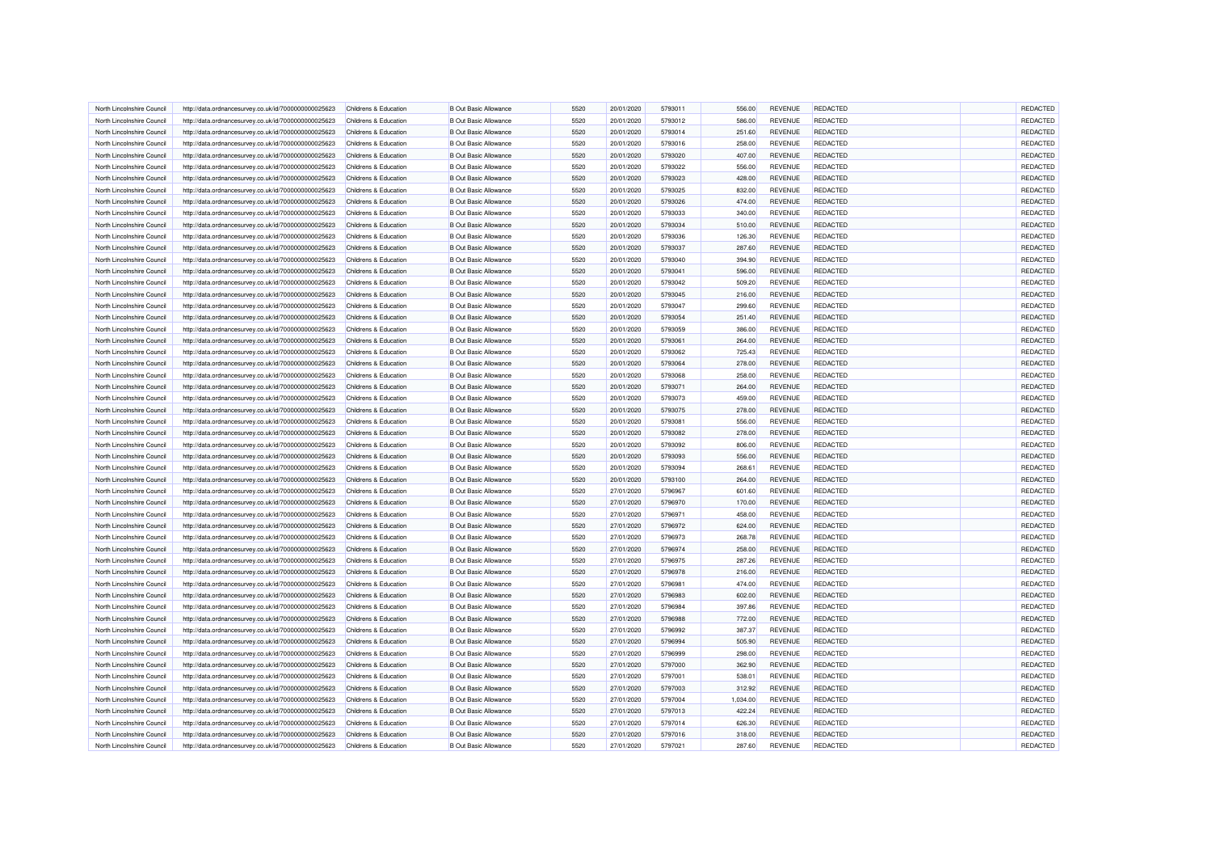| | | | | | | | | | | | |
|---|---|---|---|---|---|---|---|---|---|---|---|
| North Lincolnshire Council | http://data.ordnancesurvey.co.uk/id/7000000000025623 | Childrens & Education | B Out Basic Allowance | 5520 | 20/01/2020 | 5793011 | 556.00 | REVENUE | REDACTED | | REDACTED |
| North Lincolnshire Council | http://data.ordnancesurvey.co.uk/id/7000000000025623 | Childrens & Education | B Out Basic Allowance | 5520 | 20/01/2020 | 5793012 | 586.00 | REVENUE | REDACTED | | REDACTED |
| North Lincolnshire Council | http://data.ordnancesurvey.co.uk/id/7000000000025623 | Childrens & Education | B Out Basic Allowance | 5520 | 20/01/2020 | 5793014 | 251.60 | REVENUE | REDACTED | | REDACTED |
| North Lincolnshire Council | http://data.ordnancesurvey.co.uk/id/7000000000025623 | Childrens & Education | B Out Basic Allowance | 5520 | 20/01/2020 | 5793016 | 258.00 | REVENUE | REDACTED | | REDACTED |
| North Lincolnshire Council | http://data.ordnancesurvey.co.uk/id/7000000000025623 | Childrens & Education | B Out Basic Allowance | 5520 | 20/01/2020 | 5793020 | 407.00 | REVENUE | REDACTED | | REDACTED |
| North Lincolnshire Council | http://data.ordnancesurvey.co.uk/id/7000000000025623 | Childrens & Education | B Out Basic Allowance | 5520 | 20/01/2020 | 5793022 | 556.00 | REVENUE | REDACTED | | REDACTED |
| North Lincolnshire Council | http://data.ordnancesurvey.co.uk/id/7000000000025623 | Childrens & Education | B Out Basic Allowance | 5520 | 20/01/2020 | 5793023 | 428.00 | REVENUE | REDACTED | | REDACTED |
| North Lincolnshire Council | http://data.ordnancesurvey.co.uk/id/7000000000025623 | Childrens & Education | B Out Basic Allowance | 5520 | 20/01/2020 | 5793025 | 832.00 | REVENUE | REDACTED | | REDACTED |
| North Lincolnshire Council | http://data.ordnancesurvey.co.uk/id/7000000000025623 | Childrens & Education | B Out Basic Allowance | 5520 | 20/01/2020 | 5793026 | 474.00 | REVENUE | REDACTED | | REDACTED |
| North Lincolnshire Council | http://data.ordnancesurvey.co.uk/id/7000000000025623 | Childrens & Education | B Out Basic Allowance | 5520 | 20/01/2020 | 5793033 | 340.00 | REVENUE | REDACTED | | REDACTED |
| North Lincolnshire Council | http://data.ordnancesurvey.co.uk/id/7000000000025623 | Childrens & Education | B Out Basic Allowance | 5520 | 20/01/2020 | 5793034 | 510.00 | REVENUE | REDACTED | | REDACTED |
| North Lincolnshire Council | http://data.ordnancesurvey.co.uk/id/7000000000025623 | Childrens & Education | B Out Basic Allowance | 5520 | 20/01/2020 | 5793036 | 126.30 | REVENUE | REDACTED | | REDACTED |
| North Lincolnshire Council | http://data.ordnancesurvey.co.uk/id/7000000000025623 | Childrens & Education | B Out Basic Allowance | 5520 | 20/01/2020 | 5793037 | 287.60 | REVENUE | REDACTED | | REDACTED |
| North Lincolnshire Council | http://data.ordnancesurvey.co.uk/id/7000000000025623 | Childrens & Education | B Out Basic Allowance | 5520 | 20/01/2020 | 5793040 | 394.90 | REVENUE | REDACTED | | REDACTED |
| North Lincolnshire Council | http://data.ordnancesurvey.co.uk/id/7000000000025623 | Childrens & Education | B Out Basic Allowance | 5520 | 20/01/2020 | 5793041 | 596.00 | REVENUE | REDACTED | | REDACTED |
| North Lincolnshire Council | http://data.ordnancesurvey.co.uk/id/7000000000025623 | Childrens & Education | B Out Basic Allowance | 5520 | 20/01/2020 | 5793042 | 509.20 | REVENUE | REDACTED | | REDACTED |
| North Lincolnshire Council | http://data.ordnancesurvey.co.uk/id/7000000000025623 | Childrens & Education | B Out Basic Allowance | 5520 | 20/01/2020 | 5793045 | 216.00 | REVENUE | REDACTED | | REDACTED |
| North Lincolnshire Council | http://data.ordnancesurvey.co.uk/id/7000000000025623 | Childrens & Education | B Out Basic Allowance | 5520 | 20/01/2020 | 5793047 | 299.60 | REVENUE | REDACTED | | REDACTED |
| North Lincolnshire Council | http://data.ordnancesurvey.co.uk/id/7000000000025623 | Childrens & Education | B Out Basic Allowance | 5520 | 20/01/2020 | 5793054 | 251.40 | REVENUE | REDACTED | | REDACTED |
| North Lincolnshire Council | http://data.ordnancesurvey.co.uk/id/7000000000025623 | Childrens & Education | B Out Basic Allowance | 5520 | 20/01/2020 | 5793059 | 386.00 | REVENUE | REDACTED | | REDACTED |
| North Lincolnshire Council | http://data.ordnancesurvey.co.uk/id/7000000000025623 | Childrens & Education | B Out Basic Allowance | 5520 | 20/01/2020 | 5793061 | 264.00 | REVENUE | REDACTED | | REDACTED |
| North Lincolnshire Council | http://data.ordnancesurvey.co.uk/id/7000000000025623 | Childrens & Education | B Out Basic Allowance | 5520 | 20/01/2020 | 5793062 | 725.43 | REVENUE | REDACTED | | REDACTED |
| North Lincolnshire Council | http://data.ordnancesurvey.co.uk/id/7000000000025623 | Childrens & Education | B Out Basic Allowance | 5520 | 20/01/2020 | 5793064 | 278.00 | REVENUE | REDACTED | | REDACTED |
| North Lincolnshire Council | http://data.ordnancesurvey.co.uk/id/7000000000025623 | Childrens & Education | B Out Basic Allowance | 5520 | 20/01/2020 | 5793068 | 258.00 | REVENUE | REDACTED | | REDACTED |
| North Lincolnshire Council | http://data.ordnancesurvey.co.uk/id/7000000000025623 | Childrens & Education | B Out Basic Allowance | 5520 | 20/01/2020 | 5793071 | 264.00 | REVENUE | REDACTED | | REDACTED |
| North Lincolnshire Council | http://data.ordnancesurvey.co.uk/id/7000000000025623 | Childrens & Education | B Out Basic Allowance | 5520 | 20/01/2020 | 5793073 | 459.00 | REVENUE | REDACTED | | REDACTED |
| North Lincolnshire Council | http://data.ordnancesurvey.co.uk/id/7000000000025623 | Childrens & Education | B Out Basic Allowance | 5520 | 20/01/2020 | 5793075 | 278.00 | REVENUE | REDACTED | | REDACTED |
| North Lincolnshire Council | http://data.ordnancesurvey.co.uk/id/7000000000025623 | Childrens & Education | B Out Basic Allowance | 5520 | 20/01/2020 | 5793081 | 556.00 | REVENUE | REDACTED | | REDACTED |
| North Lincolnshire Council | http://data.ordnancesurvey.co.uk/id/7000000000025623 | Childrens & Education | B Out Basic Allowance | 5520 | 20/01/2020 | 5793082 | 278.00 | REVENUE | REDACTED | | REDACTED |
| North Lincolnshire Council | http://data.ordnancesurvey.co.uk/id/7000000000025623 | Childrens & Education | B Out Basic Allowance | 5520 | 20/01/2020 | 5793092 | 806.00 | REVENUE | REDACTED | | REDACTED |
| North Lincolnshire Council | http://data.ordnancesurvey.co.uk/id/7000000000025623 | Childrens & Education | B Out Basic Allowance | 5520 | 20/01/2020 | 5793093 | 556.00 | REVENUE | REDACTED | | REDACTED |
| North Lincolnshire Council | http://data.ordnancesurvey.co.uk/id/7000000000025623 | Childrens & Education | B Out Basic Allowance | 5520 | 20/01/2020 | 5793094 | 268.61 | REVENUE | REDACTED | | REDACTED |
| North Lincolnshire Council | http://data.ordnancesurvey.co.uk/id/7000000000025623 | Childrens & Education | B Out Basic Allowance | 5520 | 20/01/2020 | 5793100 | 264.00 | REVENUE | REDACTED | | REDACTED |
| North Lincolnshire Council | http://data.ordnancesurvey.co.uk/id/7000000000025623 | Childrens & Education | B Out Basic Allowance | 5520 | 27/01/2020 | 5796967 | 601.60 | REVENUE | REDACTED | | REDACTED |
| North Lincolnshire Council | http://data.ordnancesurvey.co.uk/id/7000000000025623 | Childrens & Education | B Out Basic Allowance | 5520 | 27/01/2020 | 5796970 | 170.00 | REVENUE | REDACTED | | REDACTED |
| North Lincolnshire Council | http://data.ordnancesurvey.co.uk/id/7000000000025623 | Childrens & Education | B Out Basic Allowance | 5520 | 27/01/2020 | 5796971 | 458.00 | REVENUE | REDACTED | | REDACTED |
| North Lincolnshire Council | http://data.ordnancesurvey.co.uk/id/7000000000025623 | Childrens & Education | B Out Basic Allowance | 5520 | 27/01/2020 | 5796972 | 624.00 | REVENUE | REDACTED | | REDACTED |
| North Lincolnshire Council | http://data.ordnancesurvey.co.uk/id/7000000000025623 | Childrens & Education | B Out Basic Allowance | 5520 | 27/01/2020 | 5796973 | 268.78 | REVENUE | REDACTED | | REDACTED |
| North Lincolnshire Council | http://data.ordnancesurvey.co.uk/id/7000000000025623 | Childrens & Education | B Out Basic Allowance | 5520 | 27/01/2020 | 5796974 | 258.00 | REVENUE | REDACTED | | REDACTED |
| North Lincolnshire Council | http://data.ordnancesurvey.co.uk/id/7000000000025623 | Childrens & Education | B Out Basic Allowance | 5520 | 27/01/2020 | 5796975 | 287.26 | REVENUE | REDACTED | | REDACTED |
| North Lincolnshire Council | http://data.ordnancesurvey.co.uk/id/7000000000025623 | Childrens & Education | B Out Basic Allowance | 5520 | 27/01/2020 | 5796978 | 216.00 | REVENUE | REDACTED | | REDACTED |
| North Lincolnshire Council | http://data.ordnancesurvey.co.uk/id/7000000000025623 | Childrens & Education | B Out Basic Allowance | 5520 | 27/01/2020 | 5796981 | 474.00 | REVENUE | REDACTED | | REDACTED |
| North Lincolnshire Council | http://data.ordnancesurvey.co.uk/id/7000000000025623 | Childrens & Education | B Out Basic Allowance | 5520 | 27/01/2020 | 5796983 | 602.00 | REVENUE | REDACTED | | REDACTED |
| North Lincolnshire Council | http://data.ordnancesurvey.co.uk/id/7000000000025623 | Childrens & Education | B Out Basic Allowance | 5520 | 27/01/2020 | 5796984 | 397.86 | REVENUE | REDACTED | | REDACTED |
| North Lincolnshire Council | http://data.ordnancesurvey.co.uk/id/7000000000025623 | Childrens & Education | B Out Basic Allowance | 5520 | 27/01/2020 | 5796988 | 772.00 | REVENUE | REDACTED | | REDACTED |
| North Lincolnshire Council | http://data.ordnancesurvey.co.uk/id/7000000000025623 | Childrens & Education | B Out Basic Allowance | 5520 | 27/01/2020 | 5796992 | 387.37 | REVENUE | REDACTED | | REDACTED |
| North Lincolnshire Council | http://data.ordnancesurvey.co.uk/id/7000000000025623 | Childrens & Education | B Out Basic Allowance | 5520 | 27/01/2020 | 5796994 | 505.90 | REVENUE | REDACTED | | REDACTED |
| North Lincolnshire Council | http://data.ordnancesurvey.co.uk/id/7000000000025623 | Childrens & Education | B Out Basic Allowance | 5520 | 27/01/2020 | 5796999 | 298.00 | REVENUE | REDACTED | | REDACTED |
| North Lincolnshire Council | http://data.ordnancesurvey.co.uk/id/7000000000025623 | Childrens & Education | B Out Basic Allowance | 5520 | 27/01/2020 | 5797000 | 362.90 | REVENUE | REDACTED | | REDACTED |
| North Lincolnshire Council | http://data.ordnancesurvey.co.uk/id/7000000000025623 | Childrens & Education | B Out Basic Allowance | 5520 | 27/01/2020 | 5797001 | 538.01 | REVENUE | REDACTED | | REDACTED |
| North Lincolnshire Council | http://data.ordnancesurvey.co.uk/id/7000000000025623 | Childrens & Education | B Out Basic Allowance | 5520 | 27/01/2020 | 5797003 | 312.92 | REVENUE | REDACTED | | REDACTED |
| North Lincolnshire Council | http://data.ordnancesurvey.co.uk/id/7000000000025623 | Childrens & Education | B Out Basic Allowance | 5520 | 27/01/2020 | 5797004 | 1,034.00 | REVENUE | REDACTED | | REDACTED |
| North Lincolnshire Council | http://data.ordnancesurvey.co.uk/id/7000000000025623 | Childrens & Education | B Out Basic Allowance | 5520 | 27/01/2020 | 5797013 | 422.24 | REVENUE | REDACTED | | REDACTED |
| North Lincolnshire Council | http://data.ordnancesurvey.co.uk/id/7000000000025623 | Childrens & Education | B Out Basic Allowance | 5520 | 27/01/2020 | 5797014 | 626.30 | REVENUE | REDACTED | | REDACTED |
| North Lincolnshire Council | http://data.ordnancesurvey.co.uk/id/7000000000025623 | Childrens & Education | B Out Basic Allowance | 5520 | 27/01/2020 | 5797016 | 318.00 | REVENUE | REDACTED | | REDACTED |
| North Lincolnshire Council | http://data.ordnancesurvey.co.uk/id/7000000000025623 | Childrens & Education | B Out Basic Allowance | 5520 | 27/01/2020 | 5797021 | 287.60 | REVENUE | REDACTED | | REDACTED |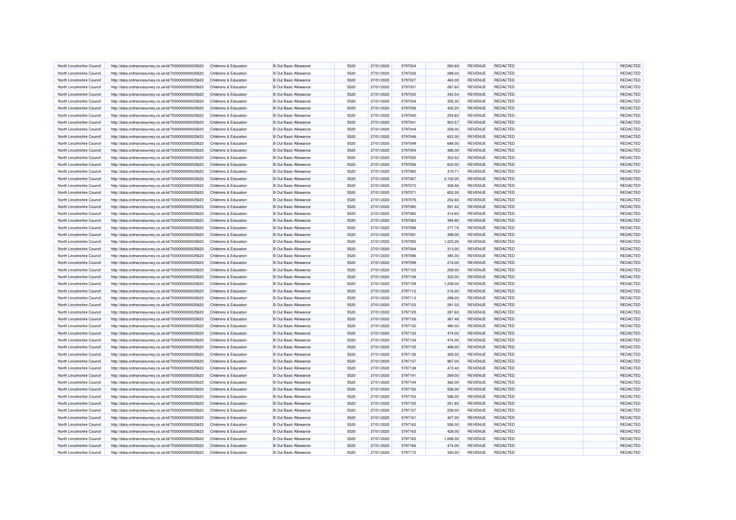| | | | | | | | | | | | |
|---|---|---|---|---|---|---|---|---|---|---|---|
| North Lincolnshire Council | http://data.ordnancesurvey.co.uk/id/7000000000025623 | Childrens & Education | B Out Basic Allowance | 5520 | 27/01/2020 | 5797024 | 283.60 | REVENUE | REDACTED | | REDACTED |
| North Lincolnshire Council | http://data.ordnancesurvey.co.uk/id/7000000000025623 | Childrens & Education | B Out Basic Allowance | 5520 | 27/01/2020 | 5797026 | 288.02 | REVENUE | REDACTED | | REDACTED |
| North Lincolnshire Council | http://data.ordnancesurvey.co.uk/id/7000000000025623 | Childrens & Education | B Out Basic Allowance | 5520 | 27/01/2020 | 5797027 | 463.00 | REVENUE | REDACTED | | REDACTED |
| North Lincolnshire Council | http://data.ordnancesurvey.co.uk/id/7000000000025623 | Childrens & Education | B Out Basic Allowance | 5520 | 27/01/2020 | 5797031 | 287.60 | REVENUE | REDACTED | | REDACTED |
| North Lincolnshire Council | http://data.ordnancesurvey.co.uk/id/7000000000025623 | Childrens & Education | B Out Basic Allowance | 5520 | 27/01/2020 | 5797033 | 342.54 | REVENUE | REDACTED | | REDACTED |
| North Lincolnshire Council | http://data.ordnancesurvey.co.uk/id/7000000000025623 | Childrens & Education | B Out Basic Allowance | 5520 | 27/01/2020 | 5797034 | 355.30 | REVENUE | REDACTED | | REDACTED |
| North Lincolnshire Council | http://data.ordnancesurvey.co.uk/id/7000000000025623 | Childrens & Education | B Out Basic Allowance | 5520 | 27/01/2020 | 5797036 | 432.20 | REVENUE | REDACTED | | REDACTED |
| North Lincolnshire Council | http://data.ordnancesurvey.co.uk/id/7000000000025623 | Childrens & Education | B Out Basic Allowance | 5520 | 27/01/2020 | 5797040 | 254.60 | REVENUE | REDACTED | | REDACTED |
| North Lincolnshire Council | http://data.ordnancesurvey.co.uk/id/7000000000025623 | Childrens & Education | B Out Basic Allowance | 5520 | 27/01/2020 | 5797041 | 903.57 | REVENUE | REDACTED | | REDACTED |
| North Lincolnshire Council | http://data.ordnancesurvey.co.uk/id/7000000000025623 | Childrens & Education | B Out Basic Allowance | 5520 | 27/01/2020 | 5797044 | 258.00 | REVENUE | REDACTED | | REDACTED |
| North Lincolnshire Council | http://data.ordnancesurvey.co.uk/id/7000000000025623 | Childrens & Education | B Out Basic Allowance | 5520 | 27/01/2020 | 5797046 | 623.30 | REVENUE | REDACTED | | REDACTED |
| North Lincolnshire Council | http://data.ordnancesurvey.co.uk/id/7000000000025623 | Childrens & Education | B Out Basic Allowance | 5520 | 27/01/2020 | 5797049 | 648.00 | REVENUE | REDACTED | | REDACTED |
| North Lincolnshire Council | http://data.ordnancesurvey.co.uk/id/7000000000025623 | Childrens & Education | B Out Basic Allowance | 5520 | 27/01/2020 | 5797054 | 386.00 | REVENUE | REDACTED | | REDACTED |
| North Lincolnshire Council | http://data.ordnancesurvey.co.uk/id/7000000000025623 | Childrens & Education | B Out Basic Allowance | 5520 | 27/01/2020 | 5797055 | 353.52 | REVENUE | REDACTED | | REDACTED |
| North Lincolnshire Council | http://data.ordnancesurvey.co.uk/id/7000000000025623 | Childrens & Education | B Out Basic Allowance | 5520 | 27/01/2020 | 5797056 | 602.00 | REVENUE | REDACTED | | REDACTED |
| North Lincolnshire Council | http://data.ordnancesurvey.co.uk/id/7000000000025623 | Childrens & Education | B Out Basic Allowance | 5520 | 27/01/2020 | 5797060 | 319.71 | REVENUE | REDACTED | | REDACTED |
| North Lincolnshire Council | http://data.ordnancesurvey.co.uk/id/7000000000025623 | Childrens & Education | B Out Basic Allowance | 5520 | 27/01/2020 | 5797067 | 3,102.00 | REVENUE | REDACTED | | REDACTED |
| North Lincolnshire Council | http://data.ordnancesurvey.co.uk/id/7000000000025623 | Childrens & Education | B Out Basic Allowance | 5520 | 27/01/2020 | 5797070 | 358.56 | REVENUE | REDACTED | | REDACTED |
| North Lincolnshire Council | http://data.ordnancesurvey.co.uk/id/7000000000025623 | Childrens & Education | B Out Basic Allowance | 5520 | 27/01/2020 | 5797071 | 602.00 | REVENUE | REDACTED | | REDACTED |
| North Lincolnshire Council | http://data.ordnancesurvey.co.uk/id/7000000000025623 | Childrens & Education | B Out Basic Allowance | 5520 | 27/01/2020 | 5797076 | 252.60 | REVENUE | REDACTED | | REDACTED |
| North Lincolnshire Council | http://data.ordnancesurvey.co.uk/id/7000000000025623 | Childrens & Education | B Out Basic Allowance | 5520 | 27/01/2020 | 5797080 | 591.42 | REVENUE | REDACTED | | REDACTED |
| North Lincolnshire Council | http://data.ordnancesurvey.co.uk/id/7000000000025623 | Childrens & Education | B Out Basic Allowance | 5520 | 27/01/2020 | 5797082 | 314.60 | REVENUE | REDACTED | | REDACTED |
| North Lincolnshire Council | http://data.ordnancesurvey.co.uk/id/7000000000025623 | Childrens & Education | B Out Basic Allowance | 5520 | 27/01/2020 | 5797083 | 394.90 | REVENUE | REDACTED | | REDACTED |
| North Lincolnshire Council | http://data.ordnancesurvey.co.uk/id/7000000000025623 | Childrens & Education | B Out Basic Allowance | 5520 | 27/01/2020 | 5797088 | 277.76 | REVENUE | REDACTED | | REDACTED |
| North Lincolnshire Council | http://data.ordnancesurvey.co.uk/id/7000000000025623 | Childrens & Education | B Out Basic Allowance | 5520 | 27/01/2020 | 5797091 | 399.00 | REVENUE | REDACTED | | REDACTED |
| North Lincolnshire Council | http://data.ordnancesurvey.co.uk/id/7000000000025623 | Childrens & Education | B Out Basic Allowance | 5520 | 27/01/2020 | 5797093 | 1,223.26 | REVENUE | REDACTED | | REDACTED |
| North Lincolnshire Council | http://data.ordnancesurvey.co.uk/id/7000000000025623 | Childrens & Education | B Out Basic Allowance | 5520 | 27/01/2020 | 5797094 | 313.00 | REVENUE | REDACTED | | REDACTED |
| North Lincolnshire Council | http://data.ordnancesurvey.co.uk/id/7000000000025623 | Childrens & Education | B Out Basic Allowance | 5520 | 27/01/2020 | 5797096 | 385.30 | REVENUE | REDACTED | | REDACTED |
| North Lincolnshire Council | http://data.ordnancesurvey.co.uk/id/7000000000025623 | Childrens & Education | B Out Basic Allowance | 5520 | 27/01/2020 | 5797099 | 216.00 | REVENUE | REDACTED | | REDACTED |
| North Lincolnshire Council | http://data.ordnancesurvey.co.uk/id/7000000000025623 | Childrens & Education | B Out Basic Allowance | 5520 | 27/01/2020 | 5797103 | 258.00 | REVENUE | REDACTED | | REDACTED |
| North Lincolnshire Council | http://data.ordnancesurvey.co.uk/id/7000000000025623 | Childrens & Education | B Out Basic Allowance | 5520 | 27/01/2020 | 5797106 | 322.00 | REVENUE | REDACTED | | REDACTED |
| North Lincolnshire Council | http://data.ordnancesurvey.co.uk/id/7000000000025623 | Childrens & Education | B Out Basic Allowance | 5520 | 27/01/2020 | 5797109 | 1,208.00 | REVENUE | REDACTED | | REDACTED |
| North Lincolnshire Council | http://data.ordnancesurvey.co.uk/id/7000000000025623 | Childrens & Education | B Out Basic Allowance | 5520 | 27/01/2020 | 5797112 | 216.00 | REVENUE | REDACTED | | REDACTED |
| North Lincolnshire Council | http://data.ordnancesurvey.co.uk/id/7000000000025623 | Childrens & Education | B Out Basic Allowance | 5520 | 27/01/2020 | 5797113 | 298.00 | REVENUE | REDACTED | | REDACTED |
| North Lincolnshire Council | http://data.ordnancesurvey.co.uk/id/7000000000025623 | Childrens & Education | B Out Basic Allowance | 5520 | 27/01/2020 | 5797123 | 291.02 | REVENUE | REDACTED | | REDACTED |
| North Lincolnshire Council | http://data.ordnancesurvey.co.uk/id/7000000000025623 | Childrens & Education | B Out Basic Allowance | 5520 | 27/01/2020 | 5797125 | 287.60 | REVENUE | REDACTED | | REDACTED |
| North Lincolnshire Council | http://data.ordnancesurvey.co.uk/id/7000000000025623 | Childrens & Education | B Out Basic Allowance | 5520 | 27/01/2020 | 5797126 | 367.48 | REVENUE | REDACTED | | REDACTED |
| North Lincolnshire Council | http://data.ordnancesurvey.co.uk/id/7000000000025623 | Childrens & Education | B Out Basic Allowance | 5520 | 27/01/2020 | 5797130 | 480.00 | REVENUE | REDACTED | | REDACTED |
| North Lincolnshire Council | http://data.ordnancesurvey.co.uk/id/7000000000025623 | Childrens & Education | B Out Basic Allowance | 5520 | 27/01/2020 | 5797133 | 474.00 | REVENUE | REDACTED | | REDACTED |
| North Lincolnshire Council | http://data.ordnancesurvey.co.uk/id/7000000000025623 | Childrens & Education | B Out Basic Allowance | 5520 | 27/01/2020 | 5797134 | 474.00 | REVENUE | REDACTED | | REDACTED |
| North Lincolnshire Council | http://data.ordnancesurvey.co.uk/id/7000000000025623 | Childrens & Education | B Out Basic Allowance | 5520 | 27/01/2020 | 5797135 | 468.00 | REVENUE | REDACTED | | REDACTED |
| North Lincolnshire Council | http://data.ordnancesurvey.co.uk/id/7000000000025623 | Childrens & Education | B Out Basic Allowance | 5520 | 27/01/2020 | 5797136 | 365.00 | REVENUE | REDACTED | | REDACTED |
| North Lincolnshire Council | http://data.ordnancesurvey.co.uk/id/7000000000025623 | Childrens & Education | B Out Basic Allowance | 5520 | 27/01/2020 | 5797137 | 967.00 | REVENUE | REDACTED | | REDACTED |
| North Lincolnshire Council | http://data.ordnancesurvey.co.uk/id/7000000000025623 | Childrens & Education | B Out Basic Allowance | 5520 | 27/01/2020 | 5797138 | 472.40 | REVENUE | REDACTED | | REDACTED |
| North Lincolnshire Council | http://data.ordnancesurvey.co.uk/id/7000000000025623 | Childrens & Education | B Out Basic Allowance | 5520 | 27/01/2020 | 5797141 | 269.00 | REVENUE | REDACTED | | REDACTED |
| North Lincolnshire Council | http://data.ordnancesurvey.co.uk/id/7000000000025623 | Childrens & Education | B Out Basic Allowance | 5520 | 27/01/2020 | 5797144 | 382.00 | REVENUE | REDACTED | | REDACTED |
| North Lincolnshire Council | http://data.ordnancesurvey.co.uk/id/7000000000025623 | Childrens & Education | B Out Basic Allowance | 5520 | 27/01/2020 | 5797152 | 556.00 | REVENUE | REDACTED | | REDACTED |
| North Lincolnshire Council | http://data.ordnancesurvey.co.uk/id/7000000000025623 | Childrens & Education | B Out Basic Allowance | 5520 | 27/01/2020 | 5797153 | 586.00 | REVENUE | REDACTED | | REDACTED |
| North Lincolnshire Council | http://data.ordnancesurvey.co.uk/id/7000000000025623 | Childrens & Education | B Out Basic Allowance | 5520 | 27/01/2020 | 5797155 | 251.60 | REVENUE | REDACTED | | REDACTED |
| North Lincolnshire Council | http://data.ordnancesurvey.co.uk/id/7000000000025623 | Childrens & Education | B Out Basic Allowance | 5520 | 27/01/2020 | 5797157 | 258.00 | REVENUE | REDACTED | | REDACTED |
| North Lincolnshire Council | http://data.ordnancesurvey.co.uk/id/7000000000025623 | Childrens & Education | B Out Basic Allowance | 5520 | 27/01/2020 | 5797161 | 407.00 | REVENUE | REDACTED | | REDACTED |
| North Lincolnshire Council | http://data.ordnancesurvey.co.uk/id/7000000000025623 | Childrens & Education | B Out Basic Allowance | 5520 | 27/01/2020 | 5797162 | 556.00 | REVENUE | REDACTED | | REDACTED |
| North Lincolnshire Council | http://data.ordnancesurvey.co.uk/id/7000000000025623 | Childrens & Education | B Out Basic Allowance | 5520 | 27/01/2020 | 5797163 | 428.00 | REVENUE | REDACTED | | REDACTED |
| North Lincolnshire Council | http://data.ordnancesurvey.co.uk/id/7000000000025623 | Childrens & Education | B Out Basic Allowance | 5520 | 27/01/2020 | 5797165 | 1,696.00 | REVENUE | REDACTED | | REDACTED |
| North Lincolnshire Council | http://data.ordnancesurvey.co.uk/id/7000000000025623 | Childrens & Education | B Out Basic Allowance | 5520 | 27/01/2020 | 5797166 | 474.00 | REVENUE | REDACTED | | REDACTED |
| North Lincolnshire Council | http://data.ordnancesurvey.co.uk/id/7000000000025623 | Childrens & Education | B Out Basic Allowance | 5520 | 27/01/2020 | 5797172 | 340.00 | REVENUE | REDACTED | | REDACTED |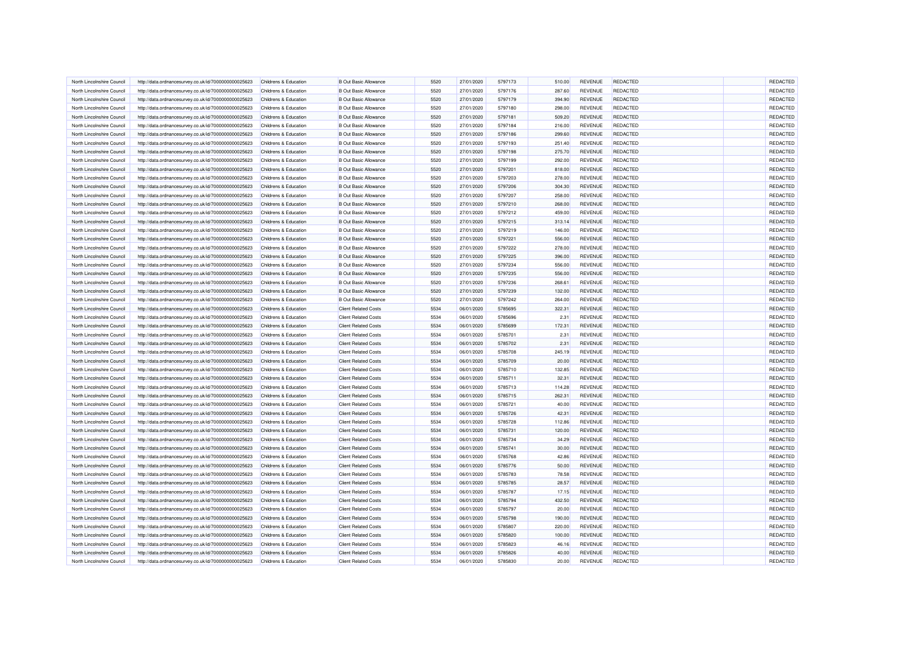| | | | | | | | | | | | |
|---|---|---|---|---|---|---|---|---|---|---|---|
| North Lincolnshire Council | http://data.ordnancesurvey.co.uk/id/7000000000025623 | Childrens & Education | B Out Basic Allowance | 5520 | 27/01/2020 | 5797173 | 510.00 | REVENUE | REDACTED | | REDACTED |
| North Lincolnshire Council | http://data.ordnancesurvey.co.uk/id/7000000000025623 | Childrens & Education | B Out Basic Allowance | 5520 | 27/01/2020 | 5797176 | 287.60 | REVENUE | REDACTED | | REDACTED |
| North Lincolnshire Council | http://data.ordnancesurvey.co.uk/id/7000000000025623 | Childrens & Education | B Out Basic Allowance | 5520 | 27/01/2020 | 5797179 | 394.90 | REVENUE | REDACTED | | REDACTED |
| North Lincolnshire Council | http://data.ordnancesurvey.co.uk/id/7000000000025623 | Childrens & Education | B Out Basic Allowance | 5520 | 27/01/2020 | 5797180 | 298.00 | REVENUE | REDACTED | | REDACTED |
| North Lincolnshire Council | http://data.ordnancesurvey.co.uk/id/7000000000025623 | Childrens & Education | B Out Basic Allowance | 5520 | 27/01/2020 | 5797181 | 509.20 | REVENUE | REDACTED | | REDACTED |
| North Lincolnshire Council | http://data.ordnancesurvey.co.uk/id/7000000000025623 | Childrens & Education | B Out Basic Allowance | 5520 | 27/01/2020 | 5797184 | 216.00 | REVENUE | REDACTED | | REDACTED |
| North Lincolnshire Council | http://data.ordnancesurvey.co.uk/id/7000000000025623 | Childrens & Education | B Out Basic Allowance | 5520 | 27/01/2020 | 5797186 | 299.60 | REVENUE | REDACTED | | REDACTED |
| North Lincolnshire Council | http://data.ordnancesurvey.co.uk/id/7000000000025623 | Childrens & Education | B Out Basic Allowance | 5520 | 27/01/2020 | 5797193 | 251.40 | REVENUE | REDACTED | | REDACTED |
| North Lincolnshire Council | http://data.ordnancesurvey.co.uk/id/7000000000025623 | Childrens & Education | B Out Basic Allowance | 5520 | 27/01/2020 | 5797198 | 275.70 | REVENUE | REDACTED | | REDACTED |
| North Lincolnshire Council | http://data.ordnancesurvey.co.uk/id/7000000000025623 | Childrens & Education | B Out Basic Allowance | 5520 | 27/01/2020 | 5797199 | 292.00 | REVENUE | REDACTED | | REDACTED |
| North Lincolnshire Council | http://data.ordnancesurvey.co.uk/id/7000000000025623 | Childrens & Education | B Out Basic Allowance | 5520 | 27/01/2020 | 5797201 | 818.00 | REVENUE | REDACTED | | REDACTED |
| North Lincolnshire Council | http://data.ordnancesurvey.co.uk/id/7000000000025623 | Childrens & Education | B Out Basic Allowance | 5520 | 27/01/2020 | 5797203 | 278.00 | REVENUE | REDACTED | | REDACTED |
| North Lincolnshire Council | http://data.ordnancesurvey.co.uk/id/7000000000025623 | Childrens & Education | B Out Basic Allowance | 5520 | 27/01/2020 | 5797206 | 304.30 | REVENUE | REDACTED | | REDACTED |
| North Lincolnshire Council | http://data.ordnancesurvey.co.uk/id/7000000000025623 | Childrens & Education | B Out Basic Allowance | 5520 | 27/01/2020 | 5797207 | 258.00 | REVENUE | REDACTED | | REDACTED |
| North Lincolnshire Council | http://data.ordnancesurvey.co.uk/id/7000000000025623 | Childrens & Education | B Out Basic Allowance | 5520 | 27/01/2020 | 5797210 | 268.00 | REVENUE | REDACTED | | REDACTED |
| North Lincolnshire Council | http://data.ordnancesurvey.co.uk/id/7000000000025623 | Childrens & Education | B Out Basic Allowance | 5520 | 27/01/2020 | 5797212 | 459.00 | REVENUE | REDACTED | | REDACTED |
| North Lincolnshire Council | http://data.ordnancesurvey.co.uk/id/7000000000025623 | Childrens & Education | B Out Basic Allowance | 5520 | 27/01/2020 | 5797215 | 313.14 | REVENUE | REDACTED | | REDACTED |
| North Lincolnshire Council | http://data.ordnancesurvey.co.uk/id/7000000000025623 | Childrens & Education | B Out Basic Allowance | 5520 | 27/01/2020 | 5797219 | 146.00 | REVENUE | REDACTED | | REDACTED |
| North Lincolnshire Council | http://data.ordnancesurvey.co.uk/id/7000000000025623 | Childrens & Education | B Out Basic Allowance | 5520 | 27/01/2020 | 5797221 | 556.00 | REVENUE | REDACTED | | REDACTED |
| North Lincolnshire Council | http://data.ordnancesurvey.co.uk/id/7000000000025623 | Childrens & Education | B Out Basic Allowance | 5520 | 27/01/2020 | 5797222 | 278.00 | REVENUE | REDACTED | | REDACTED |
| North Lincolnshire Council | http://data.ordnancesurvey.co.uk/id/7000000000025623 | Childrens & Education | B Out Basic Allowance | 5520 | 27/01/2020 | 5797225 | 396.00 | REVENUE | REDACTED | | REDACTED |
| North Lincolnshire Council | http://data.ordnancesurvey.co.uk/id/7000000000025623 | Childrens & Education | B Out Basic Allowance | 5520 | 27/01/2020 | 5797234 | 556.00 | REVENUE | REDACTED | | REDACTED |
| North Lincolnshire Council | http://data.ordnancesurvey.co.uk/id/7000000000025623 | Childrens & Education | B Out Basic Allowance | 5520 | 27/01/2020 | 5797235 | 556.00 | REVENUE | REDACTED | | REDACTED |
| North Lincolnshire Council | http://data.ordnancesurvey.co.uk/id/7000000000025623 | Childrens & Education | B Out Basic Allowance | 5520 | 27/01/2020 | 5797236 | 268.61 | REVENUE | REDACTED | | REDACTED |
| North Lincolnshire Council | http://data.ordnancesurvey.co.uk/id/7000000000025623 | Childrens & Education | B Out Basic Allowance | 5520 | 27/01/2020 | 5797239 | 132.00 | REVENUE | REDACTED | | REDACTED |
| North Lincolnshire Council | http://data.ordnancesurvey.co.uk/id/7000000000025623 | Childrens & Education | B Out Basic Allowance | 5520 | 27/01/2020 | 5797242 | 264.00 | REVENUE | REDACTED | | REDACTED |
| North Lincolnshire Council | http://data.ordnancesurvey.co.uk/id/7000000000025623 | Childrens & Education | Client Related Costs | 5534 | 06/01/2020 | 5785695 | 322.31 | REVENUE | REDACTED | | REDACTED |
| North Lincolnshire Council | http://data.ordnancesurvey.co.uk/id/7000000000025623 | Childrens & Education | Client Related Costs | 5534 | 06/01/2020 | 5785696 | 2.31 | REVENUE | REDACTED | | REDACTED |
| North Lincolnshire Council | http://data.ordnancesurvey.co.uk/id/7000000000025623 | Childrens & Education | Client Related Costs | 5534 | 06/01/2020 | 5785699 | 172.31 | REVENUE | REDACTED | | REDACTED |
| North Lincolnshire Council | http://data.ordnancesurvey.co.uk/id/7000000000025623 | Childrens & Education | Client Related Costs | 5534 | 06/01/2020 | 5785701 | 2.31 | REVENUE | REDACTED | | REDACTED |
| North Lincolnshire Council | http://data.ordnancesurvey.co.uk/id/7000000000025623 | Childrens & Education | Client Related Costs | 5534 | 06/01/2020 | 5785702 | 2.31 | REVENUE | REDACTED | | REDACTED |
| North Lincolnshire Council | http://data.ordnancesurvey.co.uk/id/7000000000025623 | Childrens & Education | Client Related Costs | 5534 | 06/01/2020 | 5785708 | 245.19 | REVENUE | REDACTED | | REDACTED |
| North Lincolnshire Council | http://data.ordnancesurvey.co.uk/id/7000000000025623 | Childrens & Education | Client Related Costs | 5534 | 06/01/2020 | 5785709 | 20.00 | REVENUE | REDACTED | | REDACTED |
| North Lincolnshire Council | http://data.ordnancesurvey.co.uk/id/7000000000025623 | Childrens & Education | Client Related Costs | 5534 | 06/01/2020 | 5785710 | 132.85 | REVENUE | REDACTED | | REDACTED |
| North Lincolnshire Council | http://data.ordnancesurvey.co.uk/id/7000000000025623 | Childrens & Education | Client Related Costs | 5534 | 06/01/2020 | 5785711 | 32.31 | REVENUE | REDACTED | | REDACTED |
| North Lincolnshire Council | http://data.ordnancesurvey.co.uk/id/7000000000025623 | Childrens & Education | Client Related Costs | 5534 | 06/01/2020 | 5785713 | 114.28 | REVENUE | REDACTED | | REDACTED |
| North Lincolnshire Council | http://data.ordnancesurvey.co.uk/id/7000000000025623 | Childrens & Education | Client Related Costs | 5534 | 06/01/2020 | 5785715 | 262.31 | REVENUE | REDACTED | | REDACTED |
| North Lincolnshire Council | http://data.ordnancesurvey.co.uk/id/7000000000025623 | Childrens & Education | Client Related Costs | 5534 | 06/01/2020 | 5785721 | 40.00 | REVENUE | REDACTED | | REDACTED |
| North Lincolnshire Council | http://data.ordnancesurvey.co.uk/id/7000000000025623 | Childrens & Education | Client Related Costs | 5534 | 06/01/2020 | 5785726 | 42.31 | REVENUE | REDACTED | | REDACTED |
| North Lincolnshire Council | http://data.ordnancesurvey.co.uk/id/7000000000025623 | Childrens & Education | Client Related Costs | 5534 | 06/01/2020 | 5785728 | 112.86 | REVENUE | REDACTED | | REDACTED |
| North Lincolnshire Council | http://data.ordnancesurvey.co.uk/id/7000000000025623 | Childrens & Education | Client Related Costs | 5534 | 06/01/2020 | 5785731 | 120.00 | REVENUE | REDACTED | | REDACTED |
| North Lincolnshire Council | http://data.ordnancesurvey.co.uk/id/7000000000025623 | Childrens & Education | Client Related Costs | 5534 | 06/01/2020 | 5785734 | 34.29 | REVENUE | REDACTED | | REDACTED |
| North Lincolnshire Council | http://data.ordnancesurvey.co.uk/id/7000000000025623 | Childrens & Education | Client Related Costs | 5534 | 06/01/2020 | 5785741 | 30.00 | REVENUE | REDACTED | | REDACTED |
| North Lincolnshire Council | http://data.ordnancesurvey.co.uk/id/7000000000025623 | Childrens & Education | Client Related Costs | 5534 | 06/01/2020 | 5785768 | 42.86 | REVENUE | REDACTED | | REDACTED |
| North Lincolnshire Council | http://data.ordnancesurvey.co.uk/id/7000000000025623 | Childrens & Education | Client Related Costs | 5534 | 06/01/2020 | 5785776 | 50.00 | REVENUE | REDACTED | | REDACTED |
| North Lincolnshire Council | http://data.ordnancesurvey.co.uk/id/7000000000025623 | Childrens & Education | Client Related Costs | 5534 | 06/01/2020 | 5785783 | 78.58 | REVENUE | REDACTED | | REDACTED |
| North Lincolnshire Council | http://data.ordnancesurvey.co.uk/id/7000000000025623 | Childrens & Education | Client Related Costs | 5534 | 06/01/2020 | 5785785 | 28.57 | REVENUE | REDACTED | | REDACTED |
| North Lincolnshire Council | http://data.ordnancesurvey.co.uk/id/7000000000025623 | Childrens & Education | Client Related Costs | 5534 | 06/01/2020 | 5785787 | 17.15 | REVENUE | REDACTED | | REDACTED |
| North Lincolnshire Council | http://data.ordnancesurvey.co.uk/id/7000000000025623 | Childrens & Education | Client Related Costs | 5534 | 06/01/2020 | 5785794 | 432.50 | REVENUE | REDACTED | | REDACTED |
| North Lincolnshire Council | http://data.ordnancesurvey.co.uk/id/7000000000025623 | Childrens & Education | Client Related Costs | 5534 | 06/01/2020 | 5785797 | 20.00 | REVENUE | REDACTED | | REDACTED |
| North Lincolnshire Council | http://data.ordnancesurvey.co.uk/id/7000000000025623 | Childrens & Education | Client Related Costs | 5534 | 06/01/2020 | 5785798 | 190.00 | REVENUE | REDACTED | | REDACTED |
| North Lincolnshire Council | http://data.ordnancesurvey.co.uk/id/7000000000025623 | Childrens & Education | Client Related Costs | 5534 | 06/01/2020 | 5785807 | 220.00 | REVENUE | REDACTED | | REDACTED |
| North Lincolnshire Council | http://data.ordnancesurvey.co.uk/id/7000000000025623 | Childrens & Education | Client Related Costs | 5534 | 06/01/2020 | 5785820 | 100.00 | REVENUE | REDACTED | | REDACTED |
| North Lincolnshire Council | http://data.ordnancesurvey.co.uk/id/7000000000025623 | Childrens & Education | Client Related Costs | 5534 | 06/01/2020 | 5785823 | 46.16 | REVENUE | REDACTED | | REDACTED |
| North Lincolnshire Council | http://data.ordnancesurvey.co.uk/id/7000000000025623 | Childrens & Education | Client Related Costs | 5534 | 06/01/2020 | 5785826 | 40.00 | REVENUE | REDACTED | | REDACTED |
| North Lincolnshire Council | http://data.ordnancesurvey.co.uk/id/7000000000025623 | Childrens & Education | Client Related Costs | 5534 | 06/01/2020 | 5785830 | 20.00 | REVENUE | REDACTED | | REDACTED |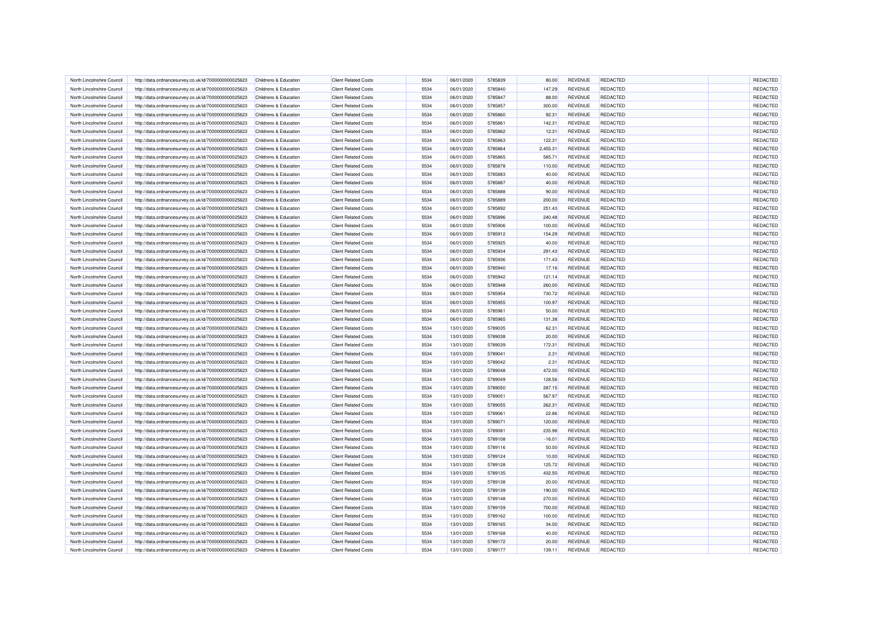| | | | | | | | | | | | |
|---|---|---|---|---|---|---|---|---|---|---|---|
| North Lincolnshire Council | http://data.ordnancesurvey.co.uk/id/7000000000025623 | Childrens & Education | Client Related Costs | 5534 | 06/01/2020 | 5785839 | 80.00 | REVENUE | REDACTED | | REDACTED |
| North Lincolnshire Council | http://data.ordnancesurvey.co.uk/id/7000000000025623 | Childrens & Education | Client Related Costs | 5534 | 06/01/2020 | 5785840 | 147.29 | REVENUE | REDACTED | | REDACTED |
| North Lincolnshire Council | http://data.ordnancesurvey.co.uk/id/7000000000025623 | Childrens & Education | Client Related Costs | 5534 | 06/01/2020 | 5785847 | 88.00 | REVENUE | REDACTED | | REDACTED |
| North Lincolnshire Council | http://data.ordnancesurvey.co.uk/id/7000000000025623 | Childrens & Education | Client Related Costs | 5534 | 06/01/2020 | 5785857 | 300.00 | REVENUE | REDACTED | | REDACTED |
| North Lincolnshire Council | http://data.ordnancesurvey.co.uk/id/7000000000025623 | Childrens & Education | Client Related Costs | 5534 | 06/01/2020 | 5785860 | 92.31 | REVENUE | REDACTED | | REDACTED |
| North Lincolnshire Council | http://data.ordnancesurvey.co.uk/id/7000000000025623 | Childrens & Education | Client Related Costs | 5534 | 06/01/2020 | 5785861 | 142.31 | REVENUE | REDACTED | | REDACTED |
| North Lincolnshire Council | http://data.ordnancesurvey.co.uk/id/7000000000025623 | Childrens & Education | Client Related Costs | 5534 | 06/01/2020 | 5785862 | 12.31 | REVENUE | REDACTED | | REDACTED |
| North Lincolnshire Council | http://data.ordnancesurvey.co.uk/id/7000000000025623 | Childrens & Education | Client Related Costs | 5534 | 06/01/2020 | 5785863 | 122.31 | REVENUE | REDACTED | | REDACTED |
| North Lincolnshire Council | http://data.ordnancesurvey.co.uk/id/7000000000025623 | Childrens & Education | Client Related Costs | 5534 | 06/01/2020 | 5785864 | 2,455.31 | REVENUE | REDACTED | | REDACTED |
| North Lincolnshire Council | http://data.ordnancesurvey.co.uk/id/7000000000025623 | Childrens & Education | Client Related Costs | 5534 | 06/01/2020 | 5785865 | 585.71 | REVENUE | REDACTED | | REDACTED |
| North Lincolnshire Council | http://data.ordnancesurvey.co.uk/id/7000000000025623 | Childrens & Education | Client Related Costs | 5534 | 06/01/2020 | 5785878 | 110.00 | REVENUE | REDACTED | | REDACTED |
| North Lincolnshire Council | http://data.ordnancesurvey.co.uk/id/7000000000025623 | Childrens & Education | Client Related Costs | 5534 | 06/01/2020 | 5785883 | 40.00 | REVENUE | REDACTED | | REDACTED |
| North Lincolnshire Council | http://data.ordnancesurvey.co.uk/id/7000000000025623 | Childrens & Education | Client Related Costs | 5534 | 06/01/2020 | 5785887 | 40.00 | REVENUE | REDACTED | | REDACTED |
| North Lincolnshire Council | http://data.ordnancesurvey.co.uk/id/7000000000025623 | Childrens & Education | Client Related Costs | 5534 | 06/01/2020 | 5785888 | 90.00 | REVENUE | REDACTED | | REDACTED |
| North Lincolnshire Council | http://data.ordnancesurvey.co.uk/id/7000000000025623 | Childrens & Education | Client Related Costs | 5534 | 06/01/2020 | 5785889 | 200.00 | REVENUE | REDACTED | | REDACTED |
| North Lincolnshire Council | http://data.ordnancesurvey.co.uk/id/7000000000025623 | Childrens & Education | Client Related Costs | 5534 | 06/01/2020 | 5785892 | 251.43 | REVENUE | REDACTED | | REDACTED |
| North Lincolnshire Council | http://data.ordnancesurvey.co.uk/id/7000000000025623 | Childrens & Education | Client Related Costs | 5534 | 06/01/2020 | 5785896 | 240.48 | REVENUE | REDACTED | | REDACTED |
| North Lincolnshire Council | http://data.ordnancesurvey.co.uk/id/7000000000025623 | Childrens & Education | Client Related Costs | 5534 | 06/01/2020 | 5785906 | 100.00 | REVENUE | REDACTED | | REDACTED |
| North Lincolnshire Council | http://data.ordnancesurvey.co.uk/id/7000000000025623 | Childrens & Education | Client Related Costs | 5534 | 06/01/2020 | 5785912 | 154.29 | REVENUE | REDACTED | | REDACTED |
| North Lincolnshire Council | http://data.ordnancesurvey.co.uk/id/7000000000025623 | Childrens & Education | Client Related Costs | 5534 | 06/01/2020 | 5785925 | 40.00 | REVENUE | REDACTED | | REDACTED |
| North Lincolnshire Council | http://data.ordnancesurvey.co.uk/id/7000000000025623 | Childrens & Education | Client Related Costs | 5534 | 06/01/2020 | 5785934 | 291.43 | REVENUE | REDACTED | | REDACTED |
| North Lincolnshire Council | http://data.ordnancesurvey.co.uk/id/7000000000025623 | Childrens & Education | Client Related Costs | 5534 | 06/01/2020 | 5785936 | 171.43 | REVENUE | REDACTED | | REDACTED |
| North Lincolnshire Council | http://data.ordnancesurvey.co.uk/id/7000000000025623 | Childrens & Education | Client Related Costs | 5534 | 06/01/2020 | 5785940 | 17.16 | REVENUE | REDACTED | | REDACTED |
| North Lincolnshire Council | http://data.ordnancesurvey.co.uk/id/7000000000025623 | Childrens & Education | Client Related Costs | 5534 | 06/01/2020 | 5785942 | 121.14 | REVENUE | REDACTED | | REDACTED |
| North Lincolnshire Council | http://data.ordnancesurvey.co.uk/id/7000000000025623 | Childrens & Education | Client Related Costs | 5534 | 06/01/2020 | 5785948 | 260.00 | REVENUE | REDACTED | | REDACTED |
| North Lincolnshire Council | http://data.ordnancesurvey.co.uk/id/7000000000025623 | Childrens & Education | Client Related Costs | 5534 | 06/01/2020 | 5785954 | 730.72 | REVENUE | REDACTED | | REDACTED |
| North Lincolnshire Council | http://data.ordnancesurvey.co.uk/id/7000000000025623 | Childrens & Education | Client Related Costs | 5534 | 06/01/2020 | 5785955 | 100.97 | REVENUE | REDACTED | | REDACTED |
| North Lincolnshire Council | http://data.ordnancesurvey.co.uk/id/7000000000025623 | Childrens & Education | Client Related Costs | 5534 | 06/01/2020 | 5785961 | 50.00 | REVENUE | REDACTED | | REDACTED |
| North Lincolnshire Council | http://data.ordnancesurvey.co.uk/id/7000000000025623 | Childrens & Education | Client Related Costs | 5534 | 06/01/2020 | 5785965 | 131.38 | REVENUE | REDACTED | | REDACTED |
| North Lincolnshire Council | http://data.ordnancesurvey.co.uk/id/7000000000025623 | Childrens & Education | Client Related Costs | 5534 | 13/01/2020 | 5789035 | 62.31 | REVENUE | REDACTED | | REDACTED |
| North Lincolnshire Council | http://data.ordnancesurvey.co.uk/id/7000000000025623 | Childrens & Education | Client Related Costs | 5534 | 13/01/2020 | 5789038 | 20.00 | REVENUE | REDACTED | | REDACTED |
| North Lincolnshire Council | http://data.ordnancesurvey.co.uk/id/7000000000025623 | Childrens & Education | Client Related Costs | 5534 | 13/01/2020 | 5789039 | 172.31 | REVENUE | REDACTED | | REDACTED |
| North Lincolnshire Council | http://data.ordnancesurvey.co.uk/id/7000000000025623 | Childrens & Education | Client Related Costs | 5534 | 13/01/2020 | 5789041 | 2.31 | REVENUE | REDACTED | | REDACTED |
| North Lincolnshire Council | http://data.ordnancesurvey.co.uk/id/7000000000025623 | Childrens & Education | Client Related Costs | 5534 | 13/01/2020 | 5789042 | 2.31 | REVENUE | REDACTED | | REDACTED |
| North Lincolnshire Council | http://data.ordnancesurvey.co.uk/id/7000000000025623 | Childrens & Education | Client Related Costs | 5534 | 13/01/2020 | 5789048 | 472.00 | REVENUE | REDACTED | | REDACTED |
| North Lincolnshire Council | http://data.ordnancesurvey.co.uk/id/7000000000025623 | Childrens & Education | Client Related Costs | 5534 | 13/01/2020 | 5789049 | 128.56 | REVENUE | REDACTED | | REDACTED |
| North Lincolnshire Council | http://data.ordnancesurvey.co.uk/id/7000000000025623 | Childrens & Education | Client Related Costs | 5534 | 13/01/2020 | 5789050 | 287.15 | REVENUE | REDACTED | | REDACTED |
| North Lincolnshire Council | http://data.ordnancesurvey.co.uk/id/7000000000025623 | Childrens & Education | Client Related Costs | 5534 | 13/01/2020 | 5789051 | 567.97 | REVENUE | REDACTED | | REDACTED |
| North Lincolnshire Council | http://data.ordnancesurvey.co.uk/id/7000000000025623 | Childrens & Education | Client Related Costs | 5534 | 13/01/2020 | 5789055 | 262.31 | REVENUE | REDACTED | | REDACTED |
| North Lincolnshire Council | http://data.ordnancesurvey.co.uk/id/7000000000025623 | Childrens & Education | Client Related Costs | 5534 | 13/01/2020 | 5789061 | 22.86 | REVENUE | REDACTED | | REDACTED |
| North Lincolnshire Council | http://data.ordnancesurvey.co.uk/id/7000000000025623 | Childrens & Education | Client Related Costs | 5534 | 13/01/2020 | 5789071 | 120.00 | REVENUE | REDACTED | | REDACTED |
| North Lincolnshire Council | http://data.ordnancesurvey.co.uk/id/7000000000025623 | Childrens & Education | Client Related Costs | 5534 | 13/01/2020 | 5789081 | 235.98 | REVENUE | REDACTED | | REDACTED |
| North Lincolnshire Council | http://data.ordnancesurvey.co.uk/id/7000000000025623 | Childrens & Education | Client Related Costs | 5534 | 13/01/2020 | 5789108 | -16.01 | REVENUE | REDACTED | | REDACTED |
| North Lincolnshire Council | http://data.ordnancesurvey.co.uk/id/7000000000025623 | Childrens & Education | Client Related Costs | 5534 | 13/01/2020 | 5789116 | 50.00 | REVENUE | REDACTED | | REDACTED |
| North Lincolnshire Council | http://data.ordnancesurvey.co.uk/id/7000000000025623 | Childrens & Education | Client Related Costs | 5534 | 13/01/2020 | 5789124 | 10.00 | REVENUE | REDACTED | | REDACTED |
| North Lincolnshire Council | http://data.ordnancesurvey.co.uk/id/7000000000025623 | Childrens & Education | Client Related Costs | 5534 | 13/01/2020 | 5789128 | 125.72 | REVENUE | REDACTED | | REDACTED |
| North Lincolnshire Council | http://data.ordnancesurvey.co.uk/id/7000000000025623 | Childrens & Education | Client Related Costs | 5534 | 13/01/2020 | 5789135 | 432.50 | REVENUE | REDACTED | | REDACTED |
| North Lincolnshire Council | http://data.ordnancesurvey.co.uk/id/7000000000025623 | Childrens & Education | Client Related Costs | 5534 | 13/01/2020 | 5789138 | 20.00 | REVENUE | REDACTED | | REDACTED |
| North Lincolnshire Council | http://data.ordnancesurvey.co.uk/id/7000000000025623 | Childrens & Education | Client Related Costs | 5534 | 13/01/2020 | 5789139 | 190.00 | REVENUE | REDACTED | | REDACTED |
| North Lincolnshire Council | http://data.ordnancesurvey.co.uk/id/7000000000025623 | Childrens & Education | Client Related Costs | 5534 | 13/01/2020 | 5789148 | 270.00 | REVENUE | REDACTED | | REDACTED |
| North Lincolnshire Council | http://data.ordnancesurvey.co.uk/id/7000000000025623 | Childrens & Education | Client Related Costs | 5534 | 13/01/2020 | 5789159 | 700.00 | REVENUE | REDACTED | | REDACTED |
| North Lincolnshire Council | http://data.ordnancesurvey.co.uk/id/7000000000025623 | Childrens & Education | Client Related Costs | 5534 | 13/01/2020 | 5789162 | 100.00 | REVENUE | REDACTED | | REDACTED |
| North Lincolnshire Council | http://data.ordnancesurvey.co.uk/id/7000000000025623 | Childrens & Education | Client Related Costs | 5534 | 13/01/2020 | 5789165 | 34.00 | REVENUE | REDACTED | | REDACTED |
| North Lincolnshire Council | http://data.ordnancesurvey.co.uk/id/7000000000025623 | Childrens & Education | Client Related Costs | 5534 | 13/01/2020 | 5789168 | 40.00 | REVENUE | REDACTED | | REDACTED |
| North Lincolnshire Council | http://data.ordnancesurvey.co.uk/id/7000000000025623 | Childrens & Education | Client Related Costs | 5534 | 13/01/2020 | 5789172 | 20.00 | REVENUE | REDACTED | | REDACTED |
| North Lincolnshire Council | http://data.ordnancesurvey.co.uk/id/7000000000025623 | Childrens & Education | Client Related Costs | 5534 | 13/01/2020 | 5789177 | 139.11 | REVENUE | REDACTED | | REDACTED |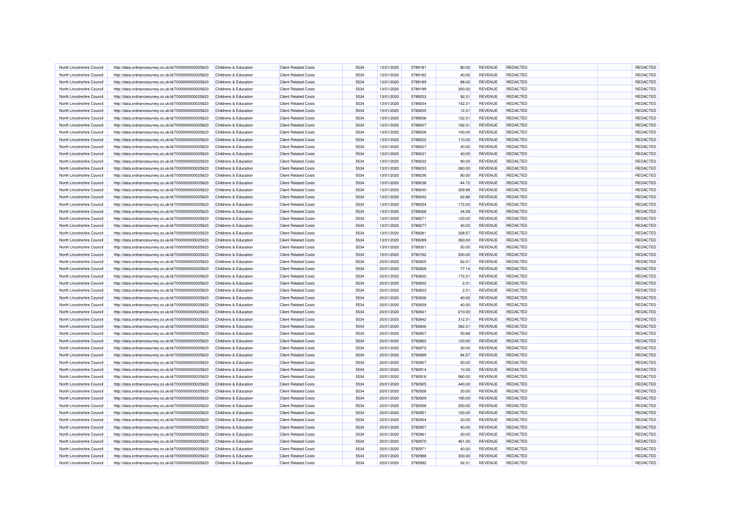| | | | | | | | | | | | |
|---|---|---|---|---|---|---|---|---|---|---|---|
| North Lincolnshire Council | http://data.ordnancesurvey.co.uk/id/7000000000025623 | Childrens & Education | Client Related Costs | 5534 | 13/01/2020 | 5789181 | 80.00 | REVENUE | REDACTED | | REDACTED |
| North Lincolnshire Council | http://data.ordnancesurvey.co.uk/id/7000000000025623 | Childrens & Education | Client Related Costs | 5534 | 13/01/2020 | 5789182 | 40.00 | REVENUE | REDACTED | | REDACTED |
| North Lincolnshire Council | http://data.ordnancesurvey.co.uk/id/7000000000025623 | Childrens & Education | Client Related Costs | 5534 | 13/01/2020 | 5789189 | 88.00 | REVENUE | REDACTED | | REDACTED |
| North Lincolnshire Council | http://data.ordnancesurvey.co.uk/id/7000000000025623 | Childrens & Education | Client Related Costs | 5534 | 13/01/2020 | 5789199 | 300.00 | REVENUE | REDACTED | | REDACTED |
| North Lincolnshire Council | http://data.ordnancesurvey.co.uk/id/7000000000025623 | Childrens & Education | Client Related Costs | 5534 | 13/01/2020 | 5789203 | 92.31 | REVENUE | REDACTED | | REDACTED |
| North Lincolnshire Council | http://data.ordnancesurvey.co.uk/id/7000000000025623 | Childrens & Education | Client Related Costs | 5534 | 13/01/2020 | 5789204 | 142.31 | REVENUE | REDACTED | | REDACTED |
| North Lincolnshire Council | http://data.ordnancesurvey.co.uk/id/7000000000025623 | Childrens & Education | Client Related Costs | 5534 | 13/01/2020 | 5789205 | 12.31 | REVENUE | REDACTED | | REDACTED |
| North Lincolnshire Council | http://data.ordnancesurvey.co.uk/id/7000000000025623 | Childrens & Education | Client Related Costs | 5534 | 13/01/2020 | 5789206 | 122.31 | REVENUE | REDACTED | | REDACTED |
| North Lincolnshire Council | http://data.ordnancesurvey.co.uk/id/7000000000025623 | Childrens & Education | Client Related Costs | 5534 | 13/01/2020 | 5789207 | 182.31 | REVENUE | REDACTED | | REDACTED |
| North Lincolnshire Council | http://data.ordnancesurvey.co.uk/id/7000000000025623 | Childrens & Education | Client Related Costs | 5534 | 13/01/2020 | 5789208 | 100.00 | REVENUE | REDACTED | | REDACTED |
| North Lincolnshire Council | http://data.ordnancesurvey.co.uk/id/7000000000025623 | Childrens & Education | Client Related Costs | 5534 | 13/01/2020 | 5789222 | 110.00 | REVENUE | REDACTED | | REDACTED |
| North Lincolnshire Council | http://data.ordnancesurvey.co.uk/id/7000000000025623 | Childrens & Education | Client Related Costs | 5534 | 13/01/2020 | 5789227 | 40.00 | REVENUE | REDACTED | | REDACTED |
| North Lincolnshire Council | http://data.ordnancesurvey.co.uk/id/7000000000025623 | Childrens & Education | Client Related Costs | 5534 | 13/01/2020 | 5789231 | 40.00 | REVENUE | REDACTED | | REDACTED |
| North Lincolnshire Council | http://data.ordnancesurvey.co.uk/id/7000000000025623 | Childrens & Education | Client Related Costs | 5534 | 13/01/2020 | 5789232 | 90.00 | REVENUE | REDACTED | | REDACTED |
| North Lincolnshire Council | http://data.ordnancesurvey.co.uk/id/7000000000025623 | Childrens & Education | Client Related Costs | 5534 | 13/01/2020 | 5789233 | 260.00 | REVENUE | REDACTED | | REDACTED |
| North Lincolnshire Council | http://data.ordnancesurvey.co.uk/id/7000000000025623 | Childrens & Education | Client Related Costs | 5534 | 13/01/2020 | 5789236 | 80.00 | REVENUE | REDACTED | | REDACTED |
| North Lincolnshire Council | http://data.ordnancesurvey.co.uk/id/7000000000025623 | Childrens & Education | Client Related Costs | 5534 | 13/01/2020 | 5789238 | -44.72 | REVENUE | REDACTED | | REDACTED |
| North Lincolnshire Council | http://data.ordnancesurvey.co.uk/id/7000000000025623 | Childrens & Education | Client Related Costs | 5534 | 13/01/2020 | 5789240 | 359.98 | REVENUE | REDACTED | | REDACTED |
| North Lincolnshire Council | http://data.ordnancesurvey.co.uk/id/7000000000025623 | Childrens & Education | Client Related Costs | 5534 | 13/01/2020 | 5789242 | 62.86 | REVENUE | REDACTED | | REDACTED |
| North Lincolnshire Council | http://data.ordnancesurvey.co.uk/id/7000000000025623 | Childrens & Education | Client Related Costs | 5534 | 13/01/2020 | 5789254 | 172.00 | REVENUE | REDACTED | | REDACTED |
| North Lincolnshire Council | http://data.ordnancesurvey.co.uk/id/7000000000025623 | Childrens & Education | Client Related Costs | 5534 | 13/01/2020 | 5789268 | 34.28 | REVENUE | REDACTED | | REDACTED |
| North Lincolnshire Council | http://data.ordnancesurvey.co.uk/id/7000000000025623 | Childrens & Education | Client Related Costs | 5534 | 13/01/2020 | 5789271 | 120.00 | REVENUE | REDACTED | | REDACTED |
| North Lincolnshire Council | http://data.ordnancesurvey.co.uk/id/7000000000025623 | Childrens & Education | Client Related Costs | 5534 | 13/01/2020 | 5789277 | 40.00 | REVENUE | REDACTED | | REDACTED |
| North Lincolnshire Council | http://data.ordnancesurvey.co.uk/id/7000000000025623 | Childrens & Education | Client Related Costs | 5534 | 13/01/2020 | 5789281 | 328.57 | REVENUE | REDACTED | | REDACTED |
| North Lincolnshire Council | http://data.ordnancesurvey.co.uk/id/7000000000025623 | Childrens & Education | Client Related Costs | 5534 | 13/01/2020 | 5789289 | 260.00 | REVENUE | REDACTED | | REDACTED |
| North Lincolnshire Council | http://data.ordnancesurvey.co.uk/id/7000000000025623 | Childrens & Education | Client Related Costs | 5534 | 13/01/2020 | 5789301 | 50.00 | REVENUE | REDACTED | | REDACTED |
| North Lincolnshire Council | http://data.ordnancesurvey.co.uk/id/7000000000025623 | Childrens & Education | Client Related Costs | 5534 | 15/01/2020 | 5790762 | 500.00 | REVENUE | REDACTED | | REDACTED |
| North Lincolnshire Council | http://data.ordnancesurvey.co.uk/id/7000000000025623 | Childrens & Education | Client Related Costs | 5534 | 20/01/2020 | 5792825 | 62.31 | REVENUE | REDACTED | | REDACTED |
| North Lincolnshire Council | http://data.ordnancesurvey.co.uk/id/7000000000025623 | Childrens & Education | Client Related Costs | 5534 | 20/01/2020 | 5792828 | 77.14 | REVENUE | REDACTED | | REDACTED |
| North Lincolnshire Council | http://data.ordnancesurvey.co.uk/id/7000000000025623 | Childrens & Education | Client Related Costs | 5534 | 20/01/2020 | 5792830 | 172.31 | REVENUE | REDACTED | | REDACTED |
| North Lincolnshire Council | http://data.ordnancesurvey.co.uk/id/7000000000025623 | Childrens & Education | Client Related Costs | 5534 | 20/01/2020 | 5792832 | 2.31 | REVENUE | REDACTED | | REDACTED |
| North Lincolnshire Council | http://data.ordnancesurvey.co.uk/id/7000000000025623 | Childrens & Education | Client Related Costs | 5534 | 20/01/2020 | 5792833 | 2.31 | REVENUE | REDACTED | | REDACTED |
| North Lincolnshire Council | http://data.ordnancesurvey.co.uk/id/7000000000025623 | Childrens & Education | Client Related Costs | 5534 | 20/01/2020 | 5792836 | 40.00 | REVENUE | REDACTED | | REDACTED |
| North Lincolnshire Council | http://data.ordnancesurvey.co.uk/id/7000000000025623 | Childrens & Education | Client Related Costs | 5534 | 20/01/2020 | 5792839 | 40.00 | REVENUE | REDACTED | | REDACTED |
| North Lincolnshire Council | http://data.ordnancesurvey.co.uk/id/7000000000025623 | Childrens & Education | Client Related Costs | 5534 | 20/01/2020 | 5792841 | 210.00 | REVENUE | REDACTED | | REDACTED |
| North Lincolnshire Council | http://data.ordnancesurvey.co.uk/id/7000000000025623 | Childrens & Education | Client Related Costs | 5534 | 20/01/2020 | 5792842 | 312.31 | REVENUE | REDACTED | | REDACTED |
| North Lincolnshire Council | http://data.ordnancesurvey.co.uk/id/7000000000025623 | Childrens & Education | Client Related Costs | 5534 | 20/01/2020 | 5792846 | 262.31 | REVENUE | REDACTED | | REDACTED |
| North Lincolnshire Council | http://data.ordnancesurvey.co.uk/id/7000000000025623 | Childrens & Education | Client Related Costs | 5534 | 20/01/2020 | 5792857 | 50.88 | REVENUE | REDACTED | | REDACTED |
| North Lincolnshire Council | http://data.ordnancesurvey.co.uk/id/7000000000025623 | Childrens & Education | Client Related Costs | 5534 | 20/01/2020 | 5792862 | 120.00 | REVENUE | REDACTED | | REDACTED |
| North Lincolnshire Council | http://data.ordnancesurvey.co.uk/id/7000000000025623 | Childrens & Education | Client Related Costs | 5534 | 20/01/2020 | 5792872 | 30.00 | REVENUE | REDACTED | | REDACTED |
| North Lincolnshire Council | http://data.ordnancesurvey.co.uk/id/7000000000025623 | Childrens & Education | Client Related Costs | 5534 | 20/01/2020 | 5792899 | 84.57 | REVENUE | REDACTED | | REDACTED |
| North Lincolnshire Council | http://data.ordnancesurvey.co.uk/id/7000000000025623 | Childrens & Education | Client Related Costs | 5534 | 20/01/2020 | 5792907 | 50.00 | REVENUE | REDACTED | | REDACTED |
| North Lincolnshire Council | http://data.ordnancesurvey.co.uk/id/7000000000025623 | Childrens & Education | Client Related Costs | 5534 | 20/01/2020 | 5792914 | 10.00 | REVENUE | REDACTED | | REDACTED |
| North Lincolnshire Council | http://data.ordnancesurvey.co.uk/id/7000000000025623 | Childrens & Education | Client Related Costs | 5534 | 20/01/2020 | 5792918 | 580.00 | REVENUE | REDACTED | | REDACTED |
| North Lincolnshire Council | http://data.ordnancesurvey.co.uk/id/7000000000025623 | Childrens & Education | Client Related Costs | 5534 | 20/01/2020 | 5792925 | 440.00 | REVENUE | REDACTED | | REDACTED |
| North Lincolnshire Council | http://data.ordnancesurvey.co.uk/id/7000000000025623 | Childrens & Education | Client Related Costs | 5534 | 20/01/2020 | 5792928 | 20.00 | REVENUE | REDACTED | | REDACTED |
| North Lincolnshire Council | http://data.ordnancesurvey.co.uk/id/7000000000025623 | Childrens & Education | Client Related Costs | 5534 | 20/01/2020 | 5792929 | 190.00 | REVENUE | REDACTED | | REDACTED |
| North Lincolnshire Council | http://data.ordnancesurvey.co.uk/id/7000000000025623 | Childrens & Education | Client Related Costs | 5534 | 20/01/2020 | 5792938 | 250.00 | REVENUE | REDACTED | | REDACTED |
| North Lincolnshire Council | http://data.ordnancesurvey.co.uk/id/7000000000025623 | Childrens & Education | Client Related Costs | 5534 | 20/01/2020 | 5792951 | 100.00 | REVENUE | REDACTED | | REDACTED |
| North Lincolnshire Council | http://data.ordnancesurvey.co.uk/id/7000000000025623 | Childrens & Education | Client Related Costs | 5534 | 20/01/2020 | 5792954 | 20.00 | REVENUE | REDACTED | | REDACTED |
| North Lincolnshire Council | http://data.ordnancesurvey.co.uk/id/7000000000025623 | Childrens & Education | Client Related Costs | 5534 | 20/01/2020 | 5792957 | 40.00 | REVENUE | REDACTED | | REDACTED |
| North Lincolnshire Council | http://data.ordnancesurvey.co.uk/id/7000000000025623 | Childrens & Education | Client Related Costs | 5534 | 20/01/2020 | 5792961 | 20.00 | REVENUE | REDACTED | | REDACTED |
| North Lincolnshire Council | http://data.ordnancesurvey.co.uk/id/7000000000025623 | Childrens & Education | Client Related Costs | 5534 | 20/01/2020 | 5792970 | 461.00 | REVENUE | REDACTED | | REDACTED |
| North Lincolnshire Council | http://data.ordnancesurvey.co.uk/id/7000000000025623 | Childrens & Education | Client Related Costs | 5534 | 20/01/2020 | 5792971 | 40.00 | REVENUE | REDACTED | | REDACTED |
| North Lincolnshire Council | http://data.ordnancesurvey.co.uk/id/7000000000025623 | Childrens & Education | Client Related Costs | 5534 | 20/01/2020 | 5792988 | 300.00 | REVENUE | REDACTED | | REDACTED |
| North Lincolnshire Council | http://data.ordnancesurvey.co.uk/id/7000000000025623 | Childrens & Education | Client Related Costs | 5534 | 20/01/2020 | 5792992 | 92.31 | REVENUE | REDACTED | | REDACTED |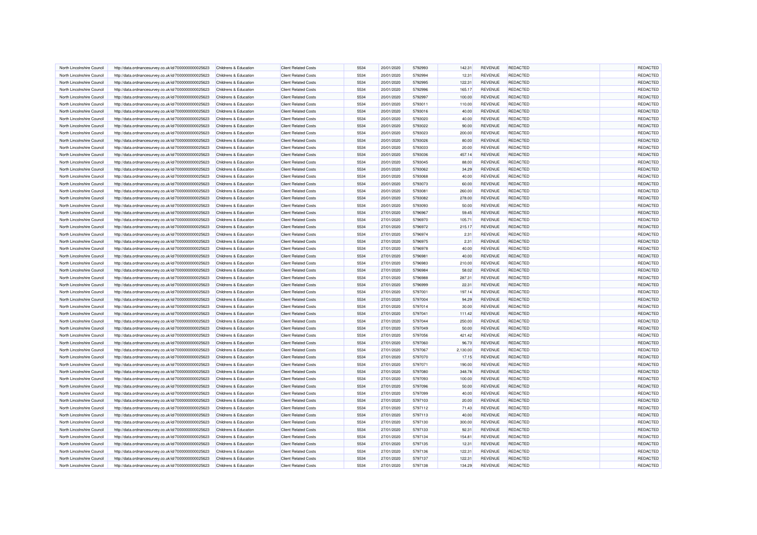| | | | | | | | | | | | |
|---|---|---|---|---|---|---|---|---|---|---|---|
| North Lincolnshire Council | http://data.ordnancesurvey.co.uk/id/7000000000025623 | Childrens & Education | Client Related Costs | 5534 | 20/01/2020 | 5792993 | 142.31 | REVENUE | REDACTED | | REDACTED |
| North Lincolnshire Council | http://data.ordnancesurvey.co.uk/id/7000000000025623 | Childrens & Education | Client Related Costs | 5534 | 20/01/2020 | 5792994 | 12.31 | REVENUE | REDACTED | | REDACTED |
| North Lincolnshire Council | http://data.ordnancesurvey.co.uk/id/7000000000025623 | Childrens & Education | Client Related Costs | 5534 | 20/01/2020 | 5792995 | 122.31 | REVENUE | REDACTED | | REDACTED |
| North Lincolnshire Council | http://data.ordnancesurvey.co.uk/id/7000000000025623 | Childrens & Education | Client Related Costs | 5534 | 20/01/2020 | 5792996 | 165.17 | REVENUE | REDACTED | | REDACTED |
| North Lincolnshire Council | http://data.ordnancesurvey.co.uk/id/7000000000025623 | Childrens & Education | Client Related Costs | 5534 | 20/01/2020 | 5792997 | 100.00 | REVENUE | REDACTED | | REDACTED |
| North Lincolnshire Council | http://data.ordnancesurvey.co.uk/id/7000000000025623 | Childrens & Education | Client Related Costs | 5534 | 20/01/2020 | 5793011 | 110.00 | REVENUE | REDACTED | | REDACTED |
| North Lincolnshire Council | http://data.ordnancesurvey.co.uk/id/7000000000025623 | Childrens & Education | Client Related Costs | 5534 | 20/01/2020 | 5793016 | 40.00 | REVENUE | REDACTED | | REDACTED |
| North Lincolnshire Council | http://data.ordnancesurvey.co.uk/id/7000000000025623 | Childrens & Education | Client Related Costs | 5534 | 20/01/2020 | 5793020 | 40.00 | REVENUE | REDACTED | | REDACTED |
| North Lincolnshire Council | http://data.ordnancesurvey.co.uk/id/7000000000025623 | Childrens & Education | Client Related Costs | 5534 | 20/01/2020 | 5793022 | 90.00 | REVENUE | REDACTED | | REDACTED |
| North Lincolnshire Council | http://data.ordnancesurvey.co.uk/id/7000000000025623 | Childrens & Education | Client Related Costs | 5534 | 20/01/2020 | 5793023 | 200.00 | REVENUE | REDACTED | | REDACTED |
| North Lincolnshire Council | http://data.ordnancesurvey.co.uk/id/7000000000025623 | Childrens & Education | Client Related Costs | 5534 | 20/01/2020 | 5793026 | 80.00 | REVENUE | REDACTED | | REDACTED |
| North Lincolnshire Council | http://data.ordnancesurvey.co.uk/id/7000000000025623 | Childrens & Education | Client Related Costs | 5534 | 20/01/2020 | 5793033 | 20.00 | REVENUE | REDACTED | | REDACTED |
| North Lincolnshire Council | http://data.ordnancesurvey.co.uk/id/7000000000025623 | Childrens & Education | Client Related Costs | 5534 | 20/01/2020 | 5793036 | 457.14 | REVENUE | REDACTED | | REDACTED |
| North Lincolnshire Council | http://data.ordnancesurvey.co.uk/id/7000000000025623 | Childrens & Education | Client Related Costs | 5534 | 20/01/2020 | 5793045 | 88.00 | REVENUE | REDACTED | | REDACTED |
| North Lincolnshire Council | http://data.ordnancesurvey.co.uk/id/7000000000025623 | Childrens & Education | Client Related Costs | 5534 | 20/01/2020 | 5793062 | 34.29 | REVENUE | REDACTED | | REDACTED |
| North Lincolnshire Council | http://data.ordnancesurvey.co.uk/id/7000000000025623 | Childrens & Education | Client Related Costs | 5534 | 20/01/2020 | 5793068 | 40.00 | REVENUE | REDACTED | | REDACTED |
| North Lincolnshire Council | http://data.ordnancesurvey.co.uk/id/7000000000025623 | Childrens & Education | Client Related Costs | 5534 | 20/01/2020 | 5793073 | 60.00 | REVENUE | REDACTED | | REDACTED |
| North Lincolnshire Council | http://data.ordnancesurvey.co.uk/id/7000000000025623 | Childrens & Education | Client Related Costs | 5534 | 20/01/2020 | 5793081 | 260.00 | REVENUE | REDACTED | | REDACTED |
| North Lincolnshire Council | http://data.ordnancesurvey.co.uk/id/7000000000025623 | Childrens & Education | Client Related Costs | 5534 | 20/01/2020 | 5793082 | 278.00 | REVENUE | REDACTED | | REDACTED |
| North Lincolnshire Council | http://data.ordnancesurvey.co.uk/id/7000000000025623 | Childrens & Education | Client Related Costs | 5534 | 20/01/2020 | 5793093 | 50.00 | REVENUE | REDACTED | | REDACTED |
| North Lincolnshire Council | http://data.ordnancesurvey.co.uk/id/7000000000025623 | Childrens & Education | Client Related Costs | 5534 | 27/01/2020 | 5796967 | 59.45 | REVENUE | REDACTED | | REDACTED |
| North Lincolnshire Council | http://data.ordnancesurvey.co.uk/id/7000000000025623 | Childrens & Education | Client Related Costs | 5534 | 27/01/2020 | 5796970 | 105.71 | REVENUE | REDACTED | | REDACTED |
| North Lincolnshire Council | http://data.ordnancesurvey.co.uk/id/7000000000025623 | Childrens & Education | Client Related Costs | 5534 | 27/01/2020 | 5796972 | 215.17 | REVENUE | REDACTED | | REDACTED |
| North Lincolnshire Council | http://data.ordnancesurvey.co.uk/id/7000000000025623 | Childrens & Education | Client Related Costs | 5534 | 27/01/2020 | 5796974 | 2.31 | REVENUE | REDACTED | | REDACTED |
| North Lincolnshire Council | http://data.ordnancesurvey.co.uk/id/7000000000025623 | Childrens & Education | Client Related Costs | 5534 | 27/01/2020 | 5796975 | 2.31 | REVENUE | REDACTED | | REDACTED |
| North Lincolnshire Council | http://data.ordnancesurvey.co.uk/id/7000000000025623 | Childrens & Education | Client Related Costs | 5534 | 27/01/2020 | 5796978 | 40.00 | REVENUE | REDACTED | | REDACTED |
| North Lincolnshire Council | http://data.ordnancesurvey.co.uk/id/7000000000025623 | Childrens & Education | Client Related Costs | 5534 | 27/01/2020 | 5796981 | 40.00 | REVENUE | REDACTED | | REDACTED |
| North Lincolnshire Council | http://data.ordnancesurvey.co.uk/id/7000000000025623 | Childrens & Education | Client Related Costs | 5534 | 27/01/2020 | 5796983 | 210.00 | REVENUE | REDACTED | | REDACTED |
| North Lincolnshire Council | http://data.ordnancesurvey.co.uk/id/7000000000025623 | Childrens & Education | Client Related Costs | 5534 | 27/01/2020 | 5796984 | 58.02 | REVENUE | REDACTED | | REDACTED |
| North Lincolnshire Council | http://data.ordnancesurvey.co.uk/id/7000000000025623 | Childrens & Education | Client Related Costs | 5534 | 27/01/2020 | 5796988 | 287.31 | REVENUE | REDACTED | | REDACTED |
| North Lincolnshire Council | http://data.ordnancesurvey.co.uk/id/7000000000025623 | Childrens & Education | Client Related Costs | 5534 | 27/01/2020 | 5796999 | 22.31 | REVENUE | REDACTED | | REDACTED |
| North Lincolnshire Council | http://data.ordnancesurvey.co.uk/id/7000000000025623 | Childrens & Education | Client Related Costs | 5534 | 27/01/2020 | 5797001 | 197.14 | REVENUE | REDACTED | | REDACTED |
| North Lincolnshire Council | http://data.ordnancesurvey.co.uk/id/7000000000025623 | Childrens & Education | Client Related Costs | 5534 | 27/01/2020 | 5797004 | 94.29 | REVENUE | REDACTED | | REDACTED |
| North Lincolnshire Council | http://data.ordnancesurvey.co.uk/id/7000000000025623 | Childrens & Education | Client Related Costs | 5534 | 27/01/2020 | 5797014 | 30.00 | REVENUE | REDACTED | | REDACTED |
| North Lincolnshire Council | http://data.ordnancesurvey.co.uk/id/7000000000025623 | Childrens & Education | Client Related Costs | 5534 | 27/01/2020 | 5797041 | 111.42 | REVENUE | REDACTED | | REDACTED |
| North Lincolnshire Council | http://data.ordnancesurvey.co.uk/id/7000000000025623 | Childrens & Education | Client Related Costs | 5534 | 27/01/2020 | 5797044 | 250.00 | REVENUE | REDACTED | | REDACTED |
| North Lincolnshire Council | http://data.ordnancesurvey.co.uk/id/7000000000025623 | Childrens & Education | Client Related Costs | 5534 | 27/01/2020 | 5797049 | 50.00 | REVENUE | REDACTED | | REDACTED |
| North Lincolnshire Council | http://data.ordnancesurvey.co.uk/id/7000000000025623 | Childrens & Education | Client Related Costs | 5534 | 27/01/2020 | 5797056 | 421.42 | REVENUE | REDACTED | | REDACTED |
| North Lincolnshire Council | http://data.ordnancesurvey.co.uk/id/7000000000025623 | Childrens & Education | Client Related Costs | 5534 | 27/01/2020 | 5797060 | 96.73 | REVENUE | REDACTED | | REDACTED |
| North Lincolnshire Council | http://data.ordnancesurvey.co.uk/id/7000000000025623 | Childrens & Education | Client Related Costs | 5534 | 27/01/2020 | 5797067 | 2,130.00 | REVENUE | REDACTED | | REDACTED |
| North Lincolnshire Council | http://data.ordnancesurvey.co.uk/id/7000000000025623 | Childrens & Education | Client Related Costs | 5534 | 27/01/2020 | 5797070 | 17.15 | REVENUE | REDACTED | | REDACTED |
| North Lincolnshire Council | http://data.ordnancesurvey.co.uk/id/7000000000025623 | Childrens & Education | Client Related Costs | 5534 | 27/01/2020 | 5797071 | 190.00 | REVENUE | REDACTED | | REDACTED |
| North Lincolnshire Council | http://data.ordnancesurvey.co.uk/id/7000000000025623 | Childrens & Education | Client Related Costs | 5534 | 27/01/2020 | 5797080 | 348.78 | REVENUE | REDACTED | | REDACTED |
| North Lincolnshire Council | http://data.ordnancesurvey.co.uk/id/7000000000025623 | Childrens & Education | Client Related Costs | 5534 | 27/01/2020 | 5797093 | 100.00 | REVENUE | REDACTED | | REDACTED |
| North Lincolnshire Council | http://data.ordnancesurvey.co.uk/id/7000000000025623 | Childrens & Education | Client Related Costs | 5534 | 27/01/2020 | 5797096 | 50.00 | REVENUE | REDACTED | | REDACTED |
| North Lincolnshire Council | http://data.ordnancesurvey.co.uk/id/7000000000025623 | Childrens & Education | Client Related Costs | 5534 | 27/01/2020 | 5797099 | 40.00 | REVENUE | REDACTED | | REDACTED |
| North Lincolnshire Council | http://data.ordnancesurvey.co.uk/id/7000000000025623 | Childrens & Education | Client Related Costs | 5534 | 27/01/2020 | 5797103 | 20.00 | REVENUE | REDACTED | | REDACTED |
| North Lincolnshire Council | http://data.ordnancesurvey.co.uk/id/7000000000025623 | Childrens & Education | Client Related Costs | 5534 | 27/01/2020 | 5797112 | 71.43 | REVENUE | REDACTED | | REDACTED |
| North Lincolnshire Council | http://data.ordnancesurvey.co.uk/id/7000000000025623 | Childrens & Education | Client Related Costs | 5534 | 27/01/2020 | 5797113 | 40.00 | REVENUE | REDACTED | | REDACTED |
| North Lincolnshire Council | http://data.ordnancesurvey.co.uk/id/7000000000025623 | Childrens & Education | Client Related Costs | 5534 | 27/01/2020 | 5797130 | 300.00 | REVENUE | REDACTED | | REDACTED |
| North Lincolnshire Council | http://data.ordnancesurvey.co.uk/id/7000000000025623 | Childrens & Education | Client Related Costs | 5534 | 27/01/2020 | 5797133 | 92.31 | REVENUE | REDACTED | | REDACTED |
| North Lincolnshire Council | http://data.ordnancesurvey.co.uk/id/7000000000025623 | Childrens & Education | Client Related Costs | 5534 | 27/01/2020 | 5797134 | 154.81 | REVENUE | REDACTED | | REDACTED |
| North Lincolnshire Council | http://data.ordnancesurvey.co.uk/id/7000000000025623 | Childrens & Education | Client Related Costs | 5534 | 27/01/2020 | 5797135 | 12.31 | REVENUE | REDACTED | | REDACTED |
| North Lincolnshire Council | http://data.ordnancesurvey.co.uk/id/7000000000025623 | Childrens & Education | Client Related Costs | 5534 | 27/01/2020 | 5797136 | 122.31 | REVENUE | REDACTED | | REDACTED |
| North Lincolnshire Council | http://data.ordnancesurvey.co.uk/id/7000000000025623 | Childrens & Education | Client Related Costs | 5534 | 27/01/2020 | 5797137 | 122.31 | REVENUE | REDACTED | | REDACTED |
| North Lincolnshire Council | http://data.ordnancesurvey.co.uk/id/7000000000025623 | Childrens & Education | Client Related Costs | 5534 | 27/01/2020 | 5797138 | 134.29 | REVENUE | REDACTED | | REDACTED |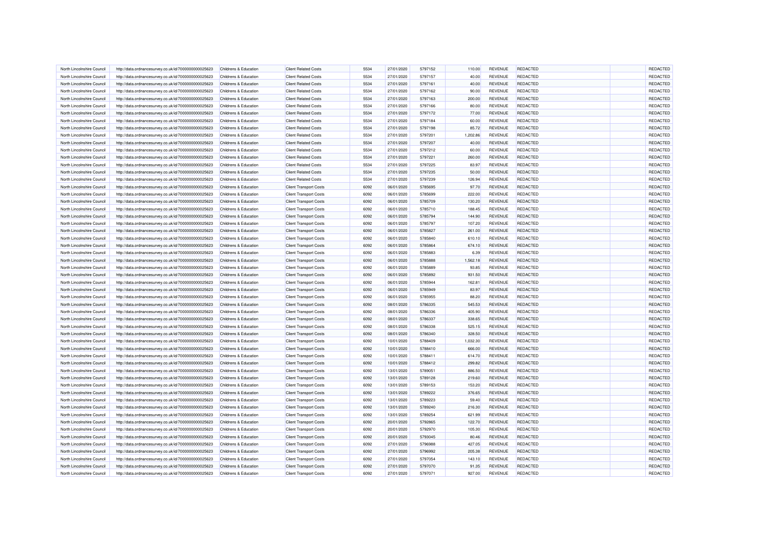| North Lincolnshire Council | http://data.ordnancesurvey.co.uk/id/7000000000025623 | Childrens & Education | Client Related Costs | 5534 | 27/01/2020 | 5797152 | 110.00 | REVENUE | REDACTED | | REDACTED |
|---|---|---|---|---|---|---|---|---|---|---|---|
| North Lincolnshire Council | http://data.ordnancesurvey.co.uk/id/7000000000025623 | Childrens & Education | Client Related Costs | 5534 | 27/01/2020 | 5797157 | 40.00 | REVENUE | REDACTED | | REDACTED |
| North Lincolnshire Council | http://data.ordnancesurvey.co.uk/id/7000000000025623 | Childrens & Education | Client Related Costs | 5534 | 27/01/2020 | 5797161 | 40.00 | REVENUE | REDACTED | | REDACTED |
| North Lincolnshire Council | http://data.ordnancesurvey.co.uk/id/7000000000025623 | Childrens & Education | Client Related Costs | 5534 | 27/01/2020 | 5797162 | 90.00 | REVENUE | REDACTED | | REDACTED |
| North Lincolnshire Council | http://data.ordnancesurvey.co.uk/id/7000000000025623 | Childrens & Education | Client Related Costs | 5534 | 27/01/2020 | 5797163 | 200.00 | REVENUE | REDACTED | | REDACTED |
| North Lincolnshire Council | http://data.ordnancesurvey.co.uk/id/7000000000025623 | Childrens & Education | Client Related Costs | 5534 | 27/01/2020 | 5797166 | 80.00 | REVENUE | REDACTED | | REDACTED |
| North Lincolnshire Council | http://data.ordnancesurvey.co.uk/id/7000000000025623 | Childrens & Education | Client Related Costs | 5534 | 27/01/2020 | 5797172 | 77.00 | REVENUE | REDACTED | | REDACTED |
| North Lincolnshire Council | http://data.ordnancesurvey.co.uk/id/7000000000025623 | Childrens & Education | Client Related Costs | 5534 | 27/01/2020 | 5797184 | 60.00 | REVENUE | REDACTED | | REDACTED |
| North Lincolnshire Council | http://data.ordnancesurvey.co.uk/id/7000000000025623 | Childrens & Education | Client Related Costs | 5534 | 27/01/2020 | 5797198 | 85.72 | REVENUE | REDACTED | | REDACTED |
| North Lincolnshire Council | http://data.ordnancesurvey.co.uk/id/7000000000025623 | Childrens & Education | Client Related Costs | 5534 | 27/01/2020 | 5797201 | 1,202.86 | REVENUE | REDACTED | | REDACTED |
| North Lincolnshire Council | http://data.ordnancesurvey.co.uk/id/7000000000025623 | Childrens & Education | Client Related Costs | 5534 | 27/01/2020 | 5797207 | 40.00 | REVENUE | REDACTED | | REDACTED |
| North Lincolnshire Council | http://data.ordnancesurvey.co.uk/id/7000000000025623 | Childrens & Education | Client Related Costs | 5534 | 27/01/2020 | 5797212 | 60.00 | REVENUE | REDACTED | | REDACTED |
| North Lincolnshire Council | http://data.ordnancesurvey.co.uk/id/7000000000025623 | Childrens & Education | Client Related Costs | 5534 | 27/01/2020 | 5797221 | 260.00 | REVENUE | REDACTED | | REDACTED |
| North Lincolnshire Council | http://data.ordnancesurvey.co.uk/id/7000000000025623 | Childrens & Education | Client Related Costs | 5534 | 27/01/2020 | 5797225 | 83.97 | REVENUE | REDACTED | | REDACTED |
| North Lincolnshire Council | http://data.ordnancesurvey.co.uk/id/7000000000025623 | Childrens & Education | Client Related Costs | 5534 | 27/01/2020 | 5797235 | 50.00 | REVENUE | REDACTED | | REDACTED |
| North Lincolnshire Council | http://data.ordnancesurvey.co.uk/id/7000000000025623 | Childrens & Education | Client Related Costs | 5534 | 27/01/2020 | 5797239 | 126.94 | REVENUE | REDACTED | | REDACTED |
| North Lincolnshire Council | http://data.ordnancesurvey.co.uk/id/7000000000025623 | Childrens & Education | Client Transport Costs | 6092 | 06/01/2020 | 5785695 | 97.70 | REVENUE | REDACTED | | REDACTED |
| North Lincolnshire Council | http://data.ordnancesurvey.co.uk/id/7000000000025623 | Childrens & Education | Client Transport Costs | 6092 | 06/01/2020 | 5785699 | 222.00 | REVENUE | REDACTED | | REDACTED |
| North Lincolnshire Council | http://data.ordnancesurvey.co.uk/id/7000000000025623 | Childrens & Education | Client Transport Costs | 6092 | 06/01/2020 | 5785709 | 130.20 | REVENUE | REDACTED | | REDACTED |
| North Lincolnshire Council | http://data.ordnancesurvey.co.uk/id/7000000000025623 | Childrens & Education | Client Transport Costs | 6092 | 06/01/2020 | 5785710 | 188.45 | REVENUE | REDACTED | | REDACTED |
| North Lincolnshire Council | http://data.ordnancesurvey.co.uk/id/7000000000025623 | Childrens & Education | Client Transport Costs | 6092 | 06/01/2020 | 5785794 | 144.90 | REVENUE | REDACTED | | REDACTED |
| North Lincolnshire Council | http://data.ordnancesurvey.co.uk/id/7000000000025623 | Childrens & Education | Client Transport Costs | 6092 | 06/01/2020 | 5785797 | 107.20 | REVENUE | REDACTED | | REDACTED |
| North Lincolnshire Council | http://data.ordnancesurvey.co.uk/id/7000000000025623 | Childrens & Education | Client Transport Costs | 6092 | 06/01/2020 | 5785827 | 261.00 | REVENUE | REDACTED | | REDACTED |
| North Lincolnshire Council | http://data.ordnancesurvey.co.uk/id/7000000000025623 | Childrens & Education | Client Transport Costs | 6092 | 06/01/2020 | 5785840 | 610.10 | REVENUE | REDACTED | | REDACTED |
| North Lincolnshire Council | http://data.ordnancesurvey.co.uk/id/7000000000025623 | Childrens & Education | Client Transport Costs | 6092 | 06/01/2020 | 5785864 | 674.10 | REVENUE | REDACTED | | REDACTED |
| North Lincolnshire Council | http://data.ordnancesurvey.co.uk/id/7000000000025623 | Childrens & Education | Client Transport Costs | 6092 | 06/01/2020 | 5785883 | 6.39 | REVENUE | REDACTED | | REDACTED |
| North Lincolnshire Council | http://data.ordnancesurvey.co.uk/id/7000000000025623 | Childrens & Education | Client Transport Costs | 6092 | 06/01/2020 | 5785888 | 1,562.18 | REVENUE | REDACTED | | REDACTED |
| North Lincolnshire Council | http://data.ordnancesurvey.co.uk/id/7000000000025623 | Childrens & Education | Client Transport Costs | 6092 | 06/01/2020 | 5785889 | 93.85 | REVENUE | REDACTED | | REDACTED |
| North Lincolnshire Council | http://data.ordnancesurvey.co.uk/id/7000000000025623 | Childrens & Education | Client Transport Costs | 6092 | 06/01/2020 | 5785892 | 931.50 | REVENUE | REDACTED | | REDACTED |
| North Lincolnshire Council | http://data.ordnancesurvey.co.uk/id/7000000000025623 | Childrens & Education | Client Transport Costs | 6092 | 06/01/2020 | 5785944 | 162.81 | REVENUE | REDACTED | | REDACTED |
| North Lincolnshire Council | http://data.ordnancesurvey.co.uk/id/7000000000025623 | Childrens & Education | Client Transport Costs | 6092 | 06/01/2020 | 5785949 | 83.97 | REVENUE | REDACTED | | REDACTED |
| North Lincolnshire Council | http://data.ordnancesurvey.co.uk/id/7000000000025623 | Childrens & Education | Client Transport Costs | 6092 | 06/01/2020 | 5785955 | 88.20 | REVENUE | REDACTED | | REDACTED |
| North Lincolnshire Council | http://data.ordnancesurvey.co.uk/id/7000000000025623 | Childrens & Education | Client Transport Costs | 6092 | 08/01/2020 | 5786335 | 545.53 | REVENUE | REDACTED | | REDACTED |
| North Lincolnshire Council | http://data.ordnancesurvey.co.uk/id/7000000000025623 | Childrens & Education | Client Transport Costs | 6092 | 08/01/2020 | 5786336 | 405.90 | REVENUE | REDACTED | | REDACTED |
| North Lincolnshire Council | http://data.ordnancesurvey.co.uk/id/7000000000025623 | Childrens & Education | Client Transport Costs | 6092 | 08/01/2020 | 5786337 | 338.65 | REVENUE | REDACTED | | REDACTED |
| North Lincolnshire Council | http://data.ordnancesurvey.co.uk/id/7000000000025623 | Childrens & Education | Client Transport Costs | 6092 | 08/01/2020 | 5786338 | 525.15 | REVENUE | REDACTED | | REDACTED |
| North Lincolnshire Council | http://data.ordnancesurvey.co.uk/id/7000000000025623 | Childrens & Education | Client Transport Costs | 6092 | 08/01/2020 | 5786340 | 328.50 | REVENUE | REDACTED | | REDACTED |
| North Lincolnshire Council | http://data.ordnancesurvey.co.uk/id/7000000000025623 | Childrens & Education | Client Transport Costs | 6092 | 10/01/2020 | 5788409 | 1,032.30 | REVENUE | REDACTED | | REDACTED |
| North Lincolnshire Council | http://data.ordnancesurvey.co.uk/id/7000000000025623 | Childrens & Education | Client Transport Costs | 6092 | 10/01/2020 | 5788410 | 666.00 | REVENUE | REDACTED | | REDACTED |
| North Lincolnshire Council | http://data.ordnancesurvey.co.uk/id/7000000000025623 | Childrens & Education | Client Transport Costs | 6092 | 10/01/2020 | 5788411 | 614.70 | REVENUE | REDACTED | | REDACTED |
| North Lincolnshire Council | http://data.ordnancesurvey.co.uk/id/7000000000025623 | Childrens & Education | Client Transport Costs | 6092 | 10/01/2020 | 5788412 | 299.82 | REVENUE | REDACTED | | REDACTED |
| North Lincolnshire Council | http://data.ordnancesurvey.co.uk/id/7000000000025623 | Childrens & Education | Client Transport Costs | 6092 | 13/01/2020 | 5789051 | 886.50 | REVENUE | REDACTED | | REDACTED |
| North Lincolnshire Council | http://data.ordnancesurvey.co.uk/id/7000000000025623 | Childrens & Education | Client Transport Costs | 6092 | 13/01/2020 | 5789128 | 219.60 | REVENUE | REDACTED | | REDACTED |
| North Lincolnshire Council | http://data.ordnancesurvey.co.uk/id/7000000000025623 | Childrens & Education | Client Transport Costs | 6092 | 13/01/2020 | 5789153 | 153.20 | REVENUE | REDACTED | | REDACTED |
| North Lincolnshire Council | http://data.ordnancesurvey.co.uk/id/7000000000025623 | Childrens & Education | Client Transport Costs | 6092 | 13/01/2020 | 5789222 | 376.65 | REVENUE | REDACTED | | REDACTED |
| North Lincolnshire Council | http://data.ordnancesurvey.co.uk/id/7000000000025623 | Childrens & Education | Client Transport Costs | 6092 | 13/01/2020 | 5789223 | 59.40 | REVENUE | REDACTED | | REDACTED |
| North Lincolnshire Council | http://data.ordnancesurvey.co.uk/id/7000000000025623 | Childrens & Education | Client Transport Costs | 6092 | 13/01/2020 | 5789240 | 216.30 | REVENUE | REDACTED | | REDACTED |
| North Lincolnshire Council | http://data.ordnancesurvey.co.uk/id/7000000000025623 | Childrens & Education | Client Transport Costs | 6092 | 13/01/2020 | 5789254 | 621.99 | REVENUE | REDACTED | | REDACTED |
| North Lincolnshire Council | http://data.ordnancesurvey.co.uk/id/7000000000025623 | Childrens & Education | Client Transport Costs | 6092 | 20/01/2020 | 5792865 | 122.70 | REVENUE | REDACTED | | REDACTED |
| North Lincolnshire Council | http://data.ordnancesurvey.co.uk/id/7000000000025623 | Childrens & Education | Client Transport Costs | 6092 | 20/01/2020 | 5792970 | 105.30 | REVENUE | REDACTED | | REDACTED |
| North Lincolnshire Council | http://data.ordnancesurvey.co.uk/id/7000000000025623 | Childrens & Education | Client Transport Costs | 6092 | 20/01/2020 | 5793045 | 80.46 | REVENUE | REDACTED | | REDACTED |
| North Lincolnshire Council | http://data.ordnancesurvey.co.uk/id/7000000000025623 | Childrens & Education | Client Transport Costs | 6092 | 27/01/2020 | 5796988 | 427.05 | REVENUE | REDACTED | | REDACTED |
| North Lincolnshire Council | http://data.ordnancesurvey.co.uk/id/7000000000025623 | Childrens & Education | Client Transport Costs | 6092 | 27/01/2020 | 5796992 | 205.38 | REVENUE | REDACTED | | REDACTED |
| North Lincolnshire Council | http://data.ordnancesurvey.co.uk/id/7000000000025623 | Childrens & Education | Client Transport Costs | 6092 | 27/01/2020 | 5797054 | 143.10 | REVENUE | REDACTED | | REDACTED |
| North Lincolnshire Council | http://data.ordnancesurvey.co.uk/id/7000000000025623 | Childrens & Education | Client Transport Costs | 6092 | 27/01/2020 | 5797070 | 91.35 | REVENUE | REDACTED | | REDACTED |
| North Lincolnshire Council | http://data.ordnancesurvey.co.uk/id/7000000000025623 | Childrens & Education | Client Transport Costs | 6092 | 27/01/2020 | 5797071 | 927.00 | REVENUE | REDACTED | | REDACTED |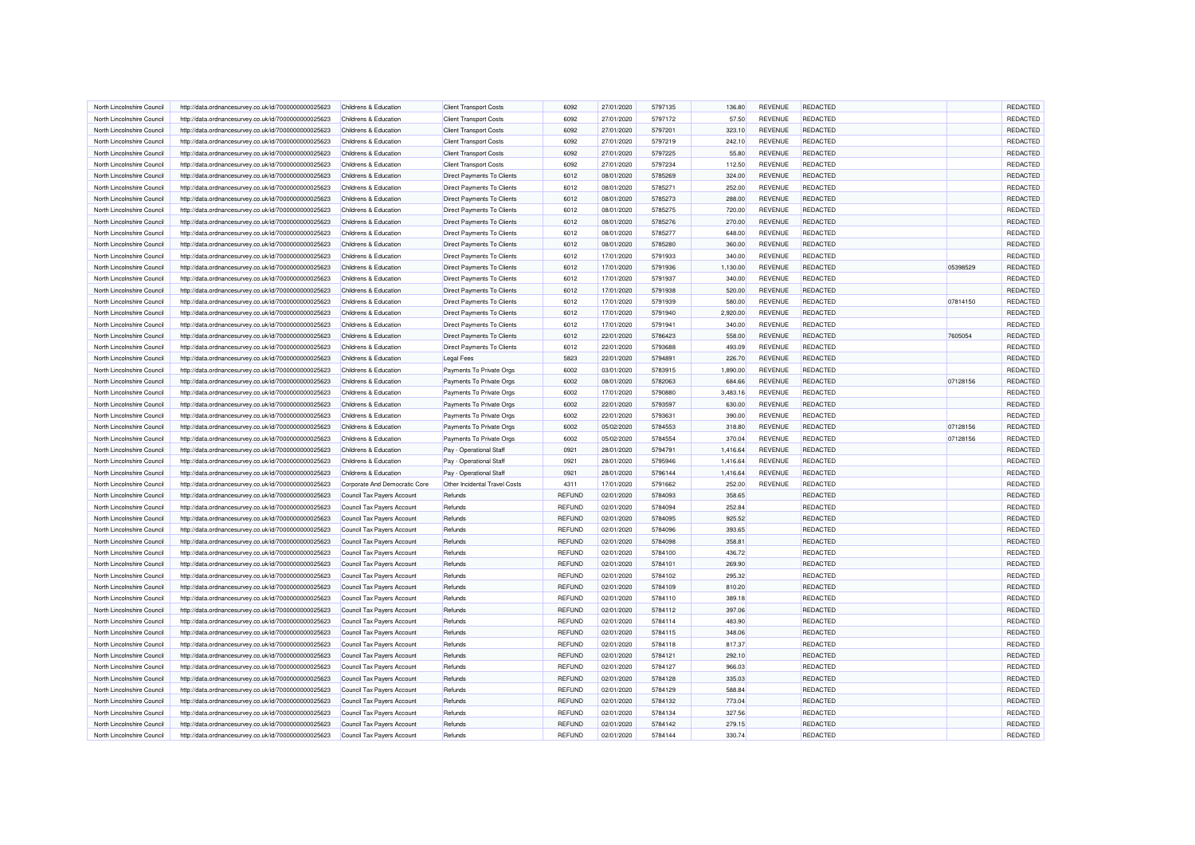| | | | | | | | | | | | |
|---|---|---|---|---|---|---|---|---|---|---|---|
| North Lincolnshire Council | http://data.ordnancesurvey.co.uk/id/7000000000025623 | Childrens & Education | Client Transport Costs | 6092 | 27/01/2020 | 5797135 | 136.80 | REVENUE | REDACTED | | REDACTED |
| North Lincolnshire Council | http://data.ordnancesurvey.co.uk/id/7000000000025623 | Childrens & Education | Client Transport Costs | 6092 | 27/01/2020 | 5797172 | 57.50 | REVENUE | REDACTED | | REDACTED |
| North Lincolnshire Council | http://data.ordnancesurvey.co.uk/id/7000000000025623 | Childrens & Education | Client Transport Costs | 6092 | 27/01/2020 | 5797201 | 323.10 | REVENUE | REDACTED | | REDACTED |
| North Lincolnshire Council | http://data.ordnancesurvey.co.uk/id/7000000000025623 | Childrens & Education | Client Transport Costs | 6092 | 27/01/2020 | 5797219 | 242.10 | REVENUE | REDACTED | | REDACTED |
| North Lincolnshire Council | http://data.ordnancesurvey.co.uk/id/7000000000025623 | Childrens & Education | Client Transport Costs | 6092 | 27/01/2020 | 5797225 | 55.80 | REVENUE | REDACTED | | REDACTED |
| North Lincolnshire Council | http://data.ordnancesurvey.co.uk/id/7000000000025623 | Childrens & Education | Client Transport Costs | 6092 | 27/01/2020 | 5797234 | 112.50 | REVENUE | REDACTED | | REDACTED |
| North Lincolnshire Council | http://data.ordnancesurvey.co.uk/id/7000000000025623 | Childrens & Education | Direct Payments To Clients | 6012 | 08/01/2020 | 5785269 | 324.00 | REVENUE | REDACTED | | REDACTED |
| North Lincolnshire Council | http://data.ordnancesurvey.co.uk/id/7000000000025623 | Childrens & Education | Direct Payments To Clients | 6012 | 08/01/2020 | 5785271 | 252.00 | REVENUE | REDACTED | | REDACTED |
| North Lincolnshire Council | http://data.ordnancesurvey.co.uk/id/7000000000025623 | Childrens & Education | Direct Payments To Clients | 6012 | 08/01/2020 | 5785273 | 288.00 | REVENUE | REDACTED | | REDACTED |
| North Lincolnshire Council | http://data.ordnancesurvey.co.uk/id/7000000000025623 | Childrens & Education | Direct Payments To Clients | 6012 | 08/01/2020 | 5785275 | 720.00 | REVENUE | REDACTED | | REDACTED |
| North Lincolnshire Council | http://data.ordnancesurvey.co.uk/id/7000000000025623 | Childrens & Education | Direct Payments To Clients | 6012 | 08/01/2020 | 5785276 | 270.00 | REVENUE | REDACTED | | REDACTED |
| North Lincolnshire Council | http://data.ordnancesurvey.co.uk/id/7000000000025623 | Childrens & Education | Direct Payments To Clients | 6012 | 08/01/2020 | 5785277 | 648.00 | REVENUE | REDACTED | | REDACTED |
| North Lincolnshire Council | http://data.ordnancesurvey.co.uk/id/7000000000025623 | Childrens & Education | Direct Payments To Clients | 6012 | 08/01/2020 | 5785280 | 360.00 | REVENUE | REDACTED | | REDACTED |
| North Lincolnshire Council | http://data.ordnancesurvey.co.uk/id/7000000000025623 | Childrens & Education | Direct Payments To Clients | 6012 | 17/01/2020 | 5791933 | 340.00 | REVENUE | REDACTED | | REDACTED |
| North Lincolnshire Council | http://data.ordnancesurvey.co.uk/id/7000000000025623 | Childrens & Education | Direct Payments To Clients | 6012 | 17/01/2020 | 5791936 | 1,130.00 | REVENUE | REDACTED | 05398529 | REDACTED |
| North Lincolnshire Council | http://data.ordnancesurvey.co.uk/id/7000000000025623 | Childrens & Education | Direct Payments To Clients | 6012 | 17/01/2020 | 5791937 | 340.00 | REVENUE | REDACTED | | REDACTED |
| North Lincolnshire Council | http://data.ordnancesurvey.co.uk/id/7000000000025623 | Childrens & Education | Direct Payments To Clients | 6012 | 17/01/2020 | 5791938 | 520.00 | REVENUE | REDACTED | | REDACTED |
| North Lincolnshire Council | http://data.ordnancesurvey.co.uk/id/7000000000025623 | Childrens & Education | Direct Payments To Clients | 6012 | 17/01/2020 | 5791939 | 580.00 | REVENUE | REDACTED | 07814150 | REDACTED |
| North Lincolnshire Council | http://data.ordnancesurvey.co.uk/id/7000000000025623 | Childrens & Education | Direct Payments To Clients | 6012 | 17/01/2020 | 5791940 | 2,920.00 | REVENUE | REDACTED | | REDACTED |
| North Lincolnshire Council | http://data.ordnancesurvey.co.uk/id/7000000000025623 | Childrens & Education | Direct Payments To Clients | 6012 | 17/01/2020 | 5791941 | 340.00 | REVENUE | REDACTED | | REDACTED |
| North Lincolnshire Council | http://data.ordnancesurvey.co.uk/id/7000000000025623 | Childrens & Education | Direct Payments To Clients | 6012 | 22/01/2020 | 5786423 | 558.00 | REVENUE | REDACTED | 7605054 | REDACTED |
| North Lincolnshire Council | http://data.ordnancesurvey.co.uk/id/7000000000025623 | Childrens & Education | Direct Payments To Clients | 6012 | 22/01/2020 | 5793688 | 493.09 | REVENUE | REDACTED | | REDACTED |
| North Lincolnshire Council | http://data.ordnancesurvey.co.uk/id/7000000000025623 | Childrens & Education | Legal Fees | 5823 | 22/01/2020 | 5794891 | 226.70 | REVENUE | REDACTED | | REDACTED |
| North Lincolnshire Council | http://data.ordnancesurvey.co.uk/id/7000000000025623 | Childrens & Education | Payments To Private Orgs | 6002 | 03/01/2020 | 5783915 | 1,890.00 | REVENUE | REDACTED | | REDACTED |
| North Lincolnshire Council | http://data.ordnancesurvey.co.uk/id/7000000000025623 | Childrens & Education | Payments To Private Orgs | 6002 | 08/01/2020 | 5782063 | 684.66 | REVENUE | REDACTED | 07128156 | REDACTED |
| North Lincolnshire Council | http://data.ordnancesurvey.co.uk/id/7000000000025623 | Childrens & Education | Payments To Private Orgs | 6002 | 17/01/2020 | 5790880 | 3,483.16 | REVENUE | REDACTED | | REDACTED |
| North Lincolnshire Council | http://data.ordnancesurvey.co.uk/id/7000000000025623 | Childrens & Education | Payments To Private Orgs | 6002 | 22/01/2020 | 5793597 | 630.00 | REVENUE | REDACTED | | REDACTED |
| North Lincolnshire Council | http://data.ordnancesurvey.co.uk/id/7000000000025623 | Childrens & Education | Payments To Private Orgs | 6002 | 22/01/2020 | 5793631 | 390.00 | REVENUE | REDACTED | | REDACTED |
| North Lincolnshire Council | http://data.ordnancesurvey.co.uk/id/7000000000025623 | Childrens & Education | Payments To Private Orgs | 6002 | 05/02/2020 | 5784553 | 318.80 | REVENUE | REDACTED | 07128156 | REDACTED |
| North Lincolnshire Council | http://data.ordnancesurvey.co.uk/id/7000000000025623 | Childrens & Education | Payments To Private Orgs | 6002 | 05/02/2020 | 5784554 | 370.04 | REVENUE | REDACTED | 07128156 | REDACTED |
| North Lincolnshire Council | http://data.ordnancesurvey.co.uk/id/7000000000025623 | Childrens & Education | Pay - Operational Staff | 0921 | 28/01/2020 | 5794791 | 1,416.64 | REVENUE | REDACTED | | REDACTED |
| North Lincolnshire Council | http://data.ordnancesurvey.co.uk/id/7000000000025623 | Childrens & Education | Pay - Operational Staff | 0921 | 28/01/2020 | 5795946 | 1,416.64 | REVENUE | REDACTED | | REDACTED |
| North Lincolnshire Council | http://data.ordnancesurvey.co.uk/id/7000000000025623 | Childrens & Education | Pay - Operational Staff | 0921 | 28/01/2020 | 5796144 | 1,416.64 | REVENUE | REDACTED | | REDACTED |
| North Lincolnshire Council | http://data.ordnancesurvey.co.uk/id/7000000000025623 | Corporate And Democratic Core | Other Incidental Travel Costs | 4311 | 17/01/2020 | 5791662 | 252.00 | REVENUE | REDACTED | | REDACTED |
| North Lincolnshire Council | http://data.ordnancesurvey.co.uk/id/7000000000025623 | Council Tax Payers Account | Refunds | REFUND | 02/01/2020 | 5784093 | 358.65 | | REDACTED | | REDACTED |
| North Lincolnshire Council | http://data.ordnancesurvey.co.uk/id/7000000000025623 | Council Tax Payers Account | Refunds | REFUND | 02/01/2020 | 5784094 | 252.84 | | REDACTED | | REDACTED |
| North Lincolnshire Council | http://data.ordnancesurvey.co.uk/id/7000000000025623 | Council Tax Payers Account | Refunds | REFUND | 02/01/2020 | 5784095 | 925.52 | | REDACTED | | REDACTED |
| North Lincolnshire Council | http://data.ordnancesurvey.co.uk/id/7000000000025623 | Council Tax Payers Account | Refunds | REFUND | 02/01/2020 | 5784096 | 393.65 | | REDACTED | | REDACTED |
| North Lincolnshire Council | http://data.ordnancesurvey.co.uk/id/7000000000025623 | Council Tax Payers Account | Refunds | REFUND | 02/01/2020 | 5784098 | 358.81 | | REDACTED | | REDACTED |
| North Lincolnshire Council | http://data.ordnancesurvey.co.uk/id/7000000000025623 | Council Tax Payers Account | Refunds | REFUND | 02/01/2020 | 5784100 | 436.72 | | REDACTED | | REDACTED |
| North Lincolnshire Council | http://data.ordnancesurvey.co.uk/id/7000000000025623 | Council Tax Payers Account | Refunds | REFUND | 02/01/2020 | 5784101 | 269.90 | | REDACTED | | REDACTED |
| North Lincolnshire Council | http://data.ordnancesurvey.co.uk/id/7000000000025623 | Council Tax Payers Account | Refunds | REFUND | 02/01/2020 | 5784102 | 295.32 | | REDACTED | | REDACTED |
| North Lincolnshire Council | http://data.ordnancesurvey.co.uk/id/7000000000025623 | Council Tax Payers Account | Refunds | REFUND | 02/01/2020 | 5784109 | 810.20 | | REDACTED | | REDACTED |
| North Lincolnshire Council | http://data.ordnancesurvey.co.uk/id/7000000000025623 | Council Tax Payers Account | Refunds | REFUND | 02/01/2020 | 5784110 | 389.18 | | REDACTED | | REDACTED |
| North Lincolnshire Council | http://data.ordnancesurvey.co.uk/id/7000000000025623 | Council Tax Payers Account | Refunds | REFUND | 02/01/2020 | 5784112 | 397.06 | | REDACTED | | REDACTED |
| North Lincolnshire Council | http://data.ordnancesurvey.co.uk/id/7000000000025623 | Council Tax Payers Account | Refunds | REFUND | 02/01/2020 | 5784114 | 483.90 | | REDACTED | | REDACTED |
| North Lincolnshire Council | http://data.ordnancesurvey.co.uk/id/7000000000025623 | Council Tax Payers Account | Refunds | REFUND | 02/01/2020 | 5784115 | 348.06 | | REDACTED | | REDACTED |
| North Lincolnshire Council | http://data.ordnancesurvey.co.uk/id/7000000000025623 | Council Tax Payers Account | Refunds | REFUND | 02/01/2020 | 5784118 | 817.37 | | REDACTED | | REDACTED |
| North Lincolnshire Council | http://data.ordnancesurvey.co.uk/id/7000000000025623 | Council Tax Payers Account | Refunds | REFUND | 02/01/2020 | 5784121 | 292.10 | | REDACTED | | REDACTED |
| North Lincolnshire Council | http://data.ordnancesurvey.co.uk/id/7000000000025623 | Council Tax Payers Account | Refunds | REFUND | 02/01/2020 | 5784127 | 966.03 | | REDACTED | | REDACTED |
| North Lincolnshire Council | http://data.ordnancesurvey.co.uk/id/7000000000025623 | Council Tax Payers Account | Refunds | REFUND | 02/01/2020 | 5784128 | 335.03 | | REDACTED | | REDACTED |
| North Lincolnshire Council | http://data.ordnancesurvey.co.uk/id/7000000000025623 | Council Tax Payers Account | Refunds | REFUND | 02/01/2020 | 5784129 | 588.84 | | REDACTED | | REDACTED |
| North Lincolnshire Council | http://data.ordnancesurvey.co.uk/id/7000000000025623 | Council Tax Payers Account | Refunds | REFUND | 02/01/2020 | 5784132 | 773.04 | | REDACTED | | REDACTED |
| North Lincolnshire Council | http://data.ordnancesurvey.co.uk/id/7000000000025623 | Council Tax Payers Account | Refunds | REFUND | 02/01/2020 | 5784134 | 327.56 | | REDACTED | | REDACTED |
| North Lincolnshire Council | http://data.ordnancesurvey.co.uk/id/7000000000025623 | Council Tax Payers Account | Refunds | REFUND | 02/01/2020 | 5784142 | 279.15 | | REDACTED | | REDACTED |
| North Lincolnshire Council | http://data.ordnancesurvey.co.uk/id/7000000000025623 | Council Tax Payers Account | Refunds | REFUND | 02/01/2020 | 5784144 | 330.74 | | REDACTED | | REDACTED |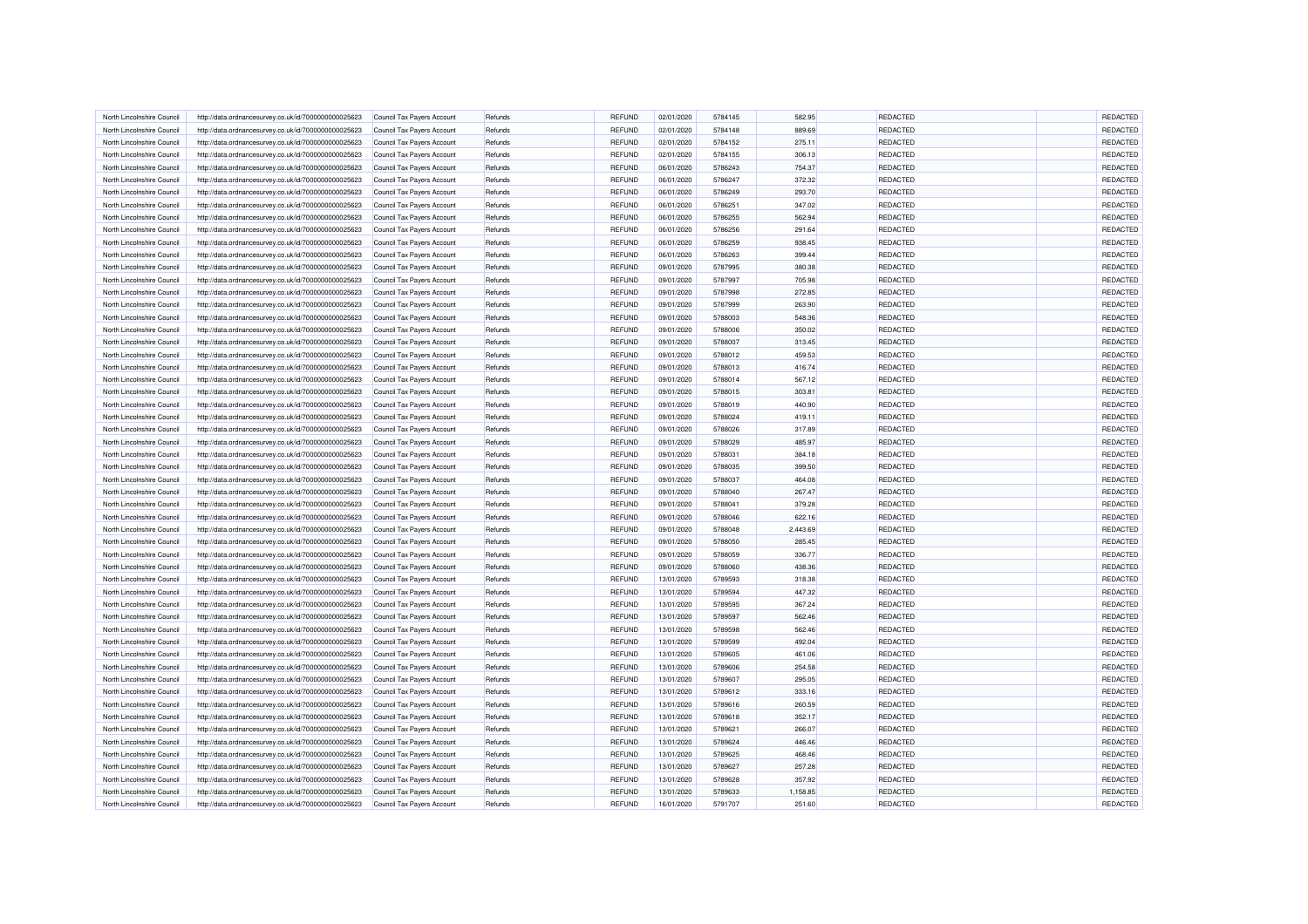| | | | | | | | | | | |
|---|---|---|---|---|---|---|---|---|---|---|
| North Lincolnshire Council | http://data.ordnancesurvey.co.uk/id/7000000000025623 | Council Tax Payers Account | Refunds | REFUND | 02/01/2020 | 5784145 | 582.95 | REDACTED | | REDACTED |
| North Lincolnshire Council | http://data.ordnancesurvey.co.uk/id/7000000000025623 | Council Tax Payers Account | Refunds | REFUND | 02/01/2020 | 5784148 | 889.69 | REDACTED | | REDACTED |
| North Lincolnshire Council | http://data.ordnancesurvey.co.uk/id/7000000000025623 | Council Tax Payers Account | Refunds | REFUND | 02/01/2020 | 5784152 | 275.11 | REDACTED | | REDACTED |
| North Lincolnshire Council | http://data.ordnancesurvey.co.uk/id/7000000000025623 | Council Tax Payers Account | Refunds | REFUND | 02/01/2020 | 5784155 | 306.13 | REDACTED | | REDACTED |
| North Lincolnshire Council | http://data.ordnancesurvey.co.uk/id/7000000000025623 | Council Tax Payers Account | Refunds | REFUND | 06/01/2020 | 5786243 | 754.37 | REDACTED | | REDACTED |
| North Lincolnshire Council | http://data.ordnancesurvey.co.uk/id/7000000000025623 | Council Tax Payers Account | Refunds | REFUND | 06/01/2020 | 5786247 | 372.32 | REDACTED | | REDACTED |
| North Lincolnshire Council | http://data.ordnancesurvey.co.uk/id/7000000000025623 | Council Tax Payers Account | Refunds | REFUND | 06/01/2020 | 5786249 | 293.70 | REDACTED | | REDACTED |
| North Lincolnshire Council | http://data.ordnancesurvey.co.uk/id/7000000000025623 | Council Tax Payers Account | Refunds | REFUND | 06/01/2020 | 5786251 | 347.02 | REDACTED | | REDACTED |
| North Lincolnshire Council | http://data.ordnancesurvey.co.uk/id/7000000000025623 | Council Tax Payers Account | Refunds | REFUND | 06/01/2020 | 5786255 | 562.94 | REDACTED | | REDACTED |
| North Lincolnshire Council | http://data.ordnancesurvey.co.uk/id/7000000000025623 | Council Tax Payers Account | Refunds | REFUND | 06/01/2020 | 5786256 | 291.64 | REDACTED | | REDACTED |
| North Lincolnshire Council | http://data.ordnancesurvey.co.uk/id/7000000000025623 | Council Tax Payers Account | Refunds | REFUND | 06/01/2020 | 5786259 | 938.45 | REDACTED | | REDACTED |
| North Lincolnshire Council | http://data.ordnancesurvey.co.uk/id/7000000000025623 | Council Tax Payers Account | Refunds | REFUND | 06/01/2020 | 5786263 | 399.44 | REDACTED | | REDACTED |
| North Lincolnshire Council | http://data.ordnancesurvey.co.uk/id/7000000000025623 | Council Tax Payers Account | Refunds | REFUND | 09/01/2020 | 5787995 | 380.38 | REDACTED | | REDACTED |
| North Lincolnshire Council | http://data.ordnancesurvey.co.uk/id/7000000000025623 | Council Tax Payers Account | Refunds | REFUND | 09/01/2020 | 5787997 | 705.98 | REDACTED | | REDACTED |
| North Lincolnshire Council | http://data.ordnancesurvey.co.uk/id/7000000000025623 | Council Tax Payers Account | Refunds | REFUND | 09/01/2020 | 5787998 | 272.85 | REDACTED | | REDACTED |
| North Lincolnshire Council | http://data.ordnancesurvey.co.uk/id/7000000000025623 | Council Tax Payers Account | Refunds | REFUND | 09/01/2020 | 5787999 | 263.90 | REDACTED | | REDACTED |
| North Lincolnshire Council | http://data.ordnancesurvey.co.uk/id/7000000000025623 | Council Tax Payers Account | Refunds | REFUND | 09/01/2020 | 5788003 | 548.36 | REDACTED | | REDACTED |
| North Lincolnshire Council | http://data.ordnancesurvey.co.uk/id/7000000000025623 | Council Tax Payers Account | Refunds | REFUND | 09/01/2020 | 5788006 | 350.02 | REDACTED | | REDACTED |
| North Lincolnshire Council | http://data.ordnancesurvey.co.uk/id/7000000000025623 | Council Tax Payers Account | Refunds | REFUND | 09/01/2020 | 5788007 | 313.45 | REDACTED | | REDACTED |
| North Lincolnshire Council | http://data.ordnancesurvey.co.uk/id/7000000000025623 | Council Tax Payers Account | Refunds | REFUND | 09/01/2020 | 5788012 | 459.53 | REDACTED | | REDACTED |
| North Lincolnshire Council | http://data.ordnancesurvey.co.uk/id/7000000000025623 | Council Tax Payers Account | Refunds | REFUND | 09/01/2020 | 5788013 | 416.74 | REDACTED | | REDACTED |
| North Lincolnshire Council | http://data.ordnancesurvey.co.uk/id/7000000000025623 | Council Tax Payers Account | Refunds | REFUND | 09/01/2020 | 5788014 | 567.12 | REDACTED | | REDACTED |
| North Lincolnshire Council | http://data.ordnancesurvey.co.uk/id/7000000000025623 | Council Tax Payers Account | Refunds | REFUND | 09/01/2020 | 5788015 | 303.81 | REDACTED | | REDACTED |
| North Lincolnshire Council | http://data.ordnancesurvey.co.uk/id/7000000000025623 | Council Tax Payers Account | Refunds | REFUND | 09/01/2020 | 5788019 | 440.90 | REDACTED | | REDACTED |
| North Lincolnshire Council | http://data.ordnancesurvey.co.uk/id/7000000000025623 | Council Tax Payers Account | Refunds | REFUND | 09/01/2020 | 5788024 | 419.11 | REDACTED | | REDACTED |
| North Lincolnshire Council | http://data.ordnancesurvey.co.uk/id/7000000000025623 | Council Tax Payers Account | Refunds | REFUND | 09/01/2020 | 5788026 | 317.89 | REDACTED | | REDACTED |
| North Lincolnshire Council | http://data.ordnancesurvey.co.uk/id/7000000000025623 | Council Tax Payers Account | Refunds | REFUND | 09/01/2020 | 5788029 | 485.97 | REDACTED | | REDACTED |
| North Lincolnshire Council | http://data.ordnancesurvey.co.uk/id/7000000000025623 | Council Tax Payers Account | Refunds | REFUND | 09/01/2020 | 5788031 | 384.18 | REDACTED | | REDACTED |
| North Lincolnshire Council | http://data.ordnancesurvey.co.uk/id/7000000000025623 | Council Tax Payers Account | Refunds | REFUND | 09/01/2020 | 5788035 | 399.50 | REDACTED | | REDACTED |
| North Lincolnshire Council | http://data.ordnancesurvey.co.uk/id/7000000000025623 | Council Tax Payers Account | Refunds | REFUND | 09/01/2020 | 5788037 | 464.08 | REDACTED | | REDACTED |
| North Lincolnshire Council | http://data.ordnancesurvey.co.uk/id/7000000000025623 | Council Tax Payers Account | Refunds | REFUND | 09/01/2020 | 5788040 | 267.47 | REDACTED | | REDACTED |
| North Lincolnshire Council | http://data.ordnancesurvey.co.uk/id/7000000000025623 | Council Tax Payers Account | Refunds | REFUND | 09/01/2020 | 5788041 | 379.28 | REDACTED | | REDACTED |
| North Lincolnshire Council | http://data.ordnancesurvey.co.uk/id/7000000000025623 | Council Tax Payers Account | Refunds | REFUND | 09/01/2020 | 5788046 | 622.16 | REDACTED | | REDACTED |
| North Lincolnshire Council | http://data.ordnancesurvey.co.uk/id/7000000000025623 | Council Tax Payers Account | Refunds | REFUND | 09/01/2020 | 5788048 | 2,443.69 | REDACTED | | REDACTED |
| North Lincolnshire Council | http://data.ordnancesurvey.co.uk/id/7000000000025623 | Council Tax Payers Account | Refunds | REFUND | 09/01/2020 | 5788050 | 285.45 | REDACTED | | REDACTED |
| North Lincolnshire Council | http://data.ordnancesurvey.co.uk/id/7000000000025623 | Council Tax Payers Account | Refunds | REFUND | 09/01/2020 | 5788059 | 336.77 | REDACTED | | REDACTED |
| North Lincolnshire Council | http://data.ordnancesurvey.co.uk/id/7000000000025623 | Council Tax Payers Account | Refunds | REFUND | 09/01/2020 | 5788060 | 438.36 | REDACTED | | REDACTED |
| North Lincolnshire Council | http://data.ordnancesurvey.co.uk/id/7000000000025623 | Council Tax Payers Account | Refunds | REFUND | 13/01/2020 | 5789593 | 318.38 | REDACTED | | REDACTED |
| North Lincolnshire Council | http://data.ordnancesurvey.co.uk/id/7000000000025623 | Council Tax Payers Account | Refunds | REFUND | 13/01/2020 | 5789594 | 447.32 | REDACTED | | REDACTED |
| North Lincolnshire Council | http://data.ordnancesurvey.co.uk/id/7000000000025623 | Council Tax Payers Account | Refunds | REFUND | 13/01/2020 | 5789595 | 367.24 | REDACTED | | REDACTED |
| North Lincolnshire Council | http://data.ordnancesurvey.co.uk/id/7000000000025623 | Council Tax Payers Account | Refunds | REFUND | 13/01/2020 | 5789597 | 562.46 | REDACTED | | REDACTED |
| North Lincolnshire Council | http://data.ordnancesurvey.co.uk/id/7000000000025623 | Council Tax Payers Account | Refunds | REFUND | 13/01/2020 | 5789598 | 562.46 | REDACTED | | REDACTED |
| North Lincolnshire Council | http://data.ordnancesurvey.co.uk/id/7000000000025623 | Council Tax Payers Account | Refunds | REFUND | 13/01/2020 | 5789599 | 492.04 | REDACTED | | REDACTED |
| North Lincolnshire Council | http://data.ordnancesurvey.co.uk/id/7000000000025623 | Council Tax Payers Account | Refunds | REFUND | 13/01/2020 | 5789605 | 461.06 | REDACTED | | REDACTED |
| North Lincolnshire Council | http://data.ordnancesurvey.co.uk/id/7000000000025623 | Council Tax Payers Account | Refunds | REFUND | 13/01/2020 | 5789606 | 254.58 | REDACTED | | REDACTED |
| North Lincolnshire Council | http://data.ordnancesurvey.co.uk/id/7000000000025623 | Council Tax Payers Account | Refunds | REFUND | 13/01/2020 | 5789607 | 295.05 | REDACTED | | REDACTED |
| North Lincolnshire Council | http://data.ordnancesurvey.co.uk/id/7000000000025623 | Council Tax Payers Account | Refunds | REFUND | 13/01/2020 | 5789612 | 333.16 | REDACTED | | REDACTED |
| North Lincolnshire Council | http://data.ordnancesurvey.co.uk/id/7000000000025623 | Council Tax Payers Account | Refunds | REFUND | 13/01/2020 | 5789616 | 260.59 | REDACTED | | REDACTED |
| North Lincolnshire Council | http://data.ordnancesurvey.co.uk/id/7000000000025623 | Council Tax Payers Account | Refunds | REFUND | 13/01/2020 | 5789618 | 352.17 | REDACTED | | REDACTED |
| North Lincolnshire Council | http://data.ordnancesurvey.co.uk/id/7000000000025623 | Council Tax Payers Account | Refunds | REFUND | 13/01/2020 | 5789621 | 266.07 | REDACTED | | REDACTED |
| North Lincolnshire Council | http://data.ordnancesurvey.co.uk/id/7000000000025623 | Council Tax Payers Account | Refunds | REFUND | 13/01/2020 | 5789624 | 446.46 | REDACTED | | REDACTED |
| North Lincolnshire Council | http://data.ordnancesurvey.co.uk/id/7000000000025623 | Council Tax Payers Account | Refunds | REFUND | 13/01/2020 | 5789625 | 468.46 | REDACTED | | REDACTED |
| North Lincolnshire Council | http://data.ordnancesurvey.co.uk/id/7000000000025623 | Council Tax Payers Account | Refunds | REFUND | 13/01/2020 | 5789627 | 257.28 | REDACTED | | REDACTED |
| North Lincolnshire Council | http://data.ordnancesurvey.co.uk/id/7000000000025623 | Council Tax Payers Account | Refunds | REFUND | 13/01/2020 | 5789628 | 357.92 | REDACTED | | REDACTED |
| North Lincolnshire Council | http://data.ordnancesurvey.co.uk/id/7000000000025623 | Council Tax Payers Account | Refunds | REFUND | 13/01/2020 | 5789633 | 1,158.85 | REDACTED | | REDACTED |
| North Lincolnshire Council | http://data.ordnancesurvey.co.uk/id/7000000000025623 | Council Tax Payers Account | Refunds | REFUND | 16/01/2020 | 5791707 | 251.60 | REDACTED | | REDACTED |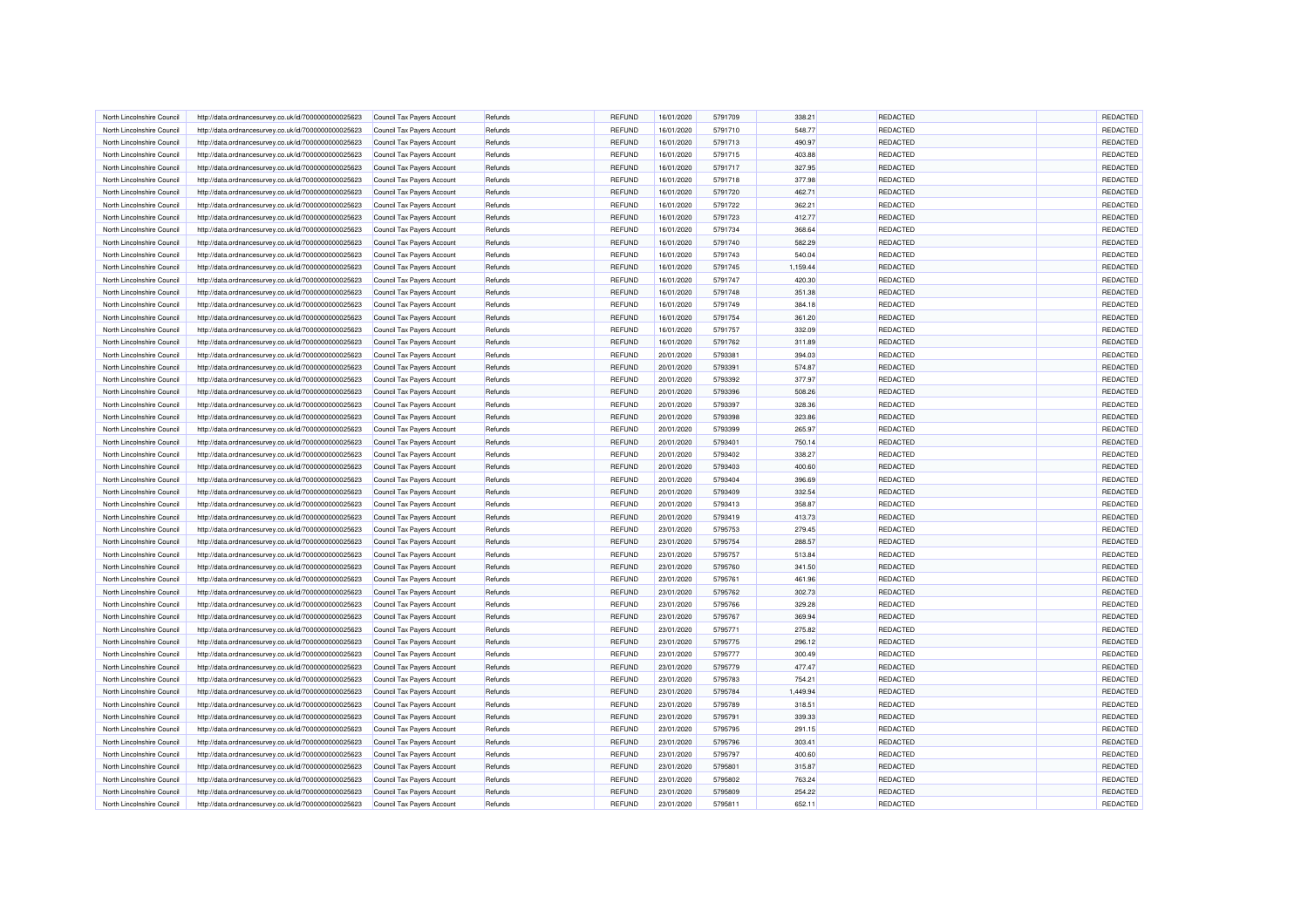| | | | | | | | | | | |
|---|---|---|---|---|---|---|---|---|---|---|
| North Lincolnshire Council | http://data.ordnancesurvey.co.uk/id/7000000000025623 | Council Tax Payers Account | Refunds | REFUND | 16/01/2020 | 5791709 | 338.21 | REDACTED | | REDACTED |
| North Lincolnshire Council | http://data.ordnancesurvey.co.uk/id/7000000000025623 | Council Tax Payers Account | Refunds | REFUND | 16/01/2020 | 5791710 | 548.77 | REDACTED | | REDACTED |
| North Lincolnshire Council | http://data.ordnancesurvey.co.uk/id/7000000000025623 | Council Tax Payers Account | Refunds | REFUND | 16/01/2020 | 5791713 | 490.97 | REDACTED | | REDACTED |
| North Lincolnshire Council | http://data.ordnancesurvey.co.uk/id/7000000000025623 | Council Tax Payers Account | Refunds | REFUND | 16/01/2020 | 5791715 | 403.88 | REDACTED | | REDACTED |
| North Lincolnshire Council | http://data.ordnancesurvey.co.uk/id/7000000000025623 | Council Tax Payers Account | Refunds | REFUND | 16/01/2020 | 5791717 | 327.95 | REDACTED | | REDACTED |
| North Lincolnshire Council | http://data.ordnancesurvey.co.uk/id/7000000000025623 | Council Tax Payers Account | Refunds | REFUND | 16/01/2020 | 5791718 | 377.98 | REDACTED | | REDACTED |
| North Lincolnshire Council | http://data.ordnancesurvey.co.uk/id/7000000000025623 | Council Tax Payers Account | Refunds | REFUND | 16/01/2020 | 5791720 | 462.71 | REDACTED | | REDACTED |
| North Lincolnshire Council | http://data.ordnancesurvey.co.uk/id/7000000000025623 | Council Tax Payers Account | Refunds | REFUND | 16/01/2020 | 5791722 | 362.21 | REDACTED | | REDACTED |
| North Lincolnshire Council | http://data.ordnancesurvey.co.uk/id/7000000000025623 | Council Tax Payers Account | Refunds | REFUND | 16/01/2020 | 5791723 | 412.77 | REDACTED | | REDACTED |
| North Lincolnshire Council | http://data.ordnancesurvey.co.uk/id/7000000000025623 | Council Tax Payers Account | Refunds | REFUND | 16/01/2020 | 5791734 | 368.64 | REDACTED | | REDACTED |
| North Lincolnshire Council | http://data.ordnancesurvey.co.uk/id/7000000000025623 | Council Tax Payers Account | Refunds | REFUND | 16/01/2020 | 5791740 | 582.29 | REDACTED | | REDACTED |
| North Lincolnshire Council | http://data.ordnancesurvey.co.uk/id/7000000000025623 | Council Tax Payers Account | Refunds | REFUND | 16/01/2020 | 5791743 | 540.04 | REDACTED | | REDACTED |
| North Lincolnshire Council | http://data.ordnancesurvey.co.uk/id/7000000000025623 | Council Tax Payers Account | Refunds | REFUND | 16/01/2020 | 5791745 | 1,159.44 | REDACTED | | REDACTED |
| North Lincolnshire Council | http://data.ordnancesurvey.co.uk/id/7000000000025623 | Council Tax Payers Account | Refunds | REFUND | 16/01/2020 | 5791747 | 420.30 | REDACTED | | REDACTED |
| North Lincolnshire Council | http://data.ordnancesurvey.co.uk/id/7000000000025623 | Council Tax Payers Account | Refunds | REFUND | 16/01/2020 | 5791748 | 351.38 | REDACTED | | REDACTED |
| North Lincolnshire Council | http://data.ordnancesurvey.co.uk/id/7000000000025623 | Council Tax Payers Account | Refunds | REFUND | 16/01/2020 | 5791749 | 384.18 | REDACTED | | REDACTED |
| North Lincolnshire Council | http://data.ordnancesurvey.co.uk/id/7000000000025623 | Council Tax Payers Account | Refunds | REFUND | 16/01/2020 | 5791754 | 361.20 | REDACTED | | REDACTED |
| North Lincolnshire Council | http://data.ordnancesurvey.co.uk/id/7000000000025623 | Council Tax Payers Account | Refunds | REFUND | 16/01/2020 | 5791757 | 332.09 | REDACTED | | REDACTED |
| North Lincolnshire Council | http://data.ordnancesurvey.co.uk/id/7000000000025623 | Council Tax Payers Account | Refunds | REFUND | 16/01/2020 | 5791762 | 311.89 | REDACTED | | REDACTED |
| North Lincolnshire Council | http://data.ordnancesurvey.co.uk/id/7000000000025623 | Council Tax Payers Account | Refunds | REFUND | 20/01/2020 | 5793381 | 394.03 | REDACTED | | REDACTED |
| North Lincolnshire Council | http://data.ordnancesurvey.co.uk/id/7000000000025623 | Council Tax Payers Account | Refunds | REFUND | 20/01/2020 | 5793391 | 574.87 | REDACTED | | REDACTED |
| North Lincolnshire Council | http://data.ordnancesurvey.co.uk/id/7000000000025623 | Council Tax Payers Account | Refunds | REFUND | 20/01/2020 | 5793392 | 377.97 | REDACTED | | REDACTED |
| North Lincolnshire Council | http://data.ordnancesurvey.co.uk/id/7000000000025623 | Council Tax Payers Account | Refunds | REFUND | 20/01/2020 | 5793396 | 508.26 | REDACTED | | REDACTED |
| North Lincolnshire Council | http://data.ordnancesurvey.co.uk/id/7000000000025623 | Council Tax Payers Account | Refunds | REFUND | 20/01/2020 | 5793397 | 328.36 | REDACTED | | REDACTED |
| North Lincolnshire Council | http://data.ordnancesurvey.co.uk/id/7000000000025623 | Council Tax Payers Account | Refunds | REFUND | 20/01/2020 | 5793398 | 323.86 | REDACTED | | REDACTED |
| North Lincolnshire Council | http://data.ordnancesurvey.co.uk/id/7000000000025623 | Council Tax Payers Account | Refunds | REFUND | 20/01/2020 | 5793399 | 265.97 | REDACTED | | REDACTED |
| North Lincolnshire Council | http://data.ordnancesurvey.co.uk/id/7000000000025623 | Council Tax Payers Account | Refunds | REFUND | 20/01/2020 | 5793401 | 750.14 | REDACTED | | REDACTED |
| North Lincolnshire Council | http://data.ordnancesurvey.co.uk/id/7000000000025623 | Council Tax Payers Account | Refunds | REFUND | 20/01/2020 | 5793402 | 338.27 | REDACTED | | REDACTED |
| North Lincolnshire Council | http://data.ordnancesurvey.co.uk/id/7000000000025623 | Council Tax Payers Account | Refunds | REFUND | 20/01/2020 | 5793403 | 400.60 | REDACTED | | REDACTED |
| North Lincolnshire Council | http://data.ordnancesurvey.co.uk/id/7000000000025623 | Council Tax Payers Account | Refunds | REFUND | 20/01/2020 | 5793404 | 396.69 | REDACTED | | REDACTED |
| North Lincolnshire Council | http://data.ordnancesurvey.co.uk/id/7000000000025623 | Council Tax Payers Account | Refunds | REFUND | 20/01/2020 | 5793409 | 332.54 | REDACTED | | REDACTED |
| North Lincolnshire Council | http://data.ordnancesurvey.co.uk/id/7000000000025623 | Council Tax Payers Account | Refunds | REFUND | 20/01/2020 | 5793413 | 358.87 | REDACTED | | REDACTED |
| North Lincolnshire Council | http://data.ordnancesurvey.co.uk/id/7000000000025623 | Council Tax Payers Account | Refunds | REFUND | 20/01/2020 | 5793419 | 413.73 | REDACTED | | REDACTED |
| North Lincolnshire Council | http://data.ordnancesurvey.co.uk/id/7000000000025623 | Council Tax Payers Account | Refunds | REFUND | 23/01/2020 | 5795753 | 279.45 | REDACTED | | REDACTED |
| North Lincolnshire Council | http://data.ordnancesurvey.co.uk/id/7000000000025623 | Council Tax Payers Account | Refunds | REFUND | 23/01/2020 | 5795754 | 288.57 | REDACTED | | REDACTED |
| North Lincolnshire Council | http://data.ordnancesurvey.co.uk/id/7000000000025623 | Council Tax Payers Account | Refunds | REFUND | 23/01/2020 | 5795757 | 513.84 | REDACTED | | REDACTED |
| North Lincolnshire Council | http://data.ordnancesurvey.co.uk/id/7000000000025623 | Council Tax Payers Account | Refunds | REFUND | 23/01/2020 | 5795760 | 341.50 | REDACTED | | REDACTED |
| North Lincolnshire Council | http://data.ordnancesurvey.co.uk/id/7000000000025623 | Council Tax Payers Account | Refunds | REFUND | 23/01/2020 | 5795761 | 461.96 | REDACTED | | REDACTED |
| North Lincolnshire Council | http://data.ordnancesurvey.co.uk/id/7000000000025623 | Council Tax Payers Account | Refunds | REFUND | 23/01/2020 | 5795762 | 302.73 | REDACTED | | REDACTED |
| North Lincolnshire Council | http://data.ordnancesurvey.co.uk/id/7000000000025623 | Council Tax Payers Account | Refunds | REFUND | 23/01/2020 | 5795766 | 329.28 | REDACTED | | REDACTED |
| North Lincolnshire Council | http://data.ordnancesurvey.co.uk/id/7000000000025623 | Council Tax Payers Account | Refunds | REFUND | 23/01/2020 | 5795767 | 369.94 | REDACTED | | REDACTED |
| North Lincolnshire Council | http://data.ordnancesurvey.co.uk/id/7000000000025623 | Council Tax Payers Account | Refunds | REFUND | 23/01/2020 | 5795771 | 275.82 | REDACTED | | REDACTED |
| North Lincolnshire Council | http://data.ordnancesurvey.co.uk/id/7000000000025623 | Council Tax Payers Account | Refunds | REFUND | 23/01/2020 | 5795775 | 296.12 | REDACTED | | REDACTED |
| North Lincolnshire Council | http://data.ordnancesurvey.co.uk/id/7000000000025623 | Council Tax Payers Account | Refunds | REFUND | 23/01/2020 | 5795777 | 300.49 | REDACTED | | REDACTED |
| North Lincolnshire Council | http://data.ordnancesurvey.co.uk/id/7000000000025623 | Council Tax Payers Account | Refunds | REFUND | 23/01/2020 | 5795779 | 477.47 | REDACTED | | REDACTED |
| North Lincolnshire Council | http://data.ordnancesurvey.co.uk/id/7000000000025623 | Council Tax Payers Account | Refunds | REFUND | 23/01/2020 | 5795783 | 754.21 | REDACTED | | REDACTED |
| North Lincolnshire Council | http://data.ordnancesurvey.co.uk/id/7000000000025623 | Council Tax Payers Account | Refunds | REFUND | 23/01/2020 | 5795784 | 1,449.94 | REDACTED | | REDACTED |
| North Lincolnshire Council | http://data.ordnancesurvey.co.uk/id/7000000000025623 | Council Tax Payers Account | Refunds | REFUND | 23/01/2020 | 5795789 | 318.51 | REDACTED | | REDACTED |
| North Lincolnshire Council | http://data.ordnancesurvey.co.uk/id/7000000000025623 | Council Tax Payers Account | Refunds | REFUND | 23/01/2020 | 5795791 | 339.33 | REDACTED | | REDACTED |
| North Lincolnshire Council | http://data.ordnancesurvey.co.uk/id/7000000000025623 | Council Tax Payers Account | Refunds | REFUND | 23/01/2020 | 5795795 | 291.15 | REDACTED | | REDACTED |
| North Lincolnshire Council | http://data.ordnancesurvey.co.uk/id/7000000000025623 | Council Tax Payers Account | Refunds | REFUND | 23/01/2020 | 5795796 | 303.41 | REDACTED | | REDACTED |
| North Lincolnshire Council | http://data.ordnancesurvey.co.uk/id/7000000000025623 | Council Tax Payers Account | Refunds | REFUND | 23/01/2020 | 5795797 | 400.60 | REDACTED | | REDACTED |
| North Lincolnshire Council | http://data.ordnancesurvey.co.uk/id/7000000000025623 | Council Tax Payers Account | Refunds | REFUND | 23/01/2020 | 5795801 | 315.87 | REDACTED | | REDACTED |
| North Lincolnshire Council | http://data.ordnancesurvey.co.uk/id/7000000000025623 | Council Tax Payers Account | Refunds | REFUND | 23/01/2020 | 5795802 | 763.24 | REDACTED | | REDACTED |
| North Lincolnshire Council | http://data.ordnancesurvey.co.uk/id/7000000000025623 | Council Tax Payers Account | Refunds | REFUND | 23/01/2020 | 5795809 | 254.22 | REDACTED | | REDACTED |
| North Lincolnshire Council | http://data.ordnancesurvey.co.uk/id/7000000000025623 | Council Tax Payers Account | Refunds | REFUND | 23/01/2020 | 5795811 | 652.11 | REDACTED | | REDACTED |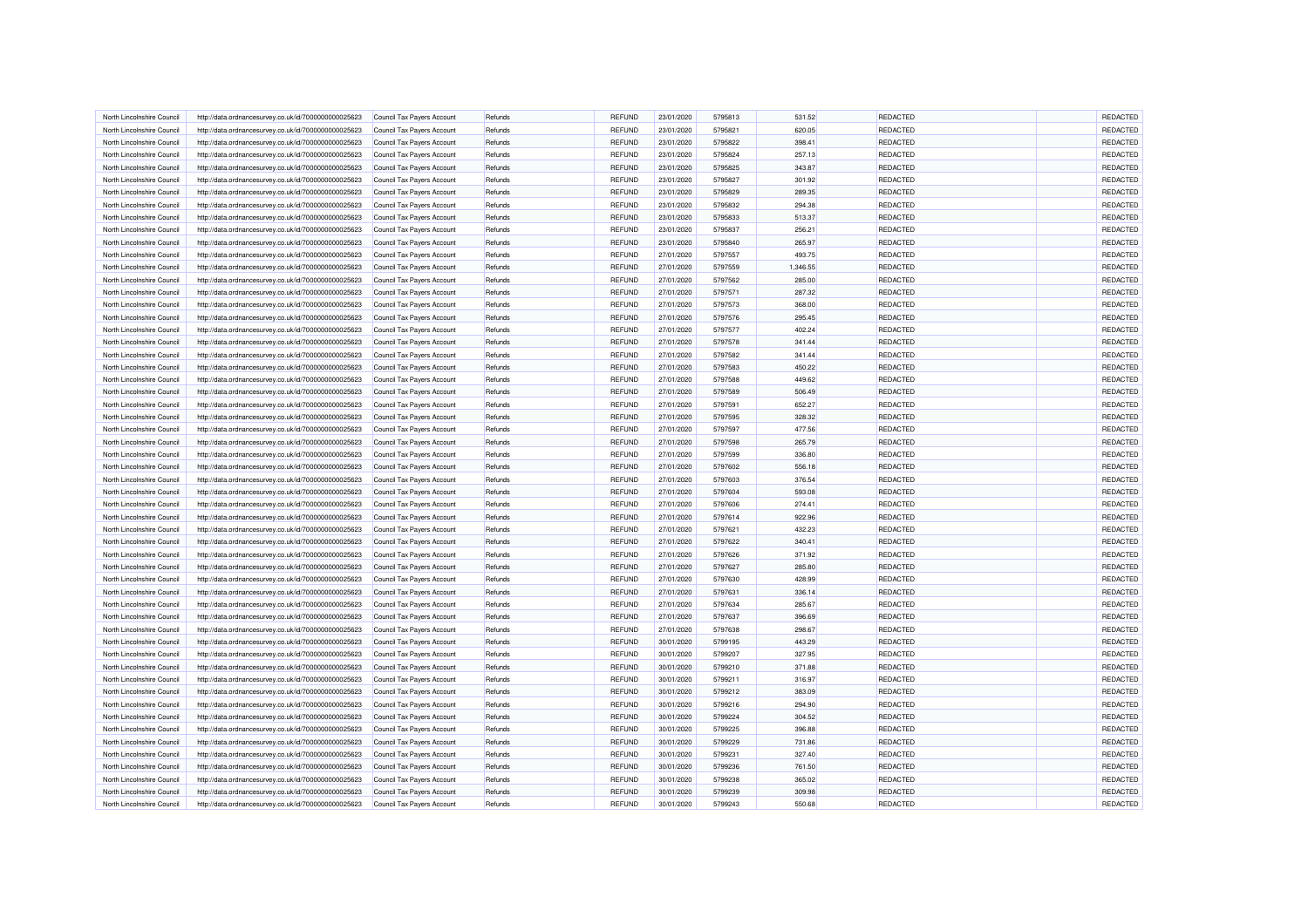| | | | | | | | | | | |
|---|---|---|---|---|---|---|---|---|---|---|
| North Lincolnshire Council | http://data.ordnancesurvey.co.uk/id/7000000000025623 | Council Tax Payers Account | Refunds | REFUND | 23/01/2020 | 5795813 | 531.52 | REDACTED | | REDACTED |
| North Lincolnshire Council | http://data.ordnancesurvey.co.uk/id/7000000000025623 | Council Tax Payers Account | Refunds | REFUND | 23/01/2020 | 5795821 | 620.05 | REDACTED | | REDACTED |
| North Lincolnshire Council | http://data.ordnancesurvey.co.uk/id/7000000000025623 | Council Tax Payers Account | Refunds | REFUND | 23/01/2020 | 5795822 | 398.41 | REDACTED | | REDACTED |
| North Lincolnshire Council | http://data.ordnancesurvey.co.uk/id/7000000000025623 | Council Tax Payers Account | Refunds | REFUND | 23/01/2020 | 5795824 | 257.13 | REDACTED | | REDACTED |
| North Lincolnshire Council | http://data.ordnancesurvey.co.uk/id/7000000000025623 | Council Tax Payers Account | Refunds | REFUND | 23/01/2020 | 5795825 | 343.87 | REDACTED | | REDACTED |
| North Lincolnshire Council | http://data.ordnancesurvey.co.uk/id/7000000000025623 | Council Tax Payers Account | Refunds | REFUND | 23/01/2020 | 5795827 | 301.92 | REDACTED | | REDACTED |
| North Lincolnshire Council | http://data.ordnancesurvey.co.uk/id/7000000000025623 | Council Tax Payers Account | Refunds | REFUND | 23/01/2020 | 5795829 | 289.35 | REDACTED | | REDACTED |
| North Lincolnshire Council | http://data.ordnancesurvey.co.uk/id/7000000000025623 | Council Tax Payers Account | Refunds | REFUND | 23/01/2020 | 5795832 | 294.38 | REDACTED | | REDACTED |
| North Lincolnshire Council | http://data.ordnancesurvey.co.uk/id/7000000000025623 | Council Tax Payers Account | Refunds | REFUND | 23/01/2020 | 5795833 | 513.37 | REDACTED | | REDACTED |
| North Lincolnshire Council | http://data.ordnancesurvey.co.uk/id/7000000000025623 | Council Tax Payers Account | Refunds | REFUND | 23/01/2020 | 5795837 | 256.21 | REDACTED | | REDACTED |
| North Lincolnshire Council | http://data.ordnancesurvey.co.uk/id/7000000000025623 | Council Tax Payers Account | Refunds | REFUND | 23/01/2020 | 5795840 | 265.97 | REDACTED | | REDACTED |
| North Lincolnshire Council | http://data.ordnancesurvey.co.uk/id/7000000000025623 | Council Tax Payers Account | Refunds | REFUND | 27/01/2020 | 5797557 | 493.75 | REDACTED | | REDACTED |
| North Lincolnshire Council | http://data.ordnancesurvey.co.uk/id/7000000000025623 | Council Tax Payers Account | Refunds | REFUND | 27/01/2020 | 5797559 | 1,346.55 | REDACTED | | REDACTED |
| North Lincolnshire Council | http://data.ordnancesurvey.co.uk/id/7000000000025623 | Council Tax Payers Account | Refunds | REFUND | 27/01/2020 | 5797562 | 285.00 | REDACTED | | REDACTED |
| North Lincolnshire Council | http://data.ordnancesurvey.co.uk/id/7000000000025623 | Council Tax Payers Account | Refunds | REFUND | 27/01/2020 | 5797571 | 287.32 | REDACTED | | REDACTED |
| North Lincolnshire Council | http://data.ordnancesurvey.co.uk/id/7000000000025623 | Council Tax Payers Account | Refunds | REFUND | 27/01/2020 | 5797573 | 368.00 | REDACTED | | REDACTED |
| North Lincolnshire Council | http://data.ordnancesurvey.co.uk/id/7000000000025623 | Council Tax Payers Account | Refunds | REFUND | 27/01/2020 | 5797576 | 295.45 | REDACTED | | REDACTED |
| North Lincolnshire Council | http://data.ordnancesurvey.co.uk/id/7000000000025623 | Council Tax Payers Account | Refunds | REFUND | 27/01/2020 | 5797577 | 402.24 | REDACTED | | REDACTED |
| North Lincolnshire Council | http://data.ordnancesurvey.co.uk/id/7000000000025623 | Council Tax Payers Account | Refunds | REFUND | 27/01/2020 | 5797578 | 341.44 | REDACTED | | REDACTED |
| North Lincolnshire Council | http://data.ordnancesurvey.co.uk/id/7000000000025623 | Council Tax Payers Account | Refunds | REFUND | 27/01/2020 | 5797582 | 341.44 | REDACTED | | REDACTED |
| North Lincolnshire Council | http://data.ordnancesurvey.co.uk/id/7000000000025623 | Council Tax Payers Account | Refunds | REFUND | 27/01/2020 | 5797583 | 450.22 | REDACTED | | REDACTED |
| North Lincolnshire Council | http://data.ordnancesurvey.co.uk/id/7000000000025623 | Council Tax Payers Account | Refunds | REFUND | 27/01/2020 | 5797588 | 449.62 | REDACTED | | REDACTED |
| North Lincolnshire Council | http://data.ordnancesurvey.co.uk/id/7000000000025623 | Council Tax Payers Account | Refunds | REFUND | 27/01/2020 | 5797589 | 506.49 | REDACTED | | REDACTED |
| North Lincolnshire Council | http://data.ordnancesurvey.co.uk/id/7000000000025623 | Council Tax Payers Account | Refunds | REFUND | 27/01/2020 | 5797591 | 652.27 | REDACTED | | REDACTED |
| North Lincolnshire Council | http://data.ordnancesurvey.co.uk/id/7000000000025623 | Council Tax Payers Account | Refunds | REFUND | 27/01/2020 | 5797595 | 328.32 | REDACTED | | REDACTED |
| North Lincolnshire Council | http://data.ordnancesurvey.co.uk/id/7000000000025623 | Council Tax Payers Account | Refunds | REFUND | 27/01/2020 | 5797597 | 477.56 | REDACTED | | REDACTED |
| North Lincolnshire Council | http://data.ordnancesurvey.co.uk/id/7000000000025623 | Council Tax Payers Account | Refunds | REFUND | 27/01/2020 | 5797598 | 265.79 | REDACTED | | REDACTED |
| North Lincolnshire Council | http://data.ordnancesurvey.co.uk/id/7000000000025623 | Council Tax Payers Account | Refunds | REFUND | 27/01/2020 | 5797599 | 336.80 | REDACTED | | REDACTED |
| North Lincolnshire Council | http://data.ordnancesurvey.co.uk/id/7000000000025623 | Council Tax Payers Account | Refunds | REFUND | 27/01/2020 | 5797602 | 556.18 | REDACTED | | REDACTED |
| North Lincolnshire Council | http://data.ordnancesurvey.co.uk/id/7000000000025623 | Council Tax Payers Account | Refunds | REFUND | 27/01/2020 | 5797603 | 376.54 | REDACTED | | REDACTED |
| North Lincolnshire Council | http://data.ordnancesurvey.co.uk/id/7000000000025623 | Council Tax Payers Account | Refunds | REFUND | 27/01/2020 | 5797604 | 593.08 | REDACTED | | REDACTED |
| North Lincolnshire Council | http://data.ordnancesurvey.co.uk/id/7000000000025623 | Council Tax Payers Account | Refunds | REFUND | 27/01/2020 | 5797606 | 274.41 | REDACTED | | REDACTED |
| North Lincolnshire Council | http://data.ordnancesurvey.co.uk/id/7000000000025623 | Council Tax Payers Account | Refunds | REFUND | 27/01/2020 | 5797614 | 922.96 | REDACTED | | REDACTED |
| North Lincolnshire Council | http://data.ordnancesurvey.co.uk/id/7000000000025623 | Council Tax Payers Account | Refunds | REFUND | 27/01/2020 | 5797621 | 432.23 | REDACTED | | REDACTED |
| North Lincolnshire Council | http://data.ordnancesurvey.co.uk/id/7000000000025623 | Council Tax Payers Account | Refunds | REFUND | 27/01/2020 | 5797622 | 340.41 | REDACTED | | REDACTED |
| North Lincolnshire Council | http://data.ordnancesurvey.co.uk/id/7000000000025623 | Council Tax Payers Account | Refunds | REFUND | 27/01/2020 | 5797626 | 371.92 | REDACTED | | REDACTED |
| North Lincolnshire Council | http://data.ordnancesurvey.co.uk/id/7000000000025623 | Council Tax Payers Account | Refunds | REFUND | 27/01/2020 | 5797627 | 285.80 | REDACTED | | REDACTED |
| North Lincolnshire Council | http://data.ordnancesurvey.co.uk/id/7000000000025623 | Council Tax Payers Account | Refunds | REFUND | 27/01/2020 | 5797630 | 428.99 | REDACTED | | REDACTED |
| North Lincolnshire Council | http://data.ordnancesurvey.co.uk/id/7000000000025623 | Council Tax Payers Account | Refunds | REFUND | 27/01/2020 | 5797631 | 336.14 | REDACTED | | REDACTED |
| North Lincolnshire Council | http://data.ordnancesurvey.co.uk/id/7000000000025623 | Council Tax Payers Account | Refunds | REFUND | 27/01/2020 | 5797634 | 285.67 | REDACTED | | REDACTED |
| North Lincolnshire Council | http://data.ordnancesurvey.co.uk/id/7000000000025623 | Council Tax Payers Account | Refunds | REFUND | 27/01/2020 | 5797637 | 396.69 | REDACTED | | REDACTED |
| North Lincolnshire Council | http://data.ordnancesurvey.co.uk/id/7000000000025623 | Council Tax Payers Account | Refunds | REFUND | 27/01/2020 | 5797638 | 298.67 | REDACTED | | REDACTED |
| North Lincolnshire Council | http://data.ordnancesurvey.co.uk/id/7000000000025623 | Council Tax Payers Account | Refunds | REFUND | 30/01/2020 | 5799195 | 443.29 | REDACTED | | REDACTED |
| North Lincolnshire Council | http://data.ordnancesurvey.co.uk/id/7000000000025623 | Council Tax Payers Account | Refunds | REFUND | 30/01/2020 | 5799207 | 327.95 | REDACTED | | REDACTED |
| North Lincolnshire Council | http://data.ordnancesurvey.co.uk/id/7000000000025623 | Council Tax Payers Account | Refunds | REFUND | 30/01/2020 | 5799210 | 371.88 | REDACTED | | REDACTED |
| North Lincolnshire Council | http://data.ordnancesurvey.co.uk/id/7000000000025623 | Council Tax Payers Account | Refunds | REFUND | 30/01/2020 | 5799211 | 316.97 | REDACTED | | REDACTED |
| North Lincolnshire Council | http://data.ordnancesurvey.co.uk/id/7000000000025623 | Council Tax Payers Account | Refunds | REFUND | 30/01/2020 | 5799212 | 383.09 | REDACTED | | REDACTED |
| North Lincolnshire Council | http://data.ordnancesurvey.co.uk/id/7000000000025623 | Council Tax Payers Account | Refunds | REFUND | 30/01/2020 | 5799216 | 294.90 | REDACTED | | REDACTED |
| North Lincolnshire Council | http://data.ordnancesurvey.co.uk/id/7000000000025623 | Council Tax Payers Account | Refunds | REFUND | 30/01/2020 | 5799224 | 304.52 | REDACTED | | REDACTED |
| North Lincolnshire Council | http://data.ordnancesurvey.co.uk/id/7000000000025623 | Council Tax Payers Account | Refunds | REFUND | 30/01/2020 | 5799225 | 396.88 | REDACTED | | REDACTED |
| North Lincolnshire Council | http://data.ordnancesurvey.co.uk/id/7000000000025623 | Council Tax Payers Account | Refunds | REFUND | 30/01/2020 | 5799229 | 731.86 | REDACTED | | REDACTED |
| North Lincolnshire Council | http://data.ordnancesurvey.co.uk/id/7000000000025623 | Council Tax Payers Account | Refunds | REFUND | 30/01/2020 | 5799231 | 327.40 | REDACTED | | REDACTED |
| North Lincolnshire Council | http://data.ordnancesurvey.co.uk/id/7000000000025623 | Council Tax Payers Account | Refunds | REFUND | 30/01/2020 | 5799236 | 761.50 | REDACTED | | REDACTED |
| North Lincolnshire Council | http://data.ordnancesurvey.co.uk/id/7000000000025623 | Council Tax Payers Account | Refunds | REFUND | 30/01/2020 | 5799238 | 365.02 | REDACTED | | REDACTED |
| North Lincolnshire Council | http://data.ordnancesurvey.co.uk/id/7000000000025623 | Council Tax Payers Account | Refunds | REFUND | 30/01/2020 | 5799239 | 309.98 | REDACTED | | REDACTED |
| North Lincolnshire Council | http://data.ordnancesurvey.co.uk/id/7000000000025623 | Council Tax Payers Account | Refunds | REFUND | 30/01/2020 | 5799243 | 550.68 | REDACTED | | REDACTED |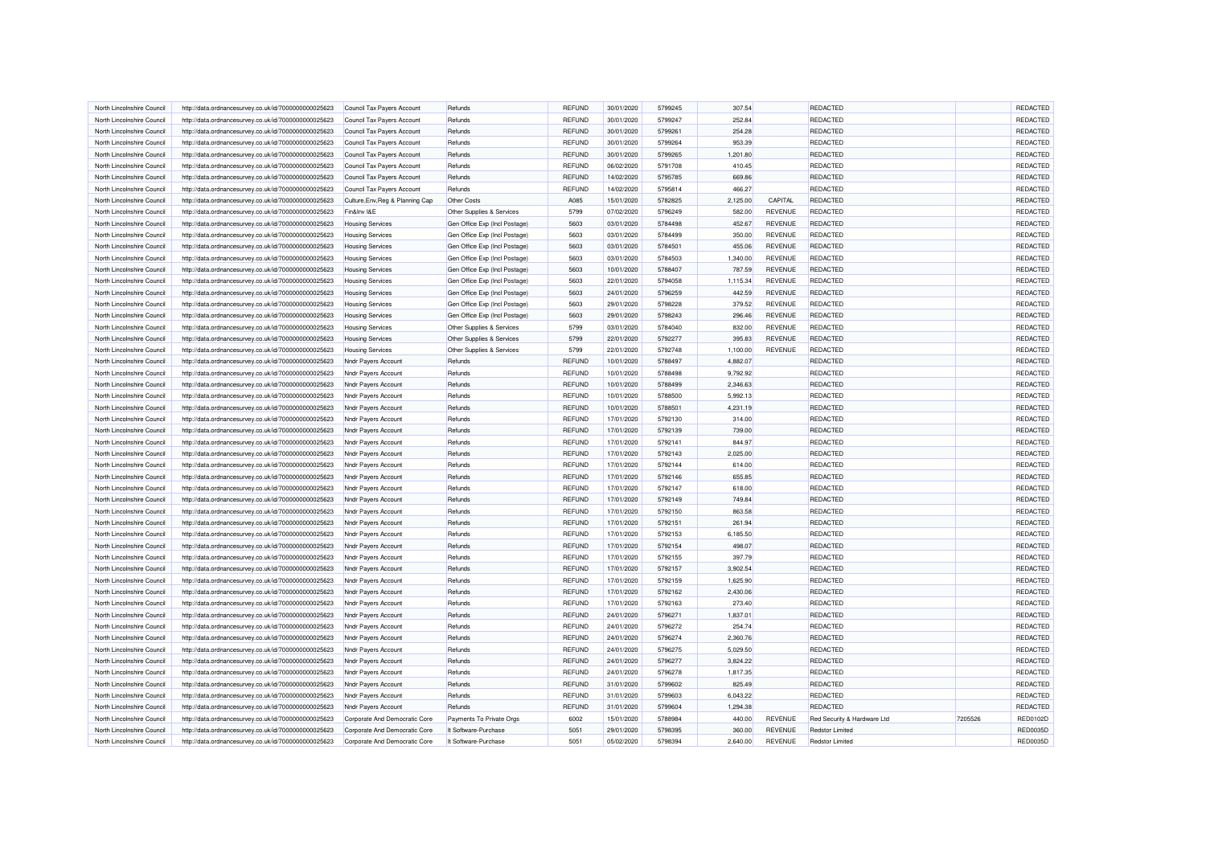| | | | | | | | | | | | |
|---|---|---|---|---|---|---|---|---|---|---|---|
| North Lincolnshire Council | http://data.ordnancesurvey.co.uk/id/7000000000025623 | Council Tax Payers Account | Refunds | REFUND | 30/01/2020 | 5799245 | 307.54 | | REDACTED | | REDACTED |
| North Lincolnshire Council | http://data.ordnancesurvey.co.uk/id/7000000000025623 | Council Tax Payers Account | Refunds | REFUND | 30/01/2020 | 5799247 | 252.84 | | REDACTED | | REDACTED |
| North Lincolnshire Council | http://data.ordnancesurvey.co.uk/id/7000000000025623 | Council Tax Payers Account | Refunds | REFUND | 30/01/2020 | 5799261 | 254.28 | | REDACTED | | REDACTED |
| North Lincolnshire Council | http://data.ordnancesurvey.co.uk/id/7000000000025623 | Council Tax Payers Account | Refunds | REFUND | 30/01/2020 | 5799264 | 953.39 | | REDACTED | | REDACTED |
| North Lincolnshire Council | http://data.ordnancesurvey.co.uk/id/7000000000025623 | Council Tax Payers Account | Refunds | REFUND | 30/01/2020 | 5799265 | 1,201.80 | | REDACTED | | REDACTED |
| North Lincolnshire Council | http://data.ordnancesurvey.co.uk/id/7000000000025623 | Council Tax Payers Account | Refunds | REFUND | 06/02/2020 | 5791708 | 410.45 | | REDACTED | | REDACTED |
| North Lincolnshire Council | http://data.ordnancesurvey.co.uk/id/7000000000025623 | Council Tax Payers Account | Refunds | REFUND | 14/02/2020 | 5795785 | 669.86 | | REDACTED | | REDACTED |
| North Lincolnshire Council | http://data.ordnancesurvey.co.uk/id/7000000000025623 | Council Tax Payers Account | Refunds | REFUND | 14/02/2020 | 5795814 | 466.27 | | REDACTED | | REDACTED |
| North Lincolnshire Council | http://data.ordnancesurvey.co.uk/id/7000000000025623 | Culture,Env,Reg & Planning Cap | Other Costs | A085 | 15/01/2020 | 5782825 | 2,125.00 | CAPITAL | REDACTED | | REDACTED |
| North Lincolnshire Council | http://data.ordnancesurvey.co.uk/id/7000000000025623 | Fin&Inv I&E | Other Supplies & Services | 5799 | 07/02/2020 | 5796249 | 582.00 | REVENUE | REDACTED | | REDACTED |
| North Lincolnshire Council | http://data.ordnancesurvey.co.uk/id/7000000000025623 | Housing Services | Gen Office Exp (Incl Postage) | 5603 | 03/01/2020 | 5784498 | 452.67 | REVENUE | REDACTED | | REDACTED |
| North Lincolnshire Council | http://data.ordnancesurvey.co.uk/id/7000000000025623 | Housing Services | Gen Office Exp (Incl Postage) | 5603 | 03/01/2020 | 5784499 | 350.00 | REVENUE | REDACTED | | REDACTED |
| North Lincolnshire Council | http://data.ordnancesurvey.co.uk/id/7000000000025623 | Housing Services | Gen Office Exp (Incl Postage) | 5603 | 03/01/2020 | 5784501 | 455.06 | REVENUE | REDACTED | | REDACTED |
| North Lincolnshire Council | http://data.ordnancesurvey.co.uk/id/7000000000025623 | Housing Services | Gen Office Exp (Incl Postage) | 5603 | 03/01/2020 | 5784503 | 1,340.00 | REVENUE | REDACTED | | REDACTED |
| North Lincolnshire Council | http://data.ordnancesurvey.co.uk/id/7000000000025623 | Housing Services | Gen Office Exp (Incl Postage) | 5603 | 10/01/2020 | 5788407 | 787.59 | REVENUE | REDACTED | | REDACTED |
| North Lincolnshire Council | http://data.ordnancesurvey.co.uk/id/7000000000025623 | Housing Services | Gen Office Exp (Incl Postage) | 5603 | 22/01/2020 | 5794058 | 1,115.34 | REVENUE | REDACTED | | REDACTED |
| North Lincolnshire Council | http://data.ordnancesurvey.co.uk/id/7000000000025623 | Housing Services | Gen Office Exp (Incl Postage) | 5603 | 24/01/2020 | 5796259 | 442.59 | REVENUE | REDACTED | | REDACTED |
| North Lincolnshire Council | http://data.ordnancesurvey.co.uk/id/7000000000025623 | Housing Services | Gen Office Exp (Incl Postage) | 5603 | 29/01/2020 | 5798228 | 379.52 | REVENUE | REDACTED | | REDACTED |
| North Lincolnshire Council | http://data.ordnancesurvey.co.uk/id/7000000000025623 | Housing Services | Gen Office Exp (Incl Postage) | 5603 | 29/01/2020 | 5798243 | 296.46 | REVENUE | REDACTED | | REDACTED |
| North Lincolnshire Council | http://data.ordnancesurvey.co.uk/id/7000000000025623 | Housing Services | Other Supplies & Services | 5799 | 03/01/2020 | 5784040 | 832.00 | REVENUE | REDACTED | | REDACTED |
| North Lincolnshire Council | http://data.ordnancesurvey.co.uk/id/7000000000025623 | Housing Services | Other Supplies & Services | 5799 | 22/01/2020 | 5792277 | 395.83 | REVENUE | REDACTED | | REDACTED |
| North Lincolnshire Council | http://data.ordnancesurvey.co.uk/id/7000000000025623 | Housing Services | Other Supplies & Services | 5799 | 22/01/2020 | 5792748 | 1,100.00 | REVENUE | REDACTED | | REDACTED |
| North Lincolnshire Council | http://data.ordnancesurvey.co.uk/id/7000000000025623 | Nndr Payers Account | Refunds | REFUND | 10/01/2020 | 5788497 | 4,882.07 | | REDACTED | | REDACTED |
| North Lincolnshire Council | http://data.ordnancesurvey.co.uk/id/7000000000025623 | Nndr Payers Account | Refunds | REFUND | 10/01/2020 | 5788498 | 9,792.92 | | REDACTED | | REDACTED |
| North Lincolnshire Council | http://data.ordnancesurvey.co.uk/id/7000000000025623 | Nndr Payers Account | Refunds | REFUND | 10/01/2020 | 5788499 | 2,346.63 | | REDACTED | | REDACTED |
| North Lincolnshire Council | http://data.ordnancesurvey.co.uk/id/7000000000025623 | Nndr Payers Account | Refunds | REFUND | 10/01/2020 | 5788500 | 5,992.13 | | REDACTED | | REDACTED |
| North Lincolnshire Council | http://data.ordnancesurvey.co.uk/id/7000000000025623 | Nndr Payers Account | Refunds | REFUND | 10/01/2020 | 5788501 | 4,231.19 | | REDACTED | | REDACTED |
| North Lincolnshire Council | http://data.ordnancesurvey.co.uk/id/7000000000025623 | Nndr Payers Account | Refunds | REFUND | 17/01/2020 | 5792130 | 314.00 | | REDACTED | | REDACTED |
| North Lincolnshire Council | http://data.ordnancesurvey.co.uk/id/7000000000025623 | Nndr Payers Account | Refunds | REFUND | 17/01/2020 | 5792139 | 739.00 | | REDACTED | | REDACTED |
| North Lincolnshire Council | http://data.ordnancesurvey.co.uk/id/7000000000025623 | Nndr Payers Account | Refunds | REFUND | 17/01/2020 | 5792141 | 844.97 | | REDACTED | | REDACTED |
| North Lincolnshire Council | http://data.ordnancesurvey.co.uk/id/7000000000025623 | Nndr Payers Account | Refunds | REFUND | 17/01/2020 | 5792143 | 2,025.00 | | REDACTED | | REDACTED |
| North Lincolnshire Council | http://data.ordnancesurvey.co.uk/id/7000000000025623 | Nndr Payers Account | Refunds | REFUND | 17/01/2020 | 5792144 | 614.00 | | REDACTED | | REDACTED |
| North Lincolnshire Council | http://data.ordnancesurvey.co.uk/id/7000000000025623 | Nndr Payers Account | Refunds | REFUND | 17/01/2020 | 5792146 | 655.85 | | REDACTED | | REDACTED |
| North Lincolnshire Council | http://data.ordnancesurvey.co.uk/id/7000000000025623 | Nndr Payers Account | Refunds | REFUND | 17/01/2020 | 5792147 | 618.00 | | REDACTED | | REDACTED |
| North Lincolnshire Council | http://data.ordnancesurvey.co.uk/id/7000000000025623 | Nndr Payers Account | Refunds | REFUND | 17/01/2020 | 5792149 | 749.84 | | REDACTED | | REDACTED |
| North Lincolnshire Council | http://data.ordnancesurvey.co.uk/id/7000000000025623 | Nndr Payers Account | Refunds | REFUND | 17/01/2020 | 5792150 | 863.58 | | REDACTED | | REDACTED |
| North Lincolnshire Council | http://data.ordnancesurvey.co.uk/id/7000000000025623 | Nndr Payers Account | Refunds | REFUND | 17/01/2020 | 5792151 | 261.94 | | REDACTED | | REDACTED |
| North Lincolnshire Council | http://data.ordnancesurvey.co.uk/id/7000000000025623 | Nndr Payers Account | Refunds | REFUND | 17/01/2020 | 5792153 | 6,185.50 | | REDACTED | | REDACTED |
| North Lincolnshire Council | http://data.ordnancesurvey.co.uk/id/7000000000025623 | Nndr Payers Account | Refunds | REFUND | 17/01/2020 | 5792154 | 498.07 | | REDACTED | | REDACTED |
| North Lincolnshire Council | http://data.ordnancesurvey.co.uk/id/7000000000025623 | Nndr Payers Account | Refunds | REFUND | 17/01/2020 | 5792155 | 397.79 | | REDACTED | | REDACTED |
| North Lincolnshire Council | http://data.ordnancesurvey.co.uk/id/7000000000025623 | Nndr Payers Account | Refunds | REFUND | 17/01/2020 | 5792157 | 3,902.54 | | REDACTED | | REDACTED |
| North Lincolnshire Council | http://data.ordnancesurvey.co.uk/id/7000000000025623 | Nndr Payers Account | Refunds | REFUND | 17/01/2020 | 5792159 | 1,625.90 | | REDACTED | | REDACTED |
| North Lincolnshire Council | http://data.ordnancesurvey.co.uk/id/7000000000025623 | Nndr Payers Account | Refunds | REFUND | 17/01/2020 | 5792162 | 2,430.06 | | REDACTED | | REDACTED |
| North Lincolnshire Council | http://data.ordnancesurvey.co.uk/id/7000000000025623 | Nndr Payers Account | Refunds | REFUND | 17/01/2020 | 5792163 | 273.40 | | REDACTED | | REDACTED |
| North Lincolnshire Council | http://data.ordnancesurvey.co.uk/id/7000000000025623 | Nndr Payers Account | Refunds | REFUND | 24/01/2020 | 5796271 | 1,837.01 | | REDACTED | | REDACTED |
| North Lincolnshire Council | http://data.ordnancesurvey.co.uk/id/7000000000025623 | Nndr Payers Account | Refunds | REFUND | 24/01/2020 | 5796272 | 254.74 | | REDACTED | | REDACTED |
| North Lincolnshire Council | http://data.ordnancesurvey.co.uk/id/7000000000025623 | Nndr Payers Account | Refunds | REFUND | 24/01/2020 | 5796274 | 2,360.76 | | REDACTED | | REDACTED |
| North Lincolnshire Council | http://data.ordnancesurvey.co.uk/id/7000000000025623 | Nndr Payers Account | Refunds | REFUND | 24/01/2020 | 5796275 | 5,029.50 | | REDACTED | | REDACTED |
| North Lincolnshire Council | http://data.ordnancesurvey.co.uk/id/7000000000025623 | Nndr Payers Account | Refunds | REFUND | 24/01/2020 | 5796277 | 3,824.22 | | REDACTED | | REDACTED |
| North Lincolnshire Council | http://data.ordnancesurvey.co.uk/id/7000000000025623 | Nndr Payers Account | Refunds | REFUND | 24/01/2020 | 5796278 | 1,817.35 | | REDACTED | | REDACTED |
| North Lincolnshire Council | http://data.ordnancesurvey.co.uk/id/7000000000025623 | Nndr Payers Account | Refunds | REFUND | 31/01/2020 | 5799602 | 825.49 | | REDACTED | | REDACTED |
| North Lincolnshire Council | http://data.ordnancesurvey.co.uk/id/7000000000025623 | Nndr Payers Account | Refunds | REFUND | 31/01/2020 | 5799603 | 6,043.22 | | REDACTED | | REDACTED |
| North Lincolnshire Council | http://data.ordnancesurvey.co.uk/id/7000000000025623 | Nndr Payers Account | Refunds | REFUND | 31/01/2020 | 5799604 | 1,294.38 | | REDACTED | | REDACTED |
| North Lincolnshire Council | http://data.ordnancesurvey.co.uk/id/7000000000025623 | Corporate And Democratic Core | Payments To Private Orgs | 6002 | 15/01/2020 | 5788984 | 440.00 | REVENUE | Red Security & Hardware Ltd | 7205526 | RED0102D |
| North Lincolnshire Council | http://data.ordnancesurvey.co.uk/id/7000000000025623 | Corporate And Democratic Core | It Software-Purchase | 5051 | 29/01/2020 | 5798395 | 360.00 | REVENUE | Redstor Limited | | RED0035D |
| North Lincolnshire Council | http://data.ordnancesurvey.co.uk/id/7000000000025623 | Corporate And Democratic Core | It Software-Purchase | 5051 | 05/02/2020 | 5798394 | 2,640.00 | REVENUE | Redstor Limited | | RED0035D |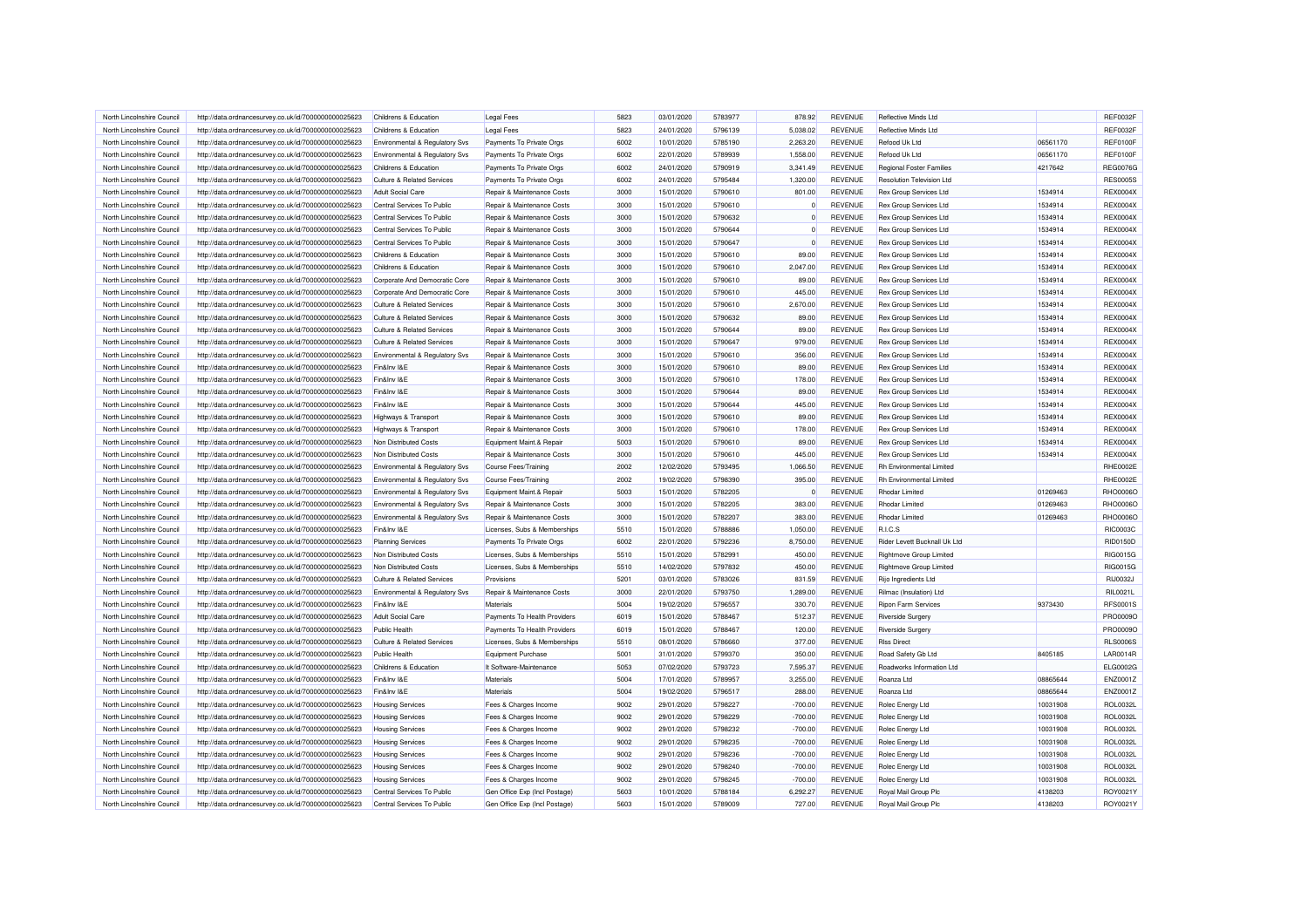| | | | | | | | | | | | |
|---|---|---|---|---|---|---|---|---|---|---|---|
| North Lincolnshire Council | http://data.ordnancesurvey.co.uk/id/7000000000025623 | Childrens & Education | Legal Fees | 5823 | 03/01/2020 | 5783977 | 878.92 | REVENUE | Reflective Minds Ltd | | REF0032F |
| North Lincolnshire Council | http://data.ordnancesurvey.co.uk/id/7000000000025623 | Childrens & Education | Legal Fees | 5823 | 24/01/2020 | 5796139 | 5,038.02 | REVENUE | Reflective Minds Ltd | | REF0032F |
| North Lincolnshire Council | http://data.ordnancesurvey.co.uk/id/7000000000025623 | Environmental & Regulatory Svs | Payments To Private Orgs | 6002 | 10/01/2020 | 5785190 | 2,263.20 | REVENUE | Refood Uk Ltd | 06561170 | REF0100F |
| North Lincolnshire Council | http://data.ordnancesurvey.co.uk/id/7000000000025623 | Environmental & Regulatory Svs | Payments To Private Orgs | 6002 | 22/01/2020 | 5789939 | 1,558.00 | REVENUE | Refood Uk Ltd | 06561170 | REF0100F |
| North Lincolnshire Council | http://data.ordnancesurvey.co.uk/id/7000000000025623 | Childrens & Education | Payments To Private Orgs | 6002 | 24/01/2020 | 5790919 | 3,341.49 | REVENUE | Regional Foster Families | 4217642 | REG0076G |
| North Lincolnshire Council | http://data.ordnancesurvey.co.uk/id/7000000000025623 | Culture & Related Services | Payments To Private Orgs | 6002 | 24/01/2020 | 5795484 | 1,320.00 | REVENUE | Resolution Television Ltd | | RES0005S |
| North Lincolnshire Council | http://data.ordnancesurvey.co.uk/id/7000000000025623 | Adult Social Care | Repair & Maintenance Costs | 3000 | 15/01/2020 | 5790610 | 801.00 | REVENUE | Rex Group Services Ltd | 1534914 | REX0004X |
| North Lincolnshire Council | http://data.ordnancesurvey.co.uk/id/7000000000025623 | Central Services To Public | Repair & Maintenance Costs | 3000 | 15/01/2020 | 5790610 | 0 | REVENUE | Rex Group Services Ltd | 1534914 | REX0004X |
| North Lincolnshire Council | http://data.ordnancesurvey.co.uk/id/7000000000025623 | Central Services To Public | Repair & Maintenance Costs | 3000 | 15/01/2020 | 5790632 | 0 | REVENUE | Rex Group Services Ltd | 1534914 | REX0004X |
| North Lincolnshire Council | http://data.ordnancesurvey.co.uk/id/7000000000025623 | Central Services To Public | Repair & Maintenance Costs | 3000 | 15/01/2020 | 5790644 | 0 | REVENUE | Rex Group Services Ltd | 1534914 | REX0004X |
| North Lincolnshire Council | http://data.ordnancesurvey.co.uk/id/7000000000025623 | Central Services To Public | Repair & Maintenance Costs | 3000 | 15/01/2020 | 5790647 | 0 | REVENUE | Rex Group Services Ltd | 1534914 | REX0004X |
| North Lincolnshire Council | http://data.ordnancesurvey.co.uk/id/7000000000025623 | Childrens & Education | Repair & Maintenance Costs | 3000 | 15/01/2020 | 5790610 | 89.00 | REVENUE | Rex Group Services Ltd | 1534914 | REX0004X |
| North Lincolnshire Council | http://data.ordnancesurvey.co.uk/id/7000000000025623 | Childrens & Education | Repair & Maintenance Costs | 3000 | 15/01/2020 | 5790610 | 2,047.00 | REVENUE | Rex Group Services Ltd | 1534914 | REX0004X |
| North Lincolnshire Council | http://data.ordnancesurvey.co.uk/id/7000000000025623 | Corporate And Democratic Core | Repair & Maintenance Costs | 3000 | 15/01/2020 | 5790610 | 89.00 | REVENUE | Rex Group Services Ltd | 1534914 | REX0004X |
| North Lincolnshire Council | http://data.ordnancesurvey.co.uk/id/7000000000025623 | Corporate And Democratic Core | Repair & Maintenance Costs | 3000 | 15/01/2020 | 5790610 | 445.00 | REVENUE | Rex Group Services Ltd | 1534914 | REX0004X |
| North Lincolnshire Council | http://data.ordnancesurvey.co.uk/id/7000000000025623 | Culture & Related Services | Repair & Maintenance Costs | 3000 | 15/01/2020 | 5790610 | 2,670.00 | REVENUE | Rex Group Services Ltd | 1534914 | REX0004X |
| North Lincolnshire Council | http://data.ordnancesurvey.co.uk/id/7000000000025623 | Culture & Related Services | Repair & Maintenance Costs | 3000 | 15/01/2020 | 5790632 | 89.00 | REVENUE | Rex Group Services Ltd | 1534914 | REX0004X |
| North Lincolnshire Council | http://data.ordnancesurvey.co.uk/id/7000000000025623 | Culture & Related Services | Repair & Maintenance Costs | 3000 | 15/01/2020 | 5790644 | 89.00 | REVENUE | Rex Group Services Ltd | 1534914 | REX0004X |
| North Lincolnshire Council | http://data.ordnancesurvey.co.uk/id/7000000000025623 | Culture & Related Services | Repair & Maintenance Costs | 3000 | 15/01/2020 | 5790647 | 979.00 | REVENUE | Rex Group Services Ltd | 1534914 | REX0004X |
| North Lincolnshire Council | http://data.ordnancesurvey.co.uk/id/7000000000025623 | Environmental & Regulatory Svs | Repair & Maintenance Costs | 3000 | 15/01/2020 | 5790610 | 356.00 | REVENUE | Rex Group Services Ltd | 1534914 | REX0004X |
| North Lincolnshire Council | http://data.ordnancesurvey.co.uk/id/7000000000025623 | Fin&Inv I&E | Repair & Maintenance Costs | 3000 | 15/01/2020 | 5790610 | 89.00 | REVENUE | Rex Group Services Ltd | 1534914 | REX0004X |
| North Lincolnshire Council | http://data.ordnancesurvey.co.uk/id/7000000000025623 | Fin&Inv I&E | Repair & Maintenance Costs | 3000 | 15/01/2020 | 5790610 | 178.00 | REVENUE | Rex Group Services Ltd | 1534914 | REX0004X |
| North Lincolnshire Council | http://data.ordnancesurvey.co.uk/id/7000000000025623 | Fin&Inv I&E | Repair & Maintenance Costs | 3000 | 15/01/2020 | 5790644 | 89.00 | REVENUE | Rex Group Services Ltd | 1534914 | REX0004X |
| North Lincolnshire Council | http://data.ordnancesurvey.co.uk/id/7000000000025623 | Fin&Inv I&E | Repair & Maintenance Costs | 3000 | 15/01/2020 | 5790644 | 445.00 | REVENUE | Rex Group Services Ltd | 1534914 | REX0004X |
| North Lincolnshire Council | http://data.ordnancesurvey.co.uk/id/7000000000025623 | Highways & Transport | Repair & Maintenance Costs | 3000 | 15/01/2020 | 5790610 | 89.00 | REVENUE | Rex Group Services Ltd | 1534914 | REX0004X |
| North Lincolnshire Council | http://data.ordnancesurvey.co.uk/id/7000000000025623 | Highways & Transport | Repair & Maintenance Costs | 3000 | 15/01/2020 | 5790610 | 178.00 | REVENUE | Rex Group Services Ltd | 1534914 | REX0004X |
| North Lincolnshire Council | http://data.ordnancesurvey.co.uk/id/7000000000025623 | Non Distributed Costs | Equipment Maint.& Repair | 5003 | 15/01/2020 | 5790610 | 89.00 | REVENUE | Rex Group Services Ltd | 1534914 | REX0004X |
| North Lincolnshire Council | http://data.ordnancesurvey.co.uk/id/7000000000025623 | Non Distributed Costs | Repair & Maintenance Costs | 3000 | 15/01/2020 | 5790610 | 445.00 | REVENUE | Rex Group Services Ltd | 1534914 | REX0004X |
| North Lincolnshire Council | http://data.ordnancesurvey.co.uk/id/7000000000025623 | Environmental & Regulatory Svs | Course Fees/Training | 2002 | 12/02/2020 | 5793495 | 1,066.50 | REVENUE | Rh Environmental Limited | | RHE0002E |
| North Lincolnshire Council | http://data.ordnancesurvey.co.uk/id/7000000000025623 | Environmental & Regulatory Svs | Course Fees/Training | 2002 | 19/02/2020 | 5798390 | 395.00 | REVENUE | Rh Environmental Limited | | RHE0002E |
| North Lincolnshire Council | http://data.ordnancesurvey.co.uk/id/7000000000025623 | Environmental & Regulatory Svs | Equipment Maint.& Repair | 5003 | 15/01/2020 | 5782205 | 0 | REVENUE | Rhodar Limited | 01269463 | RHO0006O |
| North Lincolnshire Council | http://data.ordnancesurvey.co.uk/id/7000000000025623 | Environmental & Regulatory Svs | Repair & Maintenance Costs | 3000 | 15/01/2020 | 5782205 | 383.00 | REVENUE | Rhodar Limited | 01269463 | RHO0006O |
| North Lincolnshire Council | http://data.ordnancesurvey.co.uk/id/7000000000025623 | Environmental & Regulatory Svs | Repair & Maintenance Costs | 3000 | 15/01/2020 | 5782207 | 383.00 | REVENUE | Rhodar Limited | 01269463 | RHO0006O |
| North Lincolnshire Council | http://data.ordnancesurvey.co.uk/id/7000000000025623 | Fin&Inv I&E | Licenses, Subs & Memberships | 5510 | 15/01/2020 | 5788886 | 1,050.00 | REVENUE | R.I.C.S | | RIC0003C |
| North Lincolnshire Council | http://data.ordnancesurvey.co.uk/id/7000000000025623 | Planning Services | Payments To Private Orgs | 6002 | 22/01/2020 | 5792236 | 8,750.00 | REVENUE | Rider Levett Bucknall Uk Ltd | | RID0150D |
| North Lincolnshire Council | http://data.ordnancesurvey.co.uk/id/7000000000025623 | Non Distributed Costs | Licenses, Subs & Memberships | 5510 | 15/01/2020 | 5782991 | 450.00 | REVENUE | Rightmove Group Limited | | RIG0015G |
| North Lincolnshire Council | http://data.ordnancesurvey.co.uk/id/7000000000025623 | Non Distributed Costs | Licenses, Subs & Memberships | 5510 | 14/02/2020 | 5797832 | 450.00 | REVENUE | Rightmove Group Limited | | RIG0015G |
| North Lincolnshire Council | http://data.ordnancesurvey.co.uk/id/7000000000025623 | Culture & Related Services | Provisions | 5201 | 03/01/2020 | 5783026 | 831.59 | REVENUE | Rijo Ingredients Ltd | | RIJ0032J |
| North Lincolnshire Council | http://data.ordnancesurvey.co.uk/id/7000000000025623 | Environmental & Regulatory Svs | Repair & Maintenance Costs | 3000 | 22/01/2020 | 5793750 | 1,289.00 | REVENUE | Rilmac (Insulation) Ltd | | RIL0021L |
| North Lincolnshire Council | http://data.ordnancesurvey.co.uk/id/7000000000025623 | Fin&Inv I&E | Materials | 5004 | 19/02/2020 | 5796557 | 330.70 | REVENUE | Ripon Farm Services | 9373430 | RFS0001S |
| North Lincolnshire Council | http://data.ordnancesurvey.co.uk/id/7000000000025623 | Adult Social Care | Payments To Health Providers | 6019 | 15/01/2020 | 5788467 | 512.37 | REVENUE | Riverside Surgery | | PRO0009O |
| North Lincolnshire Council | http://data.ordnancesurvey.co.uk/id/7000000000025623 | Public Health | Payments To Health Providers | 6019 | 15/01/2020 | 5788467 | 120.00 | REVENUE | Riverside Surgery | | PRO0009O |
| North Lincolnshire Council | http://data.ordnancesurvey.co.uk/id/7000000000025623 | Culture & Related Services | Licenses, Subs & Memberships | 5510 | 08/01/2020 | 5786660 | 377.00 | REVENUE | Rlss Direct | | RLS0006S |
| North Lincolnshire Council | http://data.ordnancesurvey.co.uk/id/7000000000025623 | Public Health | Equipment Purchase | 5001 | 31/01/2020 | 5799370 | 350.00 | REVENUE | Road Safety Gb Ltd | 8405185 | LAR0014R |
| North Lincolnshire Council | http://data.ordnancesurvey.co.uk/id/7000000000025623 | Childrens & Education | It Software-Maintenance | 5053 | 07/02/2020 | 5793723 | 7,595.37 | REVENUE | Roadworks Information Ltd | | ELG0002G |
| North Lincolnshire Council | http://data.ordnancesurvey.co.uk/id/7000000000025623 | Fin&Inv I&E | Materials | 5004 | 17/01/2020 | 5789957 | 3,255.00 | REVENUE | Roanza Ltd | 08865644 | ENZ0001Z |
| North Lincolnshire Council | http://data.ordnancesurvey.co.uk/id/7000000000025623 | Fin&Inv I&E | Materials | 5004 | 19/02/2020 | 5796517 | 288.00 | REVENUE | Roanza Ltd | 08865644 | ENZ0001Z |
| North Lincolnshire Council | http://data.ordnancesurvey.co.uk/id/7000000000025623 | Housing Services | Fees & Charges Income | 9002 | 29/01/2020 | 5798227 | -700.00 | REVENUE | Rolec Energy Ltd | 10031908 | ROL0032L |
| North Lincolnshire Council | http://data.ordnancesurvey.co.uk/id/7000000000025623 | Housing Services | Fees & Charges Income | 9002 | 29/01/2020 | 5798229 | -700.00 | REVENUE | Rolec Energy Ltd | 10031908 | ROL0032L |
| North Lincolnshire Council | http://data.ordnancesurvey.co.uk/id/7000000000025623 | Housing Services | Fees & Charges Income | 9002 | 29/01/2020 | 5798232 | -700.00 | REVENUE | Rolec Energy Ltd | 10031908 | ROL0032L |
| North Lincolnshire Council | http://data.ordnancesurvey.co.uk/id/7000000000025623 | Housing Services | Fees & Charges Income | 9002 | 29/01/2020 | 5798235 | -700.00 | REVENUE | Rolec Energy Ltd | 10031908 | ROL0032L |
| North Lincolnshire Council | http://data.ordnancesurvey.co.uk/id/7000000000025623 | Housing Services | Fees & Charges Income | 9002 | 29/01/2020 | 5798236 | -700.00 | REVENUE | Rolec Energy Ltd | 10031908 | ROL0032L |
| North Lincolnshire Council | http://data.ordnancesurvey.co.uk/id/7000000000025623 | Housing Services | Fees & Charges Income | 9002 | 29/01/2020 | 5798240 | -700.00 | REVENUE | Rolec Energy Ltd | 10031908 | ROL0032L |
| North Lincolnshire Council | http://data.ordnancesurvey.co.uk/id/7000000000025623 | Housing Services | Fees & Charges Income | 9002 | 29/01/2020 | 5798245 | -700.00 | REVENUE | Rolec Energy Ltd | 10031908 | ROL0032L |
| North Lincolnshire Council | http://data.ordnancesurvey.co.uk/id/7000000000025623 | Central Services To Public | Gen Office Exp (Incl Postage) | 5603 | 10/01/2020 | 5788184 | 6,292.27 | REVENUE | Royal Mail Group Plc | 4138203 | ROY0021Y |
| North Lincolnshire Council | http://data.ordnancesurvey.co.uk/id/7000000000025623 | Central Services To Public | Gen Office Exp (Incl Postage) | 5603 | 15/01/2020 | 5789009 | 727.00 | REVENUE | Royal Mail Group Plc | 4138203 | ROY0021Y |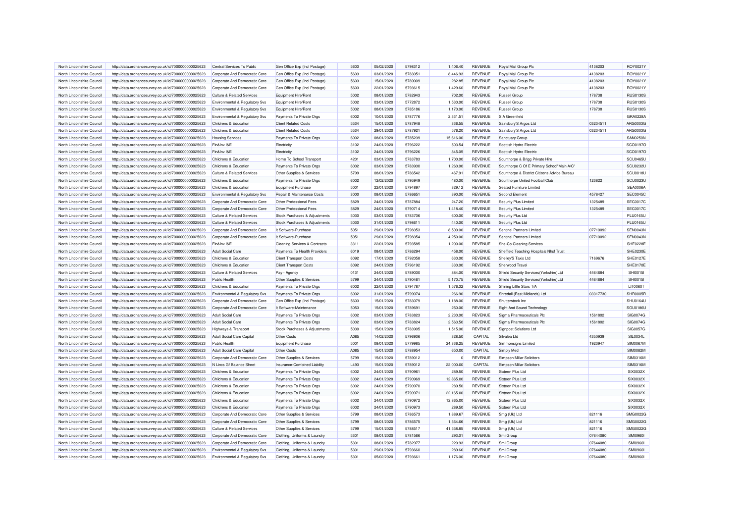| | | | | | | | | | | | |
|---|---|---|---|---|---|---|---|---|---|---|---|
| North Lincolnshire Council | http://data.ordnancesurvey.co.uk/id/7000000000025623 | Central Services To Public | Gen Office Exp (Incl Postage) | 5603 | 05/02/2020 | 5798312 | 1,406.40 | REVENUE | Royal Mail Group Plc | 4138203 | ROY0021Y |
| North Lincolnshire Council | http://data.ordnancesurvey.co.uk/id/7000000000025623 | Corporate And Democratic Core | Gen Office Exp (Incl Postage) | 5603 | 03/01/2020 | 5783051 | 8,446.93 | REVENUE | Royal Mail Group Plc | 4138203 | ROY0021Y |
| North Lincolnshire Council | http://data.ordnancesurvey.co.uk/id/7000000000025623 | Corporate And Democratic Core | Gen Office Exp (Incl Postage) | 5603 | 15/01/2020 | 5789009 | 282.85 | REVENUE | Royal Mail Group Plc | 4138203 | ROY0021Y |
| North Lincolnshire Council | http://data.ordnancesurvey.co.uk/id/7000000000025623 | Corporate And Democratic Core | Gen Office Exp (Incl Postage) | 5603 | 22/01/2020 | 5793615 | 1,429.60 | REVENUE | Royal Mail Group Plc | 4138203 | ROY0021Y |
| North Lincolnshire Council | http://data.ordnancesurvey.co.uk/id/7000000000025623 | Culture & Related Services | Equipment Hire/Rent | 5002 | 08/01/2020 | 5782943 | 702.00 | REVENUE | Russell Group | 178738 | RUS0130S |
| North Lincolnshire Council | http://data.ordnancesurvey.co.uk/id/7000000000025623 | Environmental & Regulatory Svs | Equipment Hire/Rent | 5002 | 03/01/2020 | 5772872 | 1,530.00 | REVENUE | Russell Group | 178738 | RUS0130S |
| North Lincolnshire Council | http://data.ordnancesurvey.co.uk/id/7000000000025623 | Environmental & Regulatory Svs | Equipment Hire/Rent | 5002 | 08/01/2020 | 5785186 | 1,170.00 | REVENUE | Russell Group | 178738 | RUS0130S |
| North Lincolnshire Council | http://data.ordnancesurvey.co.uk/id/7000000000025623 | Environmental & Regulatory Svs | Payments To Private Orgs | 6002 | 10/01/2020 | 5787776 | 2,331.51 | REVENUE | S A Greenfield | | GRA0228A |
| North Lincolnshire Council | http://data.ordnancesurvey.co.uk/id/7000000000025623 | Childrens & Education | Client Related Costs | 5534 | 15/01/2020 | 5787948 | 336.55 | REVENUE | Sainsbury'S Argos Ltd | 03234511 | ARG0003G |
| North Lincolnshire Council | http://data.ordnancesurvey.co.uk/id/7000000000025623 | Childrens & Education | Client Related Costs | 5534 | 29/01/2020 | 5787921 | 576.20 | REVENUE | Sainsbury'S Argos Ltd | 03234511 | ARG0003G |
| North Lincolnshire Council | http://data.ordnancesurvey.co.uk/id/7000000000025623 | Housing Services | Payments To Private Orgs | 6002 | 08/01/2020 | 5785239 | 15,616.00 | REVENUE | Sanctuary Group | | SAN0250N |
| North Lincolnshire Council | http://data.ordnancesurvey.co.uk/id/7000000000025623 | Fin&Inv I&E | Electricity | 3102 | 24/01/2020 | 5796222 | 503.54 | REVENUE | Scottish Hydro Electric | | SCO0197O |
| North Lincolnshire Council | http://data.ordnancesurvey.co.uk/id/7000000000025623 | Fin&Inv I&E | Electricity | 3102 | 24/01/2020 | 5796226 | 845.05 | REVENUE | Scottish Hydro Electric | | SCO0197O |
| North Lincolnshire Council | http://data.ordnancesurvey.co.uk/id/7000000000025623 | Childrens & Education | Home To School Transport | 4201 | 03/01/2020 | 5783783 | 1,700.00 | REVENUE | Scunthorpe & Brigg Private Hire | | SCU0465U |
| North Lincolnshire Council | http://data.ordnancesurvey.co.uk/id/7000000000025623 | Childrens & Education | Payments To Private Orgs | 6002 | 03/01/2020 | 5783930 | 1,260.00 | REVENUE | Scunthorpe C Of E Primary School"Main A/C" | | SCU0232U |
| North Lincolnshire Council | http://data.ordnancesurvey.co.uk/id/7000000000025623 | Culture & Related Services | Other Supplies & Services | 5799 | 08/01/2020 | 5786542 | 467.91 | REVENUE | Scunthorpe & District Citizens Advice Bureau | | SCU0018U |
| North Lincolnshire Council | http://data.ordnancesurvey.co.uk/id/7000000000025623 | Childrens & Education | Payments To Private Orgs | 6002 | 12/02/2020 | 5795949 | 480.00 | REVENUE | Scunthorpe United Football Club | 123622 | SCU0023U |
| North Lincolnshire Council | http://data.ordnancesurvey.co.uk/id/7000000000025623 | Childrens & Education | Equipment Purchase | 5001 | 22/01/2020 | 5794897 | 329.12 | REVENUE | Seated Furniture Limited | | SEA0006A |
| North Lincolnshire Council | http://data.ordnancesurvey.co.uk/id/7000000000025623 | Environmental & Regulatory Svs | Repair & Maintenance Costs | 3000 | 08/01/2020 | 5786651 | 390.00 | REVENUE | Second Element | 4578427 | SEC0045C |
| North Lincolnshire Council | http://data.ordnancesurvey.co.uk/id/7000000000025623 | Corporate And Democratic Core | Other Professional Fees | 5829 | 24/01/2020 | 5787884 | 247.20 | REVENUE | Security Plus Limited | 1325489 | SEC0017C |
| North Lincolnshire Council | http://data.ordnancesurvey.co.uk/id/7000000000025623 | Corporate And Democratic Core | Other Professional Fees | 5829 | 24/01/2020 | 5790714 | 1,418.40 | REVENUE | Security Plus Limited | 1325489 | SEC0017C |
| North Lincolnshire Council | http://data.ordnancesurvey.co.uk/id/7000000000025623 | Culture & Related Services | Stock Purchases & Adjustments | 5030 | 03/01/2020 | 5783706 | 600.00 | REVENUE | Security Plus Ltd | | PLU0165U |
| North Lincolnshire Council | http://data.ordnancesurvey.co.uk/id/7000000000025623 | Culture & Related Services | Stock Purchases & Adjustments | 5030 | 31/01/2020 | 5798611 | 440.00 | REVENUE | Security Plus Ltd | | PLU0165U |
| North Lincolnshire Council | http://data.ordnancesurvey.co.uk/id/7000000000025623 | Corporate And Democratic Core | It Software-Purchase | 5051 | 29/01/2020 | 5798353 | 8,500.00 | REVENUE | Sentinel Partners Limited | 07710092 | SEN0043N |
| North Lincolnshire Council | http://data.ordnancesurvey.co.uk/id/7000000000025623 | Corporate And Democratic Core | It Software-Purchase | 5051 | 29/01/2020 | 5798354 | 4,250.00 | REVENUE | Sentinel Partners Limited | 07710092 | SEN0043N |
| North Lincolnshire Council | http://data.ordnancesurvey.co.uk/id/7000000000025623 | Fin&Inv I&E | Cleaning Services & Contracts | 3311 | 22/01/2020 | 5793585 | 1,200.00 | REVENUE | She-Co Cleaning Services | | SHE0228E |
| North Lincolnshire Council | http://data.ordnancesurvey.co.uk/id/7000000000025623 | Adult Social Care | Payments To Health Providers | 6019 | 08/01/2020 | 5786294 | 458.00 | REVENUE | Sheffield Teaching Hospitals Nhsf Trust | | SHE0230E |
| North Lincolnshire Council | http://data.ordnancesurvey.co.uk/id/7000000000025623 | Childrens & Education | Client Transport Costs | 6092 | 17/01/2020 | 5792058 | 630.00 | REVENUE | Shelley'S Taxis Ltd | 7169676 | SHE0127E |
| North Lincolnshire Council | http://data.ordnancesurvey.co.uk/id/7000000000025623 | Childrens & Education | Client Transport Costs | 6092 | 24/01/2020 | 5796192 | 330.00 | REVENUE | Sherwood Travel | | SHE0170E |
| North Lincolnshire Council | http://data.ordnancesurvey.co.uk/id/7000000000025623 | Culture & Related Services | Pay - Agency | 0131 | 24/01/2020 | 5789030 | 884.00 | REVENUE | Shield Security Services(Yorkshire)Ltd | 4464684 | SHI0015I |
| North Lincolnshire Council | http://data.ordnancesurvey.co.uk/id/7000000000025623 | Public Health | Other Supplies & Services | 5799 | 24/01/2020 | 5790461 | 5,170.75 | REVENUE | Shield Security Services(Yorkshire)Ltd | 4464684 | SHI0015I |
| North Lincolnshire Council | http://data.ordnancesurvey.co.uk/id/7000000000025623 | Childrens & Education | Payments To Private Orgs | 6002 | 22/01/2020 | 5794787 | 1,576.32 | REVENUE | Shining Little Stars T/A | | LIT0060T |
| North Lincolnshire Council | http://data.ordnancesurvey.co.uk/id/7000000000025623 | Environmental & Regulatory Svs | Payments To Private Orgs | 6002 | 31/01/2020 | 5799074 | 266.90 | REVENUE | Shredall (East Midlands) Ltd | 03317730 | SHR0005R |
| North Lincolnshire Council | http://data.ordnancesurvey.co.uk/id/7000000000025623 | Corporate And Democratic Core | Gen Office Exp (Incl Postage) | 5603 | 15/01/2020 | 5783079 | 1,188.00 | REVENUE | Shutterstock Inc | | SHU0164U |
| North Lincolnshire Council | http://data.ordnancesurvey.co.uk/id/7000000000025623 | Corporate And Democratic Core | It Software-Maintenance | 5053 | 15/01/2020 | 5789691 | 250.00 | REVENUE | Sight And Sound Technology | | SOU0186U |
| North Lincolnshire Council | http://data.ordnancesurvey.co.uk/id/7000000000025623 | Adult Social Care | Payments To Private Orgs | 6002 | 03/01/2020 | 5783823 | 2,230.00 | REVENUE | Sigma Pharmaceuticals Plc | 1561802 | SIG0074G |
| North Lincolnshire Council | http://data.ordnancesurvey.co.uk/id/7000000000025623 | Adult Social Care | Payments To Private Orgs | 6002 | 03/01/2020 | 5783824 | 2,563.50 | REVENUE | Sigma Pharmaceuticals Plc | 1561802 | SIG0074G |
| North Lincolnshire Council | http://data.ordnancesurvey.co.uk/id/7000000000025623 | Highways & Transport | Stock Purchases & Adjustments | 5030 | 15/01/2020 | 5783905 | 1,515.00 | REVENUE | Signpost Solutions Ltd | | SIG0057G |
| North Lincolnshire Council | http://data.ordnancesurvey.co.uk/id/7000000000025623 | Adult Social Care Capital | Other Costs | A085 | 14/02/2020 | 5796936 | 328.50 | CAPITAL | Silvalea Ltd | 4350939 | SIL0034L |
| North Lincolnshire Council | http://data.ordnancesurvey.co.uk/id/7000000000025623 | Public Health | Equipment Purchase | 5001 | 08/01/2020 | 5779985 | 24,336.25 | REVENUE | Simmonsigns Limited | 1923947 | SIM0067M |
| North Lincolnshire Council | http://data.ordnancesurvey.co.uk/id/7000000000025623 | Adult Social Care Capital | Other Costs | A085 | 15/01/2020 | 5788954 | 650.00 | CAPITAL | Simply Med | | SIM0082M |
| North Lincolnshire Council | http://data.ordnancesurvey.co.uk/id/7000000000025623 | Corporate And Democratic Core | Other Supplies & Services | 5799 | 15/01/2020 | 5789012 | 0 | REVENUE | Simpson Millar Solicitors | | SIM0316M |
| North Lincolnshire Council | http://data.ordnancesurvey.co.uk/id/7000000000025623 | N Lincs Gf Balance Sheet | Insurance-Combined Liability | L493 | 15/01/2020 | 5789012 | 22,000.00 | CAPITAL | Simpson Millar Solicitors | | SIM0316M |
| North Lincolnshire Council | http://data.ordnancesurvey.co.uk/id/7000000000025623 | Childrens & Education | Payments To Private Orgs | 6002 | 24/01/2020 | 5790961 | 289.50 | REVENUE | Sixteen Plus Ltd | | SIX0032X |
| North Lincolnshire Council | http://data.ordnancesurvey.co.uk/id/7000000000025623 | Childrens & Education | Payments To Private Orgs | 6002 | 24/01/2020 | 5790969 | 12,865.00 | REVENUE | Sixteen Plus Ltd | | SIX0032X |
| North Lincolnshire Council | http://data.ordnancesurvey.co.uk/id/7000000000025623 | Childrens & Education | Payments To Private Orgs | 6002 | 24/01/2020 | 5790970 | 289.50 | REVENUE | Sixteen Plus Ltd | | SIX0032X |
| North Lincolnshire Council | http://data.ordnancesurvey.co.uk/id/7000000000025623 | Childrens & Education | Payments To Private Orgs | 6002 | 24/01/2020 | 5790971 | 22,165.00 | REVENUE | Sixteen Plus Ltd | | SIX0032X |
| North Lincolnshire Council | http://data.ordnancesurvey.co.uk/id/7000000000025623 | Childrens & Education | Payments To Private Orgs | 6002 | 24/01/2020 | 5790972 | 12,865.00 | REVENUE | Sixteen Plus Ltd | | SIX0032X |
| North Lincolnshire Council | http://data.ordnancesurvey.co.uk/id/7000000000025623 | Childrens & Education | Payments To Private Orgs | 6002 | 24/01/2020 | 5790973 | 289.50 | REVENUE | Sixteen Plus Ltd | | SIX0032X |
| North Lincolnshire Council | http://data.ordnancesurvey.co.uk/id/7000000000025623 | Corporate And Democratic Core | Other Supplies & Services | 5799 | 08/01/2020 | 5786573 | 1,889.67 | REVENUE | Smg (Uk) Ltd | 821116 | SMG0022G |
| North Lincolnshire Council | http://data.ordnancesurvey.co.uk/id/7000000000025623 | Corporate And Democratic Core | Other Supplies & Services | 5799 | 08/01/2020 | 5786575 | 1,564.66 | REVENUE | Smg (Uk) Ltd | 821116 | SMG0022G |
| North Lincolnshire Council | http://data.ordnancesurvey.co.uk/id/7000000000025623 | Culture & Related Services | Other Supplies & Services | 5799 | 15/01/2020 | 5788517 | 41,558.85 | REVENUE | Smg (Uk) Ltd | 821116 | SMG0022G |
| North Lincolnshire Council | http://data.ordnancesurvey.co.uk/id/7000000000025623 | Corporate And Democratic Core | Clothing, Uniforms & Laundry | 5301 | 08/01/2020 | 5781566 | 293.01 | REVENUE | Smi Group | 07644080 | SMI0960I |
| North Lincolnshire Council | http://data.ordnancesurvey.co.uk/id/7000000000025623 | Corporate And Democratic Core | Clothing, Uniforms & Laundry | 5301 | 08/01/2020 | 5782977 | 220.93 | REVENUE | Smi Group | 07644080 | SMI0960I |
| North Lincolnshire Council | http://data.ordnancesurvey.co.uk/id/7000000000025623 | Environmental & Regulatory Svs | Clothing, Uniforms & Laundry | 5301 | 29/01/2020 | 5793660 | 289.66 | REVENUE | Smi Group | 07644080 | SMI0960I |
| North Lincolnshire Council | http://data.ordnancesurvey.co.uk/id/7000000000025623 | Environmental & Regulatory Svs | Clothing, Uniforms & Laundry | 5301 | 05/02/2020 | 5793661 | 1,176.00 | REVENUE | Smi Group | 07644080 | SMI0960I |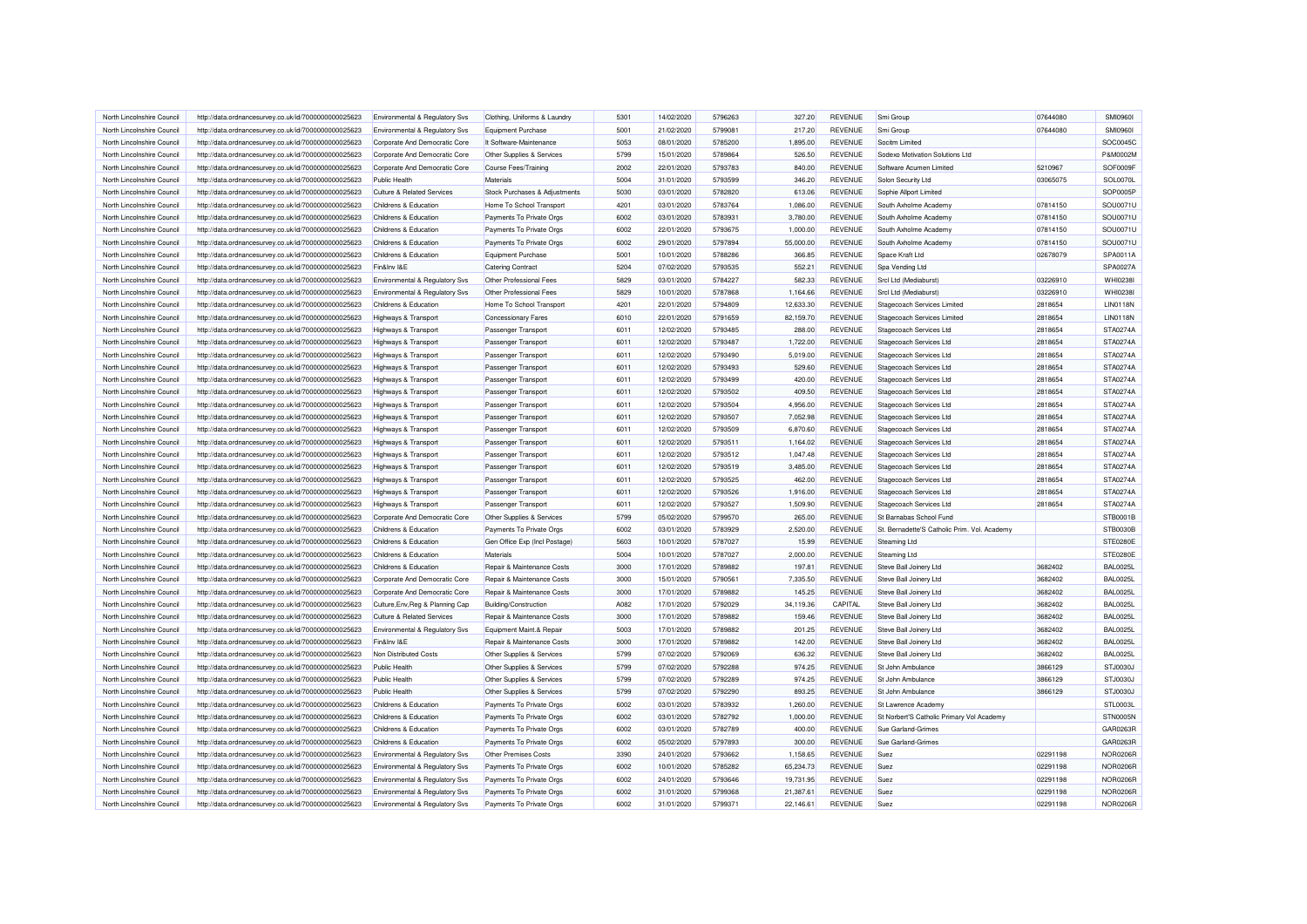| | | | | | | | | | | | |
|---|---|---|---|---|---|---|---|---|---|---|---|
| North Lincolnshire Council | http://data.ordnancesurvey.co.uk/id/7000000000025623 | Environmental & Regulatory Svs | Clothing, Uniforms & Laundry | 5301 | 14/02/2020 | 5796263 | 327.20 | REVENUE | Smi Group | 07644080 | SMI0960I |
| North Lincolnshire Council | http://data.ordnancesurvey.co.uk/id/7000000000025623 | Environmental & Regulatory Svs | Equipment Purchase | 5001 | 21/02/2020 | 5799081 | 217.20 | REVENUE | Smi Group | 07644080 | SMI0960I |
| North Lincolnshire Council | http://data.ordnancesurvey.co.uk/id/7000000000025623 | Corporate And Democratic Core | It Software-Maintenance | 5053 | 08/01/2020 | 5785200 | 1,895.00 | REVENUE | Socitm Limited | | SOC0045C |
| North Lincolnshire Council | http://data.ordnancesurvey.co.uk/id/7000000000025623 | Corporate And Democratic Core | Other Supplies & Services | 5799 | 15/01/2020 | 5789864 | 526.50 | REVENUE | Sodexo Motivation Solutions Ltd | | P&M0002M |
| North Lincolnshire Council | http://data.ordnancesurvey.co.uk/id/7000000000025623 | Corporate And Democratic Core | Course Fees/Training | 2002 | 22/01/2020 | 5793783 | 840.00 | REVENUE | Software Acumen Limited | 5210967 | SOF0009F |
| North Lincolnshire Council | http://data.ordnancesurvey.co.uk/id/7000000000025623 | Public Health | Materials | 5004 | 31/01/2020 | 5793599 | 346.20 | REVENUE | Solon Security Ltd | 03065075 | SOL0070L |
| North Lincolnshire Council | http://data.ordnancesurvey.co.uk/id/7000000000025623 | Culture & Related Services | Stock Purchases & Adjustments | 5030 | 03/01/2020 | 5782820 | 613.06 | REVENUE | Sophie Allport Limited | | SOP0005P |
| North Lincolnshire Council | http://data.ordnancesurvey.co.uk/id/7000000000025623 | Childrens & Education | Home To School Transport | 4201 | 03/01/2020 | 5783764 | 1,086.00 | REVENUE | South Axholme Academy | 07814150 | SOU0071U |
| North Lincolnshire Council | http://data.ordnancesurvey.co.uk/id/7000000000025623 | Childrens & Education | Payments To Private Orgs | 6002 | 03/01/2020 | 5783931 | 3,780.00 | REVENUE | South Axholme Academy | 07814150 | SOU0071U |
| North Lincolnshire Council | http://data.ordnancesurvey.co.uk/id/7000000000025623 | Childrens & Education | Payments To Private Orgs | 6002 | 22/01/2020 | 5793675 | 1,000.00 | REVENUE | South Axholme Academy | 07814150 | SOU0071U |
| North Lincolnshire Council | http://data.ordnancesurvey.co.uk/id/7000000000025623 | Childrens & Education | Payments To Private Orgs | 6002 | 29/01/2020 | 5797894 | 55,000.00 | REVENUE | South Axholme Academy | 07814150 | SOU0071U |
| North Lincolnshire Council | http://data.ordnancesurvey.co.uk/id/7000000000025623 | Childrens & Education | Equipment Purchase | 5001 | 10/01/2020 | 5788286 | 366.85 | REVENUE | Space Kraft Ltd | 02678079 | SPA0011A |
| North Lincolnshire Council | http://data.ordnancesurvey.co.uk/id/7000000000025623 | Fin&Inv I&E | Catering Contract | 5204 | 07/02/2020 | 5793535 | 552.21 | REVENUE | Spa Vending Ltd | | SPA0027A |
| North Lincolnshire Council | http://data.ordnancesurvey.co.uk/id/7000000000025623 | Environmental & Regulatory Svs | Other Professional Fees | 5829 | 03/01/2020 | 5784227 | 582.33 | REVENUE | Srcl Ltd (Mediaburst) | 03226910 | WHI0238I |
| North Lincolnshire Council | http://data.ordnancesurvey.co.uk/id/7000000000025623 | Environmental & Regulatory Svs | Other Professional Fees | 5829 | 10/01/2020 | 5787868 | 1,164.66 | REVENUE | Srcl Ltd (Mediaburst) | 03226910 | WHI0238I |
| North Lincolnshire Council | http://data.ordnancesurvey.co.uk/id/7000000000025623 | Childrens & Education | Home To School Transport | 4201 | 22/01/2020 | 5794809 | 12,633.30 | REVENUE | Stagecoach Services Limited | 2818654 | LIN0118N |
| North Lincolnshire Council | http://data.ordnancesurvey.co.uk/id/7000000000025623 | Highways & Transport | Concessionary Fares | 6010 | 22/01/2020 | 5791659 | 82,159.70 | REVENUE | Stagecoach Services Limited | 2818654 | LIN0118N |
| North Lincolnshire Council | http://data.ordnancesurvey.co.uk/id/7000000000025623 | Highways & Transport | Passenger Transport | 6011 | 12/02/2020 | 5793485 | 288.00 | REVENUE | Stagecoach Services Ltd | 2818654 | STA0274A |
| North Lincolnshire Council | http://data.ordnancesurvey.co.uk/id/7000000000025623 | Highways & Transport | Passenger Transport | 6011 | 12/02/2020 | 5793487 | 1,722.00 | REVENUE | Stagecoach Services Ltd | 2818654 | STA0274A |
| North Lincolnshire Council | http://data.ordnancesurvey.co.uk/id/7000000000025623 | Highways & Transport | Passenger Transport | 6011 | 12/02/2020 | 5793490 | 5,019.00 | REVENUE | Stagecoach Services Ltd | 2818654 | STA0274A |
| North Lincolnshire Council | http://data.ordnancesurvey.co.uk/id/7000000000025623 | Highways & Transport | Passenger Transport | 6011 | 12/02/2020 | 5793493 | 529.60 | REVENUE | Stagecoach Services Ltd | 2818654 | STA0274A |
| North Lincolnshire Council | http://data.ordnancesurvey.co.uk/id/7000000000025623 | Highways & Transport | Passenger Transport | 6011 | 12/02/2020 | 5793499 | 420.00 | REVENUE | Stagecoach Services Ltd | 2818654 | STA0274A |
| North Lincolnshire Council | http://data.ordnancesurvey.co.uk/id/7000000000025623 | Highways & Transport | Passenger Transport | 6011 | 12/02/2020 | 5793502 | 409.50 | REVENUE | Stagecoach Services Ltd | 2818654 | STA0274A |
| North Lincolnshire Council | http://data.ordnancesurvey.co.uk/id/7000000000025623 | Highways & Transport | Passenger Transport | 6011 | 12/02/2020 | 5793504 | 4,956.00 | REVENUE | Stagecoach Services Ltd | 2818654 | STA0274A |
| North Lincolnshire Council | http://data.ordnancesurvey.co.uk/id/7000000000025623 | Highways & Transport | Passenger Transport | 6011 | 12/02/2020 | 5793507 | 7,052.98 | REVENUE | Stagecoach Services Ltd | 2818654 | STA0274A |
| North Lincolnshire Council | http://data.ordnancesurvey.co.uk/id/7000000000025623 | Highways & Transport | Passenger Transport | 6011 | 12/02/2020 | 5793509 | 6,870.60 | REVENUE | Stagecoach Services Ltd | 2818654 | STA0274A |
| North Lincolnshire Council | http://data.ordnancesurvey.co.uk/id/7000000000025623 | Highways & Transport | Passenger Transport | 6011 | 12/02/2020 | 5793511 | 1,164.02 | REVENUE | Stagecoach Services Ltd | 2818654 | STA0274A |
| North Lincolnshire Council | http://data.ordnancesurvey.co.uk/id/7000000000025623 | Highways & Transport | Passenger Transport | 6011 | 12/02/2020 | 5793512 | 1,047.48 | REVENUE | Stagecoach Services Ltd | 2818654 | STA0274A |
| North Lincolnshire Council | http://data.ordnancesurvey.co.uk/id/7000000000025623 | Highways & Transport | Passenger Transport | 6011 | 12/02/2020 | 5793519 | 3,485.00 | REVENUE | Stagecoach Services Ltd | 2818654 | STA0274A |
| North Lincolnshire Council | http://data.ordnancesurvey.co.uk/id/7000000000025623 | Highways & Transport | Passenger Transport | 6011 | 12/02/2020 | 5793525 | 462.00 | REVENUE | Stagecoach Services Ltd | 2818654 | STA0274A |
| North Lincolnshire Council | http://data.ordnancesurvey.co.uk/id/7000000000025623 | Highways & Transport | Passenger Transport | 6011 | 12/02/2020 | 5793526 | 1,916.00 | REVENUE | Stagecoach Services Ltd | 2818654 | STA0274A |
| North Lincolnshire Council | http://data.ordnancesurvey.co.uk/id/7000000000025623 | Highways & Transport | Passenger Transport | 6011 | 12/02/2020 | 5793527 | 1,509.90 | REVENUE | Stagecoach Services Ltd | 2818654 | STA0274A |
| North Lincolnshire Council | http://data.ordnancesurvey.co.uk/id/7000000000025623 | Corporate And Democratic Core | Other Supplies & Services | 5799 | 05/02/2020 | 5799570 | 265.00 | REVENUE | St Barnabas School Fund | | STB0001B |
| North Lincolnshire Council | http://data.ordnancesurvey.co.uk/id/7000000000025623 | Childrens & Education | Payments To Private Orgs | 6002 | 03/01/2020 | 5783929 | 2,520.00 | REVENUE | St. Bernadette'S Catholic Prim. Vol. Academy | | STB0030B |
| North Lincolnshire Council | http://data.ordnancesurvey.co.uk/id/7000000000025623 | Childrens & Education | Gen Office Exp (Incl Postage) | 5603 | 10/01/2020 | 5787027 | 15.99 | REVENUE | Steaming Ltd | | STE0280E |
| North Lincolnshire Council | http://data.ordnancesurvey.co.uk/id/7000000000025623 | Childrens & Education | Materials | 5004 | 10/01/2020 | 5787027 | 2,000.00 | REVENUE | Steaming Ltd | | STE0280E |
| North Lincolnshire Council | http://data.ordnancesurvey.co.uk/id/7000000000025623 | Childrens & Education | Repair & Maintenance Costs | 3000 | 17/01/2020 | 5789882 | 197.81 | REVENUE | Steve Ball Joinery Ltd | 3682402 | BAL0025L |
| North Lincolnshire Council | http://data.ordnancesurvey.co.uk/id/7000000000025623 | Corporate And Democratic Core | Repair & Maintenance Costs | 3000 | 15/01/2020 | 5790561 | 7,335.50 | REVENUE | Steve Ball Joinery Ltd | 3682402 | BAL0025L |
| North Lincolnshire Council | http://data.ordnancesurvey.co.uk/id/7000000000025623 | Corporate And Democratic Core | Repair & Maintenance Costs | 3000 | 17/01/2020 | 5789882 | 145.25 | REVENUE | Steve Ball Joinery Ltd | 3682402 | BAL0025L |
| North Lincolnshire Council | http://data.ordnancesurvey.co.uk/id/7000000000025623 | Culture,Env,Reg & Planning Cap | Building/Construction | A082 | 17/01/2020 | 5792029 | 34,119.36 | CAPITAL | Steve Ball Joinery Ltd | 3682402 | BAL0025L |
| North Lincolnshire Council | http://data.ordnancesurvey.co.uk/id/7000000000025623 | Culture & Related Services | Repair & Maintenance Costs | 3000 | 17/01/2020 | 5789882 | 159.46 | REVENUE | Steve Ball Joinery Ltd | 3682402 | BAL0025L |
| North Lincolnshire Council | http://data.ordnancesurvey.co.uk/id/7000000000025623 | Environmental & Regulatory Svs | Equipment Maint.& Repair | 5003 | 17/01/2020 | 5789882 | 201.25 | REVENUE | Steve Ball Joinery Ltd | 3682402 | BAL0025L |
| North Lincolnshire Council | http://data.ordnancesurvey.co.uk/id/7000000000025623 | Fin&Inv I&E | Repair & Maintenance Costs | 3000 | 17/01/2020 | 5789882 | 142.00 | REVENUE | Steve Ball Joinery Ltd | 3682402 | BAL0025L |
| North Lincolnshire Council | http://data.ordnancesurvey.co.uk/id/7000000000025623 | Non Distributed Costs | Other Supplies & Services | 5799 | 07/02/2020 | 5792069 | 636.32 | REVENUE | Steve Ball Joinery Ltd | 3682402 | BAL0025L |
| North Lincolnshire Council | http://data.ordnancesurvey.co.uk/id/7000000000025623 | Public Health | Other Supplies & Services | 5799 | 07/02/2020 | 5792288 | 974.25 | REVENUE | St John Ambulance | 3866129 | STJ0030J |
| North Lincolnshire Council | http://data.ordnancesurvey.co.uk/id/7000000000025623 | Public Health | Other Supplies & Services | 5799 | 07/02/2020 | 5792289 | 974.25 | REVENUE | St John Ambulance | 3866129 | STJ0030J |
| North Lincolnshire Council | http://data.ordnancesurvey.co.uk/id/7000000000025623 | Public Health | Other Supplies & Services | 5799 | 07/02/2020 | 5792290 | 893.25 | REVENUE | St John Ambulance | 3866129 | STJ0030J |
| North Lincolnshire Council | http://data.ordnancesurvey.co.uk/id/7000000000025623 | Childrens & Education | Payments To Private Orgs | 6002 | 03/01/2020 | 5783932 | 1,260.00 | REVENUE | St Lawrence Academy | | STL0003L |
| North Lincolnshire Council | http://data.ordnancesurvey.co.uk/id/7000000000025623 | Childrens & Education | Payments To Private Orgs | 6002 | 03/01/2020 | 5782792 | 1,000.00 | REVENUE | St Norbert'S Catholic Primary Vol Academy | | STN0005N |
| North Lincolnshire Council | http://data.ordnancesurvey.co.uk/id/7000000000025623 | Childrens & Education | Payments To Private Orgs | 6002 | 03/01/2020 | 5782789 | 400.00 | REVENUE | Sue Garland-Grimes | | GAR0263R |
| North Lincolnshire Council | http://data.ordnancesurvey.co.uk/id/7000000000025623 | Childrens & Education | Payments To Private Orgs | 6002 | 05/02/2020 | 5797893 | 300.00 | REVENUE | Sue Garland-Grimes | | GAR0263R |
| North Lincolnshire Council | http://data.ordnancesurvey.co.uk/id/7000000000025623 | Environmental & Regulatory Svs | Other Premises Costs | 3390 | 24/01/2020 | 5793662 | 1,158.65 | REVENUE | Suez | 02291198 | NOR0206R |
| North Lincolnshire Council | http://data.ordnancesurvey.co.uk/id/7000000000025623 | Environmental & Regulatory Svs | Payments To Private Orgs | 6002 | 10/01/2020 | 5785282 | 65,234.73 | REVENUE | Suez | 02291198 | NOR0206R |
| North Lincolnshire Council | http://data.ordnancesurvey.co.uk/id/7000000000025623 | Environmental & Regulatory Svs | Payments To Private Orgs | 6002 | 24/01/2020 | 5793646 | 19,731.95 | REVENUE | Suez | 02291198 | NOR0206R |
| North Lincolnshire Council | http://data.ordnancesurvey.co.uk/id/7000000000025623 | Environmental & Regulatory Svs | Payments To Private Orgs | 6002 | 31/01/2020 | 5799368 | 21,387.61 | REVENUE | Suez | 02291198 | NOR0206R |
| North Lincolnshire Council | http://data.ordnancesurvey.co.uk/id/7000000000025623 | Environmental & Regulatory Svs | Payments To Private Orgs | 6002 | 31/01/2020 | 5799371 | 22,146.61 | REVENUE | Suez | 02291198 | NOR0206R |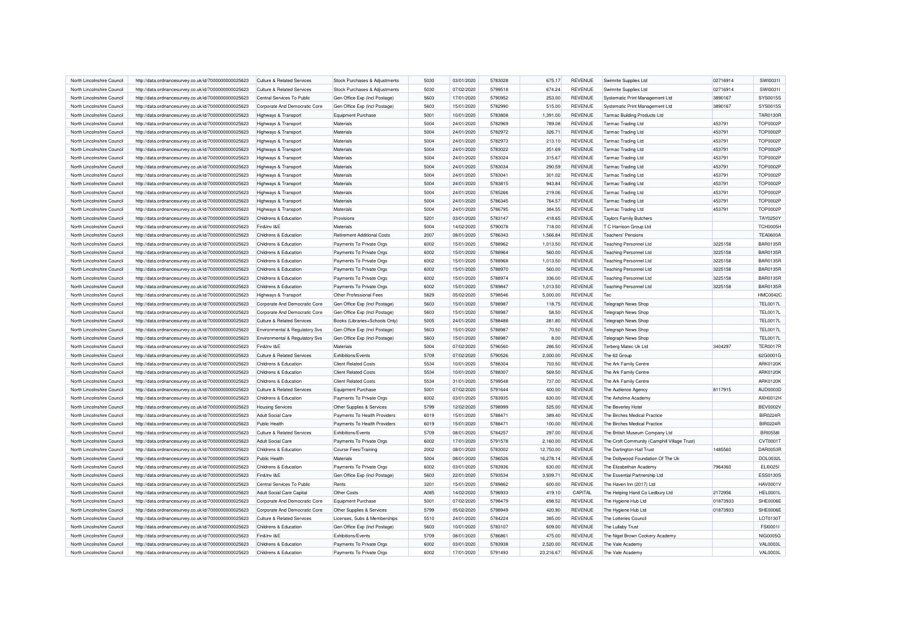| North Lincolnshire Council | http://data.ordnancesurvey.co.uk/id/7000000000025623 | Culture & Related Services | Stock Purchases & Adjustments | 5030 | 03/01/2020 | 5783028 | 675.17 | REVENUE | Swimrite Supplies Ltd | 02716914 | SWI0031I |
|---|---|---|---|---|---|---|---|---|---|---|---|
| North Lincolnshire Council | http://data.ordnancesurvey.co.uk/id/7000000000025623 | Culture & Related Services | Stock Purchases & Adjustments | 5030 | 07/02/2020 | 5799518 | 674.24 | REVENUE | Swimrite Supplies Ltd | 02716914 | SWI0031I |
| North Lincolnshire Council | http://data.ordnancesurvey.co.uk/id/7000000000025623 | Central Services To Public | Gen Office Exp (Incl Postage) | 5603 | 17/01/2020 | 5790952 | 253.00 | REVENUE | Systematic Print Management Ltd | 3890167 | SYS0015S |
| North Lincolnshire Council | http://data.ordnancesurvey.co.uk/id/7000000000025623 | Corporate And Democratic Core | Gen Office Exp (Incl Postage) | 5603 | 15/01/2020 | 5782990 | 515.00 | REVENUE | Systematic Print Management Ltd | 3890167 | SYS0015S |
| North Lincolnshire Council | http://data.ordnancesurvey.co.uk/id/7000000000025623 | Highways & Transport | Equipment Purchase | 5001 | 10/01/2020 | 5783808 | 1,391.00 | REVENUE | Tarmac Building Products Ltd | | TAR0130R |
| North Lincolnshire Council | http://data.ordnancesurvey.co.uk/id/7000000000025623 | Highways & Transport | Materials | 5004 | 24/01/2020 | 5782969 | 789.08 | REVENUE | Tarmac Trading Ltd | 453791 | TOP0002P |
| North Lincolnshire Council | http://data.ordnancesurvey.co.uk/id/7000000000025623 | Highways & Transport | Materials | 5004 | 24/01/2020 | 5782972 | 326.71 | REVENUE | Tarmac Trading Ltd | 453791 | TOP0002P |
| North Lincolnshire Council | http://data.ordnancesurvey.co.uk/id/7000000000025623 | Highways & Transport | Materials | 5004 | 24/01/2020 | 5782973 | 213.10 | REVENUE | Tarmac Trading Ltd | 453791 | TOP0002P |
| North Lincolnshire Council | http://data.ordnancesurvey.co.uk/id/7000000000025623 | Highways & Transport | Materials | 5004 | 24/01/2020 | 5783022 | 351.69 | REVENUE | Tarmac Trading Ltd | 453791 | TOP0002P |
| North Lincolnshire Council | http://data.ordnancesurvey.co.uk/id/7000000000025623 | Highways & Transport | Materials | 5004 | 24/01/2020 | 5783024 | 315.67 | REVENUE | Tarmac Trading Ltd | 453791 | TOP0002P |
| North Lincolnshire Council | http://data.ordnancesurvey.co.uk/id/7000000000025623 | Highways & Transport | Materials | 5004 | 24/01/2020 | 5783034 | 290.59 | REVENUE | Tarmac Trading Ltd | 453791 | TOP0002P |
| North Lincolnshire Council | http://data.ordnancesurvey.co.uk/id/7000000000025623 | Highways & Transport | Materials | 5004 | 24/01/2020 | 5783041 | 301.02 | REVENUE | Tarmac Trading Ltd | 453791 | TOP0002P |
| North Lincolnshire Council | http://data.ordnancesurvey.co.uk/id/7000000000025623 | Highways & Transport | Materials | 5004 | 24/01/2020 | 5783815 | 943.84 | REVENUE | Tarmac Trading Ltd | 453791 | TOP0002P |
| North Lincolnshire Council | http://data.ordnancesurvey.co.uk/id/7000000000025623 | Highways & Transport | Materials | 5004 | 24/01/2020 | 5785266 | 219.06 | REVENUE | Tarmac Trading Ltd | 453791 | TOP0002P |
| North Lincolnshire Council | http://data.ordnancesurvey.co.uk/id/7000000000025623 | Highways & Transport | Materials | 5004 | 24/01/2020 | 5786345 | 764.57 | REVENUE | Tarmac Trading Ltd | 453791 | TOP0002P |
| North Lincolnshire Council | http://data.ordnancesurvey.co.uk/id/7000000000025623 | Highways & Transport | Materials | 5004 | 24/01/2020 | 5786795 | 384.55 | REVENUE | Tarmac Trading Ltd | 453791 | TOP0002P |
| North Lincolnshire Council | http://data.ordnancesurvey.co.uk/id/7000000000025623 | Childrens & Education | Provisions | 5201 | 03/01/2020 | 5783147 | 418.65 | REVENUE | Taylors Family Butchers | | TAY0250Y |
| North Lincolnshire Council | http://data.ordnancesurvey.co.uk/id/7000000000025623 | Fin&Inv I&E | Materials | 5004 | 14/02/2020 | 5790078 | 718.00 | REVENUE | T C Harrison Group Ltd | | TCH0005H |
| North Lincolnshire Council | http://data.ordnancesurvey.co.uk/id/7000000000025623 | Childrens & Education | Retirement Additional Costs | 2007 | 08/01/2020 | 5786343 | 1,566.84 | REVENUE | Teachers' Pensions | | TEA0600A |
| North Lincolnshire Council | http://data.ordnancesurvey.co.uk/id/7000000000025623 | Childrens & Education | Payments To Private Orgs | 6002 | 15/01/2020 | 5788962 | 1,013.50 | REVENUE | Teaching Personnel Ltd | 3225158 | BAR0135R |
| North Lincolnshire Council | http://data.ordnancesurvey.co.uk/id/7000000000025623 | Childrens & Education | Payments To Private Orgs | 6002 | 15/01/2020 | 5788964 | 560.00 | REVENUE | Teaching Personnel Ltd | 3225158 | BAR0135R |
| North Lincolnshire Council | http://data.ordnancesurvey.co.uk/id/7000000000025623 | Childrens & Education | Payments To Private Orgs | 6002 | 15/01/2020 | 5788968 | 1,013.50 | REVENUE | Teaching Personnel Ltd | 3225158 | BAR0135R |
| North Lincolnshire Council | http://data.ordnancesurvey.co.uk/id/7000000000025623 | Childrens & Education | Payments To Private Orgs | 6002 | 15/01/2020 | 5788970 | 560.00 | REVENUE | Teaching Personnel Ltd | 3225158 | BAR0135R |
| North Lincolnshire Council | http://data.ordnancesurvey.co.uk/id/7000000000025623 | Childrens & Education | Payments To Private Orgs | 6002 | 15/01/2020 | 5788974 | 336.00 | REVENUE | Teaching Personnel Ltd | 3225158 | BAR0135R |
| North Lincolnshire Council | http://data.ordnancesurvey.co.uk/id/7000000000025623 | Childrens & Education | Payments To Private Orgs | 6002 | 15/01/2020 | 5789847 | 1,013.50 | REVENUE | Teaching Personnel Ltd | 3225158 | BAR0135R |
| North Lincolnshire Council | http://data.ordnancesurvey.co.uk/id/7000000000025623 | Highways & Transport | Other Professional Fees | 5829 | 05/02/2020 | 5798546 | 5,000.00 | REVENUE | Tec | | HMC0042C |
| North Lincolnshire Council | http://data.ordnancesurvey.co.uk/id/7000000000025623 | Corporate And Democratic Core | Gen Office Exp (Incl Postage) | 5603 | 15/01/2020 | 5788987 | 118.75 | REVENUE | Telegraph News Shop | | TEL0017L |
| North Lincolnshire Council | http://data.ordnancesurvey.co.uk/id/7000000000025623 | Corporate And Democratic Core | Gen Office Exp (Incl Postage) | 5603 | 15/01/2020 | 5788987 | 58.50 | REVENUE | Telegraph News Shop | | TEL0017L |
| North Lincolnshire Council | http://data.ordnancesurvey.co.uk/id/7000000000025623 | Culture & Related Services | Books (Libraries+Schools Only) | 5005 | 24/01/2020 | 5788488 | 281.80 | REVENUE | Telegraph News Shop | | TEL0017L |
| North Lincolnshire Council | http://data.ordnancesurvey.co.uk/id/7000000000025623 | Environmental & Regulatory Svs | Gen Office Exp (Incl Postage) | 5603 | 15/01/2020 | 5788987 | 70.50 | REVENUE | Telegraph News Shop | | TEL0017L |
| North Lincolnshire Council | http://data.ordnancesurvey.co.uk/id/7000000000025623 | Environmental & Regulatory Svs | Gen Office Exp (Incl Postage) | 5603 | 15/01/2020 | 5788987 | 8.00 | REVENUE | Telegraph News Shop | | TEL0017L |
| North Lincolnshire Council | http://data.ordnancesurvey.co.uk/id/7000000000025623 | Fin&Inv I&E | Materials | 5004 | 07/02/2020 | 5796560 | 286.50 | REVENUE | Terberg Matec Uk Ltd | 3404297 | TER0017R |
| North Lincolnshire Council | http://data.ordnancesurvey.co.uk/id/7000000000025623 | Culture & Related Services | Exhibitions/Events | 5709 | 07/02/2020 | 5790526 | 2,000.00 | REVENUE | The 62 Group | | 62G0001G |
| North Lincolnshire Council | http://data.ordnancesurvey.co.uk/id/7000000000025623 | Childrens & Education | Client Related Costs | 5534 | 10/01/2020 | 5788304 | 703.50 | REVENUE | The Ark Family Centre | | ARK0120K |
| North Lincolnshire Council | http://data.ordnancesurvey.co.uk/id/7000000000025623 | Childrens & Education | Client Related Costs | 5534 | 10/01/2020 | 5788307 | 569.50 | REVENUE | The Ark Family Centre | | ARK0120K |
| North Lincolnshire Council | http://data.ordnancesurvey.co.uk/id/7000000000025623 | Childrens & Education | Client Related Costs | 5534 | 31/01/2020 | 5799548 | 737.00 | REVENUE | The Ark Family Centre | | ARK0120K |
| North Lincolnshire Council | http://data.ordnancesurvey.co.uk/id/7000000000025623 | Culture & Related Services | Equipment Purchase | 5001 | 07/02/2020 | 5791644 | 400.00 | REVENUE | The Audience Agency | 8117915 | AUD0003D |
| North Lincolnshire Council | http://data.ordnancesurvey.co.uk/id/7000000000025623 | Childrens & Education | Payments To Private Orgs | 6002 | 03/01/2020 | 5783935 | 630.00 | REVENUE | The Axholme Academy | | AXH0012H |
| North Lincolnshire Council | http://data.ordnancesurvey.co.uk/id/7000000000025623 | Housing Services | Other Supplies & Services | 5799 | 12/02/2020 | 5798999 | 525.00 | REVENUE | The Beverley Hotel | | BEV0002V |
| North Lincolnshire Council | http://data.ordnancesurvey.co.uk/id/7000000000025623 | Adult Social Care | Payments To Health Providers | 6019 | 15/01/2020 | 5788471 | 389.40 | REVENUE | The Birches Medical Practice | | BIR0224R |
| North Lincolnshire Council | http://data.ordnancesurvey.co.uk/id/7000000000025623 | Public Health | Payments To Health Providers | 6019 | 15/01/2020 | 5788471 | 100.00 | REVENUE | The Birches Medical Practice | | BIR0224R |
| North Lincolnshire Council | http://data.ordnancesurvey.co.uk/id/7000000000025623 | Culture & Related Services | Exhibitions/Events | 5709 | 08/01/2020 | 5784257 | 297.00 | REVENUE | The British Museum Company Ltd | | BRI0558I |
| North Lincolnshire Council | http://data.ordnancesurvey.co.uk/id/7000000000025623 | Adult Social Care | Payments To Private Orgs | 6002 | 17/01/2020 | 5791578 | 2,160.00 | REVENUE | The Croft Community (Camphill Village Trust) | | CVT0001T |
| North Lincolnshire Council | http://data.ordnancesurvey.co.uk/id/7000000000025623 | Childrens & Education | Course Fees/Training | 2002 | 08/01/2020 | 5783002 | 12,750.00 | REVENUE | The Dartington Hall Trust | 1485560 | DAR0053R |
| North Lincolnshire Council | http://data.ordnancesurvey.co.uk/id/7000000000025623 | Public Health | Materials | 5004 | 08/01/2020 | 5786526 | 16,278.14 | REVENUE | The Dollywood Foundation Of The Uk | | DOL0032L |
| North Lincolnshire Council | http://data.ordnancesurvey.co.uk/id/7000000000025623 | Childrens & Education | Payments To Private Orgs | 6002 | 03/01/2020 | 5783936 | 630.00 | REVENUE | The Elizabethan Academy | 7964360 | ELI0025I |
| North Lincolnshire Council | http://data.ordnancesurvey.co.uk/id/7000000000025623 | Fin&Inv I&E | Gen Office Exp (Incl Postage) | 5603 | 22/01/2020 | 5793534 | 3,939.71 | REVENUE | The Essential Partnership Ltd | | ESS0130S |
| North Lincolnshire Council | http://data.ordnancesurvey.co.uk/id/7000000000025623 | Central Services To Public | Rents | 3201 | 15/01/2020 | 5789862 | 600.00 | REVENUE | The Haven Inn (2017) Ltd | | HAV0001V |
| North Lincolnshire Council | http://data.ordnancesurvey.co.uk/id/7000000000025623 | Adult Social Care Capital | Other Costs | A085 | 14/02/2020 | 5796933 | 419.10 | CAPITAL | The Helping Hand Co Ledbury Ltd | 2172956 | HEL0001L |
| North Lincolnshire Council | http://data.ordnancesurvey.co.uk/id/7000000000025623 | Corporate And Democratic Core | Equipment Purchase | 5001 | 07/02/2020 | 5798479 | 698.52 | REVENUE | The Hygiene Hub Ltd | 01873933 | SHE0006E |
| North Lincolnshire Council | http://data.ordnancesurvey.co.uk/id/7000000000025623 | Corporate And Democratic Core | Other Supplies & Services | 5799 | 05/02/2020 | 5798949 | 420.90 | REVENUE | The Hygiene Hub Ltd | 01873933 | SHE0006E |
| North Lincolnshire Council | http://data.ordnancesurvey.co.uk/id/7000000000025623 | Culture & Related Services | Licenses, Subs & Memberships | 5510 | 24/01/2020 | 5784224 | 385.00 | REVENUE | The Lotteries Council | | LOT0130T |
| North Lincolnshire Council | http://data.ordnancesurvey.co.uk/id/7000000000025623 | Childrens & Education | Gen Office Exp (Incl Postage) | 5603 | 10/01/2020 | 5783107 | 609.00 | REVENUE | The Lullaby Trust | | FSI0001I |
| North Lincolnshire Council | http://data.ordnancesurvey.co.uk/id/7000000000025623 | Fin&Inv I&E | Exhibitions/Events | 5709 | 08/01/2020 | 5786861 | 475.00 | REVENUE | The Nigel Brown Cookery Academy | | NIG0005G |
| North Lincolnshire Council | http://data.ordnancesurvey.co.uk/id/7000000000025623 | Childrens & Education | Payments To Private Orgs | 6002 | 03/01/2020 | 5783938 | 2,520.00 | REVENUE | The Vale Academy | | VAL0003L |
| North Lincolnshire Council | http://data.ordnancesurvey.co.uk/id/7000000000025623 | Childrens & Education | Payments To Private Orgs | 6002 | 17/01/2020 | 5791493 | 23,216.67 | REVENUE | The Vale Academy | | VAL0003L |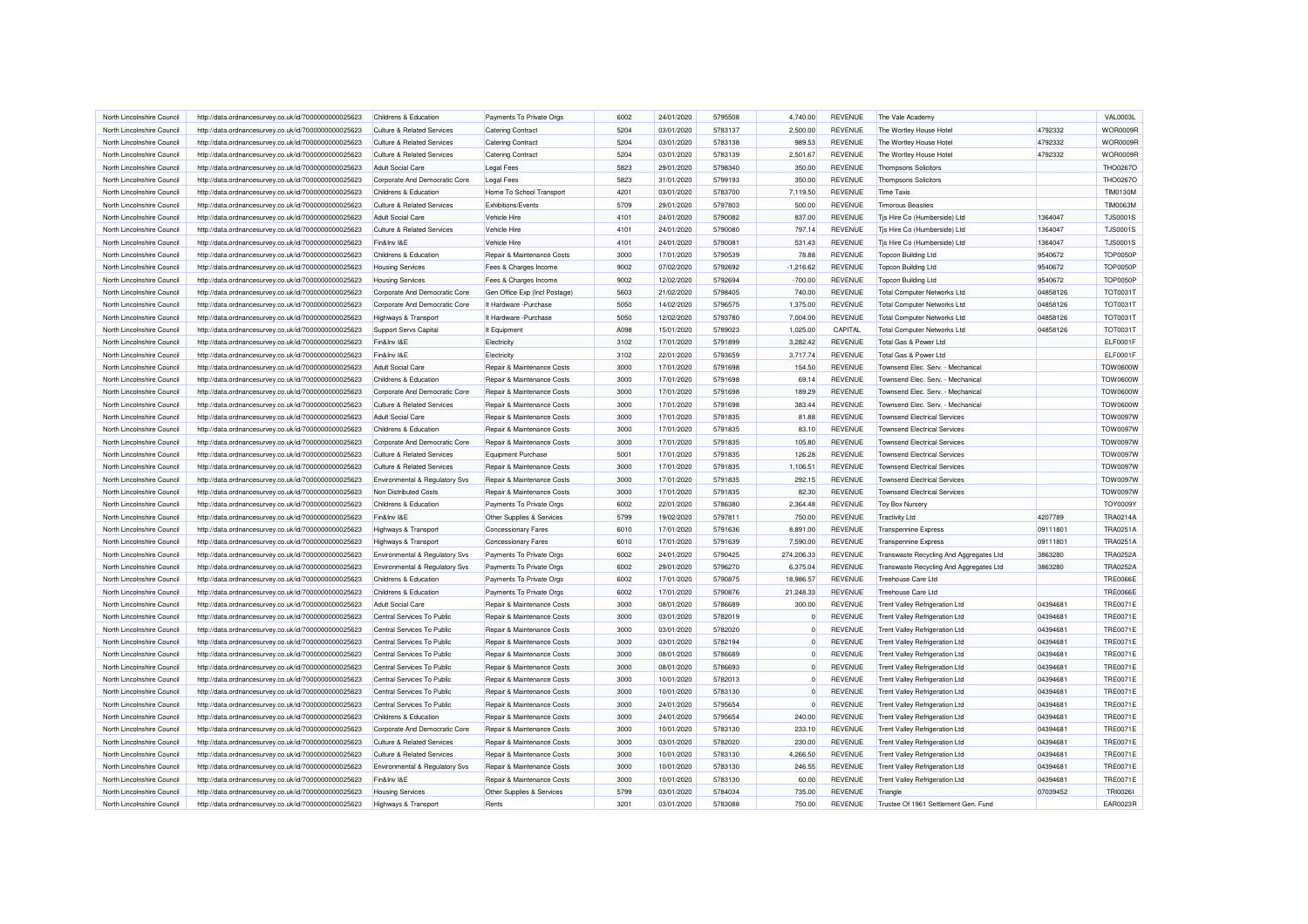| | | | | | | | | | | | |
|---|---|---|---|---|---|---|---|---|---|---|---|
| North Lincolnshire Council | http://data.ordnancesurvey.co.uk/id/7000000000025623 | Childrens & Education | Payments To Private Orgs | 6002 | 24/01/2020 | 5795508 | 4,740.00 | REVENUE | The Vale Academy | | VAL0003L |
| North Lincolnshire Council | http://data.ordnancesurvey.co.uk/id/7000000000025623 | Culture & Related Services | Catering Contract | 5204 | 03/01/2020 | 5783137 | 2,500.00 | REVENUE | The Wortley House Hotel | 4792332 | WOR0009R |
| North Lincolnshire Council | http://data.ordnancesurvey.co.uk/id/7000000000025623 | Culture & Related Services | Catering Contract | 5204 | 03/01/2020 | 5783138 | 989.53 | REVENUE | The Wortley House Hotel | 4792332 | WOR0009R |
| North Lincolnshire Council | http://data.ordnancesurvey.co.uk/id/7000000000025623 | Culture & Related Services | Catering Contract | 5204 | 03/01/2020 | 5783139 | 2,501.67 | REVENUE | The Wortley House Hotel | 4792332 | WOR0009R |
| North Lincolnshire Council | http://data.ordnancesurvey.co.uk/id/7000000000025623 | Adult Social Care | Legal Fees | 5823 | 29/01/2020 | 5798340 | 350.00 | REVENUE | Thompsons Solicitors | | THO0267O |
| North Lincolnshire Council | http://data.ordnancesurvey.co.uk/id/7000000000025623 | Corporate And Democratic Core | Legal Fees | 5823 | 31/01/2020 | 5799193 | 350.00 | REVENUE | Thompsons Solicitors | | THO0267O |
| North Lincolnshire Council | http://data.ordnancesurvey.co.uk/id/7000000000025623 | Childrens & Education | Home To School Transport | 4201 | 03/01/2020 | 5783700 | 7,119.50 | REVENUE | Time Taxis | | TIM0130M |
| North Lincolnshire Council | http://data.ordnancesurvey.co.uk/id/7000000000025623 | Culture & Related Services | Exhibitions/Events | 5709 | 29/01/2020 | 5797803 | 500.00 | REVENUE | Timorous Beasties | | TIM0063M |
| North Lincolnshire Council | http://data.ordnancesurvey.co.uk/id/7000000000025623 | Adult Social Care | Vehicle Hire | 4101 | 24/01/2020 | 5790082 | 837.00 | REVENUE | Tjs Hire Co (Humberside) Ltd | 1364047 | TJS0001S |
| North Lincolnshire Council | http://data.ordnancesurvey.co.uk/id/7000000000025623 | Culture & Related Services | Vehicle Hire | 4101 | 24/01/2020 | 5790080 | 797.14 | REVENUE | Tjs Hire Co (Humberside) Ltd | 1364047 | TJS0001S |
| North Lincolnshire Council | http://data.ordnancesurvey.co.uk/id/7000000000025623 | Fin&Inv I&E | Vehicle Hire | 4101 | 24/01/2020 | 5790081 | 531.43 | REVENUE | Tjs Hire Co (Humberside) Ltd | 1364047 | TJS0001S |
| North Lincolnshire Council | http://data.ordnancesurvey.co.uk/id/7000000000025623 | Childrens & Education | Repair & Maintenance Costs | 3000 | 17/01/2020 | 5790539 | 78.88 | REVENUE | Topcon Building Ltd | 9540672 | TOP0050P |
| North Lincolnshire Council | http://data.ordnancesurvey.co.uk/id/7000000000025623 | Housing Services | Fees & Charges Income | 9002 | 07/02/2020 | 5792692 | -1,216.62 | REVENUE | Topcon Building Ltd | 9540672 | TOP0050P |
| North Lincolnshire Council | http://data.ordnancesurvey.co.uk/id/7000000000025623 | Housing Services | Fees & Charges Income | 9002 | 12/02/2020 | 5792694 | -700.00 | REVENUE | Topcon Building Ltd | 9540672 | TOP0050P |
| North Lincolnshire Council | http://data.ordnancesurvey.co.uk/id/7000000000025623 | Corporate And Democratic Core | Gen Office Exp (Incl Postage) | 5603 | 21/02/2020 | 5798405 | 740.00 | REVENUE | Total Computer Networks Ltd | 04858126 | TOT0031T |
| North Lincolnshire Council | http://data.ordnancesurvey.co.uk/id/7000000000025623 | Corporate And Democratic Core | It Hardware -Purchase | 5050 | 14/02/2020 | 5796575 | 1,375.00 | REVENUE | Total Computer Networks Ltd | 04858126 | TOT0031T |
| North Lincolnshire Council | http://data.ordnancesurvey.co.uk/id/7000000000025623 | Highways & Transport | It Hardware -Purchase | 5050 | 12/02/2020 | 5793780 | 7,004.00 | REVENUE | Total Computer Networks Ltd | 04858126 | TOT0031T |
| North Lincolnshire Council | http://data.ordnancesurvey.co.uk/id/7000000000025623 | Support Servs Capital | It Equipment | A098 | 15/01/2020 | 5789023 | 1,025.00 | CAPITAL | Total Computer Networks Ltd | 04858126 | TOT0031T |
| North Lincolnshire Council | http://data.ordnancesurvey.co.uk/id/7000000000025623 | Fin&Inv I&E | Electricity | 3102 | 17/01/2020 | 5791899 | 3,282.42 | REVENUE | Total Gas & Power Ltd | | ELF0001F |
| North Lincolnshire Council | http://data.ordnancesurvey.co.uk/id/7000000000025623 | Fin&Inv I&E | Electricity | 3102 | 22/01/2020 | 5793659 | 3,717.74 | REVENUE | Total Gas & Power Ltd | | ELF0001F |
| North Lincolnshire Council | http://data.ordnancesurvey.co.uk/id/7000000000025623 | Adult Social Care | Repair & Maintenance Costs | 3000 | 17/01/2020 | 5791698 | 154.50 | REVENUE | Townsend Elec. Serv. - Mechanical | | TOW0600W |
| North Lincolnshire Council | http://data.ordnancesurvey.co.uk/id/7000000000025623 | Childrens & Education | Repair & Maintenance Costs | 3000 | 17/01/2020 | 5791698 | 69.14 | REVENUE | Townsend Elec. Serv. - Mechanical | | TOW0600W |
| North Lincolnshire Council | http://data.ordnancesurvey.co.uk/id/7000000000025623 | Corporate And Democratic Core | Repair & Maintenance Costs | 3000 | 17/01/2020 | 5791698 | 189.29 | REVENUE | Townsend Elec. Serv. - Mechanical | | TOW0600W |
| North Lincolnshire Council | http://data.ordnancesurvey.co.uk/id/7000000000025623 | Culture & Related Services | Repair & Maintenance Costs | 3000 | 17/01/2020 | 5791698 | 383.44 | REVENUE | Townsend Elec. Serv. - Mechanical | | TOW0600W |
| North Lincolnshire Council | http://data.ordnancesurvey.co.uk/id/7000000000025623 | Adult Social Care | Repair & Maintenance Costs | 3000 | 17/01/2020 | 5791835 | 81.88 | REVENUE | Townsend Electrical Services | | TOW0097W |
| North Lincolnshire Council | http://data.ordnancesurvey.co.uk/id/7000000000025623 | Childrens & Education | Repair & Maintenance Costs | 3000 | 17/01/2020 | 5791835 | 83.10 | REVENUE | Townsend Electrical Services | | TOW0097W |
| North Lincolnshire Council | http://data.ordnancesurvey.co.uk/id/7000000000025623 | Corporate And Democratic Core | Repair & Maintenance Costs | 3000 | 17/01/2020 | 5791835 | 105.80 | REVENUE | Townsend Electrical Services | | TOW0097W |
| North Lincolnshire Council | http://data.ordnancesurvey.co.uk/id/7000000000025623 | Culture & Related Services | Equipment Purchase | 5001 | 17/01/2020 | 5791835 | 126.28 | REVENUE | Townsend Electrical Services | | TOW0097W |
| North Lincolnshire Council | http://data.ordnancesurvey.co.uk/id/7000000000025623 | Culture & Related Services | Repair & Maintenance Costs | 3000 | 17/01/2020 | 5791835 | 1,106.51 | REVENUE | Townsend Electrical Services | | TOW0097W |
| North Lincolnshire Council | http://data.ordnancesurvey.co.uk/id/7000000000025623 | Environmental & Regulatory Svs | Repair & Maintenance Costs | 3000 | 17/01/2020 | 5791835 | 292.15 | REVENUE | Townsend Electrical Services | | TOW0097W |
| North Lincolnshire Council | http://data.ordnancesurvey.co.uk/id/7000000000025623 | Non Distributed Costs | Repair & Maintenance Costs | 3000 | 17/01/2020 | 5791835 | 82.30 | REVENUE | Townsend Electrical Services | | TOW0097W |
| North Lincolnshire Council | http://data.ordnancesurvey.co.uk/id/7000000000025623 | Childrens & Education | Payments To Private Orgs | 6002 | 22/01/2020 | 5786380 | 2,364.48 | REVENUE | Toy Box Nursery | | TOY0009Y |
| North Lincolnshire Council | http://data.ordnancesurvey.co.uk/id/7000000000025623 | Fin&Inv I&E | Other Supplies & Services | 5799 | 19/02/2020 | 5797811 | 750.00 | REVENUE | Tractivity Ltd | 4207789 | TRA0214A |
| North Lincolnshire Council | http://data.ordnancesurvey.co.uk/id/7000000000025623 | Highways & Transport | Concessionary Fares | 6010 | 17/01/2020 | 5791636 | 8,891.00 | REVENUE | Transpennine Express | 09111801 | TRA0251A |
| North Lincolnshire Council | http://data.ordnancesurvey.co.uk/id/7000000000025623 | Highways & Transport | Concessionary Fares | 6010 | 17/01/2020 | 5791639 | 7,590.00 | REVENUE | Transpennine Express | 09111801 | TRA0251A |
| North Lincolnshire Council | http://data.ordnancesurvey.co.uk/id/7000000000025623 | Environmental & Regulatory Svs | Payments To Private Orgs | 6002 | 24/01/2020 | 5790425 | 274,206.33 | REVENUE | Transwaste Recycling And Aggregates Ltd | 3863280 | TRA0252A |
| North Lincolnshire Council | http://data.ordnancesurvey.co.uk/id/7000000000025623 | Environmental & Regulatory Svs | Payments To Private Orgs | 6002 | 29/01/2020 | 5796270 | 6,375.04 | REVENUE | Transwaste Recycling And Aggregates Ltd | 3863280 | TRA0252A |
| North Lincolnshire Council | http://data.ordnancesurvey.co.uk/id/7000000000025623 | Childrens & Education | Payments To Private Orgs | 6002 | 17/01/2020 | 5790875 | 18,986.57 | REVENUE | Treehouse Care Ltd | | TRE0066E |
| North Lincolnshire Council | http://data.ordnancesurvey.co.uk/id/7000000000025623 | Childrens & Education | Payments To Private Orgs | 6002 | 17/01/2020 | 5790876 | 21,248.33 | REVENUE | Treehouse Care Ltd | | TRE0066E |
| North Lincolnshire Council | http://data.ordnancesurvey.co.uk/id/7000000000025623 | Adult Social Care | Repair & Maintenance Costs | 3000 | 08/01/2020 | 5786689 | 300.00 | REVENUE | Trent Valley Refrigeration Ltd | 04394681 | TRE0071E |
| North Lincolnshire Council | http://data.ordnancesurvey.co.uk/id/7000000000025623 | Central Services To Public | Repair & Maintenance Costs | 3000 | 03/01/2020 | 5782019 | 0 | REVENUE | Trent Valley Refrigeration Ltd | 04394681 | TRE0071E |
| North Lincolnshire Council | http://data.ordnancesurvey.co.uk/id/7000000000025623 | Central Services To Public | Repair & Maintenance Costs | 3000 | 03/01/2020 | 5782020 | 0 | REVENUE | Trent Valley Refrigeration Ltd | 04394681 | TRE0071E |
| North Lincolnshire Council | http://data.ordnancesurvey.co.uk/id/7000000000025623 | Central Services To Public | Repair & Maintenance Costs | 3000 | 03/01/2020 | 5782194 | 0 | REVENUE | Trent Valley Refrigeration Ltd | 04394681 | TRE0071E |
| North Lincolnshire Council | http://data.ordnancesurvey.co.uk/id/7000000000025623 | Central Services To Public | Repair & Maintenance Costs | 3000 | 08/01/2020 | 5786689 | 0 | REVENUE | Trent Valley Refrigeration Ltd | 04394681 | TRE0071E |
| North Lincolnshire Council | http://data.ordnancesurvey.co.uk/id/7000000000025623 | Central Services To Public | Repair & Maintenance Costs | 3000 | 08/01/2020 | 5786693 | 0 | REVENUE | Trent Valley Refrigeration Ltd | 04394681 | TRE0071E |
| North Lincolnshire Council | http://data.ordnancesurvey.co.uk/id/7000000000025623 | Central Services To Public | Repair & Maintenance Costs | 3000 | 10/01/2020 | 5782013 | 0 | REVENUE | Trent Valley Refrigeration Ltd | 04394681 | TRE0071E |
| North Lincolnshire Council | http://data.ordnancesurvey.co.uk/id/7000000000025623 | Central Services To Public | Repair & Maintenance Costs | 3000 | 10/01/2020 | 5783130 | 0 | REVENUE | Trent Valley Refrigeration Ltd | 04394681 | TRE0071E |
| North Lincolnshire Council | http://data.ordnancesurvey.co.uk/id/7000000000025623 | Central Services To Public | Repair & Maintenance Costs | 3000 | 24/01/2020 | 5795654 | 0 | REVENUE | Trent Valley Refrigeration Ltd | 04394681 | TRE0071E |
| North Lincolnshire Council | http://data.ordnancesurvey.co.uk/id/7000000000025623 | Childrens & Education | Repair & Maintenance Costs | 3000 | 24/01/2020 | 5795654 | 240.00 | REVENUE | Trent Valley Refrigeration Ltd | 04394681 | TRE0071E |
| North Lincolnshire Council | http://data.ordnancesurvey.co.uk/id/7000000000025623 | Corporate And Democratic Core | Repair & Maintenance Costs | 3000 | 10/01/2020 | 5783130 | 233.10 | REVENUE | Trent Valley Refrigeration Ltd | 04394681 | TRE0071E |
| North Lincolnshire Council | http://data.ordnancesurvey.co.uk/id/7000000000025623 | Culture & Related Services | Repair & Maintenance Costs | 3000 | 03/01/2020 | 5782020 | 230.00 | REVENUE | Trent Valley Refrigeration Ltd | 04394681 | TRE0071E |
| North Lincolnshire Council | http://data.ordnancesurvey.co.uk/id/7000000000025623 | Culture & Related Services | Repair & Maintenance Costs | 3000 | 10/01/2020 | 5783130 | 4,266.50 | REVENUE | Trent Valley Refrigeration Ltd | 04394681 | TRE0071E |
| North Lincolnshire Council | http://data.ordnancesurvey.co.uk/id/7000000000025623 | Environmental & Regulatory Svs | Repair & Maintenance Costs | 3000 | 10/01/2020 | 5783130 | 246.55 | REVENUE | Trent Valley Refrigeration Ltd | 04394681 | TRE0071E |
| North Lincolnshire Council | http://data.ordnancesurvey.co.uk/id/7000000000025623 | Fin&Inv I&E | Repair & Maintenance Costs | 3000 | 10/01/2020 | 5783130 | 60.00 | REVENUE | Trent Valley Refrigeration Ltd | 04394681 | TRE0071E |
| North Lincolnshire Council | http://data.ordnancesurvey.co.uk/id/7000000000025623 | Housing Services | Other Supplies & Services | 5799 | 03/01/2020 | 5784034 | 735.00 | REVENUE | Triangle | 07039452 | TRI0026I |
| North Lincolnshire Council | http://data.ordnancesurvey.co.uk/id/7000000000025623 | Highways & Transport | Rents | 3201 | 03/01/2020 | 5783088 | 750.00 | REVENUE | Trustee Of 1961 Settlement Gen. Fund | | EAR0023R |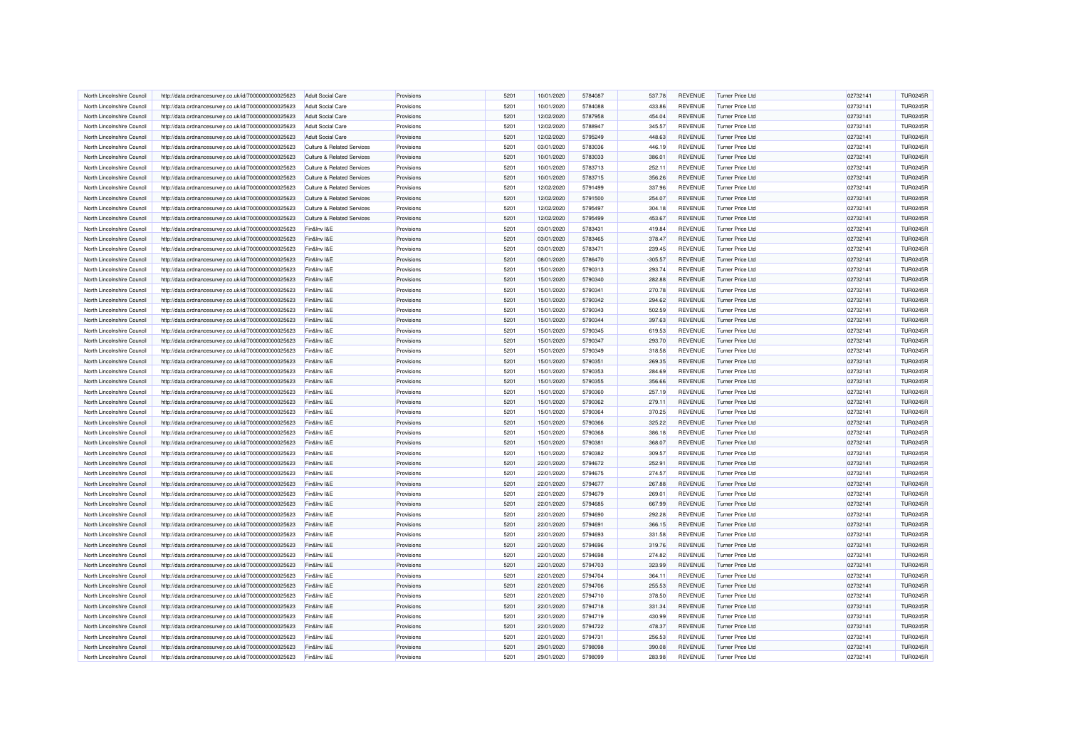| | | | | | | | | | | | |
|---|---|---|---|---|---|---|---|---|---|---|---|
| North Lincolnshire Council | http://data.ordnancesurvey.co.uk/id/7000000000025623 | Adult Social Care | Provisions | 5201 | 10/01/2020 | 5784087 | 537.78 | REVENUE | Turner Price Ltd | 02732141 | TUR0245R |
| North Lincolnshire Council | http://data.ordnancesurvey.co.uk/id/7000000000025623 | Adult Social Care | Provisions | 5201 | 10/01/2020 | 5784088 | 433.86 | REVENUE | Turner Price Ltd | 02732141 | TUR0245R |
| North Lincolnshire Council | http://data.ordnancesurvey.co.uk/id/7000000000025623 | Adult Social Care | Provisions | 5201 | 12/02/2020 | 5787958 | 454.04 | REVENUE | Turner Price Ltd | 02732141 | TUR0245R |
| North Lincolnshire Council | http://data.ordnancesurvey.co.uk/id/7000000000025623 | Adult Social Care | Provisions | 5201 | 12/02/2020 | 5788947 | 345.57 | REVENUE | Turner Price Ltd | 02732141 | TUR0245R |
| North Lincolnshire Council | http://data.ordnancesurvey.co.uk/id/7000000000025623 | Adult Social Care | Provisions | 5201 | 12/02/2020 | 5795249 | 448.63 | REVENUE | Turner Price Ltd | 02732141 | TUR0245R |
| North Lincolnshire Council | http://data.ordnancesurvey.co.uk/id/7000000000025623 | Culture & Related Services | Provisions | 5201 | 03/01/2020 | 5783036 | 446.19 | REVENUE | Turner Price Ltd | 02732141 | TUR0245R |
| North Lincolnshire Council | http://data.ordnancesurvey.co.uk/id/7000000000025623 | Culture & Related Services | Provisions | 5201 | 10/01/2020 | 5783033 | 386.01 | REVENUE | Turner Price Ltd | 02732141 | TUR0245R |
| North Lincolnshire Council | http://data.ordnancesurvey.co.uk/id/7000000000025623 | Culture & Related Services | Provisions | 5201 | 10/01/2020 | 5783713 | 252.11 | REVENUE | Turner Price Ltd | 02732141 | TUR0245R |
| North Lincolnshire Council | http://data.ordnancesurvey.co.uk/id/7000000000025623 | Culture & Related Services | Provisions | 5201 | 10/01/2020 | 5783715 | 356.26 | REVENUE | Turner Price Ltd | 02732141 | TUR0245R |
| North Lincolnshire Council | http://data.ordnancesurvey.co.uk/id/7000000000025623 | Culture & Related Services | Provisions | 5201 | 12/02/2020 | 5791499 | 337.96 | REVENUE | Turner Price Ltd | 02732141 | TUR0245R |
| North Lincolnshire Council | http://data.ordnancesurvey.co.uk/id/7000000000025623 | Culture & Related Services | Provisions | 5201 | 12/02/2020 | 5791500 | 254.07 | REVENUE | Turner Price Ltd | 02732141 | TUR0245R |
| North Lincolnshire Council | http://data.ordnancesurvey.co.uk/id/7000000000025623 | Culture & Related Services | Provisions | 5201 | 12/02/2020 | 5795497 | 304.18 | REVENUE | Turner Price Ltd | 02732141 | TUR0245R |
| North Lincolnshire Council | http://data.ordnancesurvey.co.uk/id/7000000000025623 | Culture & Related Services | Provisions | 5201 | 12/02/2020 | 5795499 | 453.67 | REVENUE | Turner Price Ltd | 02732141 | TUR0245R |
| North Lincolnshire Council | http://data.ordnancesurvey.co.uk/id/7000000000025623 | Fin&Inv I&E | Provisions | 5201 | 03/01/2020 | 5783431 | 419.84 | REVENUE | Turner Price Ltd | 02732141 | TUR0245R |
| North Lincolnshire Council | http://data.ordnancesurvey.co.uk/id/7000000000025623 | Fin&Inv I&E | Provisions | 5201 | 03/01/2020 | 5783465 | 378.47 | REVENUE | Turner Price Ltd | 02732141 | TUR0245R |
| North Lincolnshire Council | http://data.ordnancesurvey.co.uk/id/7000000000025623 | Fin&Inv I&E | Provisions | 5201 | 03/01/2020 | 5783471 | 239.45 | REVENUE | Turner Price Ltd | 02732141 | TUR0245R |
| North Lincolnshire Council | http://data.ordnancesurvey.co.uk/id/7000000000025623 | Fin&Inv I&E | Provisions | 5201 | 08/01/2020 | 5786470 | -305.57 | REVENUE | Turner Price Ltd | 02732141 | TUR0245R |
| North Lincolnshire Council | http://data.ordnancesurvey.co.uk/id/7000000000025623 | Fin&Inv I&E | Provisions | 5201 | 15/01/2020 | 5790313 | 293.74 | REVENUE | Turner Price Ltd | 02732141 | TUR0245R |
| North Lincolnshire Council | http://data.ordnancesurvey.co.uk/id/7000000000025623 | Fin&Inv I&E | Provisions | 5201 | 15/01/2020 | 5790340 | 282.88 | REVENUE | Turner Price Ltd | 02732141 | TUR0245R |
| North Lincolnshire Council | http://data.ordnancesurvey.co.uk/id/7000000000025623 | Fin&Inv I&E | Provisions | 5201 | 15/01/2020 | 5790341 | 270.78 | REVENUE | Turner Price Ltd | 02732141 | TUR0245R |
| North Lincolnshire Council | http://data.ordnancesurvey.co.uk/id/7000000000025623 | Fin&Inv I&E | Provisions | 5201 | 15/01/2020 | 5790342 | 294.62 | REVENUE | Turner Price Ltd | 02732141 | TUR0245R |
| North Lincolnshire Council | http://data.ordnancesurvey.co.uk/id/7000000000025623 | Fin&Inv I&E | Provisions | 5201 | 15/01/2020 | 5790343 | 502.59 | REVENUE | Turner Price Ltd | 02732141 | TUR0245R |
| North Lincolnshire Council | http://data.ordnancesurvey.co.uk/id/7000000000025623 | Fin&Inv I&E | Provisions | 5201 | 15/01/2020 | 5790344 | 397.63 | REVENUE | Turner Price Ltd | 02732141 | TUR0245R |
| North Lincolnshire Council | http://data.ordnancesurvey.co.uk/id/7000000000025623 | Fin&Inv I&E | Provisions | 5201 | 15/01/2020 | 5790345 | 619.53 | REVENUE | Turner Price Ltd | 02732141 | TUR0245R |
| North Lincolnshire Council | http://data.ordnancesurvey.co.uk/id/7000000000025623 | Fin&Inv I&E | Provisions | 5201 | 15/01/2020 | 5790347 | 293.70 | REVENUE | Turner Price Ltd | 02732141 | TUR0245R |
| North Lincolnshire Council | http://data.ordnancesurvey.co.uk/id/7000000000025623 | Fin&Inv I&E | Provisions | 5201 | 15/01/2020 | 5790349 | 318.58 | REVENUE | Turner Price Ltd | 02732141 | TUR0245R |
| North Lincolnshire Council | http://data.ordnancesurvey.co.uk/id/7000000000025623 | Fin&Inv I&E | Provisions | 5201 | 15/01/2020 | 5790351 | 269.35 | REVENUE | Turner Price Ltd | 02732141 | TUR0245R |
| North Lincolnshire Council | http://data.ordnancesurvey.co.uk/id/7000000000025623 | Fin&Inv I&E | Provisions | 5201 | 15/01/2020 | 5790353 | 284.69 | REVENUE | Turner Price Ltd | 02732141 | TUR0245R |
| North Lincolnshire Council | http://data.ordnancesurvey.co.uk/id/7000000000025623 | Fin&Inv I&E | Provisions | 5201 | 15/01/2020 | 5790355 | 356.66 | REVENUE | Turner Price Ltd | 02732141 | TUR0245R |
| North Lincolnshire Council | http://data.ordnancesurvey.co.uk/id/7000000000025623 | Fin&Inv I&E | Provisions | 5201 | 15/01/2020 | 5790360 | 257.19 | REVENUE | Turner Price Ltd | 02732141 | TUR0245R |
| North Lincolnshire Council | http://data.ordnancesurvey.co.uk/id/7000000000025623 | Fin&Inv I&E | Provisions | 5201 | 15/01/2020 | 5790362 | 279.11 | REVENUE | Turner Price Ltd | 02732141 | TUR0245R |
| North Lincolnshire Council | http://data.ordnancesurvey.co.uk/id/7000000000025623 | Fin&Inv I&E | Provisions | 5201 | 15/01/2020 | 5790364 | 370.25 | REVENUE | Turner Price Ltd | 02732141 | TUR0245R |
| North Lincolnshire Council | http://data.ordnancesurvey.co.uk/id/7000000000025623 | Fin&Inv I&E | Provisions | 5201 | 15/01/2020 | 5790366 | 325.22 | REVENUE | Turner Price Ltd | 02732141 | TUR0245R |
| North Lincolnshire Council | http://data.ordnancesurvey.co.uk/id/7000000000025623 | Fin&Inv I&E | Provisions | 5201 | 15/01/2020 | 5790368 | 386.18 | REVENUE | Turner Price Ltd | 02732141 | TUR0245R |
| North Lincolnshire Council | http://data.ordnancesurvey.co.uk/id/7000000000025623 | Fin&Inv I&E | Provisions | 5201 | 15/01/2020 | 5790381 | 368.07 | REVENUE | Turner Price Ltd | 02732141 | TUR0245R |
| North Lincolnshire Council | http://data.ordnancesurvey.co.uk/id/7000000000025623 | Fin&Inv I&E | Provisions | 5201 | 15/01/2020 | 5790382 | 309.57 | REVENUE | Turner Price Ltd | 02732141 | TUR0245R |
| North Lincolnshire Council | http://data.ordnancesurvey.co.uk/id/7000000000025623 | Fin&Inv I&E | Provisions | 5201 | 22/01/2020 | 5794672 | 252.91 | REVENUE | Turner Price Ltd | 02732141 | TUR0245R |
| North Lincolnshire Council | http://data.ordnancesurvey.co.uk/id/7000000000025623 | Fin&Inv I&E | Provisions | 5201 | 22/01/2020 | 5794675 | 274.57 | REVENUE | Turner Price Ltd | 02732141 | TUR0245R |
| North Lincolnshire Council | http://data.ordnancesurvey.co.uk/id/7000000000025623 | Fin&Inv I&E | Provisions | 5201 | 22/01/2020 | 5794677 | 267.88 | REVENUE | Turner Price Ltd | 02732141 | TUR0245R |
| North Lincolnshire Council | http://data.ordnancesurvey.co.uk/id/7000000000025623 | Fin&Inv I&E | Provisions | 5201 | 22/01/2020 | 5794679 | 269.01 | REVENUE | Turner Price Ltd | 02732141 | TUR0245R |
| North Lincolnshire Council | http://data.ordnancesurvey.co.uk/id/7000000000025623 | Fin&Inv I&E | Provisions | 5201 | 22/01/2020 | 5794685 | 667.99 | REVENUE | Turner Price Ltd | 02732141 | TUR0245R |
| North Lincolnshire Council | http://data.ordnancesurvey.co.uk/id/7000000000025623 | Fin&Inv I&E | Provisions | 5201 | 22/01/2020 | 5794690 | 292.28 | REVENUE | Turner Price Ltd | 02732141 | TUR0245R |
| North Lincolnshire Council | http://data.ordnancesurvey.co.uk/id/7000000000025623 | Fin&Inv I&E | Provisions | 5201 | 22/01/2020 | 5794691 | 366.15 | REVENUE | Turner Price Ltd | 02732141 | TUR0245R |
| North Lincolnshire Council | http://data.ordnancesurvey.co.uk/id/7000000000025623 | Fin&Inv I&E | Provisions | 5201 | 22/01/2020 | 5794693 | 331.58 | REVENUE | Turner Price Ltd | 02732141 | TUR0245R |
| North Lincolnshire Council | http://data.ordnancesurvey.co.uk/id/7000000000025623 | Fin&Inv I&E | Provisions | 5201 | 22/01/2020 | 5794696 | 319.76 | REVENUE | Turner Price Ltd | 02732141 | TUR0245R |
| North Lincolnshire Council | http://data.ordnancesurvey.co.uk/id/7000000000025623 | Fin&Inv I&E | Provisions | 5201 | 22/01/2020 | 5794698 | 274.82 | REVENUE | Turner Price Ltd | 02732141 | TUR0245R |
| North Lincolnshire Council | http://data.ordnancesurvey.co.uk/id/7000000000025623 | Fin&Inv I&E | Provisions | 5201 | 22/01/2020 | 5794703 | 323.99 | REVENUE | Turner Price Ltd | 02732141 | TUR0245R |
| North Lincolnshire Council | http://data.ordnancesurvey.co.uk/id/7000000000025623 | Fin&Inv I&E | Provisions | 5201 | 22/01/2020 | 5794704 | 364.11 | REVENUE | Turner Price Ltd | 02732141 | TUR0245R |
| North Lincolnshire Council | http://data.ordnancesurvey.co.uk/id/7000000000025623 | Fin&Inv I&E | Provisions | 5201 | 22/01/2020 | 5794706 | 255.53 | REVENUE | Turner Price Ltd | 02732141 | TUR0245R |
| North Lincolnshire Council | http://data.ordnancesurvey.co.uk/id/7000000000025623 | Fin&Inv I&E | Provisions | 5201 | 22/01/2020 | 5794710 | 378.50 | REVENUE | Turner Price Ltd | 02732141 | TUR0245R |
| North Lincolnshire Council | http://data.ordnancesurvey.co.uk/id/7000000000025623 | Fin&Inv I&E | Provisions | 5201 | 22/01/2020 | 5794718 | 331.34 | REVENUE | Turner Price Ltd | 02732141 | TUR0245R |
| North Lincolnshire Council | http://data.ordnancesurvey.co.uk/id/7000000000025623 | Fin&Inv I&E | Provisions | 5201 | 22/01/2020 | 5794719 | 430.99 | REVENUE | Turner Price Ltd | 02732141 | TUR0245R |
| North Lincolnshire Council | http://data.ordnancesurvey.co.uk/id/7000000000025623 | Fin&Inv I&E | Provisions | 5201 | 22/01/2020 | 5794722 | 478.37 | REVENUE | Turner Price Ltd | 02732141 | TUR0245R |
| North Lincolnshire Council | http://data.ordnancesurvey.co.uk/id/7000000000025623 | Fin&Inv I&E | Provisions | 5201 | 22/01/2020 | 5794731 | 256.53 | REVENUE | Turner Price Ltd | 02732141 | TUR0245R |
| North Lincolnshire Council | http://data.ordnancesurvey.co.uk/id/7000000000025623 | Fin&Inv I&E | Provisions | 5201 | 29/01/2020 | 5798098 | 390.08 | REVENUE | Turner Price Ltd | 02732141 | TUR0245R |
| North Lincolnshire Council | http://data.ordnancesurvey.co.uk/id/7000000000025623 | Fin&Inv I&E | Provisions | 5201 | 29/01/2020 | 5798099 | 283.98 | REVENUE | Turner Price Ltd | 02732141 | TUR0245R |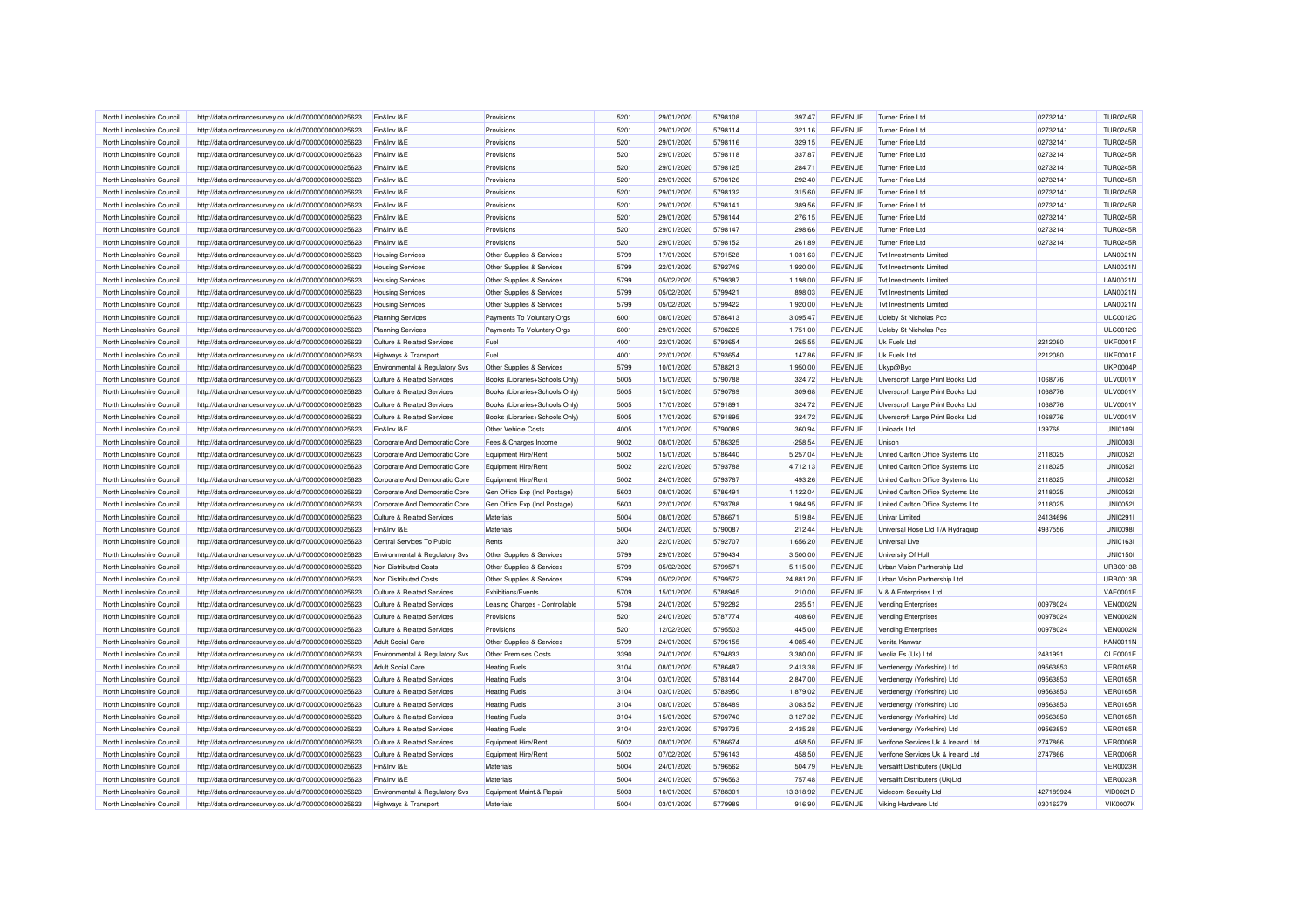| | | | | | | | | | | | | |
|---|---|---|---|---|---|---|---|---|---|---|---|---|
| North Lincolnshire Council | http://data.ordnancesurvey.co.uk/id/7000000000025623 | Fin&Inv I&E | Provisions | 5201 | 29/01/2020 | 5798108 | 397.47 | REVENUE | Turner Price Ltd | 02732141 | TUR0245R |
| North Lincolnshire Council | http://data.ordnancesurvey.co.uk/id/7000000000025623 | Fin&Inv I&E | Provisions | 5201 | 29/01/2020 | 5798114 | 321.16 | REVENUE | Turner Price Ltd | 02732141 | TUR0245R |
| North Lincolnshire Council | http://data.ordnancesurvey.co.uk/id/7000000000025623 | Fin&Inv I&E | Provisions | 5201 | 29/01/2020 | 5798116 | 329.15 | REVENUE | Turner Price Ltd | 02732141 | TUR0245R |
| North Lincolnshire Council | http://data.ordnancesurvey.co.uk/id/7000000000025623 | Fin&Inv I&E | Provisions | 5201 | 29/01/2020 | 5798118 | 337.87 | REVENUE | Turner Price Ltd | 02732141 | TUR0245R |
| North Lincolnshire Council | http://data.ordnancesurvey.co.uk/id/7000000000025623 | Fin&Inv I&E | Provisions | 5201 | 29/01/2020 | 5798125 | 284.71 | REVENUE | Turner Price Ltd | 02732141 | TUR0245R |
| North Lincolnshire Council | http://data.ordnancesurvey.co.uk/id/7000000000025623 | Fin&Inv I&E | Provisions | 5201 | 29/01/2020 | 5798126 | 292.40 | REVENUE | Turner Price Ltd | 02732141 | TUR0245R |
| North Lincolnshire Council | http://data.ordnancesurvey.co.uk/id/7000000000025623 | Fin&Inv I&E | Provisions | 5201 | 29/01/2020 | 5798132 | 315.60 | REVENUE | Turner Price Ltd | 02732141 | TUR0245R |
| North Lincolnshire Council | http://data.ordnancesurvey.co.uk/id/7000000000025623 | Fin&Inv I&E | Provisions | 5201 | 29/01/2020 | 5798141 | 389.56 | REVENUE | Turner Price Ltd | 02732141 | TUR0245R |
| North Lincolnshire Council | http://data.ordnancesurvey.co.uk/id/7000000000025623 | Fin&Inv I&E | Provisions | 5201 | 29/01/2020 | 5798144 | 276.15 | REVENUE | Turner Price Ltd | 02732141 | TUR0245R |
| North Lincolnshire Council | http://data.ordnancesurvey.co.uk/id/7000000000025623 | Fin&Inv I&E | Provisions | 5201 | 29/01/2020 | 5798147 | 298.66 | REVENUE | Turner Price Ltd | 02732141 | TUR0245R |
| North Lincolnshire Council | http://data.ordnancesurvey.co.uk/id/7000000000025623 | Fin&Inv I&E | Provisions | 5201 | 29/01/2020 | 5798152 | 261.89 | REVENUE | Turner Price Ltd | 02732141 | TUR0245R |
| North Lincolnshire Council | http://data.ordnancesurvey.co.uk/id/7000000000025623 | Housing Services | Other Supplies & Services | 5799 | 17/01/2020 | 5791528 | 1,031.63 | REVENUE | Tvt Investments Limited | | LAN0021N |
| North Lincolnshire Council | http://data.ordnancesurvey.co.uk/id/7000000000025623 | Housing Services | Other Supplies & Services | 5799 | 22/01/2020 | 5792749 | 1,920.00 | REVENUE | Tvt Investments Limited | | LAN0021N |
| North Lincolnshire Council | http://data.ordnancesurvey.co.uk/id/7000000000025623 | Housing Services | Other Supplies & Services | 5799 | 05/02/2020 | 5799387 | 1,198.00 | REVENUE | Tvt Investments Limited | | LAN0021N |
| North Lincolnshire Council | http://data.ordnancesurvey.co.uk/id/7000000000025623 | Housing Services | Other Supplies & Services | 5799 | 05/02/2020 | 5799421 | 898.03 | REVENUE | Tvt Investments Limited | | LAN0021N |
| North Lincolnshire Council | http://data.ordnancesurvey.co.uk/id/7000000000025623 | Housing Services | Other Supplies & Services | 5799 | 05/02/2020 | 5799422 | 1,920.00 | REVENUE | Tvt Investments Limited | | LAN0021N |
| North Lincolnshire Council | http://data.ordnancesurvey.co.uk/id/7000000000025623 | Planning Services | Payments To Voluntary Orgs | 6001 | 08/01/2020 | 5786413 | 3,095.47 | REVENUE | Ucleby St Nicholas Pcc | | ULC0012C |
| North Lincolnshire Council | http://data.ordnancesurvey.co.uk/id/7000000000025623 | Planning Services | Payments To Voluntary Orgs | 6001 | 29/01/2020 | 5798225 | 1,751.00 | REVENUE | Ucleby St Nicholas Pcc | | ULC0012C |
| North Lincolnshire Council | http://data.ordnancesurvey.co.uk/id/7000000000025623 | Culture & Related Services | Fuel | 4001 | 22/01/2020 | 5793654 | 265.55 | REVENUE | Uk Fuels Ltd | 2212080 | UKF0001F |
| North Lincolnshire Council | http://data.ordnancesurvey.co.uk/id/7000000000025623 | Highways & Transport | Fuel | 4001 | 22/01/2020 | 5793654 | 147.86 | REVENUE | Uk Fuels Ltd | 2212080 | UKF0001F |
| North Lincolnshire Council | http://data.ordnancesurvey.co.uk/id/7000000000025623 | Environmental & Regulatory Svs | Other Supplies & Services | 5799 | 10/01/2020 | 5788213 | 1,950.00 | REVENUE | Ukyp@Byc | | UKP0004P |
| North Lincolnshire Council | http://data.ordnancesurvey.co.uk/id/7000000000025623 | Culture & Related Services | Books (Libraries+Schools Only) | 5005 | 15/01/2020 | 5790788 | 324.72 | REVENUE | Ulverscroft Large Print Books Ltd | 1068776 | ULV0001V |
| North Lincolnshire Council | http://data.ordnancesurvey.co.uk/id/7000000000025623 | Culture & Related Services | Books (Libraries+Schools Only) | 5005 | 15/01/2020 | 5790789 | 309.68 | REVENUE | Ulverscroft Large Print Books Ltd | 1068776 | ULV0001V |
| North Lincolnshire Council | http://data.ordnancesurvey.co.uk/id/7000000000025623 | Culture & Related Services | Books (Libraries+Schools Only) | 5005 | 17/01/2020 | 5791891 | 324.72 | REVENUE | Ulverscroft Large Print Books Ltd | 1068776 | ULV0001V |
| North Lincolnshire Council | http://data.ordnancesurvey.co.uk/id/7000000000025623 | Culture & Related Services | Books (Libraries+Schools Only) | 5005 | 17/01/2020 | 5791895 | 324.72 | REVENUE | Ulverscroft Large Print Books Ltd | 1068776 | ULV0001V |
| North Lincolnshire Council | http://data.ordnancesurvey.co.uk/id/7000000000025623 | Fin&Inv I&E | Other Vehicle Costs | 4005 | 17/01/2020 | 5790089 | 360.94 | REVENUE | Uniloads Ltd | 139768 | UNI0109I |
| North Lincolnshire Council | http://data.ordnancesurvey.co.uk/id/7000000000025623 | Corporate And Democratic Core | Fees & Charges Income | 9002 | 08/01/2020 | 5786325 | -258.54 | REVENUE | Unison | | UNI0003I |
| North Lincolnshire Council | http://data.ordnancesurvey.co.uk/id/7000000000025623 | Corporate And Democratic Core | Equipment Hire/Rent | 5002 | 15/01/2020 | 5786440 | 5,257.04 | REVENUE | United Carlton Office Systems Ltd | 2118025 | UNI0052I |
| North Lincolnshire Council | http://data.ordnancesurvey.co.uk/id/7000000000025623 | Corporate And Democratic Core | Equipment Hire/Rent | 5002 | 22/01/2020 | 5793788 | 4,712.13 | REVENUE | United Carlton Office Systems Ltd | 2118025 | UNI0052I |
| North Lincolnshire Council | http://data.ordnancesurvey.co.uk/id/7000000000025623 | Corporate And Democratic Core | Equipment Hire/Rent | 5002 | 24/01/2020 | 5793787 | 493.26 | REVENUE | United Carlton Office Systems Ltd | 2118025 | UNI0052I |
| North Lincolnshire Council | http://data.ordnancesurvey.co.uk/id/7000000000025623 | Corporate And Democratic Core | Gen Office Exp (Incl Postage) | 5603 | 08/01/2020 | 5786491 | 1,122.04 | REVENUE | United Carlton Office Systems Ltd | 2118025 | UNI0052I |
| North Lincolnshire Council | http://data.ordnancesurvey.co.uk/id/7000000000025623 | Corporate And Democratic Core | Gen Office Exp (Incl Postage) | 5603 | 22/01/2020 | 5793788 | 1,984.95 | REVENUE | United Carlton Office Systems Ltd | 2118025 | UNI0052I |
| North Lincolnshire Council | http://data.ordnancesurvey.co.uk/id/7000000000025623 | Culture & Related Services | Materials | 5004 | 08/01/2020 | 5786671 | 519.84 | REVENUE | Univar Limited | 24134696 | UNI0291I |
| North Lincolnshire Council | http://data.ordnancesurvey.co.uk/id/7000000000025623 | Fin&Inv I&E | Materials | 5004 | 24/01/2020 | 5790087 | 212.44 | REVENUE | Universal Hose Ltd T/A Hydraquip | 4937556 | UNI0098I |
| North Lincolnshire Council | http://data.ordnancesurvey.co.uk/id/7000000000025623 | Central Services To Public | Rents | 3201 | 22/01/2020 | 5792707 | 1,656.20 | REVENUE | Universal Live | | UNI0163I |
| North Lincolnshire Council | http://data.ordnancesurvey.co.uk/id/7000000000025623 | Environmental & Regulatory Svs | Other Supplies & Services | 5799 | 29/01/2020 | 5790434 | 3,500.00 | REVENUE | University Of Hull | | UNI0150I |
| North Lincolnshire Council | http://data.ordnancesurvey.co.uk/id/7000000000025623 | Non Distributed Costs | Other Supplies & Services | 5799 | 05/02/2020 | 5799571 | 5,115.00 | REVENUE | Urban Vision Partnership Ltd | | URB0013B |
| North Lincolnshire Council | http://data.ordnancesurvey.co.uk/id/7000000000025623 | Non Distributed Costs | Other Supplies & Services | 5799 | 05/02/2020 | 5799572 | 24,881.20 | REVENUE | Urban Vision Partnership Ltd | | URB0013B |
| North Lincolnshire Council | http://data.ordnancesurvey.co.uk/id/7000000000025623 | Culture & Related Services | Exhibitions/Events | 5709 | 15/01/2020 | 5788945 | 210.00 | REVENUE | V & A Enterprises Ltd | | VAE0001E |
| North Lincolnshire Council | http://data.ordnancesurvey.co.uk/id/7000000000025623 | Culture & Related Services | Leasing Charges - Controllable | 5798 | 24/01/2020 | 5792282 | 235.51 | REVENUE | Vending Enterprises | 00978024 | VEN0002N |
| North Lincolnshire Council | http://data.ordnancesurvey.co.uk/id/7000000000025623 | Culture & Related Services | Provisions | 5201 | 24/01/2020 | 5787774 | 408.60 | REVENUE | Vending Enterprises | 00978024 | VEN0002N |
| North Lincolnshire Council | http://data.ordnancesurvey.co.uk/id/7000000000025623 | Culture & Related Services | Provisions | 5201 | 12/02/2020 | 5795503 | 445.00 | REVENUE | Vending Enterprises | 00978024 | VEN0002N |
| North Lincolnshire Council | http://data.ordnancesurvey.co.uk/id/7000000000025623 | Adult Social Care | Other Supplies & Services | 5799 | 24/01/2020 | 5796155 | 4,085.40 | REVENUE | Venita Kanwar | | KAN0011N |
| North Lincolnshire Council | http://data.ordnancesurvey.co.uk/id/7000000000025623 | Environmental & Regulatory Svs | Other Premises Costs | 3390 | 24/01/2020 | 5794833 | 3,380.00 | REVENUE | Veolia Es (Uk) Ltd | 2481991 | CLE0001E |
| North Lincolnshire Council | http://data.ordnancesurvey.co.uk/id/7000000000025623 | Adult Social Care | Heating Fuels | 3104 | 08/01/2020 | 5786487 | 2,413.38 | REVENUE | Verdenergy (Yorkshire) Ltd | 09563853 | VER0165R |
| North Lincolnshire Council | http://data.ordnancesurvey.co.uk/id/7000000000025623 | Culture & Related Services | Heating Fuels | 3104 | 03/01/2020 | 5783144 | 2,847.00 | REVENUE | Verdenergy (Yorkshire) Ltd | 09563853 | VER0165R |
| North Lincolnshire Council | http://data.ordnancesurvey.co.uk/id/7000000000025623 | Culture & Related Services | Heating Fuels | 3104 | 03/01/2020 | 5783950 | 1,879.02 | REVENUE | Verdenergy (Yorkshire) Ltd | 09563853 | VER0165R |
| North Lincolnshire Council | http://data.ordnancesurvey.co.uk/id/7000000000025623 | Culture & Related Services | Heating Fuels | 3104 | 08/01/2020 | 5786489 | 3,083.52 | REVENUE | Verdenergy (Yorkshire) Ltd | 09563853 | VER0165R |
| North Lincolnshire Council | http://data.ordnancesurvey.co.uk/id/7000000000025623 | Culture & Related Services | Heating Fuels | 3104 | 15/01/2020 | 5790740 | 3,127.32 | REVENUE | Verdenergy (Yorkshire) Ltd | 09563853 | VER0165R |
| North Lincolnshire Council | http://data.ordnancesurvey.co.uk/id/7000000000025623 | Culture & Related Services | Heating Fuels | 3104 | 22/01/2020 | 5793735 | 2,435.28 | REVENUE | Verdenergy (Yorkshire) Ltd | 09563853 | VER0165R |
| North Lincolnshire Council | http://data.ordnancesurvey.co.uk/id/7000000000025623 | Culture & Related Services | Equipment Hire/Rent | 5002 | 08/01/2020 | 5786674 | 458.50 | REVENUE | Verifone Services Uk & Ireland Ltd | 2747866 | VER0006R |
| North Lincolnshire Council | http://data.ordnancesurvey.co.uk/id/7000000000025623 | Culture & Related Services | Equipment Hire/Rent | 5002 | 07/02/2020 | 5796143 | 458.50 | REVENUE | Verifone Services Uk & Ireland Ltd | 2747866 | VER0006R |
| North Lincolnshire Council | http://data.ordnancesurvey.co.uk/id/7000000000025623 | Fin&Inv I&E | Materials | 5004 | 24/01/2020 | 5796562 | 504.79 | REVENUE | Versalift Distributers (Uk)Ltd | | VER0023R |
| North Lincolnshire Council | http://data.ordnancesurvey.co.uk/id/7000000000025623 | Fin&Inv I&E | Materials | 5004 | 24/01/2020 | 5796563 | 757.48 | REVENUE | Versalift Distributers (Uk)Ltd | | VER0023R |
| North Lincolnshire Council | http://data.ordnancesurvey.co.uk/id/7000000000025623 | Environmental & Regulatory Svs | Equipment Maint.& Repair | 5003 | 10/01/2020 | 5788301 | 13,318.92 | REVENUE | Videcom Security Ltd | 427189924 | VID0021D |
| North Lincolnshire Council | http://data.ordnancesurvey.co.uk/id/7000000000025623 | Highways & Transport | Materials | 5004 | 03/01/2020 | 5779989 | 916.90 | REVENUE | Viking Hardware Ltd | 03016279 | VIK0007K |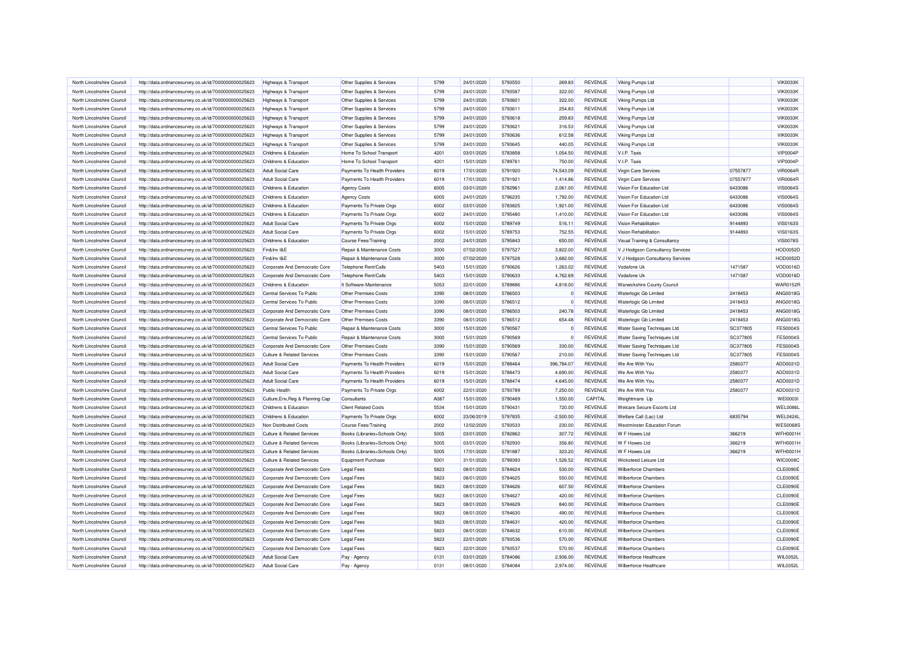| | | | | | | | | | | | | |
|---|---|---|---|---|---|---|---|---|---|---|---|---|
| North Lincolnshire Council | http://data.ordnancesurvey.co.uk/id/7000000000025623 | Highways & Transport | Other Supplies & Services | 5799 | 24/01/2020 | 5793550 | 269.83 | REVENUE | Viking Pumps Ltd | | VIK0033K |
| North Lincolnshire Council | http://data.ordnancesurvey.co.uk/id/7000000000025623 | Highways & Transport | Other Supplies & Services | 5799 | 24/01/2020 | 5793587 | 322.00 | REVENUE | Viking Pumps Ltd | | VIK0033K |
| North Lincolnshire Council | http://data.ordnancesurvey.co.uk/id/7000000000025623 | Highways & Transport | Other Supplies & Services | 5799 | 24/01/2020 | 5793601 | 322.00 | REVENUE | Viking Pumps Ltd | | VIK0033K |
| North Lincolnshire Council | http://data.ordnancesurvey.co.uk/id/7000000000025623 | Highways & Transport | Other Supplies & Services | 5799 | 24/01/2020 | 5793611 | 254.83 | REVENUE | Viking Pumps Ltd | | VIK0033K |
| North Lincolnshire Council | http://data.ordnancesurvey.co.uk/id/7000000000025623 | Highways & Transport | Other Supplies & Services | 5799 | 24/01/2020 | 5793618 | 259.83 | REVENUE | Viking Pumps Ltd | | VIK0033K |
| North Lincolnshire Council | http://data.ordnancesurvey.co.uk/id/7000000000025623 | Highways & Transport | Other Supplies & Services | 5799 | 24/01/2020 | 5793621 | 316.53 | REVENUE | Viking Pumps Ltd | | VIK0033K |
| North Lincolnshire Council | http://data.ordnancesurvey.co.uk/id/7000000000025623 | Highways & Transport | Other Supplies & Services | 5799 | 24/01/2020 | 5793636 | 612.58 | REVENUE | Viking Pumps Ltd | | VIK0033K |
| North Lincolnshire Council | http://data.ordnancesurvey.co.uk/id/7000000000025623 | Highways & Transport | Other Supplies & Services | 5799 | 24/01/2020 | 5793645 | 440.05 | REVENUE | Viking Pumps Ltd | | VIK0033K |
| North Lincolnshire Council | http://data.ordnancesurvey.co.uk/id/7000000000025623 | Childrens & Education | Home To School Transport | 4201 | 03/01/2020 | 5783858 | 1,054.50 | REVENUE | V.I.P. Taxis | | VIP0004P |
| North Lincolnshire Council | http://data.ordnancesurvey.co.uk/id/7000000000025623 | Childrens & Education | Home To School Transport | 4201 | 15/01/2020 | 5789761 | 750.00 | REVENUE | V.I.P. Taxis | | VIP0004P |
| North Lincolnshire Council | http://data.ordnancesurvey.co.uk/id/7000000000025623 | Adult Social Care | Payments To Health Providers | 6019 | 17/01/2020 | 5791920 | 74,543.09 | REVENUE | Virgin Care Services | 07557877 | VIR0064R |
| North Lincolnshire Council | http://data.ordnancesurvey.co.uk/id/7000000000025623 | Adult Social Care | Payments To Health Providers | 6019 | 17/01/2020 | 5791921 | 1,414.86 | REVENUE | Virgin Care Services | 07557877 | VIR0064R |
| North Lincolnshire Council | http://data.ordnancesurvey.co.uk/id/7000000000025623 | Childrens & Education | Agency Costs | 6005 | 03/01/2020 | 5782961 | 2,061.00 | REVENUE | Vision For Education Ltd | 6433086 | VIS0064S |
| North Lincolnshire Council | http://data.ordnancesurvey.co.uk/id/7000000000025623 | Childrens & Education | Agency Costs | 6005 | 24/01/2020 | 5796235 | 1,792.00 | REVENUE | Vision For Education Ltd | 6433086 | VIS0064S |
| North Lincolnshire Council | http://data.ordnancesurvey.co.uk/id/7000000000025623 | Childrens & Education | Payments To Private Orgs | 6002 | 03/01/2020 | 5783825 | 1,921.00 | REVENUE | Vision For Education Ltd | 6433086 | VIS0064S |
| North Lincolnshire Council | http://data.ordnancesurvey.co.uk/id/7000000000025623 | Childrens & Education | Payments To Private Orgs | 6002 | 24/01/2020 | 5795480 | 1,410.00 | REVENUE | Vision For Education Ltd | 6433086 | VIS0064S |
| North Lincolnshire Council | http://data.ordnancesurvey.co.uk/id/7000000000025623 | Adult Social Care | Payments To Private Orgs | 6002 | 15/01/2020 | 5789749 | 516.11 | REVENUE | Vision Rehabilitation | 9144893 | VIS0163S |
| North Lincolnshire Council | http://data.ordnancesurvey.co.uk/id/7000000000025623 | Adult Social Care | Payments To Private Orgs | 6002 | 15/01/2020 | 5789753 | 752.55 | REVENUE | Vision Rehabilitation | 9144893 | VIS0163S |
| North Lincolnshire Council | http://data.ordnancesurvey.co.uk/id/7000000000025623 | Childrens & Education | Course Fees/Training | 2002 | 24/01/2020 | 5795843 | 650.00 | REVENUE | Visual Training & Consultancy | | VIS0078S |
| North Lincolnshire Council | http://data.ordnancesurvey.co.uk/id/7000000000025623 | Fin&Inv I&E | Repair & Maintenance Costs | 3000 | 07/02/2020 | 5797527 | 3,822.00 | REVENUE | V J Hodgson Consultancy Services | | HOD0052D |
| North Lincolnshire Council | http://data.ordnancesurvey.co.uk/id/7000000000025623 | Fin&Inv I&E | Repair & Maintenance Costs | 3000 | 07/02/2020 | 5797528 | 3,682.00 | REVENUE | V J Hodgson Consultancy Services | | HOD0052D |
| North Lincolnshire Council | http://data.ordnancesurvey.co.uk/id/7000000000025623 | Corporate And Democratic Core | Telephone Rent/Calls | 5403 | 15/01/2020 | 5790626 | 1,263.02 | REVENUE | Vodafone Uk | 1471587 | VOD0016D |
| North Lincolnshire Council | http://data.ordnancesurvey.co.uk/id/7000000000025623 | Corporate And Democratic Core | Telephone Rent/Calls | 5403 | 15/01/2020 | 5790633 | 4,762.69 | REVENUE | Vodafone Uk | 1471587 | VOD0016D |
| North Lincolnshire Council | http://data.ordnancesurvey.co.uk/id/7000000000025623 | Childrens & Education | It Software-Maintenance | 5053 | 22/01/2020 | 5789886 | 4,818.00 | REVENUE | Warwickshire County Council | | WAR0152R |
| North Lincolnshire Council | http://data.ordnancesurvey.co.uk/id/7000000000025623 | Central Services To Public | Other Premises Costs | 3390 | 08/01/2020 | 5786503 | 0 | REVENUE | Waterlogic Gb Limited | 2418453 | ANG0018G |
| North Lincolnshire Council | http://data.ordnancesurvey.co.uk/id/7000000000025623 | Central Services To Public | Other Premises Costs | 3390 | 08/01/2020 | 5786512 | 0 | REVENUE | Waterlogic Gb Limited | 2418453 | ANG0018G |
| North Lincolnshire Council | http://data.ordnancesurvey.co.uk/id/7000000000025623 | Corporate And Democratic Core | Other Premises Costs | 3390 | 08/01/2020 | 5786503 | 240.78 | REVENUE | Waterlogic Gb Limited | 2418453 | ANG0018G |
| North Lincolnshire Council | http://data.ordnancesurvey.co.uk/id/7000000000025623 | Corporate And Democratic Core | Other Premises Costs | 3390 | 08/01/2020 | 5786512 | 654.48 | REVENUE | Waterlogic Gb Limited | 2418453 | ANG0018G |
| North Lincolnshire Council | http://data.ordnancesurvey.co.uk/id/7000000000025623 | Central Services To Public | Repair & Maintenance Costs | 3000 | 15/01/2020 | 5790567 | 0 | REVENUE | Water Saving Techniques Ltd | SC377805 | FES0004S |
| North Lincolnshire Council | http://data.ordnancesurvey.co.uk/id/7000000000025623 | Central Services To Public | Repair & Maintenance Costs | 3000 | 15/01/2020 | 5790569 | 0 | REVENUE | Water Saving Techniques Ltd | SC377805 | FES0004S |
| North Lincolnshire Council | http://data.ordnancesurvey.co.uk/id/7000000000025623 | Corporate And Democratic Core | Other Premises Costs | 3390 | 15/01/2020 | 5790569 | 330.00 | REVENUE | Water Saving Techniques Ltd | SC377805 | FES0004S |
| North Lincolnshire Council | http://data.ordnancesurvey.co.uk/id/7000000000025623 | Culture & Related Services | Other Premises Costs | 3390 | 15/01/2020 | 5790567 | 210.00 | REVENUE | Water Saving Techniques Ltd | SC377805 | FES0004S |
| North Lincolnshire Council | http://data.ordnancesurvey.co.uk/id/7000000000025623 | Adult Social Care | Payments To Health Providers | 6019 | 15/01/2020 | 5788464 | 396,784.07 | REVENUE | We Are With You | 2580377 | ADD0031D |
| North Lincolnshire Council | http://data.ordnancesurvey.co.uk/id/7000000000025623 | Adult Social Care | Payments To Health Providers | 6019 | 15/01/2020 | 5788473 | 4,690.00 | REVENUE | We Are With You | 2580377 | ADD0031D |
| North Lincolnshire Council | http://data.ordnancesurvey.co.uk/id/7000000000025623 | Adult Social Care | Payments To Health Providers | 6019 | 15/01/2020 | 5788474 | 4,645.00 | REVENUE | We Are With You | 2580377 | ADD0031D |
| North Lincolnshire Council | http://data.ordnancesurvey.co.uk/id/7000000000025623 | Public Health | Payments To Private Orgs | 6002 | 22/01/2020 | 5793789 | 7,250.00 | REVENUE | We Are With You | 2580377 | ADD0031D |
| North Lincolnshire Council | http://data.ordnancesurvey.co.uk/id/7000000000025623 | Culture,Env,Reg & Planning Cap | Consultants | A087 | 15/01/2020 | 5790469 | 1,550.00 | CAPITAL | Weightmans Llp | | WEI0003I |
| North Lincolnshire Council | http://data.ordnancesurvey.co.uk/id/7000000000025623 | Childrens & Education | Client Related Costs | 5534 | 15/01/2020 | 5790431 | 720.00 | REVENUE | Welcare Secure Escorts Ltd | | WEL0086L |
| North Lincolnshire Council | http://data.ordnancesurvey.co.uk/id/7000000000025623 | Childrens & Education | Payments To Private Orgs | 6002 | 23/06/2019 | 5797835 | -2,500.00 | REVENUE | Welfare Call (Lac) Ltd | 6835794 | WEL0424L |
| North Lincolnshire Council | http://data.ordnancesurvey.co.uk/id/7000000000025623 | Non Distributed Costs | Course Fees/Training | 2002 | 12/02/2020 | 5793533 | 230.00 | REVENUE | Westminster Education Forum | | WES0068S |
| North Lincolnshire Council | http://data.ordnancesurvey.co.uk/id/7000000000025623 | Culture & Related Services | Books (Libraries+Schools Only) | 5005 | 03/01/2020 | 5782862 | 307.72 | REVENUE | W F Howes Ltd | 366219 | WFH0001H |
| North Lincolnshire Council | http://data.ordnancesurvey.co.uk/id/7000000000025623 | Culture & Related Services | Books (Libraries+Schools Only) | 5005 | 03/01/2020 | 5782930 | 356.80 | REVENUE | W F Howes Ltd | 366219 | WFH0001H |
| North Lincolnshire Council | http://data.ordnancesurvey.co.uk/id/7000000000025623 | Culture & Related Services | Books (Libraries+Schools Only) | 5005 | 17/01/2020 | 5791887 | 323.20 | REVENUE | W F Howes Ltd | 366219 | WFH0001H |
| North Lincolnshire Council | http://data.ordnancesurvey.co.uk/id/7000000000025623 | Culture & Related Services | Equipment Purchase | 5001 | 31/01/2020 | 5799393 | 1,526.52 | REVENUE | Wicksteed Leisure Ltd | | WIC0008C |
| North Lincolnshire Council | http://data.ordnancesurvey.co.uk/id/7000000000025623 | Corporate And Democratic Core | Legal Fees | 5823 | 08/01/2020 | 5784624 | 530.00 | REVENUE | Wilberforce Chambers | | CLE0090E |
| North Lincolnshire Council | http://data.ordnancesurvey.co.uk/id/7000000000025623 | Corporate And Democratic Core | Legal Fees | 5823 | 08/01/2020 | 5784625 | 550.00 | REVENUE | Wilberforce Chambers | | CLE0090E |
| North Lincolnshire Council | http://data.ordnancesurvey.co.uk/id/7000000000025623 | Corporate And Democratic Core | Legal Fees | 5823 | 08/01/2020 | 5784626 | 607.50 | REVENUE | Wilberforce Chambers | | CLE0090E |
| North Lincolnshire Council | http://data.ordnancesurvey.co.uk/id/7000000000025623 | Corporate And Democratic Core | Legal Fees | 5823 | 08/01/2020 | 5784627 | 420.00 | REVENUE | Wilberforce Chambers | | CLE0090E |
| North Lincolnshire Council | http://data.ordnancesurvey.co.uk/id/7000000000025623 | Corporate And Democratic Core | Legal Fees | 5823 | 08/01/2020 | 5784629 | 840.00 | REVENUE | Wilberforce Chambers | | CLE0090E |
| North Lincolnshire Council | http://data.ordnancesurvey.co.uk/id/7000000000025623 | Corporate And Democratic Core | Legal Fees | 5823 | 08/01/2020 | 5784630 | 490.00 | REVENUE | Wilberforce Chambers | | CLE0090E |
| North Lincolnshire Council | http://data.ordnancesurvey.co.uk/id/7000000000025623 | Corporate And Democratic Core | Legal Fees | 5823 | 08/01/2020 | 5784631 | 420.00 | REVENUE | Wilberforce Chambers | | CLE0090E |
| North Lincolnshire Council | http://data.ordnancesurvey.co.uk/id/7000000000025623 | Corporate And Democratic Core | Legal Fees | 5823 | 08/01/2020 | 5784632 | 610.00 | REVENUE | Wilberforce Chambers | | CLE0090E |
| North Lincolnshire Council | http://data.ordnancesurvey.co.uk/id/7000000000025623 | Corporate And Democratic Core | Legal Fees | 5823 | 22/01/2020 | 5793536 | 570.00 | REVENUE | Wilberforce Chambers | | CLE0090E |
| North Lincolnshire Council | http://data.ordnancesurvey.co.uk/id/7000000000025623 | Corporate And Democratic Core | Legal Fees | 5823 | 22/01/2020 | 5793537 | 570.00 | REVENUE | Wilberforce Chambers | | CLE0090E |
| North Lincolnshire Council | http://data.ordnancesurvey.co.uk/id/7000000000025623 | Adult Social Care | Pay - Agency | 0131 | 03/01/2020 | 5784086 | 2,936.00 | REVENUE | Wilberforce Healthcare | | WIL0352L |
| North Lincolnshire Council | http://data.ordnancesurvey.co.uk/id/7000000000025623 | Adult Social Care | Pay - Agency | 0131 | 08/01/2020 | 5784084 | 2,974.00 | REVENUE | Wilberforce Healthcare | | WIL0352L |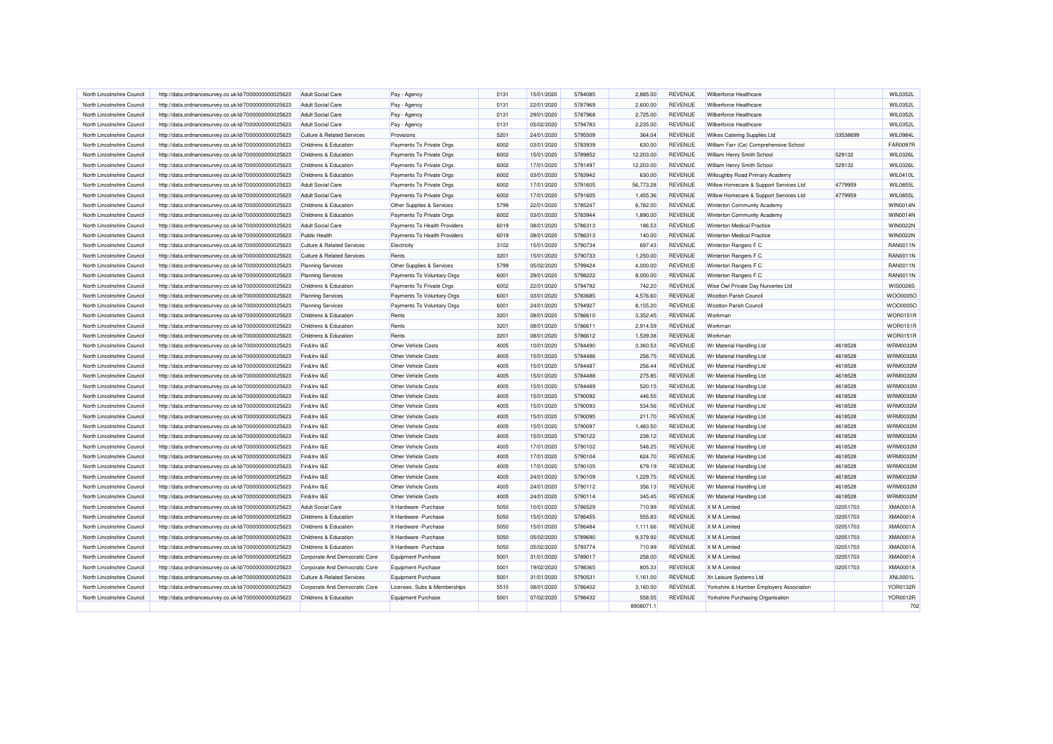| | | | | | | | | | | | |
|---|---|---|---|---|---|---|---|---|---|---|---|
| North Lincolnshire Council | http://data.ordnancesurvey.co.uk/id/7000000000025623 | Adult Social Care | Pay - Agency | 0131 | 15/01/2020 | 5784085 | 2,885.00 | REVENUE | Wilberforce Healthcare | | WIL0352L |
| North Lincolnshire Council | http://data.ordnancesurvey.co.uk/id/7000000000025623 | Adult Social Care | Pay - Agency | 0131 | 22/01/2020 | 5787969 | 2,600.00 | REVENUE | Wilberforce Healthcare | | WIL0352L |
| North Lincolnshire Council | http://data.ordnancesurvey.co.uk/id/7000000000025623 | Adult Social Care | Pay - Agency | 0131 | 29/01/2020 | 5787968 | 2,725.00 | REVENUE | Wilberforce Healthcare | | WIL0352L |
| North Lincolnshire Council | http://data.ordnancesurvey.co.uk/id/7000000000025623 | Adult Social Care | Pay - Agency | 0131 | 05/02/2020 | 5794783 | 2,235.00 | REVENUE | Wilberforce Healthcare | | WIL0352L |
| North Lincolnshire Council | http://data.ordnancesurvey.co.uk/id/7000000000025623 | Culture & Related Services | Provisions | 5201 | 24/01/2020 | 5795509 | 364.04 | REVENUE | Wilkes Catering Supplies Ltd | 03538699 | WIL0984L |
| North Lincolnshire Council | http://data.ordnancesurvey.co.uk/id/7000000000025623 | Childrens & Education | Payments To Private Orgs | 6002 | 03/01/2020 | 5783939 | 630.00 | REVENUE | William Farr (Ce) Comprehensive School | | FAR0097R |
| North Lincolnshire Council | http://data.ordnancesurvey.co.uk/id/7000000000025623 | Childrens & Education | Payments To Private Orgs | 6002 | 15/01/2020 | 5789852 | 12,203.00 | REVENUE | William Henry Smith School | 529132 | WIL0326L |
| North Lincolnshire Council | http://data.ordnancesurvey.co.uk/id/7000000000025623 | Childrens & Education | Payments To Private Orgs | 6002 | 17/01/2020 | 5791497 | 12,203.00 | REVENUE | William Henry Smith School | 529132 | WIL0326L |
| North Lincolnshire Council | http://data.ordnancesurvey.co.uk/id/7000000000025623 | Childrens & Education | Payments To Private Orgs | 6002 | 03/01/2020 | 5783942 | 630.00 | REVENUE | Willoughby Road Primary Academy | | WIL0410L |
| North Lincolnshire Council | http://data.ordnancesurvey.co.uk/id/7000000000025623 | Adult Social Care | Payments To Private Orgs | 6002 | 17/01/2020 | 5791605 | 56,773.28 | REVENUE | Willow Homecare & Support Services Ltd | 4779959 | WIL0855L |
| North Lincolnshire Council | http://data.ordnancesurvey.co.uk/id/7000000000025623 | Adult Social Care | Payments To Private Orgs | 6002 | 17/01/2020 | 5791605 | 1,455.36 | REVENUE | Willow Homecare & Support Services Ltd | 4779959 | WIL0855L |
| North Lincolnshire Council | http://data.ordnancesurvey.co.uk/id/7000000000025623 | Childrens & Education | Other Supplies & Services | 5799 | 22/01/2020 | 5785247 | 6,782.00 | REVENUE | Winterton Community Academy | | WIN0014N |
| North Lincolnshire Council | http://data.ordnancesurvey.co.uk/id/7000000000025623 | Childrens & Education | Payments To Private Orgs | 6002 | 03/01/2020 | 5783944 | 1,890.00 | REVENUE | Winterton Community Academy | | WIN0014N |
| North Lincolnshire Council | http://data.ordnancesurvey.co.uk/id/7000000000025623 | Adult Social Care | Payments To Health Providers | 6019 | 08/01/2020 | 5786313 | 186.53 | REVENUE | Winterton Medical Practice | | WIN0022N |
| North Lincolnshire Council | http://data.ordnancesurvey.co.uk/id/7000000000025623 | Public Health | Payments To Health Providers | 6019 | 08/01/2020 | 5786313 | 140.00 | REVENUE | Winterton Medical Practice | | WIN0022N |
| North Lincolnshire Council | http://data.ordnancesurvey.co.uk/id/7000000000025623 | Culture & Related Services | Electricity | 3102 | 15/01/2020 | 5790734 | 697.43 | REVENUE | Winterton Rangers F C | | RAN0011N |
| North Lincolnshire Council | http://data.ordnancesurvey.co.uk/id/7000000000025623 | Culture & Related Services | Rents | 3201 | 15/01/2020 | 5790733 | 1,250.00 | REVENUE | Winterton Rangers F C | | RAN0011N |
| North Lincolnshire Council | http://data.ordnancesurvey.co.uk/id/7000000000025623 | Planning Services | Other Supplies & Services | 5799 | 05/02/2020 | 5799424 | 4,000.00 | REVENUE | Winterton Rangers F C | | RAN0011N |
| North Lincolnshire Council | http://data.ordnancesurvey.co.uk/id/7000000000025623 | Planning Services | Payments To Voluntary Orgs | 6001 | 29/01/2020 | 5798222 | 8,000.00 | REVENUE | Winterton Rangers F C | | RAN0011N |
| North Lincolnshire Council | http://data.ordnancesurvey.co.uk/id/7000000000025623 | Childrens & Education | Payments To Private Orgs | 6002 | 22/01/2020 | 5794792 | 742.20 | REVENUE | Wise Owl Private Day Nurseries Ltd | | WIS0028S |
| North Lincolnshire Council | http://data.ordnancesurvey.co.uk/id/7000000000025623 | Planning Services | Payments To Voluntary Orgs | 6001 | 03/01/2020 | 5783685 | 4,576.60 | REVENUE | Wootton Parish Council | | WOO0005O |
| North Lincolnshire Council | http://data.ordnancesurvey.co.uk/id/7000000000025623 | Planning Services | Payments To Voluntary Orgs | 6001 | 24/01/2020 | 5794927 | 8,155.20 | REVENUE | Wootton Parish Council | | WOO0005O |
| North Lincolnshire Council | http://data.ordnancesurvey.co.uk/id/7000000000025623 | Childrens & Education | Rents | 3201 | 08/01/2020 | 5786610 | 3,352.45 | REVENUE | Workman | | WOR0151R |
| North Lincolnshire Council | http://data.ordnancesurvey.co.uk/id/7000000000025623 | Childrens & Education | Rents | 3201 | 08/01/2020 | 5786611 | 2,914.59 | REVENUE | Workman | | WOR0151R |
| North Lincolnshire Council | http://data.ordnancesurvey.co.uk/id/7000000000025623 | Childrens & Education | Rents | 3201 | 08/01/2020 | 5786612 | 1,539.38 | REVENUE | Workman | | WOR0151R |
| North Lincolnshire Council | http://data.ordnancesurvey.co.uk/id/7000000000025623 | Fin&Inv I&E | Other Vehicle Costs | 4005 | 10/01/2020 | 5784490 | 3,360.53 | REVENUE | Wr Material Handling Ltd | 4618528 | WRM0032M |
| North Lincolnshire Council | http://data.ordnancesurvey.co.uk/id/7000000000025623 | Fin&Inv I&E | Other Vehicle Costs | 4005 | 15/01/2020 | 5784486 | 256.75 | REVENUE | Wr Material Handling Ltd | 4618528 | WRM0032M |
| North Lincolnshire Council | http://data.ordnancesurvey.co.uk/id/7000000000025623 | Fin&Inv I&E | Other Vehicle Costs | 4005 | 15/01/2020 | 5784487 | 256.44 | REVENUE | Wr Material Handling Ltd | 4618528 | WRM0032M |
| North Lincolnshire Council | http://data.ordnancesurvey.co.uk/id/7000000000025623 | Fin&Inv I&E | Other Vehicle Costs | 4005 | 15/01/2020 | 5784488 | 275.85 | REVENUE | Wr Material Handling Ltd | 4618528 | WRM0032M |
| North Lincolnshire Council | http://data.ordnancesurvey.co.uk/id/7000000000025623 | Fin&Inv I&E | Other Vehicle Costs | 4005 | 15/01/2020 | 5784489 | 520.15 | REVENUE | Wr Material Handling Ltd | 4618528 | WRM0032M |
| North Lincolnshire Council | http://data.ordnancesurvey.co.uk/id/7000000000025623 | Fin&Inv I&E | Other Vehicle Costs | 4005 | 15/01/2020 | 5790092 | 446.55 | REVENUE | Wr Material Handling Ltd | 4618528 | WRM0032M |
| North Lincolnshire Council | http://data.ordnancesurvey.co.uk/id/7000000000025623 | Fin&Inv I&E | Other Vehicle Costs | 4005 | 15/01/2020 | 5790093 | 534.56 | REVENUE | Wr Material Handling Ltd | 4618528 | WRM0032M |
| North Lincolnshire Council | http://data.ordnancesurvey.co.uk/id/7000000000025623 | Fin&Inv I&E | Other Vehicle Costs | 4005 | 15/01/2020 | 5790095 | 211.70 | REVENUE | Wr Material Handling Ltd | 4618528 | WRM0032M |
| North Lincolnshire Council | http://data.ordnancesurvey.co.uk/id/7000000000025623 | Fin&Inv I&E | Other Vehicle Costs | 4005 | 15/01/2020 | 5790097 | 1,483.50 | REVENUE | Wr Material Handling Ltd | 4618528 | WRM0032M |
| North Lincolnshire Council | http://data.ordnancesurvey.co.uk/id/7000000000025623 | Fin&Inv I&E | Other Vehicle Costs | 4005 | 15/01/2020 | 5790122 | 238.12 | REVENUE | Wr Material Handling Ltd | 4618528 | WRM0032M |
| North Lincolnshire Council | http://data.ordnancesurvey.co.uk/id/7000000000025623 | Fin&Inv I&E | Other Vehicle Costs | 4005 | 17/01/2020 | 5790102 | 548.25 | REVENUE | Wr Material Handling Ltd | 4618528 | WRM0032M |
| North Lincolnshire Council | http://data.ordnancesurvey.co.uk/id/7000000000025623 | Fin&Inv I&E | Other Vehicle Costs | 4005 | 17/01/2020 | 5790104 | 624.70 | REVENUE | Wr Material Handling Ltd | 4618528 | WRM0032M |
| North Lincolnshire Council | http://data.ordnancesurvey.co.uk/id/7000000000025623 | Fin&Inv I&E | Other Vehicle Costs | 4005 | 17/01/2020 | 5790105 | 679.19 | REVENUE | Wr Material Handling Ltd | 4618528 | WRM0032M |
| North Lincolnshire Council | http://data.ordnancesurvey.co.uk/id/7000000000025623 | Fin&Inv I&E | Other Vehicle Costs | 4005 | 24/01/2020 | 5790109 | 1,229.75 | REVENUE | Wr Material Handling Ltd | 4618528 | WRM0032M |
| North Lincolnshire Council | http://data.ordnancesurvey.co.uk/id/7000000000025623 | Fin&Inv I&E | Other Vehicle Costs | 4005 | 24/01/2020 | 5790112 | 356.13 | REVENUE | Wr Material Handling Ltd | 4618528 | WRM0032M |
| North Lincolnshire Council | http://data.ordnancesurvey.co.uk/id/7000000000025623 | Fin&Inv I&E | Other Vehicle Costs | 4005 | 24/01/2020 | 5790114 | 345.45 | REVENUE | Wr Material Handling Ltd | 4618528 | WRM0032M |
| North Lincolnshire Council | http://data.ordnancesurvey.co.uk/id/7000000000025623 | Adult Social Care | It Hardware -Purchase | 5050 | 10/01/2020 | 5786529 | 710.99 | REVENUE | X M A Limited | 02051703 | XMA0001A |
| North Lincolnshire Council | http://data.ordnancesurvey.co.uk/id/7000000000025623 | Childrens & Education | It Hardware -Purchase | 5050 | 15/01/2020 | 5786455 | 555.83 | REVENUE | X M A Limited | 02051703 | XMA0001A |
| North Lincolnshire Council | http://data.ordnancesurvey.co.uk/id/7000000000025623 | Childrens & Education | It Hardware -Purchase | 5050 | 15/01/2020 | 5786484 | 1,111.66 | REVENUE | X M A Limited | 02051703 | XMA0001A |
| North Lincolnshire Council | http://data.ordnancesurvey.co.uk/id/7000000000025623 | Childrens & Education | It Hardware -Purchase | 5050 | 05/02/2020 | 5789690 | 9,379.92 | REVENUE | X M A Limited | 02051703 | XMA0001A |
| North Lincolnshire Council | http://data.ordnancesurvey.co.uk/id/7000000000025623 | Childrens & Education | It Hardware -Purchase | 5050 | 05/02/2020 | 5793774 | 710.99 | REVENUE | X M A Limited | 02051703 | XMA0001A |
| North Lincolnshire Council | http://data.ordnancesurvey.co.uk/id/7000000000025623 | Corporate And Democratic Core | Equipment Purchase | 5001 | 31/01/2020 | 5789017 | 258.00 | REVENUE | X M A Limited | 02051703 | XMA0001A |
| North Lincolnshire Council | http://data.ordnancesurvey.co.uk/id/7000000000025623 | Corporate And Democratic Core | Equipment Purchase | 5001 | 19/02/2020 | 5798365 | 805.33 | REVENUE | X M A Limited | 02051703 | XMA0001A |
| North Lincolnshire Council | http://data.ordnancesurvey.co.uk/id/7000000000025623 | Culture & Related Services | Equipment Purchase | 5001 | 31/01/2020 | 5790531 | 1,161.00 | REVENUE | Xn Leisure Systems Ltd | | XNL0001L |
| North Lincolnshire Council | http://data.ordnancesurvey.co.uk/id/7000000000025623 | Corporate And Democratic Core | Licenses, Subs & Memberships | 5510 | 08/01/2020 | 5786402 | 3,160.00 | REVENUE | Yorkshire & Humber Employers Association | | YOR0132R |
| North Lincolnshire Council | http://data.ordnancesurvey.co.uk/id/7000000000025623 | Childrens & Education | Equipment Purchase | 5001 | 07/02/2020 | 5798432 | 558.55 | REVENUE | Yorkshire Purchasing Organisation | | YOR0012R |
| | | | | | | | 8908071.1 | | | | 702 |